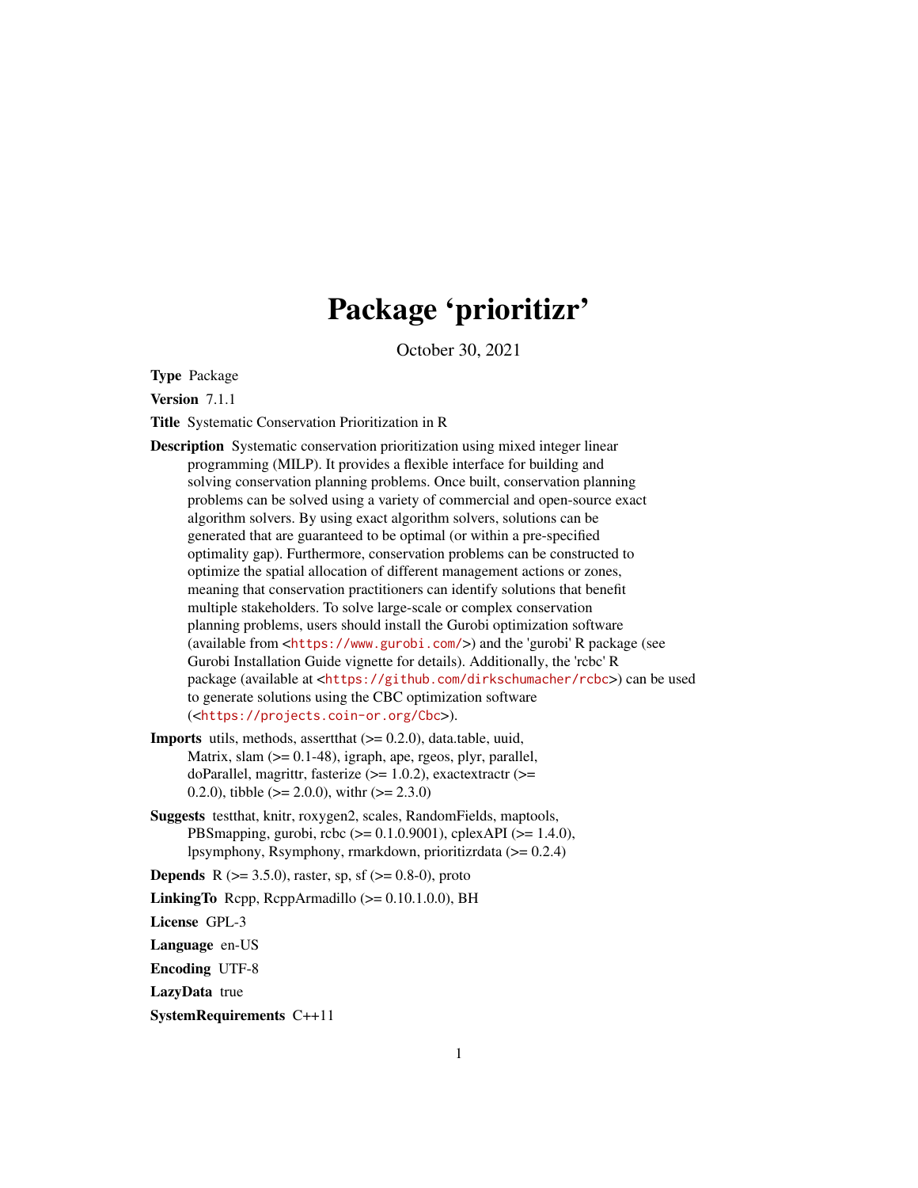# Package 'prioritizr'

October 30, 2021

**Type** Package

**Version** 7.1.1

**Title** Systematic Conservation Prioritization in R

**Description** Systematic conservation prioritization using mixed integer linear programming (MILP). It provides a flexible interface for building and solving conservation planning problems. Once built, conservation planning problems can be solved using a variety of commercial and open-source exact algorithm solvers. By using exact algorithm solvers, solutions can be generated that are guaranteed to be optimal (or within a pre-specified optimality gap). Furthermore, conservation problems can be constructed to optimize the spatial allocation of different management actions or zones, meaning that conservation practitioners can identify solutions that benefit multiple stakeholders. To solve large-scale or complex conservation planning problems, users should install the Gurobi optimization software (available from <https://www.gurobi.com/>) and the 'gurobi' R package (see Gurobi Installation Guide vignette for details). Additionally, the 'rcbc' R package (available at <https://github.com/dirkschumacher/rcbc>) can be used to generate solutions using the CBC optimization software (<https://projects.coin-or.org/Cbc>).

**Imports** utils, methods, assertthat (>= 0.2.0), data.table, uuid, Matrix, slam (>= 0.1-48), igraph, ape, rgeos, plyr, parallel, doParallel, magrittr, fasterize (>= 1.0.2), exactextractr (>= 0.2.0), tibble (>= 2.0.0), withr (>= 2.3.0)

**Suggests** testthat, knitr, roxygen2, scales, RandomFields, maptools, PBSmapping, gurobi, rcbc (>= 0.1.0.9001), cplexAPI (>= 1.4.0), lpsymphony, Rsymphony, rmarkdown, prioritizrdata (>= 0.2.4)

**Depends** R (>= 3.5.0), raster, sp, sf (>= 0.8-0), proto

**LinkingTo** Rcpp, RcppArmadillo (>= 0.10.1.0.0), BH

**License** GPL-3

**Language** en-US

**Encoding** UTF-8

**LazyData** true

**SystemRequirements** C++11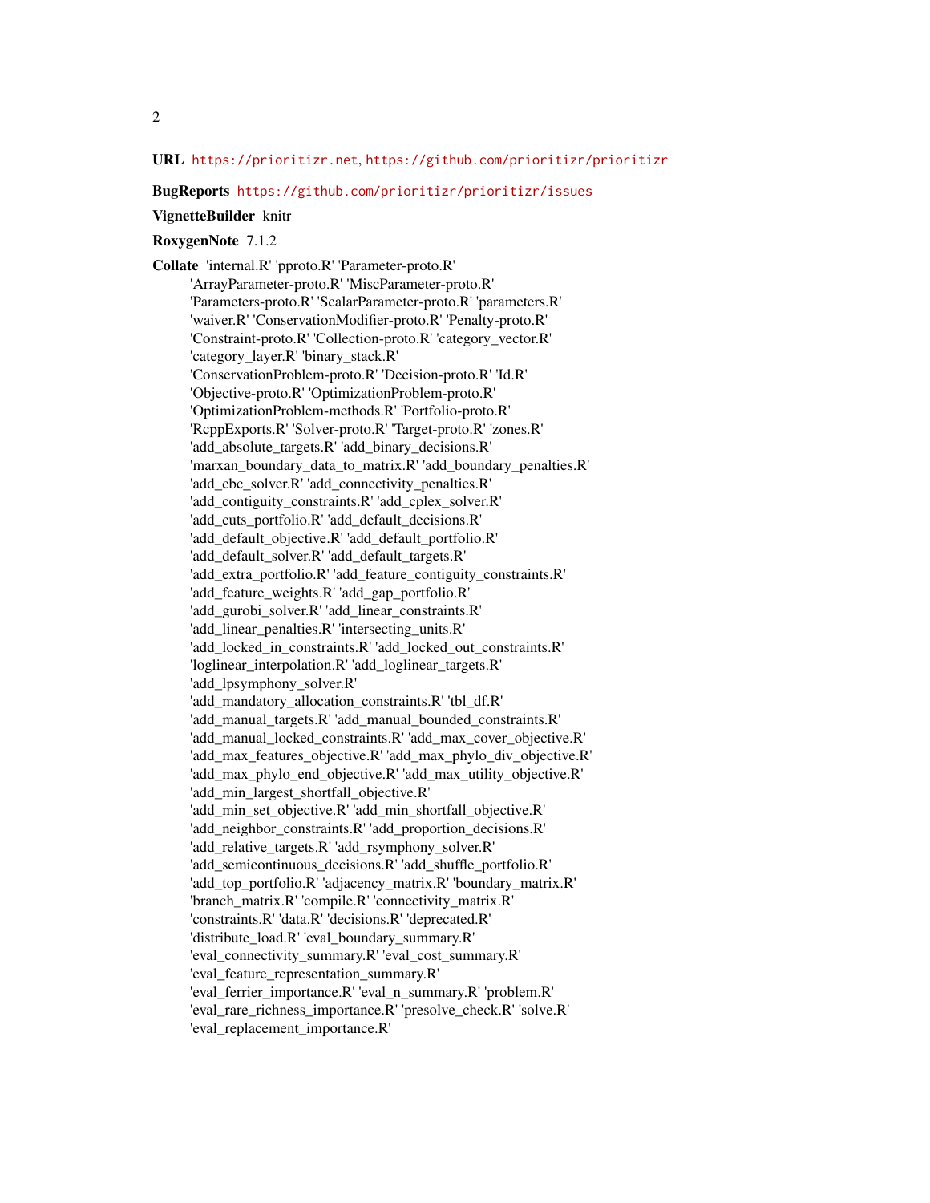**URL** https://prioritizr.net, https://github.com/prioritizr/prioritizr

**BugReports** https://github.com/prioritizr/prioritizr/issues

**VignetteBuilder** knitr

**RoxygenNote** 7.1.2

**Collate** 'internal.R' 'pproto.R' 'Parameter-proto.R'
'ArrayParameter-proto.R' 'MiscParameter-proto.R'
'Parameters-proto.R' 'ScalarParameter-proto.R' 'parameters.R'
'waiver.R' 'ConservationModifier-proto.R' 'Penalty-proto.R'
'Constraint-proto.R' 'Collection-proto.R' 'category_vector.R'
'category_layer.R' 'binary_stack.R'
'ConservationProblem-proto.R' 'Decision-proto.R' 'Id.R'
'Objective-proto.R' 'OptimizationProblem-proto.R'
'OptimizationProblem-methods.R' 'Portfolio-proto.R'
'RcppExports.R' 'Solver-proto.R' 'Target-proto.R' 'zones.R'
'add_absolute_targets.R' 'add_binary_decisions.R'
'marxan_boundary_data_to_matrix.R' 'add_boundary_penalties.R'
'add_cbc_solver.R' 'add_connectivity_penalties.R'
'add_contiguity_constraints.R' 'add_cplex_solver.R'
'add_cuts_portfolio.R' 'add_default_decisions.R'
'add_default_objective.R' 'add_default_portfolio.R'
'add_default_solver.R' 'add_default_targets.R'
'add_extra_portfolio.R' 'add_feature_contiguity_constraints.R'
'add_feature_weights.R' 'add_gap_portfolio.R'
'add_gurobi_solver.R' 'add_linear_constraints.R'
'add_linear_penalties.R' 'intersecting_units.R'
'add_locked_in_constraints.R' 'add_locked_out_constraints.R'
'loglinear_interpolation.R' 'add_loglinear_targets.R'
'add_lpsymphony_solver.R'
'add_mandatory_allocation_constraints.R' 'tbl_df.R'
'add_manual_targets.R' 'add_manual_bounded_constraints.R'
'add_manual_locked_constraints.R' 'add_max_cover_objective.R'
'add_max_features_objective.R' 'add_max_phylo_div_objective.R'
'add_max_phylo_end_objective.R' 'add_max_utility_objective.R'
'add_min_largest_shortfall_objective.R'
'add_min_set_objective.R' 'add_min_shortfall_objective.R'
'add_neighbor_constraints.R' 'add_proportion_decisions.R'
'add_relative_targets.R' 'add_rsymphony_solver.R'
'add_semicontinuous_decisions.R' 'add_shuffle_portfolio.R'
'add_top_portfolio.R' 'adjacency_matrix.R' 'boundary_matrix.R'
'branch_matrix.R' 'compile.R' 'connectivity_matrix.R'
'constraints.R' 'data.R' 'decisions.R' 'deprecated.R'
'distribute_load.R' 'eval_boundary_summary.R'
'eval_connectivity_summary.R' 'eval_cost_summary.R'
'eval_feature_representation_summary.R'
'eval_ferrier_importance.R' 'eval_n_summary.R' 'problem.R'
'eval_rare_richness_importance.R' 'presolve_check.R' 'solve.R'
'eval_replacement_importance.R'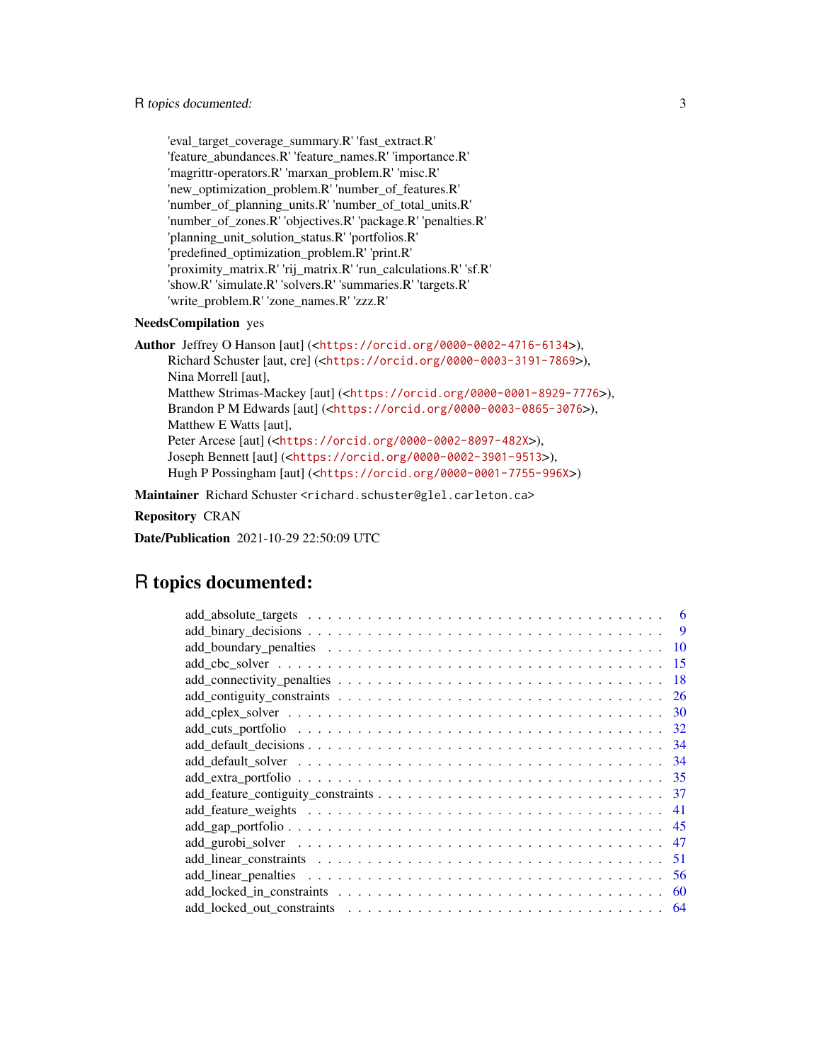'eval_target_coverage_summary.R' 'fast_extract.R'
'feature_abundances.R' 'feature_names.R' 'importance.R'
'magrittr-operators.R' 'marxan_problem.R' 'misc.R'
'new_optimization_problem.R' 'number_of_features.R'
'number_of_planning_units.R' 'number_of_total_units.R'
'number_of_zones.R' 'objectives.R' 'package.R' 'penalties.R'
'planning_unit_solution_status.R' 'portfolios.R'
'predefined_optimization_problem.R' 'print.R'
'proximity_matrix.R' 'rij_matrix.R' 'run_calculations.R' 'sf.R'
'show.R' 'simulate.R' 'solvers.R' 'summaries.R' 'targets.R'
'write_problem.R' 'zone_names.R' 'zzz.R'

**NeedsCompilation** yes

**Author** Jeffrey O Hanson [aut] (<https://orcid.org/0000-0002-4716-6134>),
Richard Schuster [aut, cre] (<https://orcid.org/0000-0003-3191-7869>),
Nina Morrell [aut],
Matthew Strimas-Mackey [aut] (<https://orcid.org/0000-0001-8929-7776>),
Brandon P M Edwards [aut] (<https://orcid.org/0000-0003-0865-3076>),
Matthew E Watts [aut],
Peter Arcese [aut] (<https://orcid.org/0000-0002-8097-482X>),
Joseph Bennett [aut] (<https://orcid.org/0000-0002-3901-9513>),
Hugh P Possingham [aut] (<https://orcid.org/0000-0001-7755-996X>)

**Maintainer** Richard Schuster <richard.schuster@glel.carleton.ca>

**Repository** CRAN

**Date/Publication** 2021-10-29 22:50:09 UTC

# R topics documented:

| | |
|---|---|
| add_absolute_targets | 6 |
| add_binary_decisions | 9 |
| add_boundary_penalties | 10 |
| add_cbc_solver | 15 |
| add_connectivity_penalties | 18 |
| add_contiguity_constraints | 26 |
| add_cplex_solver | 30 |
| add_cuts_portfolio | 32 |
| add_default_decisions | 34 |
| add_default_solver | 34 |
| add_extra_portfolio | 35 |
| add_feature_contiguity_constraints | 37 |
| add_feature_weights | 41 |
| add_gap_portfolio | 45 |
| add_gurobi_solver | 47 |
| add_linear_constraints | 51 |
| add_linear_penalties | 56 |
| add_locked_in_constraints | 60 |
| add_locked_out_constraints | 64 |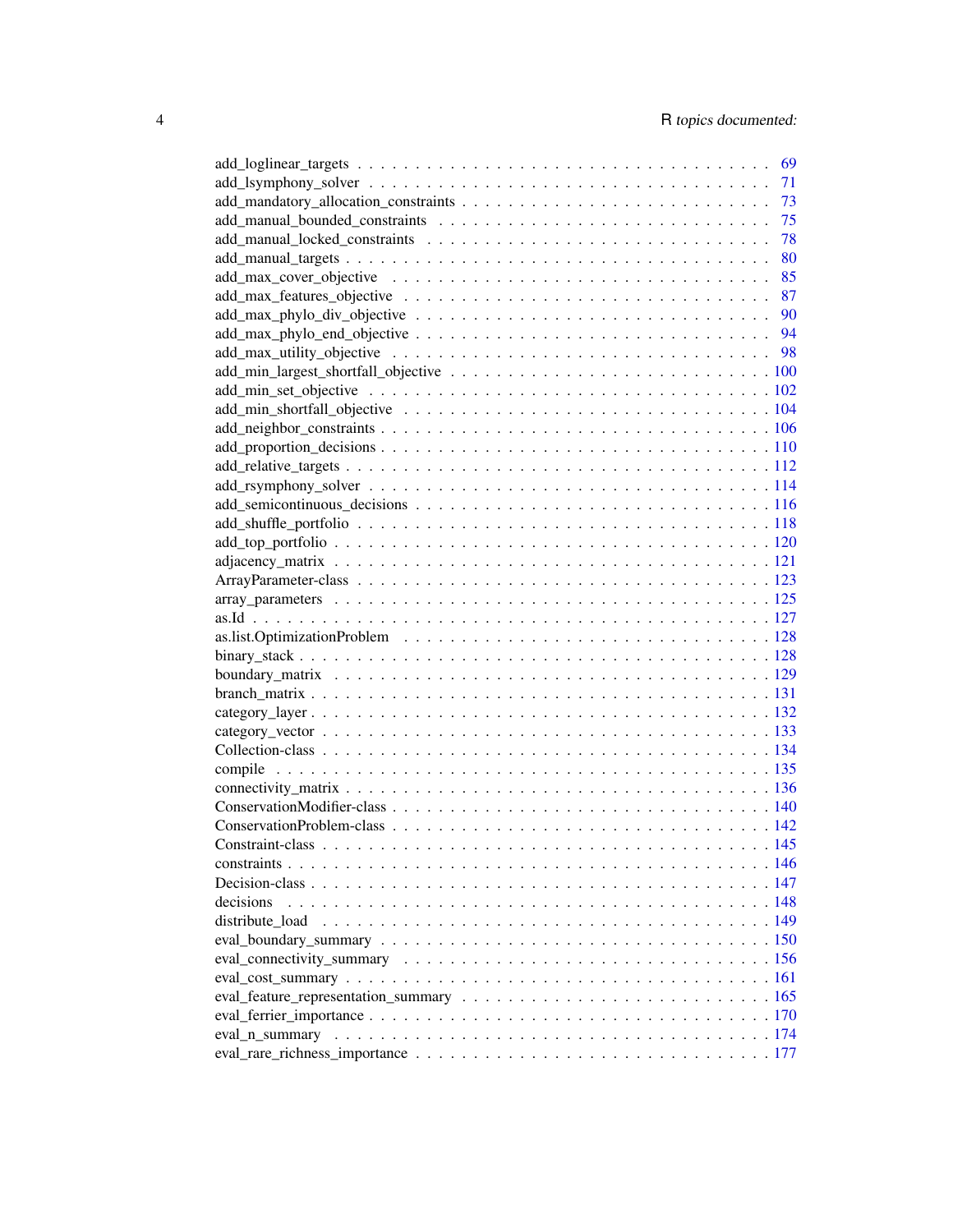add_loglinear_targets . . . . . . . . . . . . . . . . . . . . . . . . . . . . . . . . . . . 69
add_lsymphony_solver . . . . . . . . . . . . . . . . . . . . . . . . . . . . . . . . . . . 71
add_mandatory_allocation_constraints . . . . . . . . . . . . . . . . . . . . . . . . . . 73
add_manual_bounded_constraints . . . . . . . . . . . . . . . . . . . . . . . . . . . . 75
add_manual_locked_constraints . . . . . . . . . . . . . . . . . . . . . . . . . . . . . 78
add_manual_targets . . . . . . . . . . . . . . . . . . . . . . . . . . . . . . . . . . . . 80
add_max_cover_objective . . . . . . . . . . . . . . . . . . . . . . . . . . . . . . . . 85
add_max_features_objective . . . . . . . . . . . . . . . . . . . . . . . . . . . . . . . 87
add_max_phylo_div_objective . . . . . . . . . . . . . . . . . . . . . . . . . . . . . 90
add_max_phylo_end_objective . . . . . . . . . . . . . . . . . . . . . . . . . . . . . 94
add_max_utility_objective . . . . . . . . . . . . . . . . . . . . . . . . . . . . . . . 98
add_min_largest_shortfall_objective . . . . . . . . . . . . . . . . . . . . . . . . . . 100
add_min_set_objective . . . . . . . . . . . . . . . . . . . . . . . . . . . . . . . . . 102
add_min_shortfall_objective . . . . . . . . . . . . . . . . . . . . . . . . . . . . . . 104
add_neighbor_constraints . . . . . . . . . . . . . . . . . . . . . . . . . . . . . . . . 106
add_proportion_decisions . . . . . . . . . . . . . . . . . . . . . . . . . . . . . . . . 110
add_relative_targets . . . . . . . . . . . . . . . . . . . . . . . . . . . . . . . . . . . 112
add_rsymphony_solver . . . . . . . . . . . . . . . . . . . . . . . . . . . . . . . . . . 114
add_semicontinuous_decisions . . . . . . . . . . . . . . . . . . . . . . . . . . . . . 116
add_shuffle_portfolio . . . . . . . . . . . . . . . . . . . . . . . . . . . . . . . . . . 118
add_top_portfolio . . . . . . . . . . . . . . . . . . . . . . . . . . . . . . . . . . . . 120
adjacency_matrix . . . . . . . . . . . . . . . . . . . . . . . . . . . . . . . . . . . . 121
ArrayParameter-class . . . . . . . . . . . . . . . . . . . . . . . . . . . . . . . . . . 123
array_parameters . . . . . . . . . . . . . . . . . . . . . . . . . . . . . . . . . . . . 125
as.Id . . . . . . . . . . . . . . . . . . . . . . . . . . . . . . . . . . . . . . . . . . 127
as.list.OptimizationProblem . . . . . . . . . . . . . . . . . . . . . . . . . . . . . . 128
binary_stack . . . . . . . . . . . . . . . . . . . . . . . . . . . . . . . . . . . . . . 128
boundary_matrix . . . . . . . . . . . . . . . . . . . . . . . . . . . . . . . . . . . . 129
branch_matrix . . . . . . . . . . . . . . . . . . . . . . . . . . . . . . . . . . . . . 131
category_layer . . . . . . . . . . . . . . . . . . . . . . . . . . . . . . . . . . . . . 132
category_vector . . . . . . . . . . . . . . . . . . . . . . . . . . . . . . . . . . . . . 133
Collection-class . . . . . . . . . . . . . . . . . . . . . . . . . . . . . . . . . . . . . 134
compile . . . . . . . . . . . . . . . . . . . . . . . . . . . . . . . . . . . . . . . . . 135
connectivity_matrix . . . . . . . . . . . . . . . . . . . . . . . . . . . . . . . . . . . 136
ConservationModifier-class . . . . . . . . . . . . . . . . . . . . . . . . . . . . . . . 140
ConservationProblem-class . . . . . . . . . . . . . . . . . . . . . . . . . . . . . . . 142
Constraint-class . . . . . . . . . . . . . . . . . . . . . . . . . . . . . . . . . . . . . 145
constraints . . . . . . . . . . . . . . . . . . . . . . . . . . . . . . . . . . . . . . . 146
Decision-class . . . . . . . . . . . . . . . . . . . . . . . . . . . . . . . . . . . . . . 147
decisions . . . . . . . . . . . . . . . . . . . . . . . . . . . . . . . . . . . . . . . . 148
distribute_load . . . . . . . . . . . . . . . . . . . . . . . . . . . . . . . . . . . . . 149
eval_boundary_summary . . . . . . . . . . . . . . . . . . . . . . . . . . . . . . . . 150
eval_connectivity_summary . . . . . . . . . . . . . . . . . . . . . . . . . . . . . . . 156
eval_cost_summary . . . . . . . . . . . . . . . . . . . . . . . . . . . . . . . . . . . 161
eval_feature_representation_summary . . . . . . . . . . . . . . . . . . . . . . . . . . 165
eval_ferrier_importance . . . . . . . . . . . . . . . . . . . . . . . . . . . . . . . . . 170
eval_n_summary . . . . . . . . . . . . . . . . . . . . . . . . . . . . . . . . . . . . 174
eval_rare_richness_importance . . . . . . . . . . . . . . . . . . . . . . . . . . . . . 177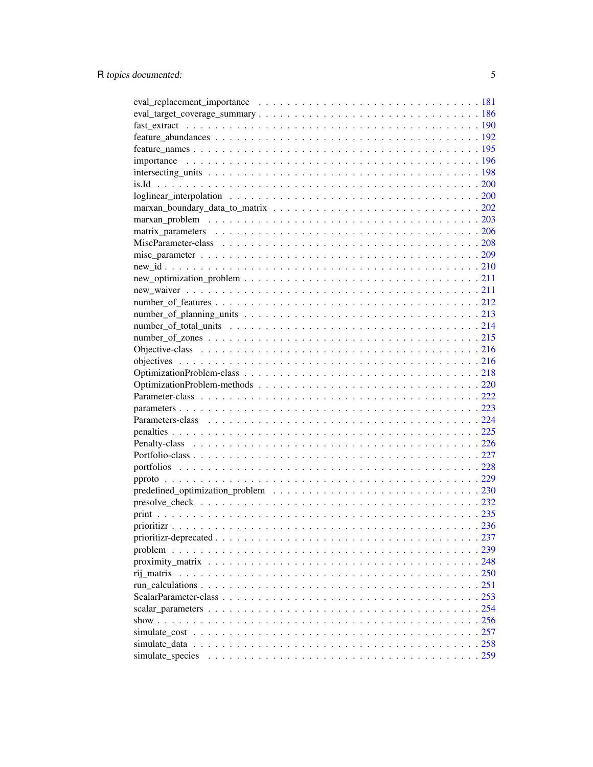eval_replacement_importance . . . . . . . . . . . . . . . . . . . . . . . . . . . . . . . 181
eval_target_coverage_summary . . . . . . . . . . . . . . . . . . . . . . . . . . . . . . 186
fast_extract . . . . . . . . . . . . . . . . . . . . . . . . . . . . . . . . . . . . . . . 190
feature_abundances . . . . . . . . . . . . . . . . . . . . . . . . . . . . . . . . . . . . 192
feature_names . . . . . . . . . . . . . . . . . . . . . . . . . . . . . . . . . . . . . . 195
importance . . . . . . . . . . . . . . . . . . . . . . . . . . . . . . . . . . . . . . . . 196
intersecting_units . . . . . . . . . . . . . . . . . . . . . . . . . . . . . . . . . . . . 198
is.Id . . . . . . . . . . . . . . . . . . . . . . . . . . . . . . . . . . . . . . . . . . . 200
loglinear_interpolation . . . . . . . . . . . . . . . . . . . . . . . . . . . . . . . . . 200
marxan_boundary_data_to_matrix . . . . . . . . . . . . . . . . . . . . . . . . . . . . . 202
marxan_problem . . . . . . . . . . . . . . . . . . . . . . . . . . . . . . . . . . . . . 203
matrix_parameters . . . . . . . . . . . . . . . . . . . . . . . . . . . . . . . . . . . . 206
MiscParameter-class . . . . . . . . . . . . . . . . . . . . . . . . . . . . . . . . . . . 208
misc_parameter . . . . . . . . . . . . . . . . . . . . . . . . . . . . . . . . . . . . . 209
new_id . . . . . . . . . . . . . . . . . . . . . . . . . . . . . . . . . . . . . . . . . . 210
new_optimization_problem . . . . . . . . . . . . . . . . . . . . . . . . . . . . . . . . 211
new_waiver . . . . . . . . . . . . . . . . . . . . . . . . . . . . . . . . . . . . . . . . 211
number_of_features . . . . . . . . . . . . . . . . . . . . . . . . . . . . . . . . . . . . 212
number_of_planning_units . . . . . . . . . . . . . . . . . . . . . . . . . . . . . . . . 213
number_of_total_units . . . . . . . . . . . . . . . . . . . . . . . . . . . . . . . . . . 214
number_of_zones . . . . . . . . . . . . . . . . . . . . . . . . . . . . . . . . . . . . . 215
Objective-class . . . . . . . . . . . . . . . . . . . . . . . . . . . . . . . . . . . . . 216
objectives . . . . . . . . . . . . . . . . . . . . . . . . . . . . . . . . . . . . . . . . 216
OptimizationProblem-class . . . . . . . . . . . . . . . . . . . . . . . . . . . . . . . . 218
OptimizationProblem-methods . . . . . . . . . . . . . . . . . . . . . . . . . . . . . . . 220
Parameter-class . . . . . . . . . . . . . . . . . . . . . . . . . . . . . . . . . . . . . 222
parameters . . . . . . . . . . . . . . . . . . . . . . . . . . . . . . . . . . . . . . . . 223
Parameters-class . . . . . . . . . . . . . . . . . . . . . . . . . . . . . . . . . . . . 224
penalties . . . . . . . . . . . . . . . . . . . . . . . . . . . . . . . . . . . . . . . . . 225
Penalty-class . . . . . . . . . . . . . . . . . . . . . . . . . . . . . . . . . . . . . . . 226
Portfolio-class . . . . . . . . . . . . . . . . . . . . . . . . . . . . . . . . . . . . . . 227
portfolios . . . . . . . . . . . . . . . . . . . . . . . . . . . . . . . . . . . . . . . . 228
pproto . . . . . . . . . . . . . . . . . . . . . . . . . . . . . . . . . . . . . . . . . . 229
predefined_optimization_problem . . . . . . . . . . . . . . . . . . . . . . . . . . . . . 230
presolve_check . . . . . . . . . . . . . . . . . . . . . . . . . . . . . . . . . . . . . . 232
print . . . . . . . . . . . . . . . . . . . . . . . . . . . . . . . . . . . . . . . . . . . 235
prioritizr . . . . . . . . . . . . . . . . . . . . . . . . . . . . . . . . . . . . . . . . . 236
prioritizr-deprecated . . . . . . . . . . . . . . . . . . . . . . . . . . . . . . . . . . 237
problem . . . . . . . . . . . . . . . . . . . . . . . . . . . . . . . . . . . . . . . . . . 239
proximity_matrix . . . . . . . . . . . . . . . . . . . . . . . . . . . . . . . . . . . . . 248
rij_matrix . . . . . . . . . . . . . . . . . . . . . . . . . . . . . . . . . . . . . . . . 250
run_calculations . . . . . . . . . . . . . . . . . . . . . . . . . . . . . . . . . . . . . 251
ScalarParameter-class . . . . . . . . . . . . . . . . . . . . . . . . . . . . . . . . . . 253
scalar_parameters . . . . . . . . . . . . . . . . . . . . . . . . . . . . . . . . . . . . 254
show . . . . . . . . . . . . . . . . . . . . . . . . . . . . . . . . . . . . . . . . . . . 256
simulate_cost . . . . . . . . . . . . . . . . . . . . . . . . . . . . . . . . . . . . . . 257
simulate_data . . . . . . . . . . . . . . . . . . . . . . . . . . . . . . . . . . . . . . 258
simulate_species . . . . . . . . . . . . . . . . . . . . . . . . . . . . . . . . . . . . . 259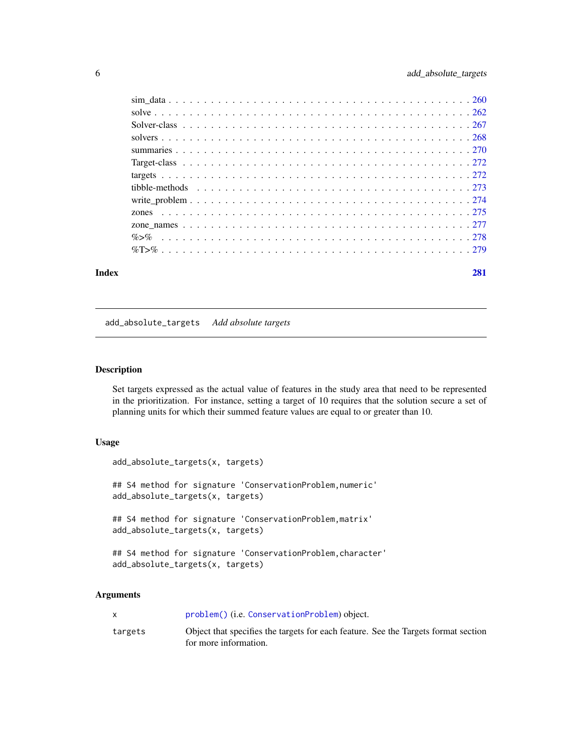sim_data . . . . . . . . . . . . . . . . . . . . . . . . . . . . . . . . . . . . . . . . . 260
solve . . . . . . . . . . . . . . . . . . . . . . . . . . . . . . . . . . . . . . . . . . . 262
Solver-class . . . . . . . . . . . . . . . . . . . . . . . . . . . . . . . . . . . . . . . . 267
solvers . . . . . . . . . . . . . . . . . . . . . . . . . . . . . . . . . . . . . . . . . . 268
summaries . . . . . . . . . . . . . . . . . . . . . . . . . . . . . . . . . . . . . . . . 270
Target-class . . . . . . . . . . . . . . . . . . . . . . . . . . . . . . . . . . . . . . . . 272
targets . . . . . . . . . . . . . . . . . . . . . . . . . . . . . . . . . . . . . . . . . . 272
tibble-methods . . . . . . . . . . . . . . . . . . . . . . . . . . . . . . . . . . . . . . 273
write_problem . . . . . . . . . . . . . . . . . . . . . . . . . . . . . . . . . . . . . . 274
zones . . . . . . . . . . . . . . . . . . . . . . . . . . . . . . . . . . . . . . . . . . . 275
zone_names . . . . . . . . . . . . . . . . . . . . . . . . . . . . . . . . . . . . . . . . 277
%>% . . . . . . . . . . . . . . . . . . . . . . . . . . . . . . . . . . . . . . . . . . . 278
%T>% . . . . . . . . . . . . . . . . . . . . . . . . . . . . . . . . . . . . . . . . . . . 279

**Index** **281**

---

`add_absolute_targets` *Add absolute targets*

---

### Description

Set targets expressed as the actual value of features in the study area that need to be represented in the prioritization. For instance, setting a target of 10 requires that the solution secure a set of planning units for which their summed feature values are equal to or greater than 10.

### Usage

```
add_absolute_targets(x, targets)

## S4 method for signature 'ConservationProblem,numeric'
add_absolute_targets(x, targets)

## S4 method for signature 'ConservationProblem,matrix'
add_absolute_targets(x, targets)

## S4 method for signature 'ConservationProblem,character'
add_absolute_targets(x, targets)
```

### Arguments

| | |
|---|---|
| `x` | `problem()` (i.e. `ConservationProblem`) object. |
| `targets` | Object that specifies the targets for each feature. See the Targets format section for more information. |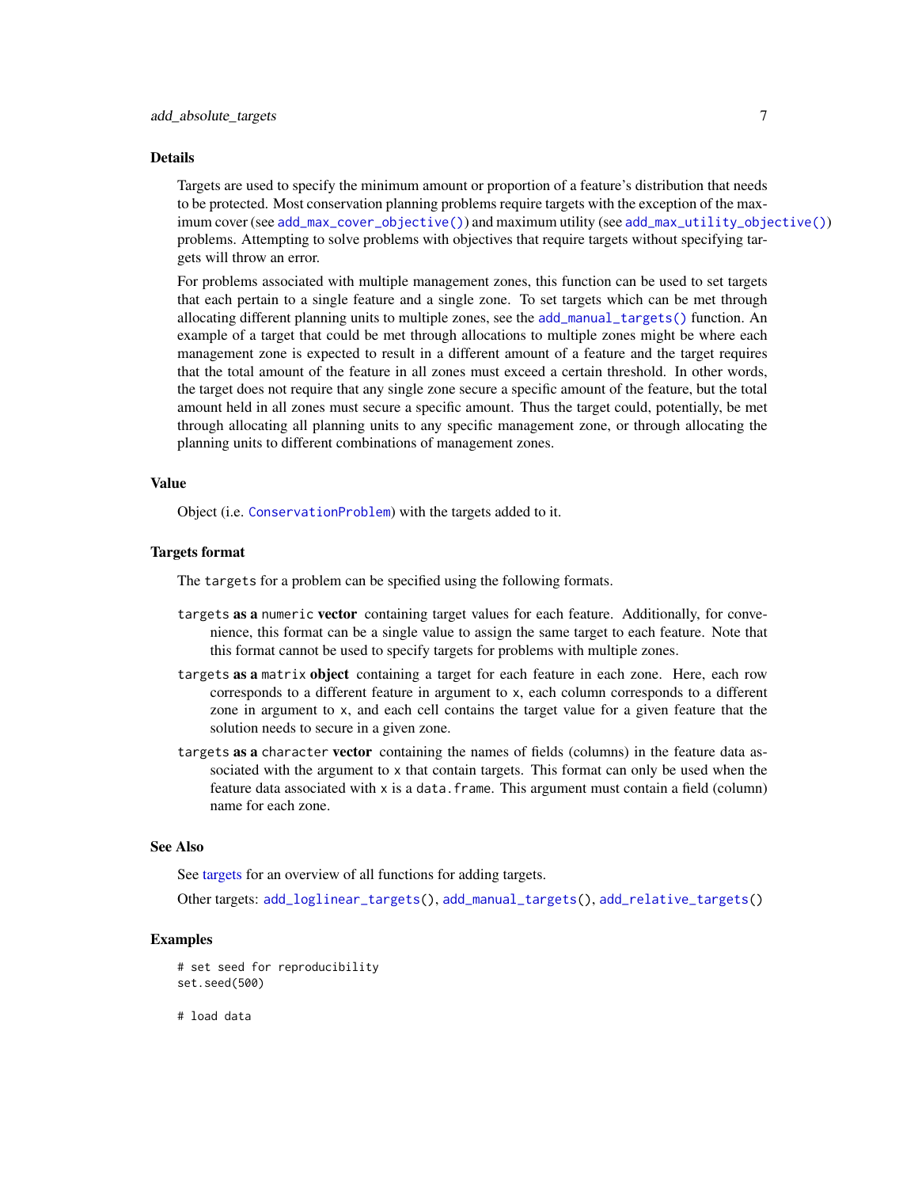### Details

Targets are used to specify the minimum amount or proportion of a feature's distribution that needs to be protected. Most conservation planning problems require targets with the exception of the maximum cover (see `add_max_cover_objective()`) and maximum utility (see `add_max_utility_objective()`) problems. Attempting to solve problems with objectives that require targets without specifying targets will throw an error.

For problems associated with multiple management zones, this function can be used to set targets that each pertain to a single feature and a single zone. To set targets which can be met through allocating different planning units to multiple zones, see the `add_manual_targets()` function. An example of a target that could be met through allocations to multiple zones might be where each management zone is expected to result in a different amount of a feature and the target requires that the total amount of the feature in all zones must exceed a certain threshold. In other words, the target does not require that any single zone secure a specific amount of the feature, but the total amount held in all zones must secure a specific amount. Thus the target could, potentially, be met through allocating all planning units to any specific management zone, or through allocating the planning units to different combinations of management zones.

### Value

Object (i.e. `ConservationProblem`) with the targets added to it.

### Targets format

The `targets` for a problem can be specified using the following formats.

**`targets` as a `numeric` vector** containing target values for each feature. Additionally, for convenience, this format can be a single value to assign the same target to each feature. Note that this format cannot be used to specify targets for problems with multiple zones.

**`targets` as a `matrix` object** containing a target for each feature in each zone. Here, each row corresponds to a different feature in argument to `x`, each column corresponds to a different zone in argument to `x`, and each cell contains the target value for a given feature that the solution needs to secure in a given zone.

**`targets` as a `character` vector** containing the names of fields (columns) in the feature data associated with the argument to `x` that contain targets. This format can only be used when the feature data associated with `x` is a `data.frame`. This argument must contain a field (column) name for each zone.

### See Also

See targets for an overview of all functions for adding targets.

Other targets: `add_loglinear_targets()`, `add_manual_targets()`, `add_relative_targets()`

### Examples

```
# set seed for reproducibility
set.seed(500)

# load data
```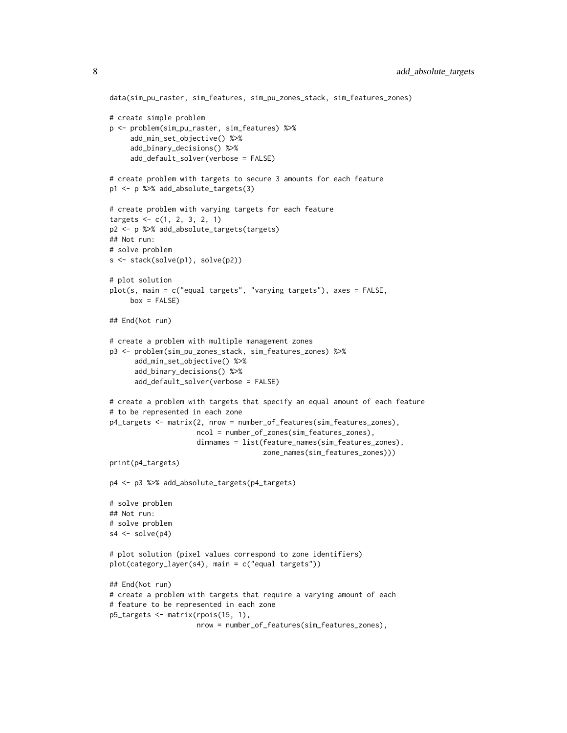```
data(sim_pu_raster, sim_features, sim_pu_zones_stack, sim_features_zones)

# create simple problem
p <- problem(sim_pu_raster, sim_features) %>%
     add_min_set_objective() %>%
     add_binary_decisions() %>%
     add_default_solver(verbose = FALSE)

# create problem with targets to secure 3 amounts for each feature
p1 <- p %>% add_absolute_targets(3)

# create problem with varying targets for each feature
targets <- c(1, 2, 3, 2, 1)
p2 <- p %>% add_absolute_targets(targets)
## Not run:
# solve problem
s <- stack(solve(p1), solve(p2))

# plot solution
plot(s, main = c("equal targets", "varying targets"), axes = FALSE,
     box = FALSE)

## End(Not run)

# create a problem with multiple management zones
p3 <- problem(sim_pu_zones_stack, sim_features_zones) %>%
      add_min_set_objective() %>%
      add_binary_decisions() %>%
      add_default_solver(verbose = FALSE)

# create a problem with targets that specify an equal amount of each feature
# to be represented in each zone
p4_targets <- matrix(2, nrow = number_of_features(sim_features_zones),
                     ncol = number_of_zones(sim_features_zones),
                     dimnames = list(feature_names(sim_features_zones),
                                     zone_names(sim_features_zones)))
print(p4_targets)

p4 <- p3 %>% add_absolute_targets(p4_targets)

# solve problem
## Not run:
# solve problem
s4 <- solve(p4)

# plot solution (pixel values correspond to zone identifiers)
plot(category_layer(s4), main = c("equal targets"))

## End(Not run)
# create a problem with targets that require a varying amount of each
# feature to be represented in each zone
p5_targets <- matrix(rpois(15, 1),
                     nrow = number_of_features(sim_features_zones),
```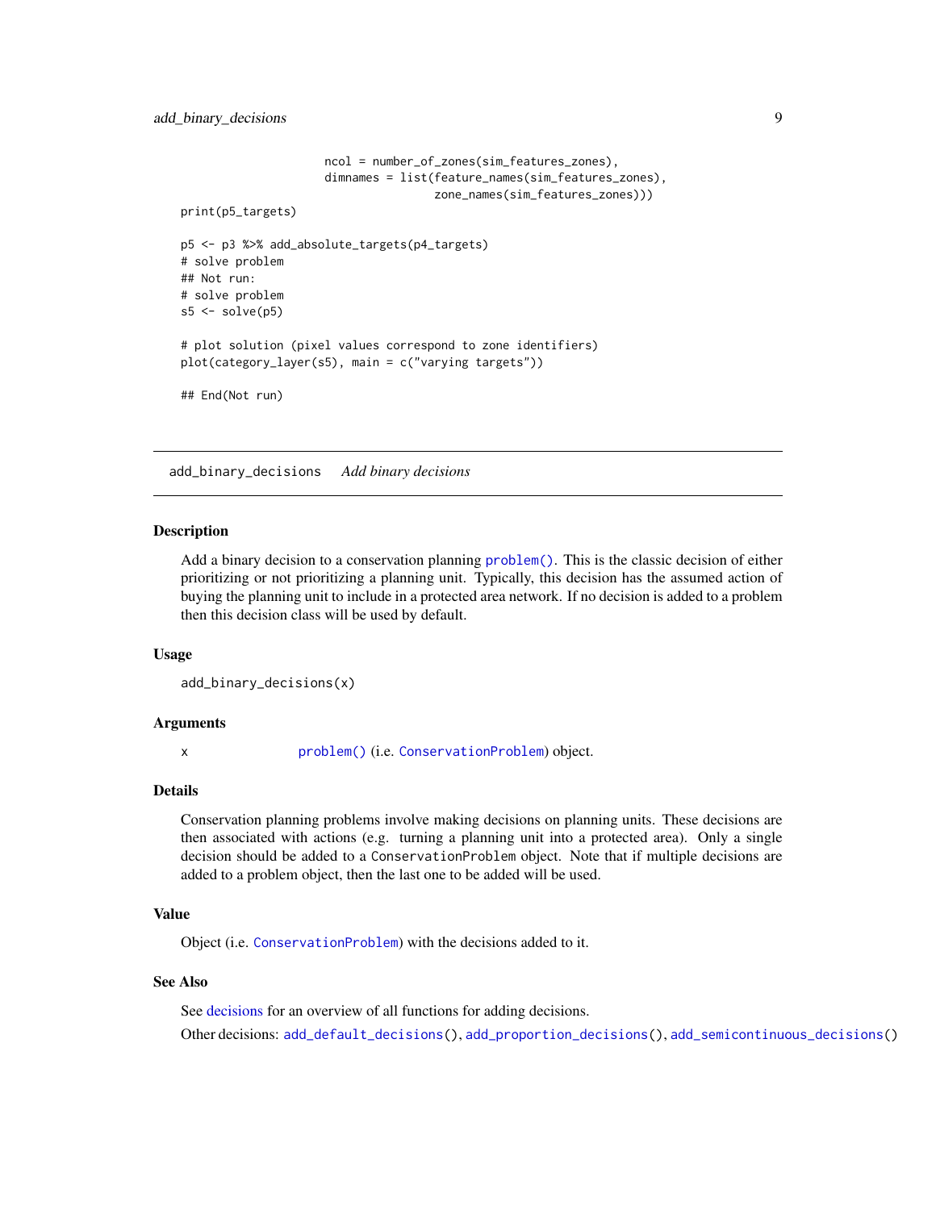```
                       ncol = number_of_zones(sim_features_zones),
                       dimnames = list(feature_names(sim_features_zones),
                                       zone_names(sim_features_zones)))
print(p5_targets)

p5 <- p3 %>% add_absolute_targets(p4_targets)
# solve problem
## Not run:
# solve problem
s5 <- solve(p5)

# plot solution (pixel values correspond to zone identifiers)
plot(category_layer(s5), main = c("varying targets"))

## End(Not run)
```

---

## add_binary_decisions *Add binary decisions*

---

### Description

Add a binary decision to a conservation planning `problem()`. This is the classic decision of either prioritizing or not prioritizing a planning unit. Typically, this decision has the assumed action of buying the planning unit to include in a protected area network. If no decision is added to a problem then this decision class will be used by default.

### Usage

```
add_binary_decisions(x)
```

### Arguments

| | |
|---|---|
| x | `problem()` (i.e. `ConservationProblem`) object. |

### Details

Conservation planning problems involve making decisions on planning units. These decisions are then associated with actions (e.g. turning a planning unit into a protected area). Only a single decision should be added to a `ConservationProblem` object. Note that if multiple decisions are added to a problem object, then the last one to be added will be used.

### Value

Object (i.e. `ConservationProblem`) with the decisions added to it.

### See Also

See decisions for an overview of all functions for adding decisions.

Other decisions: `add_default_decisions()`, `add_proportion_decisions()`, `add_semicontinuous_decisions()`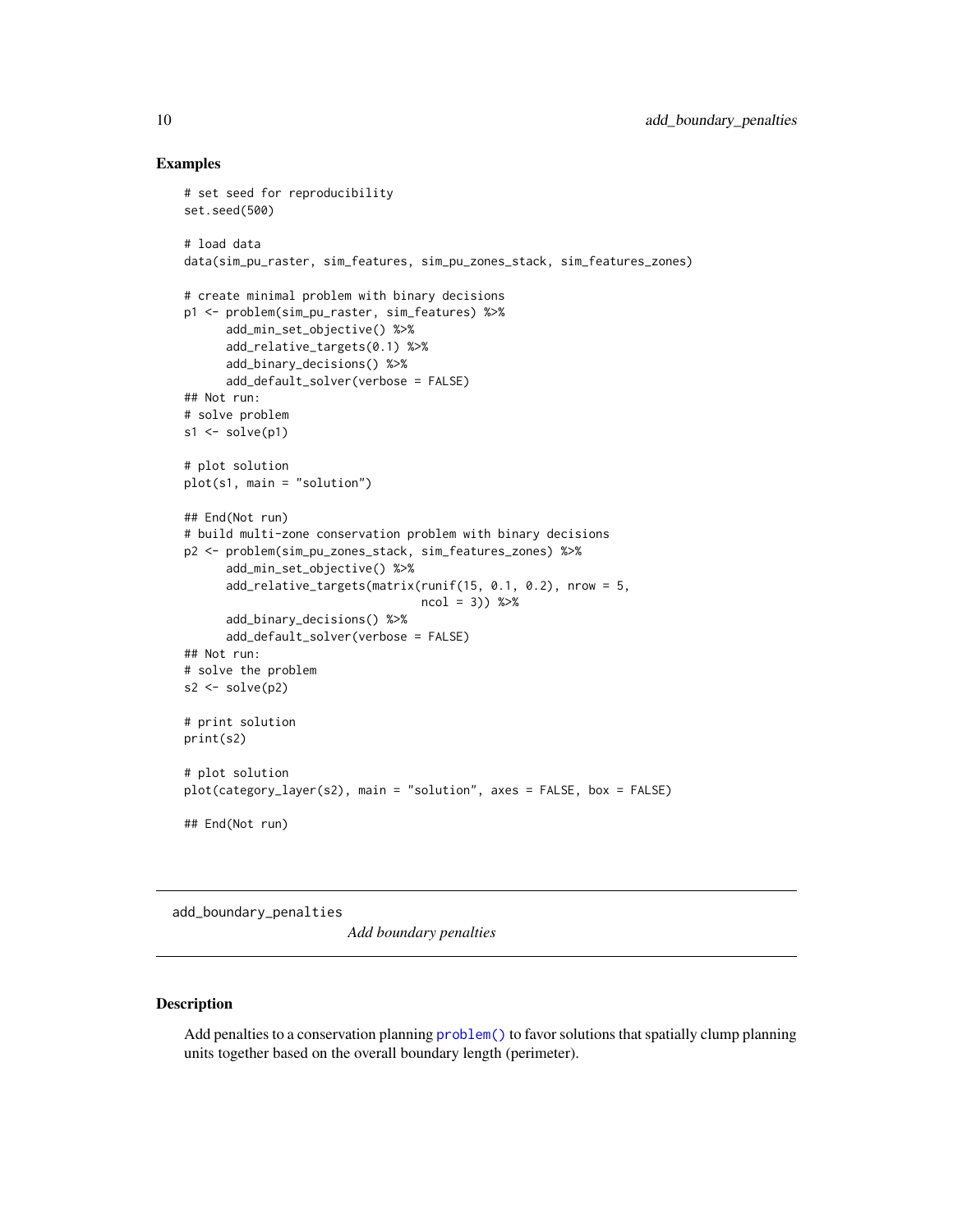## Examples

```
# set seed for reproducibility
set.seed(500)

# load data
data(sim_pu_raster, sim_features, sim_pu_zones_stack, sim_features_zones)

# create minimal problem with binary decisions
p1 <- problem(sim_pu_raster, sim_features) %>%
      add_min_set_objective() %>%
      add_relative_targets(0.1) %>%
      add_binary_decisions() %>%
      add_default_solver(verbose = FALSE)
## Not run:
# solve problem
s1 <- solve(p1)

# plot solution
plot(s1, main = "solution")

## End(Not run)
# build multi-zone conservation problem with binary decisions
p2 <- problem(sim_pu_zones_stack, sim_features_zones) %>%
      add_min_set_objective() %>%
      add_relative_targets(matrix(runif(15, 0.1, 0.2), nrow = 5,
                                  ncol = 3)) %>%
      add_binary_decisions() %>%
      add_default_solver(verbose = FALSE)
## Not run:
# solve the problem
s2 <- solve(p2)

# print solution
print(s2)

# plot solution
plot(category_layer(s2), main = "solution", axes = FALSE, box = FALSE)

## End(Not run)
```

---

# add_boundary_penalties    *Add boundary penalties*

---

## Description

Add penalties to a conservation planning `problem()` to favor solutions that spatially clump planning units together based on the overall boundary length (perimeter).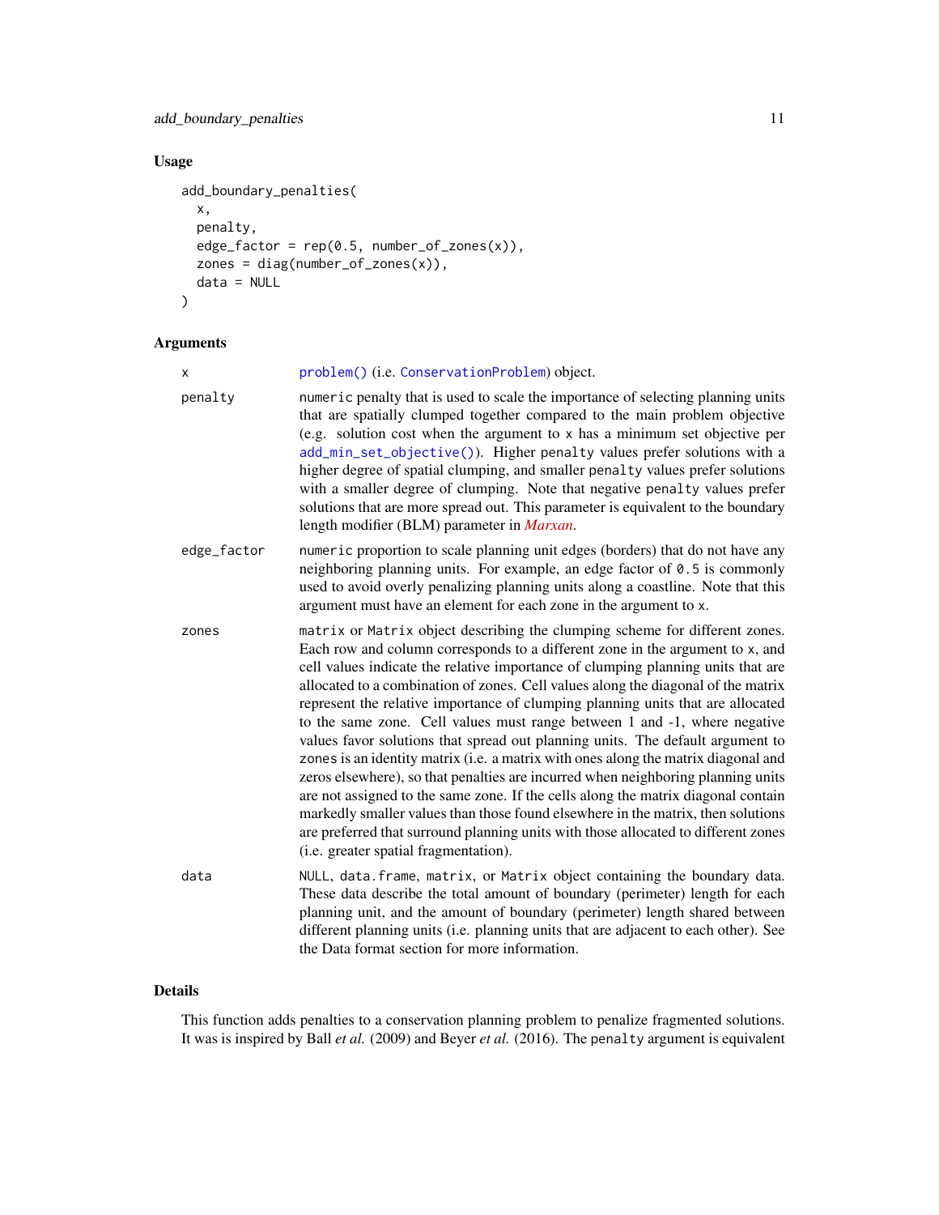## Usage

```
add_boundary_penalties(
  x,
  penalty,
  edge_factor = rep(0.5, number_of_zones(x)),
  zones = diag(number_of_zones(x)),
  data = NULL
)
```

## Arguments

| | |
|---|---|
| x | problem() (i.e. ConservationProblem) object. |
| penalty | numeric penalty that is used to scale the importance of selecting planning units that are spatially clumped together compared to the main problem objective (e.g. solution cost when the argument to x has a minimum set objective per add_min_set_objective()). Higher penalty values prefer solutions with a higher degree of spatial clumping, and smaller penalty values prefer solutions with a smaller degree of clumping. Note that negative penalty values prefer solutions that are more spread out. This parameter is equivalent to the boundary length modifier (BLM) parameter in *Marxan*. |
| edge_factor | numeric proportion to scale planning unit edges (borders) that do not have any neighboring planning units. For example, an edge factor of 0.5 is commonly used to avoid overly penalizing planning units along a coastline. Note that this argument must have an element for each zone in the argument to x. |
| zones | matrix or Matrix object describing the clumping scheme for different zones. Each row and column corresponds to a different zone in the argument to x, and cell values indicate the relative importance of clumping planning units that are allocated to a combination of zones. Cell values along the diagonal of the matrix represent the relative importance of clumping planning units that are allocated to the same zone. Cell values must range between 1 and -1, where negative values favor solutions that spread out planning units. The default argument to zones is an identity matrix (i.e. a matrix with ones along the matrix diagonal and zeros elsewhere), so that penalties are incurred when neighboring planning units are not assigned to the same zone. If the cells along the matrix diagonal contain markedly smaller values than those found elsewhere in the matrix, then solutions are preferred that surround planning units with those allocated to different zones (i.e. greater spatial fragmentation). |
| data | NULL, data.frame, matrix, or Matrix object containing the boundary data. These data describe the total amount of boundary (perimeter) length for each planning unit, and the amount of boundary (perimeter) length shared between different planning units (i.e. planning units that are adjacent to each other). See the Data format section for more information. |

## Details

This function adds penalties to a conservation planning problem to penalize fragmented solutions. It was is inspired by Ball *et al.* (2009) and Beyer *et al.* (2016). The penalty argument is equivalent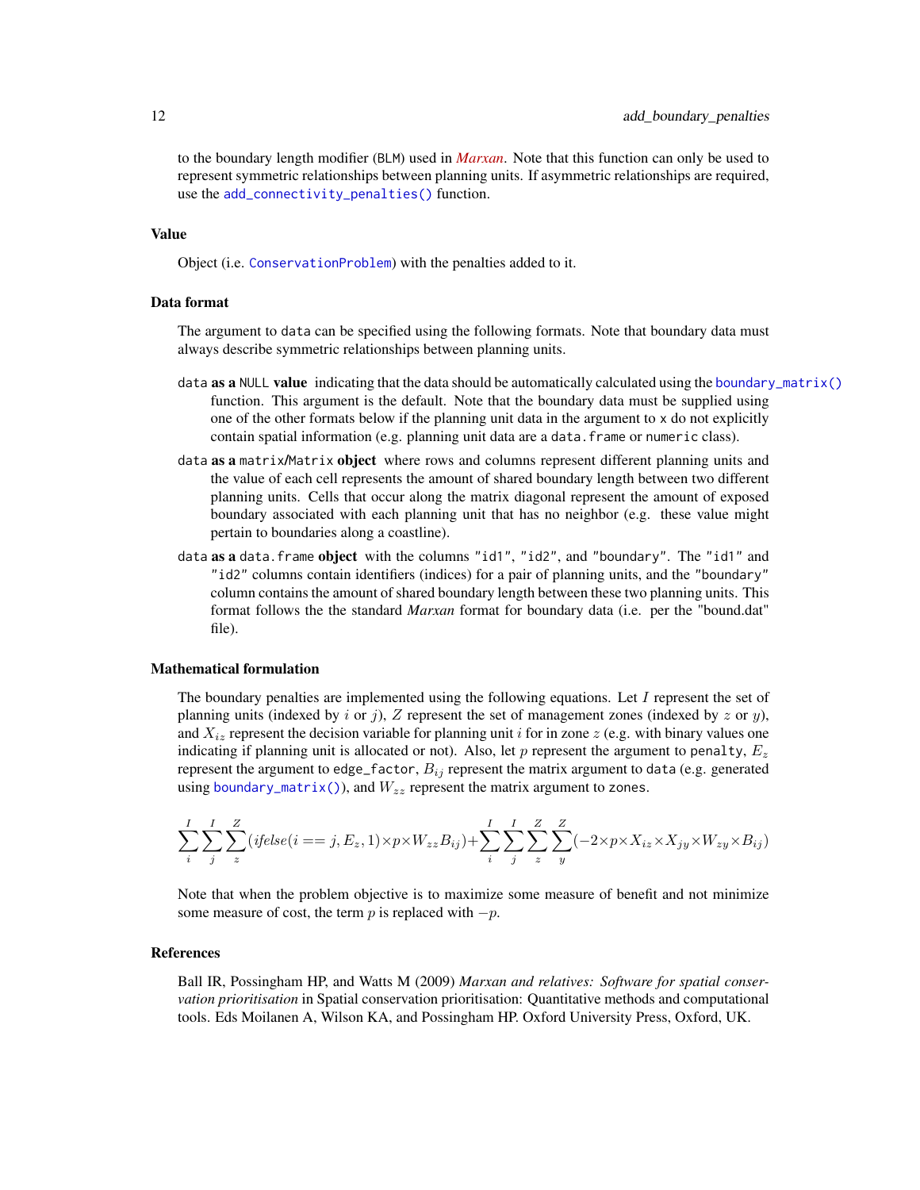to the boundary length modifier (BLM) used in *Marxan*. Note that this function can only be used to represent symmetric relationships between planning units. If asymmetric relationships are required, use the `add_connectivity_penalties()` function.

### Value

Object (i.e. `ConservationProblem`) with the penalties added to it.

### Data format

The argument to `data` can be specified using the following formats. Note that boundary data must always describe symmetric relationships between planning units.

`data` **as a** `NULL` **value** indicating that the data should be automatically calculated using the `boundary_matrix()` function. This argument is the default. Note that the boundary data must be supplied using one of the other formats below if the planning unit data in the argument to `x` do not explicitly contain spatial information (e.g. planning unit data are a `data.frame` or `numeric` class).

`data` **as a** `matrix`/`Matrix` **object** where rows and columns represent different planning units and the value of each cell represents the amount of shared boundary length between two different planning units. Cells that occur along the matrix diagonal represent the amount of exposed boundary associated with each planning unit that has no neighbor (e.g. these value might pertain to boundaries along a coastline).

`data` **as a** `data.frame` **object** with the columns `"id1"`, `"id2"`, and `"boundary"`. The `"id1"` and `"id2"` columns contain identifiers (indices) for a pair of planning units, and the `"boundary"` column contains the amount of shared boundary length between these two planning units. This format follows the the standard *Marxan* format for boundary data (i.e. per the "bound.dat" file).

### Mathematical formulation

The boundary penalties are implemented using the following equations. Let $I$ represent the set of planning units (indexed by $i$ or $j$), $Z$ represent the set of management zones (indexed by $z$ or $y$), and $X_{iz}$ represent the decision variable for planning unit $i$ for in zone $z$ (e.g. with binary values one indicating if planning unit is allocated or not). Also, let $p$ represent the argument to `penalty`, $E_z$ represent the argument to `edge_factor`, $B_{ij}$ represent the matrix argument to `data` (e.g. generated using `boundary_matrix()`), and $W_{zz}$ represent the matrix argument to `zones`.

$$\sum_{i}^{I} \sum_{j}^{I} \sum_{z}^{Z} (ifelse(i == j, E_z, 1) \times p \times W_{zz} B_{ij}) + \sum_{i}^{I} \sum_{j}^{I} \sum_{z}^{Z} \sum_{y}^{Z} (-2 \times p \times X_{iz} \times X_{jy} \times W_{zy} \times B_{ij})$$

Note that when the problem objective is to maximize some measure of benefit and not minimize some measure of cost, the term $p$ is replaced with $-p$.

### References

Ball IR, Possingham HP, and Watts M (2009) *Marxan and relatives: Software for spatial conservation prioritisation* in Spatial conservation prioritisation: Quantitative methods and computational tools. Eds Moilanen A, Wilson KA, and Possingham HP. Oxford University Press, Oxford, UK.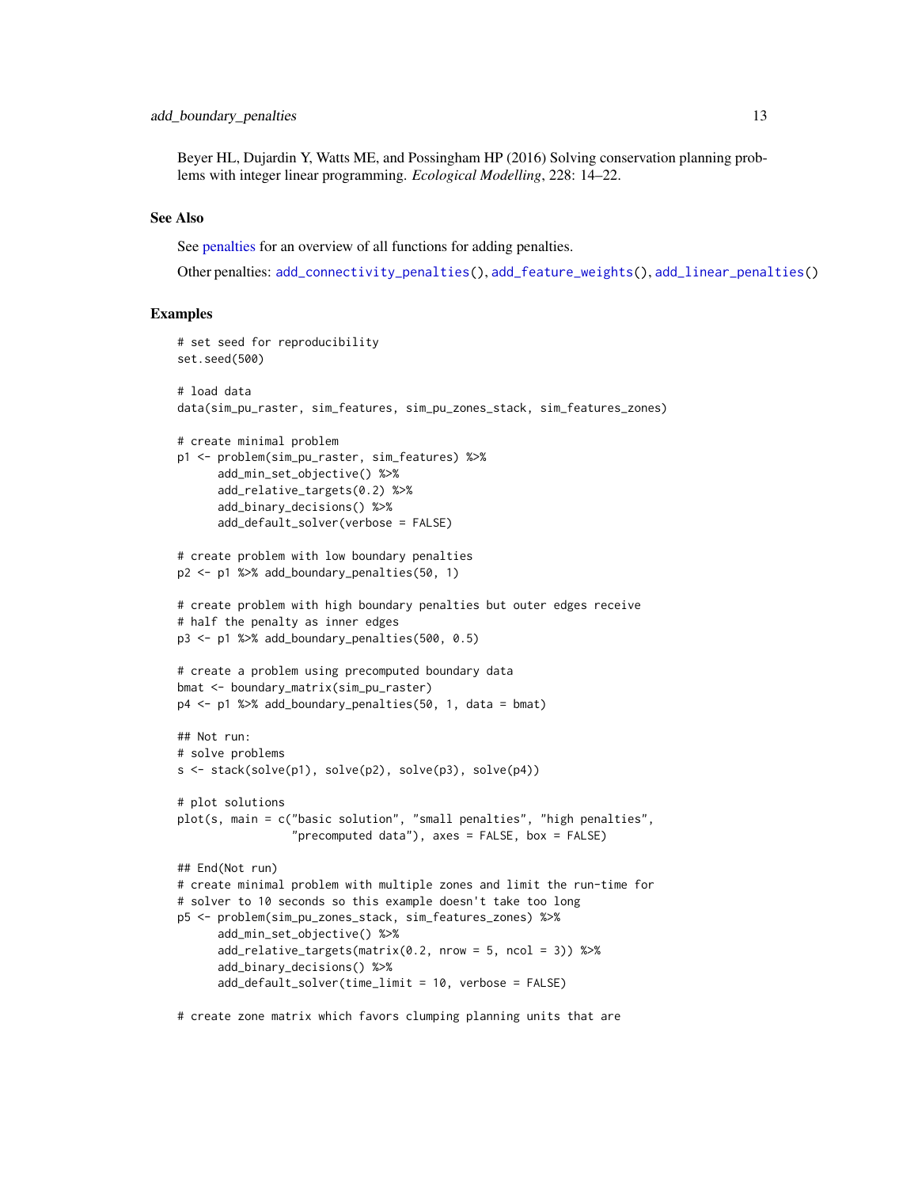Beyer HL, Dujardin Y, Watts ME, and Possingham HP (2016) Solving conservation planning problems with integer linear programming. *Ecological Modelling*, 228: 14–22.

## See Also

See penalties for an overview of all functions for adding penalties.

Other penalties: `add_connectivity_penalties()`, `add_feature_weights()`, `add_linear_penalties()`

## Examples

```
# set seed for reproducibility
set.seed(500)

# load data
data(sim_pu_raster, sim_features, sim_pu_zones_stack, sim_features_zones)

# create minimal problem
p1 <- problem(sim_pu_raster, sim_features) %>%
      add_min_set_objective() %>%
      add_relative_targets(0.2) %>%
      add_binary_decisions() %>%
      add_default_solver(verbose = FALSE)

# create problem with low boundary penalties
p2 <- p1 %>% add_boundary_penalties(50, 1)

# create problem with high boundary penalties but outer edges receive
# half the penalty as inner edges
p3 <- p1 %>% add_boundary_penalties(500, 0.5)

# create a problem using precomputed boundary data
bmat <- boundary_matrix(sim_pu_raster)
p4 <- p1 %>% add_boundary_penalties(50, 1, data = bmat)

## Not run:
# solve problems
s <- stack(solve(p1), solve(p2), solve(p3), solve(p4))

# plot solutions
plot(s, main = c("basic solution", "small penalties", "high penalties",
                 "precomputed data"), axes = FALSE, box = FALSE)

## End(Not run)
# create minimal problem with multiple zones and limit the run-time for
# solver to 10 seconds so this example doesn't take too long
p5 <- problem(sim_pu_zones_stack, sim_features_zones) %>%
      add_min_set_objective() %>%
      add_relative_targets(matrix(0.2, nrow = 5, ncol = 3)) %>%
      add_binary_decisions() %>%
      add_default_solver(time_limit = 10, verbose = FALSE)

# create zone matrix which favors clumping planning units that are
```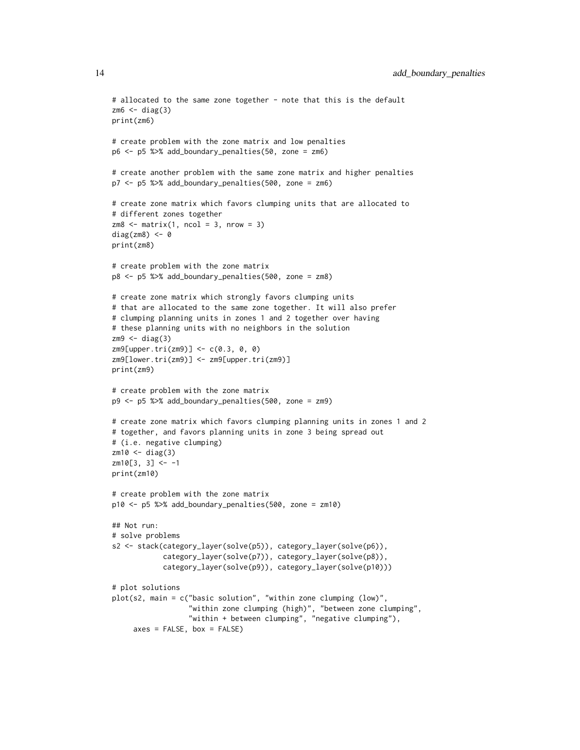```
# allocated to the same zone together - note that this is the default
zm6 <- diag(3)
print(zm6)

# create problem with the zone matrix and low penalties
p6 <- p5 %>% add_boundary_penalties(50, zone = zm6)

# create another problem with the same zone matrix and higher penalties
p7 <- p5 %>% add_boundary_penalties(500, zone = zm6)

# create zone matrix which favors clumping units that are allocated to
# different zones together
zm8 <- matrix(1, ncol = 3, nrow = 3)
diag(zm8) <- 0
print(zm8)

# create problem with the zone matrix
p8 <- p5 %>% add_boundary_penalties(500, zone = zm8)

# create zone matrix which strongly favors clumping units
# that are allocated to the same zone together. It will also prefer
# clumping planning units in zones 1 and 2 together over having
# these planning units with no neighbors in the solution
zm9 <- diag(3)
zm9[upper.tri(zm9)] <- c(0.3, 0, 0)
zm9[lower.tri(zm9)] <- zm9[upper.tri(zm9)]
print(zm9)

# create problem with the zone matrix
p9 <- p5 %>% add_boundary_penalties(500, zone = zm9)

# create zone matrix which favors clumping planning units in zones 1 and 2
# together, and favors planning units in zone 3 being spread out
# (i.e. negative clumping)
zm10 <- diag(3)
zm10[3, 3] <- -1
print(zm10)

# create problem with the zone matrix
p10 <- p5 %>% add_boundary_penalties(500, zone = zm10)

## Not run:
# solve problems
s2 <- stack(category_layer(solve(p5)), category_layer(solve(p6)),
            category_layer(solve(p7)), category_layer(solve(p8)),
            category_layer(solve(p9)), category_layer(solve(p10)))

# plot solutions
plot(s2, main = c("basic solution", "within zone clumping (low)",
                  "within zone clumping (high)", "between zone clumping",
                  "within + between clumping", "negative clumping"),
     axes = FALSE, box = FALSE)
```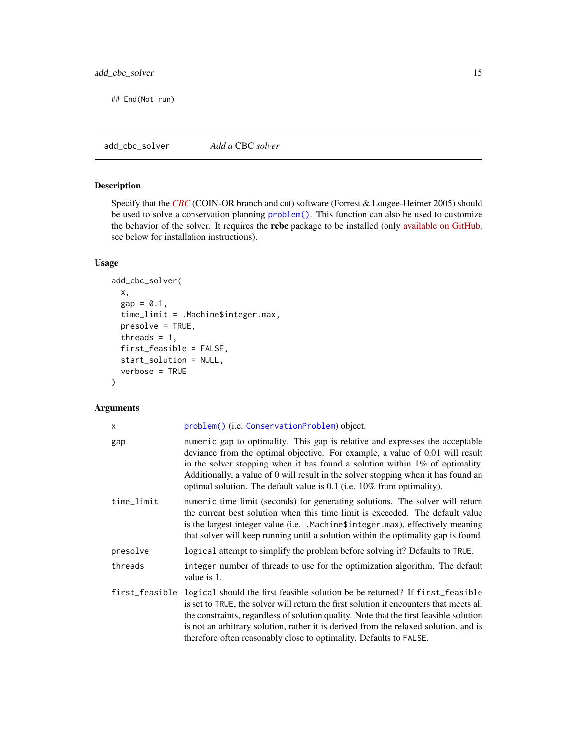```
## End(Not run)
```

## add_cbc_solver — *Add a* CBC *solver*

### Description

Specify that the *CBC* (COIN-OR branch and cut) software (Forrest & Lougee-Heimer 2005) should be used to solve a conservation planning `problem()`. This function can also be used to customize the behavior of the solver. It requires the **rcbc** package to be installed (only available on GitHub, see below for installation instructions).

### Usage

```
add_cbc_solver(
  x,
  gap = 0.1,
  time_limit = .Machine$integer.max,
  presolve = TRUE,
  threads = 1,
  first_feasible = FALSE,
  start_solution = NULL,
  verbose = TRUE
)
```

### Arguments

| | |
|---|---|
| `x` | `problem()` (i.e. `ConservationProblem`) object. |
| `gap` | `numeric` gap to optimality. This gap is relative and expresses the acceptable deviance from the optimal objective. For example, a value of 0.01 will result in the solver stopping when it has found a solution within 1% of optimality. Additionally, a value of 0 will result in the solver stopping when it has found an optimal solution. The default value is 0.1 (i.e. 10% from optimality). |
| `time_limit` | `numeric` time limit (seconds) for generating solutions. The solver will return the current best solution when this time limit is exceeded. The default value is the largest integer value (i.e. `.Machine$integer.max`), effectively meaning that solver will keep running until a solution within the optimality gap is found. |
| `presolve` | `logical` attempt to simplify the problem before solving it? Defaults to `TRUE`. |
| `threads` | `integer` number of threads to use for the optimization algorithm. The default value is 1. |
| `first_feasible` | `logical` should the first feasible solution be be returned? If `first_feasible` is set to `TRUE`, the solver will return the first solution it encounters that meets all the constraints, regardless of solution quality. Note that the first feasible solution is not an arbitrary solution, rather it is derived from the relaxed solution, and is therefore often reasonably close to optimality. Defaults to `FALSE`. |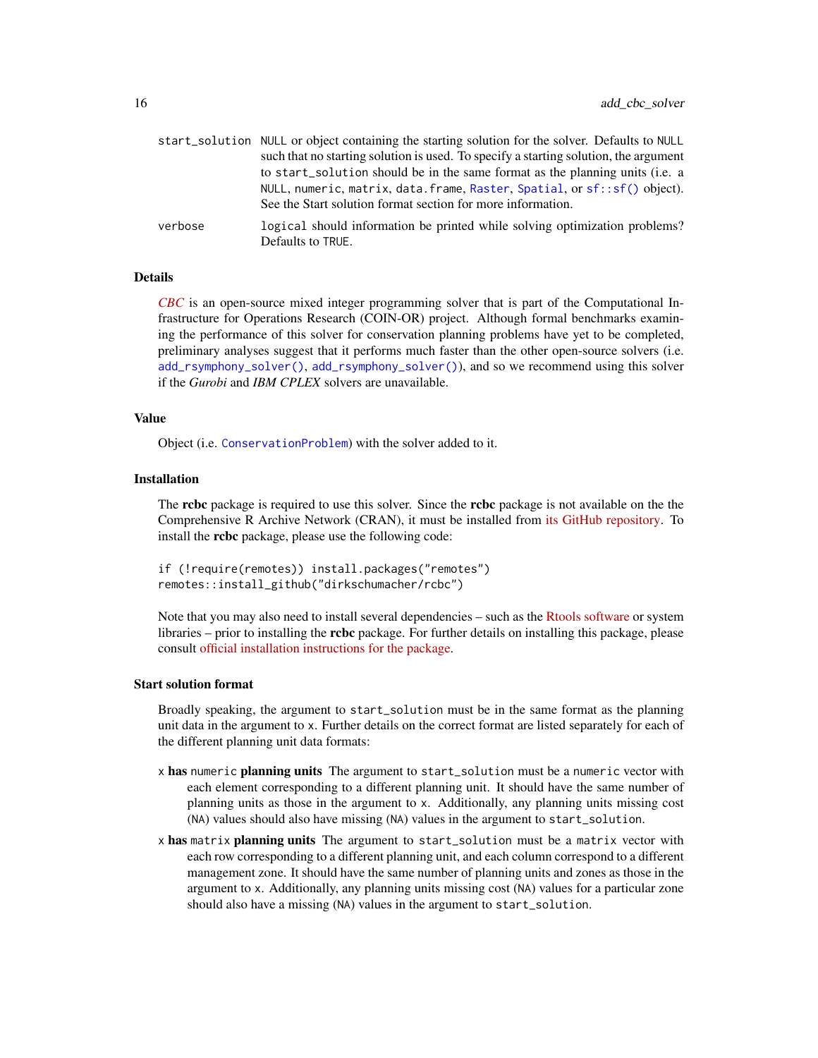start_solution
: NULL or object containing the starting solution for the solver. Defaults to NULL such that no starting solution is used. To specify a starting solution, the argument to start_solution should be in the same format as the planning units (i.e. a NULL, numeric, matrix, data.frame, Raster, Spatial, or sf::sf() object). See the Start solution format section for more information.

verbose
: logical should information be printed while solving optimization problems? Defaults to TRUE.

## Details

*CBC* is an open-source mixed integer programming solver that is part of the Computational Infrastructure for Operations Research (COIN-OR) project. Although formal benchmarks examining the performance of this solver for conservation planning problems have yet to be completed, preliminary analyses suggest that it performs much faster than the other open-source solvers (i.e. add_rsymphony_solver(), add_rsymphony_solver()), and so we recommend using this solver if the *Gurobi* and *IBM CPLEX* solvers are unavailable.

## Value

Object (i.e. ConservationProblem) with the solver added to it.

## Installation

The **rcbc** package is required to use this solver. Since the **rcbc** package is not available on the the Comprehensive R Archive Network (CRAN), it must be installed from its GitHub repository. To install the **rcbc** package, please use the following code:

```
if (!require(remotes)) install.packages("remotes")
remotes::install_github("dirkschumacher/rcbc")
```

Note that you may also need to install several dependencies – such as the Rtools software or system libraries – prior to installing the **rcbc** package. For further details on installing this package, please consult official installation instructions for the package.

## Start solution format

Broadly speaking, the argument to start_solution must be in the same format as the planning unit data in the argument to x. Further details on the correct format are listed separately for each of the different planning unit data formats:

- x **has** numeric **planning units** The argument to start_solution must be a numeric vector with each element corresponding to a different planning unit. It should have the same number of planning units as those in the argument to x. Additionally, any planning units missing cost (NA) values should also have missing (NA) values in the argument to start_solution.
- x **has** matrix **planning units** The argument to start_solution must be a matrix vector with each row corresponding to a different planning unit, and each column correspond to a different management zone. It should have the same number of planning units and zones as those in the argument to x. Additionally, any planning units missing cost (NA) values for a particular zone should also have a missing (NA) values in the argument to start_solution.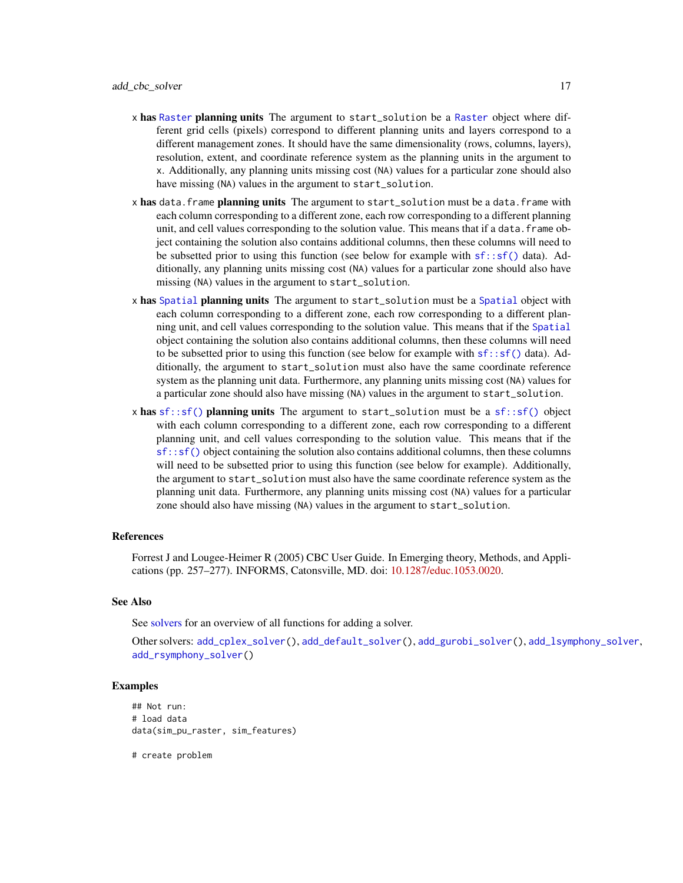- **x has Raster planning units** The argument to start_solution be a Raster object where different grid cells (pixels) correspond to different planning units and layers correspond to a different management zones. It should have the same dimensionality (rows, columns, layers), resolution, extent, and coordinate reference system as the planning units in the argument to x. Additionally, any planning units missing cost (NA) values for a particular zone should also have missing (NA) values in the argument to start_solution.
- **x has data.frame planning units** The argument to start_solution must be a data.frame with each column corresponding to a different zone, each row corresponding to a different planning unit, and cell values corresponding to the solution value. This means that if a data.frame object containing the solution also contains additional columns, then these columns will need to be subsetted prior to using this function (see below for example with sf::sf() data). Additionally, any planning units missing cost (NA) values for a particular zone should also have missing (NA) values in the argument to start_solution.
- **x has Spatial planning units** The argument to start_solution must be a Spatial object with each column corresponding to a different zone, each row corresponding to a different planning unit, and cell values corresponding to the solution value. This means that if the Spatial object containing the solution also contains additional columns, then these columns will need to be subsetted prior to using this function (see below for example with sf::sf() data). Additionally, the argument to start_solution must also have the same coordinate reference system as the planning unit data. Furthermore, any planning units missing cost (NA) values for a particular zone should also have missing (NA) values in the argument to start_solution.
- **x has sf::sf() planning units** The argument to start_solution must be a sf::sf() object with each column corresponding to a different zone, each row corresponding to a different planning unit, and cell values corresponding to the solution value. This means that if the sf::sf() object containing the solution also contains additional columns, then these columns will need to be subsetted prior to using this function (see below for example). Additionally, the argument to start_solution must also have the same coordinate reference system as the planning unit data. Furthermore, any planning units missing cost (NA) values for a particular zone should also have missing (NA) values in the argument to start_solution.

## References

Forrest J and Lougee-Heimer R (2005) CBC User Guide. In Emerging theory, Methods, and Applications (pp. 257–277). INFORMS, Catonsville, MD. doi: 10.1287/educ.1053.0020.

## See Also

See solvers for an overview of all functions for adding a solver.

Other solvers: add_cplex_solver(), add_default_solver(), add_gurobi_solver(), add_lsymphony_solver, add_rsymphony_solver()

## Examples

```
## Not run:
# load data
data(sim_pu_raster, sim_features)

# create problem
```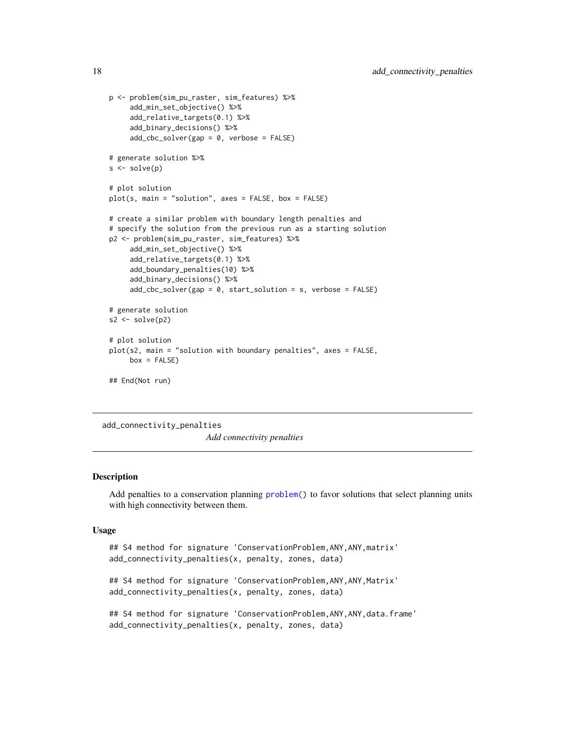```
p <- problem(sim_pu_raster, sim_features) %>%
     add_min_set_objective() %>%
     add_relative_targets(0.1) %>%
     add_binary_decisions() %>%
     add_cbc_solver(gap = 0, verbose = FALSE)

# generate solution %>%
s <- solve(p)

# plot solution
plot(s, main = "solution", axes = FALSE, box = FALSE)

# create a similar problem with boundary length penalties and
# specify the solution from the previous run as a starting solution
p2 <- problem(sim_pu_raster, sim_features) %>%
     add_min_set_objective() %>%
     add_relative_targets(0.1) %>%
     add_boundary_penalties(10) %>%
     add_binary_decisions() %>%
     add_cbc_solver(gap = 0, start_solution = s, verbose = FALSE)

# generate solution
s2 <- solve(p2)

# plot solution
plot(s2, main = "solution with boundary penalties", axes = FALSE,
     box = FALSE)

## End(Not run)
```

---

## add_connectivity_penalties

*Add connectivity penalties*

---

### Description

Add penalties to a conservation planning problem() to favor solutions that select planning units with high connectivity between them.

### Usage

```
## S4 method for signature 'ConservationProblem,ANY,ANY,matrix'
add_connectivity_penalties(x, penalty, zones, data)

## S4 method for signature 'ConservationProblem,ANY,ANY,Matrix'
add_connectivity_penalties(x, penalty, zones, data)

## S4 method for signature 'ConservationProblem,ANY,ANY,data.frame'
add_connectivity_penalties(x, penalty, zones, data)
```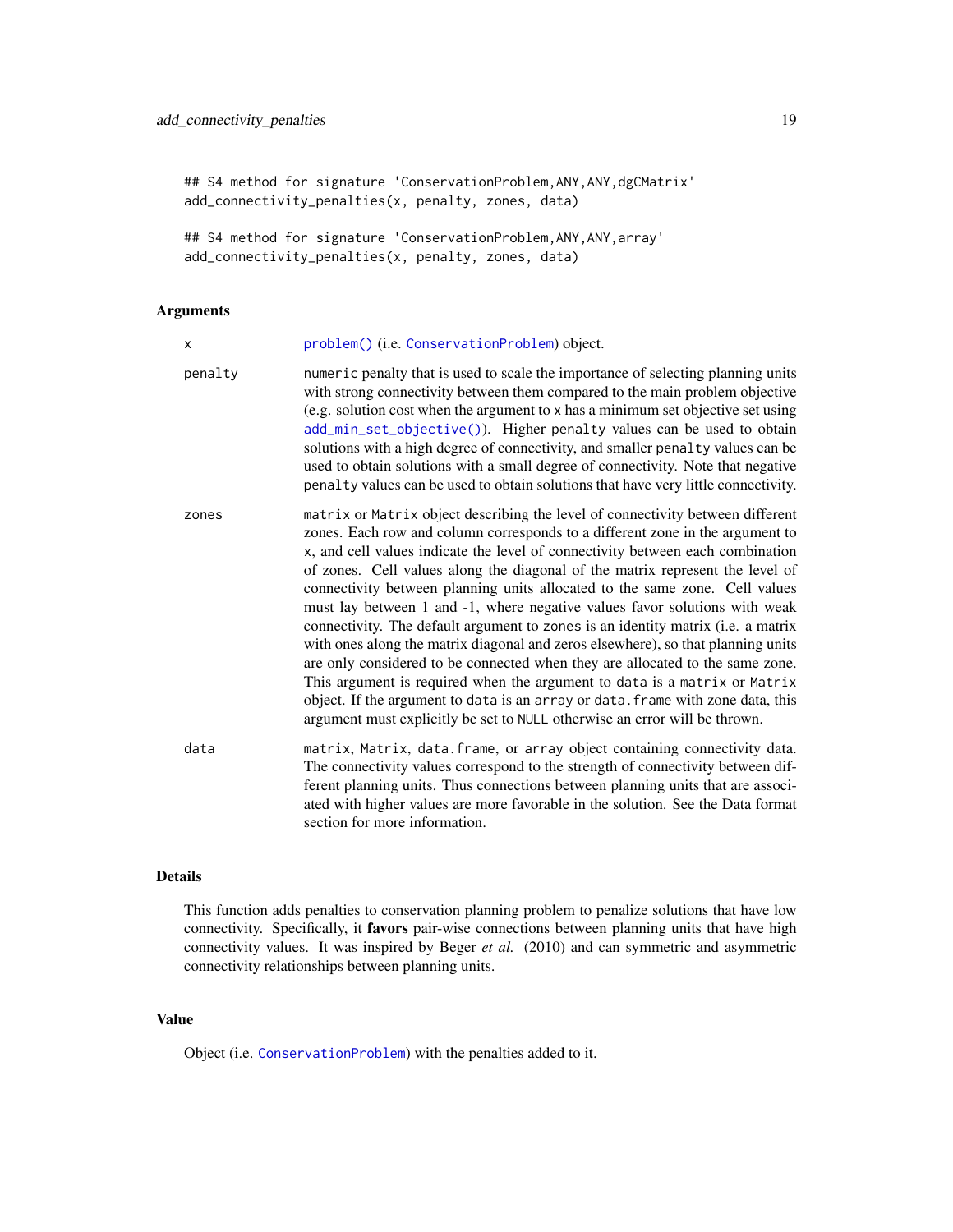```
## S4 method for signature 'ConservationProblem,ANY,ANY,dgCMatrix'
add_connectivity_penalties(x, penalty, zones, data)

## S4 method for signature 'ConservationProblem,ANY,ANY,array'
add_connectivity_penalties(x, penalty, zones, data)
```

### Arguments

- `x` — `problem()` (i.e. `ConservationProblem`) object.
- `penalty` — `numeric` penalty that is used to scale the importance of selecting planning units with strong connectivity between them compared to the main problem objective (e.g. solution cost when the argument to `x` has a minimum set objective set using `add_min_set_objective()`). Higher `penalty` values can be used to obtain solutions with a high degree of connectivity, and smaller `penalty` values can be used to obtain solutions with a small degree of connectivity. Note that negative `penalty` values can be used to obtain solutions that have very little connectivity.
- `zones` — `matrix` or `Matrix` object describing the level of connectivity between different zones. Each row and column corresponds to a different zone in the argument to `x`, and cell values indicate the level of connectivity between each combination of zones. Cell values along the diagonal of the matrix represent the level of connectivity between planning units allocated to the same zone. Cell values must lay between 1 and -1, where negative values favor solutions with weak connectivity. The default argument to `zones` is an identity matrix (i.e. a matrix with ones along the matrix diagonal and zeros elsewhere), so that planning units are only considered to be connected when they are allocated to the same zone. This argument is required when the argument to `data` is a `matrix` or `Matrix` object. If the argument to `data` is an `array` or `data.frame` with zone data, this argument must explicitly be set to `NULL` otherwise an error will be thrown.
- `data` — `matrix`, `Matrix`, `data.frame`, or `array` object containing connectivity data. The connectivity values correspond to the strength of connectivity between different planning units. Thus connections between planning units that are associated with higher values are more favorable in the solution. See the Data format section for more information.

### Details

This function adds penalties to conservation planning problem to penalize solutions that have low connectivity. Specifically, it **favors** pair-wise connections between planning units that have high connectivity values. It was inspired by Beger *et al.* (2010) and can symmetric and asymmetric connectivity relationships between planning units.

### Value

Object (i.e. `ConservationProblem`) with the penalties added to it.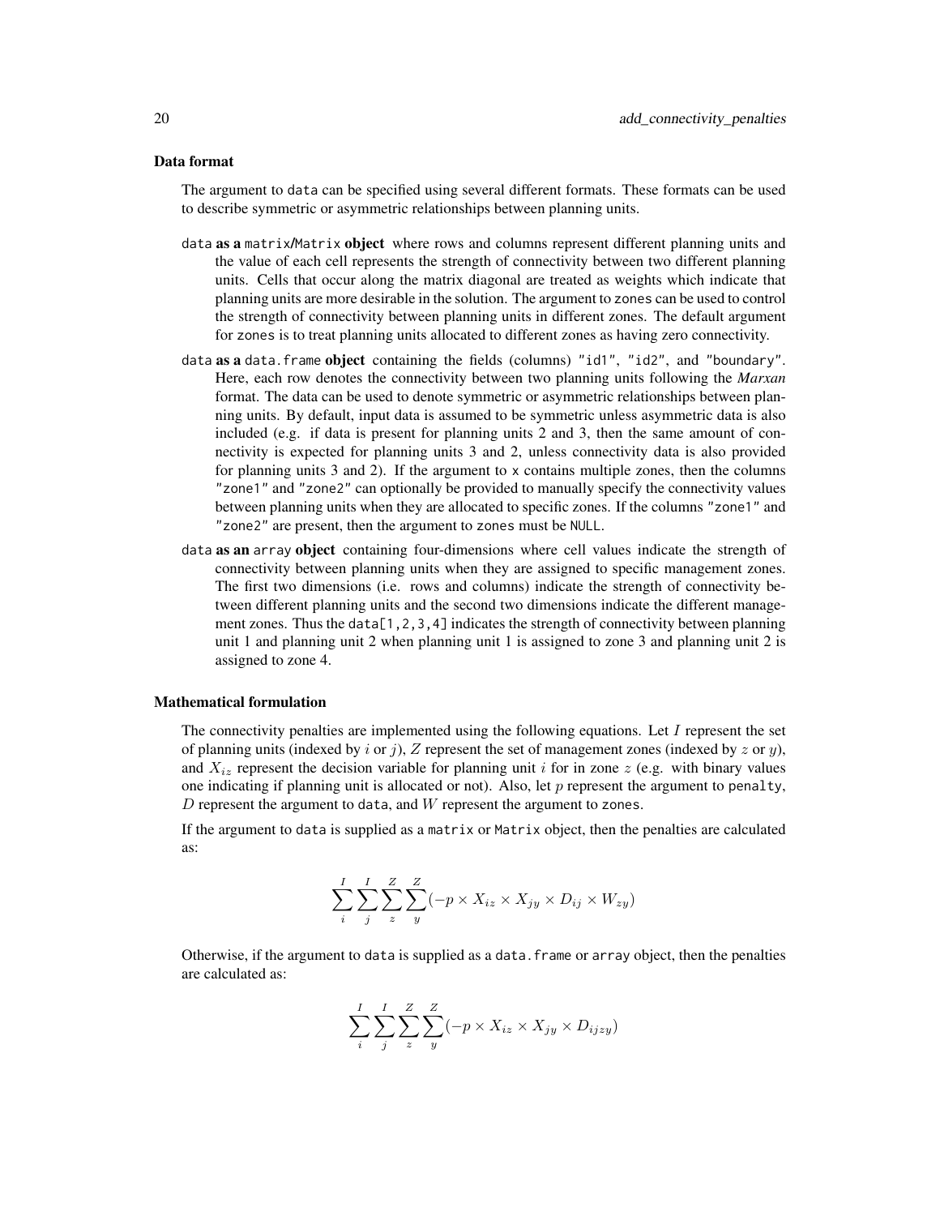### Data format

The argument to data can be specified using several different formats. These formats can be used to describe symmetric or asymmetric relationships between planning units.

**data as a matrix/Matrix object** where rows and columns represent different planning units and the value of each cell represents the strength of connectivity between two different planning units. Cells that occur along the matrix diagonal are treated as weights which indicate that planning units are more desirable in the solution. The argument to zones can be used to control the strength of connectivity between planning units in different zones. The default argument for zones is to treat planning units allocated to different zones as having zero connectivity.

**data as a data.frame object** containing the fields (columns) "id1", "id2", and "boundary". Here, each row denotes the connectivity between two planning units following the *Marxan* format. The data can be used to denote symmetric or asymmetric relationships between planning units. By default, input data is assumed to be symmetric unless asymmetric data is also included (e.g. if data is present for planning units 2 and 3, then the same amount of connectivity is expected for planning units 3 and 2, unless connectivity data is also provided for planning units 3 and 2). If the argument to x contains multiple zones, then the columns "zone1" and "zone2" can optionally be provided to manually specify the connectivity values between planning units when they are allocated to specific zones. If the columns "zone1" and "zone2" are present, then the argument to zones must be NULL.

**data as an array object** containing four-dimensions where cell values indicate the strength of connectivity between planning units when they are assigned to specific management zones. The first two dimensions (i.e. rows and columns) indicate the strength of connectivity between different planning units and the second two dimensions indicate the different management zones. Thus the data[1,2,3,4] indicates the strength of connectivity between planning unit 1 and planning unit 2 when planning unit 1 is assigned to zone 3 and planning unit 2 is assigned to zone 4.

### Mathematical formulation

The connectivity penalties are implemented using the following equations. Let $I$ represent the set of planning units (indexed by $i$ or $j$), $Z$ represent the set of management zones (indexed by $z$ or $y$), and $X_{iz}$ represent the decision variable for planning unit $i$ for in zone $z$ (e.g. with binary values one indicating if planning unit is allocated or not). Also, let $p$ represent the argument to penalty, $D$ represent the argument to data, and $W$ represent the argument to zones.

If the argument to data is supplied as a matrix or Matrix object, then the penalties are calculated as:

$$\sum_{i}^{I} \sum_{j}^{I} \sum_{z}^{Z} \sum_{y}^{Z} (-p \times X_{iz} \times X_{jy} \times D_{ij} \times W_{zy})$$

Otherwise, if the argument to data is supplied as a data.frame or array object, then the penalties are calculated as:

$$\sum_{i}^{I} \sum_{j}^{I} \sum_{z}^{Z} \sum_{y}^{Z} (-p \times X_{iz} \times X_{jy} \times D_{ijzy})$$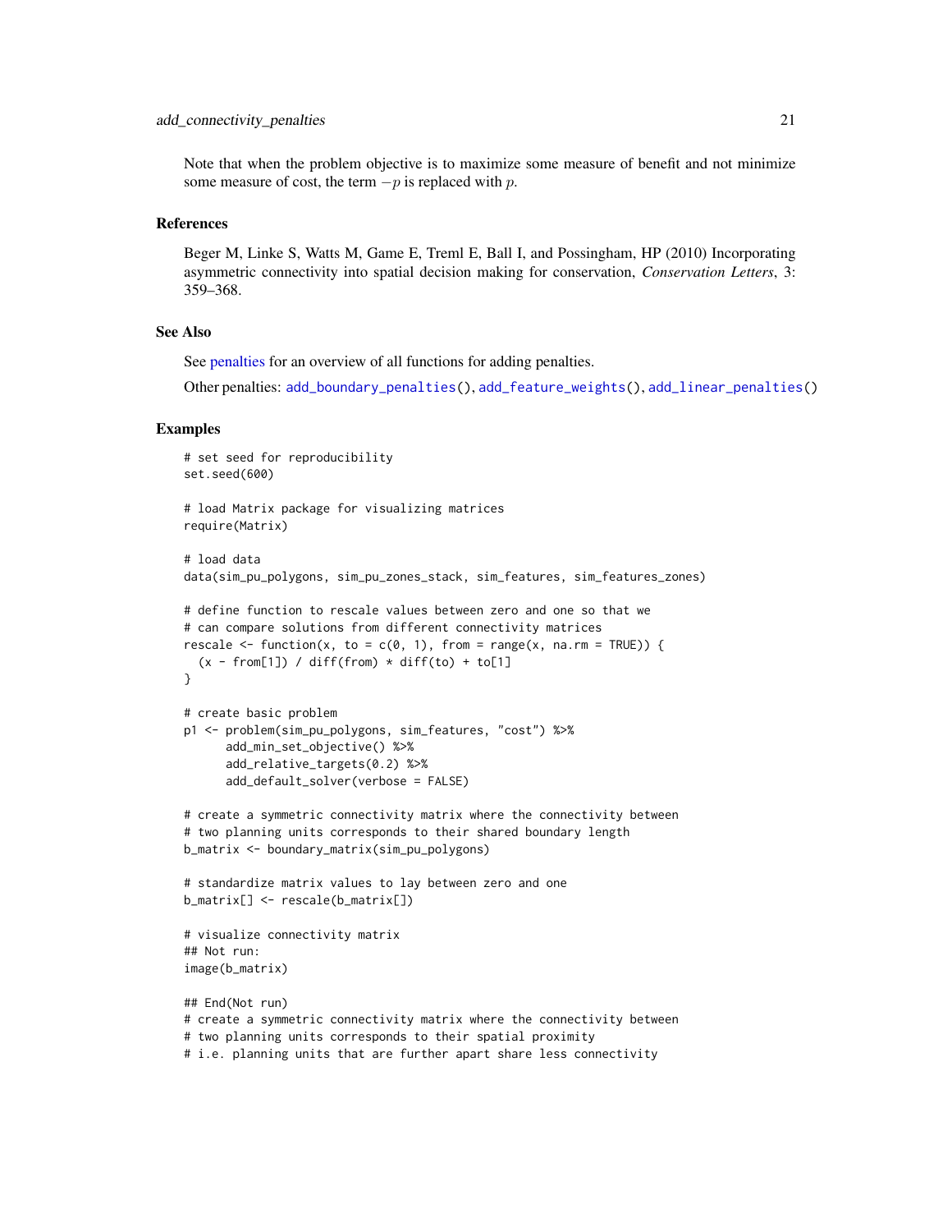Note that when the problem objective is to maximize some measure of benefit and not minimize some measure of cost, the term $-p$ is replaced with $p$.

### References

Beger M, Linke S, Watts M, Game E, Treml E, Ball I, and Possingham, HP (2010) Incorporating asymmetric connectivity into spatial decision making for conservation, *Conservation Letters*, 3: 359–368.

### See Also

See penalties for an overview of all functions for adding penalties.

Other penalties: `add_boundary_penalties()`, `add_feature_weights()`, `add_linear_penalties()`

### Examples

```
# set seed for reproducibility
set.seed(600)

# load Matrix package for visualizing matrices
require(Matrix)

# load data
data(sim_pu_polygons, sim_pu_zones_stack, sim_features, sim_features_zones)

# define function to rescale values between zero and one so that we
# can compare solutions from different connectivity matrices
rescale <- function(x, to = c(0, 1), from = range(x, na.rm = TRUE)) {
  (x - from[1]) / diff(from) * diff(to) + to[1]
}

# create basic problem
p1 <- problem(sim_pu_polygons, sim_features, "cost") %>%
      add_min_set_objective() %>%
      add_relative_targets(0.2) %>%
      add_default_solver(verbose = FALSE)

# create a symmetric connectivity matrix where the connectivity between
# two planning units corresponds to their shared boundary length
b_matrix <- boundary_matrix(sim_pu_polygons)

# standardize matrix values to lay between zero and one
b_matrix[] <- rescale(b_matrix[])

# visualize connectivity matrix
## Not run:
image(b_matrix)

## End(Not run)
# create a symmetric connectivity matrix where the connectivity between
# two planning units corresponds to their spatial proximity
# i.e. planning units that are further apart share less connectivity
```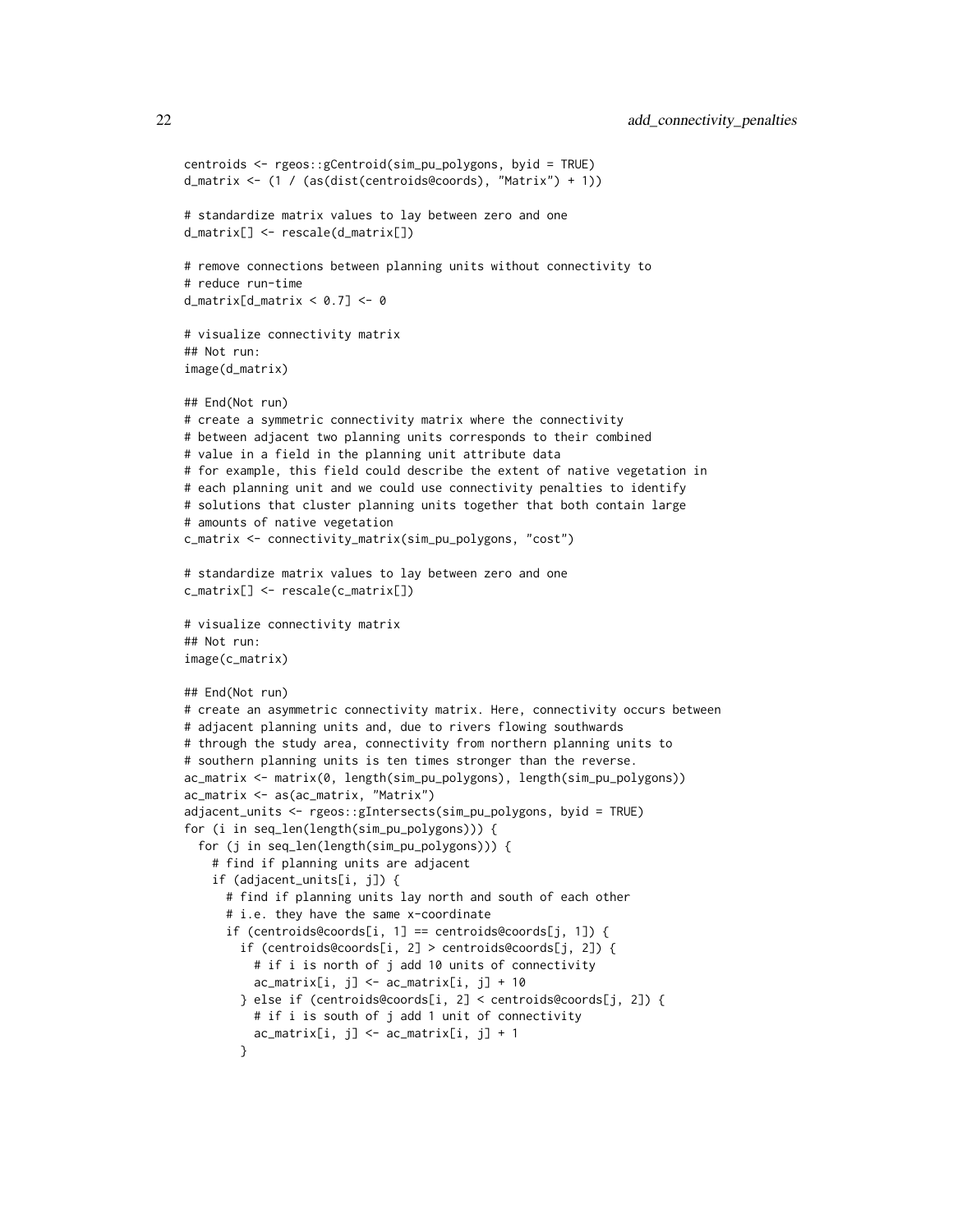```
centroids <- rgeos::gCentroid(sim_pu_polygons, byid = TRUE)
d_matrix <- (1 / (as(dist(centroids@coords), "Matrix") + 1))

# standardize matrix values to lay between zero and one
d_matrix[] <- rescale(d_matrix[])

# remove connections between planning units without connectivity to
# reduce run-time
d_matrix[d_matrix < 0.7] <- 0

# visualize connectivity matrix
## Not run:
image(d_matrix)

## End(Not run)
# create a symmetric connectivity matrix where the connectivity
# between adjacent two planning units corresponds to their combined
# value in a field in the planning unit attribute data
# for example, this field could describe the extent of native vegetation in
# each planning unit and we could use connectivity penalties to identify
# solutions that cluster planning units together that both contain large
# amounts of native vegetation
c_matrix <- connectivity_matrix(sim_pu_polygons, "cost")

# standardize matrix values to lay between zero and one
c_matrix[] <- rescale(c_matrix[])

# visualize connectivity matrix
## Not run:
image(c_matrix)

## End(Not run)
# create an asymmetric connectivity matrix. Here, connectivity occurs between
# adjacent planning units and, due to rivers flowing southwards
# through the study area, connectivity from northern planning units to
# southern planning units is ten times stronger than the reverse.
ac_matrix <- matrix(0, length(sim_pu_polygons), length(sim_pu_polygons))
ac_matrix <- as(ac_matrix, "Matrix")
adjacent_units <- rgeos::gIntersects(sim_pu_polygons, byid = TRUE)
for (i in seq_len(length(sim_pu_polygons))) {
  for (j in seq_len(length(sim_pu_polygons))) {
    # find if planning units are adjacent
    if (adjacent_units[i, j]) {
      # find if planning units lay north and south of each other
      # i.e. they have the same x-coordinate
      if (centroids@coords[i, 1] == centroids@coords[j, 1]) {
        if (centroids@coords[i, 2] > centroids@coords[j, 2]) {
          # if i is north of j add 10 units of connectivity
          ac_matrix[i, j] <- ac_matrix[i, j] + 10
        } else if (centroids@coords[i, 2] < centroids@coords[j, 2]) {
          # if i is south of j add 1 unit of connectivity
          ac_matrix[i, j] <- ac_matrix[i, j] + 1
        }
```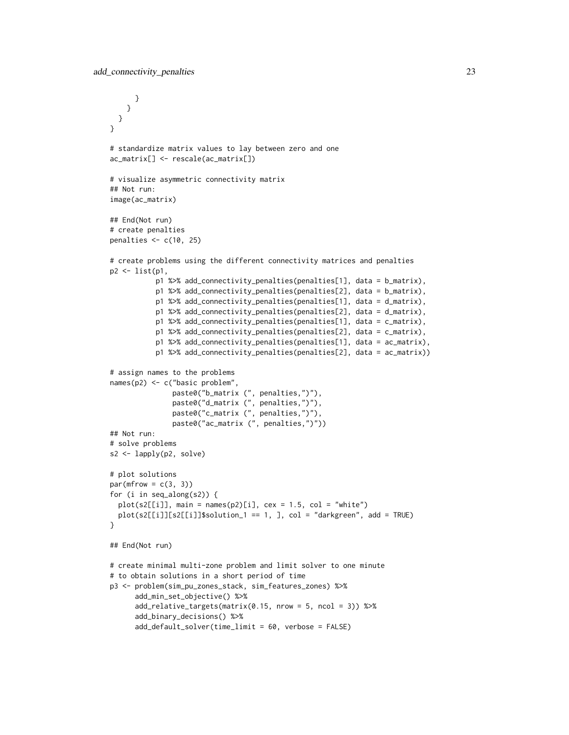```
      }
    }
  }
}

# standardize matrix values to lay between zero and one
ac_matrix[] <- rescale(ac_matrix[])

# visualize asymmetric connectivity matrix
## Not run:
image(ac_matrix)

## End(Not run)
# create penalties
penalties <- c(10, 25)

# create problems using the different connectivity matrices and penalties
p2 <- list(p1,
           p1 %>% add_connectivity_penalties(penalties[1], data = b_matrix),
           p1 %>% add_connectivity_penalties(penalties[2], data = b_matrix),
           p1 %>% add_connectivity_penalties(penalties[1], data = d_matrix),
           p1 %>% add_connectivity_penalties(penalties[2], data = d_matrix),
           p1 %>% add_connectivity_penalties(penalties[1], data = c_matrix),
           p1 %>% add_connectivity_penalties(penalties[2], data = c_matrix),
           p1 %>% add_connectivity_penalties(penalties[1], data = ac_matrix),
           p1 %>% add_connectivity_penalties(penalties[2], data = ac_matrix))

# assign names to the problems
names(p2) <- c("basic problem",
               paste0("b_matrix (", penalties,")"),
               paste0("d_matrix (", penalties,")"),
               paste0("c_matrix (", penalties,")"),
               paste0("ac_matrix (", penalties,")"))
## Not run:
# solve problems
s2 <- lapply(p2, solve)

# plot solutions
par(mfrow = c(3, 3))
for (i in seq_along(s2)) {
  plot(s2[[i]], main = names(p2)[i], cex = 1.5, col = "white")
  plot(s2[[i]][s2[[i]]$solution_1 == 1, ], col = "darkgreen", add = TRUE)
}

## End(Not run)

# create minimal multi-zone problem and limit solver to one minute
# to obtain solutions in a short period of time
p3 <- problem(sim_pu_zones_stack, sim_features_zones) %>%
      add_min_set_objective() %>%
      add_relative_targets(matrix(0.15, nrow = 5, ncol = 3)) %>%
      add_binary_decisions() %>%
      add_default_solver(time_limit = 60, verbose = FALSE)
```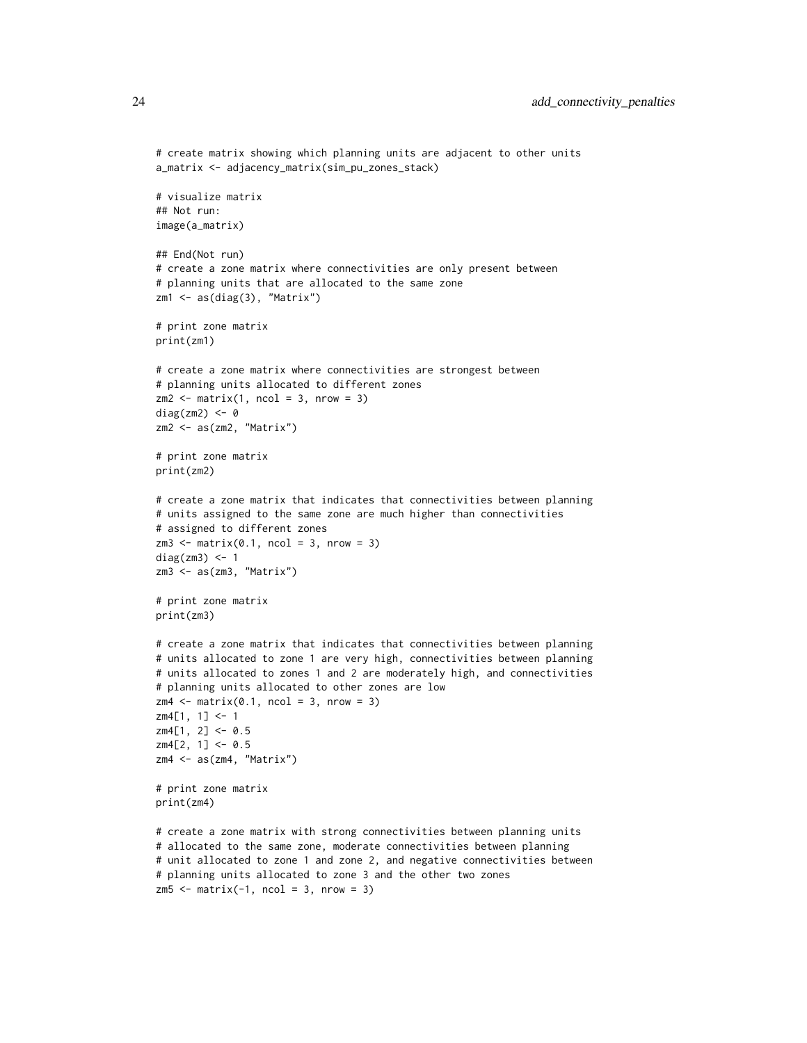```
# create matrix showing which planning units are adjacent to other units
a_matrix <- adjacency_matrix(sim_pu_zones_stack)

# visualize matrix
## Not run:
image(a_matrix)

## End(Not run)
# create a zone matrix where connectivities are only present between
# planning units that are allocated to the same zone
zm1 <- as(diag(3), "Matrix")

# print zone matrix
print(zm1)

# create a zone matrix where connectivities are strongest between
# planning units allocated to different zones
zm2 <- matrix(1, ncol = 3, nrow = 3)
diag(zm2) <- 0
zm2 <- as(zm2, "Matrix")

# print zone matrix
print(zm2)

# create a zone matrix that indicates that connectivities between planning
# units assigned to the same zone are much higher than connectivities
# assigned to different zones
zm3 <- matrix(0.1, ncol = 3, nrow = 3)
diag(zm3) <- 1
zm3 <- as(zm3, "Matrix")

# print zone matrix
print(zm3)

# create a zone matrix that indicates that connectivities between planning
# units allocated to zone 1 are very high, connectivities between planning
# units allocated to zones 1 and 2 are moderately high, and connectivities
# planning units allocated to other zones are low
zm4 <- matrix(0.1, ncol = 3, nrow = 3)
zm4[1, 1] <- 1
zm4[1, 2] <- 0.5
zm4[2, 1] <- 0.5
zm4 <- as(zm4, "Matrix")

# print zone matrix
print(zm4)

# create a zone matrix with strong connectivities between planning units
# allocated to the same zone, moderate connectivities between planning
# unit allocated to zone 1 and zone 2, and negative connectivities between
# planning units allocated to zone 3 and the other two zones
zm5 <- matrix(-1, ncol = 3, nrow = 3)
```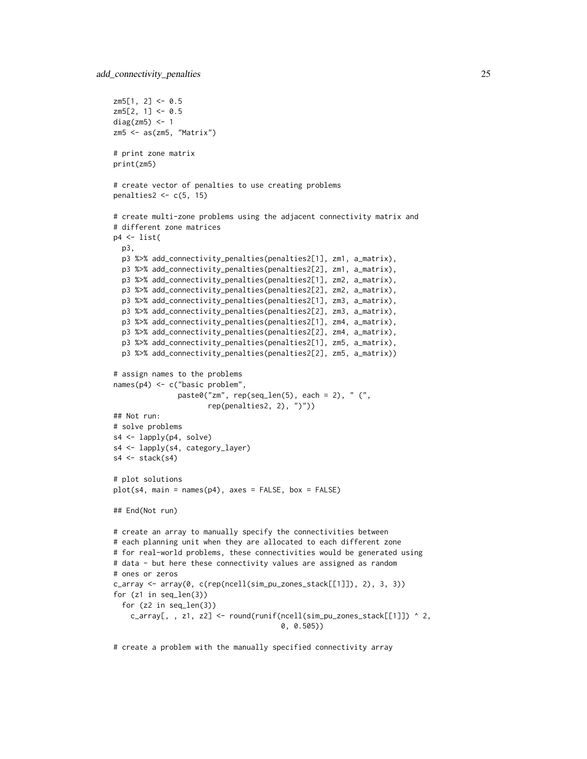```
zm5[1, 2] <- 0.5
zm5[2, 1] <- 0.5
diag(zm5) <- 1
zm5 <- as(zm5, "Matrix")

# print zone matrix
print(zm5)

# create vector of penalties to use creating problems
penalties2 <- c(5, 15)

# create multi-zone problems using the adjacent connectivity matrix and
# different zone matrices
p4 <- list(
  p3,
  p3 %>% add_connectivity_penalties(penalties2[1], zm1, a_matrix),
  p3 %>% add_connectivity_penalties(penalties2[2], zm1, a_matrix),
  p3 %>% add_connectivity_penalties(penalties2[1], zm2, a_matrix),
  p3 %>% add_connectivity_penalties(penalties2[2], zm2, a_matrix),
  p3 %>% add_connectivity_penalties(penalties2[1], zm3, a_matrix),
  p3 %>% add_connectivity_penalties(penalties2[2], zm3, a_matrix),
  p3 %>% add_connectivity_penalties(penalties2[1], zm4, a_matrix),
  p3 %>% add_connectivity_penalties(penalties2[2], zm4, a_matrix),
  p3 %>% add_connectivity_penalties(penalties2[1], zm5, a_matrix),
  p3 %>% add_connectivity_penalties(penalties2[2], zm5, a_matrix))

# assign names to the problems
names(p4) <- c("basic problem",
               paste0("zm", rep(seq_len(5), each = 2), " (",
                      rep(penalties2, 2), ")"))
## Not run:
# solve problems
s4 <- lapply(p4, solve)
s4 <- lapply(s4, category_layer)
s4 <- stack(s4)

# plot solutions
plot(s4, main = names(p4), axes = FALSE, box = FALSE)

## End(Not run)

# create an array to manually specify the connectivities between
# each planning unit when they are allocated to each different zone
# for real-world problems, these connectivities would be generated using
# data - but here these connectivity values are assigned as random
# ones or zeros
c_array <- array(0, c(rep(ncell(sim_pu_zones_stack[[1]]), 2), 3, 3))
for (z1 in seq_len(3))
  for (z2 in seq_len(3))
    c_array[, , z1, z2] <- round(runif(ncell(sim_pu_zones_stack[[1]]) ^ 2,
                                       0, 0.505))

# create a problem with the manually specified connectivity array
```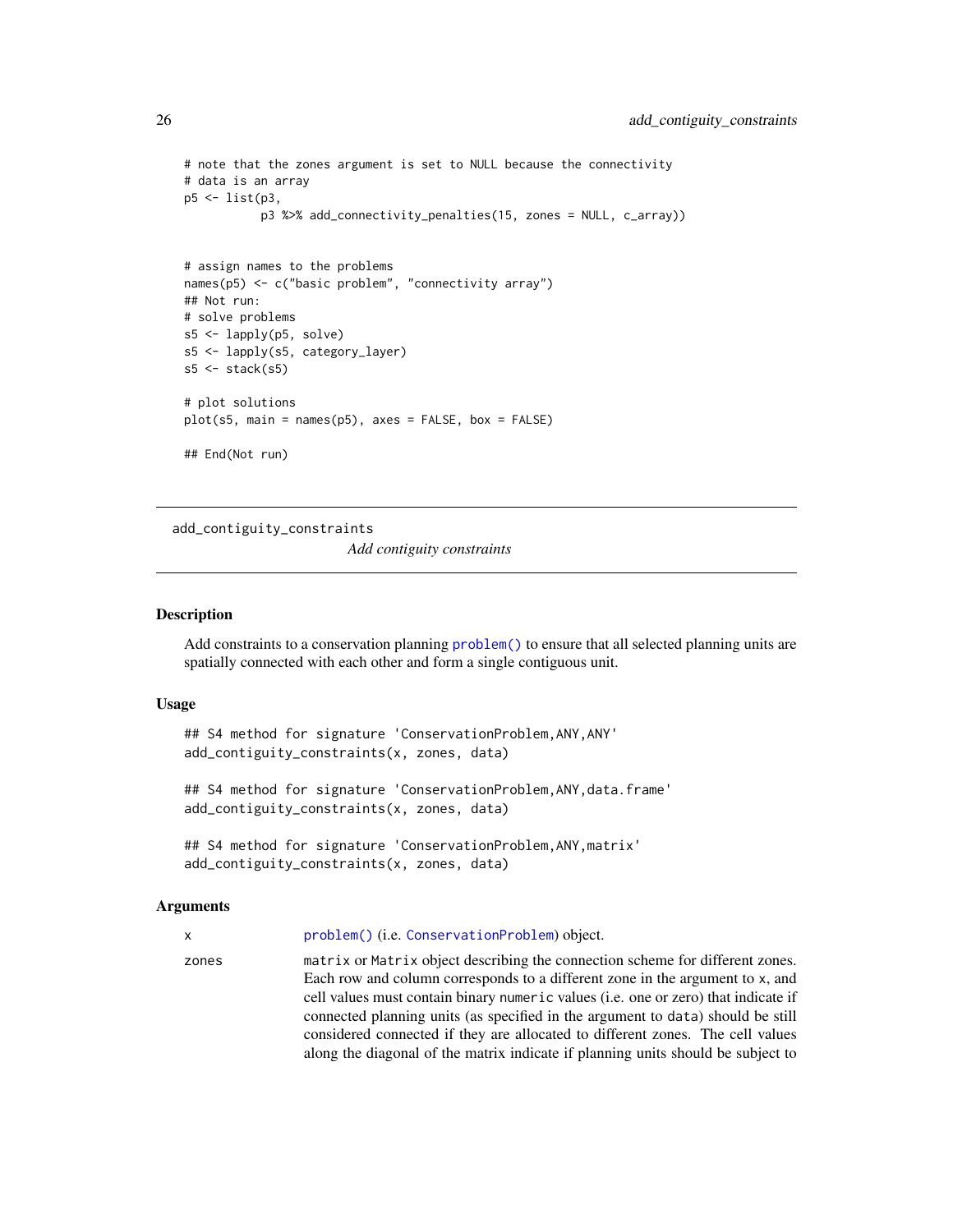```
# note that the zones argument is set to NULL because the connectivity
# data is an array
p5 <- list(p3,
           p3 %>% add_connectivity_penalties(15, zones = NULL, c_array))


# assign names to the problems
names(p5) <- c("basic problem", "connectivity array")
## Not run:
# solve problems
s5 <- lapply(p5, solve)
s5 <- lapply(s5, category_layer)
s5 <- stack(s5)

# plot solutions
plot(s5, main = names(p5), axes = FALSE, box = FALSE)

## End(Not run)
```

---

`add_contiguity_constraints` *Add contiguity constraints*

---

## Description

Add constraints to a conservation planning problem() to ensure that all selected planning units are spatially connected with each other and form a single contiguous unit.

## Usage

```
## S4 method for signature 'ConservationProblem,ANY,ANY'
add_contiguity_constraints(x, zones, data)

## S4 method for signature 'ConservationProblem,ANY,data.frame'
add_contiguity_constraints(x, zones, data)

## S4 method for signature 'ConservationProblem,ANY,matrix'
add_contiguity_constraints(x, zones, data)
```

## Arguments

| | |
|---|---|
| x | problem() (i.e. ConservationProblem) object. |
| zones | matrix or Matrix object describing the connection scheme for different zones. Each row and column corresponds to a different zone in the argument to x, and cell values must contain binary numeric values (i.e. one or zero) that indicate if connected planning units (as specified in the argument to data) should be still considered connected if they are allocated to different zones. The cell values along the diagonal of the matrix indicate if planning units should be subject to |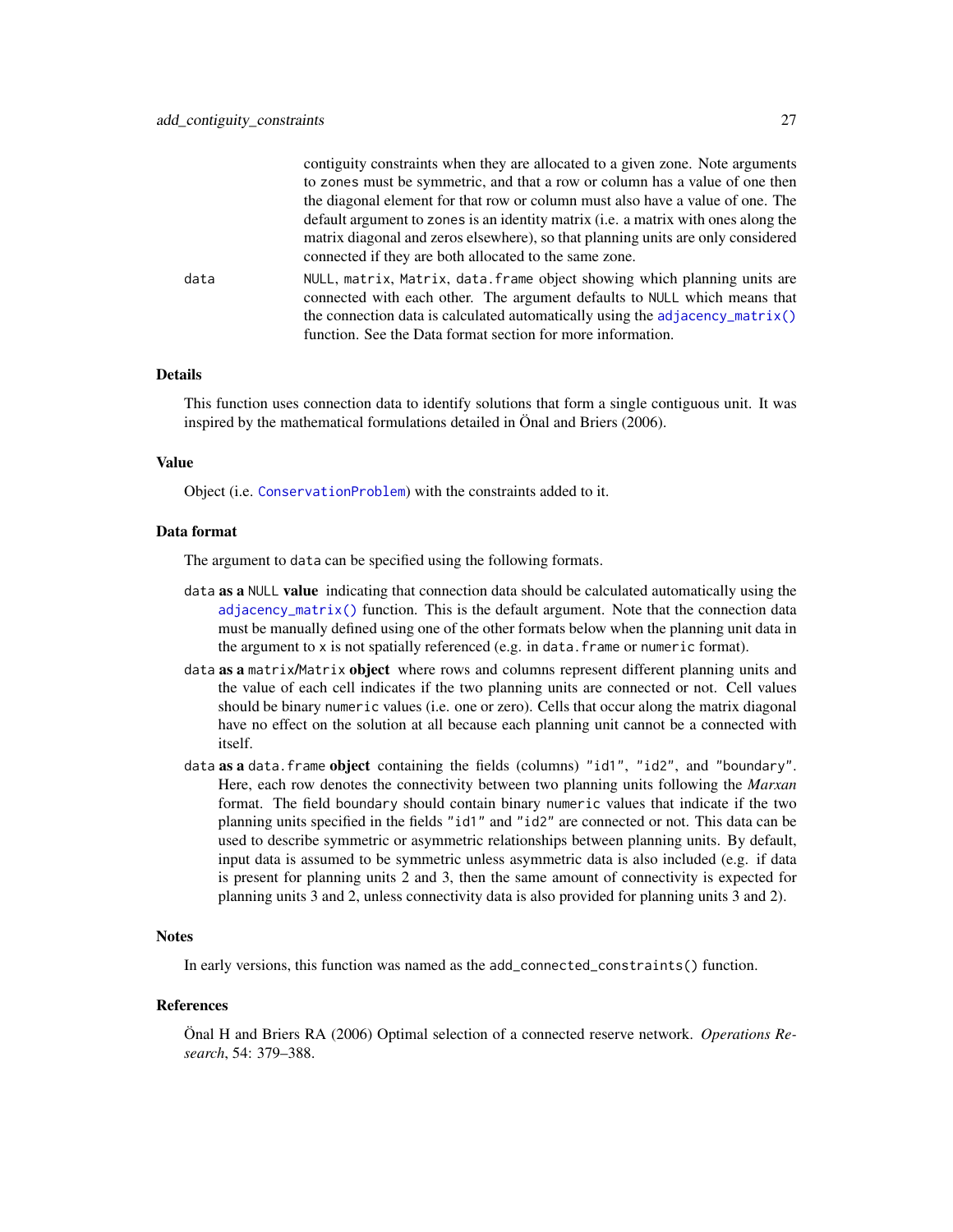contiguity constraints when they are allocated to a given zone. Note arguments to `zones` must be symmetric, and that a row or column has a value of one then the diagonal element for that row or column must also have a value of one. The default argument to `zones` is an identity matrix (i.e. a matrix with ones along the matrix diagonal and zeros elsewhere), so that planning units are only considered connected if they are both allocated to the same zone.

`data` — `NULL`, `matrix`, `Matrix`, `data.frame` object showing which planning units are connected with each other. The argument defaults to `NULL` which means that the connection data is calculated automatically using the `adjacency_matrix()` function. See the Data format section for more information.

### Details

This function uses connection data to identify solutions that form a single contiguous unit. It was inspired by the mathematical formulations detailed in Önal and Briers (2006).

### Value

Object (i.e. `ConservationProblem`) with the constraints added to it.

### Data format

The argument to `data` can be specified using the following formats.

- **`data` as a `NULL` value** indicating that connection data should be calculated automatically using the `adjacency_matrix()` function. This is the default argument. Note that the connection data must be manually defined using one of the other formats below when the planning unit data in the argument to `x` is not spatially referenced (e.g. in `data.frame` or `numeric` format).
- **`data` as a `matrix`/`Matrix` object** where rows and columns represent different planning units and the value of each cell indicates if the two planning units are connected or not. Cell values should be binary `numeric` values (i.e. one or zero). Cells that occur along the matrix diagonal have no effect on the solution at all because each planning unit cannot be a connected with itself.
- **`data` as a `data.frame` object** containing the fields (columns) `"id1"`, `"id2"`, and `"boundary"`. Here, each row denotes the connectivity between two planning units following the *Marxan* format. The field `boundary` should contain binary `numeric` values that indicate if the two planning units specified in the fields `"id1"` and `"id2"` are connected or not. This data can be used to describe symmetric or asymmetric relationships between planning units. By default, input data is assumed to be symmetric unless asymmetric data is also included (e.g. if data is present for planning units 2 and 3, then the same amount of connectivity is expected for planning units 3 and 2, unless connectivity data is also provided for planning units 3 and 2).

### Notes

In early versions, this function was named as the `add_connected_constraints()` function.

### References

Önal H and Briers RA (2006) Optimal selection of a connected reserve network. *Operations Research*, 54: 379–388.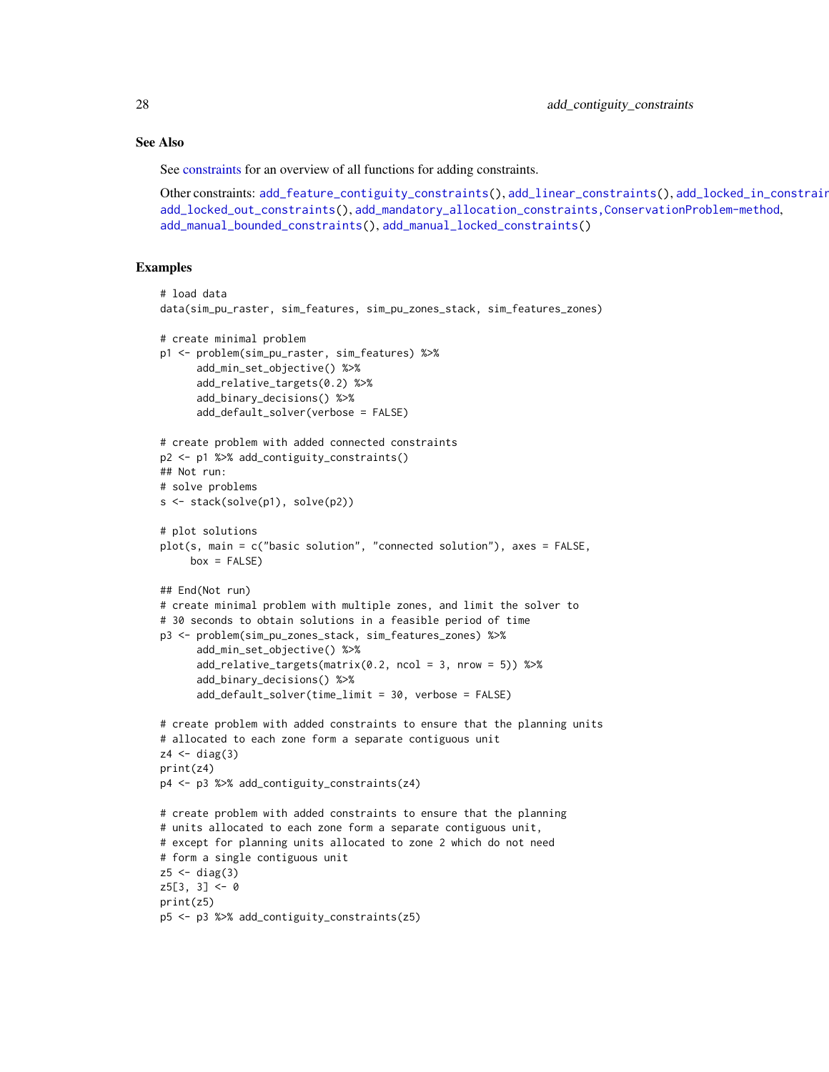## See Also

See constraints for an overview of all functions for adding constraints.

Other constraints: `add_feature_contiguity_constraints()`, `add_linear_constraints()`, `add_locked_in_constraints()`, `add_locked_out_constraints()`, `add_mandatory_allocation_constraints,ConservationProblem-method`, `add_manual_bounded_constraints()`, `add_manual_locked_constraints()`

## Examples

```
# load data
data(sim_pu_raster, sim_features, sim_pu_zones_stack, sim_features_zones)

# create minimal problem
p1 <- problem(sim_pu_raster, sim_features) %>%
      add_min_set_objective() %>%
      add_relative_targets(0.2) %>%
      add_binary_decisions() %>%
      add_default_solver(verbose = FALSE)

# create problem with added connected constraints
p2 <- p1 %>% add_contiguity_constraints()
## Not run:
# solve problems
s <- stack(solve(p1), solve(p2))

# plot solutions
plot(s, main = c("basic solution", "connected solution"), axes = FALSE,
     box = FALSE)

## End(Not run)
# create minimal problem with multiple zones, and limit the solver to
# 30 seconds to obtain solutions in a feasible period of time
p3 <- problem(sim_pu_zones_stack, sim_features_zones) %>%
      add_min_set_objective() %>%
      add_relative_targets(matrix(0.2, ncol = 3, nrow = 5)) %>%
      add_binary_decisions() %>%
      add_default_solver(time_limit = 30, verbose = FALSE)

# create problem with added constraints to ensure that the planning units
# allocated to each zone form a separate contiguous unit
z4 <- diag(3)
print(z4)
p4 <- p3 %>% add_contiguity_constraints(z4)

# create problem with added constraints to ensure that the planning
# units allocated to each zone form a separate contiguous unit,
# except for planning units allocated to zone 2 which do not need
# form a single contiguous unit
z5 <- diag(3)
z5[3, 3] <- 0
print(z5)
p5 <- p3 %>% add_contiguity_constraints(z5)
```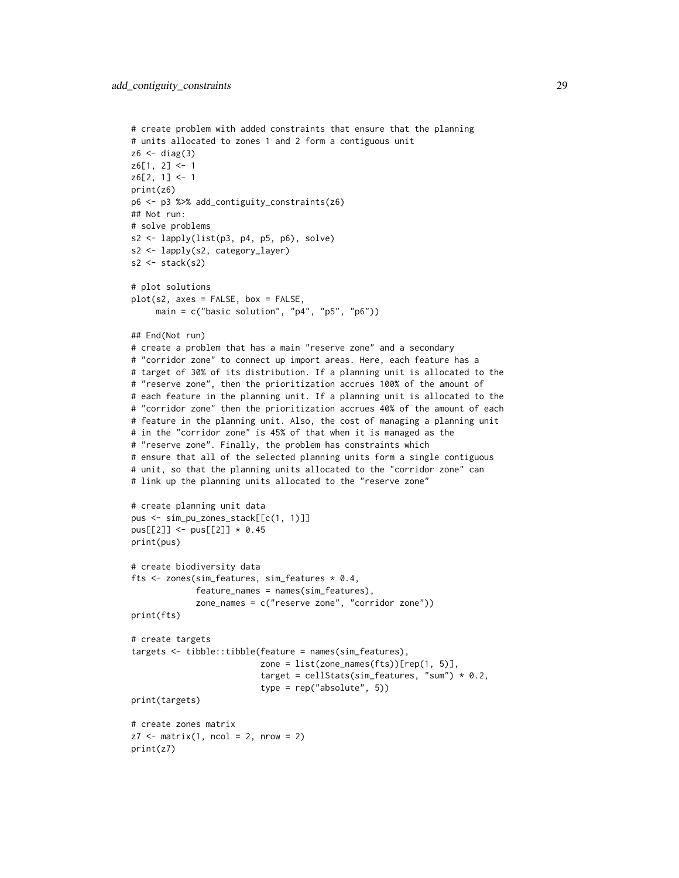```
# create problem with added constraints that ensure that the planning
# units allocated to zones 1 and 2 form a contiguous unit
z6 <- diag(3)
z6[1, 2] <- 1
z6[2, 1] <- 1
print(z6)
p6 <- p3 %>% add_contiguity_constraints(z6)
## Not run:
# solve problems
s2 <- lapply(list(p3, p4, p5, p6), solve)
s2 <- lapply(s2, category_layer)
s2 <- stack(s2)

# plot solutions
plot(s2, axes = FALSE, box = FALSE,
     main = c("basic solution", "p4", "p5", "p6"))

## End(Not run)
# create a problem that has a main "reserve zone" and a secondary
# "corridor zone" to connect up import areas. Here, each feature has a
# target of 30% of its distribution. If a planning unit is allocated to the
# "reserve zone", then the prioritization accrues 100% of the amount of
# each feature in the planning unit. If a planning unit is allocated to the
# "corridor zone" then the prioritization accrues 40% of the amount of each
# feature in the planning unit. Also, the cost of managing a planning unit
# in the "corridor zone" is 45% of that when it is managed as the
# "reserve zone". Finally, the problem has constraints which
# ensure that all of the selected planning units form a single contiguous
# unit, so that the planning units allocated to the "corridor zone" can
# link up the planning units allocated to the "reserve zone"

# create planning unit data
pus <- sim_pu_zones_stack[[c(1, 1)]]
pus[[2]] <- pus[[2]] * 0.45
print(pus)

# create biodiversity data
fts <- zones(sim_features, sim_features * 0.4,
             feature_names = names(sim_features),
             zone_names = c("reserve zone", "corridor zone"))
print(fts)

# create targets
targets <- tibble::tibble(feature = names(sim_features),
                          zone = list(zone_names(fts))[rep(1, 5)],
                          target = cellStats(sim_features, "sum") * 0.2,
                          type = rep("absolute", 5))
print(targets)

# create zones matrix
z7 <- matrix(1, ncol = 2, nrow = 2)
print(z7)
```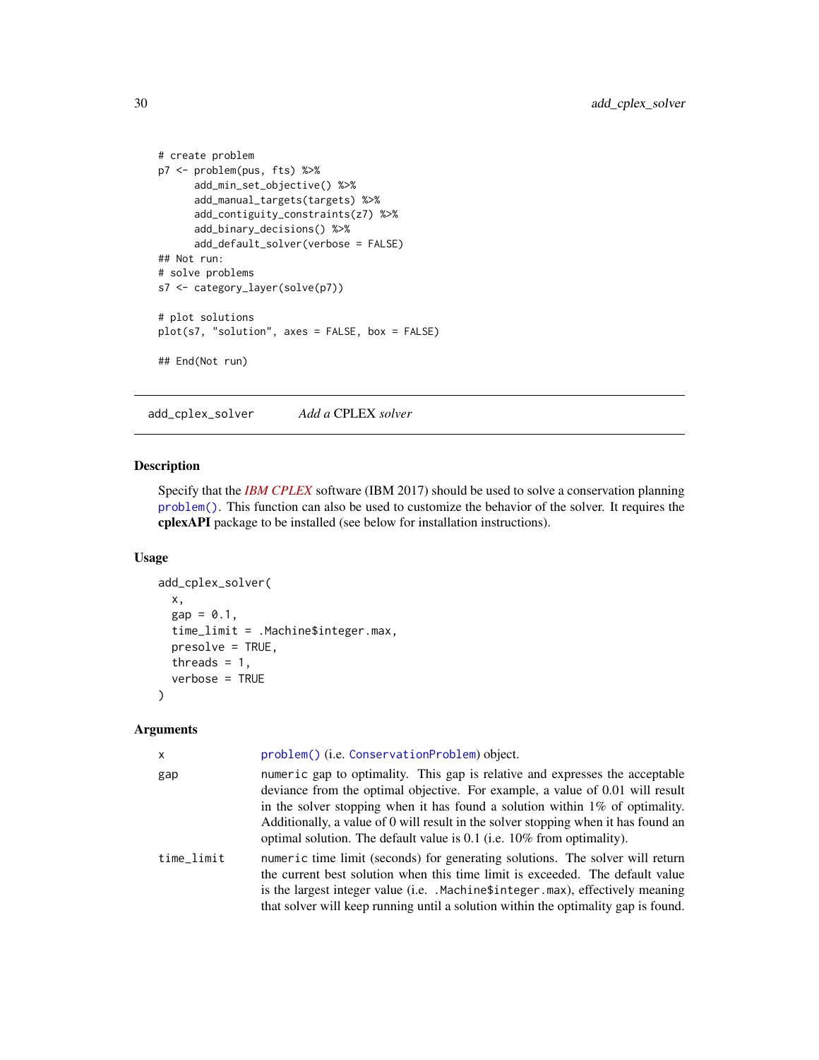```
# create problem
p7 <- problem(pus, fts) %>%
      add_min_set_objective() %>%
      add_manual_targets(targets) %>%
      add_contiguity_constraints(z7) %>%
      add_binary_decisions() %>%
      add_default_solver(verbose = FALSE)
## Not run:
# solve problems
s7 <- category_layer(solve(p7))

# plot solutions
plot(s7, "solution", axes = FALSE, box = FALSE)

## End(Not run)
```

---

## add_cplex_solver — *Add a* CPLEX *solver*

### Description

Specify that the *IBM CPLEX* software (IBM 2017) should be used to solve a conservation planning `problem()`. This function can also be used to customize the behavior of the solver. It requires the **cplexAPI** package to be installed (see below for installation instructions).

### Usage

```
add_cplex_solver(
  x,
  gap = 0.1,
  time_limit = .Machine$integer.max,
  presolve = TRUE,
  threads = 1,
  verbose = TRUE
)
```

### Arguments

| | |
|---|---|
| `x` | `problem()` (i.e. `ConservationProblem`) object. |
| `gap` | `numeric` gap to optimality. This gap is relative and expresses the acceptable deviance from the optimal objective. For example, a value of 0.01 will result in the solver stopping when it has found a solution within 1% of optimality. Additionally, a value of 0 will result in the solver stopping when it has found an optimal solution. The default value is 0.1 (i.e. 10% from optimality). |
| `time_limit` | `numeric` time limit (seconds) for generating solutions. The solver will return the current best solution when this time limit is exceeded. The default value is the largest integer value (i.e. `.Machine$integer.max`), effectively meaning that solver will keep running until a solution within the optimality gap is found. |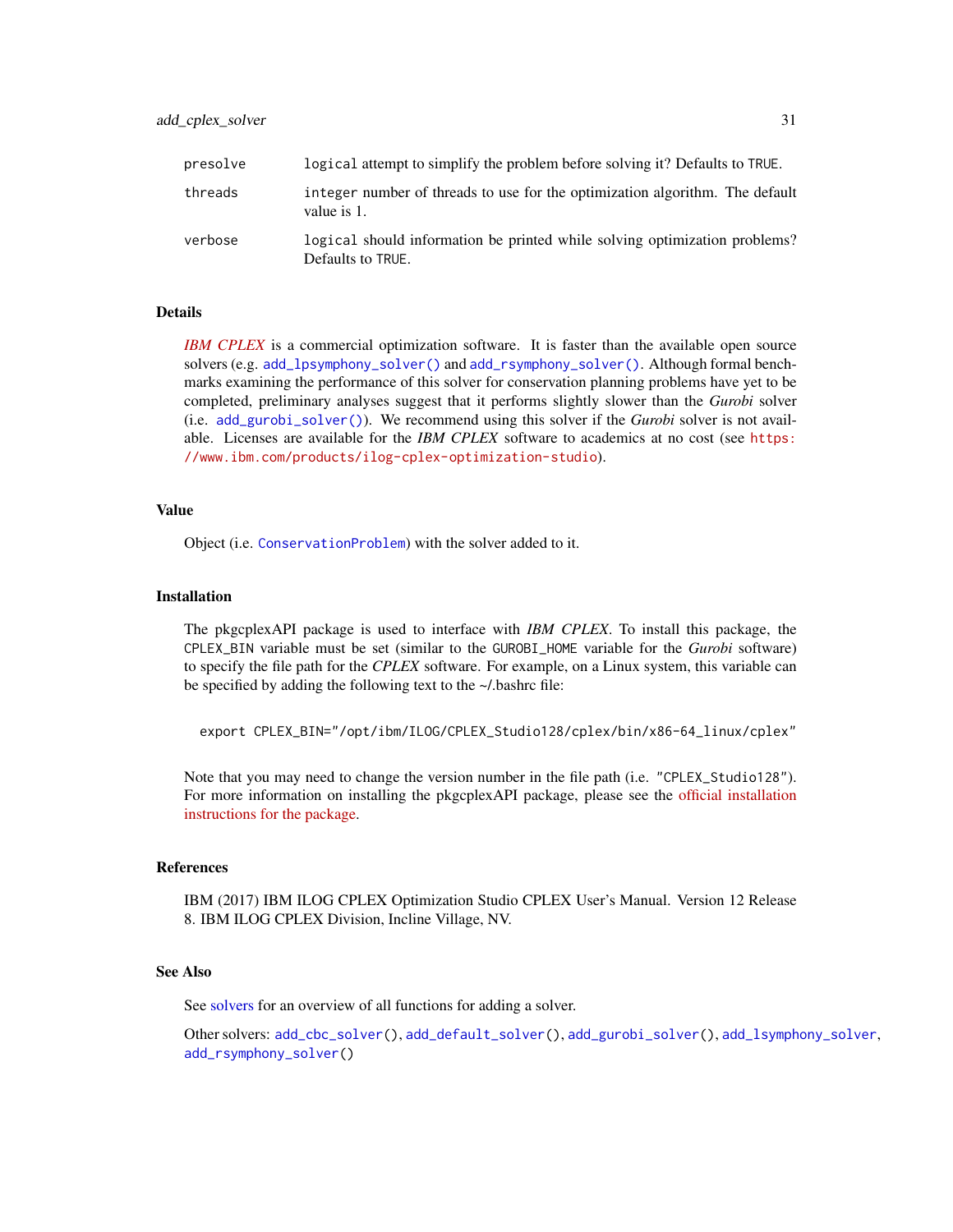| | |
|---|---|
| presolve | `logical` attempt to simplify the problem before solving it? Defaults to `TRUE`. |
| threads | `integer` number of threads to use for the optimization algorithm. The default value is 1. |
| verbose | `logical` should information be printed while solving optimization problems? Defaults to `TRUE`. |

## Details

*IBM CPLEX* is a commercial optimization software. It is faster than the available open source solvers (e.g. `add_lpsymphony_solver()` and `add_rsymphony_solver()`. Although formal benchmarks examining the performance of this solver for conservation planning problems have yet to be completed, preliminary analyses suggest that it performs slightly slower than the *Gurobi* solver (i.e. `add_gurobi_solver()`). We recommend using this solver if the *Gurobi* solver is not available. Licenses are available for the *IBM CPLEX* software to academics at no cost (see https://www.ibm.com/products/ilog-cplex-optimization-studio).

## Value

Object (i.e. `ConservationProblem`) with the solver added to it.

## Installation

The pkgcplexAPI package is used to interface with *IBM CPLEX*. To install this package, the `CPLEX_BIN` variable must be set (similar to the `GUROBI_HOME` variable for the *Gurobi* software) to specify the file path for the *CPLEX* software. For example, on a Linux system, this variable can be specified by adding the following text to the ~/.bashrc file:

```
export CPLEX_BIN="/opt/ibm/ILOG/CPLEX_Studio128/cplex/bin/x86-64_linux/cplex"
```

Note that you may need to change the version number in the file path (i.e. `"CPLEX_Studio128"`). For more information on installing the pkgcplexAPI package, please see the official installation instructions for the package.

## References

IBM (2017) IBM ILOG CPLEX Optimization Studio CPLEX User's Manual. Version 12 Release 8. IBM ILOG CPLEX Division, Incline Village, NV.

## See Also

See solvers for an overview of all functions for adding a solver.

Other solvers: `add_cbc_solver()`, `add_default_solver()`, `add_gurobi_solver()`, `add_lsymphony_solver`, `add_rsymphony_solver()`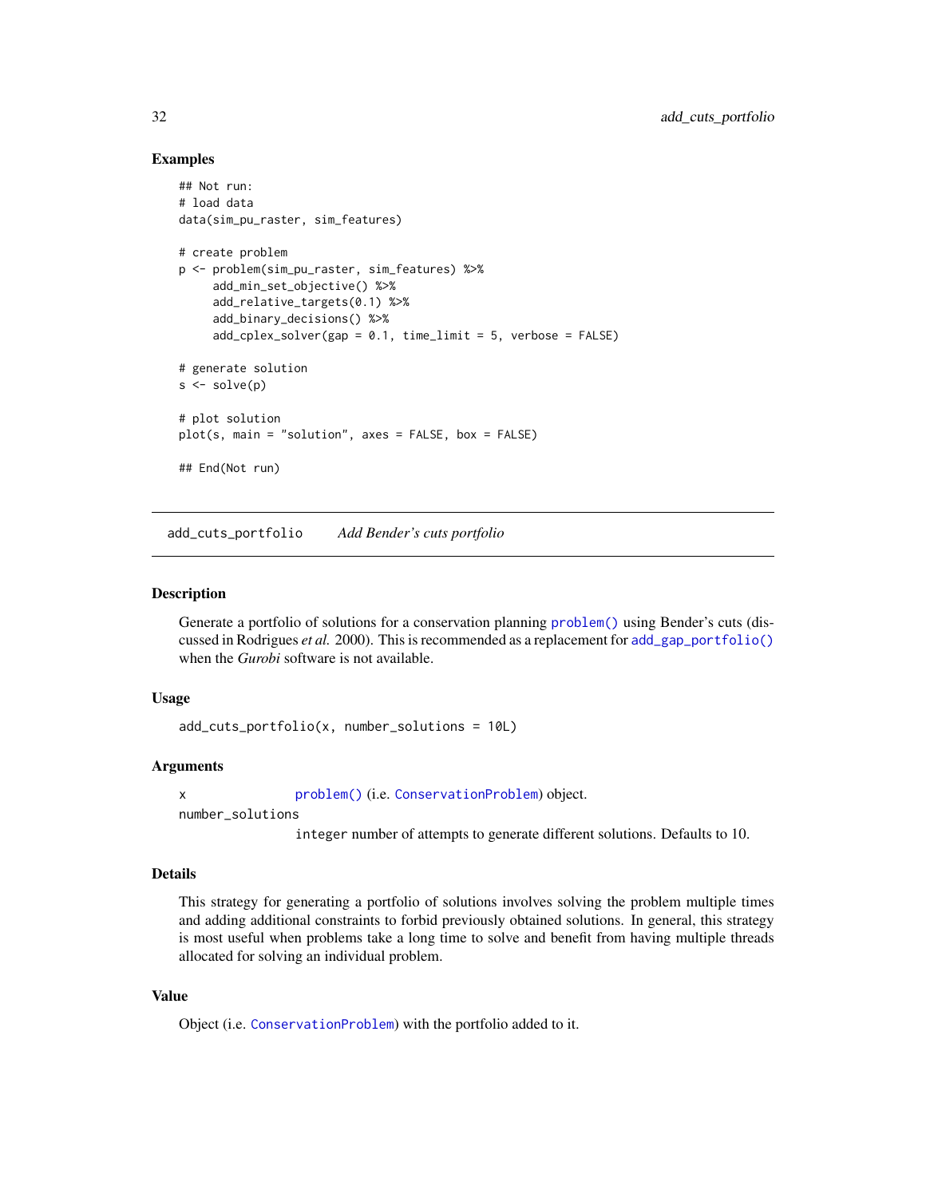## Examples

```
## Not run:
# load data
data(sim_pu_raster, sim_features)

# create problem
p <- problem(sim_pu_raster, sim_features) %>%
     add_min_set_objective() %>%
     add_relative_targets(0.1) %>%
     add_binary_decisions() %>%
     add_cplex_solver(gap = 0.1, time_limit = 5, verbose = FALSE)

# generate solution
s <- solve(p)

# plot solution
plot(s, main = "solution", axes = FALSE, box = FALSE)

## End(Not run)
```

---

# add_cuts_portfolio    *Add Bender's cuts portfolio*

## Description

Generate a portfolio of solutions for a conservation planning `problem()` using Bender's cuts (discussed in Rodrigues *et al.* 2000). This is recommended as a replacement for `add_gap_portfolio()` when the *Gurobi* software is not available.

## Usage

```
add_cuts_portfolio(x, number_solutions = 10L)
```

## Arguments

x — `problem()` (i.e. `ConservationProblem`) object.

number_solutions — `integer` number of attempts to generate different solutions. Defaults to 10.

## Details

This strategy for generating a portfolio of solutions involves solving the problem multiple times and adding additional constraints to forbid previously obtained solutions. In general, this strategy is most useful when problems take a long time to solve and benefit from having multiple threads allocated for solving an individual problem.

## Value

Object (i.e. `ConservationProblem`) with the portfolio added to it.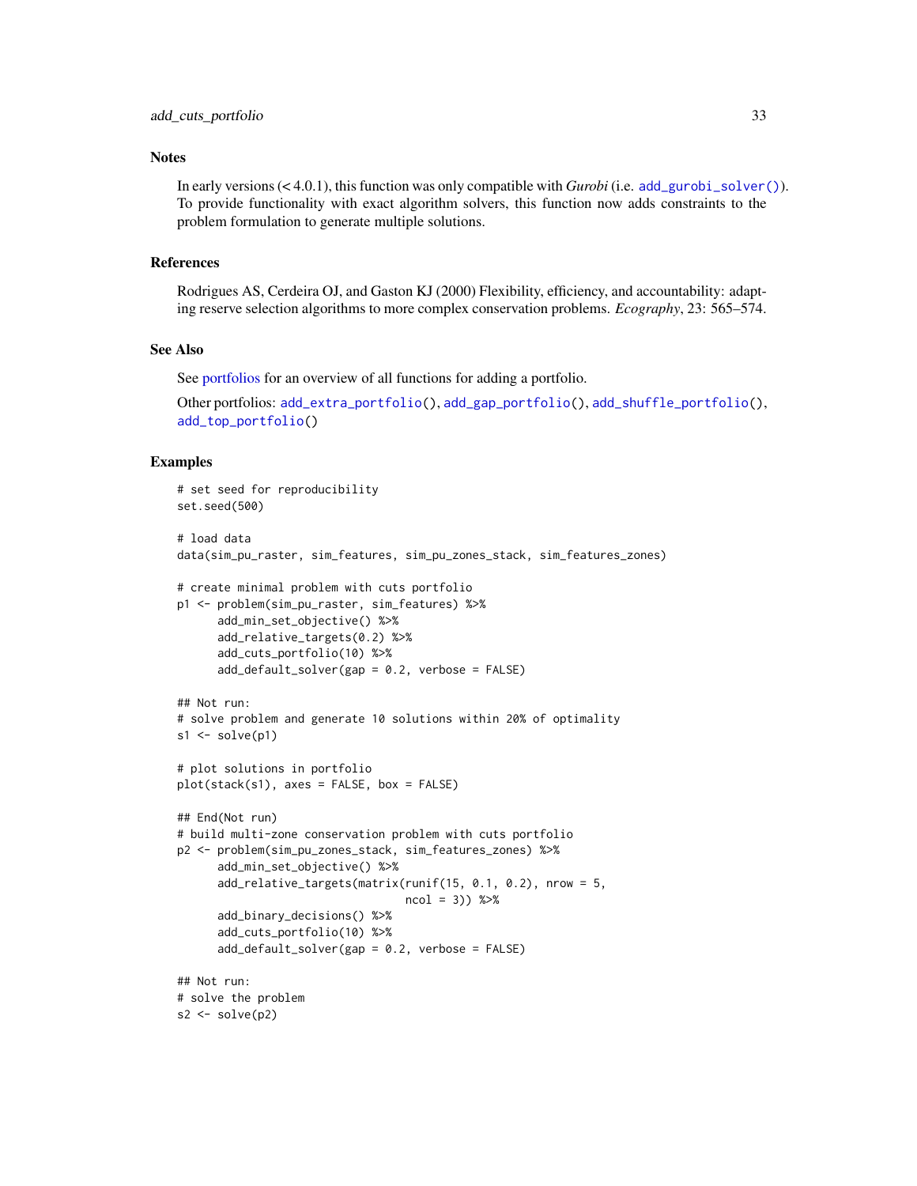## Notes

In early versions (< 4.0.1), this function was only compatible with *Gurobi* (i.e. `add_gurobi_solver()`). To provide functionality with exact algorithm solvers, this function now adds constraints to the problem formulation to generate multiple solutions.

## References

Rodrigues AS, Cerdeira OJ, and Gaston KJ (2000) Flexibility, efficiency, and accountability: adapting reserve selection algorithms to more complex conservation problems. *Ecography*, 23: 565–574.

## See Also

See portfolios for an overview of all functions for adding a portfolio.

Other portfolios: `add_extra_portfolio()`, `add_gap_portfolio()`, `add_shuffle_portfolio()`, `add_top_portfolio()`

## Examples

```
# set seed for reproducibility
set.seed(500)

# load data
data(sim_pu_raster, sim_features, sim_pu_zones_stack, sim_features_zones)

# create minimal problem with cuts portfolio
p1 <- problem(sim_pu_raster, sim_features) %>%
      add_min_set_objective() %>%
      add_relative_targets(0.2) %>%
      add_cuts_portfolio(10) %>%
      add_default_solver(gap = 0.2, verbose = FALSE)

## Not run:
# solve problem and generate 10 solutions within 20% of optimality
s1 <- solve(p1)

# plot solutions in portfolio
plot(stack(s1), axes = FALSE, box = FALSE)

## End(Not run)
# build multi-zone conservation problem with cuts portfolio
p2 <- problem(sim_pu_zones_stack, sim_features_zones) %>%
      add_min_set_objective() %>%
      add_relative_targets(matrix(runif(15, 0.1, 0.2), nrow = 5,
                                  ncol = 3)) %>%
      add_binary_decisions() %>%
      add_cuts_portfolio(10) %>%
      add_default_solver(gap = 0.2, verbose = FALSE)

## Not run:
# solve the problem
s2 <- solve(p2)
```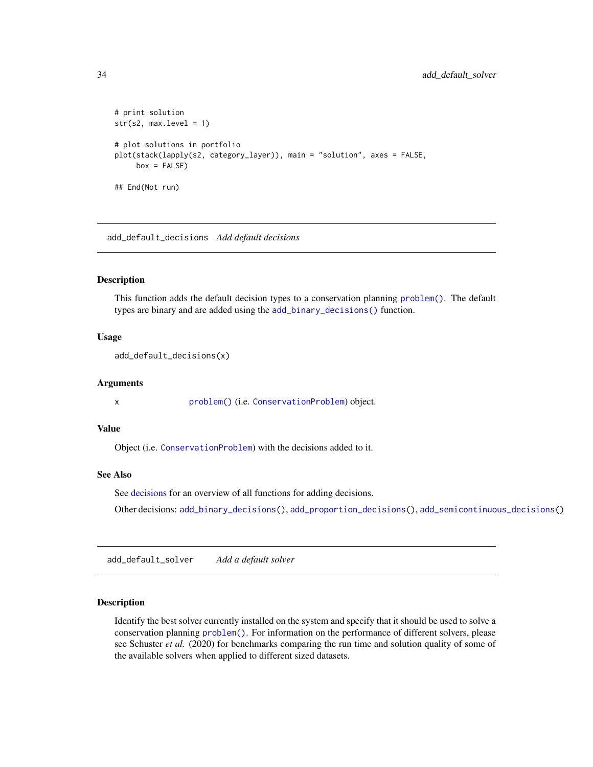```
# print solution
str(s2, max.level = 1)

# plot solutions in portfolio
plot(stack(lapply(s2, category_layer)), main = "solution", axes = FALSE,
     box = FALSE)

## End(Not run)
```

---

## add_default_decisions *Add default decisions*

### Description

This function adds the default decision types to a conservation planning problem(). The default types are binary and are added using the add_binary_decisions() function.

### Usage

```
add_default_decisions(x)
```

### Arguments

x  problem() (i.e. ConservationProblem) object.

### Value

Object (i.e. ConservationProblem) with the decisions added to it.

### See Also

See decisions for an overview of all functions for adding decisions.

Other decisions: add_binary_decisions(), add_proportion_decisions(), add_semicontinuous_decisions()

---

## add_default_solver *Add a default solver*

### Description

Identify the best solver currently installed on the system and specify that it should be used to solve a conservation planning problem(). For information on the performance of different solvers, please see Schuster *et al.* (2020) for benchmarks comparing the run time and solution quality of some of the available solvers when applied to different sized datasets.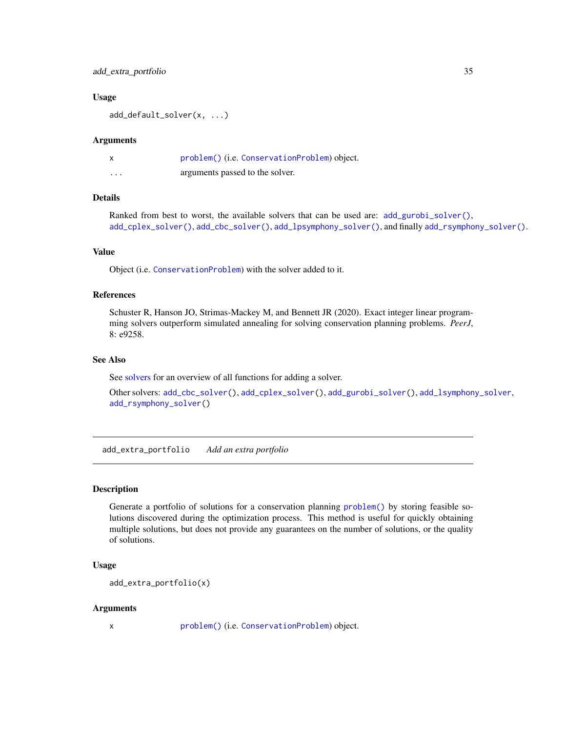### Usage

```
add_default_solver(x, ...)
```

### Arguments

| | |
|---|---|
| x | problem() (i.e. ConservationProblem) object. |
| ... | arguments passed to the solver. |

### Details

Ranked from best to worst, the available solvers that can be used are: add_gurobi_solver(), add_cplex_solver(), add_cbc_solver(), add_lpsymphony_solver(), and finally add_rsymphony_solver().

### Value

Object (i.e. ConservationProblem) with the solver added to it.

### References

Schuster R, Hanson JO, Strimas-Mackey M, and Bennett JR (2020). Exact integer linear programming solvers outperform simulated annealing for solving conservation planning problems. *PeerJ*, 8: e9258.

### See Also

See solvers for an overview of all functions for adding a solver.

Other solvers: add_cbc_solver(), add_cplex_solver(), add_gurobi_solver(), add_lsymphony_solver, add_rsymphony_solver()

---

## add_extra_portfolio *Add an extra portfolio*

---

### Description

Generate a portfolio of solutions for a conservation planning problem() by storing feasible solutions discovered during the optimization process. This method is useful for quickly obtaining multiple solutions, but does not provide any guarantees on the number of solutions, or the quality of solutions.

### Usage

```
add_extra_portfolio(x)
```

### Arguments

| | |
|---|---|
| x | problem() (i.e. ConservationProblem) object. |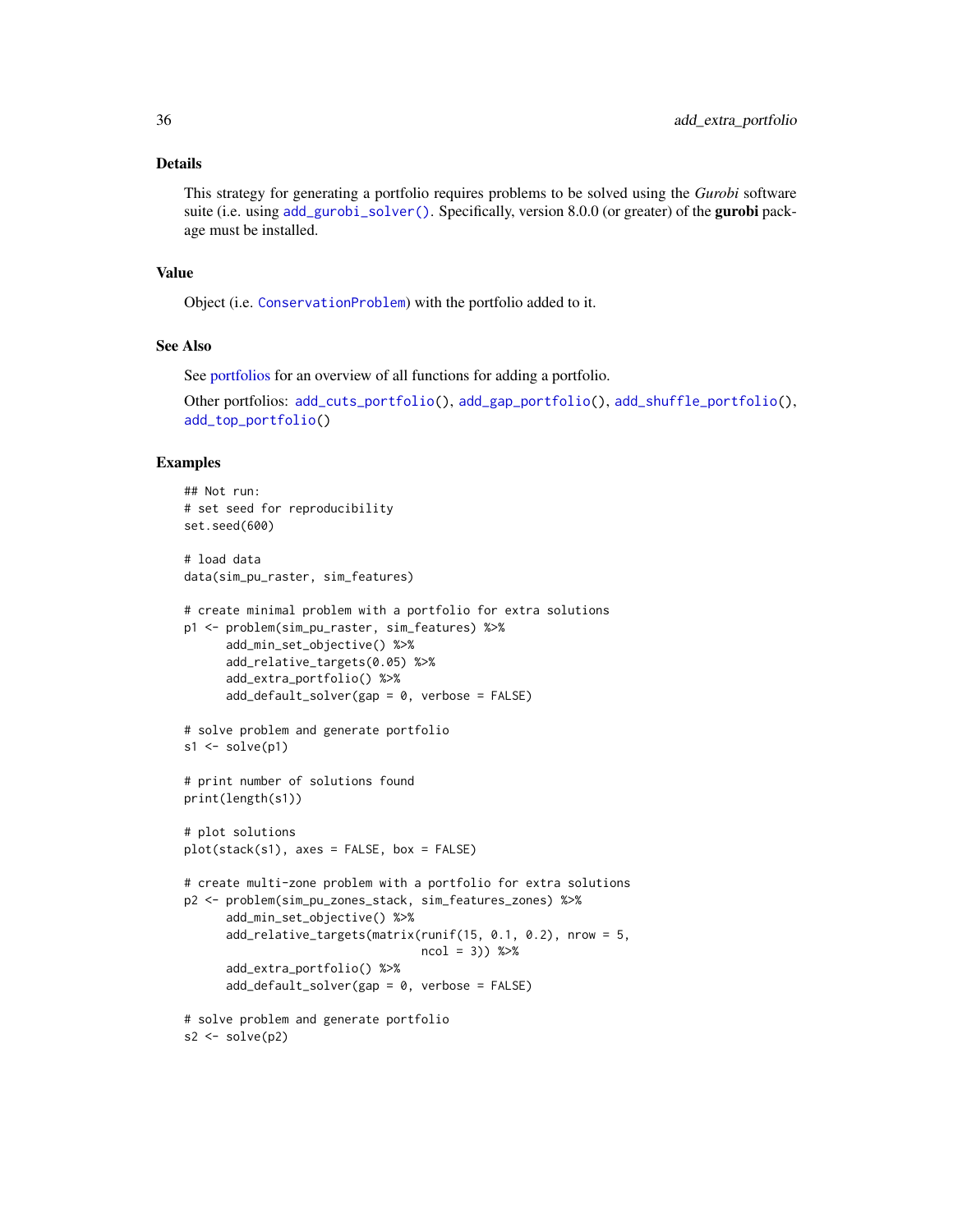## Details

This strategy for generating a portfolio requires problems to be solved using the *Gurobi* software suite (i.e. using `add_gurobi_solver()`. Specifically, version 8.0.0 (or greater) of the **gurobi** package must be installed.

## Value

Object (i.e. `ConservationProblem`) with the portfolio added to it.

## See Also

See portfolios for an overview of all functions for adding a portfolio.

Other portfolios: `add_cuts_portfolio()`, `add_gap_portfolio()`, `add_shuffle_portfolio()`, `add_top_portfolio()`

## Examples

```
## Not run:
# set seed for reproducibility
set.seed(600)

# load data
data(sim_pu_raster, sim_features)

# create minimal problem with a portfolio for extra solutions
p1 <- problem(sim_pu_raster, sim_features) %>%
      add_min_set_objective() %>%
      add_relative_targets(0.05) %>%
      add_extra_portfolio() %>%
      add_default_solver(gap = 0, verbose = FALSE)

# solve problem and generate portfolio
s1 <- solve(p1)

# print number of solutions found
print(length(s1))

# plot solutions
plot(stack(s1), axes = FALSE, box = FALSE)

# create multi-zone problem with a portfolio for extra solutions
p2 <- problem(sim_pu_zones_stack, sim_features_zones) %>%
      add_min_set_objective() %>%
      add_relative_targets(matrix(runif(15, 0.1, 0.2), nrow = 5,
                                  ncol = 3)) %>%
      add_extra_portfolio() %>%
      add_default_solver(gap = 0, verbose = FALSE)

# solve problem and generate portfolio
s2 <- solve(p2)
```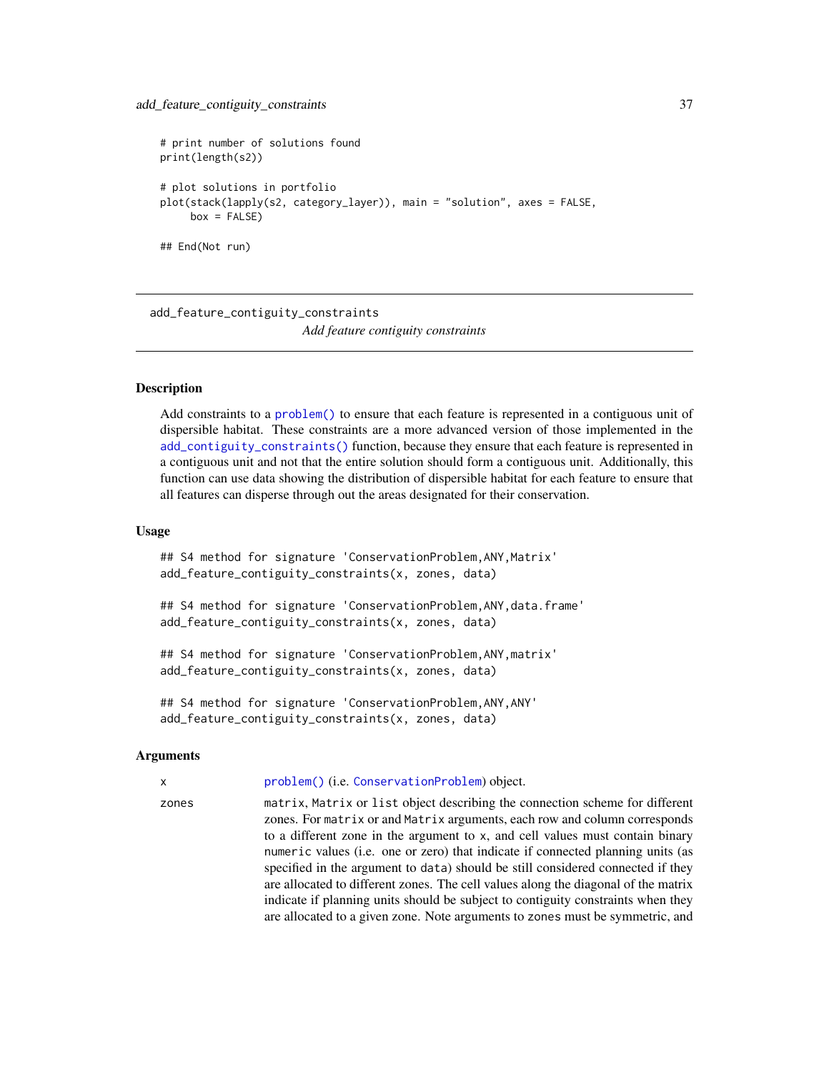```
# print number of solutions found
print(length(s2))

# plot solutions in portfolio
plot(stack(lapply(s2, category_layer)), main = "solution", axes = FALSE,
     box = FALSE)

## End(Not run)
```

---

add_feature_contiguity_constraints

*Add feature contiguity constraints*

---

## Description

Add constraints to a problem() to ensure that each feature is represented in a contiguous unit of dispersible habitat. These constraints are a more advanced version of those implemented in the add_contiguity_constraints() function, because they ensure that each feature is represented in a contiguous unit and not that the entire solution should form a contiguous unit. Additionally, this function can use data showing the distribution of dispersible habitat for each feature to ensure that all features can disperse through out the areas designated for their conservation.

## Usage

```
## S4 method for signature 'ConservationProblem,ANY,Matrix'
add_feature_contiguity_constraints(x, zones, data)

## S4 method for signature 'ConservationProblem,ANY,data.frame'
add_feature_contiguity_constraints(x, zones, data)

## S4 method for signature 'ConservationProblem,ANY,matrix'
add_feature_contiguity_constraints(x, zones, data)

## S4 method for signature 'ConservationProblem,ANY,ANY'
add_feature_contiguity_constraints(x, zones, data)
```

## Arguments

`x` problem() (i.e. ConservationProblem) object.

`zones` matrix, Matrix or list object describing the connection scheme for different zones. For matrix or and Matrix arguments, each row and column corresponds to a different zone in the argument to x, and cell values must contain binary numeric values (i.e. one or zero) that indicate if connected planning units (as specified in the argument to data) should be still considered connected if they are allocated to different zones. The cell values along the diagonal of the matrix indicate if planning units should be subject to contiguity constraints when they are allocated to a given zone. Note arguments to zones must be symmetric, and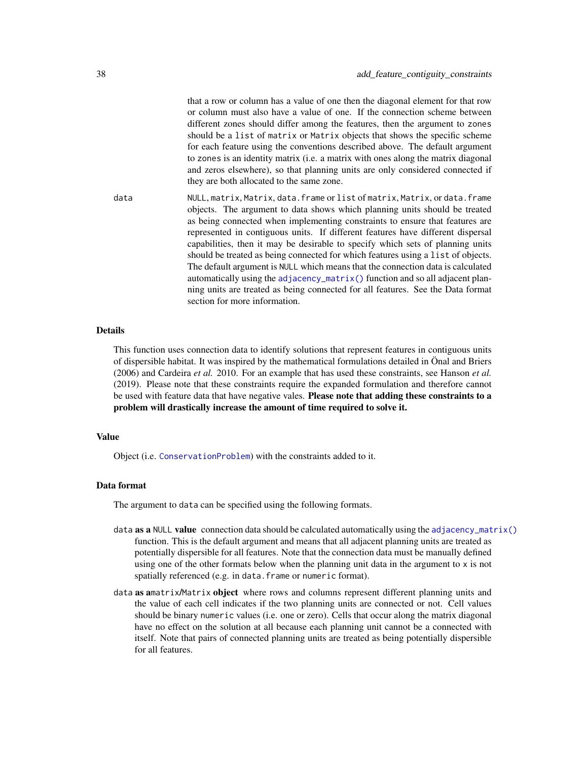that a row or column has a value of one then the diagonal element for that row or column must also have a value of one. If the connection scheme between different zones should differ among the features, then the argument to `zones` should be a `list` of `matrix` or `Matrix` objects that shows the specific scheme for each feature using the conventions described above. The default argument to `zones` is an identity matrix (i.e. a matrix with ones along the matrix diagonal and zeros elsewhere), so that planning units are only considered connected if they are both allocated to the same zone.

`data` — `NULL`, `matrix`, `Matrix`, `data.frame` or `list` of `matrix`, `Matrix`, or `data.frame` objects. The argument to data shows which planning units should be treated as being connected when implementing constraints to ensure that features are represented in contiguous units. If different features have different dispersal capabilities, then it may be desirable to specify which sets of planning units should be treated as being connected for which features using a `list` of objects. The default argument is `NULL` which means that the connection data is calculated automatically using the `adjacency_matrix()` function and so all adjacent planning units are treated as being connected for all features. See the Data format section for more information.

## Details

This function uses connection data to identify solutions that represent features in contiguous units of dispersible habitat. It was inspired by the mathematical formulations detailed in Önal and Briers (2006) and Cardeira *et al.* 2010. For an example that has used these constraints, see Hanson *et al.* (2019). Please note that these constraints require the expanded formulation and therefore cannot be used with feature data that have negative vales. **Please note that adding these constraints to a problem will drastically increase the amount of time required to solve it.**

## Value

Object (i.e. `ConservationProblem`) with the constraints added to it.

## Data format

The argument to `data` can be specified using the following formats.

- `data` **as a `NULL` value** connection data should be calculated automatically using the `adjacency_matrix()` function. This is the default argument and means that all adjacent planning units are treated as potentially dispersible for all features. Note that the connection data must be manually defined using one of the other formats below when the planning unit data in the argument to `x` is not spatially referenced (e.g. in `data.frame` or `numeric` format).
- `data` **as a `matrix`/`Matrix` object** where rows and columns represent different planning units and the value of each cell indicates if the two planning units are connected or not. Cell values should be binary `numeric` values (i.e. one or zero). Cells that occur along the matrix diagonal have no effect on the solution at all because each planning unit cannot be a connected with itself. Note that pairs of connected planning units are treated as being potentially dispersible for all features.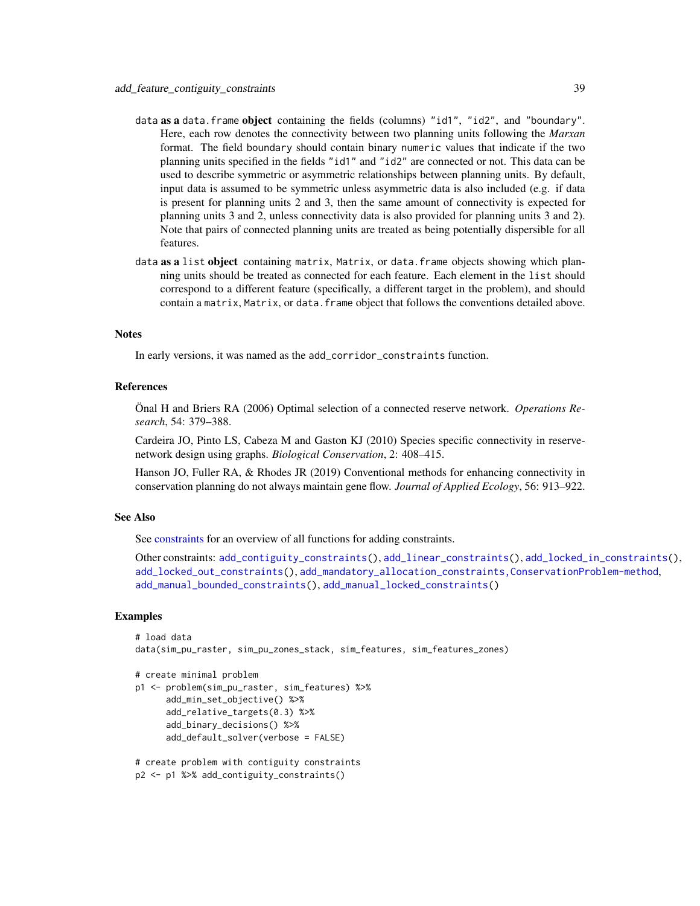data **as a** `data.frame` **object** containing the fields (columns) "id1", "id2", and "boundary". Here, each row denotes the connectivity between two planning units following the *Marxan* format. The field boundary should contain binary numeric values that indicate if the two planning units specified in the fields "id1" and "id2" are connected or not. This data can be used to describe symmetric or asymmetric relationships between planning units. By default, input data is assumed to be symmetric unless asymmetric data is also included (e.g. if data is present for planning units 2 and 3, then the same amount of connectivity is expected for planning units 3 and 2, unless connectivity data is also provided for planning units 3 and 2). Note that pairs of connected planning units are treated as being potentially dispersible for all features.

data **as a** `list` **object** containing matrix, Matrix, or data.frame objects showing which planning units should be treated as connected for each feature. Each element in the list should correspond to a different feature (specifically, a different target in the problem), and should contain a matrix, Matrix, or data.frame object that follows the conventions detailed above.

## Notes

In early versions, it was named as the add_corridor_constraints function.

## References

Önal H and Briers RA (2006) Optimal selection of a connected reserve network. *Operations Research*, 54: 379–388.

Cardeira JO, Pinto LS, Cabeza M and Gaston KJ (2010) Species specific connectivity in reserve-network design using graphs. *Biological Conservation*, 2: 408–415.

Hanson JO, Fuller RA, & Rhodes JR (2019) Conventional methods for enhancing connectivity in conservation planning do not always maintain gene flow. *Journal of Applied Ecology*, 56: 913–922.

## See Also

See constraints for an overview of all functions for adding constraints.

Other constraints: add_contiguity_constraints(), add_linear_constraints(), add_locked_in_constraints(), add_locked_out_constraints(), add_mandatory_allocation_constraints,ConservationProblem-method, add_manual_bounded_constraints(), add_manual_locked_constraints()

## Examples

```
# load data
data(sim_pu_raster, sim_pu_zones_stack, sim_features, sim_features_zones)

# create minimal problem
p1 <- problem(sim_pu_raster, sim_features) %>%
      add_min_set_objective() %>%
      add_relative_targets(0.3) %>%
      add_binary_decisions() %>%
      add_default_solver(verbose = FALSE)

# create problem with contiguity constraints
p2 <- p1 %>% add_contiguity_constraints()
```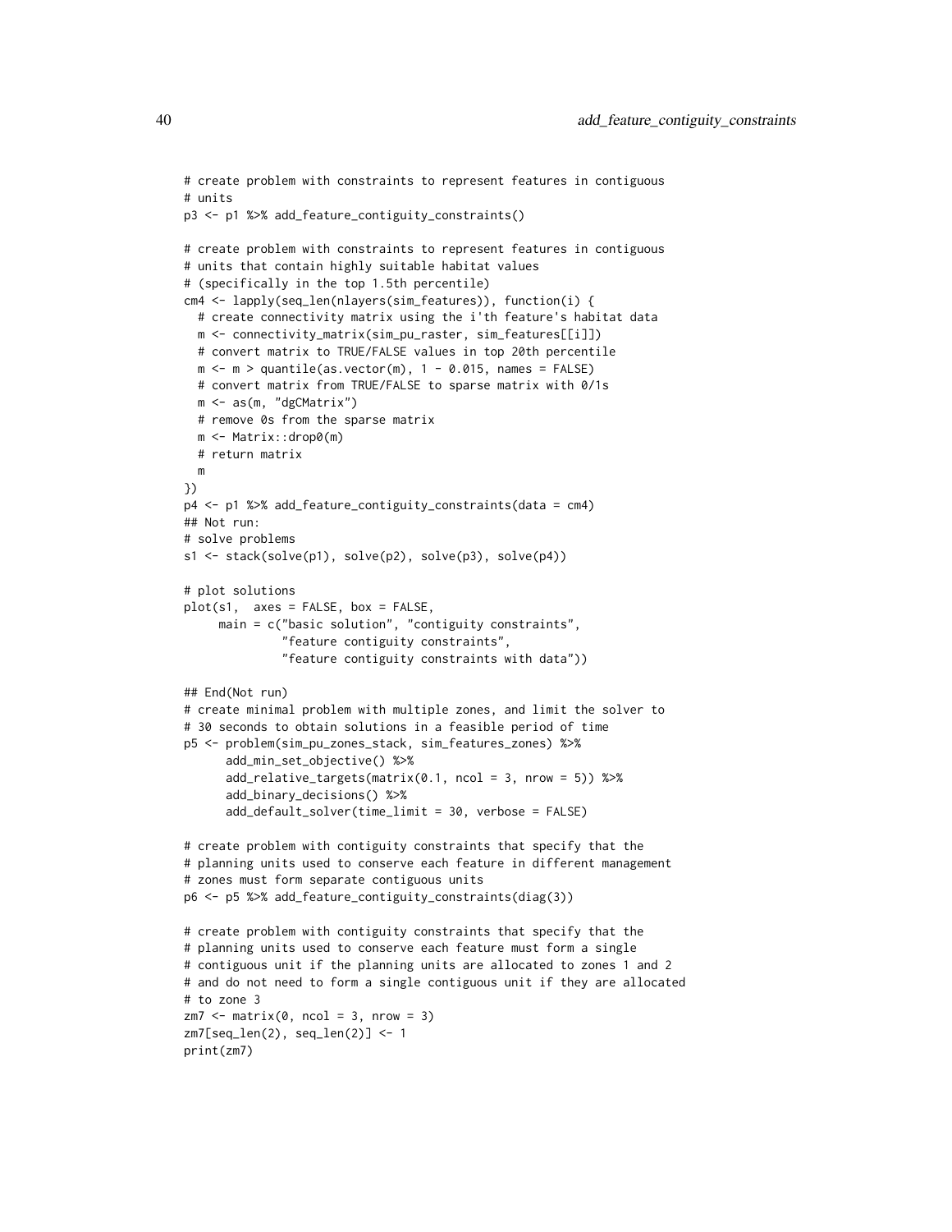```
# create problem with constraints to represent features in contiguous
# units
p3 <- p1 %>% add_feature_contiguity_constraints()

# create problem with constraints to represent features in contiguous
# units that contain highly suitable habitat values
# (specifically in the top 1.5th percentile)
cm4 <- lapply(seq_len(nlayers(sim_features)), function(i) {
  # create connectivity matrix using the i'th feature's habitat data
  m <- connectivity_matrix(sim_pu_raster, sim_features[[i]])
  # convert matrix to TRUE/FALSE values in top 20th percentile
  m <- m > quantile(as.vector(m), 1 - 0.015, names = FALSE)
  # convert matrix from TRUE/FALSE to sparse matrix with 0/1s
  m <- as(m, "dgCMatrix")
  # remove 0s from the sparse matrix
  m <- Matrix::drop0(m)
  # return matrix
  m
})
p4 <- p1 %>% add_feature_contiguity_constraints(data = cm4)
## Not run:
# solve problems
s1 <- stack(solve(p1), solve(p2), solve(p3), solve(p4))

# plot solutions
plot(s1,  axes = FALSE, box = FALSE,
     main = c("basic solution", "contiguity constraints",
              "feature contiguity constraints",
              "feature contiguity constraints with data"))

## End(Not run)
# create minimal problem with multiple zones, and limit the solver to
# 30 seconds to obtain solutions in a feasible period of time
p5 <- problem(sim_pu_zones_stack, sim_features_zones) %>%
      add_min_set_objective() %>%
      add_relative_targets(matrix(0.1, ncol = 3, nrow = 5)) %>%
      add_binary_decisions() %>%
      add_default_solver(time_limit = 30, verbose = FALSE)

# create problem with contiguity constraints that specify that the
# planning units used to conserve each feature in different management
# zones must form separate contiguous units
p6 <- p5 %>% add_feature_contiguity_constraints(diag(3))

# create problem with contiguity constraints that specify that the
# planning units used to conserve each feature must form a single
# contiguous unit if the planning units are allocated to zones 1 and 2
# and do not need to form a single contiguous unit if they are allocated
# to zone 3
zm7 <- matrix(0, ncol = 3, nrow = 3)
zm7[seq_len(2), seq_len(2)] <- 1
print(zm7)
```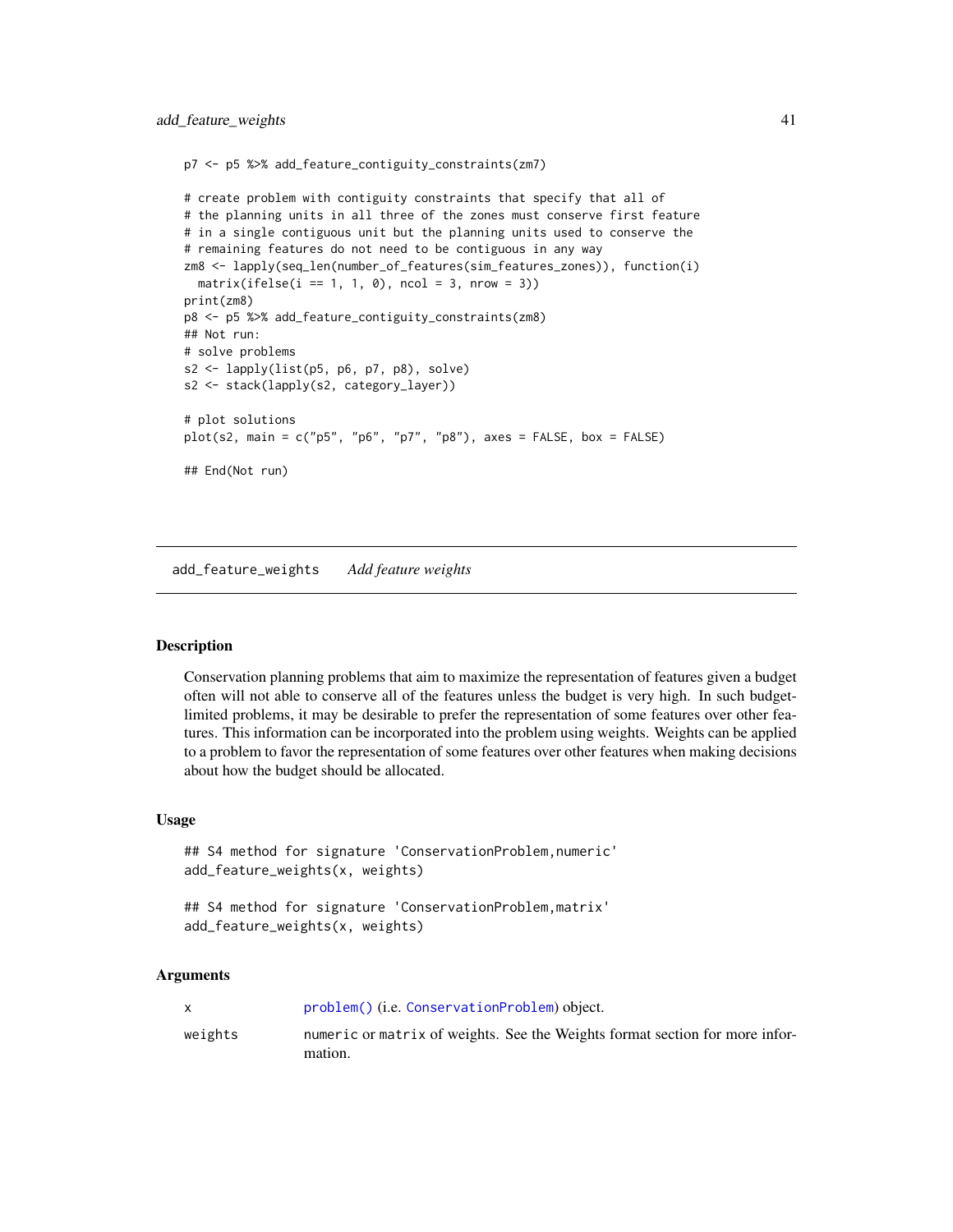```
p7 <- p5 %>% add_feature_contiguity_constraints(zm7)

# create problem with contiguity constraints that specify that all of
# the planning units in all three of the zones must conserve first feature
# in a single contiguous unit but the planning units used to conserve the
# remaining features do not need to be contiguous in any way
zm8 <- lapply(seq_len(number_of_features(sim_features_zones)), function(i)
  matrix(ifelse(i == 1, 1, 0), ncol = 3, nrow = 3))
print(zm8)
p8 <- p5 %>% add_feature_contiguity_constraints(zm8)
## Not run:
# solve problems
s2 <- lapply(list(p5, p6, p7, p8), solve)
s2 <- stack(lapply(s2, category_layer))

# plot solutions
plot(s2, main = c("p5", "p6", "p7", "p8"), axes = FALSE, box = FALSE)

## End(Not run)
```

## add_feature_weights *Add feature weights*

### Description

Conservation planning problems that aim to maximize the representation of features given a budget often will not able to conserve all of the features unless the budget is very high. In such budget-limited problems, it may be desirable to prefer the representation of some features over other features. This information can be incorporated into the problem using weights. Weights can be applied to a problem to favor the representation of some features over other features when making decisions about how the budget should be allocated.

### Usage

```
## S4 method for signature 'ConservationProblem,numeric'
add_feature_weights(x, weights)

## S4 method for signature 'ConservationProblem,matrix'
add_feature_weights(x, weights)
```

### Arguments

| | |
|---|---|
| x | problem() (i.e. ConservationProblem) object. |
| weights | numeric or matrix of weights. See the Weights format section for more information. |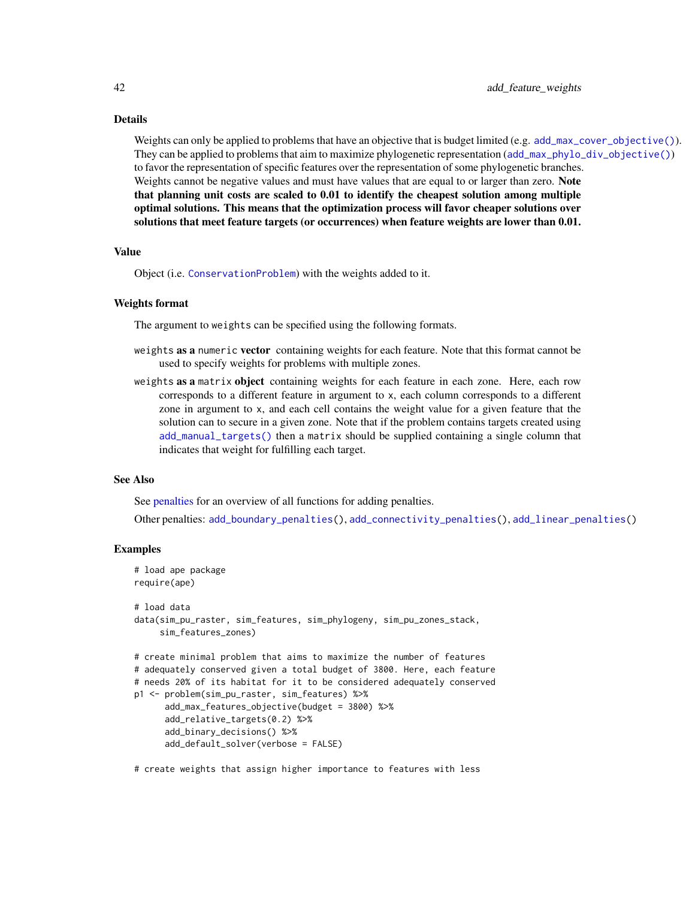## Details

Weights can only be applied to problems that have an objective that is budget limited (e.g. `add_max_cover_objective()`). They can be applied to problems that aim to maximize phylogenetic representation (`add_max_phylo_div_objective()`) to favor the representation of specific features over the representation of some phylogenetic branches. Weights cannot be negative values and must have values that are equal to or larger than zero. **Note that planning unit costs are scaled to 0.01 to identify the cheapest solution among multiple optimal solutions. This means that the optimization process will favor cheaper solutions over solutions that meet feature targets (or occurrences) when feature weights are lower than 0.01.**

## Value

Object (i.e. `ConservationProblem`) with the weights added to it.

## Weights format

The argument to `weights` can be specified using the following formats.

`weights` **as a** `numeric` **vector** containing weights for each feature. Note that this format cannot be used to specify weights for problems with multiple zones.

`weights` **as a** `matrix` **object** containing weights for each feature in each zone. Here, each row corresponds to a different feature in argument to `x`, each column corresponds to a different zone in argument to `x`, and each cell contains the weight value for a given feature that the solution can to secure in a given zone. Note that if the problem contains targets created using `add_manual_targets()` then a `matrix` should be supplied containing a single column that indicates that weight for fulfilling each target.

## See Also

See penalties for an overview of all functions for adding penalties.

Other penalties: `add_boundary_penalties()`, `add_connectivity_penalties()`, `add_linear_penalties()`

## Examples

```
# load ape package
require(ape)

# load data
data(sim_pu_raster, sim_features, sim_phylogeny, sim_pu_zones_stack,
     sim_features_zones)

# create minimal problem that aims to maximize the number of features
# adequately conserved given a total budget of 3800. Here, each feature
# needs 20% of its habitat for it to be considered adequately conserved
p1 <- problem(sim_pu_raster, sim_features) %>%
      add_max_features_objective(budget = 3800) %>%
      add_relative_targets(0.2) %>%
      add_binary_decisions() %>%
      add_default_solver(verbose = FALSE)

# create weights that assign higher importance to features with less
```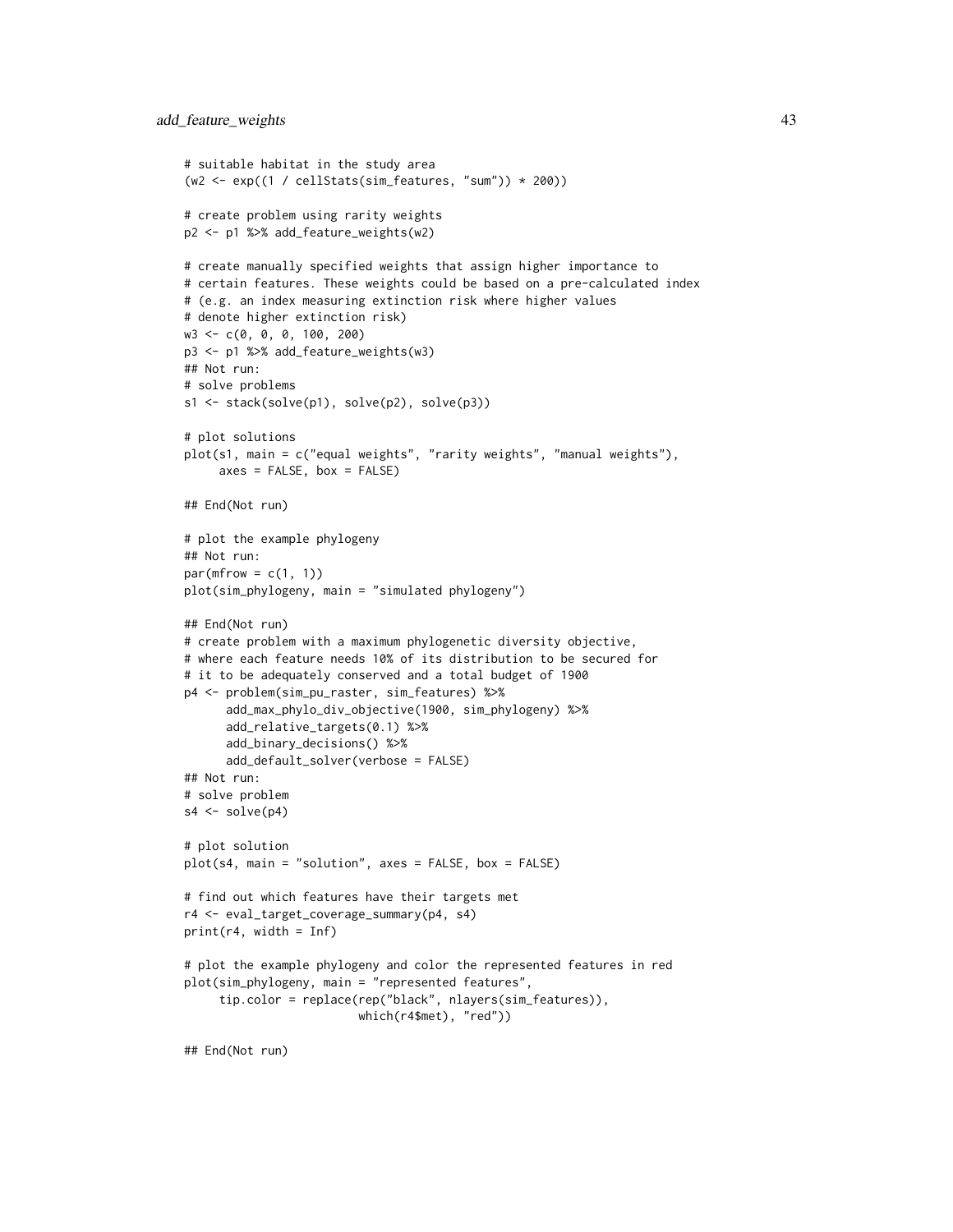```
# suitable habitat in the study area
(w2 <- exp((1 / cellStats(sim_features, "sum")) * 200))

# create problem using rarity weights
p2 <- p1 %>% add_feature_weights(w2)

# create manually specified weights that assign higher importance to
# certain features. These weights could be based on a pre-calculated index
# (e.g. an index measuring extinction risk where higher values
# denote higher extinction risk)
w3 <- c(0, 0, 0, 100, 200)
p3 <- p1 %>% add_feature_weights(w3)
## Not run:
# solve problems
s1 <- stack(solve(p1), solve(p2), solve(p3))

# plot solutions
plot(s1, main = c("equal weights", "rarity weights", "manual weights"),
     axes = FALSE, box = FALSE)

## End(Not run)

# plot the example phylogeny
## Not run:
par(mfrow = c(1, 1))
plot(sim_phylogeny, main = "simulated phylogeny")

## End(Not run)
# create problem with a maximum phylogenetic diversity objective,
# where each feature needs 10% of its distribution to be secured for
# it to be adequately conserved and a total budget of 1900
p4 <- problem(sim_pu_raster, sim_features) %>%
      add_max_phylo_div_objective(1900, sim_phylogeny) %>%
      add_relative_targets(0.1) %>%
      add_binary_decisions() %>%
      add_default_solver(verbose = FALSE)
## Not run:
# solve problem
s4 <- solve(p4)

# plot solution
plot(s4, main = "solution", axes = FALSE, box = FALSE)

# find out which features have their targets met
r4 <- eval_target_coverage_summary(p4, s4)
print(r4, width = Inf)

# plot the example phylogeny and color the represented features in red
plot(sim_phylogeny, main = "represented features",
     tip.color = replace(rep("black", nlayers(sim_features)),
                         which(r4$met), "red"))

## End(Not run)
```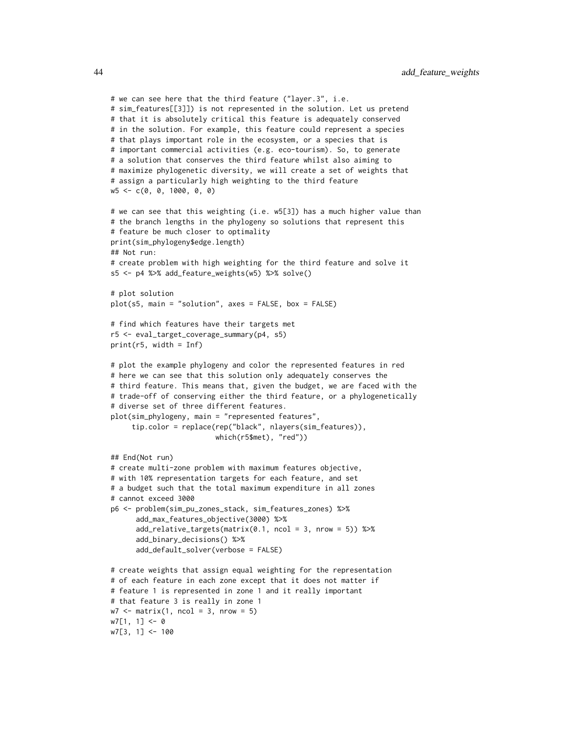```
# we can see here that the third feature ("layer.3", i.e.
# sim_features[[3]]) is not represented in the solution. Let us pretend
# that it is absolutely critical this feature is adequately conserved
# in the solution. For example, this feature could represent a species
# that plays important role in the ecosystem, or a species that is
# important commercial activities (e.g. eco-tourism). So, to generate
# a solution that conserves the third feature whilst also aiming to
# maximize phylogenetic diversity, we will create a set of weights that
# assign a particularly high weighting to the third feature
w5 <- c(0, 0, 1000, 0, 0)

# we can see that this weighting (i.e. w5[3]) has a much higher value than
# the branch lengths in the phylogeny so solutions that represent this
# feature be much closer to optimality
print(sim_phylogeny$edge.length)
## Not run:
# create problem with high weighting for the third feature and solve it
s5 <- p4 %>% add_feature_weights(w5) %>% solve()

# plot solution
plot(s5, main = "solution", axes = FALSE, box = FALSE)

# find which features have their targets met
r5 <- eval_target_coverage_summary(p4, s5)
print(r5, width = Inf)

# plot the example phylogeny and color the represented features in red
# here we can see that this solution only adequately conserves the
# third feature. This means that, given the budget, we are faced with the
# trade-off of conserving either the third feature, or a phylogenetically
# diverse set of three different features.
plot(sim_phylogeny, main = "represented features",
     tip.color = replace(rep("black", nlayers(sim_features)),
                        which(r5$met), "red"))

## End(Not run)
# create multi-zone problem with maximum features objective,
# with 10% representation targets for each feature, and set
# a budget such that the total maximum expenditure in all zones
# cannot exceed 3000
p6 <- problem(sim_pu_zones_stack, sim_features_zones) %>%
      add_max_features_objective(3000) %>%
      add_relative_targets(matrix(0.1, ncol = 3, nrow = 5)) %>%
      add_binary_decisions() %>%
      add_default_solver(verbose = FALSE)

# create weights that assign equal weighting for the representation
# of each feature in each zone except that it does not matter if
# feature 1 is represented in zone 1 and it really important
# that feature 3 is really in zone 1
w7 <- matrix(1, ncol = 3, nrow = 5)
w7[1, 1] <- 0
w7[3, 1] <- 100
```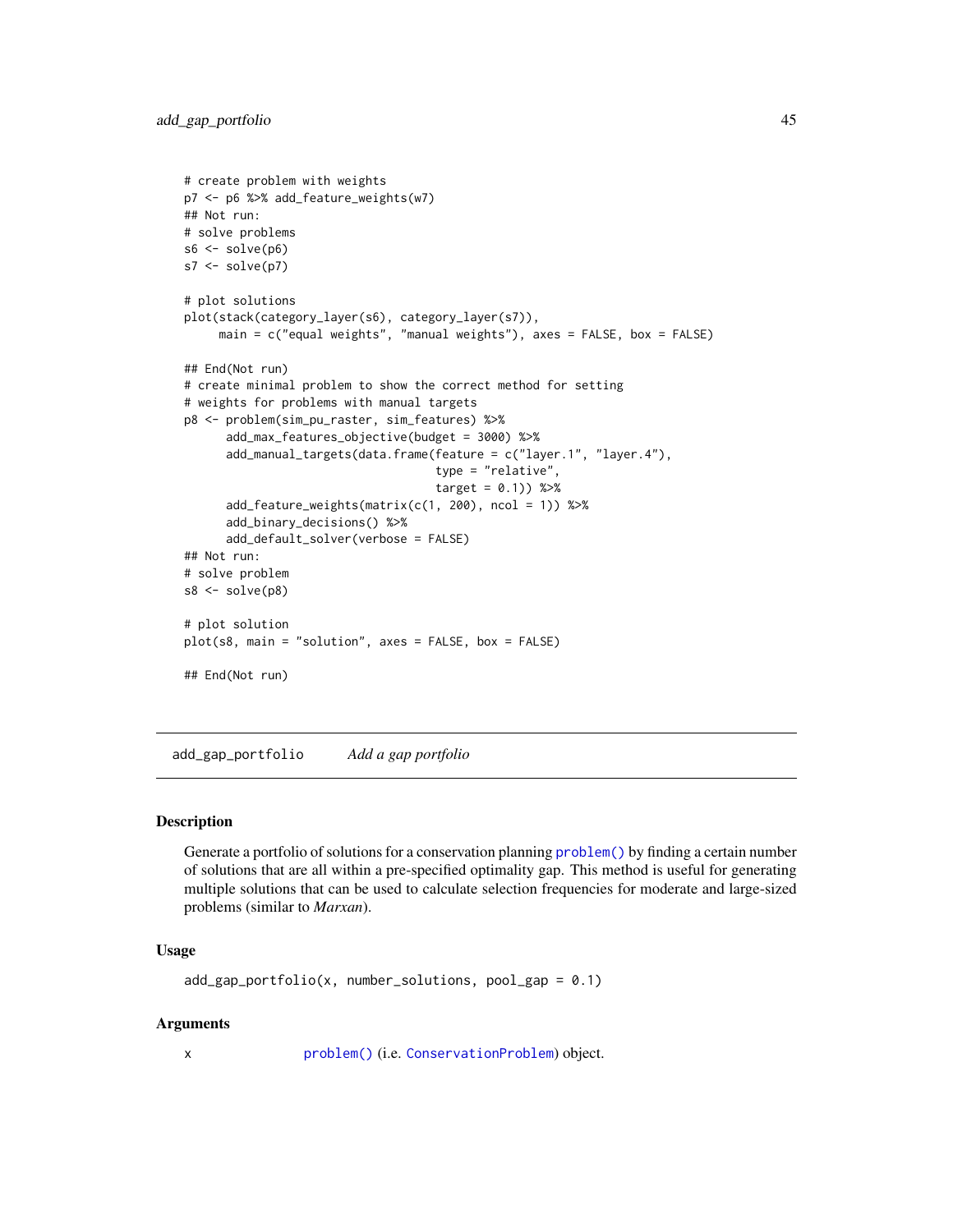```
# create problem with weights
p7 <- p6 %>% add_feature_weights(w7)
## Not run:
# solve problems
s6 <- solve(p6)
s7 <- solve(p7)

# plot solutions
plot(stack(category_layer(s6), category_layer(s7)),
     main = c("equal weights", "manual weights"), axes = FALSE, box = FALSE)

## End(Not run)
# create minimal problem to show the correct method for setting
# weights for problems with manual targets
p8 <- problem(sim_pu_raster, sim_features) %>%
      add_max_features_objective(budget = 3000) %>%
      add_manual_targets(data.frame(feature = c("layer.1", "layer.4"),
                                    type = "relative",
                                    target = 0.1)) %>%
      add_feature_weights(matrix(c(1, 200), ncol = 1)) %>%
      add_binary_decisions() %>%
      add_default_solver(verbose = FALSE)
## Not run:
# solve problem
s8 <- solve(p8)

# plot solution
plot(s8, main = "solution", axes = FALSE, box = FALSE)

## End(Not run)
```

## add_gap_portfolio *Add a gap portfolio*

### Description

Generate a portfolio of solutions for a conservation planning `problem()` by finding a certain number of solutions that are all within a pre-specified optimality gap. This method is useful for generating multiple solutions that can be used to calculate selection frequencies for moderate and large-sized problems (similar to *Marxan*).

### Usage

```
add_gap_portfolio(x, number_solutions, pool_gap = 0.1)
```

### Arguments

x `problem()` (i.e. `ConservationProblem`) object.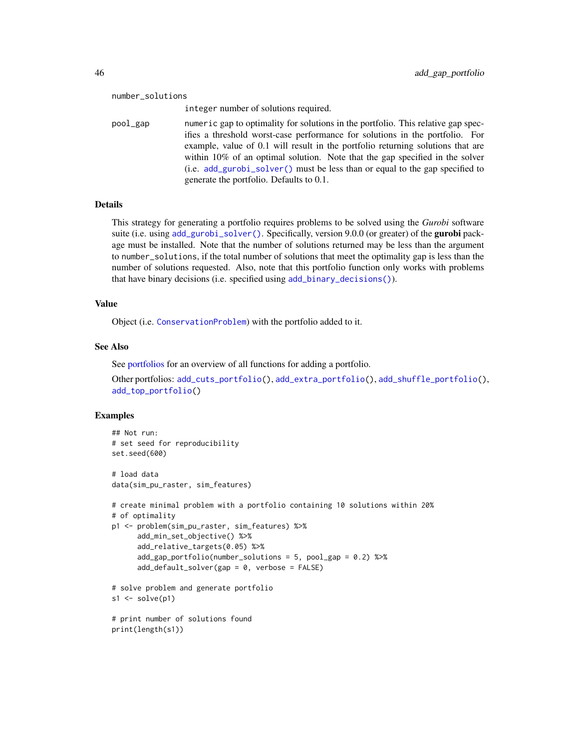number_solutions
: `integer` number of solutions required.

pool_gap
: `numeric` gap to optimality for solutions in the portfolio. This relative gap specifies a threshold worst-case performance for solutions in the portfolio. For example, value of 0.1 will result in the portfolio returning solutions that are within 10% of an optimal solution. Note that the gap specified in the solver (i.e. `add_gurobi_solver()` must be less than or equal to the gap specified to generate the portfolio. Defaults to 0.1.

## Details

This strategy for generating a portfolio requires problems to be solved using the *Gurobi* software suite (i.e. using `add_gurobi_solver()`. Specifically, version 9.0.0 (or greater) of the **gurobi** package must be installed. Note that the number of solutions returned may be less than the argument to `number_solutions`, if the total number of solutions that meet the optimality gap is less than the number of solutions requested. Also, note that this portfolio function only works with problems that have binary decisions (i.e. specified using `add_binary_decisions()`).

## Value

Object (i.e. `ConservationProblem`) with the portfolio added to it.

## See Also

See portfolios for an overview of all functions for adding a portfolio.

Other portfolios: `add_cuts_portfolio()`, `add_extra_portfolio()`, `add_shuffle_portfolio()`, `add_top_portfolio()`

## Examples

```
## Not run:
# set seed for reproducibility
set.seed(600)

# load data
data(sim_pu_raster, sim_features)

# create minimal problem with a portfolio containing 10 solutions within 20%
# of optimality
p1 <- problem(sim_pu_raster, sim_features) %>%
      add_min_set_objective() %>%
      add_relative_targets(0.05) %>%
      add_gap_portfolio(number_solutions = 5, pool_gap = 0.2) %>%
      add_default_solver(gap = 0, verbose = FALSE)

# solve problem and generate portfolio
s1 <- solve(p1)

# print number of solutions found
print(length(s1))
```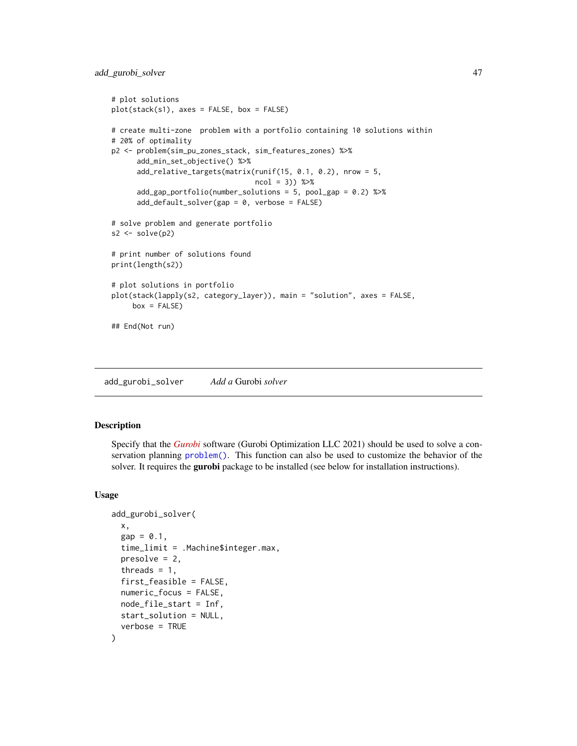```
# plot solutions
plot(stack(s1), axes = FALSE, box = FALSE)

# create multi-zone  problem with a portfolio containing 10 solutions within
# 20% of optimality
p2 <- problem(sim_pu_zones_stack, sim_features_zones) %>%
      add_min_set_objective() %>%
      add_relative_targets(matrix(runif(15, 0.1, 0.2), nrow = 5,
                                  ncol = 3)) %>%
      add_gap_portfolio(number_solutions = 5, pool_gap = 0.2) %>%
      add_default_solver(gap = 0, verbose = FALSE)

# solve problem and generate portfolio
s2 <- solve(p2)

# print number of solutions found
print(length(s2))

# plot solutions in portfolio
plot(stack(lapply(s2, category_layer)), main = "solution", axes = FALSE,
     box = FALSE)

## End(Not run)
```

---

## add_gurobi_solver — *Add a* Gurobi *solver*

### Description

Specify that the *Gurobi* software (Gurobi Optimization LLC 2021) should be used to solve a conservation planning `problem()`. This function can also be used to customize the behavior of the solver. It requires the **gurobi** package to be installed (see below for installation instructions).

### Usage

```
add_gurobi_solver(
  x,
  gap = 0.1,
  time_limit = .Machine$integer.max,
  presolve = 2,
  threads = 1,
  first_feasible = FALSE,
  numeric_focus = FALSE,
  node_file_start = Inf,
  start_solution = NULL,
  verbose = TRUE
)
```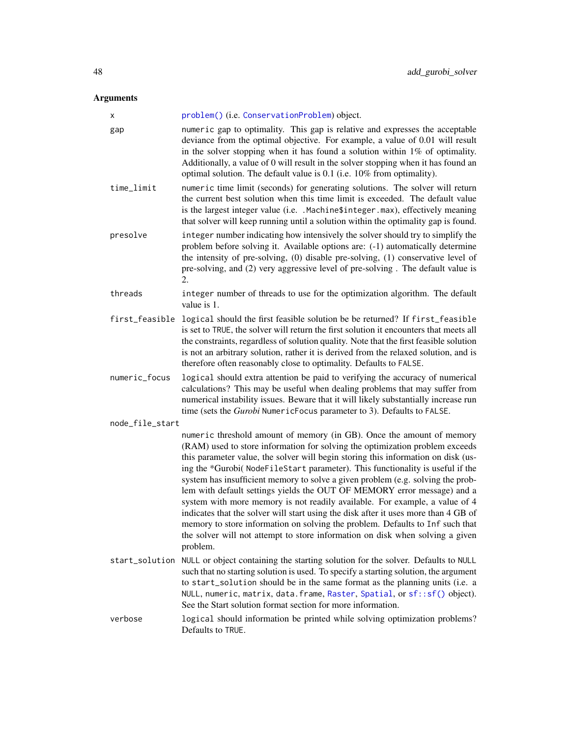## Arguments

| | |
|---|---|
| x | problem() (i.e. ConservationProblem) object. |
| gap | numeric gap to optimality. This gap is relative and expresses the acceptable deviance from the optimal objective. For example, a value of 0.01 will result in the solver stopping when it has found a solution within 1% of optimality. Additionally, a value of 0 will result in the solver stopping when it has found an optimal solution. The default value is 0.1 (i.e. 10% from optimality). |
| time_limit | numeric time limit (seconds) for generating solutions. The solver will return the current best solution when this time limit is exceeded. The default value is the largest integer value (i.e. .Machine$integer.max), effectively meaning that solver will keep running until a solution within the optimality gap is found. |
| presolve | integer number indicating how intensively the solver should try to simplify the problem before solving it. Available options are: (-1) automatically determine the intensity of pre-solving, (0) disable pre-solving, (1) conservative level of pre-solving, and (2) very aggressive level of pre-solving . The default value is 2. |
| threads | integer number of threads to use for the optimization algorithm. The default value is 1. |
| first_feasible | logical should the first feasible solution be be returned? If first_feasible is set to TRUE, the solver will return the first solution it encounters that meets all the constraints, regardless of solution quality. Note that the first feasible solution is not an arbitrary solution, rather it is derived from the relaxed solution, and is therefore often reasonably close to optimality. Defaults to FALSE. |
| numeric_focus | logical should extra attention be paid to verifying the accuracy of numerical calculations? This may be useful when dealing problems that may suffer from numerical instability issues. Beware that it will likely substantially increase run time (sets the *Gurobi* NumericFocus parameter to 3). Defaults to FALSE. |
| node_file_start | numeric threshold amount of memory (in GB). Once the amount of memory (RAM) used to store information for solving the optimization problem exceeds this parameter value, the solver will begin storing this information on disk (using the *Gurobi( NodeFileStart parameter). This functionality is useful if the system has insufficient memory to solve a given problem (e.g. solving the problem with default settings yields the OUT OF MEMORY error message) and a system with more memory is not readily available. For example, a value of 4 indicates that the solver will start using the disk after it uses more than 4 GB of memory to store information on solving the problem. Defaults to Inf such that the solver will not attempt to store information on disk when solving a given problem. |
| start_solution | NULL or object containing the starting solution for the solver. Defaults to NULL such that no starting solution is used. To specify a starting solution, the argument to start_solution should be in the same format as the planning units (i.e. a NULL, numeric, matrix, data.frame, Raster, Spatial, or sf::sf() object). See the Start solution format section for more information. |
| verbose | logical should information be printed while solving optimization problems? Defaults to TRUE. |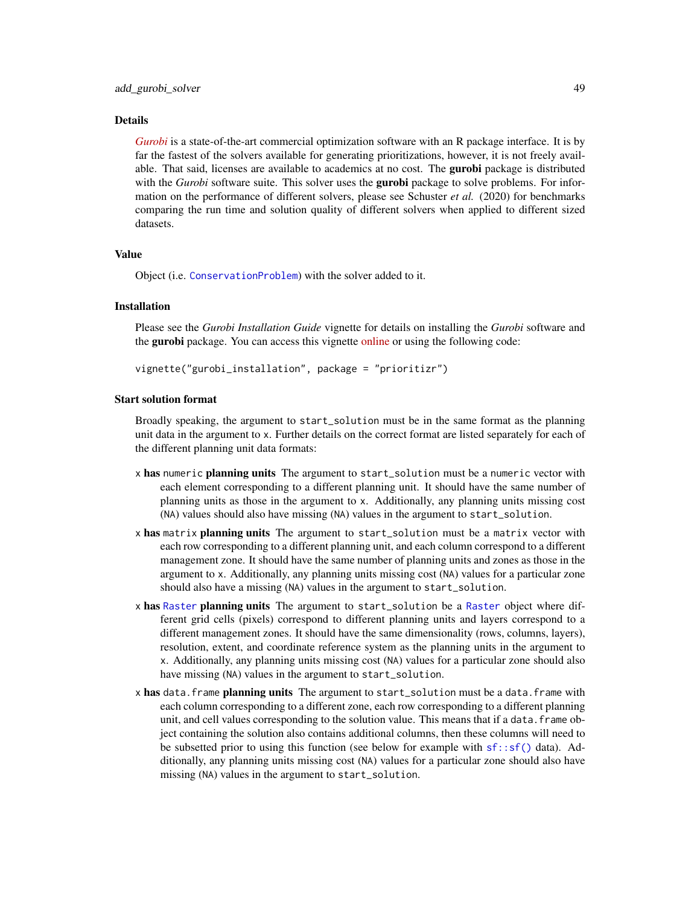## Details

*Gurobi* is a state-of-the-art commercial optimization software with an R package interface. It is by far the fastest of the solvers available for generating prioritizations, however, it is not freely available. That said, licenses are available to academics at no cost. The **gurobi** package is distributed with the *Gurobi* software suite. This solver uses the **gurobi** package to solve problems. For information on the performance of different solvers, please see Schuster *et al.* (2020) for benchmarks comparing the run time and solution quality of different solvers when applied to different sized datasets.

## Value

Object (i.e. `ConservationProblem`) with the solver added to it.

## Installation

Please see the *Gurobi Installation Guide* vignette for details on installing the *Gurobi* software and the **gurobi** package. You can access this vignette online or using the following code:

```
vignette("gurobi_installation", package = "prioritizr")
```

## Start solution format

Broadly speaking, the argument to `start_solution` must be in the same format as the planning unit data in the argument to `x`. Further details on the correct format are listed separately for each of the different planning unit data formats:

- **`x` has `numeric` planning units** The argument to `start_solution` must be a `numeric` vector with each element corresponding to a different planning unit. It should have the same number of planning units as those in the argument to `x`. Additionally, any planning units missing cost (`NA`) values should also have missing (`NA`) values in the argument to `start_solution`.
- **`x` has `matrix` planning units** The argument to `start_solution` must be a `matrix` vector with each row corresponding to a different planning unit, and each column correspond to a different management zone. It should have the same number of planning units and zones as those in the argument to `x`. Additionally, any planning units missing cost (`NA`) values for a particular zone should also have a missing (`NA`) values in the argument to `start_solution`.
- **`x` has `Raster` planning units** The argument to `start_solution` be a `Raster` object where different grid cells (pixels) correspond to different planning units and layers correspond to a different management zones. It should have the same dimensionality (rows, columns, layers), resolution, extent, and coordinate reference system as the planning units in the argument to `x`. Additionally, any planning units missing cost (`NA`) values for a particular zone should also have missing (`NA`) values in the argument to `start_solution`.
- **`x` has `data.frame` planning units** The argument to `start_solution` must be a `data.frame` with each column corresponding to a different zone, each row corresponding to a different planning unit, and cell values corresponding to the solution value. This means that if a `data.frame` object containing the solution also contains additional columns, then these columns will need to be subsetted prior to using this function (see below for example with `sf::sf()` data). Additionally, any planning units missing cost (`NA`) values for a particular zone should also have missing (`NA`) values in the argument to `start_solution`.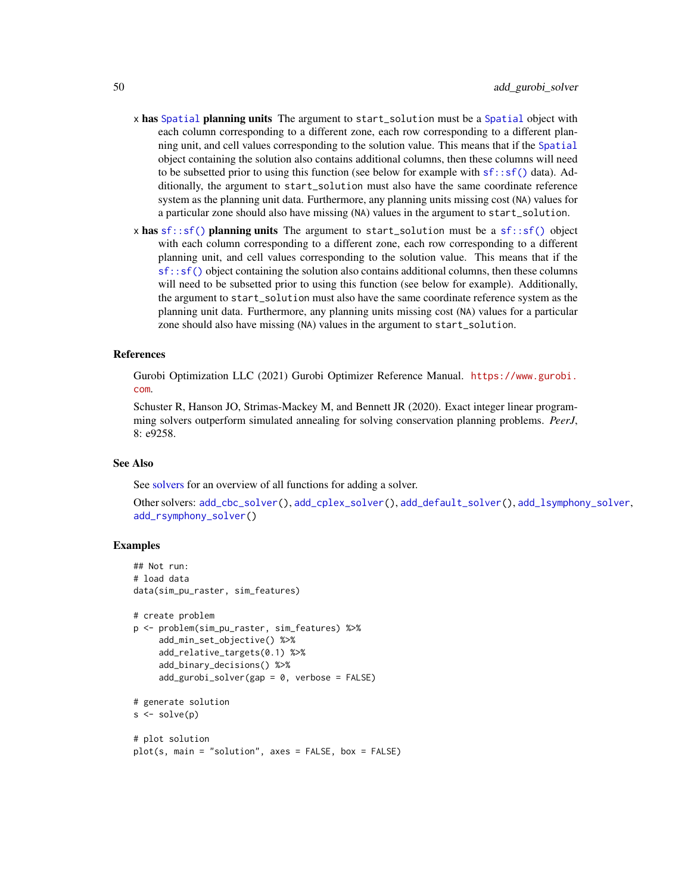x **has Spatial planning units** The argument to start_solution must be a Spatial object with each column corresponding to a different zone, each row corresponding to a different planning unit, and cell values corresponding to the solution value. This means that if the Spatial object containing the solution also contains additional columns, then these columns will need to be subsetted prior to using this function (see below for example with sf::sf() data). Additionally, the argument to start_solution must also have the same coordinate reference system as the planning unit data. Furthermore, any planning units missing cost (NA) values for a particular zone should also have missing (NA) values in the argument to start_solution.

x **has sf::sf() planning units** The argument to start_solution must be a sf::sf() object with each column corresponding to a different zone, each row corresponding to a different planning unit, and cell values corresponding to the solution value. This means that if the sf::sf() object containing the solution also contains additional columns, then these columns will need to be subsetted prior to using this function (see below for example). Additionally, the argument to start_solution must also have the same coordinate reference system as the planning unit data. Furthermore, any planning units missing cost (NA) values for a particular zone should also have missing (NA) values in the argument to start_solution.

### References

Gurobi Optimization LLC (2021) Gurobi Optimizer Reference Manual. https://www.gurobi.com.

Schuster R, Hanson JO, Strimas-Mackey M, and Bennett JR (2020). Exact integer linear programming solvers outperform simulated annealing for solving conservation planning problems. *PeerJ*, 8: e9258.

### See Also

See solvers for an overview of all functions for adding a solver.

Other solvers: add_cbc_solver(), add_cplex_solver(), add_default_solver(), add_lsymphony_solver, add_rsymphony_solver()

### Examples

```
## Not run:
# load data
data(sim_pu_raster, sim_features)

# create problem
p <- problem(sim_pu_raster, sim_features) %>%
     add_min_set_objective() %>%
     add_relative_targets(0.1) %>%
     add_binary_decisions() %>%
     add_gurobi_solver(gap = 0, verbose = FALSE)

# generate solution
s <- solve(p)

# plot solution
plot(s, main = "solution", axes = FALSE, box = FALSE)
```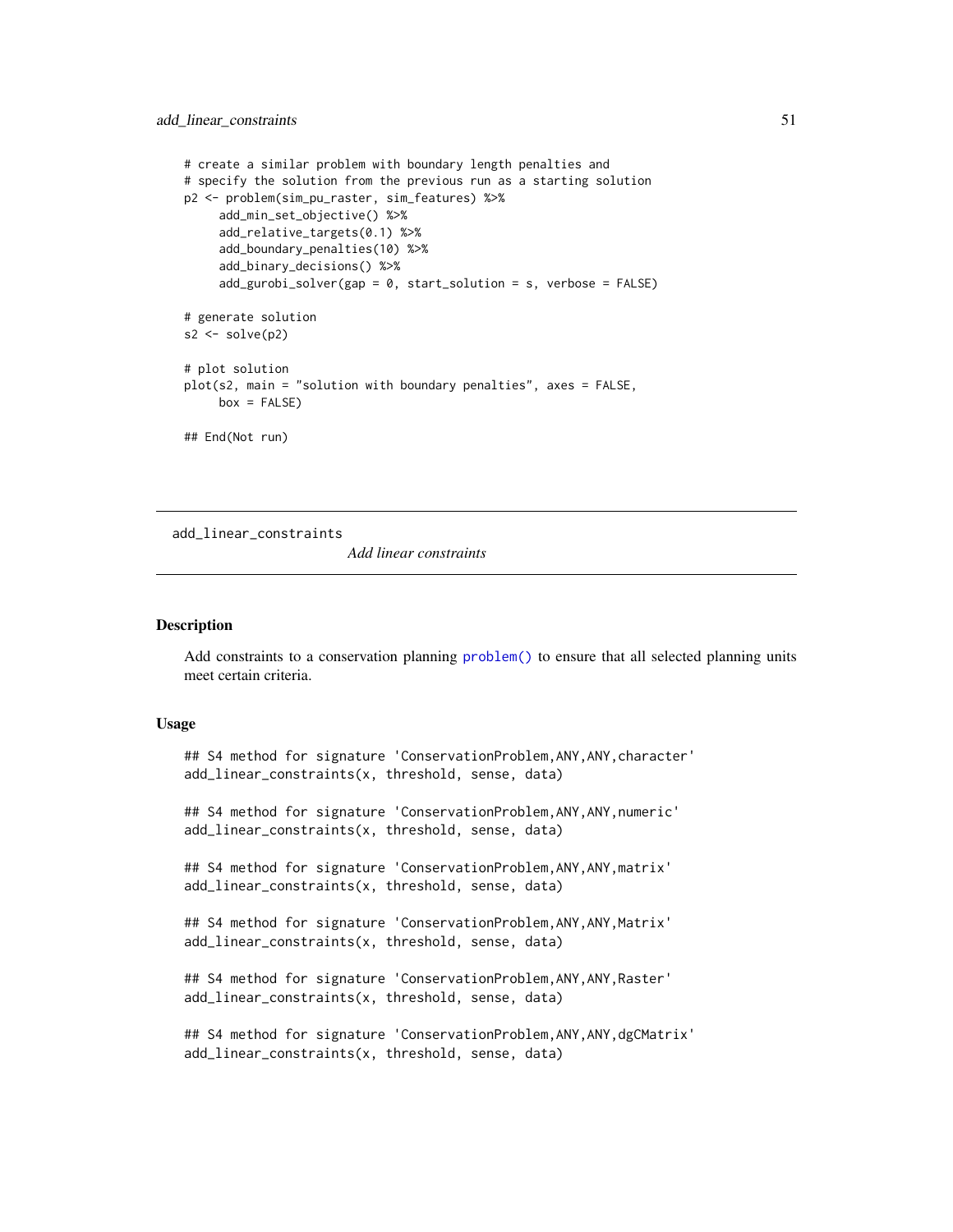```
# create a similar problem with boundary length penalties and
# specify the solution from the previous run as a starting solution
p2 <- problem(sim_pu_raster, sim_features) %>%
     add_min_set_objective() %>%
     add_relative_targets(0.1) %>%
     add_boundary_penalties(10) %>%
     add_binary_decisions() %>%
     add_gurobi_solver(gap = 0, start_solution = s, verbose = FALSE)

# generate solution
s2 <- solve(p2)

# plot solution
plot(s2, main = "solution with boundary penalties", axes = FALSE,
     box = FALSE)

## End(Not run)
```

---

add_linear_constraints    *Add linear constraints*

---

## Description

Add constraints to a conservation planning problem() to ensure that all selected planning units meet certain criteria.

## Usage

```
## S4 method for signature 'ConservationProblem,ANY,ANY,character'
add_linear_constraints(x, threshold, sense, data)

## S4 method for signature 'ConservationProblem,ANY,ANY,numeric'
add_linear_constraints(x, threshold, sense, data)

## S4 method for signature 'ConservationProblem,ANY,ANY,matrix'
add_linear_constraints(x, threshold, sense, data)

## S4 method for signature 'ConservationProblem,ANY,ANY,Matrix'
add_linear_constraints(x, threshold, sense, data)

## S4 method for signature 'ConservationProblem,ANY,ANY,Raster'
add_linear_constraints(x, threshold, sense, data)

## S4 method for signature 'ConservationProblem,ANY,ANY,dgCMatrix'
add_linear_constraints(x, threshold, sense, data)
```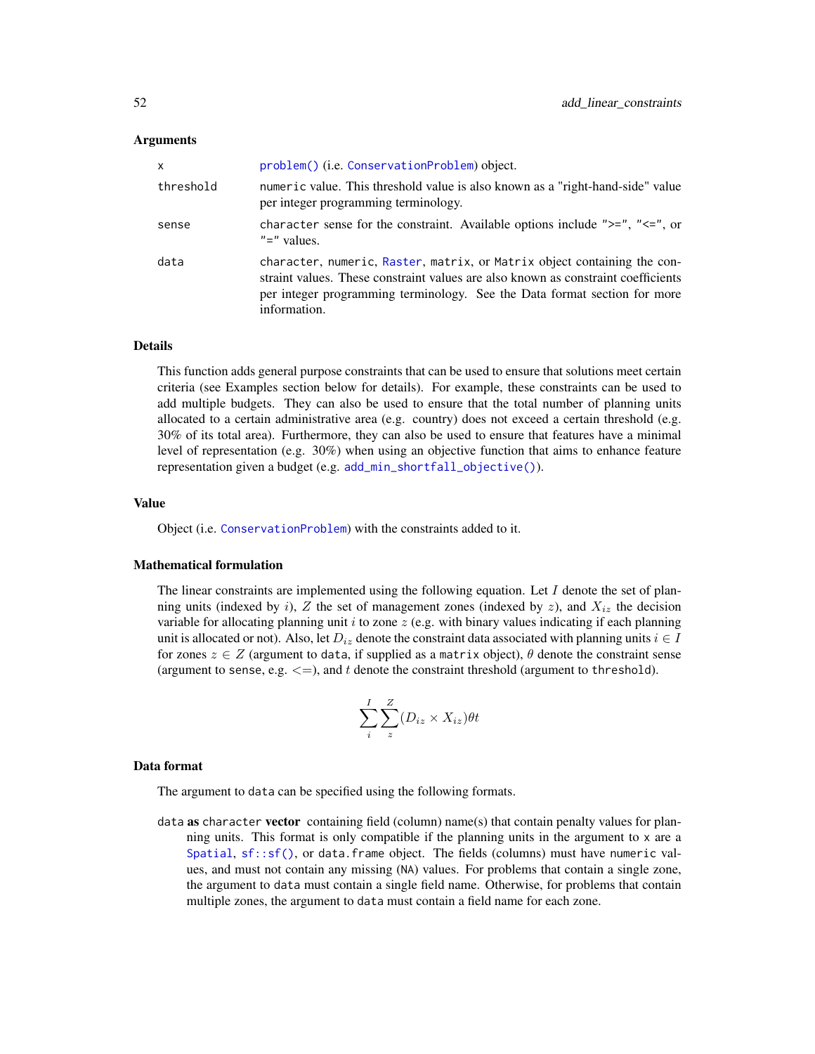### Arguments

| | |
|---|---|
| x | `problem()` (i.e. `ConservationProblem`) object. |
| threshold | `numeric` value. This threshold value is also known as a "right-hand-side" value per integer programming terminology. |
| sense | `character` sense for the constraint. Available options include `">="`, `"<="`, or `"="` values. |
| data | `character`, `numeric`, `Raster`, `matrix`, or `Matrix` object containing the constraint values. These constraint values are also known as constraint coefficients per integer programming terminology. See the Data format section for more information. |

### Details

This function adds general purpose constraints that can be used to ensure that solutions meet certain criteria (see Examples section below for details). For example, these constraints can be used to add multiple budgets. They can also be used to ensure that the total number of planning units allocated to a certain administrative area (e.g. country) does not exceed a certain threshold (e.g. 30% of its total area). Furthermore, they can also be used to ensure that features have a minimal level of representation (e.g. 30%) when using an objective function that aims to enhance feature representation given a budget (e.g. `add_min_shortfall_objective()`).

### Value

Object (i.e. `ConservationProblem`) with the constraints added to it.

### Mathematical formulation

The linear constraints are implemented using the following equation. Let $I$ denote the set of planning units (indexed by $i$), $Z$ the set of management zones (indexed by $z$), and $X_{iz}$ the decision variable for allocating planning unit $i$ to zone $z$ (e.g. with binary values indicating if each planning unit is allocated or not). Also, let $D_{iz}$ denote the constraint data associated with planning units $i \in I$ for zones $z \in Z$ (argument to `data`, if supplied as a `matrix` object), $\theta$ denote the constraint sense (argument to `sense`, e.g. $<=$), and $t$ denote the constraint threshold (argument to `threshold`).

$$\sum_{i}^{I} \sum_{z}^{Z} (D_{iz} \times X_{iz}) \theta t$$

### Data format

The argument to `data` can be specified using the following formats.

`data` **as** `character` **vector** containing field (column) name(s) that contain penalty values for planning units. This format is only compatible if the planning units in the argument to `x` are a `Spatial`, `sf::sf()`, or `data.frame` object. The fields (columns) must have `numeric` values, and must not contain any missing (`NA`) values. For problems that contain a single zone, the argument to `data` must contain a single field name. Otherwise, for problems that contain multiple zones, the argument to `data` must contain a field name for each zone.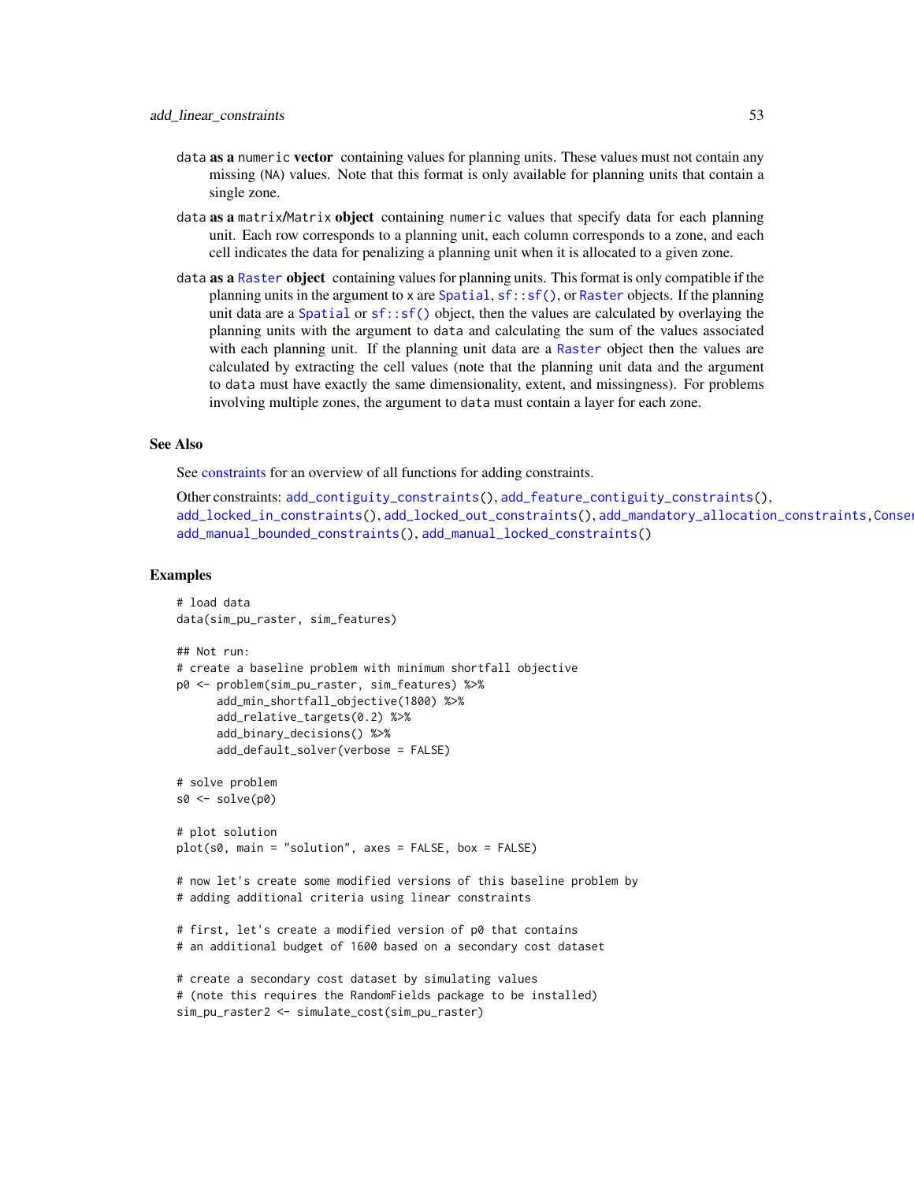data **as a** numeric **vector** containing values for planning units. These values must not contain any missing (NA) values. Note that this format is only available for planning units that contain a single zone.

data **as a** matrix/Matrix **object** containing numeric values that specify data for each planning unit. Each row corresponds to a planning unit, each column corresponds to a zone, and each cell indicates the data for penalizing a planning unit when it is allocated to a given zone.

data **as a** Raster **object** containing values for planning units. This format is only compatible if the planning units in the argument to x are Spatial, sf::sf(), or Raster objects. If the planning unit data are a Spatial or sf::sf() object, then the values are calculated by overlaying the planning units with the argument to data and calculating the sum of the values associated with each planning unit. If the planning unit data are a Raster object then the values are calculated by extracting the cell values (note that the planning unit data and the argument to data must have exactly the same dimensionality, extent, and missingness). For problems involving multiple zones, the argument to data must contain a layer for each zone.

## See Also

See constraints for an overview of all functions for adding constraints.

Other constraints: add_contiguity_constraints(), add_feature_contiguity_constraints(), add_locked_in_constraints(), add_locked_out_constraints(), add_mandatory_allocation_constraints,Conser add_manual_bounded_constraints(), add_manual_locked_constraints()

## Examples

```
# load data
data(sim_pu_raster, sim_features)

## Not run:
# create a baseline problem with minimum shortfall objective
p0 <- problem(sim_pu_raster, sim_features) %>%
      add_min_shortfall_objective(1800) %>%
      add_relative_targets(0.2) %>%
      add_binary_decisions() %>%
      add_default_solver(verbose = FALSE)

# solve problem
s0 <- solve(p0)

# plot solution
plot(s0, main = "solution", axes = FALSE, box = FALSE)

# now let's create some modified versions of this baseline problem by
# adding additional criteria using linear constraints

# first, let's create a modified version of p0 that contains
# an additional budget of 1600 based on a secondary cost dataset

# create a secondary cost dataset by simulating values
# (note this requires the RandomFields package to be installed)
sim_pu_raster2 <- simulate_cost(sim_pu_raster)
```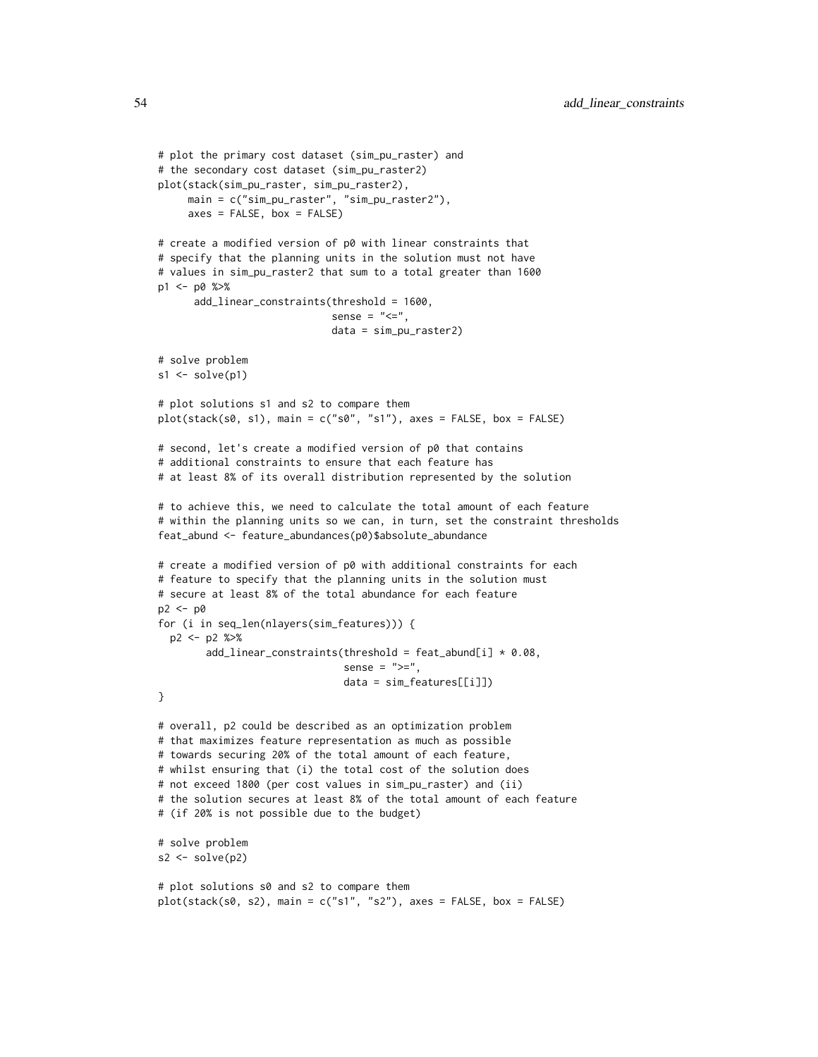```
# plot the primary cost dataset (sim_pu_raster) and
# the secondary cost dataset (sim_pu_raster2)
plot(stack(sim_pu_raster, sim_pu_raster2),
     main = c("sim_pu_raster", "sim_pu_raster2"),
     axes = FALSE, box = FALSE)

# create a modified version of p0 with linear constraints that
# specify that the planning units in the solution must not have
# values in sim_pu_raster2 that sum to a total greater than 1600
p1 <- p0 %>%
      add_linear_constraints(threshold = 1600,
                             sense = "<=",
                             data = sim_pu_raster2)

# solve problem
s1 <- solve(p1)

# plot solutions s1 and s2 to compare them
plot(stack(s0, s1), main = c("s0", "s1"), axes = FALSE, box = FALSE)

# second, let's create a modified version of p0 that contains
# additional constraints to ensure that each feature has
# at least 8% of its overall distribution represented by the solution

# to achieve this, we need to calculate the total amount of each feature
# within the planning units so we can, in turn, set the constraint thresholds
feat_abund <- feature_abundances(p0)$absolute_abundance

# create a modified version of p0 with additional constraints for each
# feature to specify that the planning units in the solution must
# secure at least 8% of the total abundance for each feature
p2 <- p0
for (i in seq_len(nlayers(sim_features))) {
  p2 <- p2 %>%
        add_linear_constraints(threshold = feat_abund[i] * 0.08,
                               sense = ">=",
                               data = sim_features[[i]])
}

# overall, p2 could be described as an optimization problem
# that maximizes feature representation as much as possible
# towards securing 20% of the total amount of each feature,
# whilst ensuring that (i) the total cost of the solution does
# not exceed 1800 (per cost values in sim_pu_raster) and (ii)
# the solution secures at least 8% of the total amount of each feature
# (if 20% is not possible due to the budget)

# solve problem
s2 <- solve(p2)

# plot solutions s0 and s2 to compare them
plot(stack(s0, s2), main = c("s1", "s2"), axes = FALSE, box = FALSE)
```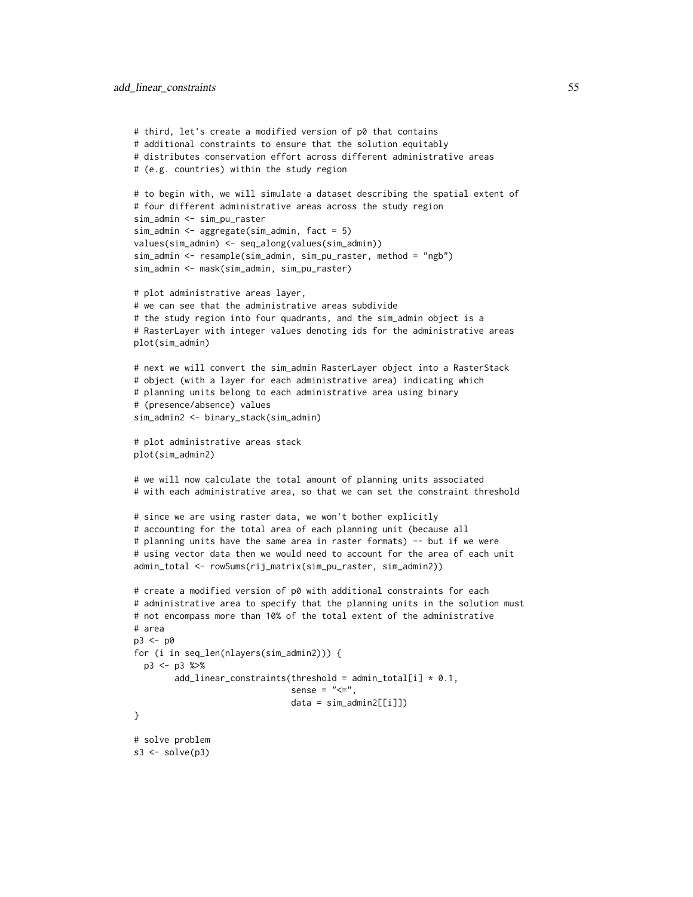```
# third, let's create a modified version of p0 that contains
# additional constraints to ensure that the solution equitably
# distributes conservation effort across different administrative areas
# (e.g. countries) within the study region

# to begin with, we will simulate a dataset describing the spatial extent of
# four different administrative areas across the study region
sim_admin <- sim_pu_raster
sim_admin <- aggregate(sim_admin, fact = 5)
values(sim_admin) <- seq_along(values(sim_admin))
sim_admin <- resample(sim_admin, sim_pu_raster, method = "ngb")
sim_admin <- mask(sim_admin, sim_pu_raster)

# plot administrative areas layer,
# we can see that the administrative areas subdivide
# the study region into four quadrants, and the sim_admin object is a
# RasterLayer with integer values denoting ids for the administrative areas
plot(sim_admin)

# next we will convert the sim_admin RasterLayer object into a RasterStack
# object (with a layer for each administrative area) indicating which
# planning units belong to each administrative area using binary
# (presence/absence) values
sim_admin2 <- binary_stack(sim_admin)

# plot administrative areas stack
plot(sim_admin2)

# we will now calculate the total amount of planning units associated
# with each administrative area, so that we can set the constraint threshold

# since we are using raster data, we won't bother explicitly
# accounting for the total area of each planning unit (because all
# planning units have the same area in raster formats) -- but if we were
# using vector data then we would need to account for the area of each unit
admin_total <- rowSums(rij_matrix(sim_pu_raster, sim_admin2))

# create a modified version of p0 with additional constraints for each
# administrative area to specify that the planning units in the solution must
# not encompass more than 10% of the total extent of the administrative
# area
p3 <- p0
for (i in seq_len(nlayers(sim_admin2))) {
  p3 <- p3 %>%
        add_linear_constraints(threshold = admin_total[i] * 0.1,
                               sense = "<=",
                               data = sim_admin2[[i]])
}

# solve problem
s3 <- solve(p3)
```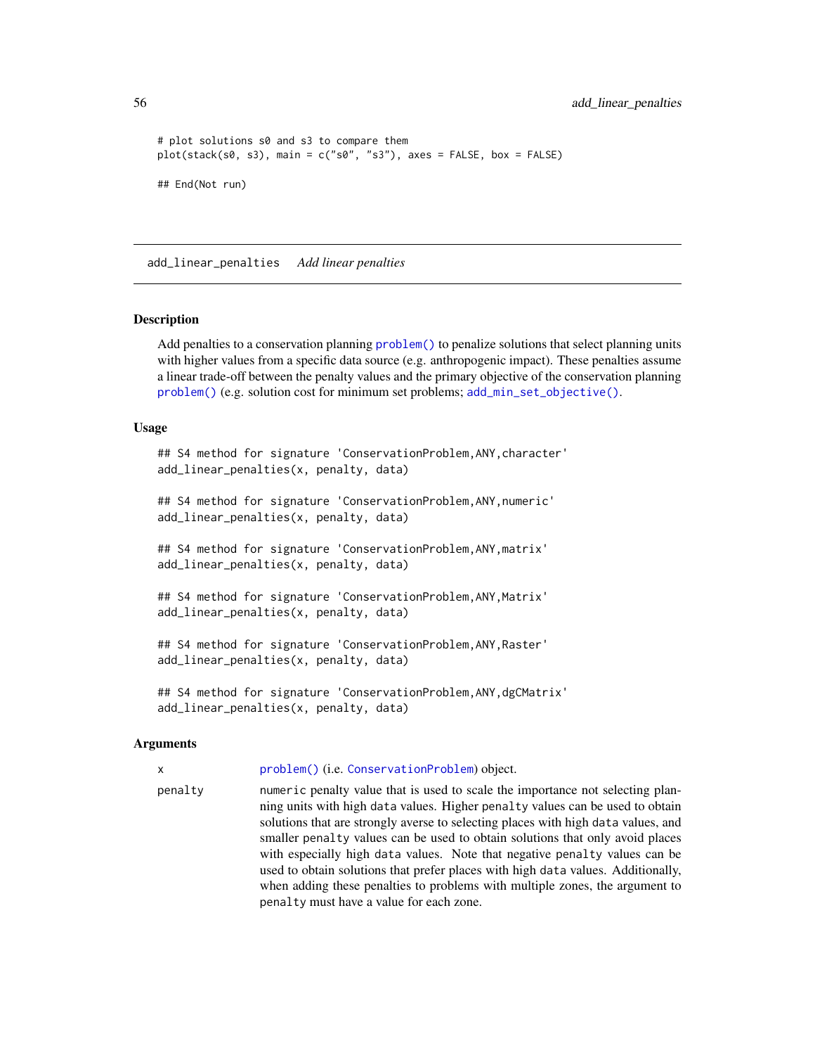```
# plot solutions s0 and s3 to compare them
plot(stack(s0, s3), main = c("s0", "s3"), axes = FALSE, box = FALSE)

## End(Not run)
```

## add_linear_penalties *Add linear penalties*

### Description

Add penalties to a conservation planning problem() to penalize solutions that select planning units with higher values from a specific data source (e.g. anthropogenic impact). These penalties assume a linear trade-off between the penalty values and the primary objective of the conservation planning problem() (e.g. solution cost for minimum set problems; add_min_set_objective().

### Usage

```
## S4 method for signature 'ConservationProblem,ANY,character'
add_linear_penalties(x, penalty, data)

## S4 method for signature 'ConservationProblem,ANY,numeric'
add_linear_penalties(x, penalty, data)

## S4 method for signature 'ConservationProblem,ANY,matrix'
add_linear_penalties(x, penalty, data)

## S4 method for signature 'ConservationProblem,ANY,Matrix'
add_linear_penalties(x, penalty, data)

## S4 method for signature 'ConservationProblem,ANY,Raster'
add_linear_penalties(x, penalty, data)

## S4 method for signature 'ConservationProblem,ANY,dgCMatrix'
add_linear_penalties(x, penalty, data)
```

### Arguments

| | |
|---|---|
| x | problem() (i.e. ConservationProblem) object. |
| penalty | numeric penalty value that is used to scale the importance not selecting planning units with high data values. Higher penalty values can be used to obtain solutions that are strongly averse to selecting places with high data values, and smaller penalty values can be used to obtain solutions that only avoid places with especially high data values. Note that negative penalty values can be used to obtain solutions that prefer places with high data values. Additionally, when adding these penalties to problems with multiple zones, the argument to penalty must have a value for each zone. |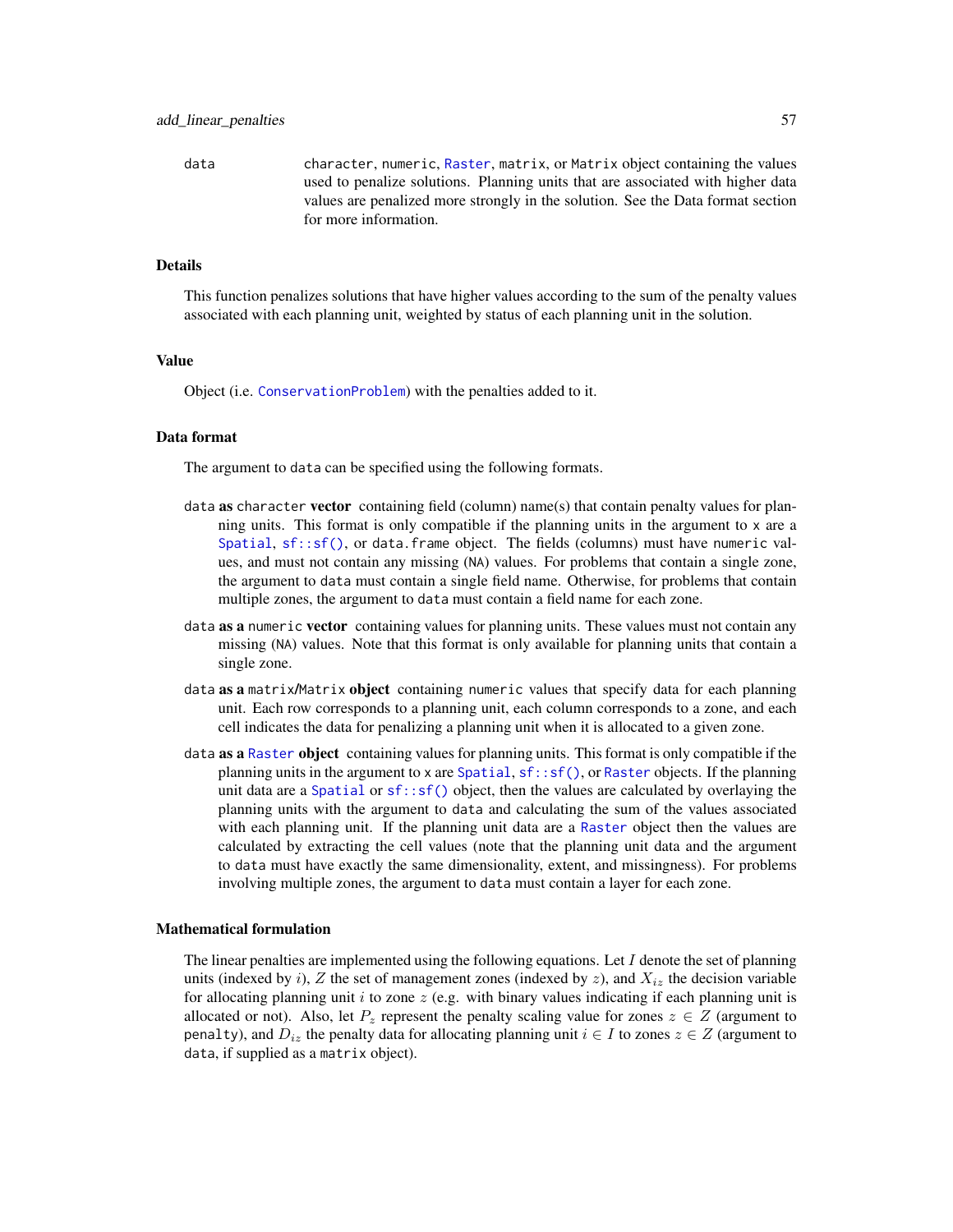data    character, numeric, Raster, matrix, or Matrix object containing the values used to penalize solutions. Planning units that are associated with higher data values are penalized more strongly in the solution. See the Data format section for more information.

### Details

This function penalizes solutions that have higher values according to the sum of the penalty values associated with each planning unit, weighted by status of each planning unit in the solution.

### Value

Object (i.e. ConservationProblem) with the penalties added to it.

### Data format

The argument to data can be specified using the following formats.

data **as** character **vector** containing field (column) name(s) that contain penalty values for planning units. This format is only compatible if the planning units in the argument to x are a Spatial, sf::sf(), or data.frame object. The fields (columns) must have numeric values, and must not contain any missing (NA) values. For problems that contain a single zone, the argument to data must contain a single field name. Otherwise, for problems that contain multiple zones, the argument to data must contain a field name for each zone.

data **as a** numeric **vector** containing values for planning units. These values must not contain any missing (NA) values. Note that this format is only available for planning units that contain a single zone.

data **as a** matrix/Matrix **object** containing numeric values that specify data for each planning unit. Each row corresponds to a planning unit, each column corresponds to a zone, and each cell indicates the data for penalizing a planning unit when it is allocated to a given zone.

data **as a** Raster **object** containing values for planning units. This format is only compatible if the planning units in the argument to x are Spatial, sf::sf(), or Raster objects. If the planning unit data are a Spatial or sf::sf() object, then the values are calculated by overlaying the planning units with the argument to data and calculating the sum of the values associated with each planning unit. If the planning unit data are a Raster object then the values are calculated by extracting the cell values (note that the planning unit data and the argument to data must have exactly the same dimensionality, extent, and missingness). For problems involving multiple zones, the argument to data must contain a layer for each zone.

### Mathematical formulation

The linear penalties are implemented using the following equations. Let $I$ denote the set of planning units (indexed by $i$), $Z$ the set of management zones (indexed by $z$), and $X_{iz}$ the decision variable for allocating planning unit $i$ to zone $z$ (e.g. with binary values indicating if each planning unit is allocated or not). Also, let $P_z$ represent the penalty scaling value for zones $z \in Z$ (argument to penalty), and $D_{iz}$ the penalty data for allocating planning unit $i \in I$ to zones $z \in Z$ (argument to data, if supplied as a matrix object).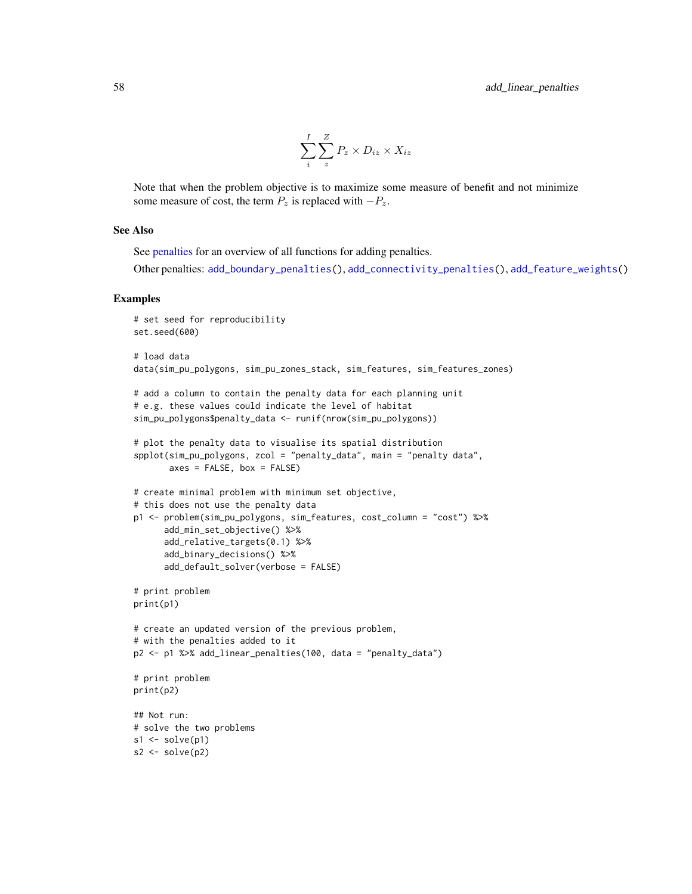$$\sum_{i}^{I} \sum_{z}^{Z} P_z \times D_{iz} \times X_{iz}$$

Note that when the problem objective is to maximize some measure of benefit and not minimize some measure of cost, the term $P_z$ is replaced with $-P_z$.

## See Also

See penalties for an overview of all functions for adding penalties.

Other penalties: `add_boundary_penalties()`, `add_connectivity_penalties()`, `add_feature_weights()`

## Examples

```
# set seed for reproducibility
set.seed(600)

# load data
data(sim_pu_polygons, sim_pu_zones_stack, sim_features, sim_features_zones)

# add a column to contain the penalty data for each planning unit
# e.g. these values could indicate the level of habitat
sim_pu_polygons$penalty_data <- runif(nrow(sim_pu_polygons))

# plot the penalty data to visualise its spatial distribution
spplot(sim_pu_polygons, zcol = "penalty_data", main = "penalty data",
       axes = FALSE, box = FALSE)

# create minimal problem with minimum set objective,
# this does not use the penalty data
p1 <- problem(sim_pu_polygons, sim_features, cost_column = "cost") %>%
      add_min_set_objective() %>%
      add_relative_targets(0.1) %>%
      add_binary_decisions() %>%
      add_default_solver(verbose = FALSE)

# print problem
print(p1)

# create an updated version of the previous problem,
# with the penalties added to it
p2 <- p1 %>% add_linear_penalties(100, data = "penalty_data")

# print problem
print(p2)

## Not run:
# solve the two problems
s1 <- solve(p1)
s2 <- solve(p2)
```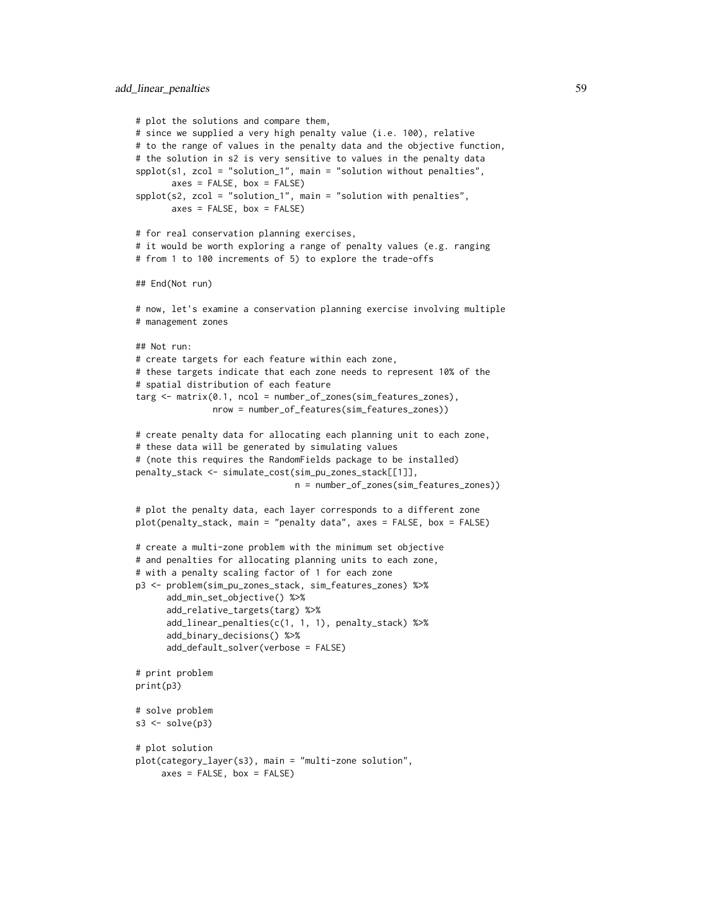```
# plot the solutions and compare them,
# since we supplied a very high penalty value (i.e. 100), relative
# to the range of values in the penalty data and the objective function,
# the solution in s2 is very sensitive to values in the penalty data
spplot(s1, zcol = "solution_1", main = "solution without penalties",
       axes = FALSE, box = FALSE)
spplot(s2, zcol = "solution_1", main = "solution with penalties",
       axes = FALSE, box = FALSE)

# for real conservation planning exercises,
# it would be worth exploring a range of penalty values (e.g. ranging
# from 1 to 100 increments of 5) to explore the trade-offs

## End(Not run)

# now, let's examine a conservation planning exercise involving multiple
# management zones

## Not run:
# create targets for each feature within each zone,
# these targets indicate that each zone needs to represent 10% of the
# spatial distribution of each feature
targ <- matrix(0.1, ncol = number_of_zones(sim_features_zones),
               nrow = number_of_features(sim_features_zones))

# create penalty data for allocating each planning unit to each zone,
# these data will be generated by simulating values
# (note this requires the RandomFields package to be installed)
penalty_stack <- simulate_cost(sim_pu_zones_stack[[1]],
                               n = number_of_zones(sim_features_zones))

# plot the penalty data, each layer corresponds to a different zone
plot(penalty_stack, main = "penalty data", axes = FALSE, box = FALSE)

# create a multi-zone problem with the minimum set objective
# and penalties for allocating planning units to each zone,
# with a penalty scaling factor of 1 for each zone
p3 <- problem(sim_pu_zones_stack, sim_features_zones) %>%
      add_min_set_objective() %>%
      add_relative_targets(targ) %>%
      add_linear_penalties(c(1, 1, 1), penalty_stack) %>%
      add_binary_decisions() %>%
      add_default_solver(verbose = FALSE)

# print problem
print(p3)

# solve problem
s3 <- solve(p3)

# plot solution
plot(category_layer(s3), main = "multi-zone solution",
     axes = FALSE, box = FALSE)
```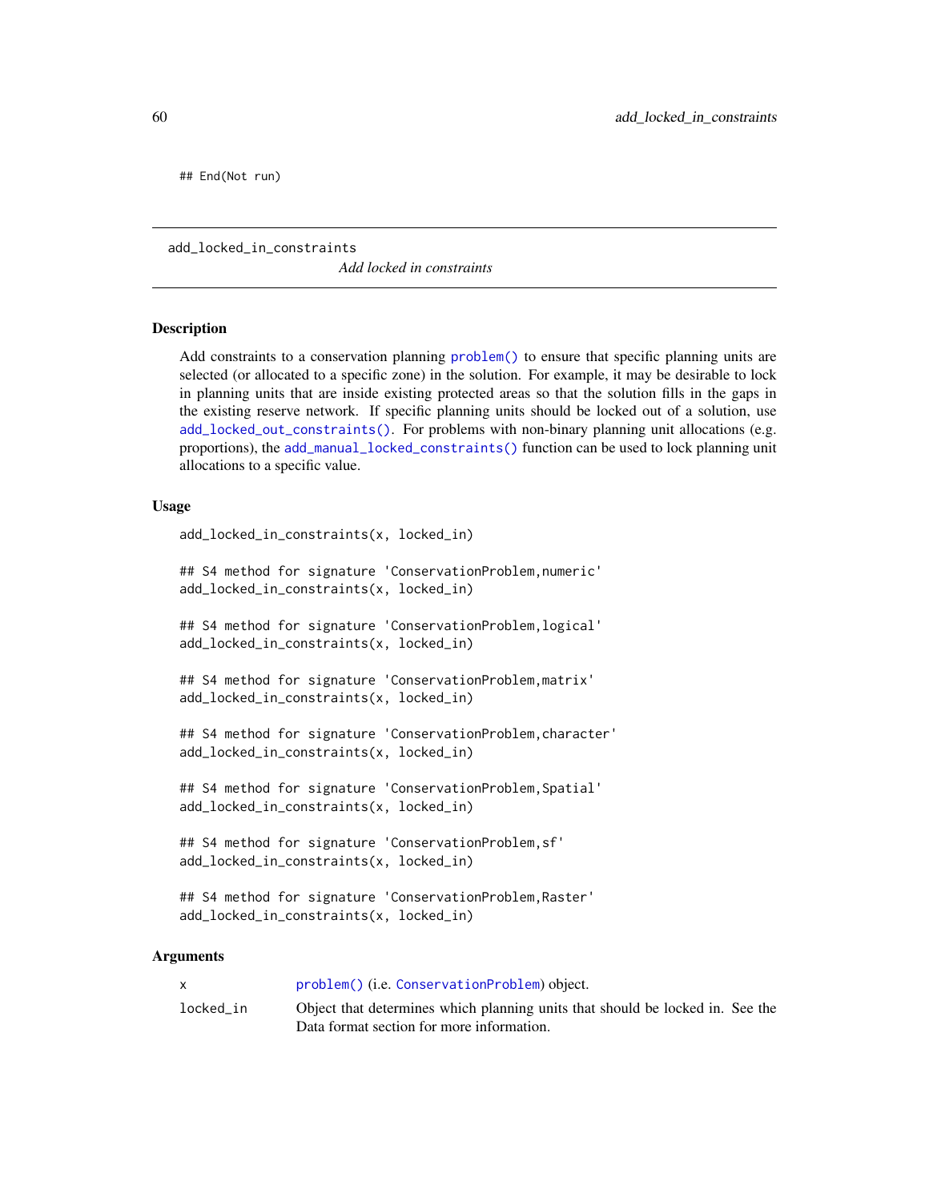```
## End(Not run)
```

---

add_locked_in_constraints

*Add locked in constraints*

---

### Description

Add constraints to a conservation planning `problem()` to ensure that specific planning units are selected (or allocated to a specific zone) in the solution. For example, it may be desirable to lock in planning units that are inside existing protected areas so that the solution fills in the gaps in the existing reserve network. If specific planning units should be locked out of a solution, use `add_locked_out_constraints()`. For problems with non-binary planning unit allocations (e.g. proportions), the `add_manual_locked_constraints()` function can be used to lock planning unit allocations to a specific value.

### Usage

```
add_locked_in_constraints(x, locked_in)

## S4 method for signature 'ConservationProblem,numeric'
add_locked_in_constraints(x, locked_in)

## S4 method for signature 'ConservationProblem,logical'
add_locked_in_constraints(x, locked_in)

## S4 method for signature 'ConservationProblem,matrix'
add_locked_in_constraints(x, locked_in)

## S4 method for signature 'ConservationProblem,character'
add_locked_in_constraints(x, locked_in)

## S4 method for signature 'ConservationProblem,Spatial'
add_locked_in_constraints(x, locked_in)

## S4 method for signature 'ConservationProblem,sf'
add_locked_in_constraints(x, locked_in)

## S4 method for signature 'ConservationProblem,Raster'
add_locked_in_constraints(x, locked_in)
```

### Arguments

| | |
|---|---|
| x | `problem()` (i.e. `ConservationProblem`) object. |
| locked_in | Object that determines which planning units that should be locked in. See the Data format section for more information. |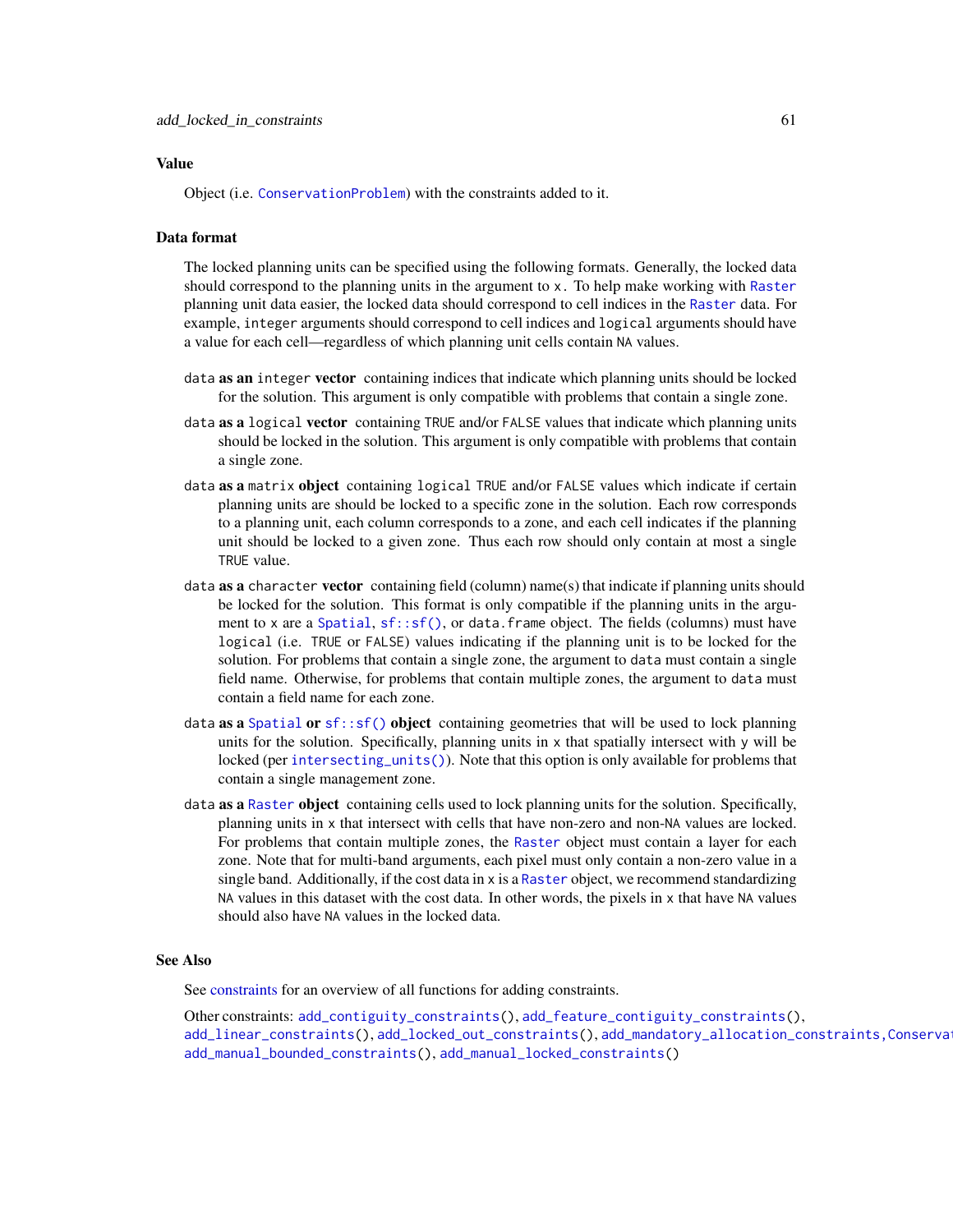## Value

Object (i.e. `ConservationProblem`) with the constraints added to it.

## Data format

The locked planning units can be specified using the following formats. Generally, the locked data should correspond to the planning units in the argument to `x`. To help make working with `Raster` planning unit data easier, the locked data should correspond to cell indices in the `Raster` data. For example, `integer` arguments should correspond to cell indices and `logical` arguments should have a value for each cell—regardless of which planning unit cells contain `NA` values.

`data` **as an** `integer` **vector** containing indices that indicate which planning units should be locked for the solution. This argument is only compatible with problems that contain a single zone.

`data` **as a** `logical` **vector** containing `TRUE` and/or `FALSE` values that indicate which planning units should be locked in the solution. This argument is only compatible with problems that contain a single zone.

`data` **as a** `matrix` **object** containing `logical` `TRUE` and/or `FALSE` values which indicate if certain planning units are should be locked to a specific zone in the solution. Each row corresponds to a planning unit, each column corresponds to a zone, and each cell indicates if the planning unit should be locked to a given zone. Thus each row should only contain at most a single `TRUE` value.

`data` **as a** `character` **vector** containing field (column) name(s) that indicate if planning units should be locked for the solution. This format is only compatible if the planning units in the argument to `x` are a `Spatial`, `sf::sf()`, or `data.frame` object. The fields (columns) must have `logical` (i.e. `TRUE` or `FALSE`) values indicating if the planning unit is to be locked for the solution. For problems that contain a single zone, the argument to `data` must contain a single field name. Otherwise, for problems that contain multiple zones, the argument to `data` must contain a field name for each zone.

`data` **as a** `Spatial` **or** `sf::sf()` **object** containing geometries that will be used to lock planning units for the solution. Specifically, planning units in `x` that spatially intersect with `y` will be locked (per `intersecting_units()`). Note that this option is only available for problems that contain a single management zone.

`data` **as a** `Raster` **object** containing cells used to lock planning units for the solution. Specifically, planning units in `x` that intersect with cells that have non-zero and non-`NA` values are locked. For problems that contain multiple zones, the `Raster` object must contain a layer for each zone. Note that for multi-band arguments, each pixel must only contain a non-zero value in a single band. Additionally, if the cost data in `x` is a `Raster` object, we recommend standardizing `NA` values in this dataset with the cost data. In other words, the pixels in `x` that have `NA` values should also have `NA` values in the locked data.

## See Also

See constraints for an overview of all functions for adding constraints.

Other constraints: `add_contiguity_constraints()`, `add_feature_contiguity_constraints()`, `add_linear_constraints()`, `add_locked_out_constraints()`, `add_mandatory_allocation_constraints,ConservationProblem-method`, `add_manual_bounded_constraints()`, `add_manual_locked_constraints()`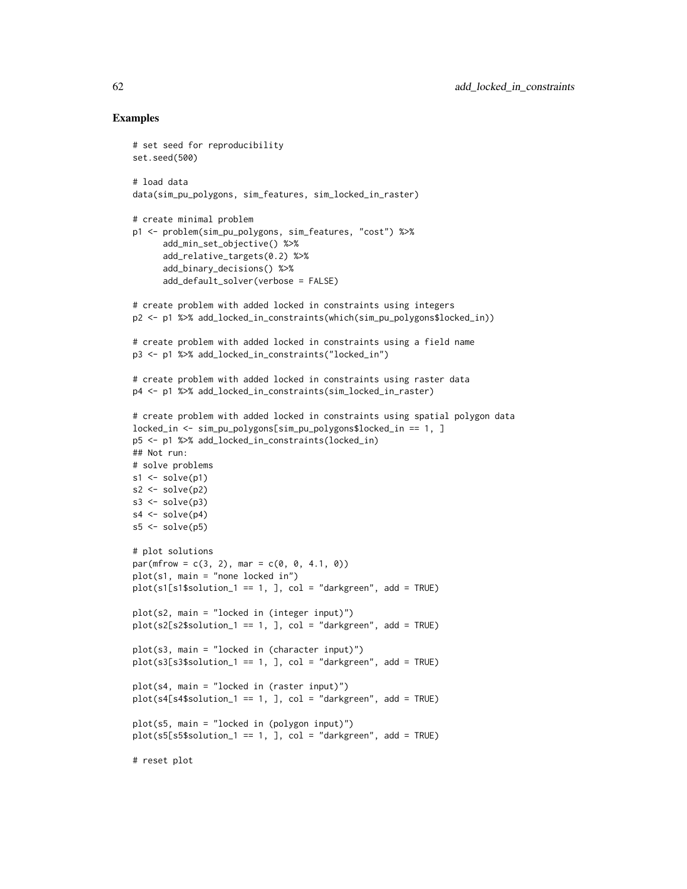## Examples

```
# set seed for reproducibility
set.seed(500)

# load data
data(sim_pu_polygons, sim_features, sim_locked_in_raster)

# create minimal problem
p1 <- problem(sim_pu_polygons, sim_features, "cost") %>%
      add_min_set_objective() %>%
      add_relative_targets(0.2) %>%
      add_binary_decisions() %>%
      add_default_solver(verbose = FALSE)

# create problem with added locked in constraints using integers
p2 <- p1 %>% add_locked_in_constraints(which(sim_pu_polygons$locked_in))

# create problem with added locked in constraints using a field name
p3 <- p1 %>% add_locked_in_constraints("locked_in")

# create problem with added locked in constraints using raster data
p4 <- p1 %>% add_locked_in_constraints(sim_locked_in_raster)

# create problem with added locked in constraints using spatial polygon data
locked_in <- sim_pu_polygons[sim_pu_polygons$locked_in == 1, ]
p5 <- p1 %>% add_locked_in_constraints(locked_in)
## Not run:
# solve problems
s1 <- solve(p1)
s2 <- solve(p2)
s3 <- solve(p3)
s4 <- solve(p4)
s5 <- solve(p5)

# plot solutions
par(mfrow = c(3, 2), mar = c(0, 0, 4.1, 0))
plot(s1, main = "none locked in")
plot(s1[s1$solution_1 == 1, ], col = "darkgreen", add = TRUE)

plot(s2, main = "locked in (integer input)")
plot(s2[s2$solution_1 == 1, ], col = "darkgreen", add = TRUE)

plot(s3, main = "locked in (character input)")
plot(s3[s3$solution_1 == 1, ], col = "darkgreen", add = TRUE)

plot(s4, main = "locked in (raster input)")
plot(s4[s4$solution_1 == 1, ], col = "darkgreen", add = TRUE)

plot(s5, main = "locked in (polygon input)")
plot(s5[s5$solution_1 == 1, ], col = "darkgreen", add = TRUE)

# reset plot
```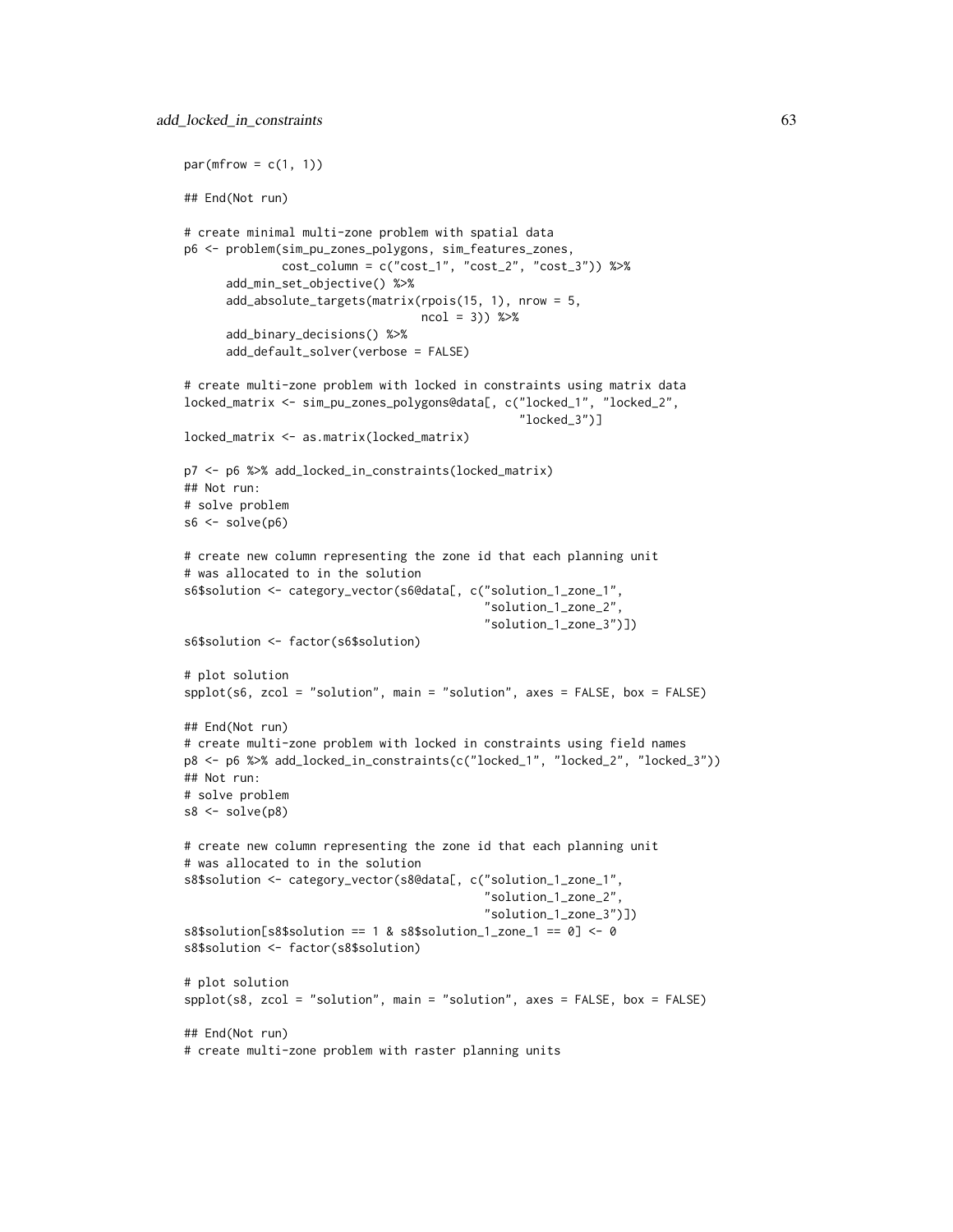```
par(mfrow = c(1, 1))

## End(Not run)

# create minimal multi-zone problem with spatial data
p6 <- problem(sim_pu_zones_polygons, sim_features_zones,
              cost_column = c("cost_1", "cost_2", "cost_3")) %>%
      add_min_set_objective() %>%
      add_absolute_targets(matrix(rpois(15, 1), nrow = 5,
                                  ncol = 3)) %>%
      add_binary_decisions() %>%
      add_default_solver(verbose = FALSE)

# create multi-zone problem with locked in constraints using matrix data
locked_matrix <- sim_pu_zones_polygons@data[, c("locked_1", "locked_2",
                                                "locked_3")]
locked_matrix <- as.matrix(locked_matrix)

p7 <- p6 %>% add_locked_in_constraints(locked_matrix)
## Not run:
# solve problem
s6 <- solve(p6)

# create new column representing the zone id that each planning unit
# was allocated to in the solution
s6$solution <- category_vector(s6@data[, c("solution_1_zone_1",
                                           "solution_1_zone_2",
                                           "solution_1_zone_3")])
s6$solution <- factor(s6$solution)

# plot solution
spplot(s6, zcol = "solution", main = "solution", axes = FALSE, box = FALSE)

## End(Not run)
# create multi-zone problem with locked in constraints using field names
p8 <- p6 %>% add_locked_in_constraints(c("locked_1", "locked_2", "locked_3"))
## Not run:
# solve problem
s8 <- solve(p8)

# create new column representing the zone id that each planning unit
# was allocated to in the solution
s8$solution <- category_vector(s8@data[, c("solution_1_zone_1",
                                           "solution_1_zone_2",
                                           "solution_1_zone_3")])
s8$solution[s8$solution == 1 & s8$solution_1_zone_1 == 0] <- 0
s8$solution <- factor(s8$solution)

# plot solution
spplot(s8, zcol = "solution", main = "solution", axes = FALSE, box = FALSE)

## End(Not run)
# create multi-zone problem with raster planning units
```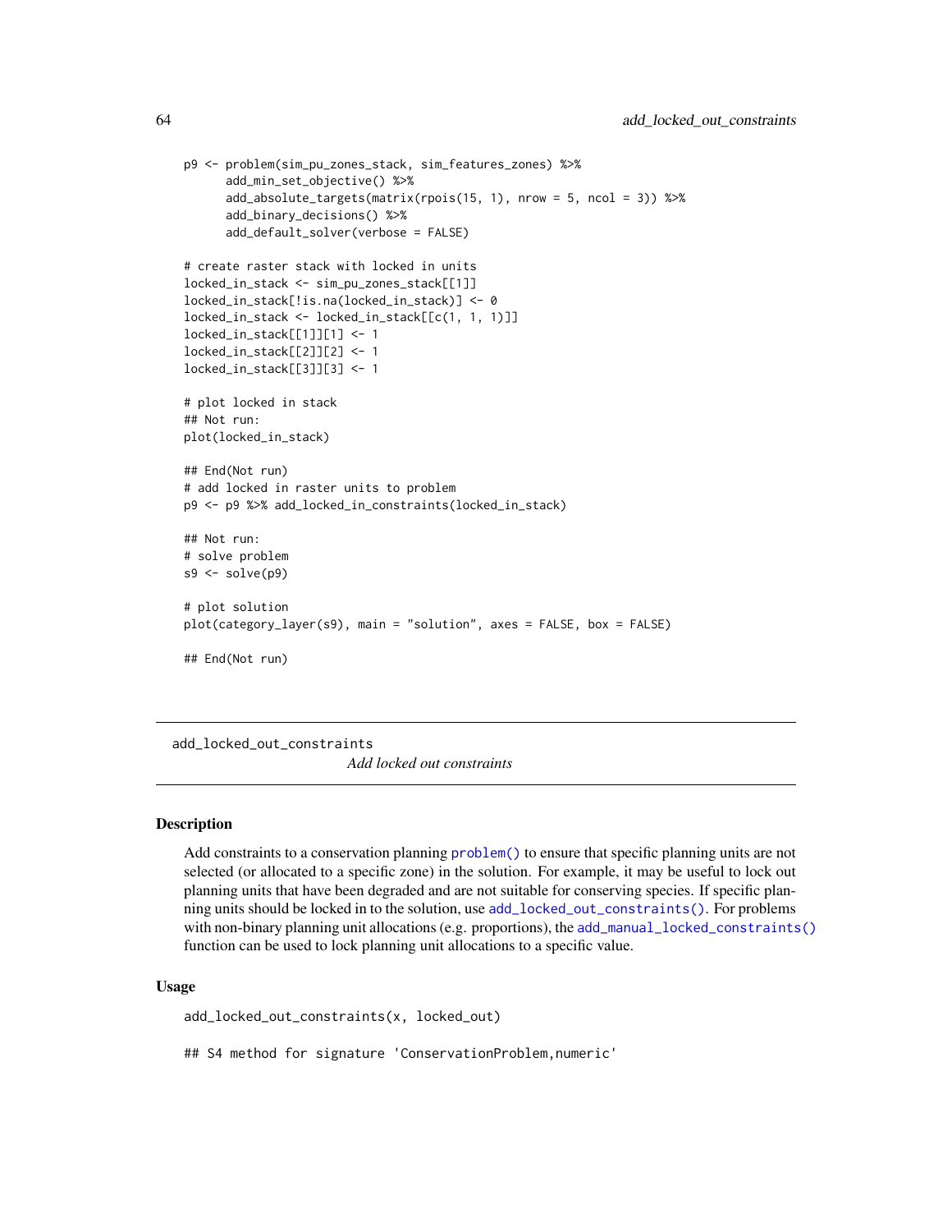```
p9 <- problem(sim_pu_zones_stack, sim_features_zones) %>%
      add_min_set_objective() %>%
      add_absolute_targets(matrix(rpois(15, 1), nrow = 5, ncol = 3)) %>%
      add_binary_decisions() %>%
      add_default_solver(verbose = FALSE)

# create raster stack with locked in units
locked_in_stack <- sim_pu_zones_stack[[1]]
locked_in_stack[!is.na(locked_in_stack)] <- 0
locked_in_stack <- locked_in_stack[[c(1, 1, 1)]]
locked_in_stack[[1]][1] <- 1
locked_in_stack[[2]][2] <- 1
locked_in_stack[[3]][3] <- 1

# plot locked in stack
## Not run:
plot(locked_in_stack)

## End(Not run)
# add locked in raster units to problem
p9 <- p9 %>% add_locked_in_constraints(locked_in_stack)

## Not run:
# solve problem
s9 <- solve(p9)

# plot solution
plot(category_layer(s9), main = "solution", axes = FALSE, box = FALSE)

## End(Not run)
```

## add_locked_out_constraints

*Add locked out constraints*

### Description

Add constraints to a conservation planning problem() to ensure that specific planning units are not selected (or allocated to a specific zone) in the solution. For example, it may be useful to lock out planning units that have been degraded and are not suitable for conserving species. If specific planning units should be locked in to the solution, use add_locked_out_constraints(). For problems with non-binary planning unit allocations (e.g. proportions), the add_manual_locked_constraints() function can be used to lock planning unit allocations to a specific value.

### Usage

```
add_locked_out_constraints(x, locked_out)

## S4 method for signature 'ConservationProblem,numeric'
```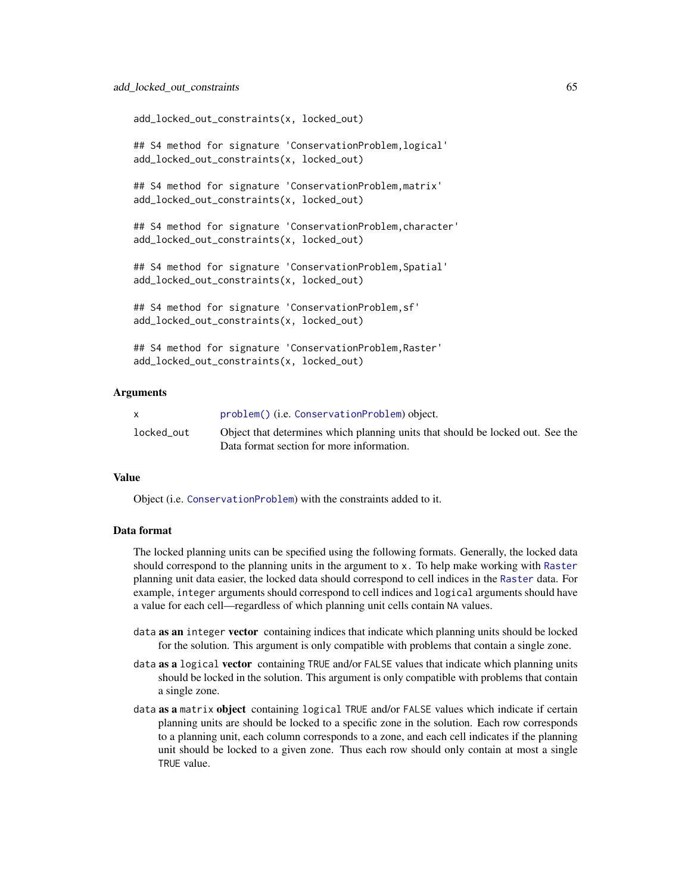```
add_locked_out_constraints(x, locked_out)

## S4 method for signature 'ConservationProblem,logical'
add_locked_out_constraints(x, locked_out)

## S4 method for signature 'ConservationProblem,matrix'
add_locked_out_constraints(x, locked_out)

## S4 method for signature 'ConservationProblem,character'
add_locked_out_constraints(x, locked_out)

## S4 method for signature 'ConservationProblem,Spatial'
add_locked_out_constraints(x, locked_out)

## S4 method for signature 'ConservationProblem,sf'
add_locked_out_constraints(x, locked_out)

## S4 method for signature 'ConservationProblem,Raster'
add_locked_out_constraints(x, locked_out)
```

## Arguments

| | |
|---|---|
| `x` | `problem()` (i.e. `ConservationProblem`) object. |
| `locked_out` | Object that determines which planning units that should be locked out. See the Data format section for more information. |

## Value

Object (i.e. `ConservationProblem`) with the constraints added to it.

## Data format

The locked planning units can be specified using the following formats. Generally, the locked data should correspond to the planning units in the argument to `x`. To help make working with `Raster` planning unit data easier, the locked data should correspond to cell indices in the `Raster` data. For example, `integer` arguments should correspond to cell indices and `logical` arguments should have a value for each cell—regardless of which planning unit cells contain `NA` values.

`data` **as an** `integer` **vector** containing indices that indicate which planning units should be locked for the solution. This argument is only compatible with problems that contain a single zone.

`data` **as a** `logical` **vector** containing `TRUE` and/or `FALSE` values that indicate which planning units should be locked in the solution. This argument is only compatible with problems that contain a single zone.

`data` **as a** `matrix` **object** containing `logical` `TRUE` and/or `FALSE` values which indicate if certain planning units are should be locked to a specific zone in the solution. Each row corresponds to a planning unit, each column corresponds to a zone, and each cell indicates if the planning unit should be locked to a given zone. Thus each row should only contain at most a single `TRUE` value.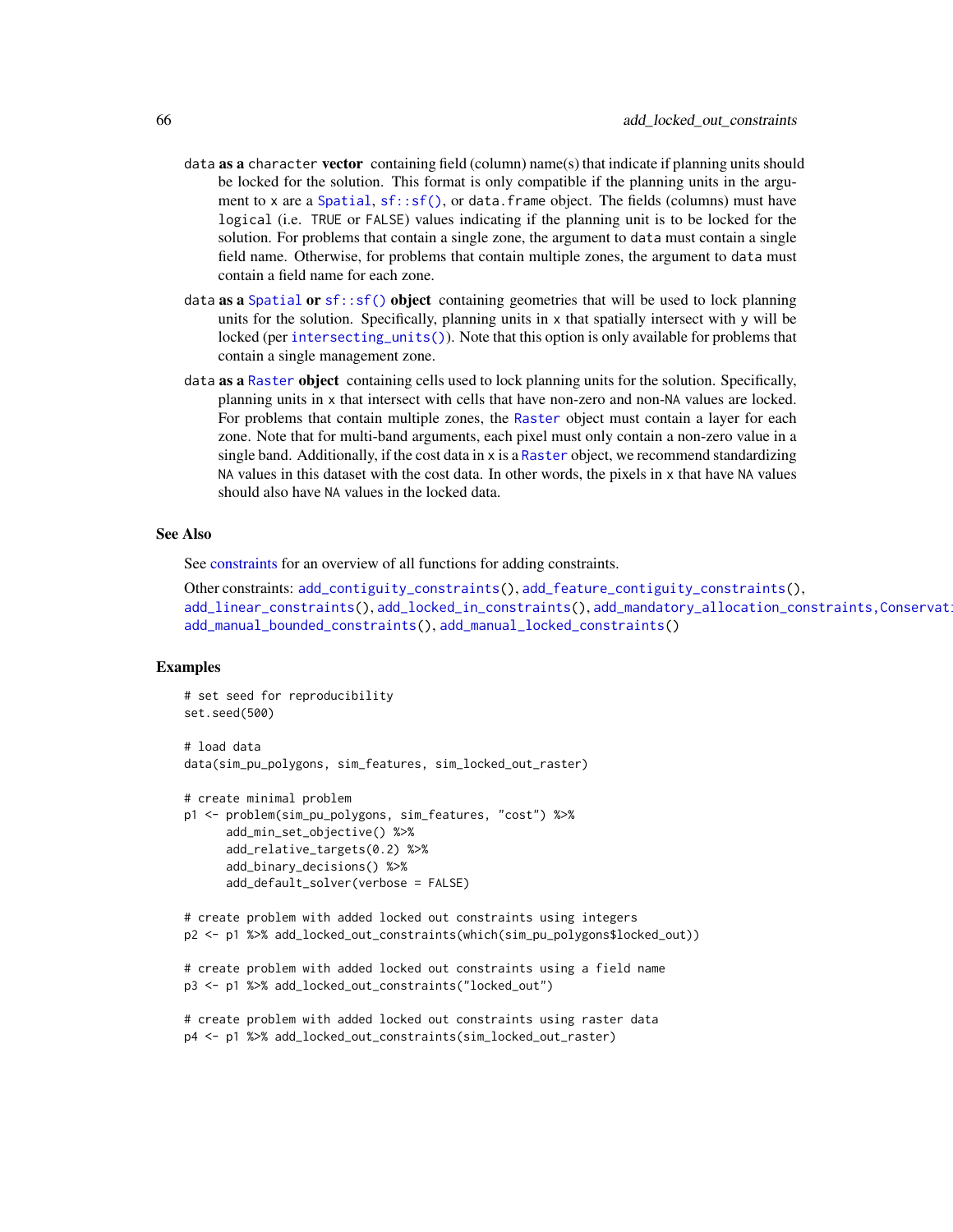data **as a** character **vector** containing field (column) name(s) that indicate if planning units should be locked for the solution. This format is only compatible if the planning units in the argument to x are a Spatial, sf::sf(), or data.frame object. The fields (columns) must have logical (i.e. TRUE or FALSE) values indicating if the planning unit is to be locked for the solution. For problems that contain a single zone, the argument to data must contain a single field name. Otherwise, for problems that contain multiple zones, the argument to data must contain a field name for each zone.

data **as a** Spatial **or** sf::sf() **object** containing geometries that will be used to lock planning units for the solution. Specifically, planning units in x that spatially intersect with y will be locked (per intersecting_units()). Note that this option is only available for problems that contain a single management zone.

data **as a** Raster **object** containing cells used to lock planning units for the solution. Specifically, planning units in x that intersect with cells that have non-zero and non-NA values are locked. For problems that contain multiple zones, the Raster object must contain a layer for each zone. Note that for multi-band arguments, each pixel must only contain a non-zero value in a single band. Additionally, if the cost data in x is a Raster object, we recommend standardizing NA values in this dataset with the cost data. In other words, the pixels in x that have NA values should also have NA values in the locked data.

## See Also

See constraints for an overview of all functions for adding constraints.

Other constraints: add_contiguity_constraints(), add_feature_contiguity_constraints(), add_linear_constraints(), add_locked_in_constraints(), add_mandatory_allocation_constraints,Conservat add_manual_bounded_constraints(), add_manual_locked_constraints()

## Examples

```
# set seed for reproducibility
set.seed(500)

# load data
data(sim_pu_polygons, sim_features, sim_locked_out_raster)

# create minimal problem
p1 <- problem(sim_pu_polygons, sim_features, "cost") %>%
      add_min_set_objective() %>%
      add_relative_targets(0.2) %>%
      add_binary_decisions() %>%
      add_default_solver(verbose = FALSE)

# create problem with added locked out constraints using integers
p2 <- p1 %>% add_locked_out_constraints(which(sim_pu_polygons$locked_out))

# create problem with added locked out constraints using a field name
p3 <- p1 %>% add_locked_out_constraints("locked_out")

# create problem with added locked out constraints using raster data
p4 <- p1 %>% add_locked_out_constraints(sim_locked_out_raster)
```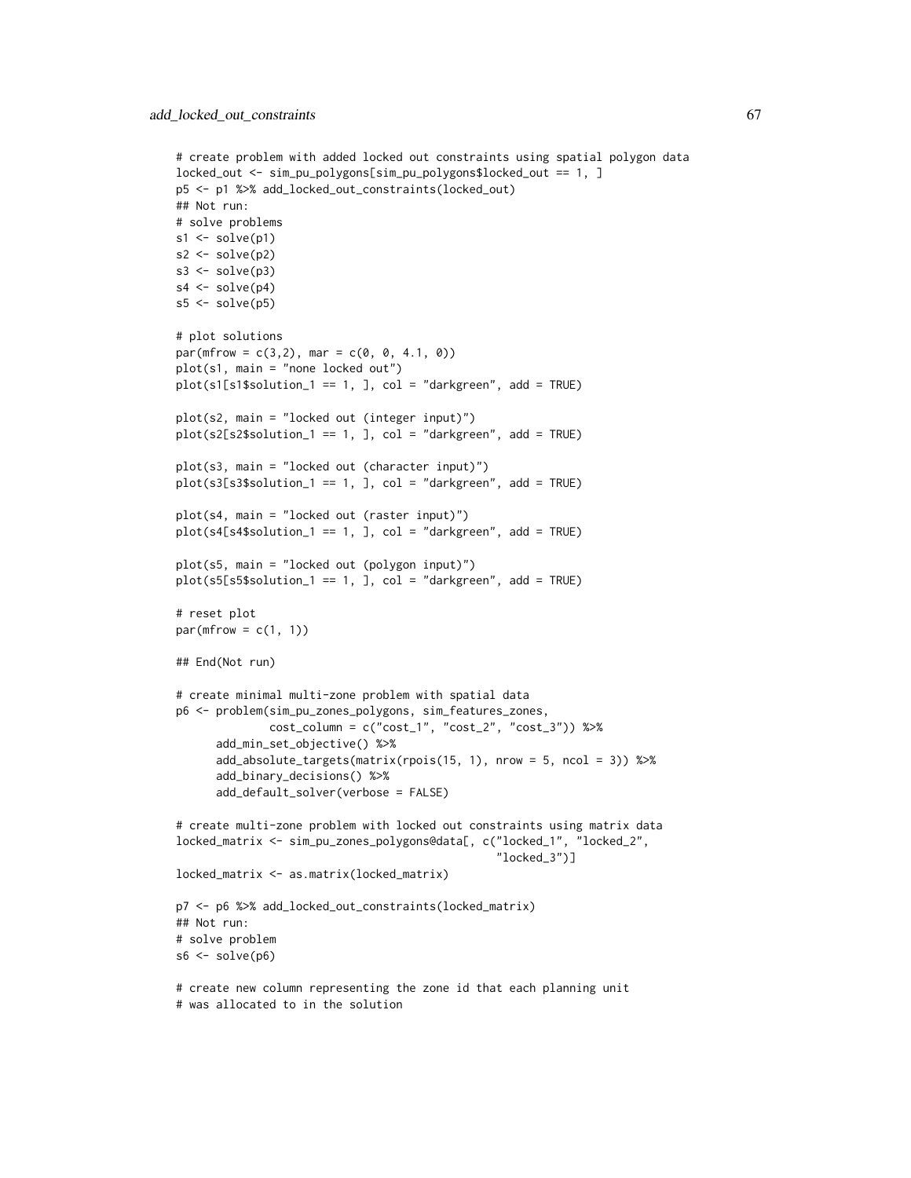```
# create problem with added locked out constraints using spatial polygon data
locked_out <- sim_pu_polygons[sim_pu_polygons$locked_out == 1, ]
p5 <- p1 %>% add_locked_out_constraints(locked_out)
## Not run:
# solve problems
s1 <- solve(p1)
s2 <- solve(p2)
s3 <- solve(p3)
s4 <- solve(p4)
s5 <- solve(p5)

# plot solutions
par(mfrow = c(3,2), mar = c(0, 0, 4.1, 0))
plot(s1, main = "none locked out")
plot(s1[s1$solution_1 == 1, ], col = "darkgreen", add = TRUE)

plot(s2, main = "locked out (integer input)")
plot(s2[s2$solution_1 == 1, ], col = "darkgreen", add = TRUE)

plot(s3, main = "locked out (character input)")
plot(s3[s3$solution_1 == 1, ], col = "darkgreen", add = TRUE)

plot(s4, main = "locked out (raster input)")
plot(s4[s4$solution_1 == 1, ], col = "darkgreen", add = TRUE)

plot(s5, main = "locked out (polygon input)")
plot(s5[s5$solution_1 == 1, ], col = "darkgreen", add = TRUE)

# reset plot
par(mfrow = c(1, 1))

## End(Not run)

# create minimal multi-zone problem with spatial data
p6 <- problem(sim_pu_zones_polygons, sim_features_zones,
              cost_column = c("cost_1", "cost_2", "cost_3")) %>%
      add_min_set_objective() %>%
      add_absolute_targets(matrix(rpois(15, 1), nrow = 5, ncol = 3)) %>%
      add_binary_decisions() %>%
      add_default_solver(verbose = FALSE)

# create multi-zone problem with locked out constraints using matrix data
locked_matrix <- sim_pu_zones_polygons@data[, c("locked_1", "locked_2",
                                                "locked_3")]
locked_matrix <- as.matrix(locked_matrix)

p7 <- p6 %>% add_locked_out_constraints(locked_matrix)
## Not run:
# solve problem
s6 <- solve(p6)

# create new column representing the zone id that each planning unit
# was allocated to in the solution
```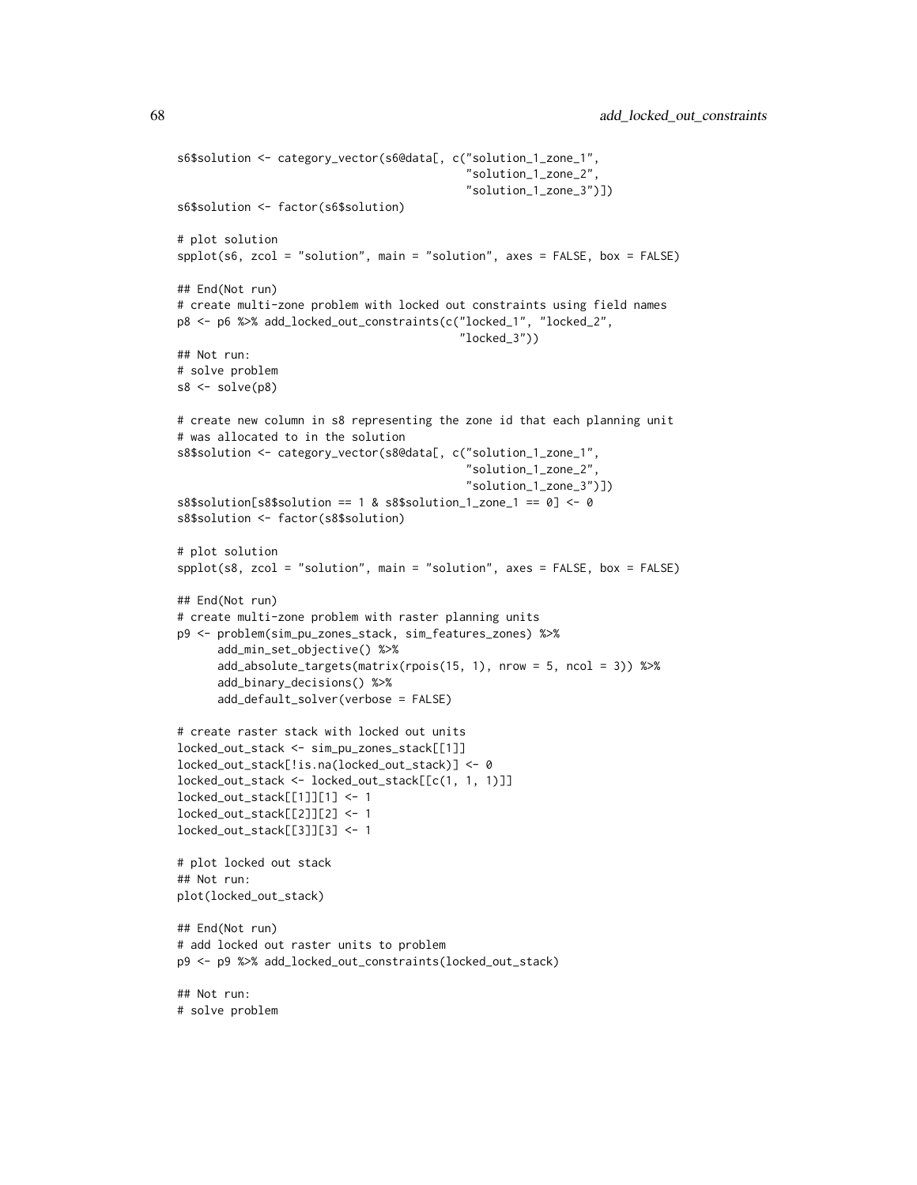```
s6$solution <- category_vector(s6@data[, c("solution_1_zone_1",
                                             "solution_1_zone_2",
                                             "solution_1_zone_3")])
s6$solution <- factor(s6$solution)

# plot solution
spplot(s6, zcol = "solution", main = "solution", axes = FALSE, box = FALSE)

## End(Not run)
# create multi-zone problem with locked out constraints using field names
p8 <- p6 %>% add_locked_out_constraints(c("locked_1", "locked_2",
                                          "locked_3"))
## Not run:
# solve problem
s8 <- solve(p8)

# create new column in s8 representing the zone id that each planning unit
# was allocated to in the solution
s8$solution <- category_vector(s8@data[, c("solution_1_zone_1",
                                             "solution_1_zone_2",
                                             "solution_1_zone_3")])
s8$solution[s8$solution == 1 & s8$solution_1_zone_1 == 0] <- 0
s8$solution <- factor(s8$solution)

# plot solution
spplot(s8, zcol = "solution", main = "solution", axes = FALSE, box = FALSE)

## End(Not run)
# create multi-zone problem with raster planning units
p9 <- problem(sim_pu_zones_stack, sim_features_zones) %>%
      add_min_set_objective() %>%
      add_absolute_targets(matrix(rpois(15, 1), nrow = 5, ncol = 3)) %>%
      add_binary_decisions() %>%
      add_default_solver(verbose = FALSE)

# create raster stack with locked out units
locked_out_stack <- sim_pu_zones_stack[[1]]
locked_out_stack[!is.na(locked_out_stack)] <- 0
locked_out_stack <- locked_out_stack[[c(1, 1, 1)]]
locked_out_stack[[1]][1] <- 1
locked_out_stack[[2]][2] <- 1
locked_out_stack[[3]][3] <- 1

# plot locked out stack
## Not run:
plot(locked_out_stack)

## End(Not run)
# add locked out raster units to problem
p9 <- p9 %>% add_locked_out_constraints(locked_out_stack)

## Not run:
# solve problem
```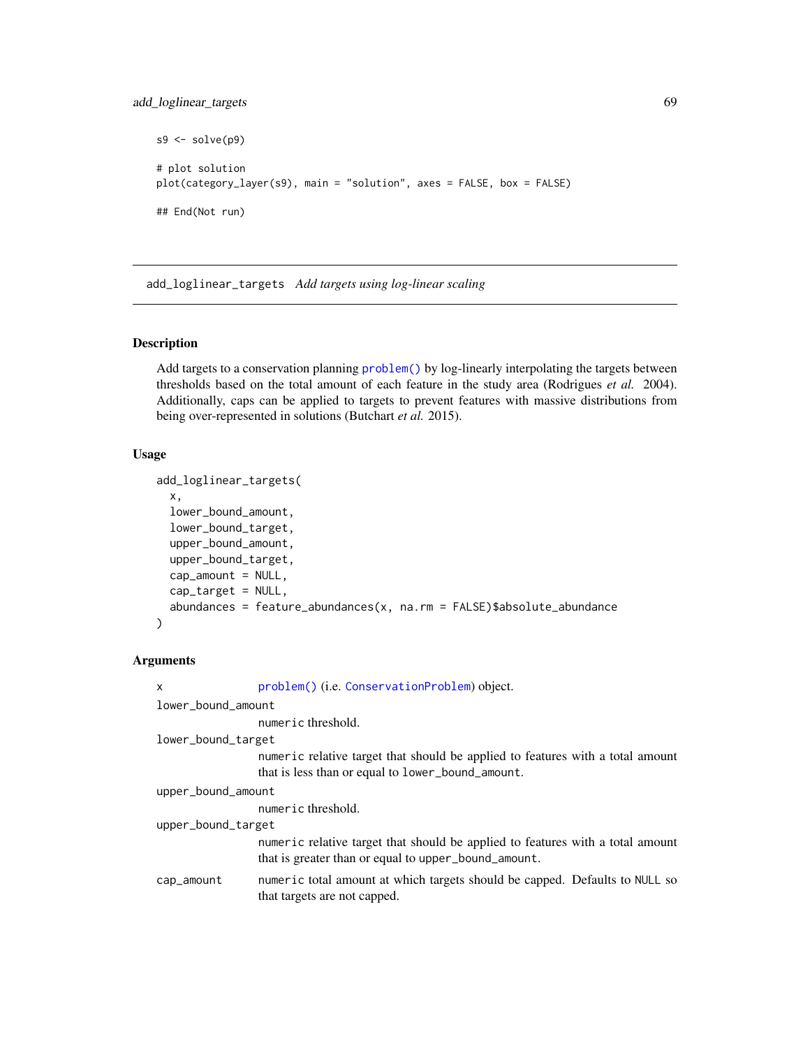```
s9 <- solve(p9)

# plot solution
plot(category_layer(s9), main = "solution", axes = FALSE, box = FALSE)

## End(Not run)
```

## add_loglinear_targets *Add targets using log-linear scaling*

### Description

Add targets to a conservation planning `problem()` by log-linearly interpolating the targets between thresholds based on the total amount of each feature in the study area (Rodrigues *et al.* 2004). Additionally, caps can be applied to targets to prevent features with massive distributions from being over-represented in solutions (Butchart *et al.* 2015).

### Usage

```
add_loglinear_targets(
  x,
  lower_bound_amount,
  lower_bound_target,
  upper_bound_amount,
  upper_bound_target,
  cap_amount = NULL,
  cap_target = NULL,
  abundances = feature_abundances(x, na.rm = FALSE)$absolute_abundance
)
```

### Arguments

- `x` — `problem()` (i.e. `ConservationProblem`) object.
- `lower_bound_amount` — `numeric` threshold.
- `lower_bound_target` — `numeric` relative target that should be applied to features with a total amount that is less than or equal to `lower_bound_amount`.
- `upper_bound_amount` — `numeric` threshold.
- `upper_bound_target` — `numeric` relative target that should be applied to features with a total amount that is greater than or equal to `upper_bound_amount`.
- `cap_amount` — `numeric` total amount at which targets should be capped. Defaults to `NULL` so that targets are not capped.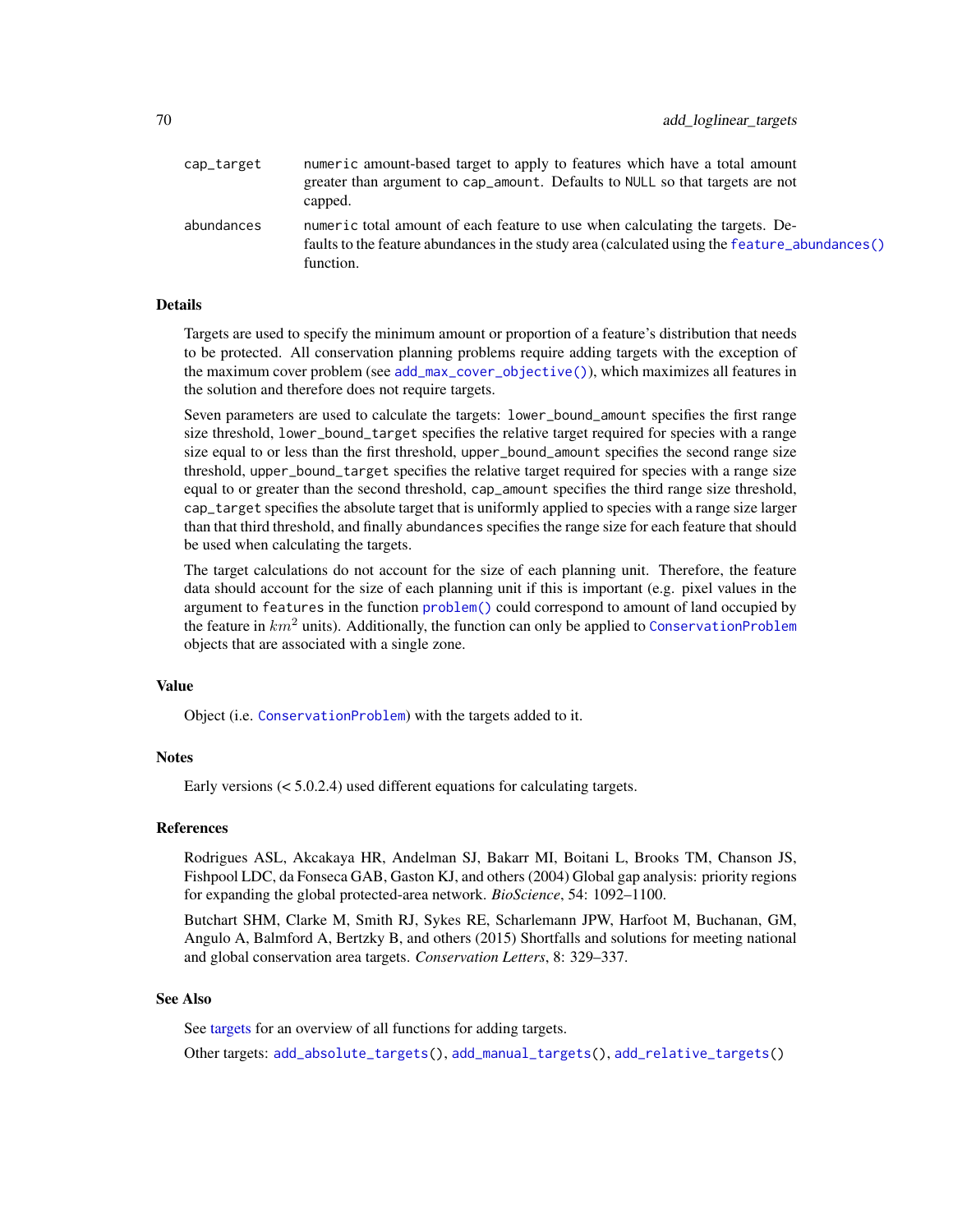| | |
|---|---|
| cap_target | numeric amount-based target to apply to features which have a total amount greater than argument to cap_amount. Defaults to NULL so that targets are not capped. |
| abundances | numeric total amount of each feature to use when calculating the targets. Defaults to the feature abundances in the study area (calculated using the feature_abundances() function. |

## Details

Targets are used to specify the minimum amount or proportion of a feature's distribution that needs to be protected. All conservation planning problems require adding targets with the exception of the maximum cover problem (see add_max_cover_objective()), which maximizes all features in the solution and therefore does not require targets.

Seven parameters are used to calculate the targets: lower_bound_amount specifies the first range size threshold, lower_bound_target specifies the relative target required for species with a range size equal to or less than the first threshold, upper_bound_amount specifies the second range size threshold, upper_bound_target specifies the relative target required for species with a range size equal to or greater than the second threshold, cap_amount specifies the third range size threshold, cap_target specifies the absolute target that is uniformly applied to species with a range size larger than that third threshold, and finally abundances specifies the range size for each feature that should be used when calculating the targets.

The target calculations do not account for the size of each planning unit. Therefore, the feature data should account for the size of each planning unit if this is important (e.g. pixel values in the argument to features in the function problem() could correspond to amount of land occupied by the feature in $km^2$ units). Additionally, the function can only be applied to ConservationProblem objects that are associated with a single zone.

## Value

Object (i.e. ConservationProblem) with the targets added to it.

## Notes

Early versions (< 5.0.2.4) used different equations for calculating targets.

## References

Rodrigues ASL, Akcakaya HR, Andelman SJ, Bakarr MI, Boitani L, Brooks TM, Chanson JS, Fishpool LDC, da Fonseca GAB, Gaston KJ, and others (2004) Global gap analysis: priority regions for expanding the global protected-area network. *BioScience*, 54: 1092–1100.

Butchart SHM, Clarke M, Smith RJ, Sykes RE, Scharlemann JPW, Harfoot M, Buchanan, GM, Angulo A, Balmford A, Bertzky B, and others (2015) Shortfalls and solutions for meeting national and global conservation area targets. *Conservation Letters*, 8: 329–337.

## See Also

See targets for an overview of all functions for adding targets.

Other targets: add_absolute_targets(), add_manual_targets(), add_relative_targets()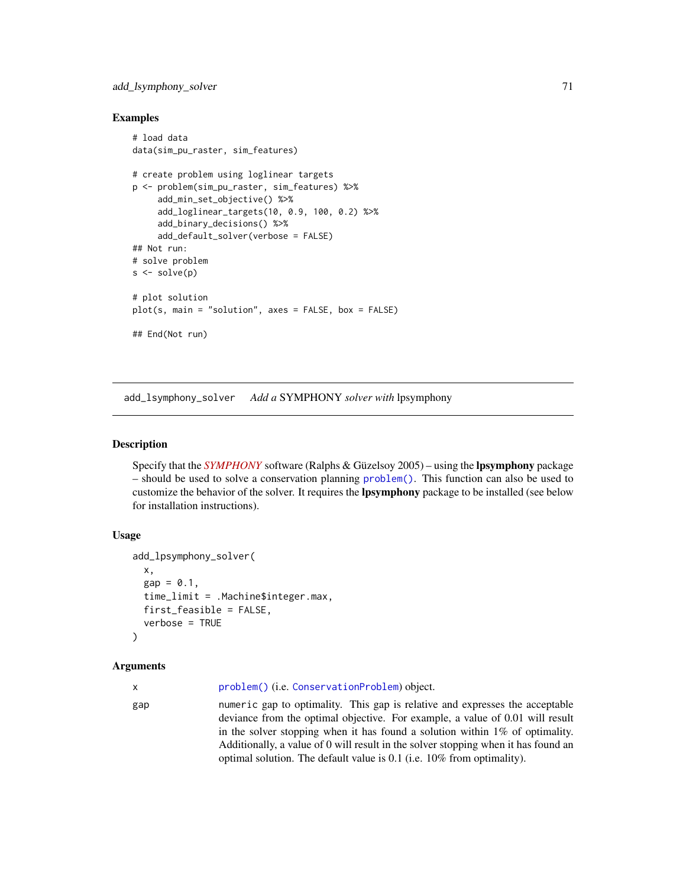## Examples

```
# load data
data(sim_pu_raster, sim_features)

# create problem using loglinear targets
p <- problem(sim_pu_raster, sim_features) %>%
     add_min_set_objective() %>%
     add_loglinear_targets(10, 0.9, 100, 0.2) %>%
     add_binary_decisions() %>%
     add_default_solver(verbose = FALSE)
## Not run:
# solve problem
s <- solve(p)

# plot solution
plot(s, main = "solution", axes = FALSE, box = FALSE)

## End(Not run)
```

---

## add_lsymphony_solver    *Add a* SYMPHONY *solver with* lpsymphony

### Description

Specify that the *SYMPHONY* software (Ralphs & Güzelsoy 2005) – using the **lpsymphony** package – should be used to solve a conservation planning problem(). This function can also be used to customize the behavior of the solver. It requires the **lpsymphony** package to be installed (see below for installation instructions).

### Usage

```
add_lpsymphony_solver(
  x,
  gap = 0.1,
  time_limit = .Machine$integer.max,
  first_feasible = FALSE,
  verbose = TRUE
)
```

### Arguments

| | |
|---|---|
| x | problem() (i.e. ConservationProblem) object. |
| gap | numeric gap to optimality. This gap is relative and expresses the acceptable deviance from the optimal objective. For example, a value of 0.01 will result in the solver stopping when it has found a solution within 1% of optimality. Additionally, a value of 0 will result in the solver stopping when it has found an optimal solution. The default value is 0.1 (i.e. 10% from optimality). |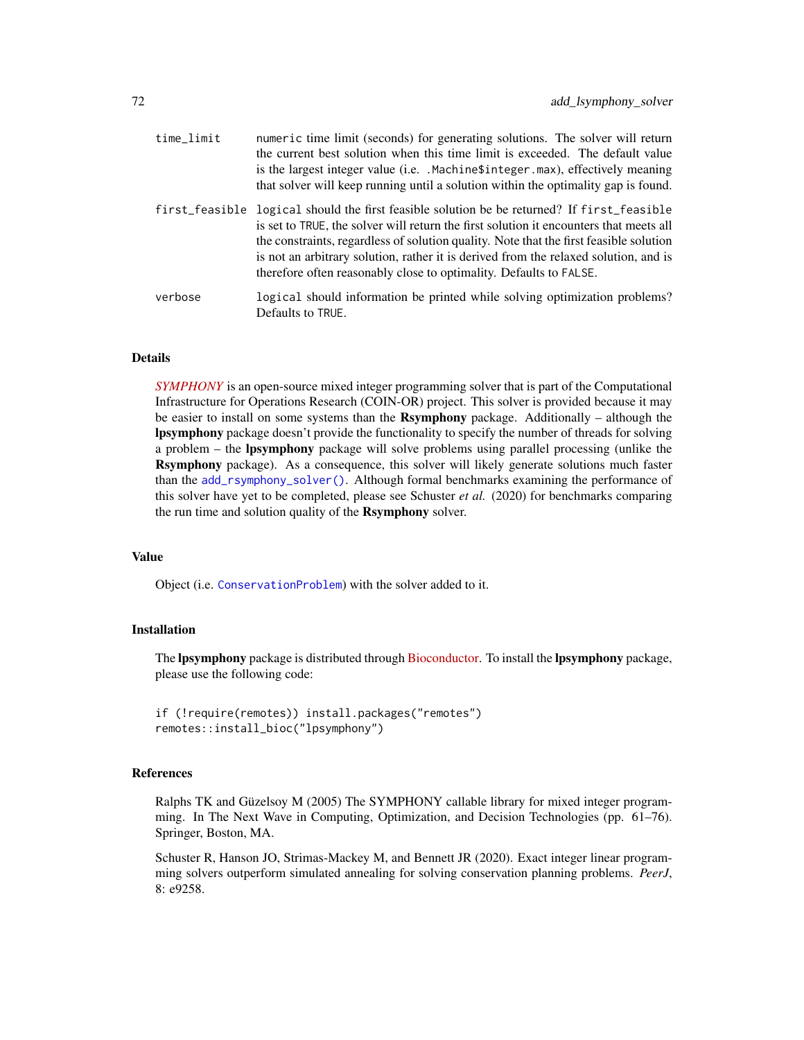time_limit
: `numeric` time limit (seconds) for generating solutions. The solver will return the current best solution when this time limit is exceeded. The default value is the largest integer value (i.e. `.Machine$integer.max`), effectively meaning that solver will keep running until a solution within the optimality gap is found.

first_feasible
: `logical` should the first feasible solution be be returned? If `first_feasible` is set to `TRUE`, the solver will return the first solution it encounters that meets all the constraints, regardless of solution quality. Note that the first feasible solution is not an arbitrary solution, rather it is derived from the relaxed solution, and is therefore often reasonably close to optimality. Defaults to `FALSE`.

verbose
: `logical` should information be printed while solving optimization problems? Defaults to `TRUE`.

## Details

*SYMPHONY* is an open-source mixed integer programming solver that is part of the Computational Infrastructure for Operations Research (COIN-OR) project. This solver is provided because it may be easier to install on some systems than the **Rsymphony** package. Additionally – although the **lpsymphony** package doesn't provide the functionality to specify the number of threads for solving a problem – the **lpsymphony** package will solve problems using parallel processing (unlike the **Rsymphony** package). As a consequence, this solver will likely generate solutions much faster than the `add_rsymphony_solver()`. Although formal benchmarks examining the performance of this solver have yet to be completed, please see Schuster *et al.* (2020) for benchmarks comparing the run time and solution quality of the **Rsymphony** solver.

## Value

Object (i.e. `ConservationProblem`) with the solver added to it.

## Installation

The **lpsymphony** package is distributed through Bioconductor. To install the **lpsymphony** package, please use the following code:

```
if (!require(remotes)) install.packages("remotes")
remotes::install_bioc("lpsymphony")
```

## References

Ralphs TK and Güzelsoy M (2005) The SYMPHONY callable library for mixed integer programming. In The Next Wave in Computing, Optimization, and Decision Technologies (pp. 61–76). Springer, Boston, MA.

Schuster R, Hanson JO, Strimas-Mackey M, and Bennett JR (2020). Exact integer linear programming solvers outperform simulated annealing for solving conservation planning problems. *PeerJ*, 8: e9258.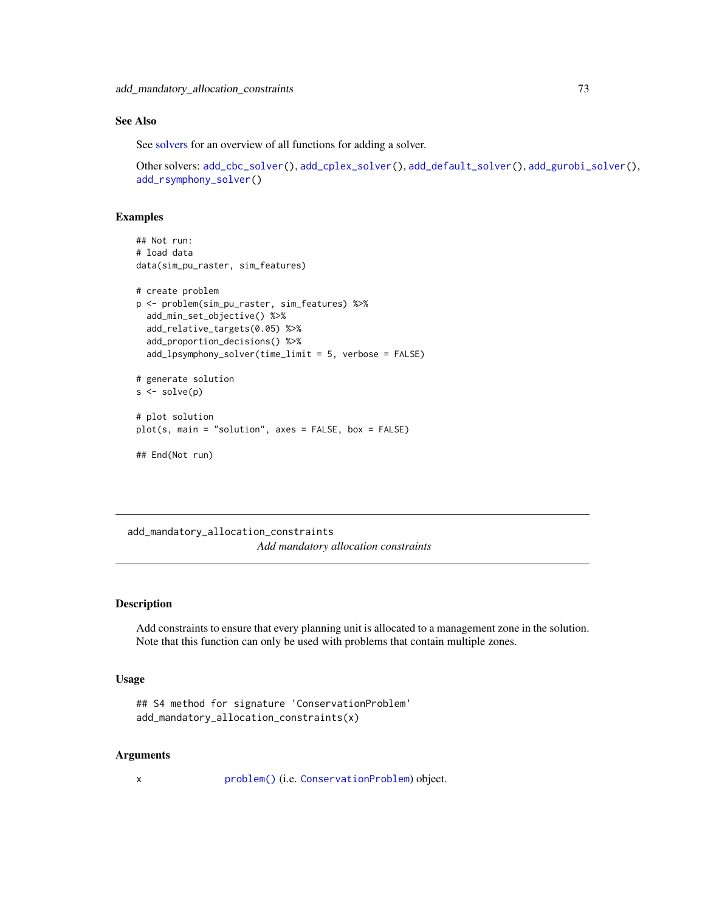## See Also

See solvers for an overview of all functions for adding a solver.

Other solvers: add_cbc_solver(), add_cplex_solver(), add_default_solver(), add_gurobi_solver(), add_rsymphony_solver()

## Examples

```
## Not run:
# load data
data(sim_pu_raster, sim_features)

# create problem
p <- problem(sim_pu_raster, sim_features) %>%
  add_min_set_objective() %>%
  add_relative_targets(0.05) %>%
  add_proportion_decisions() %>%
  add_lpsymphony_solver(time_limit = 5, verbose = FALSE)

# generate solution
s <- solve(p)

# plot solution
plot(s, main = "solution", axes = FALSE, box = FALSE)

## End(Not run)
```

---

# add_mandatory_allocation_constraints

*Add mandatory allocation constraints*

## Description

Add constraints to ensure that every planning unit is allocated to a management zone in the solution. Note that this function can only be used with problems that contain multiple zones.

## Usage

```
## S4 method for signature 'ConservationProblem'
add_mandatory_allocation_constraints(x)
```

## Arguments

| | |
|---|---|
| x | problem() (i.e. ConservationProblem) object. |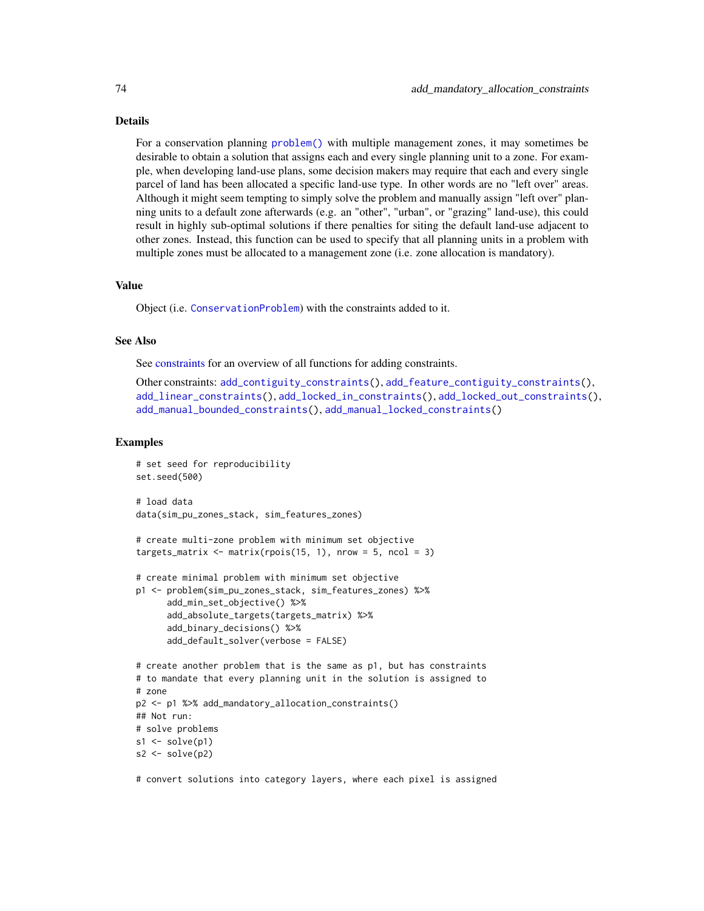## Details

For a conservation planning `problem()` with multiple management zones, it may sometimes be desirable to obtain a solution that assigns each and every single planning unit to a zone. For example, when developing land-use plans, some decision makers may require that each and every single parcel of land has been allocated a specific land-use type. In other words are no "left over" areas. Although it might seem tempting to simply solve the problem and manually assign "left over" planning units to a default zone afterwards (e.g. an "other", "urban", or "grazing" land-use), this could result in highly sub-optimal solutions if there penalties for siting the default land-use adjacent to other zones. Instead, this function can be used to specify that all planning units in a problem with multiple zones must be allocated to a management zone (i.e. zone allocation is mandatory).

## Value

Object (i.e. `ConservationProblem`) with the constraints added to it.

## See Also

See constraints for an overview of all functions for adding constraints.

Other constraints: `add_contiguity_constraints()`, `add_feature_contiguity_constraints()`, `add_linear_constraints()`, `add_locked_in_constraints()`, `add_locked_out_constraints()`, `add_manual_bounded_constraints()`, `add_manual_locked_constraints()`

## Examples

```
# set seed for reproducibility
set.seed(500)

# load data
data(sim_pu_zones_stack, sim_features_zones)

# create multi-zone problem with minimum set objective
targets_matrix <- matrix(rpois(15, 1), nrow = 5, ncol = 3)

# create minimal problem with minimum set objective
p1 <- problem(sim_pu_zones_stack, sim_features_zones) %>%
      add_min_set_objective() %>%
      add_absolute_targets(targets_matrix) %>%
      add_binary_decisions() %>%
      add_default_solver(verbose = FALSE)

# create another problem that is the same as p1, but has constraints
# to mandate that every planning unit in the solution is assigned to
# zone
p2 <- p1 %>% add_mandatory_allocation_constraints()
## Not run:
# solve problems
s1 <- solve(p1)
s2 <- solve(p2)

# convert solutions into category layers, where each pixel is assigned
```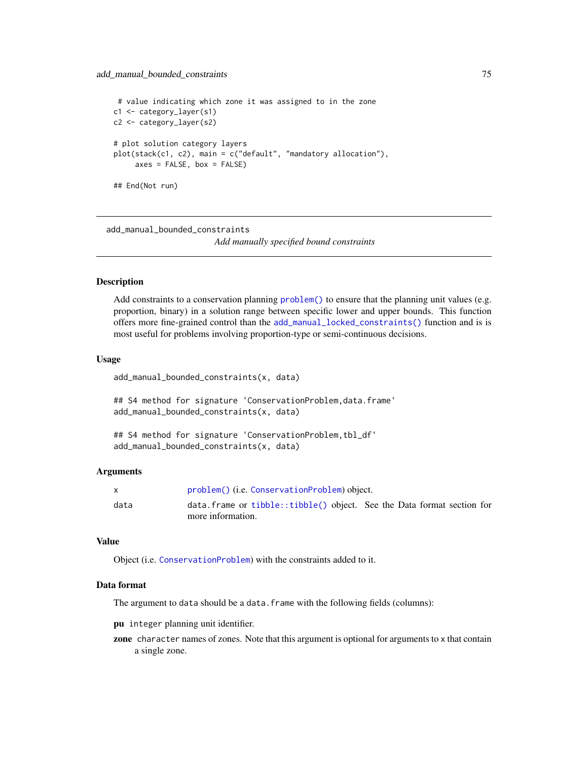```
 # value indicating which zone it was assigned to in the zone
c1 <- category_layer(s1)
c2 <- category_layer(s2)

# plot solution category layers
plot(stack(c1, c2), main = c("default", "mandatory allocation"),
     axes = FALSE, box = FALSE)

## End(Not run)
```

---

## add_manual_bounded_constraints

*Add manually specified bound constraints*

---

### Description

Add constraints to a conservation planning `problem()` to ensure that the planning unit values (e.g. proportion, binary) in a solution range between specific lower and upper bounds. This function offers more fine-grained control than the `add_manual_locked_constraints()` function and is is most useful for problems involving proportion-type or semi-continuous decisions.

### Usage

```
add_manual_bounded_constraints(x, data)

## S4 method for signature 'ConservationProblem,data.frame'
add_manual_bounded_constraints(x, data)

## S4 method for signature 'ConservationProblem,tbl_df'
add_manual_bounded_constraints(x, data)
```

### Arguments

| | |
|---|---|
| x | `problem()` (i.e. `ConservationProblem`) object. |
| data | `data.frame` or `tibble::tibble()` object. See the Data format section for more information. |

### Value

Object (i.e. `ConservationProblem`) with the constraints added to it.

### Data format

The argument to `data` should be a `data.frame` with the following fields (columns):

**pu** `integer` planning unit identifier.

**zone** `character` names of zones. Note that this argument is optional for arguments to `x` that contain a single zone.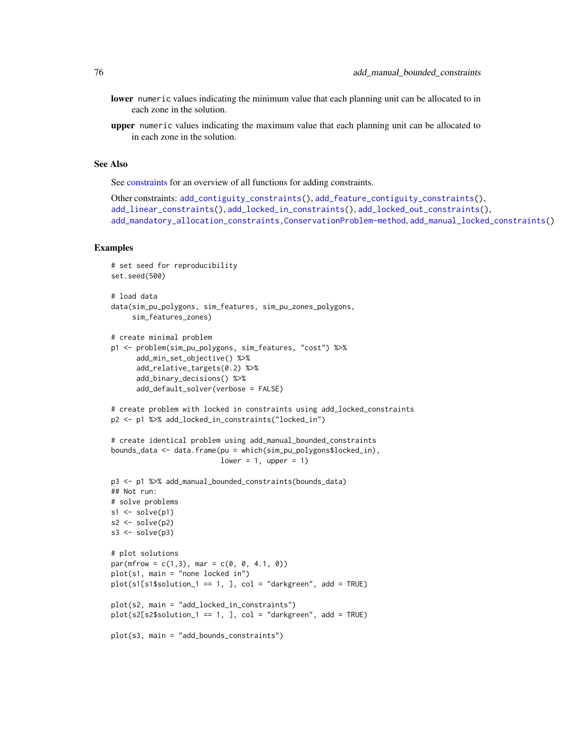**lower** `numeric` values indicating the minimum value that each planning unit can be allocated to in each zone in the solution.

**upper** `numeric` values indicating the maximum value that each planning unit can be allocated to in each zone in the solution.

## See Also

See constraints for an overview of all functions for adding constraints.

Other constraints: `add_contiguity_constraints()`, `add_feature_contiguity_constraints()`, `add_linear_constraints()`, `add_locked_in_constraints()`, `add_locked_out_constraints()`, `add_mandatory_allocation_constraints,ConservationProblem-method`, `add_manual_locked_constraints()`

## Examples

```
# set seed for reproducibility
set.seed(500)

# load data
data(sim_pu_polygons, sim_features, sim_pu_zones_polygons,
     sim_features_zones)

# create minimal problem
p1 <- problem(sim_pu_polygons, sim_features, "cost") %>%
      add_min_set_objective() %>%
      add_relative_targets(0.2) %>%
      add_binary_decisions() %>%
      add_default_solver(verbose = FALSE)

# create problem with locked in constraints using add_locked_constraints
p2 <- p1 %>% add_locked_in_constraints("locked_in")

# create identical problem using add_manual_bounded_constraints
bounds_data <- data.frame(pu = which(sim_pu_polygons$locked_in),
                          lower = 1, upper = 1)

p3 <- p1 %>% add_manual_bounded_constraints(bounds_data)
## Not run:
# solve problems
s1 <- solve(p1)
s2 <- solve(p2)
s3 <- solve(p3)

# plot solutions
par(mfrow = c(1,3), mar = c(0, 0, 4.1, 0))
plot(s1, main = "none locked in")
plot(s1[s1$solution_1 == 1, ], col = "darkgreen", add = TRUE)

plot(s2, main = "add_locked_in_constraints")
plot(s2[s2$solution_1 == 1, ], col = "darkgreen", add = TRUE)

plot(s3, main = "add_bounds_constraints")
```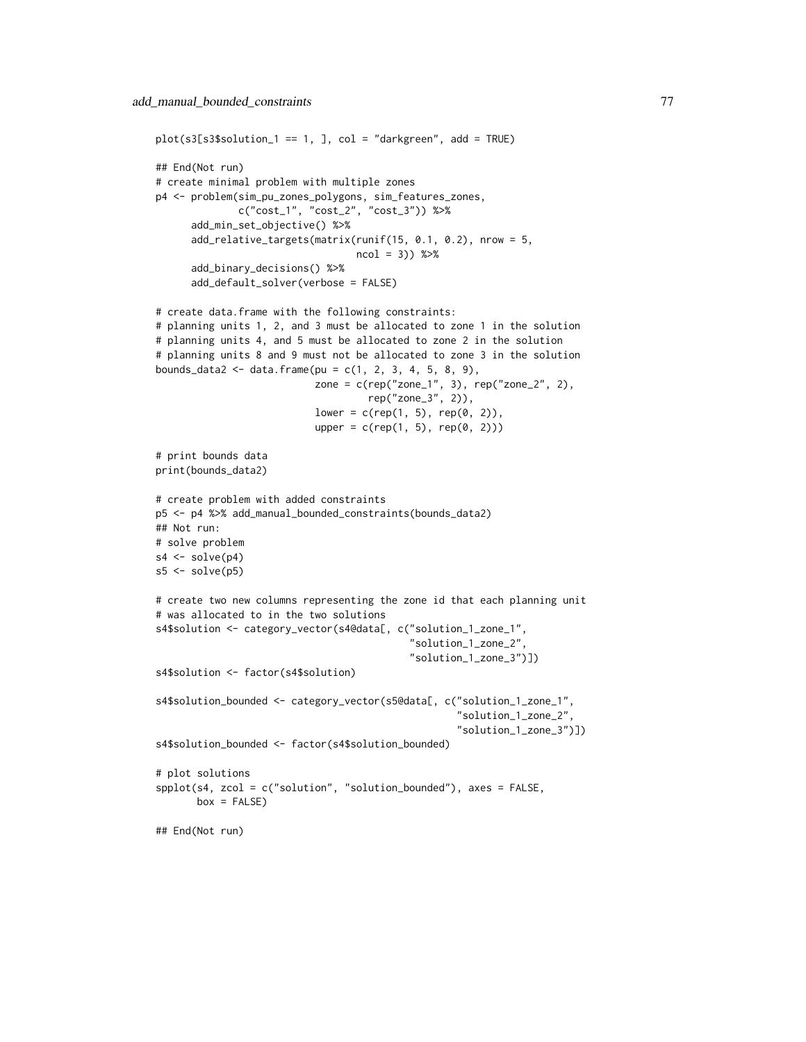```
plot(s3[s3$solution_1 == 1, ], col = "darkgreen", add = TRUE)

## End(Not run)
# create minimal problem with multiple zones
p4 <- problem(sim_pu_zones_polygons, sim_features_zones,
              c("cost_1", "cost_2", "cost_3")) %>%
      add_min_set_objective() %>%
      add_relative_targets(matrix(runif(15, 0.1, 0.2), nrow = 5,
                                  ncol = 3)) %>%
      add_binary_decisions() %>%
      add_default_solver(verbose = FALSE)

# create data.frame with the following constraints:
# planning units 1, 2, and 3 must be allocated to zone 1 in the solution
# planning units 4, and 5 must be allocated to zone 2 in the solution
# planning units 8 and 9 must not be allocated to zone 3 in the solution
bounds_data2 <- data.frame(pu = c(1, 2, 3, 4, 5, 8, 9),
                           zone = c(rep("zone_1", 3), rep("zone_2", 2),
                                    rep("zone_3", 2)),
                           lower = c(rep(1, 5), rep(0, 2)),
                           upper = c(rep(1, 5), rep(0, 2)))

# print bounds data
print(bounds_data2)

# create problem with added constraints
p5 <- p4 %>% add_manual_bounded_constraints(bounds_data2)
## Not run:
# solve problem
s4 <- solve(p4)
s5 <- solve(p5)

# create two new columns representing the zone id that each planning unit
# was allocated to in the two solutions
s4$solution <- category_vector(s4@data[, c("solution_1_zone_1",
                                           "solution_1_zone_2",
                                           "solution_1_zone_3")])
s4$solution <- factor(s4$solution)

s4$solution_bounded <- category_vector(s5@data[, c("solution_1_zone_1",
                                                   "solution_1_zone_2",
                                                   "solution_1_zone_3")])
s4$solution_bounded <- factor(s4$solution_bounded)

# plot solutions
spplot(s4, zcol = c("solution", "solution_bounded"), axes = FALSE,
       box = FALSE)

## End(Not run)
```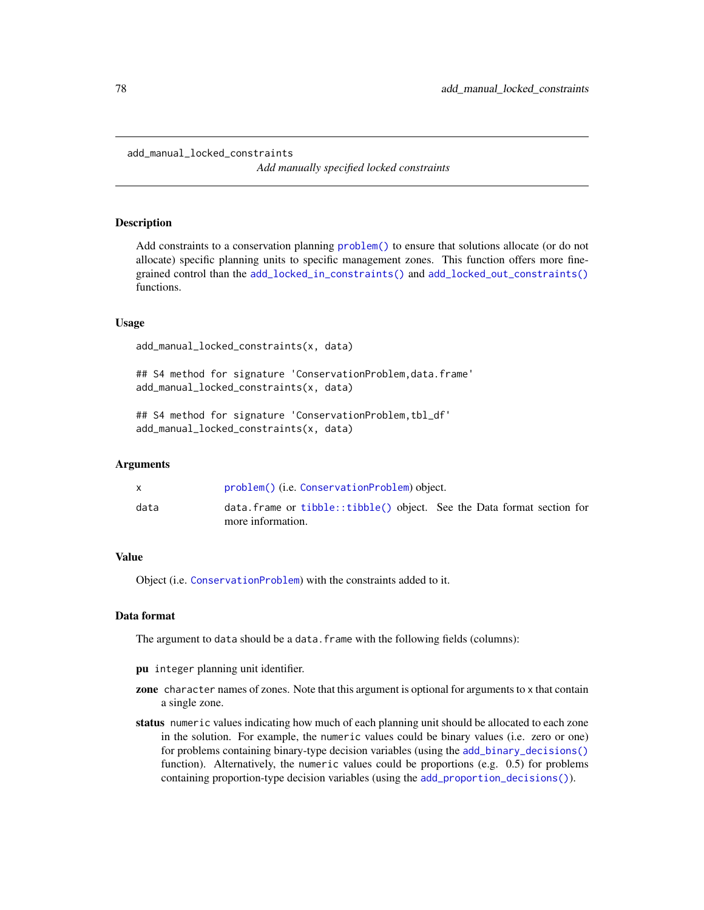add_manual_locked_constraints

*Add manually specified locked constraints*

## Description

Add constraints to a conservation planning `problem()` to ensure that solutions allocate (or do not allocate) specific planning units to specific management zones. This function offers more fine-grained control than the `add_locked_in_constraints()` and `add_locked_out_constraints()` functions.

## Usage

```
add_manual_locked_constraints(x, data)

## S4 method for signature 'ConservationProblem,data.frame'
add_manual_locked_constraints(x, data)

## S4 method for signature 'ConservationProblem,tbl_df'
add_manual_locked_constraints(x, data)
```

## Arguments

| | |
|---|---|
| x | `problem()` (i.e. `ConservationProblem`) object. |
| data | `data.frame` or `tibble::tibble()` object. See the Data format section for more information. |

## Value

Object (i.e. `ConservationProblem`) with the constraints added to it.

## Data format

The argument to `data` should be a `data.frame` with the following fields (columns):

**pu** `integer` planning unit identifier.

**zone** `character` names of zones. Note that this argument is optional for arguments to `x` that contain a single zone.

**status** `numeric` values indicating how much of each planning unit should be allocated to each zone in the solution. For example, the `numeric` values could be binary values (i.e. zero or one) for problems containing binary-type decision variables (using the `add_binary_decisions()` function). Alternatively, the `numeric` values could be proportions (e.g. 0.5) for problems containing proportion-type decision variables (using the `add_proportion_decisions()`).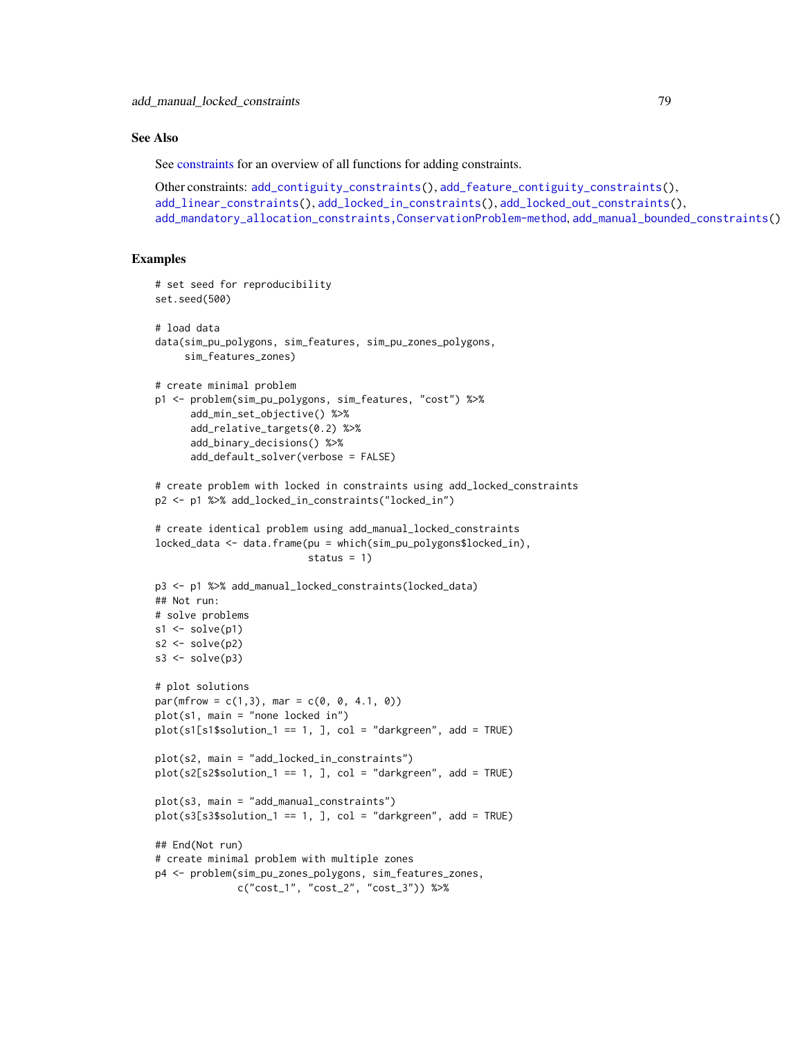## See Also

See constraints for an overview of all functions for adding constraints.

Other constraints: `add_contiguity_constraints()`, `add_feature_contiguity_constraints()`, `add_linear_constraints()`, `add_locked_in_constraints()`, `add_locked_out_constraints()`, `add_mandatory_allocation_constraints,ConservationProblem-method`, `add_manual_bounded_constraints()`

## Examples

```
# set seed for reproducibility
set.seed(500)

# load data
data(sim_pu_polygons, sim_features, sim_pu_zones_polygons,
     sim_features_zones)

# create minimal problem
p1 <- problem(sim_pu_polygons, sim_features, "cost") %>%
      add_min_set_objective() %>%
      add_relative_targets(0.2) %>%
      add_binary_decisions() %>%
      add_default_solver(verbose = FALSE)

# create problem with locked in constraints using add_locked_constraints
p2 <- p1 %>% add_locked_in_constraints("locked_in")

# create identical problem using add_manual_locked_constraints
locked_data <- data.frame(pu = which(sim_pu_polygons$locked_in),
                          status = 1)

p3 <- p1 %>% add_manual_locked_constraints(locked_data)
## Not run:
# solve problems
s1 <- solve(p1)
s2 <- solve(p2)
s3 <- solve(p3)

# plot solutions
par(mfrow = c(1,3), mar = c(0, 0, 4.1, 0))
plot(s1, main = "none locked in")
plot(s1[s1$solution_1 == 1, ], col = "darkgreen", add = TRUE)

plot(s2, main = "add_locked_in_constraints")
plot(s2[s2$solution_1 == 1, ], col = "darkgreen", add = TRUE)

plot(s3, main = "add_manual_constraints")
plot(s3[s3$solution_1 == 1, ], col = "darkgreen", add = TRUE)

## End(Not run)
# create minimal problem with multiple zones
p4 <- problem(sim_pu_zones_polygons, sim_features_zones,
              c("cost_1", "cost_2", "cost_3")) %>%
```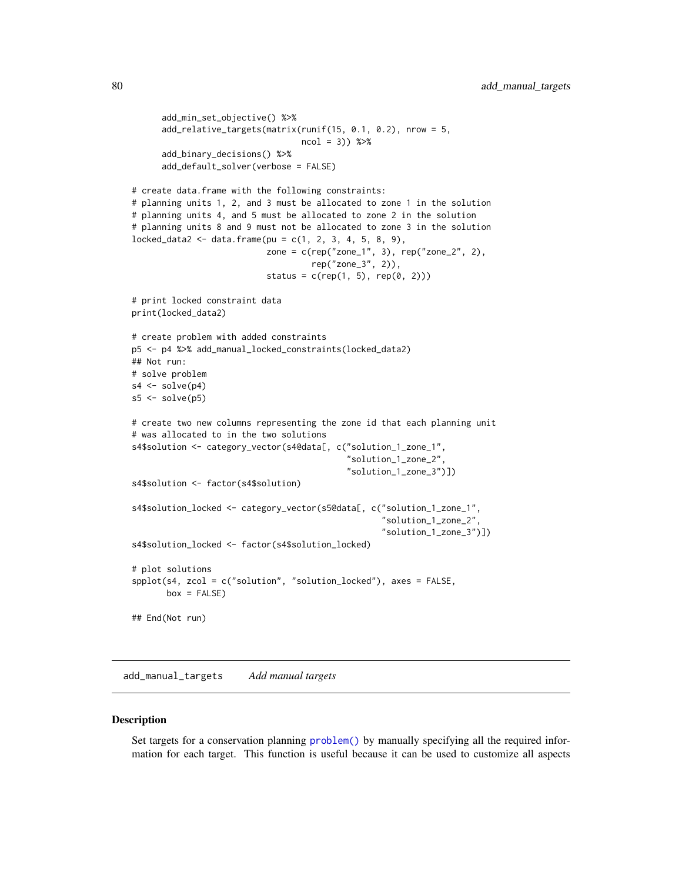```
      add_min_set_objective() %>%
      add_relative_targets(matrix(runif(15, 0.1, 0.2), nrow = 5,
                                  ncol = 3)) %>%
      add_binary_decisions() %>%
      add_default_solver(verbose = FALSE)

# create data.frame with the following constraints:
# planning units 1, 2, and 3 must be allocated to zone 1 in the solution
# planning units 4, and 5 must be allocated to zone 2 in the solution
# planning units 8 and 9 must not be allocated to zone 3 in the solution
locked_data2 <- data.frame(pu = c(1, 2, 3, 4, 5, 8, 9),
                           zone = c(rep("zone_1", 3), rep("zone_2", 2),
                                    rep("zone_3", 2)),
                           status = c(rep(1, 5), rep(0, 2)))

# print locked constraint data
print(locked_data2)

# create problem with added constraints
p5 <- p4 %>% add_manual_locked_constraints(locked_data2)
## Not run:
# solve problem
s4 <- solve(p4)
s5 <- solve(p5)

# create two new columns representing the zone id that each planning unit
# was allocated to in the two solutions
s4$solution <- category_vector(s4@data[, c("solution_1_zone_1",
                                           "solution_1_zone_2",
                                           "solution_1_zone_3")])
s4$solution <- factor(s4$solution)

s4$solution_locked <- category_vector(s5@data[, c("solution_1_zone_1",
                                                  "solution_1_zone_2",
                                                  "solution_1_zone_3")])
s4$solution_locked <- factor(s4$solution_locked)

# plot solutions
spplot(s4, zcol = c("solution", "solution_locked"), axes = FALSE,
       box = FALSE)

## End(Not run)
```

---

## add_manual_targets *Add manual targets*

### Description

Set targets for a conservation planning problem() by manually specifying all the required information for each target. This function is useful because it can be used to customize all aspects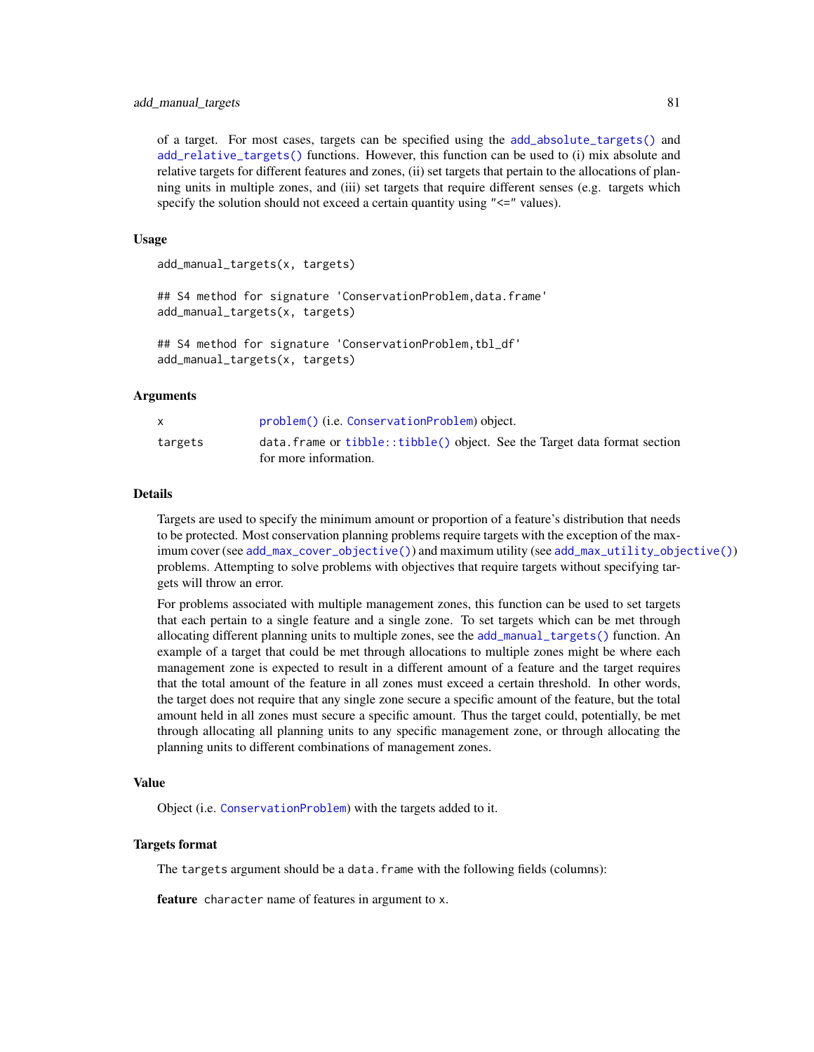of a target. For most cases, targets can be specified using the `add_absolute_targets()` and `add_relative_targets()` functions. However, this function can be used to (i) mix absolute and relative targets for different features and zones, (ii) set targets that pertain to the allocations of planning units in multiple zones, and (iii) set targets that require different senses (e.g. targets which specify the solution should not exceed a certain quantity using `"<="` values).

## Usage

```
add_manual_targets(x, targets)

## S4 method for signature 'ConservationProblem,data.frame'
add_manual_targets(x, targets)

## S4 method for signature 'ConservationProblem,tbl_df'
add_manual_targets(x, targets)
```

## Arguments

| | |
|---|---|
| `x` | `problem()` (i.e. `ConservationProblem`) object. |
| `targets` | `data.frame` or `tibble::tibble()` object. See the Target data format section for more information. |

## Details

Targets are used to specify the minimum amount or proportion of a feature's distribution that needs to be protected. Most conservation planning problems require targets with the exception of the maximum cover (see `add_max_cover_objective()`) and maximum utility (see `add_max_utility_objective()`) problems. Attempting to solve problems with objectives that require targets without specifying targets will throw an error.

For problems associated with multiple management zones, this function can be used to set targets that each pertain to a single feature and a single zone. To set targets which can be met through allocating different planning units to multiple zones, see the `add_manual_targets()` function. An example of a target that could be met through allocations to multiple zones might be where each management zone is expected to result in a different amount of a feature and the target requires that the total amount of the feature in all zones must exceed a certain threshold. In other words, the target does not require that any single zone secure a specific amount of the feature, but the total amount held in all zones must secure a specific amount. Thus the target could, potentially, be met through allocating all planning units to any specific management zone, or through allocating the planning units to different combinations of management zones.

## Value

Object (i.e. `ConservationProblem`) with the targets added to it.

## Targets format

The `targets` argument should be a `data.frame` with the following fields (columns):

**feature** `character` name of features in argument to `x`.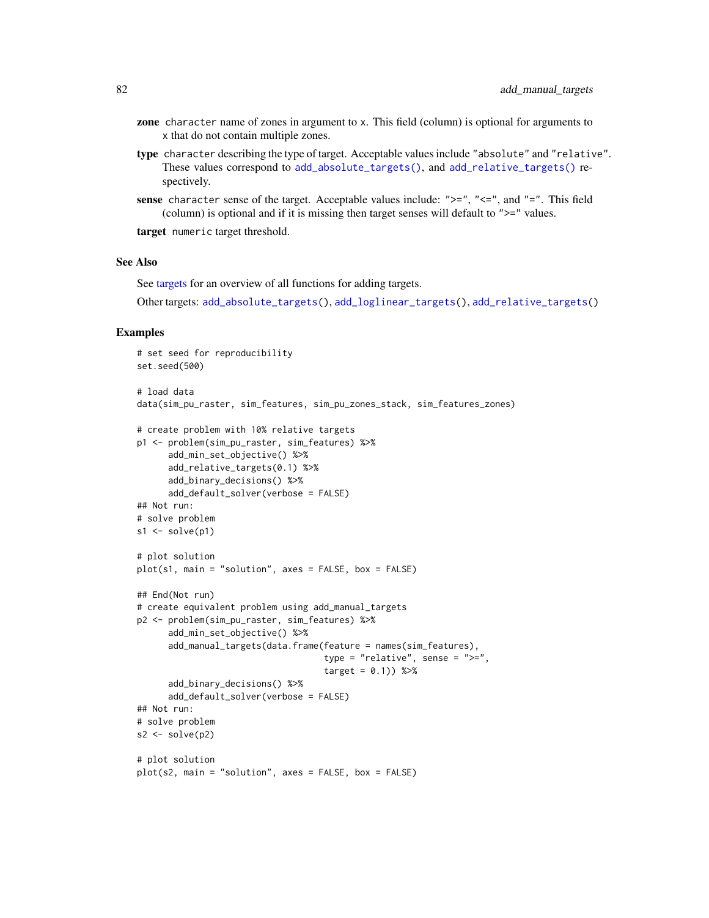**zone** `character` name of zones in argument to `x`. This field (column) is optional for arguments to `x` that do not contain multiple zones.

**type** `character` describing the type of target. Acceptable values include `"absolute"` and `"relative"`. These values correspond to `add_absolute_targets()`, and `add_relative_targets()` respectively.

**sense** `character` sense of the target. Acceptable values include: `">="`, `"<="`, and `"="`. This field (column) is optional and if it is missing then target senses will default to `">="` values.

**target** `numeric` target threshold.

## See Also

See targets for an overview of all functions for adding targets.

Other targets: `add_absolute_targets()`, `add_loglinear_targets()`, `add_relative_targets()`

## Examples

```
# set seed for reproducibility
set.seed(500)

# load data
data(sim_pu_raster, sim_features, sim_pu_zones_stack, sim_features_zones)

# create problem with 10% relative targets
p1 <- problem(sim_pu_raster, sim_features) %>%
      add_min_set_objective() %>%
      add_relative_targets(0.1) %>%
      add_binary_decisions() %>%
      add_default_solver(verbose = FALSE)
## Not run:
# solve problem
s1 <- solve(p1)

# plot solution
plot(s1, main = "solution", axes = FALSE, box = FALSE)

## End(Not run)
# create equivalent problem using add_manual_targets
p2 <- problem(sim_pu_raster, sim_features) %>%
      add_min_set_objective() %>%
      add_manual_targets(data.frame(feature = names(sim_features),
                                    type = "relative", sense = ">=",
                                    target = 0.1)) %>%
      add_binary_decisions() %>%
      add_default_solver(verbose = FALSE)
## Not run:
# solve problem
s2 <- solve(p2)

# plot solution
plot(s2, main = "solution", axes = FALSE, box = FALSE)
```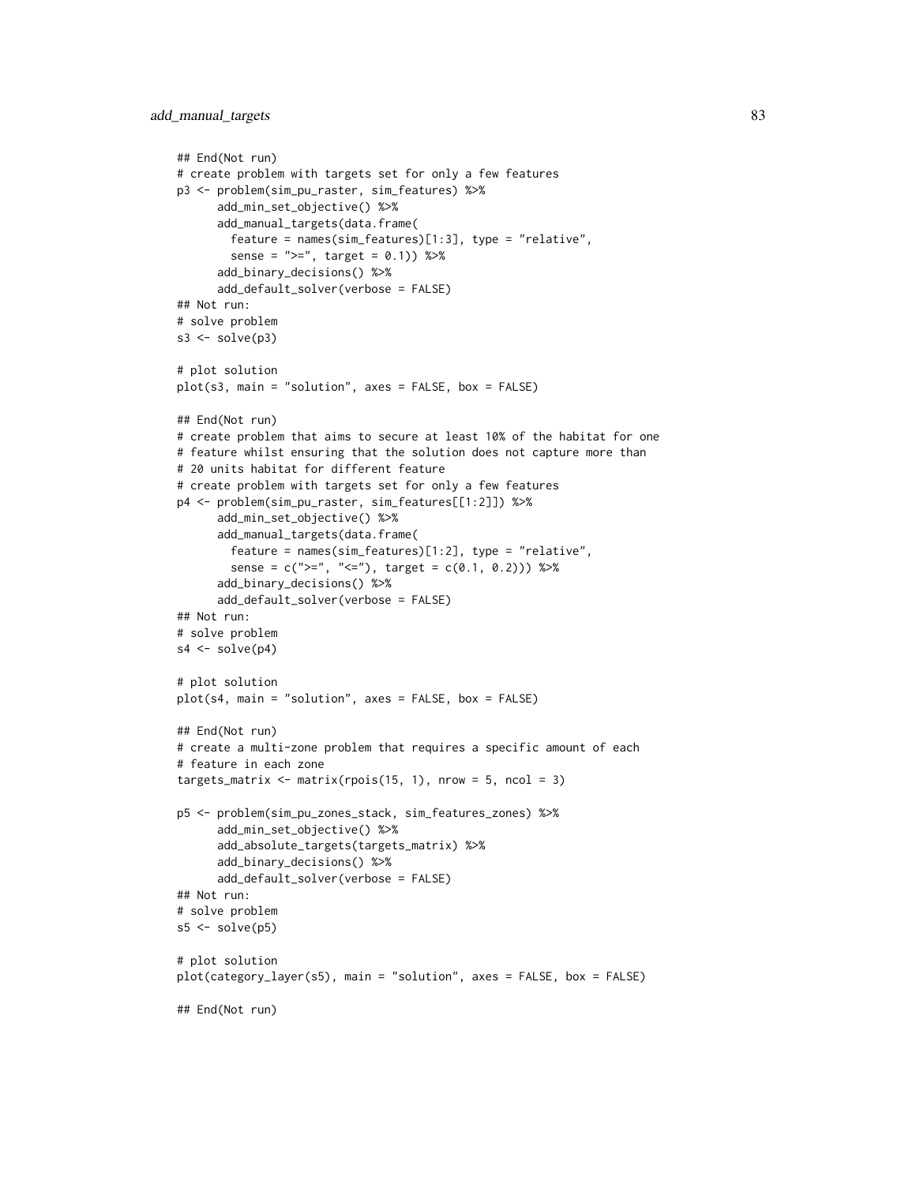```
## End(Not run)
# create problem with targets set for only a few features
p3 <- problem(sim_pu_raster, sim_features) %>%
      add_min_set_objective() %>%
      add_manual_targets(data.frame(
        feature = names(sim_features)[1:3], type = "relative",
        sense = ">=", target = 0.1)) %>%
      add_binary_decisions() %>%
      add_default_solver(verbose = FALSE)
## Not run:
# solve problem
s3 <- solve(p3)

# plot solution
plot(s3, main = "solution", axes = FALSE, box = FALSE)

## End(Not run)
# create problem that aims to secure at least 10% of the habitat for one
# feature whilst ensuring that the solution does not capture more than
# 20 units habitat for different feature
# create problem with targets set for only a few features
p4 <- problem(sim_pu_raster, sim_features[[1:2]]) %>%
      add_min_set_objective() %>%
      add_manual_targets(data.frame(
        feature = names(sim_features)[1:2], type = "relative",
        sense = c(">=", "<="), target = c(0.1, 0.2))) %>%
      add_binary_decisions() %>%
      add_default_solver(verbose = FALSE)
## Not run:
# solve problem
s4 <- solve(p4)

# plot solution
plot(s4, main = "solution", axes = FALSE, box = FALSE)

## End(Not run)
# create a multi-zone problem that requires a specific amount of each
# feature in each zone
targets_matrix <- matrix(rpois(15, 1), nrow = 5, ncol = 3)

p5 <- problem(sim_pu_zones_stack, sim_features_zones) %>%
      add_min_set_objective() %>%
      add_absolute_targets(targets_matrix) %>%
      add_binary_decisions() %>%
      add_default_solver(verbose = FALSE)
## Not run:
# solve problem
s5 <- solve(p5)

# plot solution
plot(category_layer(s5), main = "solution", axes = FALSE, box = FALSE)

## End(Not run)
```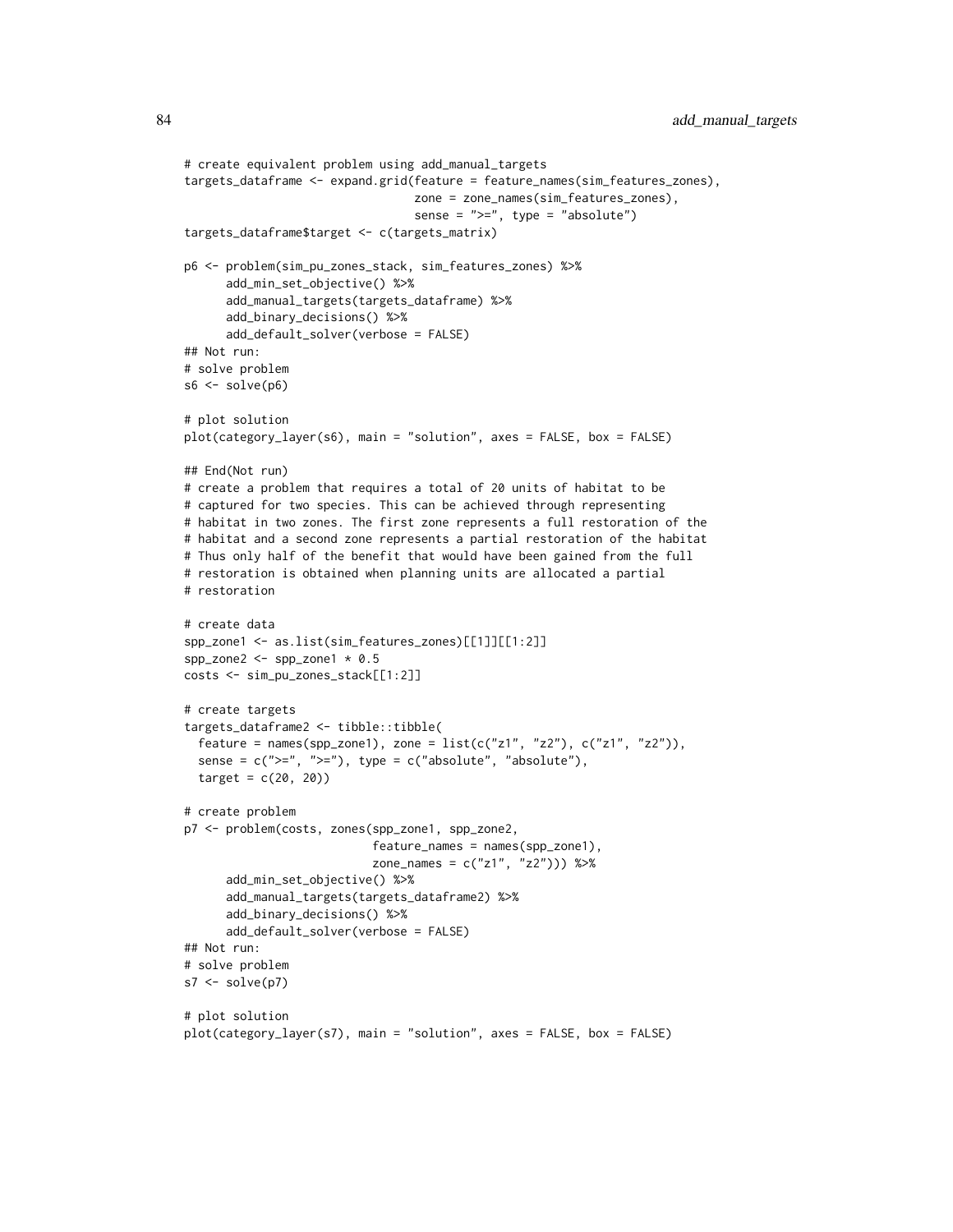```
# create equivalent problem using add_manual_targets
targets_dataframe <- expand.grid(feature = feature_names(sim_features_zones),
                                 zone = zone_names(sim_features_zones),
                                 sense = ">=", type = "absolute")
targets_dataframe$target <- c(targets_matrix)

p6 <- problem(sim_pu_zones_stack, sim_features_zones) %>%
      add_min_set_objective() %>%
      add_manual_targets(targets_dataframe) %>%
      add_binary_decisions() %>%
      add_default_solver(verbose = FALSE)
## Not run:
# solve problem
s6 <- solve(p6)

# plot solution
plot(category_layer(s6), main = "solution", axes = FALSE, box = FALSE)

## End(Not run)
# create a problem that requires a total of 20 units of habitat to be
# captured for two species. This can be achieved through representing
# habitat in two zones. The first zone represents a full restoration of the
# habitat and a second zone represents a partial restoration of the habitat
# Thus only half of the benefit that would have been gained from the full
# restoration is obtained when planning units are allocated a partial
# restoration

# create data
spp_zone1 <- as.list(sim_features_zones)[[1]][[1:2]]
spp_zone2 <- spp_zone1 * 0.5
costs <- sim_pu_zones_stack[[1:2]]

# create targets
targets_dataframe2 <- tibble::tibble(
  feature = names(spp_zone1), zone = list(c("z1", "z2"), c("z1", "z2")),
  sense = c(">=", ">="), type = c("absolute", "absolute"),
  target = c(20, 20))

# create problem
p7 <- problem(costs, zones(spp_zone1, spp_zone2,
                           feature_names = names(spp_zone1),
                           zone_names = c("z1", "z2"))) %>%
      add_min_set_objective() %>%
      add_manual_targets(targets_dataframe2) %>%
      add_binary_decisions() %>%
      add_default_solver(verbose = FALSE)
## Not run:
# solve problem
s7 <- solve(p7)

# plot solution
plot(category_layer(s7), main = "solution", axes = FALSE, box = FALSE)
```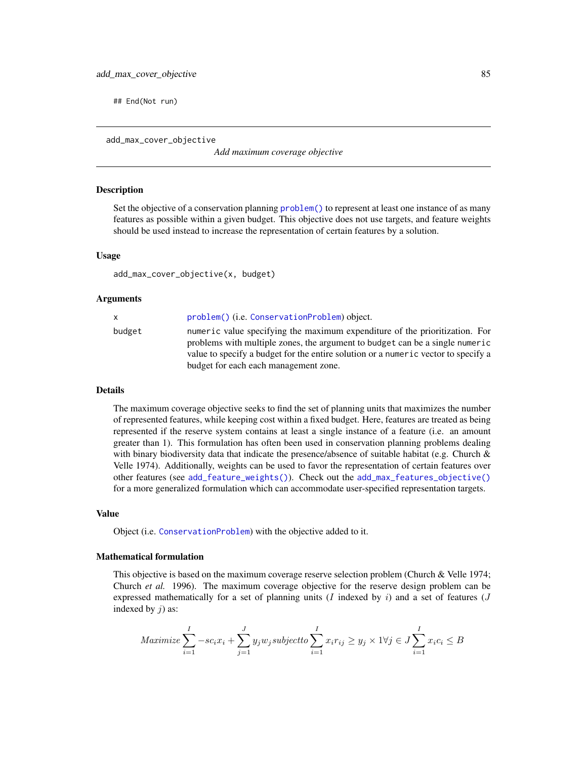```
## End(Not run)
```

---

add_max_cover_objective    *Add maximum coverage objective*

---

### Description

Set the objective of a conservation planning `problem()` to represent at least one instance of as many features as possible within a given budget. This objective does not use targets, and feature weights should be used instead to increase the representation of certain features by a solution.

### Usage

```
add_max_cover_objective(x, budget)
```

### Arguments

| | |
|---|---|
| x | `problem()` (i.e. `ConservationProblem`) object. |
| budget | `numeric` value specifying the maximum expenditure of the prioritization. For problems with multiple zones, the argument to `budget` can be a single `numeric` value to specify a budget for the entire solution or a `numeric` vector to specify a budget for each each management zone. |

### Details

The maximum coverage objective seeks to find the set of planning units that maximizes the number of represented features, while keeping cost within a fixed budget. Here, features are treated as being represented if the reserve system contains at least a single instance of a feature (i.e. an amount greater than 1). This formulation has often been used in conservation planning problems dealing with binary biodiversity data that indicate the presence/absence of suitable habitat (e.g. Church & Velle 1974). Additionally, weights can be used to favor the representation of certain features over other features (see `add_feature_weights()`). Check out the `add_max_features_objective()` for a more generalized formulation which can accommodate user-specified representation targets.

### Value

Object (i.e. `ConservationProblem`) with the objective added to it.

### Mathematical formulation

This objective is based on the maximum coverage reserve selection problem (Church & Velle 1974; Church *et al.* 1996). The maximum coverage objective for the reserve design problem can be expressed mathematically for a set of planning units ($I$ indexed by $i$) and a set of features ($J$ indexed by $j$) as:

$$Maximize \sum_{i=1}^{I} -sc_i x_i + \sum_{j=1}^{J} y_j w_j subjectto \sum_{i=1}^{I} x_i r_{ij} \geq y_j \times 1 \forall j \in J \sum_{i=1}^{I} x_i c_i \leq B$$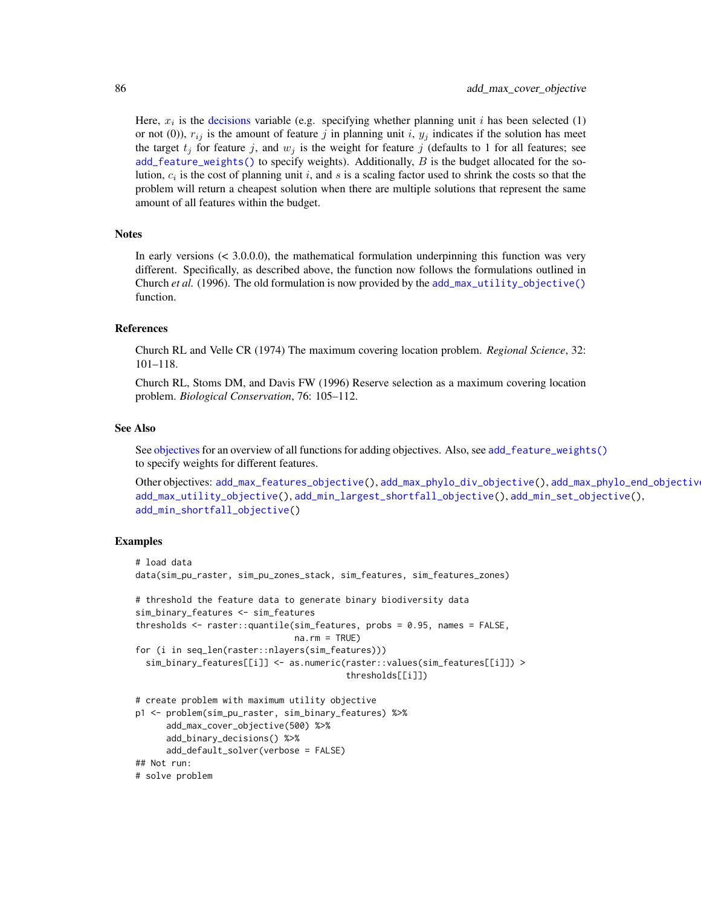Here, $x_i$ is the decisions variable (e.g. specifying whether planning unit $i$ has been selected (1) or not (0)), $r_{ij}$ is the amount of feature $j$ in planning unit $i$, $y_j$ indicates if the solution has meet the target $t_j$ for feature $j$, and $w_j$ is the weight for feature $j$ (defaults to 1 for all features; see `add_feature_weights()` to specify weights). Additionally, $B$ is the budget allocated for the solution, $c_i$ is the cost of planning unit $i$, and $s$ is a scaling factor used to shrink the costs so that the problem will return a cheapest solution when there are multiple solutions that represent the same amount of all features within the budget.

## Notes

In early versions (< 3.0.0.0), the mathematical formulation underpinning this function was very different. Specifically, as described above, the function now follows the formulations outlined in Church *et al.* (1996). The old formulation is now provided by the `add_max_utility_objective()` function.

## References

Church RL and Velle CR (1974) The maximum covering location problem. *Regional Science*, 32: 101–118.

Church RL, Stoms DM, and Davis FW (1996) Reserve selection as a maximum covering location problem. *Biological Conservation*, 76: 105–112.

## See Also

See objectives for an overview of all functions for adding objectives. Also, see `add_feature_weights()` to specify weights for different features.

Other objectives: `add_max_features_objective()`, `add_max_phylo_div_objective()`, `add_max_phylo_end_objective()`, `add_max_utility_objective()`, `add_min_largest_shortfall_objective()`, `add_min_set_objective()`, `add_min_shortfall_objective()`

## Examples

```
# load data
data(sim_pu_raster, sim_pu_zones_stack, sim_features, sim_features_zones)

# threshold the feature data to generate binary biodiversity data
sim_binary_features <- sim_features
thresholds <- raster::quantile(sim_features, probs = 0.95, names = FALSE,
                               na.rm = TRUE)
for (i in seq_len(raster::nlayers(sim_features)))
  sim_binary_features[[i]] <- as.numeric(raster::values(sim_features[[i]]) >
                                         thresholds[[i]])

# create problem with maximum utility objective
p1 <- problem(sim_pu_raster, sim_binary_features) %>%
      add_max_cover_objective(500) %>%
      add_binary_decisions() %>%
      add_default_solver(verbose = FALSE)
## Not run:
# solve problem
```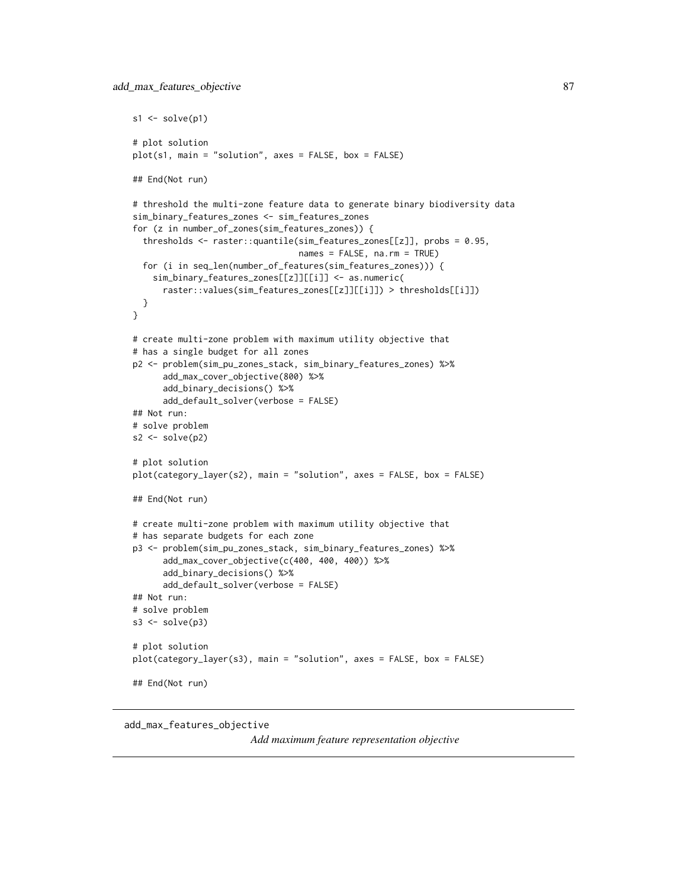```
s1 <- solve(p1)

# plot solution
plot(s1, main = "solution", axes = FALSE, box = FALSE)

## End(Not run)

# threshold the multi-zone feature data to generate binary biodiversity data
sim_binary_features_zones <- sim_features_zones
for (z in number_of_zones(sim_features_zones)) {
  thresholds <- raster::quantile(sim_features_zones[[z]], probs = 0.95,
                                 names = FALSE, na.rm = TRUE)
  for (i in seq_len(number_of_features(sim_features_zones))) {
    sim_binary_features_zones[[z]][[i]] <- as.numeric(
      raster::values(sim_features_zones[[z]][[i]]) > thresholds[[i]])
  }
}

# create multi-zone problem with maximum utility objective that
# has a single budget for all zones
p2 <- problem(sim_pu_zones_stack, sim_binary_features_zones) %>%
      add_max_cover_objective(800) %>%
      add_binary_decisions() %>%
      add_default_solver(verbose = FALSE)
## Not run:
# solve problem
s2 <- solve(p2)

# plot solution
plot(category_layer(s2), main = "solution", axes = FALSE, box = FALSE)

## End(Not run)

# create multi-zone problem with maximum utility objective that
# has separate budgets for each zone
p3 <- problem(sim_pu_zones_stack, sim_binary_features_zones) %>%
      add_max_cover_objective(c(400, 400, 400)) %>%
      add_binary_decisions() %>%
      add_default_solver(verbose = FALSE)
## Not run:
# solve problem
s3 <- solve(p3)

# plot solution
plot(category_layer(s3), main = "solution", axes = FALSE, box = FALSE)

## End(Not run)
```

---

## add_max_features_objective

*Add maximum feature representation objective*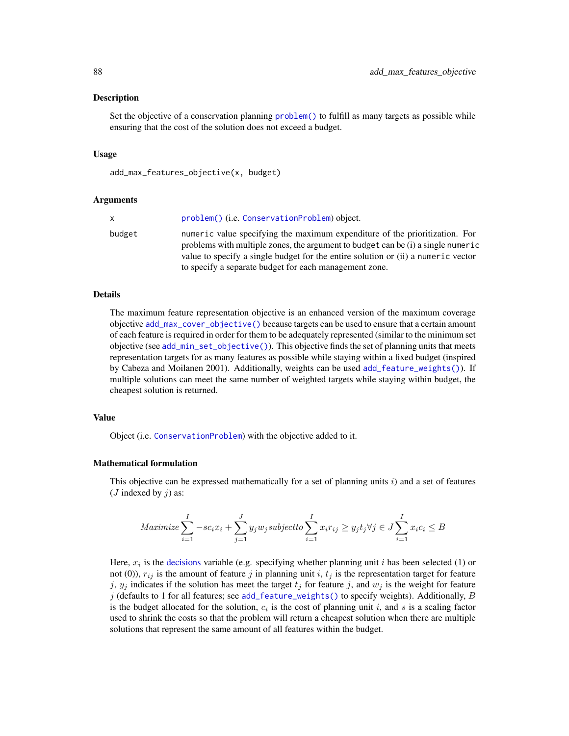## Description

Set the objective of a conservation planning problem() to fulfill as many targets as possible while ensuring that the cost of the solution does not exceed a budget.

## Usage

```
add_max_features_objective(x, budget)
```

## Arguments

| | |
|---|---|
| x | problem() (i.e. ConservationProblem) object. |
| budget | numeric value specifying the maximum expenditure of the prioritization. For problems with multiple zones, the argument to budget can be (i) a single numeric value to specify a single budget for the entire solution or (ii) a numeric vector to specify a separate budget for each management zone. |

## Details

The maximum feature representation objective is an enhanced version of the maximum coverage objective add_max_cover_objective() because targets can be used to ensure that a certain amount of each feature is required in order for them to be adequately represented (similar to the minimum set objective (see add_min_set_objective()). This objective finds the set of planning units that meets representation targets for as many features as possible while staying within a fixed budget (inspired by Cabeza and Moilanen 2001). Additionally, weights can be used add_feature_weights()). If multiple solutions can meet the same number of weighted targets while staying within budget, the cheapest solution is returned.

## Value

Object (i.e. ConservationProblem) with the objective added to it.

## Mathematical formulation

This objective can be expressed mathematically for a set of planning units $i$) and a set of features ($J$ indexed by $j$) as:

$$Maximize \sum_{i=1}^{I} -sc_i x_i + \sum_{j=1}^{J} y_j w_j subject to \sum_{i=1}^{I} x_i r_{ij} \geq y_j t_j \forall j \in J \sum_{i=1}^{I} x_i c_i \leq B$$

Here, $x_i$ is the decisions variable (e.g. specifying whether planning unit $i$ has been selected (1) or not (0)), $r_{ij}$ is the amount of feature $j$ in planning unit $i$, $t_j$ is the representation target for feature $j$, $y_j$ indicates if the solution has meet the target $t_j$ for feature $j$, and $w_j$ is the weight for feature $j$ (defaults to 1 for all features; see add_feature_weights() to specify weights). Additionally, $B$ is the budget allocated for the solution, $c_i$ is the cost of planning unit $i$, and $s$ is a scaling factor used to shrink the costs so that the problem will return a cheapest solution when there are multiple solutions that represent the same amount of all features within the budget.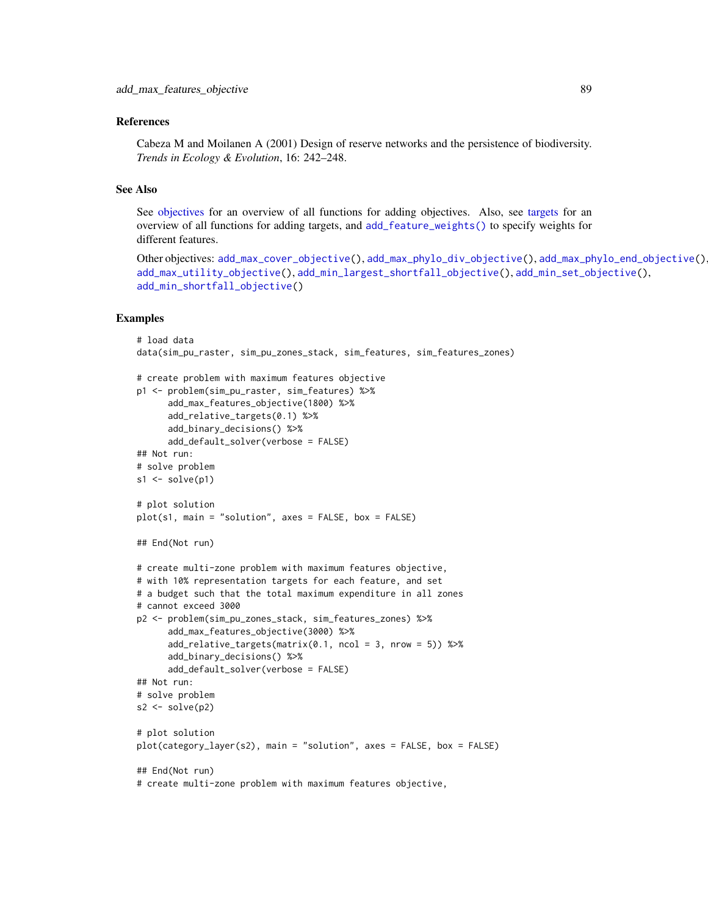## References

Cabeza M and Moilanen A (2001) Design of reserve networks and the persistence of biodiversity. *Trends in Ecology & Evolution*, 16: 242–248.

## See Also

See objectives for an overview of all functions for adding objectives. Also, see targets for an overview of all functions for adding targets, and `add_feature_weights()` to specify weights for different features.

Other objectives: `add_max_cover_objective()`, `add_max_phylo_div_objective()`, `add_max_phylo_end_objective()`, `add_max_utility_objective()`, `add_min_largest_shortfall_objective()`, `add_min_set_objective()`, `add_min_shortfall_objective()`

## Examples

```
# load data
data(sim_pu_raster, sim_pu_zones_stack, sim_features, sim_features_zones)

# create problem with maximum features objective
p1 <- problem(sim_pu_raster, sim_features) %>%
      add_max_features_objective(1800) %>%
      add_relative_targets(0.1) %>%
      add_binary_decisions() %>%
      add_default_solver(verbose = FALSE)
## Not run:
# solve problem
s1 <- solve(p1)

# plot solution
plot(s1, main = "solution", axes = FALSE, box = FALSE)

## End(Not run)

# create multi-zone problem with maximum features objective,
# with 10% representation targets for each feature, and set
# a budget such that the total maximum expenditure in all zones
# cannot exceed 3000
p2 <- problem(sim_pu_zones_stack, sim_features_zones) %>%
      add_max_features_objective(3000) %>%
      add_relative_targets(matrix(0.1, ncol = 3, nrow = 5)) %>%
      add_binary_decisions() %>%
      add_default_solver(verbose = FALSE)
## Not run:
# solve problem
s2 <- solve(p2)

# plot solution
plot(category_layer(s2), main = "solution", axes = FALSE, box = FALSE)

## End(Not run)
# create multi-zone problem with maximum features objective,
```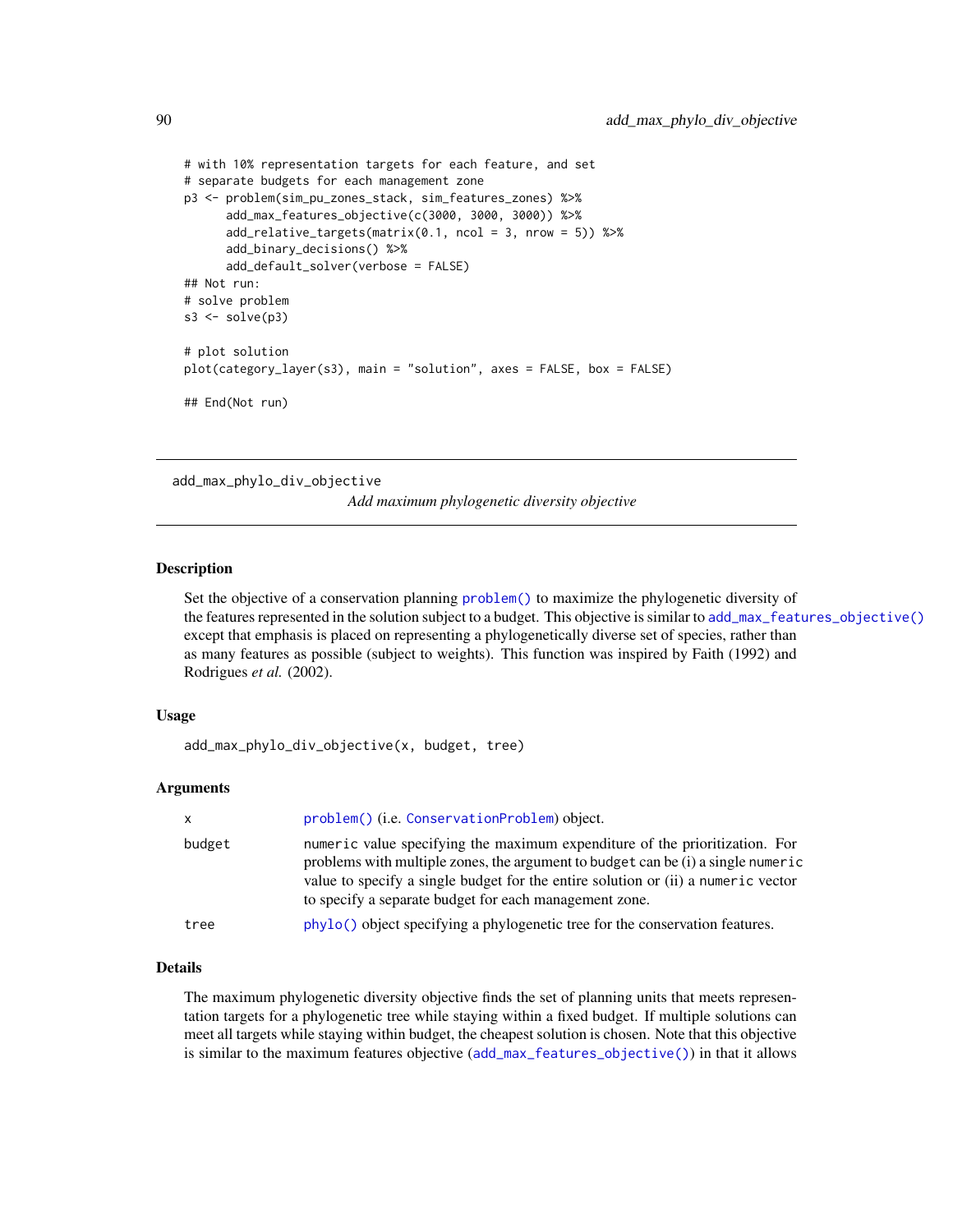```
# with 10% representation targets for each feature, and set
# separate budgets for each management zone
p3 <- problem(sim_pu_zones_stack, sim_features_zones) %>%
      add_max_features_objective(c(3000, 3000, 3000)) %>%
      add_relative_targets(matrix(0.1, ncol = 3, nrow = 5)) %>%
      add_binary_decisions() %>%
      add_default_solver(verbose = FALSE)
## Not run:
# solve problem
s3 <- solve(p3)

# plot solution
plot(category_layer(s3), main = "solution", axes = FALSE, box = FALSE)

## End(Not run)
```

---

# add_max_phylo_div_objective

*Add maximum phylogenetic diversity objective*

---

## Description

Set the objective of a conservation planning `problem()` to maximize the phylogenetic diversity of the features represented in the solution subject to a budget. This objective is similar to `add_max_features_objective()` except that emphasis is placed on representing a phylogenetically diverse set of species, rather than as many features as possible (subject to weights). This function was inspired by Faith (1992) and Rodrigues *et al.* (2002).

## Usage

```
add_max_phylo_div_objective(x, budget, tree)
```

## Arguments

| | |
|---|---|
| x | `problem()` (i.e. `ConservationProblem`) object. |
| budget | `numeric` value specifying the maximum expenditure of the prioritization. For problems with multiple zones, the argument to `budget` can be (i) a single `numeric` value to specify a single budget for the entire solution or (ii) a `numeric` vector to specify a separate budget for each management zone. |
| tree | `phylo()` object specifying a phylogenetic tree for the conservation features. |

## Details

The maximum phylogenetic diversity objective finds the set of planning units that meets representation targets for a phylogenetic tree while staying within a fixed budget. If multiple solutions can meet all targets while staying within budget, the cheapest solution is chosen. Note that this objective is similar to the maximum features objective (`add_max_features_objective()`) in that it allows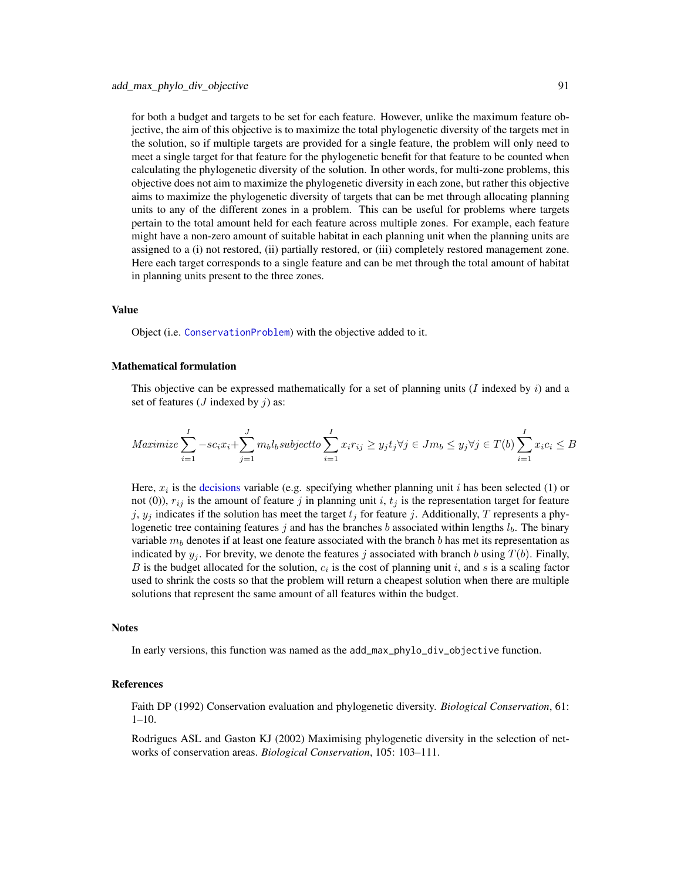for both a budget and targets to be set for each feature. However, unlike the maximum feature objective, the aim of this objective is to maximize the total phylogenetic diversity of the targets met in the solution, so if multiple targets are provided for a single feature, the problem will only need to meet a single target for that feature for the phylogenetic benefit for that feature to be counted when calculating the phylogenetic diversity of the solution. In other words, for multi-zone problems, this objective does not aim to maximize the phylogenetic diversity in each zone, but rather this objective aims to maximize the phylogenetic diversity of targets that can be met through allocating planning units to any of the different zones in a problem. This can be useful for problems where targets pertain to the total amount held for each feature across multiple zones. For example, each feature might have a non-zero amount of suitable habitat in each planning unit when the planning units are assigned to a (i) not restored, (ii) partially restored, or (iii) completely restored management zone. Here each target corresponds to a single feature and can be met through the total amount of habitat in planning units present to the three zones.

### Value

Object (i.e. ConservationProblem) with the objective added to it.

### Mathematical formulation

This objective can be expressed mathematically for a set of planning units ($I$ indexed by $i$) and a set of features ($J$ indexed by $j$) as:

$$Maximize \sum_{i=1}^{I} -s c_i x_i + \sum_{j=1}^{J} m_b l_b subject to \sum_{i=1}^{I} x_i r_{ij} \geq y_j t_j \forall j \in J m_b \leq y_j \forall j \in T(b) \sum_{i=1}^{I} x_i c_i \leq B$$

Here, $x_i$ is the decisions variable (e.g. specifying whether planning unit $i$ has been selected (1) or not (0)), $r_{ij}$ is the amount of feature $j$ in planning unit $i$, $t_j$ is the representation target for feature $j$, $y_j$ indicates if the solution has meet the target $t_j$ for feature $j$. Additionally, $T$ represents a phylogenetic tree containing features $j$ and has the branches $b$ associated within lengths $l_b$. The binary variable $m_b$ denotes if at least one feature associated with the branch $b$ has met its representation as indicated by $y_j$. For brevity, we denote the features $j$ associated with branch $b$ using $T(b)$. Finally, $B$ is the budget allocated for the solution, $c_i$ is the cost of planning unit $i$, and $s$ is a scaling factor used to shrink the costs so that the problem will return a cheapest solution when there are multiple solutions that represent the same amount of all features within the budget.

### Notes

In early versions, this function was named as the add_max_phylo_div_objective function.

### References

Faith DP (1992) Conservation evaluation and phylogenetic diversity. *Biological Conservation*, 61: 1–10.

Rodrigues ASL and Gaston KJ (2002) Maximising phylogenetic diversity in the selection of networks of conservation areas. *Biological Conservation*, 105: 103–111.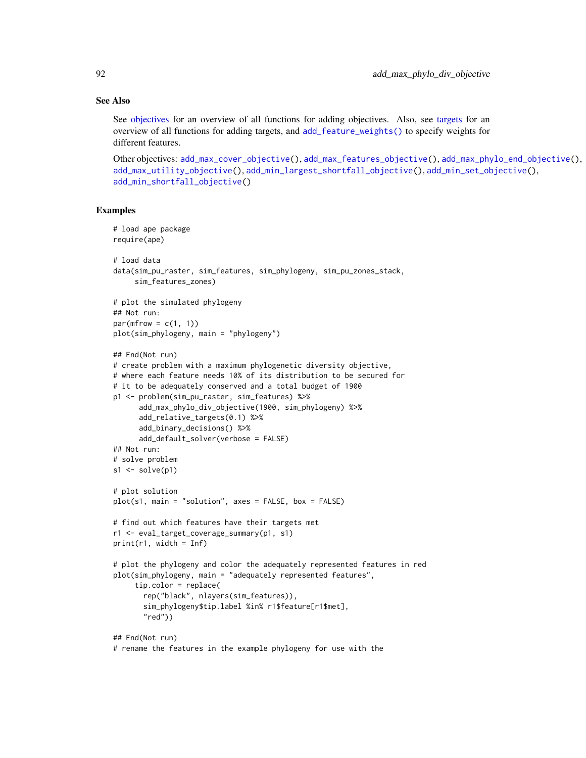### See Also

See objectives for an overview of all functions for adding objectives. Also, see targets for an overview of all functions for adding targets, and `add_feature_weights()` to specify weights for different features.

Other objectives: `add_max_cover_objective()`, `add_max_features_objective()`, `add_max_phylo_end_objective()`, `add_max_utility_objective()`, `add_min_largest_shortfall_objective()`, `add_min_set_objective()`, `add_min_shortfall_objective()`

### Examples

```
# load ape package
require(ape)

# load data
data(sim_pu_raster, sim_features, sim_phylogeny, sim_pu_zones_stack,
     sim_features_zones)

# plot the simulated phylogeny
## Not run:
par(mfrow = c(1, 1))
plot(sim_phylogeny, main = "phylogeny")

## End(Not run)
# create problem with a maximum phylogenetic diversity objective,
# where each feature needs 10% of its distribution to be secured for
# it to be adequately conserved and a total budget of 1900
p1 <- problem(sim_pu_raster, sim_features) %>%
      add_max_phylo_div_objective(1900, sim_phylogeny) %>%
      add_relative_targets(0.1) %>%
      add_binary_decisions() %>%
      add_default_solver(verbose = FALSE)
## Not run:
# solve problem
s1 <- solve(p1)

# plot solution
plot(s1, main = "solution", axes = FALSE, box = FALSE)

# find out which features have their targets met
r1 <- eval_target_coverage_summary(p1, s1)
print(r1, width = Inf)

# plot the phylogeny and color the adequately represented features in red
plot(sim_phylogeny, main = "adequately represented features",
     tip.color = replace(
       rep("black", nlayers(sim_features)),
       sim_phylogeny$tip.label %in% r1$feature[r1$met],
       "red"))

## End(Not run)
# rename the features in the example phylogeny for use with the
```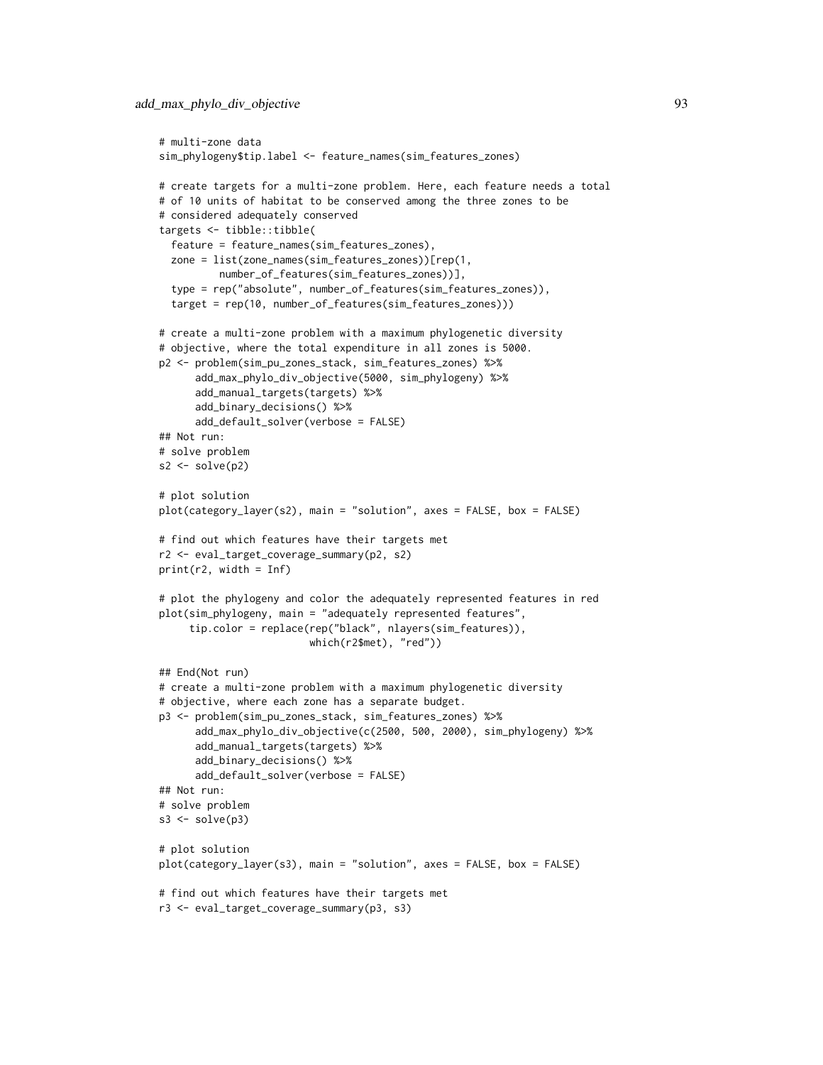```
# multi-zone data
sim_phylogeny$tip.label <- feature_names(sim_features_zones)

# create targets for a multi-zone problem. Here, each feature needs a total
# of 10 units of habitat to be conserved among the three zones to be
# considered adequately conserved
targets <- tibble::tibble(
  feature = feature_names(sim_features_zones),
  zone = list(zone_names(sim_features_zones))[rep(1,
          number_of_features(sim_features_zones))],
  type = rep("absolute", number_of_features(sim_features_zones)),
  target = rep(10, number_of_features(sim_features_zones)))

# create a multi-zone problem with a maximum phylogenetic diversity
# objective, where the total expenditure in all zones is 5000.
p2 <- problem(sim_pu_zones_stack, sim_features_zones) %>%
      add_max_phylo_div_objective(5000, sim_phylogeny) %>%
      add_manual_targets(targets) %>%
      add_binary_decisions() %>%
      add_default_solver(verbose = FALSE)
## Not run:
# solve problem
s2 <- solve(p2)

# plot solution
plot(category_layer(s2), main = "solution", axes = FALSE, box = FALSE)

# find out which features have their targets met
r2 <- eval_target_coverage_summary(p2, s2)
print(r2, width = Inf)

# plot the phylogeny and color the adequately represented features in red
plot(sim_phylogeny, main = "adequately represented features",
     tip.color = replace(rep("black", nlayers(sim_features)),
                         which(r2$met), "red"))

## End(Not run)
# create a multi-zone problem with a maximum phylogenetic diversity
# objective, where each zone has a separate budget.
p3 <- problem(sim_pu_zones_stack, sim_features_zones) %>%
      add_max_phylo_div_objective(c(2500, 500, 2000), sim_phylogeny) %>%
      add_manual_targets(targets) %>%
      add_binary_decisions() %>%
      add_default_solver(verbose = FALSE)
## Not run:
# solve problem
s3 <- solve(p3)

# plot solution
plot(category_layer(s3), main = "solution", axes = FALSE, box = FALSE)

# find out which features have their targets met
r3 <- eval_target_coverage_summary(p3, s3)
```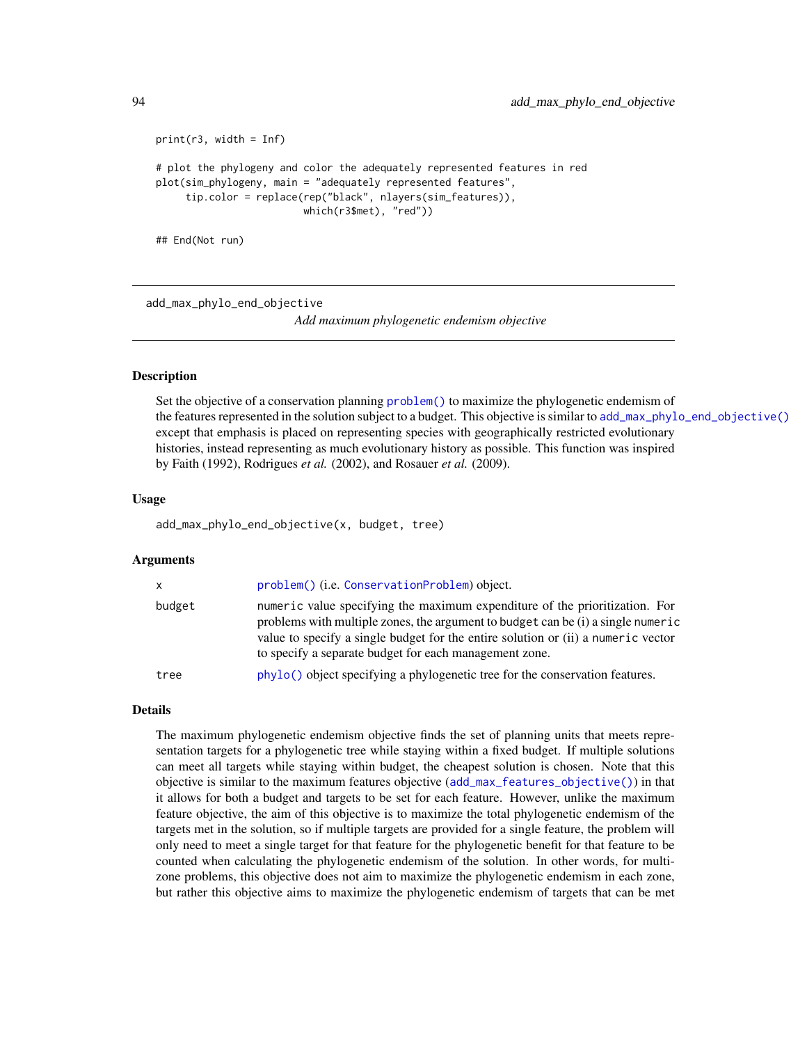```
print(r3, width = Inf)

# plot the phylogeny and color the adequately represented features in red
plot(sim_phylogeny, main = "adequately represented features",
     tip.color = replace(rep("black", nlayers(sim_features)),
                         which(r3$met), "red"))

## End(Not run)
```

---

add_max_phylo_end_objective

*Add maximum phylogenetic endemism objective*

---

### Description

Set the objective of a conservation planning `problem()` to maximize the phylogenetic endemism of the features represented in the solution subject to a budget. This objective is similar to `add_max_phylo_end_objective()` except that emphasis is placed on representing species with geographically restricted evolutionary histories, instead representing as much evolutionary history as possible. This function was inspired by Faith (1992), Rodrigues *et al.* (2002), and Rosauer *et al.* (2009).

### Usage

```
add_max_phylo_end_objective(x, budget, tree)
```

### Arguments

| | |
|---|---|
| x | `problem()` (i.e. `ConservationProblem`) object. |
| budget | `numeric` value specifying the maximum expenditure of the prioritization. For problems with multiple zones, the argument to `budget` can be (i) a single `numeric` value to specify a single budget for the entire solution or (ii) a `numeric` vector to specify a separate budget for each management zone. |
| tree | `phylo()` object specifying a phylogenetic tree for the conservation features. |

### Details

The maximum phylogenetic endemism objective finds the set of planning units that meets representation targets for a phylogenetic tree while staying within a fixed budget. If multiple solutions can meet all targets while staying within budget, the cheapest solution is chosen. Note that this objective is similar to the maximum features objective (`add_max_features_objective()`) in that it allows for both a budget and targets to be set for each feature. However, unlike the maximum feature objective, the aim of this objective is to maximize the total phylogenetic endemism of the targets met in the solution, so if multiple targets are provided for a single feature, the problem will only need to meet a single target for that feature for the phylogenetic benefit for that feature to be counted when calculating the phylogenetic endemism of the solution. In other words, for multi-zone problems, this objective does not aim to maximize the phylogenetic endemism in each zone, but rather this objective aims to maximize the phylogenetic endemism of targets that can be met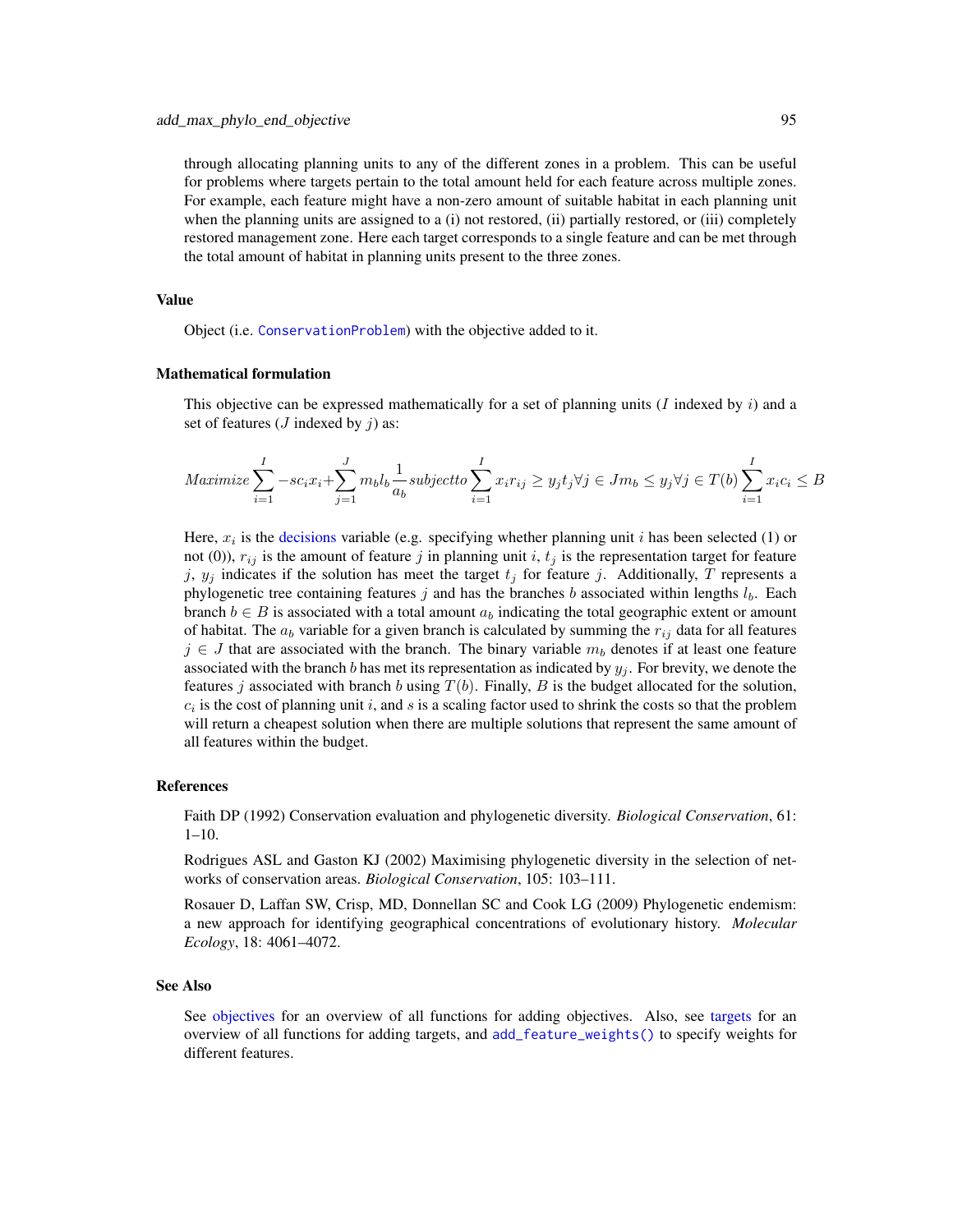through allocating planning units to any of the different zones in a problem. This can be useful for problems where targets pertain to the total amount held for each feature across multiple zones. For example, each feature might have a non-zero amount of suitable habitat in each planning unit when the planning units are assigned to a (i) not restored, (ii) partially restored, or (iii) completely restored management zone. Here each target corresponds to a single feature and can be met through the total amount of habitat in planning units present to the three zones.

### Value

Object (i.e. ConservationProblem) with the objective added to it.

### Mathematical formulation

This objective can be expressed mathematically for a set of planning units ($I$ indexed by $i$) and a set of features ($J$ indexed by $j$) as:

$$Maximize \sum_{i=1}^{I} -sc_i x_i + \sum_{j=1}^{J} m_b l_b \frac{1}{a_b} subject to \sum_{i=1}^{I} x_i r_{ij} \geq y_j t_j \forall j \in J m_b \leq y_j \forall j \in T(b) \sum_{i=1}^{I} x_i c_i \leq B$$

Here, $x_i$ is the decisions variable (e.g. specifying whether planning unit $i$ has been selected (1) or not (0)), $r_{ij}$ is the amount of feature $j$ in planning unit $i$, $t_j$ is the representation target for feature $j$, $y_j$ indicates if the solution has meet the target $t_j$ for feature $j$. Additionally, $T$ represents a phylogenetic tree containing features $j$ and has the branches $b$ associated within lengths $l_b$. Each branch $b \in B$ is associated with a total amount $a_b$ indicating the total geographic extent or amount of habitat. The $a_b$ variable for a given branch is calculated by summing the $r_{ij}$ data for all features $j \in J$ that are associated with the branch. The binary variable $m_b$ denotes if at least one feature associated with the branch $b$ has met its representation as indicated by $y_j$. For brevity, we denote the features $j$ associated with branch $b$ using $T(b)$. Finally, $B$ is the budget allocated for the solution, $c_i$ is the cost of planning unit $i$, and $s$ is a scaling factor used to shrink the costs so that the problem will return a cheapest solution when there are multiple solutions that represent the same amount of all features within the budget.

### References

Faith DP (1992) Conservation evaluation and phylogenetic diversity. *Biological Conservation*, 61: 1–10.

Rodrigues ASL and Gaston KJ (2002) Maximising phylogenetic diversity in the selection of networks of conservation areas. *Biological Conservation*, 105: 103–111.

Rosauer D, Laffan SW, Crisp, MD, Donnellan SC and Cook LG (2009) Phylogenetic endemism: a new approach for identifying geographical concentrations of evolutionary history. *Molecular Ecology*, 18: 4061–4072.

### See Also

See objectives for an overview of all functions for adding objectives. Also, see targets for an overview of all functions for adding targets, and `add_feature_weights()` to specify weights for different features.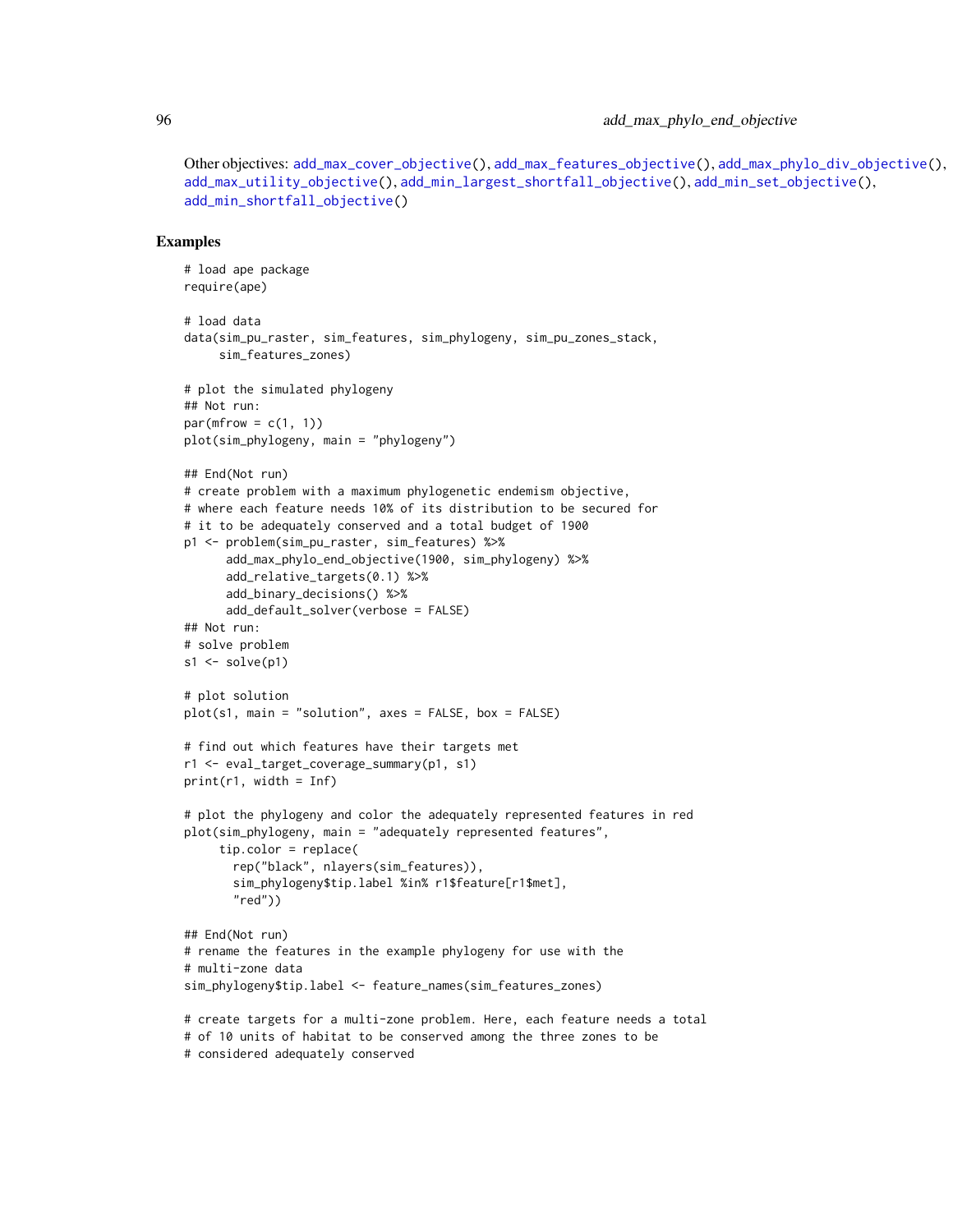Other objectives: add_max_cover_objective(), add_max_features_objective(), add_max_phylo_div_objective(), add_max_utility_objective(), add_min_largest_shortfall_objective(), add_min_set_objective(), add_min_shortfall_objective()

## Examples

```
# load ape package
require(ape)

# load data
data(sim_pu_raster, sim_features, sim_phylogeny, sim_pu_zones_stack,
     sim_features_zones)

# plot the simulated phylogeny
## Not run:
par(mfrow = c(1, 1))
plot(sim_phylogeny, main = "phylogeny")

## End(Not run)
# create problem with a maximum phylogenetic endemism objective,
# where each feature needs 10% of its distribution to be secured for
# it to be adequately conserved and a total budget of 1900
p1 <- problem(sim_pu_raster, sim_features) %>%
      add_max_phylo_end_objective(1900, sim_phylogeny) %>%
      add_relative_targets(0.1) %>%
      add_binary_decisions() %>%
      add_default_solver(verbose = FALSE)
## Not run:
# solve problem
s1 <- solve(p1)

# plot solution
plot(s1, main = "solution", axes = FALSE, box = FALSE)

# find out which features have their targets met
r1 <- eval_target_coverage_summary(p1, s1)
print(r1, width = Inf)

# plot the phylogeny and color the adequately represented features in red
plot(sim_phylogeny, main = "adequately represented features",
     tip.color = replace(
       rep("black", nlayers(sim_features)),
       sim_phylogeny$tip.label %in% r1$feature[r1$met],
       "red"))

## End(Not run)
# rename the features in the example phylogeny for use with the
# multi-zone data
sim_phylogeny$tip.label <- feature_names(sim_features_zones)

# create targets for a multi-zone problem. Here, each feature needs a total
# of 10 units of habitat to be conserved among the three zones to be
# considered adequately conserved
```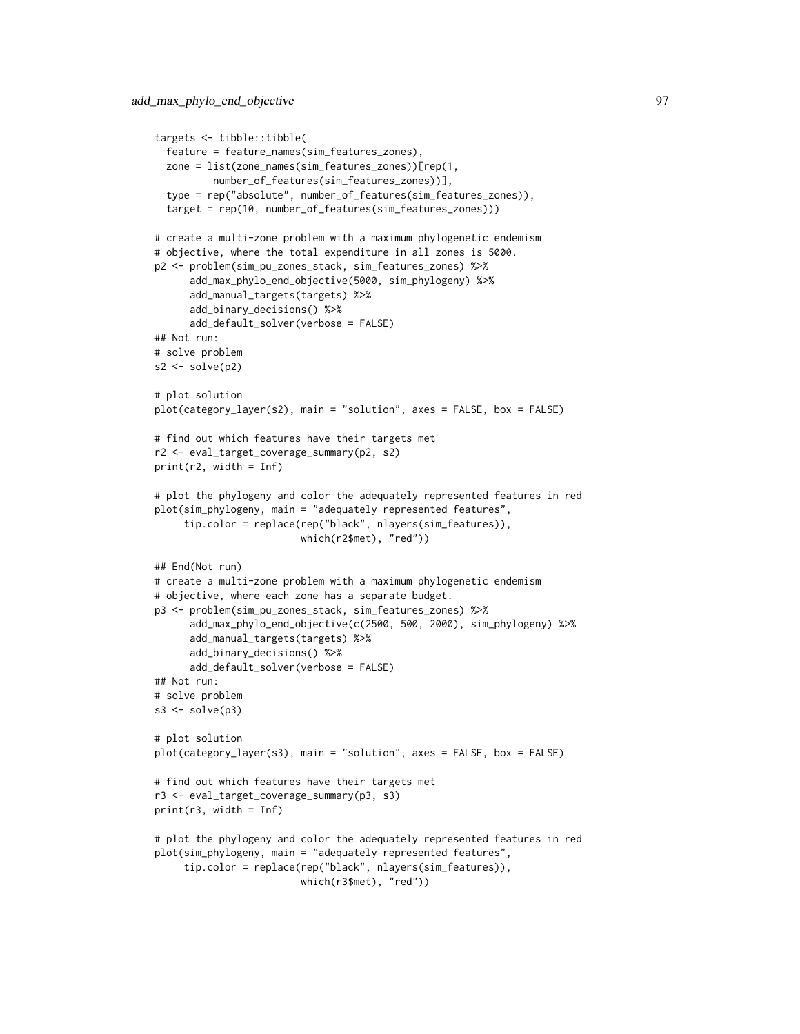```
targets <- tibble::tibble(
  feature = feature_names(sim_features_zones),
  zone = list(zone_names(sim_features_zones))[rep(1,
         number_of_features(sim_features_zones))],
  type = rep("absolute", number_of_features(sim_features_zones)),
  target = rep(10, number_of_features(sim_features_zones)))

# create a multi-zone problem with a maximum phylogenetic endemism
# objective, where the total expenditure in all zones is 5000.
p2 <- problem(sim_pu_zones_stack, sim_features_zones) %>%
      add_max_phylo_end_objective(5000, sim_phylogeny) %>%
      add_manual_targets(targets) %>%
      add_binary_decisions() %>%
      add_default_solver(verbose = FALSE)
## Not run:
# solve problem
s2 <- solve(p2)

# plot solution
plot(category_layer(s2), main = "solution", axes = FALSE, box = FALSE)

# find out which features have their targets met
r2 <- eval_target_coverage_summary(p2, s2)
print(r2, width = Inf)

# plot the phylogeny and color the adequately represented features in red
plot(sim_phylogeny, main = "adequately represented features",
     tip.color = replace(rep("black", nlayers(sim_features)),
                         which(r2$met), "red"))

## End(Not run)
# create a multi-zone problem with a maximum phylogenetic endemism
# objective, where each zone has a separate budget.
p3 <- problem(sim_pu_zones_stack, sim_features_zones) %>%
      add_max_phylo_end_objective(c(2500, 500, 2000), sim_phylogeny) %>%
      add_manual_targets(targets) %>%
      add_binary_decisions() %>%
      add_default_solver(verbose = FALSE)
## Not run:
# solve problem
s3 <- solve(p3)

# plot solution
plot(category_layer(s3), main = "solution", axes = FALSE, box = FALSE)

# find out which features have their targets met
r3 <- eval_target_coverage_summary(p3, s3)
print(r3, width = Inf)

# plot the phylogeny and color the adequately represented features in red
plot(sim_phylogeny, main = "adequately represented features",
     tip.color = replace(rep("black", nlayers(sim_features)),
                         which(r3$met), "red"))
```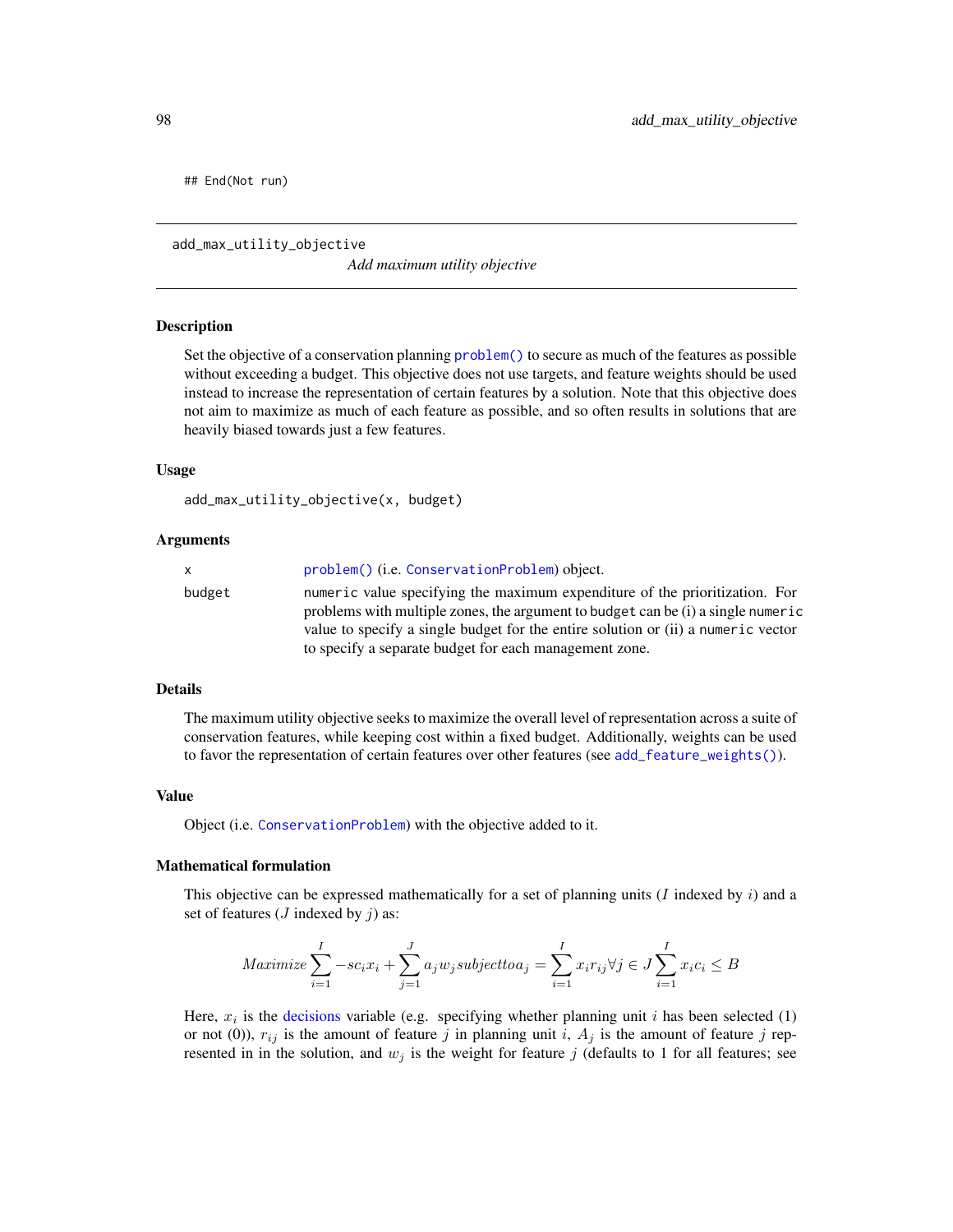```
## End(Not run)
```

---

add_max_utility_objective *Add maximum utility objective*

---

### Description

Set the objective of a conservation planning problem() to secure as much of the features as possible without exceeding a budget. This objective does not use targets, and feature weights should be used instead to increase the representation of certain features by a solution. Note that this objective does not aim to maximize as much of each feature as possible, and so often results in solutions that are heavily biased towards just a few features.

### Usage

```
add_max_utility_objective(x, budget)
```

### Arguments

| | |
|---|---|
| x | problem() (i.e. ConservationProblem) object. |
| budget | numeric value specifying the maximum expenditure of the prioritization. For problems with multiple zones, the argument to budget can be (i) a single numeric value to specify a single budget for the entire solution or (ii) a numeric vector to specify a separate budget for each management zone. |

### Details

The maximum utility objective seeks to maximize the overall level of representation across a suite of conservation features, while keeping cost within a fixed budget. Additionally, weights can be used to favor the representation of certain features over other features (see add_feature_weights()).

### Value

Object (i.e. ConservationProblem) with the objective added to it.

### Mathematical formulation

This objective can be expressed mathematically for a set of planning units ($I$ indexed by $i$) and a set of features ($J$ indexed by $j$) as:

$$Maximize \sum_{i=1}^{I} -s c_i x_i + \sum_{j=1}^{J} a_j w_j subject to a_j = \sum_{i=1}^{I} x_i r_{ij} \forall j \in J \sum_{i=1}^{I} x_i c_i \leq B$$

Here, $x_i$ is the decisions variable (e.g. specifying whether planning unit $i$ has been selected (1) or not (0)), $r_{ij}$ is the amount of feature $j$ in planning unit $i$, $A_j$ is the amount of feature $j$ represented in in the solution, and $w_j$ is the weight for feature $j$ (defaults to 1 for all features; see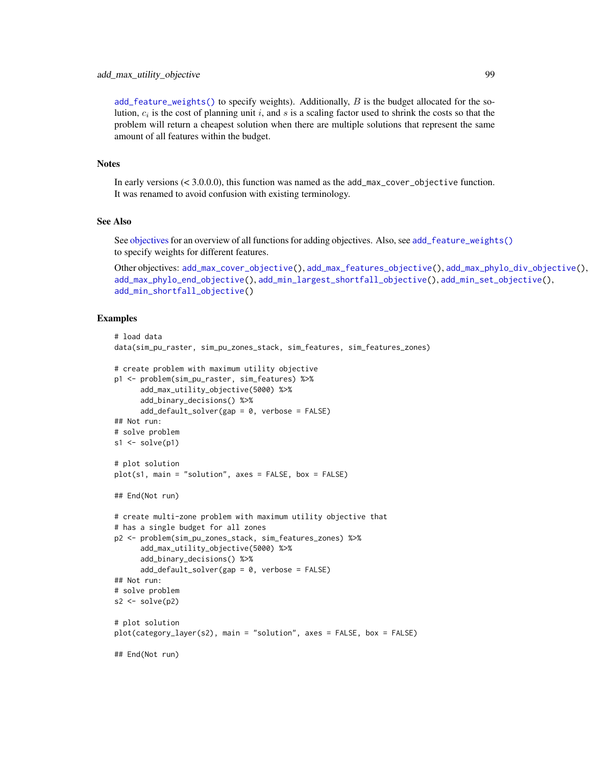`add_feature_weights()` to specify weights). Additionally, $B$ is the budget allocated for the solution, $c_i$ is the cost of planning unit $i$, and $s$ is a scaling factor used to shrink the costs so that the problem will return a cheapest solution when there are multiple solutions that represent the same amount of all features within the budget.

## Notes

In early versions (< 3.0.0.0), this function was named as the `add_max_cover_objective` function. It was renamed to avoid confusion with existing terminology.

## See Also

See objectives for an overview of all functions for adding objectives. Also, see `add_feature_weights()` to specify weights for different features.

Other objectives: `add_max_cover_objective()`, `add_max_features_objective()`, `add_max_phylo_div_objective()`, `add_max_phylo_end_objective()`, `add_min_largest_shortfall_objective()`, `add_min_set_objective()`, `add_min_shortfall_objective()`

## Examples

```
# load data
data(sim_pu_raster, sim_pu_zones_stack, sim_features, sim_features_zones)

# create problem with maximum utility objective
p1 <- problem(sim_pu_raster, sim_features) %>%
      add_max_utility_objective(5000) %>%
      add_binary_decisions() %>%
      add_default_solver(gap = 0, verbose = FALSE)
## Not run:
# solve problem
s1 <- solve(p1)

# plot solution
plot(s1, main = "solution", axes = FALSE, box = FALSE)

## End(Not run)

# create multi-zone problem with maximum utility objective that
# has a single budget for all zones
p2 <- problem(sim_pu_zones_stack, sim_features_zones) %>%
      add_max_utility_objective(5000) %>%
      add_binary_decisions() %>%
      add_default_solver(gap = 0, verbose = FALSE)
## Not run:
# solve problem
s2 <- solve(p2)

# plot solution
plot(category_layer(s2), main = "solution", axes = FALSE, box = FALSE)

## End(Not run)
```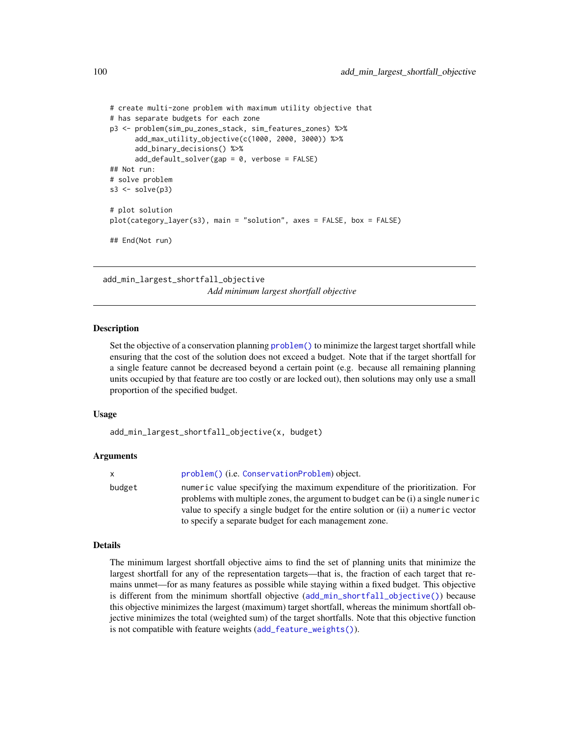```
# create multi-zone problem with maximum utility objective that
# has separate budgets for each zone
p3 <- problem(sim_pu_zones_stack, sim_features_zones) %>%
      add_max_utility_objective(c(1000, 2000, 3000)) %>%
      add_binary_decisions() %>%
      add_default_solver(gap = 0, verbose = FALSE)
## Not run:
# solve problem
s3 <- solve(p3)

# plot solution
plot(category_layer(s3), main = "solution", axes = FALSE, box = FALSE)

## End(Not run)
```

## add_min_largest_shortfall_objective

*Add minimum largest shortfall objective*

### Description

Set the objective of a conservation planning problem() to minimize the largest target shortfall while ensuring that the cost of the solution does not exceed a budget. Note that if the target shortfall for a single feature cannot be decreased beyond a certain point (e.g. because all remaining planning units occupied by that feature are too costly or are locked out), then solutions may only use a small proportion of the specified budget.

### Usage

```
add_min_largest_shortfall_objective(x, budget)
```

### Arguments

| | |
|---|---|
| x | problem() (i.e. ConservationProblem) object. |
| budget | numeric value specifying the maximum expenditure of the prioritization. For problems with multiple zones, the argument to budget can be (i) a single numeric value to specify a single budget for the entire solution or (ii) a numeric vector to specify a separate budget for each management zone. |

### Details

The minimum largest shortfall objective aims to find the set of planning units that minimize the largest shortfall for any of the representation targets—that is, the fraction of each target that remains unmet—for as many features as possible while staying within a fixed budget. This objective is different from the minimum shortfall objective (add_min_shortfall_objective()) because this objective minimizes the largest (maximum) target shortfall, whereas the minimum shortfall objective minimizes the total (weighted sum) of the target shortfalls. Note that this objective function is not compatible with feature weights (add_feature_weights()).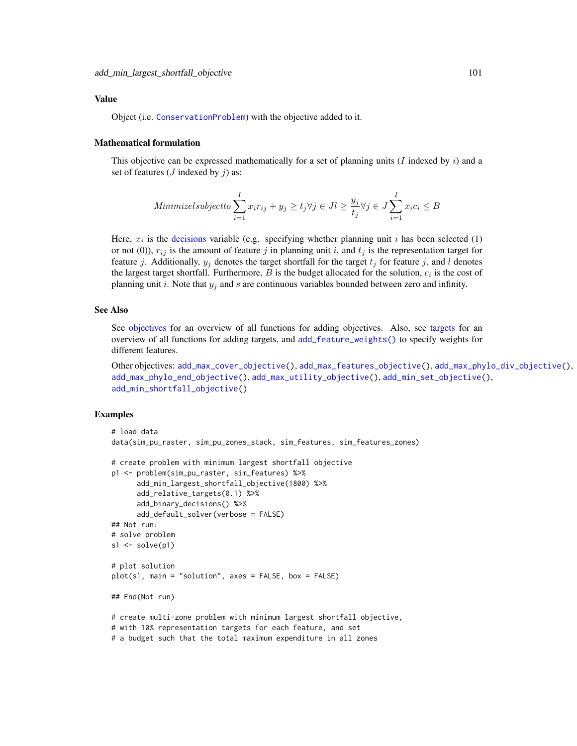### Value

Object (i.e. `ConservationProblem`) with the objective added to it.

### Mathematical formulation

This objective can be expressed mathematically for a set of planning units ($I$ indexed by $i$) and a set of features ($J$ indexed by $j$) as:

$$Minimize l subject to \sum_{i=1}^{I} x_i r_{ij} + y_j \geq t_j \forall j \in J l \geq \frac{y_j}{t_j} \forall j \in J \sum_{i=1}^{I} x_i c_i \leq B$$

Here, $x_i$ is the decisions variable (e.g. specifying whether planning unit $i$ has been selected (1) or not (0)), $r_{ij}$ is the amount of feature $j$ in planning unit $i$, and $t_j$ is the representation target for feature $j$. Additionally, $y_j$ denotes the target shortfall for the target $t_j$ for feature $j$, and $l$ denotes the largest target shortfall. Furthermore, $B$ is the budget allocated for the solution, $c_i$ is the cost of planning unit $i$. Note that $y_j$ and $s$ are continuous variables bounded between zero and infinity.

### See Also

See objectives for an overview of all functions for adding objectives. Also, see targets for an overview of all functions for adding targets, and `add_feature_weights()` to specify weights for different features.

Other objectives: `add_max_cover_objective()`, `add_max_features_objective()`, `add_max_phylo_div_objective()`, `add_max_phylo_end_objective()`, `add_max_utility_objective()`, `add_min_set_objective()`, `add_min_shortfall_objective()`

### Examples

```
# load data
data(sim_pu_raster, sim_pu_zones_stack, sim_features, sim_features_zones)

# create problem with minimum largest shortfall objective
p1 <- problem(sim_pu_raster, sim_features) %>%
      add_min_largest_shortfall_objective(1800) %>%
      add_relative_targets(0.1) %>%
      add_binary_decisions() %>%
      add_default_solver(verbose = FALSE)
## Not run:
# solve problem
s1 <- solve(p1)

# plot solution
plot(s1, main = "solution", axes = FALSE, box = FALSE)

## End(Not run)

# create multi-zone problem with minimum largest shortfall objective,
# with 10% representation targets for each feature, and set
# a budget such that the total maximum expenditure in all zones
```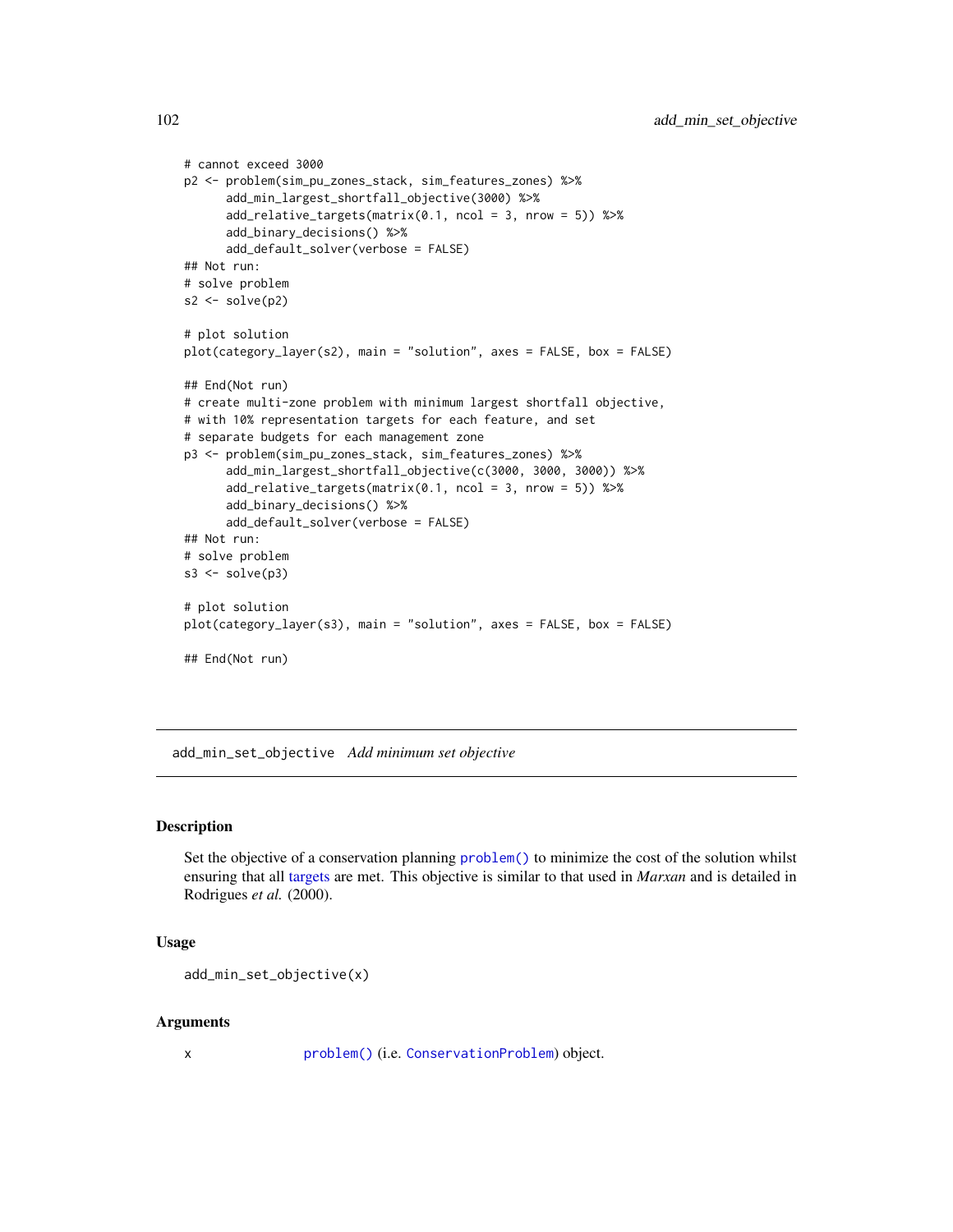```
# cannot exceed 3000
p2 <- problem(sim_pu_zones_stack, sim_features_zones) %>%
      add_min_largest_shortfall_objective(3000) %>%
      add_relative_targets(matrix(0.1, ncol = 3, nrow = 5)) %>%
      add_binary_decisions() %>%
      add_default_solver(verbose = FALSE)
## Not run:
# solve problem
s2 <- solve(p2)

# plot solution
plot(category_layer(s2), main = "solution", axes = FALSE, box = FALSE)

## End(Not run)
# create multi-zone problem with minimum largest shortfall objective,
# with 10% representation targets for each feature, and set
# separate budgets for each management zone
p3 <- problem(sim_pu_zones_stack, sim_features_zones) %>%
      add_min_largest_shortfall_objective(c(3000, 3000, 3000)) %>%
      add_relative_targets(matrix(0.1, ncol = 3, nrow = 5)) %>%
      add_binary_decisions() %>%
      add_default_solver(verbose = FALSE)
## Not run:
# solve problem
s3 <- solve(p3)

# plot solution
plot(category_layer(s3), main = "solution", axes = FALSE, box = FALSE)

## End(Not run)
```

---

## add_min_set_objective *Add minimum set objective*

### Description

Set the objective of a conservation planning problem() to minimize the cost of the solution whilst ensuring that all targets are met. This objective is similar to that used in *Marxan* and is detailed in Rodrigues *et al.* (2000).

### Usage

```
add_min_set_objective(x)
```

### Arguments

x    problem() (i.e. ConservationProblem) object.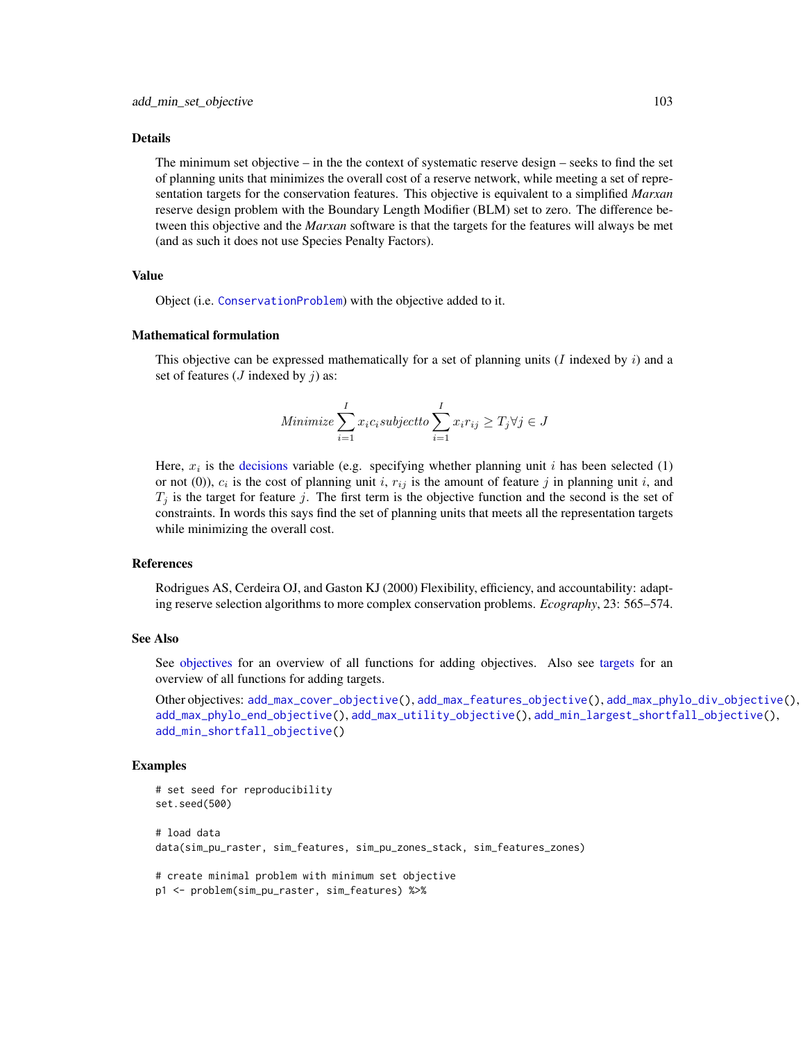## Details

The minimum set objective – in the the context of systematic reserve design – seeks to find the set of planning units that minimizes the overall cost of a reserve network, while meeting a set of representation targets for the conservation features. This objective is equivalent to a simplified *Marxan* reserve design problem with the Boundary Length Modifier (BLM) set to zero. The difference between this objective and the *Marxan* software is that the targets for the features will always be met (and as such it does not use Species Penalty Factors).

## Value

Object (i.e. ConservationProblem) with the objective added to it.

## Mathematical formulation

This objective can be expressed mathematically for a set of planning units ($I$ indexed by $i$) and a set of features ($J$ indexed by $j$) as:

$$Minimize \sum_{i=1}^{I} x_i c_i subject to \sum_{i=1}^{I} x_i r_{ij} \geq T_j \forall j \in J$$

Here, $x_i$ is the decisions variable (e.g. specifying whether planning unit $i$ has been selected (1) or not (0)), $c_i$ is the cost of planning unit $i$, $r_{ij}$ is the amount of feature $j$ in planning unit $i$, and $T_j$ is the target for feature $j$. The first term is the objective function and the second is the set of constraints. In words this says find the set of planning units that meets all the representation targets while minimizing the overall cost.

## References

Rodrigues AS, Cerdeira OJ, and Gaston KJ (2000) Flexibility, efficiency, and accountability: adapting reserve selection algorithms to more complex conservation problems. *Ecography*, 23: 565–574.

## See Also

See objectives for an overview of all functions for adding objectives. Also see targets for an overview of all functions for adding targets.

Other objectives: add_max_cover_objective(), add_max_features_objective(), add_max_phylo_div_objective(), add_max_phylo_end_objective(), add_max_utility_objective(), add_min_largest_shortfall_objective(), add_min_shortfall_objective()

## Examples

```
# set seed for reproducibility
set.seed(500)

# load data
data(sim_pu_raster, sim_features, sim_pu_zones_stack, sim_features_zones)

# create minimal problem with minimum set objective
p1 <- problem(sim_pu_raster, sim_features) %>%
```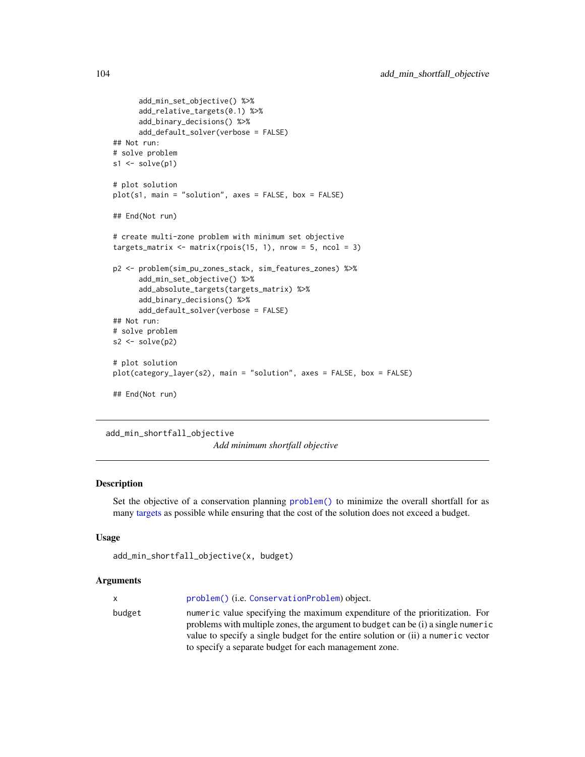```
      add_min_set_objective() %>%
      add_relative_targets(0.1) %>%
      add_binary_decisions() %>%
      add_default_solver(verbose = FALSE)
## Not run:
# solve problem
s1 <- solve(p1)

# plot solution
plot(s1, main = "solution", axes = FALSE, box = FALSE)

## End(Not run)

# create multi-zone problem with minimum set objective
targets_matrix <- matrix(rpois(15, 1), nrow = 5, ncol = 3)

p2 <- problem(sim_pu_zones_stack, sim_features_zones) %>%
      add_min_set_objective() %>%
      add_absolute_targets(targets_matrix) %>%
      add_binary_decisions() %>%
      add_default_solver(verbose = FALSE)
## Not run:
# solve problem
s2 <- solve(p2)

# plot solution
plot(category_layer(s2), main = "solution", axes = FALSE, box = FALSE)

## End(Not run)
```

---

`add_min_shortfall_objective` *Add minimum shortfall objective*

---

### Description

Set the objective of a conservation planning problem() to minimize the overall shortfall for as many targets as possible while ensuring that the cost of the solution does not exceed a budget.

### Usage

```
add_min_shortfall_objective(x, budget)
```

### Arguments

| | |
|---|---|
| x | problem() (i.e. ConservationProblem) object. |
| budget | numeric value specifying the maximum expenditure of the prioritization. For problems with multiple zones, the argument to budget can be (i) a single numeric value to specify a single budget for the entire solution or (ii) a numeric vector to specify a separate budget for each management zone. |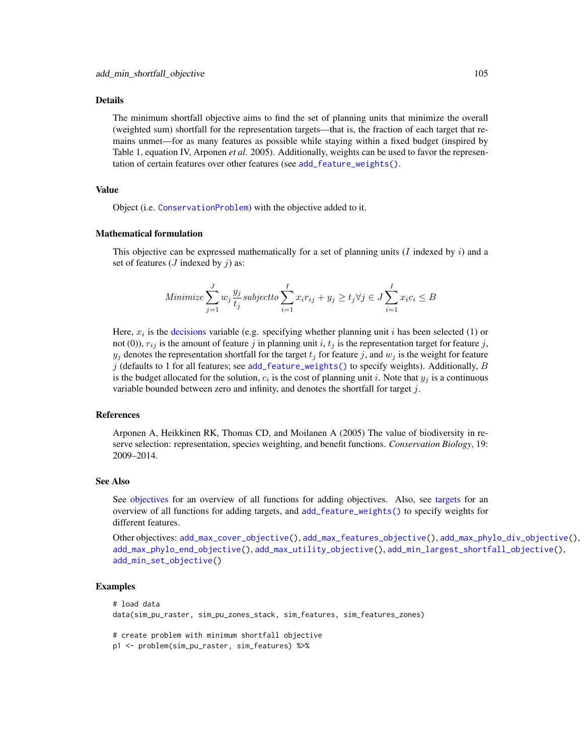### Details

The minimum shortfall objective aims to find the set of planning units that minimize the overall (weighted sum) shortfall for the representation targets—that is, the fraction of each target that remains unmet—for as many features as possible while staying within a fixed budget (inspired by Table 1, equation IV, Arponen *et al.* 2005). Additionally, weights can be used to favor the representation of certain features over other features (see `add_feature_weights()`.

### Value

Object (i.e. `ConservationProblem`) with the objective added to it.

### Mathematical formulation

This objective can be expressed mathematically for a set of planning units ($I$ indexed by $i$) and a set of features ($J$ indexed by $j$) as:

$$Minimize \sum_{j=1}^{J} w_j \frac{y_j}{t_j} subject to \sum_{i=1}^{I} x_i r_{ij} + y_j \geq t_j \forall j \in J \sum_{i=1}^{I} x_i c_i \leq B$$

Here, $x_i$ is the decisions variable (e.g. specifying whether planning unit $i$ has been selected (1) or not (0)), $r_{ij}$ is the amount of feature $j$ in planning unit $i$, $t_j$ is the representation target for feature $j$, $y_j$ denotes the representation shortfall for the target $t_j$ for feature $j$, and $w_j$ is the weight for feature $j$ (defaults to 1 for all features; see `add_feature_weights()` to specify weights). Additionally, $B$ is the budget allocated for the solution, $c_i$ is the cost of planning unit $i$. Note that $y_j$ is a continuous variable bounded between zero and infinity, and denotes the shortfall for target $j$.

### References

Arponen A, Heikkinen RK, Thomas CD, and Moilanen A (2005) The value of biodiversity in reserve selection: representation, species weighting, and benefit functions. *Conservation Biology*, 19: 2009–2014.

### See Also

See objectives for an overview of all functions for adding objectives. Also, see targets for an overview of all functions for adding targets, and `add_feature_weights()` to specify weights for different features.

Other objectives: `add_max_cover_objective()`, `add_max_features_objective()`, `add_max_phylo_div_objective()`, `add_max_phylo_end_objective()`, `add_max_utility_objective()`, `add_min_largest_shortfall_objective()`, `add_min_set_objective()`

### Examples

```
# load data
data(sim_pu_raster, sim_pu_zones_stack, sim_features, sim_features_zones)

# create problem with minimum shortfall objective
p1 <- problem(sim_pu_raster, sim_features) %>%
```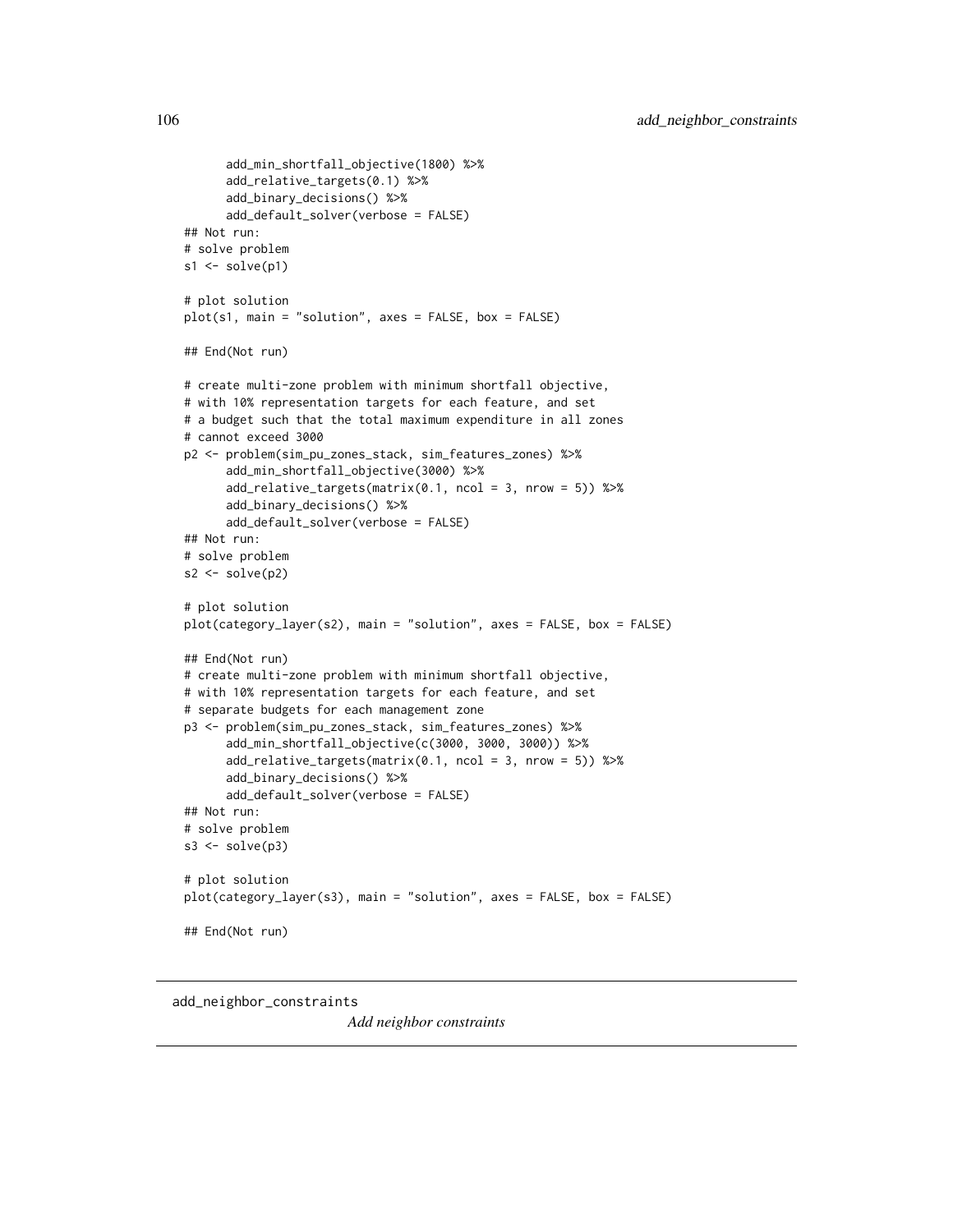```
      add_min_shortfall_objective(1800) %>%
      add_relative_targets(0.1) %>%
      add_binary_decisions() %>%
      add_default_solver(verbose = FALSE)
## Not run:
# solve problem
s1 <- solve(p1)

# plot solution
plot(s1, main = "solution", axes = FALSE, box = FALSE)

## End(Not run)

# create multi-zone problem with minimum shortfall objective,
# with 10% representation targets for each feature, and set
# a budget such that the total maximum expenditure in all zones
# cannot exceed 3000
p2 <- problem(sim_pu_zones_stack, sim_features_zones) %>%
      add_min_shortfall_objective(3000) %>%
      add_relative_targets(matrix(0.1, ncol = 3, nrow = 5)) %>%
      add_binary_decisions() %>%
      add_default_solver(verbose = FALSE)
## Not run:
# solve problem
s2 <- solve(p2)

# plot solution
plot(category_layer(s2), main = "solution", axes = FALSE, box = FALSE)

## End(Not run)
# create multi-zone problem with minimum shortfall objective,
# with 10% representation targets for each feature, and set
# separate budgets for each management zone
p3 <- problem(sim_pu_zones_stack, sim_features_zones) %>%
      add_min_shortfall_objective(c(3000, 3000, 3000)) %>%
      add_relative_targets(matrix(0.1, ncol = 3, nrow = 5)) %>%
      add_binary_decisions() %>%
      add_default_solver(verbose = FALSE)
## Not run:
# solve problem
s3 <- solve(p3)

# plot solution
plot(category_layer(s3), main = "solution", axes = FALSE, box = FALSE)

## End(Not run)
```

---

## add_neighbor_constraints

*Add neighbor constraints*

---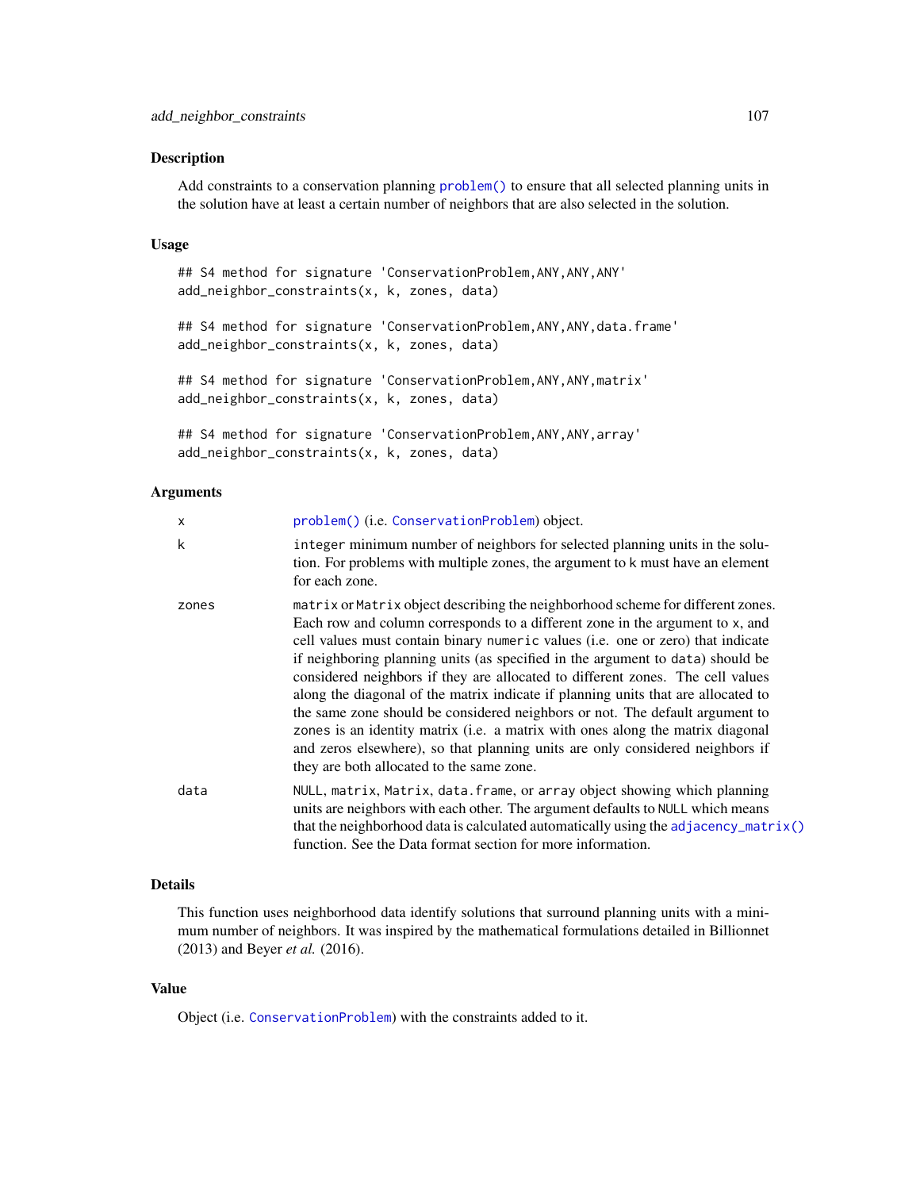## Description

Add constraints to a conservation planning `problem()` to ensure that all selected planning units in the solution have at least a certain number of neighbors that are also selected in the solution.

## Usage

```
## S4 method for signature 'ConservationProblem,ANY,ANY,ANY'
add_neighbor_constraints(x, k, zones, data)

## S4 method for signature 'ConservationProblem,ANY,ANY,data.frame'
add_neighbor_constraints(x, k, zones, data)

## S4 method for signature 'ConservationProblem,ANY,ANY,matrix'
add_neighbor_constraints(x, k, zones, data)

## S4 method for signature 'ConservationProblem,ANY,ANY,array'
add_neighbor_constraints(x, k, zones, data)
```

## Arguments

| | |
|---|---|
| `x` | `problem()` (i.e. `ConservationProblem`) object. |
| `k` | `integer` minimum number of neighbors for selected planning units in the solution. For problems with multiple zones, the argument to `k` must have an element for each zone. |
| `zones` | `matrix` or `Matrix` object describing the neighborhood scheme for different zones. Each row and column corresponds to a different zone in the argument to `x`, and cell values must contain binary `numeric` values (i.e. one or zero) that indicate if neighboring planning units (as specified in the argument to `data`) should be considered neighbors if they are allocated to different zones. The cell values along the diagonal of the matrix indicate if planning units that are allocated to the same zone should be considered neighbors or not. The default argument to `zones` is an identity matrix (i.e. a matrix with ones along the matrix diagonal and zeros elsewhere), so that planning units are only considered neighbors if they are both allocated to the same zone. |
| `data` | `NULL`, `matrix`, `Matrix`, `data.frame`, or `array` object showing which planning units are neighbors with each other. The argument defaults to `NULL` which means that the neighborhood data is calculated automatically using the `adjacency_matrix()` function. See the Data format section for more information. |

## Details

This function uses neighborhood data identify solutions that surround planning units with a minimum number of neighbors. It was inspired by the mathematical formulations detailed in Billionnet (2013) and Beyer *et al.* (2016).

## Value

Object (i.e. `ConservationProblem`) with the constraints added to it.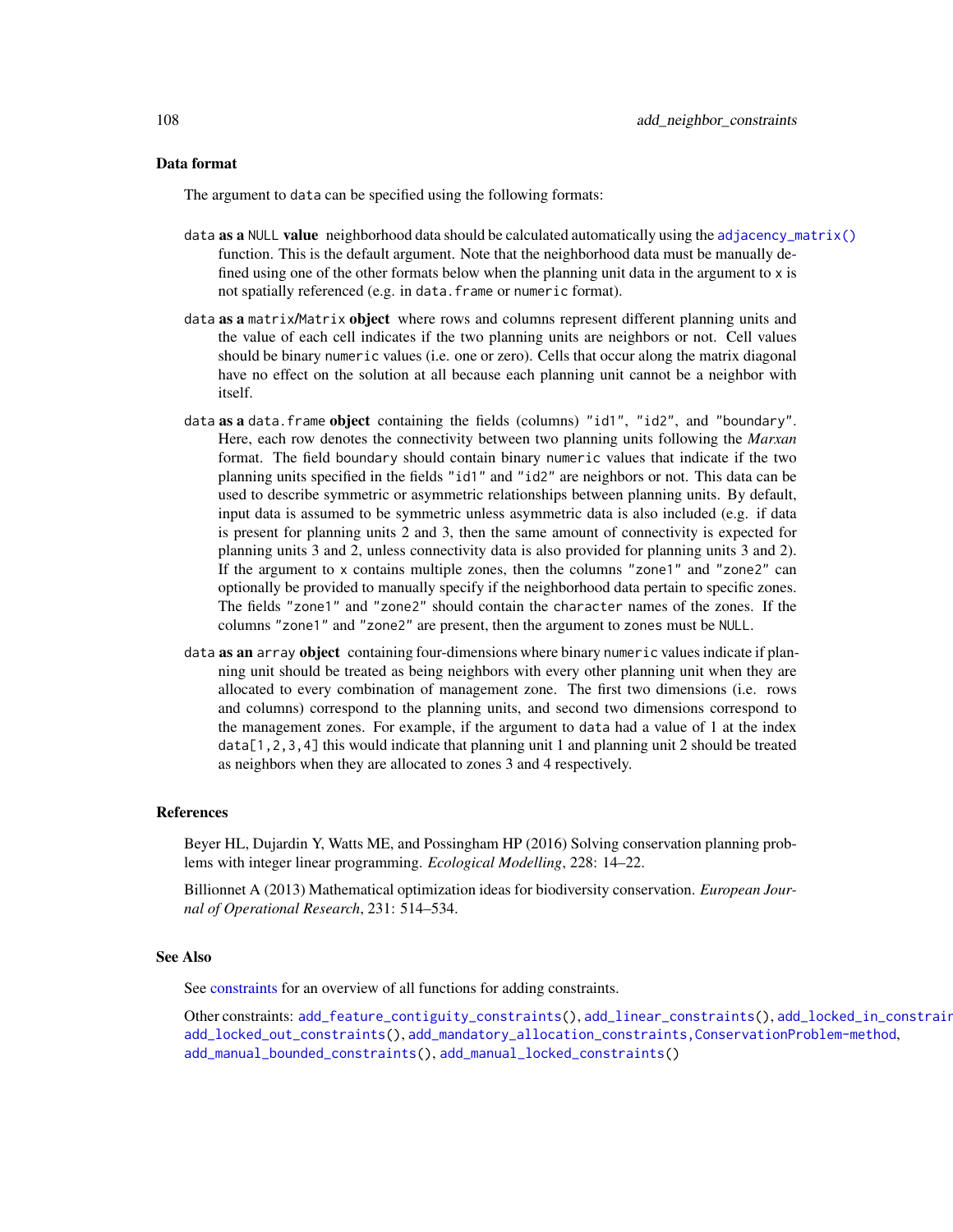## Data format

The argument to data can be specified using the following formats:

- **data as a NULL value** neighborhood data should be calculated automatically using the adjacency_matrix() function. This is the default argument. Note that the neighborhood data must be manually defined using one of the other formats below when the planning unit data in the argument to x is not spatially referenced (e.g. in data.frame or numeric format).

- **data as a matrix/Matrix object** where rows and columns represent different planning units and the value of each cell indicates if the two planning units are neighbors or not. Cell values should be binary numeric values (i.e. one or zero). Cells that occur along the matrix diagonal have no effect on the solution at all because each planning unit cannot be a neighbor with itself.

- **data as a data.frame object** containing the fields (columns) "id1", "id2", and "boundary". Here, each row denotes the connectivity between two planning units following the *Marxan* format. The field boundary should contain binary numeric values that indicate if the two planning units specified in the fields "id1" and "id2" are neighbors or not. This data can be used to describe symmetric or asymmetric relationships between planning units. By default, input data is assumed to be symmetric unless asymmetric data is also included (e.g. if data is present for planning units 2 and 3, then the same amount of connectivity is expected for planning units 3 and 2, unless connectivity data is also provided for planning units 3 and 2). If the argument to x contains multiple zones, then the columns "zone1" and "zone2" can optionally be provided to manually specify if the neighborhood data pertain to specific zones. The fields "zone1" and "zone2" should contain the character names of the zones. If the columns "zone1" and "zone2" are present, then the argument to zones must be NULL.

- **data as an array object** containing four-dimensions where binary numeric values indicate if planning unit should be treated as being neighbors with every other planning unit when they are allocated to every combination of management zone. The first two dimensions (i.e. rows and columns) correspond to the planning units, and second two dimensions correspond to the management zones. For example, if the argument to data had a value of 1 at the index data[1,2,3,4] this would indicate that planning unit 1 and planning unit 2 should be treated as neighbors when they are allocated to zones 3 and 4 respectively.

## References

Beyer HL, Dujardin Y, Watts ME, and Possingham HP (2016) Solving conservation planning problems with integer linear programming. *Ecological Modelling*, 228: 14–22.

Billionnet A (2013) Mathematical optimization ideas for biodiversity conservation. *European Journal of Operational Research*, 231: 514–534.

## See Also

See constraints for an overview of all functions for adding constraints.

Other constraints: add_feature_contiguity_constraints(), add_linear_constraints(), add_locked_in_constraints(), add_locked_out_constraints(), add_mandatory_allocation_constraints,ConservationProblem-method, add_manual_bounded_constraints(), add_manual_locked_constraints()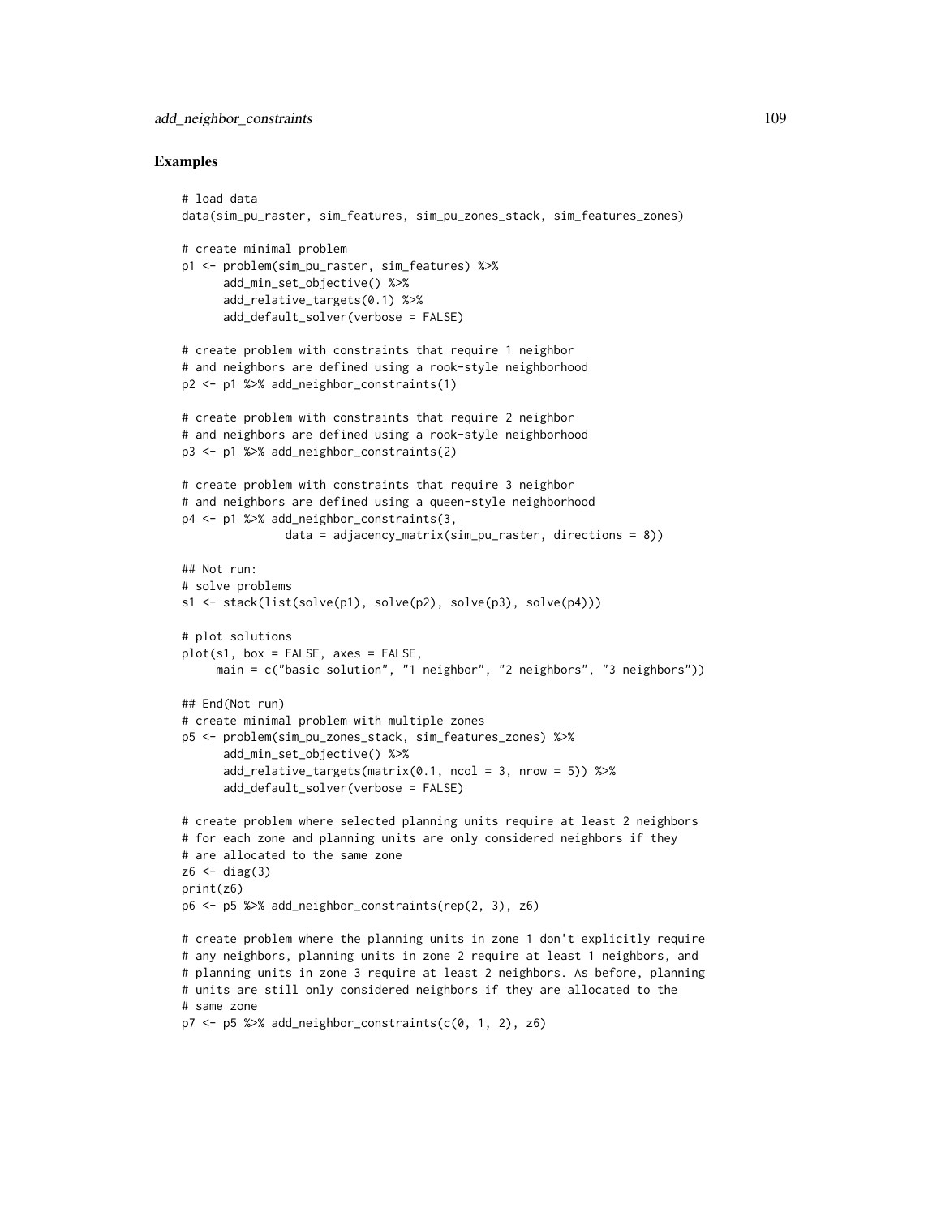## Examples

```
# load data
data(sim_pu_raster, sim_features, sim_pu_zones_stack, sim_features_zones)

# create minimal problem
p1 <- problem(sim_pu_raster, sim_features) %>%
      add_min_set_objective() %>%
      add_relative_targets(0.1) %>%
      add_default_solver(verbose = FALSE)

# create problem with constraints that require 1 neighbor
# and neighbors are defined using a rook-style neighborhood
p2 <- p1 %>% add_neighbor_constraints(1)

# create problem with constraints that require 2 neighbor
# and neighbors are defined using a rook-style neighborhood
p3 <- p1 %>% add_neighbor_constraints(2)

# create problem with constraints that require 3 neighbor
# and neighbors are defined using a queen-style neighborhood
p4 <- p1 %>% add_neighbor_constraints(3,
             data = adjacency_matrix(sim_pu_raster, directions = 8))

## Not run:
# solve problems
s1 <- stack(list(solve(p1), solve(p2), solve(p3), solve(p4)))

# plot solutions
plot(s1, box = FALSE, axes = FALSE,
     main = c("basic solution", "1 neighbor", "2 neighbors", "3 neighbors"))

## End(Not run)
# create minimal problem with multiple zones
p5 <- problem(sim_pu_zones_stack, sim_features_zones) %>%
      add_min_set_objective() %>%
      add_relative_targets(matrix(0.1, ncol = 3, nrow = 5)) %>%
      add_default_solver(verbose = FALSE)

# create problem where selected planning units require at least 2 neighbors
# for each zone and planning units are only considered neighbors if they
# are allocated to the same zone
z6 <- diag(3)
print(z6)
p6 <- p5 %>% add_neighbor_constraints(rep(2, 3), z6)

# create problem where the planning units in zone 1 don't explicitly require
# any neighbors, planning units in zone 2 require at least 1 neighbors, and
# planning units in zone 3 require at least 2 neighbors. As before, planning
# units are still only considered neighbors if they are allocated to the
# same zone
p7 <- p5 %>% add_neighbor_constraints(c(0, 1, 2), z6)
```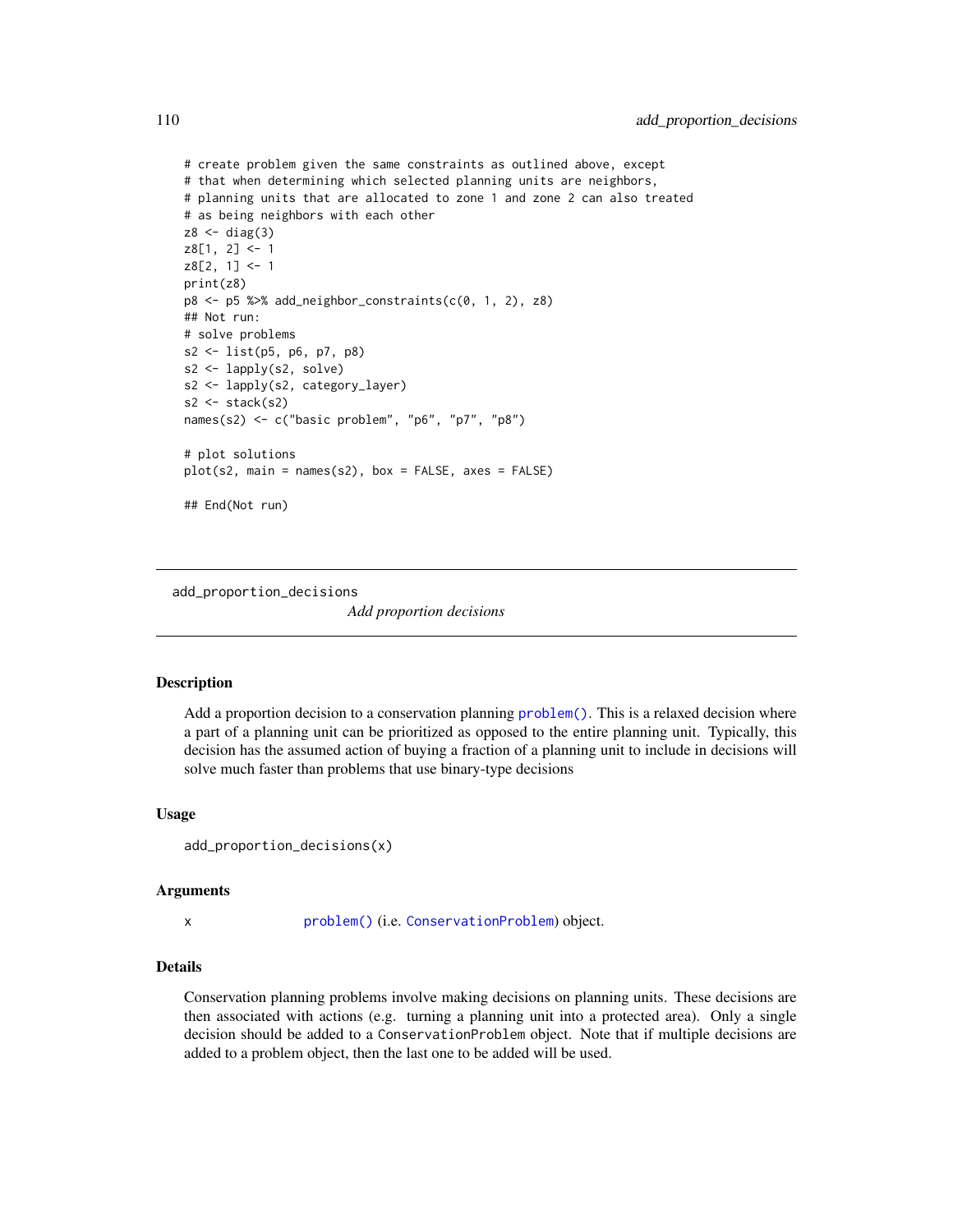```
# create problem given the same constraints as outlined above, except
# that when determining which selected planning units are neighbors,
# planning units that are allocated to zone 1 and zone 2 can also treated
# as being neighbors with each other
z8 <- diag(3)
z8[1, 2] <- 1
z8[2, 1] <- 1
print(z8)
p8 <- p5 %>% add_neighbor_constraints(c(0, 1, 2), z8)
## Not run:
# solve problems
s2 <- list(p5, p6, p7, p8)
s2 <- lapply(s2, solve)
s2 <- lapply(s2, category_layer)
s2 <- stack(s2)
names(s2) <- c("basic problem", "p6", "p7", "p8")

# plot solutions
plot(s2, main = names(s2), box = FALSE, axes = FALSE)

## End(Not run)
```

---

`add_proportion_decisions` *Add proportion decisions*

---

## Description

Add a proportion decision to a conservation planning `problem()`. This is a relaxed decision where a part of a planning unit can be prioritized as opposed to the entire planning unit. Typically, this decision has the assumed action of buying a fraction of a planning unit to include in decisions will solve much faster than problems that use binary-type decisions

## Usage

```
add_proportion_decisions(x)
```

## Arguments

| | |
|---|---|
| x | `problem()` (i.e. `ConservationProblem`) object. |

## Details

Conservation planning problems involve making decisions on planning units. These decisions are then associated with actions (e.g. turning a planning unit into a protected area). Only a single decision should be added to a `ConservationProblem` object. Note that if multiple decisions are added to a problem object, then the last one to be added will be used.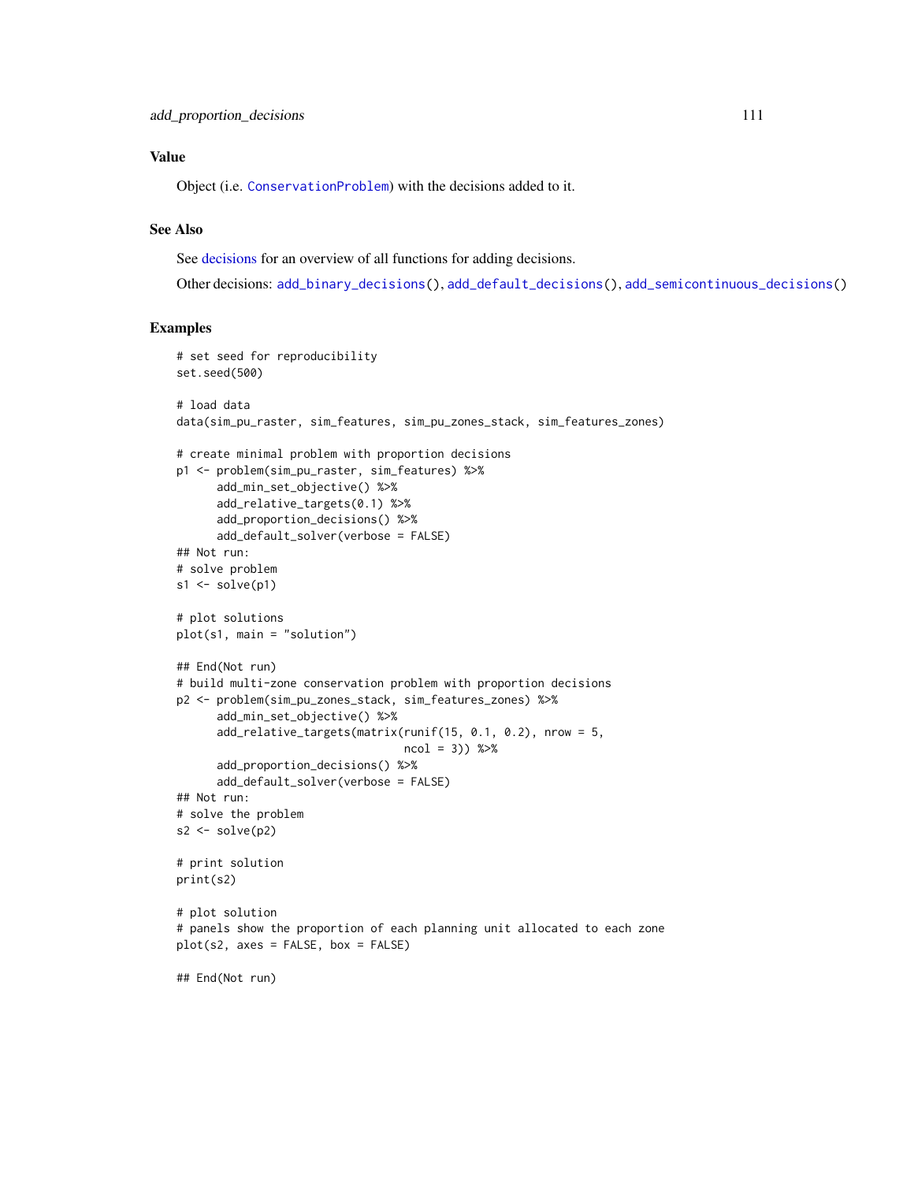## Value

Object (i.e. ConservationProblem) with the decisions added to it.

## See Also

See decisions for an overview of all functions for adding decisions.

Other decisions: add_binary_decisions(), add_default_decisions(), add_semicontinuous_decisions()

## Examples

```
# set seed for reproducibility
set.seed(500)

# load data
data(sim_pu_raster, sim_features, sim_pu_zones_stack, sim_features_zones)

# create minimal problem with proportion decisions
p1 <- problem(sim_pu_raster, sim_features) %>%
      add_min_set_objective() %>%
      add_relative_targets(0.1) %>%
      add_proportion_decisions() %>%
      add_default_solver(verbose = FALSE)
## Not run:
# solve problem
s1 <- solve(p1)

# plot solutions
plot(s1, main = "solution")

## End(Not run)
# build multi-zone conservation problem with proportion decisions
p2 <- problem(sim_pu_zones_stack, sim_features_zones) %>%
      add_min_set_objective() %>%
      add_relative_targets(matrix(runif(15, 0.1, 0.2), nrow = 5,
                                  ncol = 3)) %>%
      add_proportion_decisions() %>%
      add_default_solver(verbose = FALSE)
## Not run:
# solve the problem
s2 <- solve(p2)

# print solution
print(s2)

# plot solution
# panels show the proportion of each planning unit allocated to each zone
plot(s2, axes = FALSE, box = FALSE)

## End(Not run)
```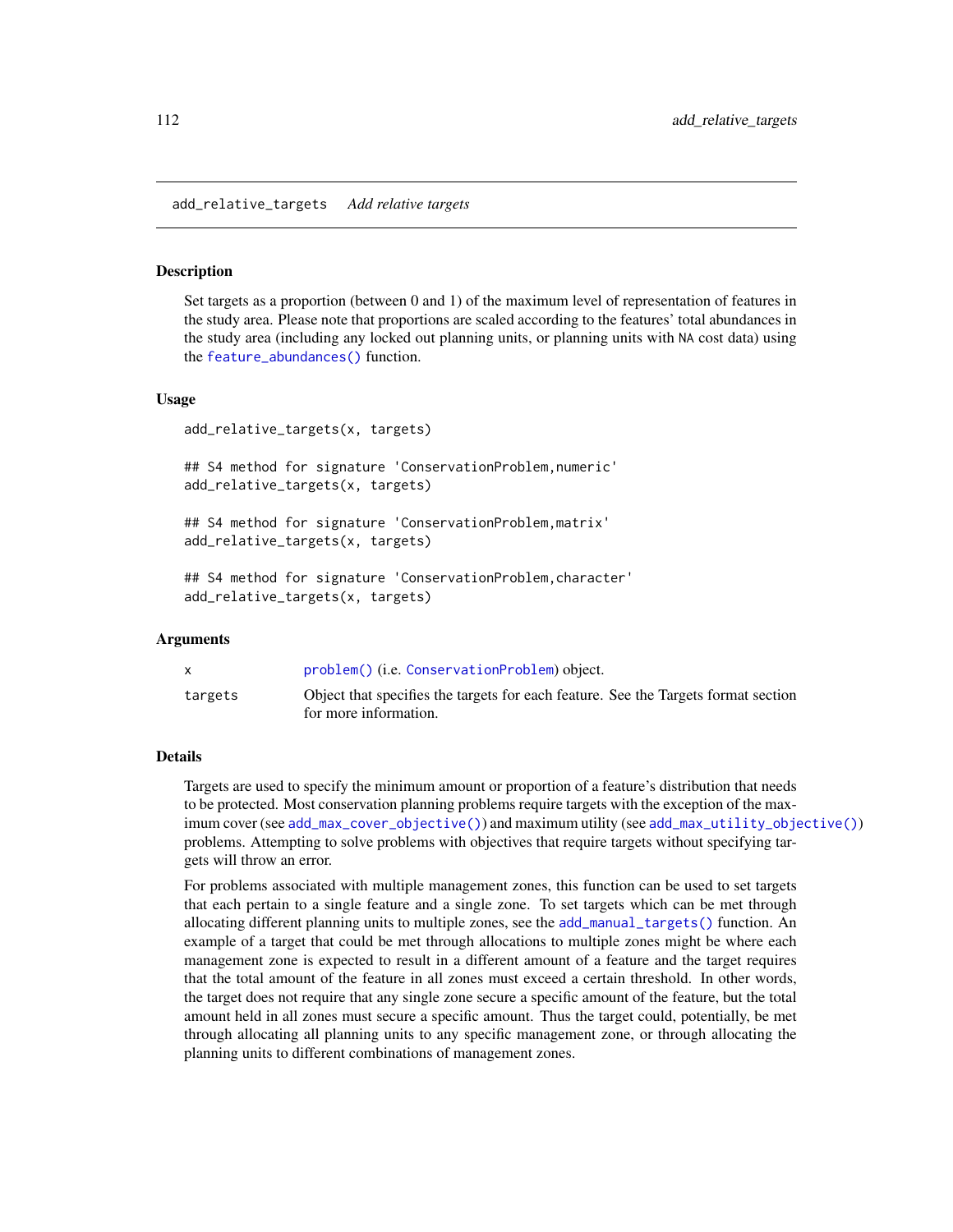## add_relative_targets *Add relative targets*

### Description

Set targets as a proportion (between 0 and 1) of the maximum level of representation of features in the study area. Please note that proportions are scaled according to the features' total abundances in the study area (including any locked out planning units, or planning units with NA cost data) using the feature_abundances() function.

### Usage

```
add_relative_targets(x, targets)

## S4 method for signature 'ConservationProblem,numeric'
add_relative_targets(x, targets)

## S4 method for signature 'ConservationProblem,matrix'
add_relative_targets(x, targets)

## S4 method for signature 'ConservationProblem,character'
add_relative_targets(x, targets)
```

### Arguments

| | |
|---|---|
| x | problem() (i.e. ConservationProblem) object. |
| targets | Object that specifies the targets for each feature. See the Targets format section for more information. |

### Details

Targets are used to specify the minimum amount or proportion of a feature's distribution that needs to be protected. Most conservation planning problems require targets with the exception of the maximum cover (see add_max_cover_objective()) and maximum utility (see add_max_utility_objective()) problems. Attempting to solve problems with objectives that require targets without specifying targets will throw an error.

For problems associated with multiple management zones, this function can be used to set targets that each pertain to a single feature and a single zone. To set targets which can be met through allocating different planning units to multiple zones, see the add_manual_targets() function. An example of a target that could be met through allocations to multiple zones might be where each management zone is expected to result in a different amount of a feature and the target requires that the total amount of the feature in all zones must exceed a certain threshold. In other words, the target does not require that any single zone secure a specific amount of the feature, but the total amount held in all zones must secure a specific amount. Thus the target could, potentially, be met through allocating all planning units to any specific management zone, or through allocating the planning units to different combinations of management zones.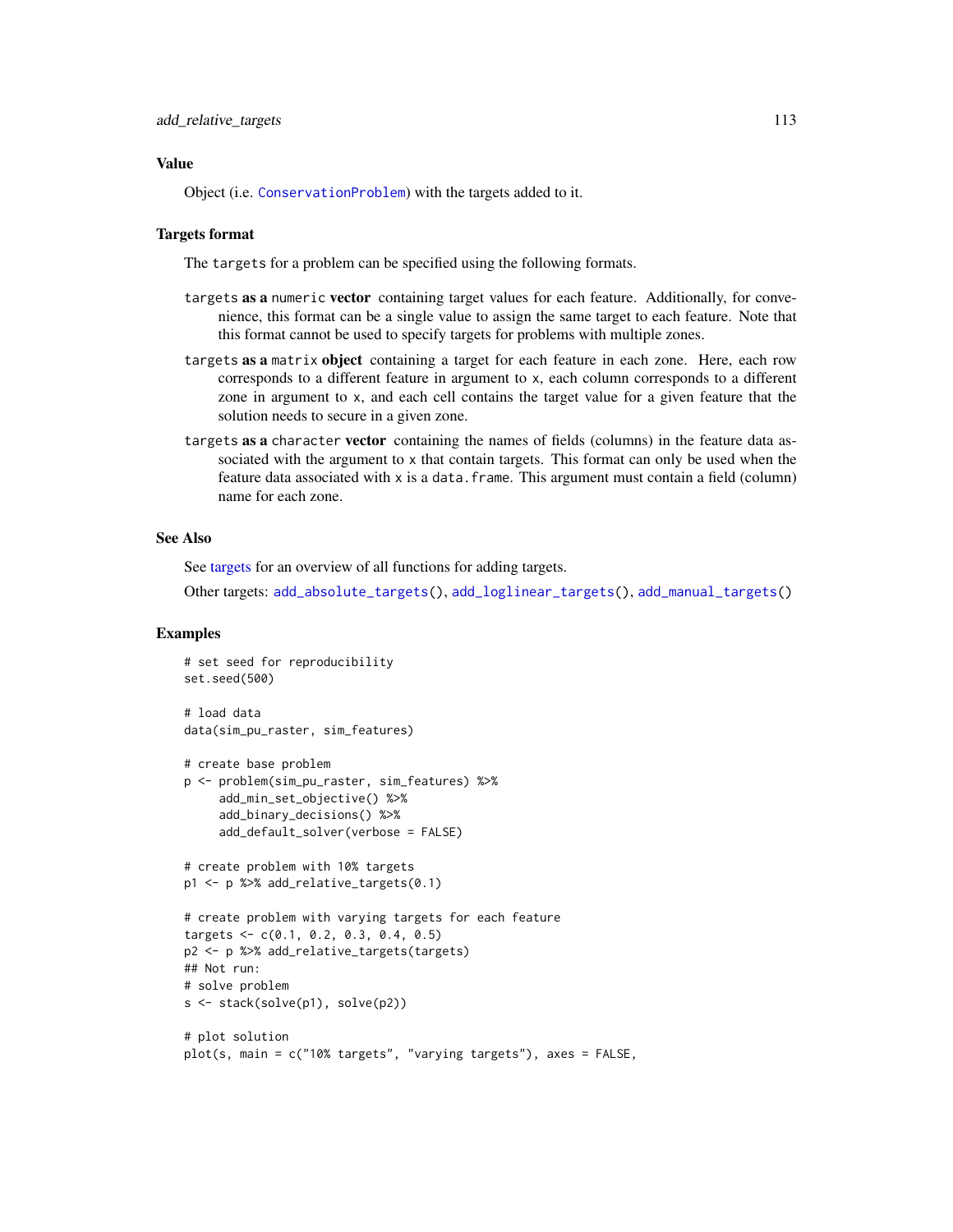## Value

Object (i.e. `ConservationProblem`) with the targets added to it.

## Targets format

The `targets` for a problem can be specified using the following formats.

`targets` **as a** `numeric` **vector** containing target values for each feature. Additionally, for convenience, this format can be a single value to assign the same target to each feature. Note that this format cannot be used to specify targets for problems with multiple zones.

`targets` **as a** `matrix` **object** containing a target for each feature in each zone. Here, each row corresponds to a different feature in argument to `x`, each column corresponds to a different zone in argument to `x`, and each cell contains the target value for a given feature that the solution needs to secure in a given zone.

`targets` **as a** `character` **vector** containing the names of fields (columns) in the feature data associated with the argument to `x` that contain targets. This format can only be used when the feature data associated with `x` is a `data.frame`. This argument must contain a field (column) name for each zone.

## See Also

See targets for an overview of all functions for adding targets.

Other targets: `add_absolute_targets()`, `add_loglinear_targets()`, `add_manual_targets()`

## Examples

```
# set seed for reproducibility
set.seed(500)

# load data
data(sim_pu_raster, sim_features)

# create base problem
p <- problem(sim_pu_raster, sim_features) %>%
     add_min_set_objective() %>%
     add_binary_decisions() %>%
     add_default_solver(verbose = FALSE)

# create problem with 10% targets
p1 <- p %>% add_relative_targets(0.1)

# create problem with varying targets for each feature
targets <- c(0.1, 0.2, 0.3, 0.4, 0.5)
p2 <- p %>% add_relative_targets(targets)
## Not run:
# solve problem
s <- stack(solve(p1), solve(p2))

# plot solution
plot(s, main = c("10% targets", "varying targets"), axes = FALSE,
```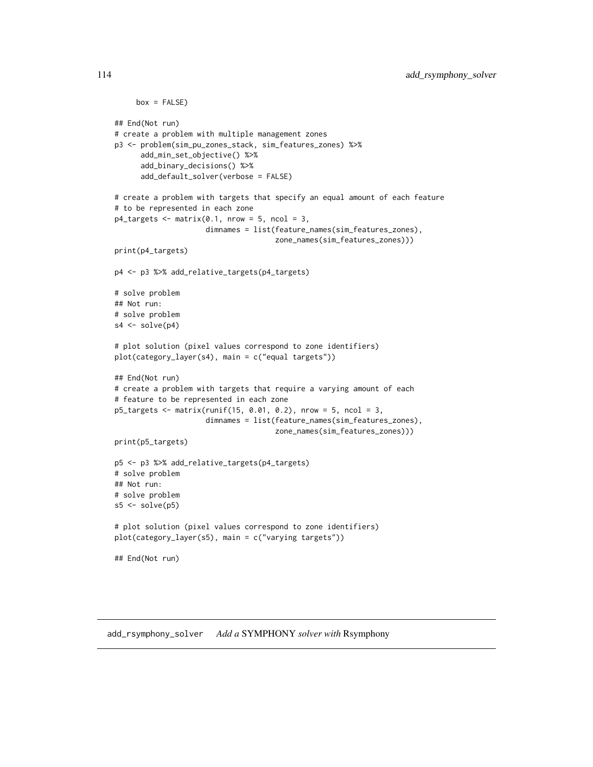```
     box = FALSE)

## End(Not run)
# create a problem with multiple management zones
p3 <- problem(sim_pu_zones_stack, sim_features_zones) %>%
      add_min_set_objective() %>%
      add_binary_decisions() %>%
      add_default_solver(verbose = FALSE)

# create a problem with targets that specify an equal amount of each feature
# to be represented in each zone
p4_targets <- matrix(0.1, nrow = 5, ncol = 3,
                     dimnames = list(feature_names(sim_features_zones),
                                     zone_names(sim_features_zones)))
print(p4_targets)

p4 <- p3 %>% add_relative_targets(p4_targets)

# solve problem
## Not run:
# solve problem
s4 <- solve(p4)

# plot solution (pixel values correspond to zone identifiers)
plot(category_layer(s4), main = c("equal targets"))

## End(Not run)
# create a problem with targets that require a varying amount of each
# feature to be represented in each zone
p5_targets <- matrix(runif(15, 0.01, 0.2), nrow = 5, ncol = 3,
                     dimnames = list(feature_names(sim_features_zones),
                                     zone_names(sim_features_zones)))
print(p5_targets)

p5 <- p3 %>% add_relative_targets(p4_targets)
# solve problem
## Not run:
# solve problem
s5 <- solve(p5)

# plot solution (pixel values correspond to zone identifiers)
plot(category_layer(s5), main = c("varying targets"))

## End(Not run)
```

## add_rsymphony_solver    *Add a* SYMPHONY *solver with* Rsymphony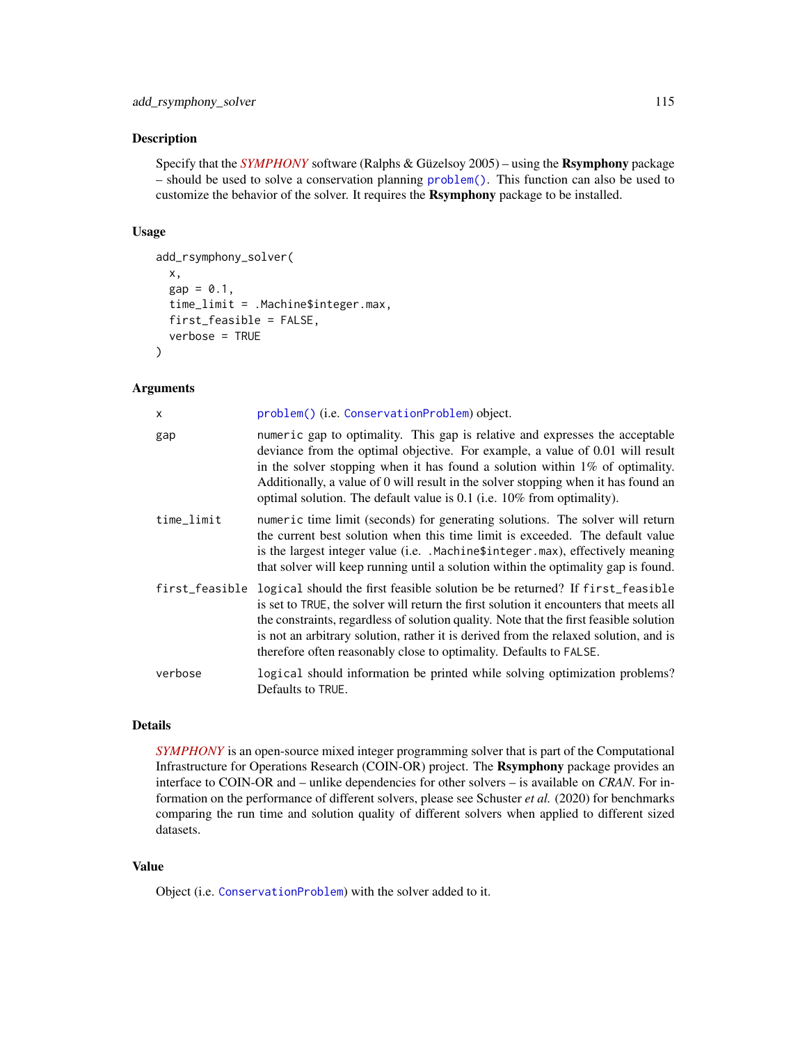## Description

Specify that the *SYMPHONY* software (Ralphs & Güzelsoy 2005) – using the **Rsymphony** package – should be used to solve a conservation planning `problem()`. This function can also be used to customize the behavior of the solver. It requires the **Rsymphony** package to be installed.

## Usage

```
add_rsymphony_solver(
  x,
  gap = 0.1,
  time_limit = .Machine$integer.max,
  first_feasible = FALSE,
  verbose = TRUE
)
```

## Arguments

| | |
|---|---|
| `x` | `problem()` (i.e. `ConservationProblem`) object. |
| `gap` | `numeric` gap to optimality. This gap is relative and expresses the acceptable deviance from the optimal objective. For example, a value of 0.01 will result in the solver stopping when it has found a solution within 1% of optimality. Additionally, a value of 0 will result in the solver stopping when it has found an optimal solution. The default value is 0.1 (i.e. 10% from optimality). |
| `time_limit` | `numeric` time limit (seconds) for generating solutions. The solver will return the current best solution when this time limit is exceeded. The default value is the largest integer value (i.e. `.Machine$integer.max`), effectively meaning that solver will keep running until a solution within the optimality gap is found. |
| `first_feasible` | `logical` should the first feasible solution be be returned? If `first_feasible` is set to `TRUE`, the solver will return the first solution it encounters that meets all the constraints, regardless of solution quality. Note that the first feasible solution is not an arbitrary solution, rather it is derived from the relaxed solution, and is therefore often reasonably close to optimality. Defaults to `FALSE`. |
| `verbose` | `logical` should information be printed while solving optimization problems? Defaults to `TRUE`. |

## Details

*SYMPHONY* is an open-source mixed integer programming solver that is part of the Computational Infrastructure for Operations Research (COIN-OR) project. The **Rsymphony** package provides an interface to COIN-OR and – unlike dependencies for other solvers – is available on *CRAN*. For information on the performance of different solvers, please see Schuster *et al.* (2020) for benchmarks comparing the run time and solution quality of different solvers when applied to different sized datasets.

## Value

Object (i.e. `ConservationProblem`) with the solver added to it.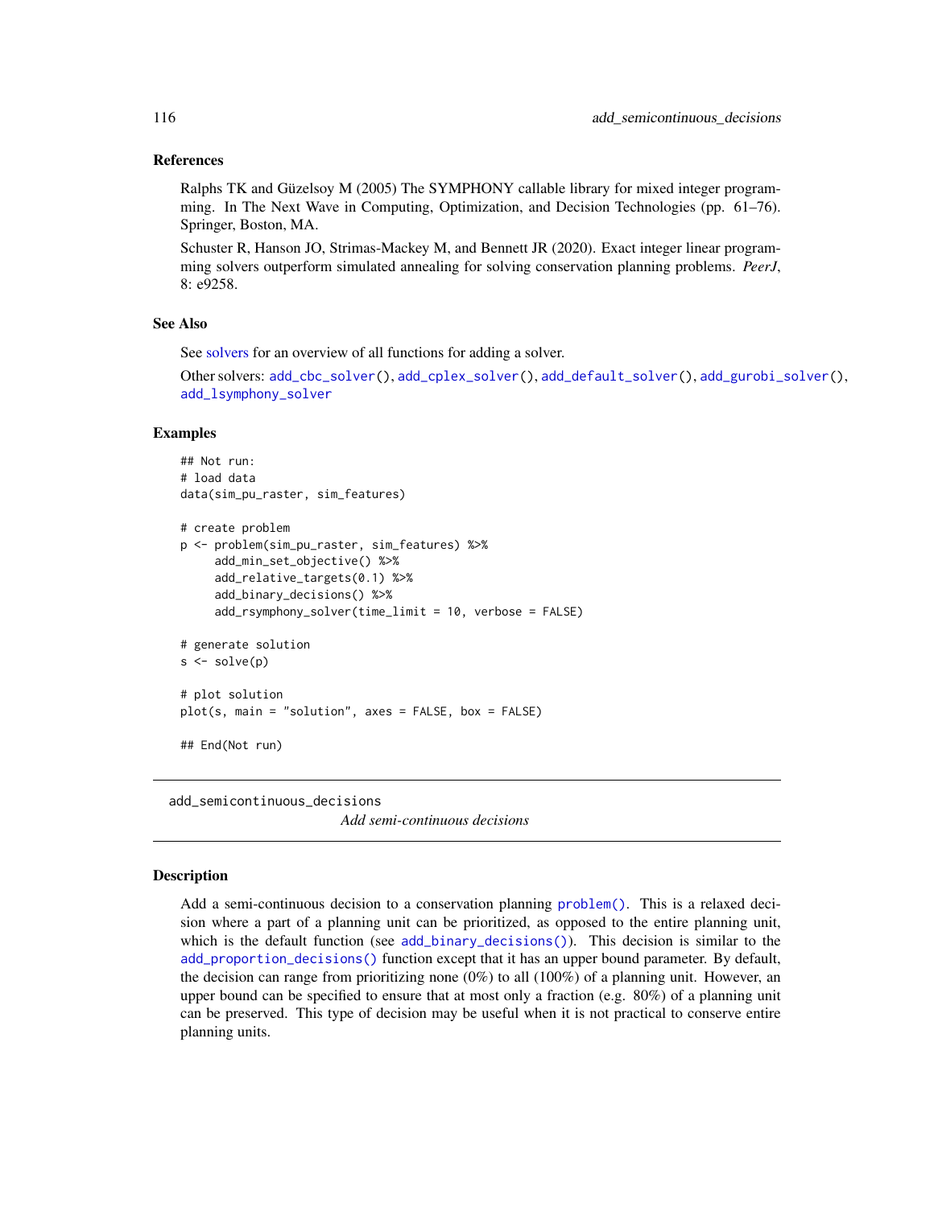### References

Ralphs TK and Güzelsoy M (2005) The SYMPHONY callable library for mixed integer programming. In The Next Wave in Computing, Optimization, and Decision Technologies (pp. 61–76). Springer, Boston, MA.

Schuster R, Hanson JO, Strimas-Mackey M, and Bennett JR (2020). Exact integer linear programming solvers outperform simulated annealing for solving conservation planning problems. *PeerJ*, 8: e9258.

### See Also

See solvers for an overview of all functions for adding a solver.

Other solvers: `add_cbc_solver()`, `add_cplex_solver()`, `add_default_solver()`, `add_gurobi_solver()`, `add_lsymphony_solver`

### Examples

```
## Not run:
# load data
data(sim_pu_raster, sim_features)

# create problem
p <- problem(sim_pu_raster, sim_features) %>%
     add_min_set_objective() %>%
     add_relative_targets(0.1) %>%
     add_binary_decisions() %>%
     add_rsymphony_solver(time_limit = 10, verbose = FALSE)

# generate solution
s <- solve(p)

# plot solution
plot(s, main = "solution", axes = FALSE, box = FALSE)

## End(Not run)
```

---

## add_semicontinuous_decisions

*Add semi-continuous decisions*

---

### Description

Add a semi-continuous decision to a conservation planning `problem()`. This is a relaxed decision where a part of a planning unit can be prioritized, as opposed to the entire planning unit, which is the default function (see `add_binary_decisions()`). This decision is similar to the `add_proportion_decisions()` function except that it has an upper bound parameter. By default, the decision can range from prioritizing none (0%) to all (100%) of a planning unit. However, an upper bound can be specified to ensure that at most only a fraction (e.g. 80%) of a planning unit can be preserved. This type of decision may be useful when it is not practical to conserve entire planning units.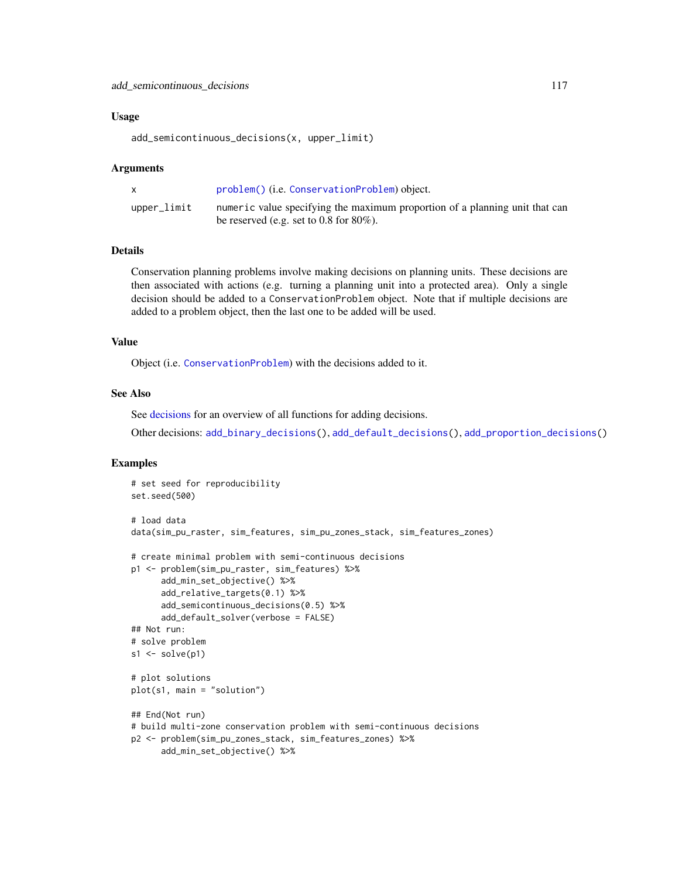## Usage

```
add_semicontinuous_decisions(x, upper_limit)
```

## Arguments

| | |
|---|---|
| x | problem() (i.e. ConservationProblem) object. |
| upper_limit | numeric value specifying the maximum proportion of a planning unit that can be reserved (e.g. set to 0.8 for 80%). |

## Details

Conservation planning problems involve making decisions on planning units. These decisions are then associated with actions (e.g. turning a planning unit into a protected area). Only a single decision should be added to a ConservationProblem object. Note that if multiple decisions are added to a problem object, then the last one to be added will be used.

## Value

Object (i.e. ConservationProblem) with the decisions added to it.

## See Also

See decisions for an overview of all functions for adding decisions.

Other decisions: add_binary_decisions(), add_default_decisions(), add_proportion_decisions()

## Examples

```
# set seed for reproducibility
set.seed(500)

# load data
data(sim_pu_raster, sim_features, sim_pu_zones_stack, sim_features_zones)

# create minimal problem with semi-continuous decisions
p1 <- problem(sim_pu_raster, sim_features) %>%
      add_min_set_objective() %>%
      add_relative_targets(0.1) %>%
      add_semicontinuous_decisions(0.5) %>%
      add_default_solver(verbose = FALSE)
## Not run:
# solve problem
s1 <- solve(p1)

# plot solutions
plot(s1, main = "solution")

## End(Not run)
# build multi-zone conservation problem with semi-continuous decisions
p2 <- problem(sim_pu_zones_stack, sim_features_zones) %>%
      add_min_set_objective() %>%
```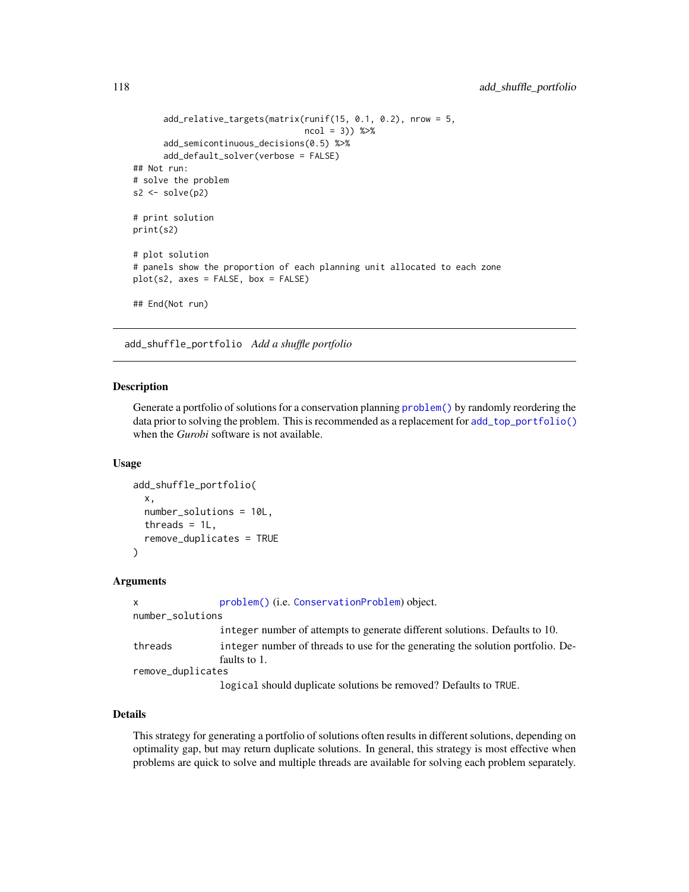```
      add_relative_targets(matrix(runif(15, 0.1, 0.2), nrow = 5,
                                  ncol = 3)) %>%
      add_semicontinuous_decisions(0.5) %>%
      add_default_solver(verbose = FALSE)
## Not run:
# solve the problem
s2 <- solve(p2)

# print solution
print(s2)

# plot solution
# panels show the proportion of each planning unit allocated to each zone
plot(s2, axes = FALSE, box = FALSE)

## End(Not run)
```

---

`add_shuffle_portfolio` *Add a shuffle portfolio*

---

## Description

Generate a portfolio of solutions for a conservation planning `problem()` by randomly reordering the data prior to solving the problem. This is recommended as a replacement for `add_top_portfolio()` when the *Gurobi* software is not available.

## Usage

```
add_shuffle_portfolio(
  x,
  number_solutions = 10L,
  threads = 1L,
  remove_duplicates = TRUE
)
```

## Arguments

| | |
|---|---|
| `x` | `problem()` (i.e. `ConservationProblem`) object. |
| `number_solutions` | `integer` number of attempts to generate different solutions. Defaults to 10. |
| `threads` | `integer` number of threads to use for the generating the solution portfolio. Defaults to 1. |
| `remove_duplicates` | `logical` should duplicate solutions be removed? Defaults to `TRUE`. |

## Details

This strategy for generating a portfolio of solutions often results in different solutions, depending on optimality gap, but may return duplicate solutions. In general, this strategy is most effective when problems are quick to solve and multiple threads are available for solving each problem separately.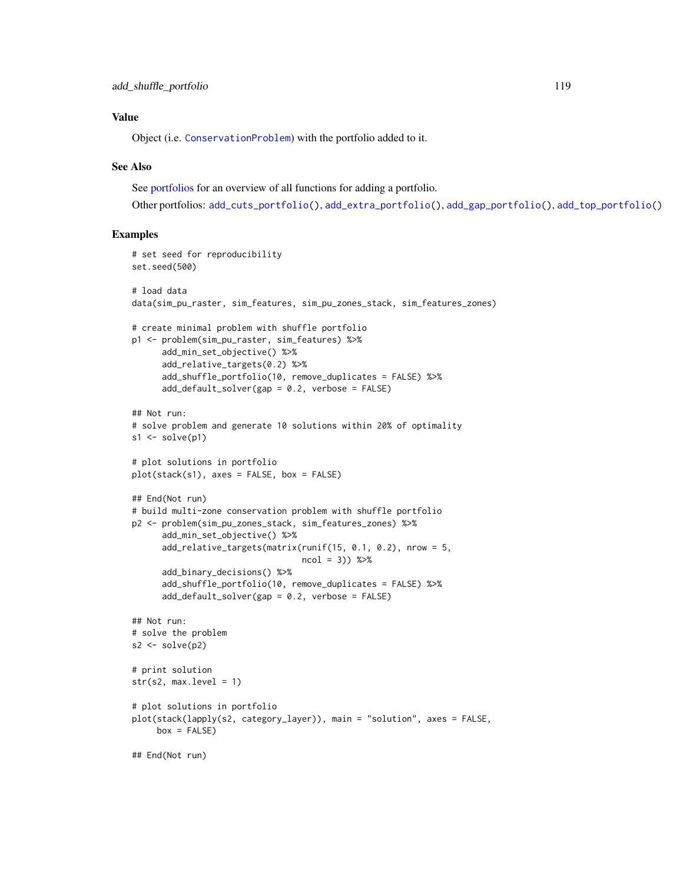## Value

Object (i.e. ConservationProblem) with the portfolio added to it.

## See Also

See portfolios for an overview of all functions for adding a portfolio.

Other portfolios: add_cuts_portfolio(), add_extra_portfolio(), add_gap_portfolio(), add_top_portfolio()

## Examples

```
# set seed for reproducibility
set.seed(500)

# load data
data(sim_pu_raster, sim_features, sim_pu_zones_stack, sim_features_zones)

# create minimal problem with shuffle portfolio
p1 <- problem(sim_pu_raster, sim_features) %>%
      add_min_set_objective() %>%
      add_relative_targets(0.2) %>%
      add_shuffle_portfolio(10, remove_duplicates = FALSE) %>%
      add_default_solver(gap = 0.2, verbose = FALSE)

## Not run:
# solve problem and generate 10 solutions within 20% of optimality
s1 <- solve(p1)

# plot solutions in portfolio
plot(stack(s1), axes = FALSE, box = FALSE)

## End(Not run)
# build multi-zone conservation problem with shuffle portfolio
p2 <- problem(sim_pu_zones_stack, sim_features_zones) %>%
      add_min_set_objective() %>%
      add_relative_targets(matrix(runif(15, 0.1, 0.2), nrow = 5,
                                  ncol = 3)) %>%
      add_binary_decisions() %>%
      add_shuffle_portfolio(10, remove_duplicates = FALSE) %>%
      add_default_solver(gap = 0.2, verbose = FALSE)

## Not run:
# solve the problem
s2 <- solve(p2)

# print solution
str(s2, max.level = 1)

# plot solutions in portfolio
plot(stack(lapply(s2, category_layer)), main = "solution", axes = FALSE,
     box = FALSE)

## End(Not run)
```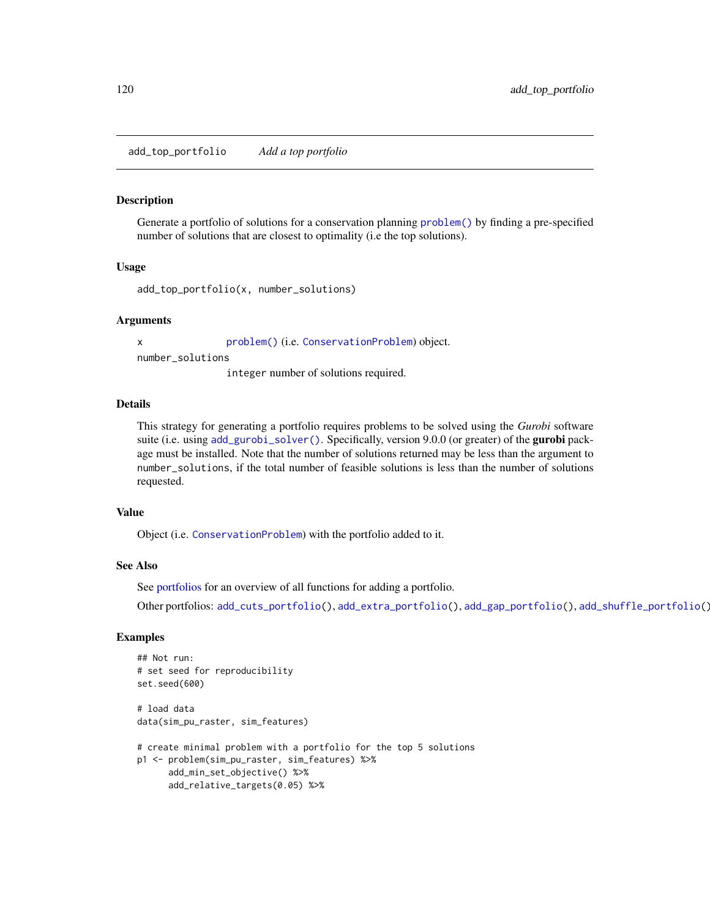## add_top_portfolio *Add a top portfolio*

### Description

Generate a portfolio of solutions for a conservation planning problem() by finding a pre-specified number of solutions that are closest to optimality (i.e the top solutions).

### Usage

```
add_top_portfolio(x, number_solutions)
```

### Arguments

- `x` problem() (i.e. ConservationProblem) object.
- `number_solutions` integer number of solutions required.

### Details

This strategy for generating a portfolio requires problems to be solved using the *Gurobi* software suite (i.e. using add_gurobi_solver(). Specifically, version 9.0.0 (or greater) of the **gurobi** package must be installed. Note that the number of solutions returned may be less than the argument to number_solutions, if the total number of feasible solutions is less than the number of solutions requested.

### Value

Object (i.e. ConservationProblem) with the portfolio added to it.

### See Also

See portfolios for an overview of all functions for adding a portfolio.

Other portfolios: add_cuts_portfolio(), add_extra_portfolio(), add_gap_portfolio(), add_shuffle_portfolio()

### Examples

```
## Not run:
# set seed for reproducibility
set.seed(600)

# load data
data(sim_pu_raster, sim_features)

# create minimal problem with a portfolio for the top 5 solutions
p1 <- problem(sim_pu_raster, sim_features) %>%
      add_min_set_objective() %>%
      add_relative_targets(0.05) %>%
```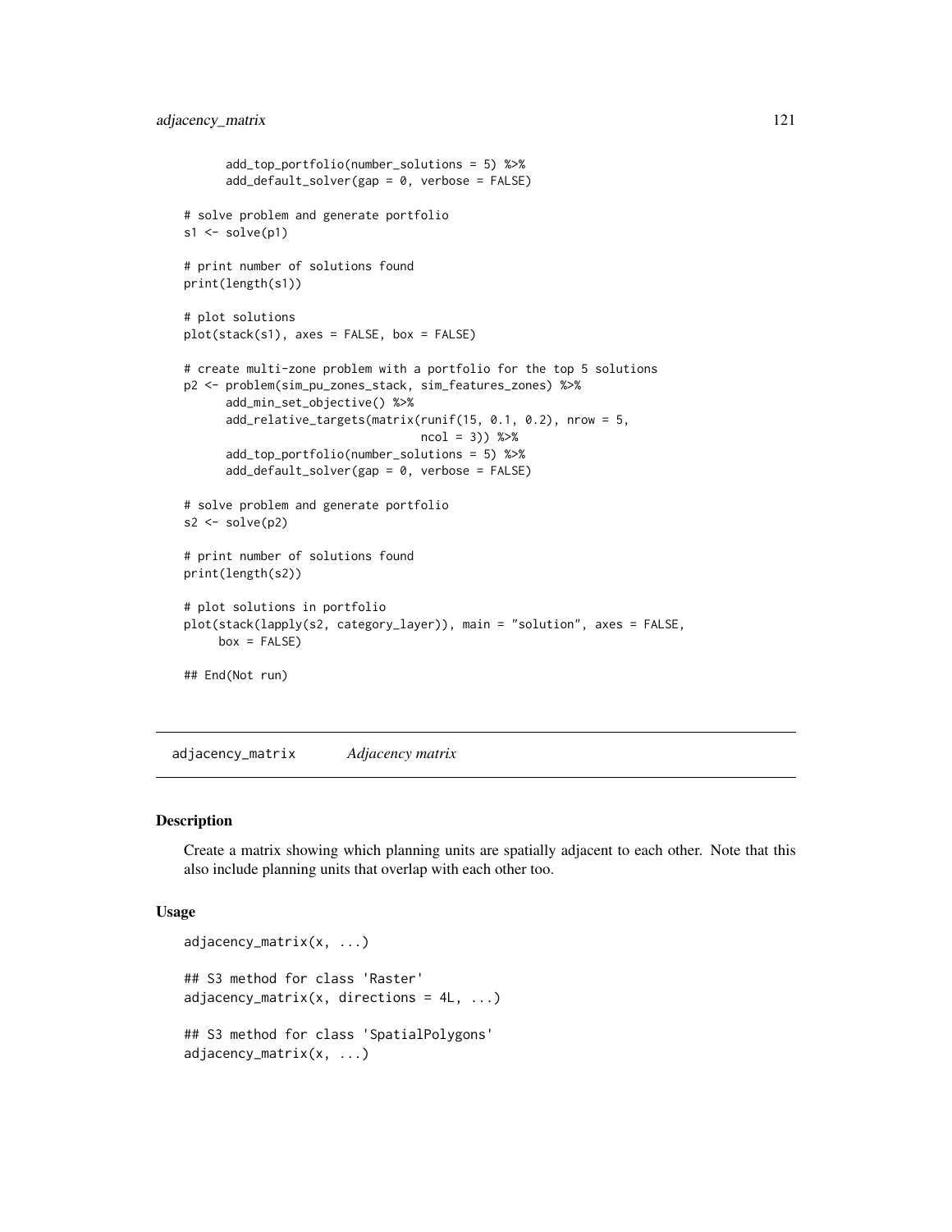```
      add_top_portfolio(number_solutions = 5) %>%
      add_default_solver(gap = 0, verbose = FALSE)

# solve problem and generate portfolio
s1 <- solve(p1)

# print number of solutions found
print(length(s1))

# plot solutions
plot(stack(s1), axes = FALSE, box = FALSE)

# create multi-zone problem with a portfolio for the top 5 solutions
p2 <- problem(sim_pu_zones_stack, sim_features_zones) %>%
      add_min_set_objective() %>%
      add_relative_targets(matrix(runif(15, 0.1, 0.2), nrow = 5,
                                  ncol = 3)) %>%
      add_top_portfolio(number_solutions = 5) %>%
      add_default_solver(gap = 0, verbose = FALSE)

# solve problem and generate portfolio
s2 <- solve(p2)

# print number of solutions found
print(length(s2))

# plot solutions in portfolio
plot(stack(lapply(s2, category_layer)), main = "solution", axes = FALSE,
     box = FALSE)

## End(Not run)
```

# adjacency_matrix    *Adjacency matrix*

## Description

Create a matrix showing which planning units are spatially adjacent to each other. Note that this also include planning units that overlap with each other too.

## Usage

```
adjacency_matrix(x, ...)

## S3 method for class 'Raster'
adjacency_matrix(x, directions = 4L, ...)

## S3 method for class 'SpatialPolygons'
adjacency_matrix(x, ...)
```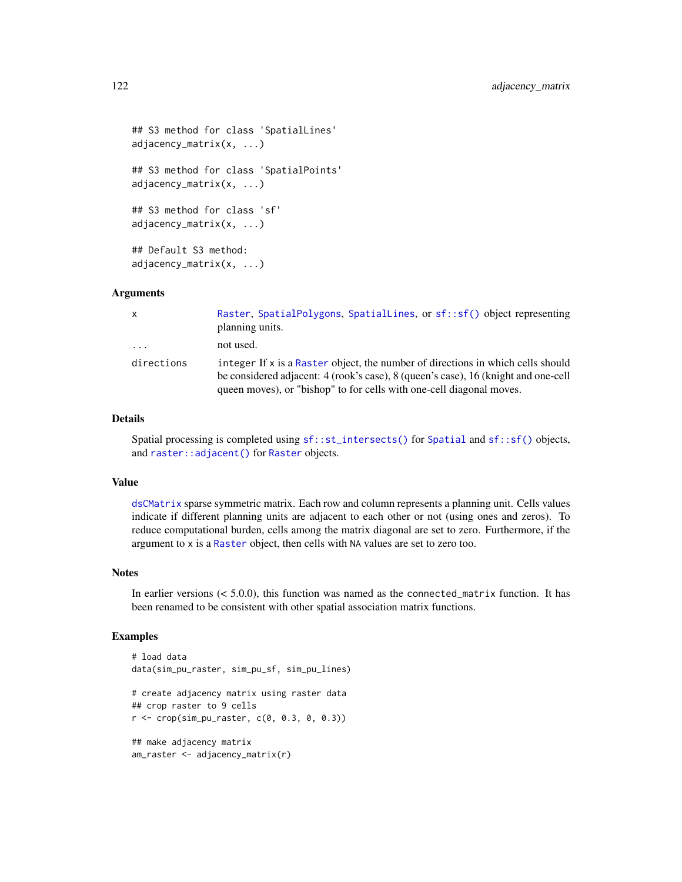```
## S3 method for class 'SpatialLines'
adjacency_matrix(x, ...)

## S3 method for class 'SpatialPoints'
adjacency_matrix(x, ...)

## S3 method for class 'sf'
adjacency_matrix(x, ...)

## Default S3 method:
adjacency_matrix(x, ...)
```

### Arguments

| | |
|---|---|
| `x` | `Raster`, `SpatialPolygons`, `SpatialLines`, or `sf::sf()` object representing planning units. |
| `...` | not used. |
| `directions` | `integer` If `x` is a `Raster` object, the number of directions in which cells should be considered adjacent: 4 (rook's case), 8 (queen's case), 16 (knight and one-cell queen moves), or "bishop" to for cells with one-cell diagonal moves. |

### Details

Spatial processing is completed using `sf::st_intersects()` for `Spatial` and `sf::sf()` objects, and `raster::adjacent()` for `Raster` objects.

### Value

`dsCMatrix` sparse symmetric matrix. Each row and column represents a planning unit. Cells values indicate if different planning units are adjacent to each other or not (using ones and zeros). To reduce computational burden, cells among the matrix diagonal are set to zero. Furthermore, if the argument to `x` is a `Raster` object, then cells with `NA` values are set to zero too.

### Notes

In earlier versions (< 5.0.0), this function was named as the `connected_matrix` function. It has been renamed to be consistent with other spatial association matrix functions.

### Examples

```
# load data
data(sim_pu_raster, sim_pu_sf, sim_pu_lines)

# create adjacency matrix using raster data
## crop raster to 9 cells
r <- crop(sim_pu_raster, c(0, 0.3, 0, 0.3))

## make adjacency matrix
am_raster <- adjacency_matrix(r)
```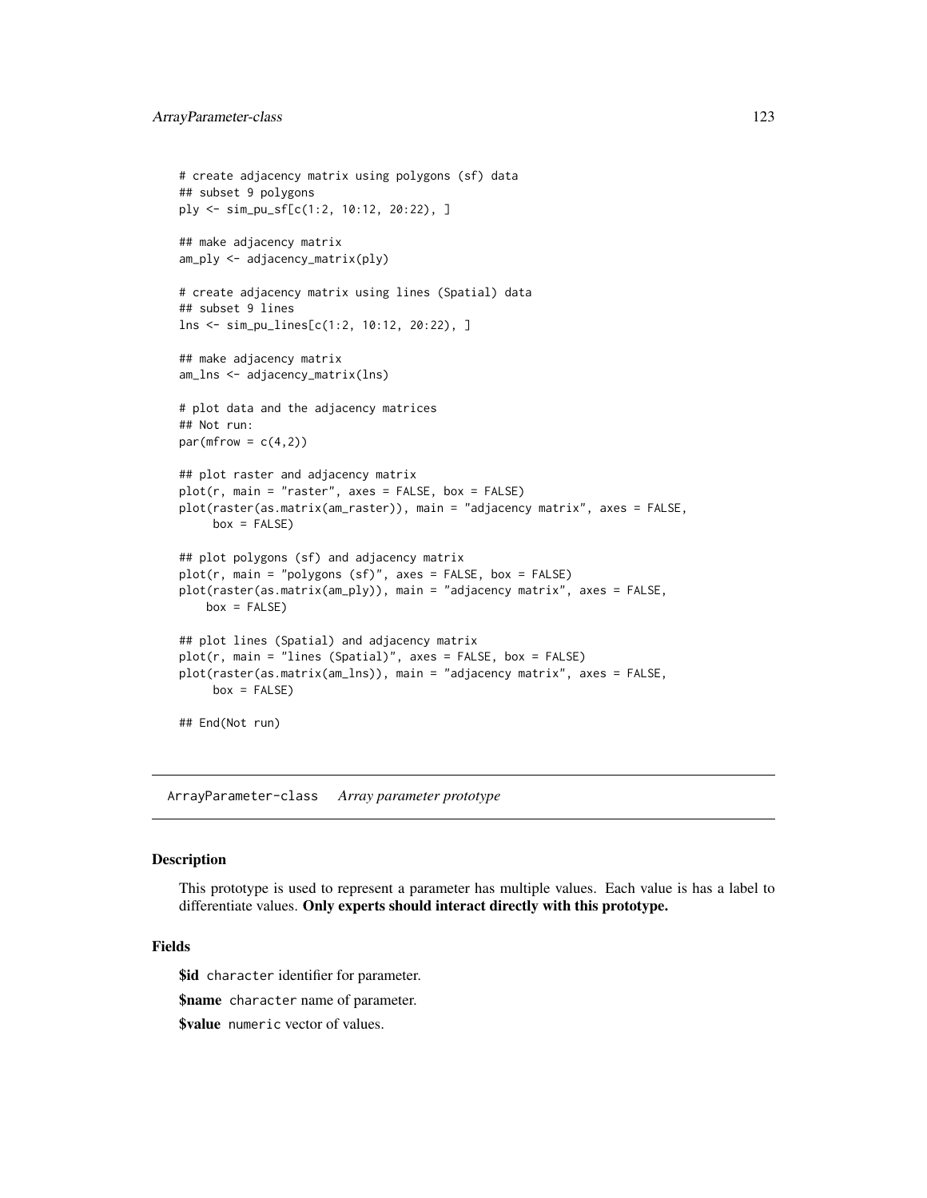```
# create adjacency matrix using polygons (sf) data
## subset 9 polygons
ply <- sim_pu_sf[c(1:2, 10:12, 20:22), ]

## make adjacency matrix
am_ply <- adjacency_matrix(ply)

# create adjacency matrix using lines (Spatial) data
## subset 9 lines
lns <- sim_pu_lines[c(1:2, 10:12, 20:22), ]

## make adjacency matrix
am_lns <- adjacency_matrix(lns)

# plot data and the adjacency matrices
## Not run:
par(mfrow = c(4,2))

## plot raster and adjacency matrix
plot(r, main = "raster", axes = FALSE, box = FALSE)
plot(raster(as.matrix(am_raster)), main = "adjacency matrix", axes = FALSE,
     box = FALSE)

## plot polygons (sf) and adjacency matrix
plot(r, main = "polygons (sf)", axes = FALSE, box = FALSE)
plot(raster(as.matrix(am_ply)), main = "adjacency matrix", axes = FALSE,
    box = FALSE)

## plot lines (Spatial) and adjacency matrix
plot(r, main = "lines (Spatial)", axes = FALSE, box = FALSE)
plot(raster(as.matrix(am_lns)), main = "adjacency matrix", axes = FALSE,
     box = FALSE)

## End(Not run)
```

# ArrayParameter-class *Array parameter prototype*

## Description

This prototype is used to represent a parameter has multiple values. Each value is has a label to differentiate values. **Only experts should interact directly with this prototype.**

## Fields

**$id** `character` identifier for parameter.

**$name** `character` name of parameter.

**$value** `numeric` vector of values.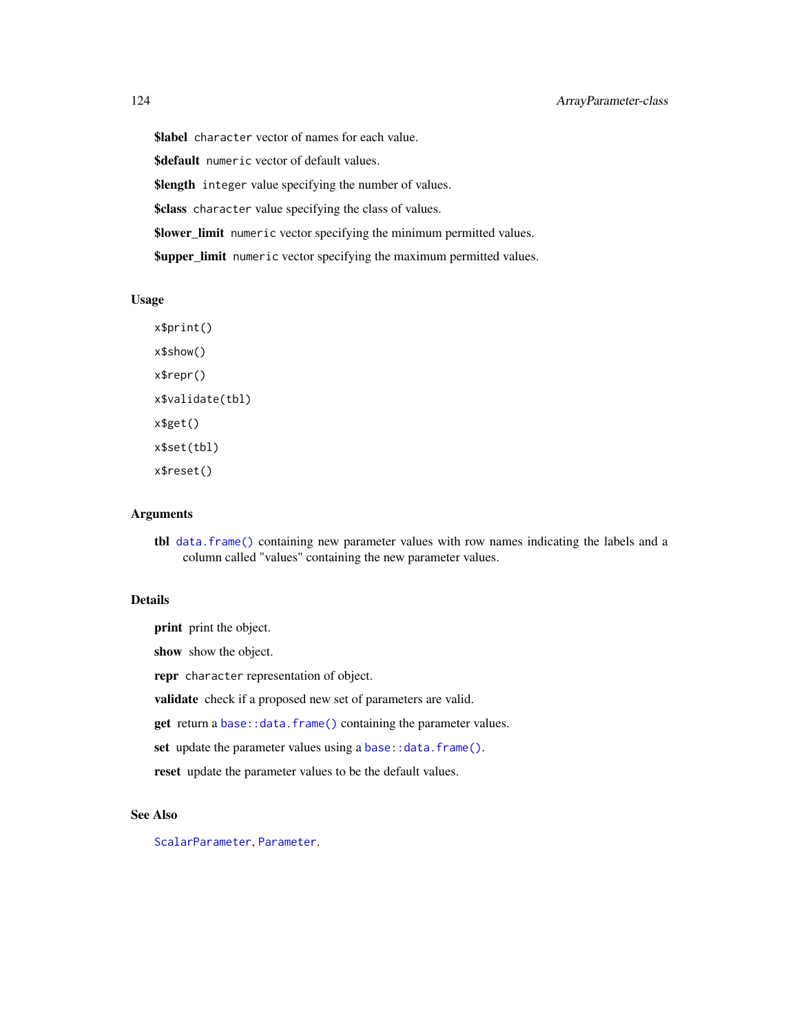**$label** `character` vector of names for each value.

**$default** `numeric` vector of default values.

**$length** `integer` value specifying the number of values.

**$class** `character` value specifying the class of values.

**$lower_limit** `numeric` vector specifying the minimum permitted values.

**$upper_limit** `numeric` vector specifying the maximum permitted values.

## Usage

```
x$print()

x$show()

x$repr()

x$validate(tbl)

x$get()

x$set(tbl)

x$reset()
```

## Arguments

**tbl** `data.frame()` containing new parameter values with row names indicating the labels and a column called "values" containing the new parameter values.

## Details

**print** print the object.

**show** show the object.

**repr** `character` representation of object.

**validate** check if a proposed new set of parameters are valid.

**get** return a `base::data.frame()` containing the parameter values.

**set** update the parameter values using a `base::data.frame()`.

**reset** update the parameter values to be the default values.

## See Also

`ScalarParameter`, `Parameter`.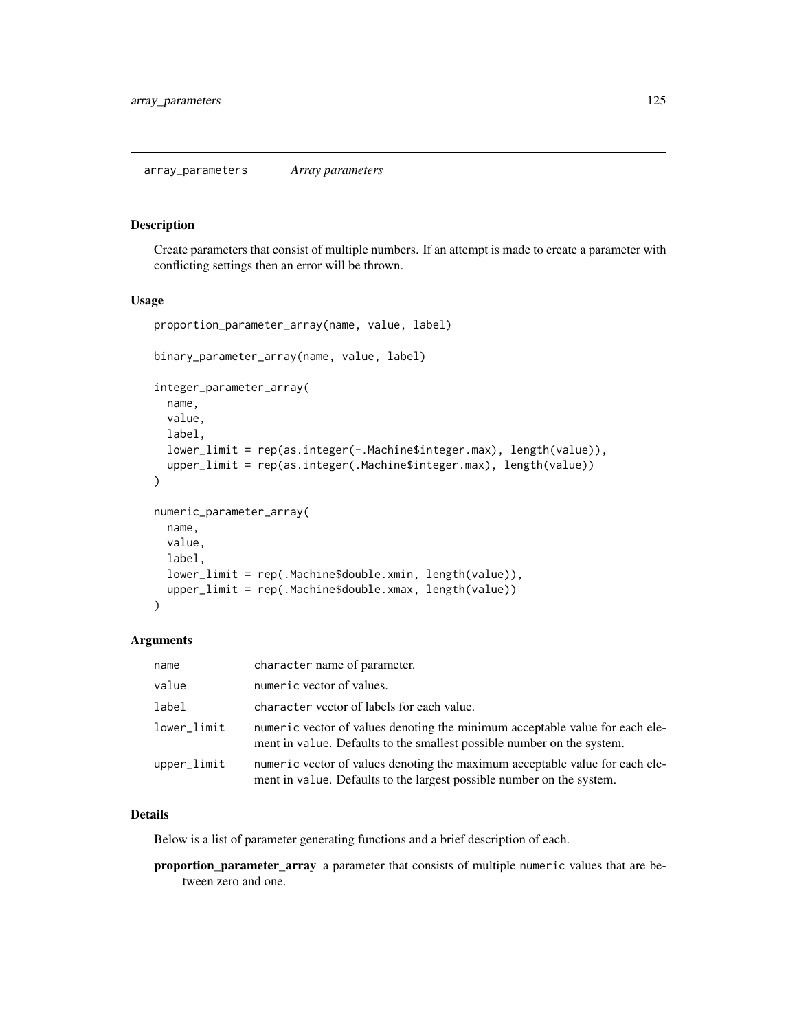array_parameters *Array parameters*

## Description

Create parameters that consist of multiple numbers. If an attempt is made to create a parameter with conflicting settings then an error will be thrown.

## Usage

```
proportion_parameter_array(name, value, label)

binary_parameter_array(name, value, label)

integer_parameter_array(
  name,
  value,
  label,
  lower_limit = rep(as.integer(-.Machine$integer.max), length(value)),
  upper_limit = rep(as.integer(.Machine$integer.max), length(value))
)

numeric_parameter_array(
  name,
  value,
  label,
  lower_limit = rep(.Machine$double.xmin, length(value)),
  upper_limit = rep(.Machine$double.xmax, length(value))
)
```

## Arguments

| | |
|---|---|
| name | character name of parameter. |
| value | numeric vector of values. |
| label | character vector of labels for each value. |
| lower_limit | numeric vector of values denoting the minimum acceptable value for each element in value. Defaults to the smallest possible number on the system. |
| upper_limit | numeric vector of values denoting the maximum acceptable value for each element in value. Defaults to the largest possible number on the system. |

## Details

Below is a list of parameter generating functions and a brief description of each.

**proportion_parameter_array** a parameter that consists of multiple numeric values that are between zero and one.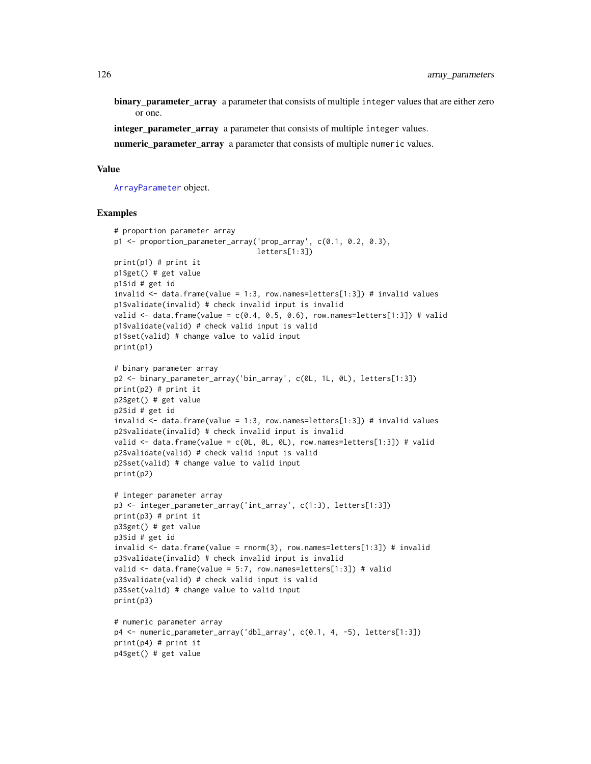**binary_parameter_array** a parameter that consists of multiple `integer` values that are either zero or one.

**integer_parameter_array** a parameter that consists of multiple `integer` values.

**numeric_parameter_array** a parameter that consists of multiple `numeric` values.

## Value

`ArrayParameter` object.

## Examples

```
# proportion parameter array
p1 <- proportion_parameter_array('prop_array', c(0.1, 0.2, 0.3),
                                 letters[1:3])
print(p1) # print it
p1$get() # get value
p1$id # get id
invalid <- data.frame(value = 1:3, row.names=letters[1:3]) # invalid values
p1$validate(invalid) # check invalid input is invalid
valid <- data.frame(value = c(0.4, 0.5, 0.6), row.names=letters[1:3]) # valid
p1$validate(valid) # check valid input is valid
p1$set(valid) # change value to valid input
print(p1)

# binary parameter array
p2 <- binary_parameter_array('bin_array', c(0L, 1L, 0L), letters[1:3])
print(p2) # print it
p2$get() # get value
p2$id # get id
invalid <- data.frame(value = 1:3, row.names=letters[1:3]) # invalid values
p2$validate(invalid) # check invalid input is invalid
valid <- data.frame(value = c(0L, 0L, 0L), row.names=letters[1:3]) # valid
p2$validate(valid) # check valid input is valid
p2$set(valid) # change value to valid input
print(p2)

# integer parameter array
p3 <- integer_parameter_array('int_array', c(1:3), letters[1:3])
print(p3) # print it
p3$get() # get value
p3$id # get id
invalid <- data.frame(value = rnorm(3), row.names=letters[1:3]) # invalid
p3$validate(invalid) # check invalid input is invalid
valid <- data.frame(value = 5:7, row.names=letters[1:3]) # valid
p3$validate(valid) # check valid input is valid
p3$set(valid) # change value to valid input
print(p3)

# numeric parameter array
p4 <- numeric_parameter_array('dbl_array', c(0.1, 4, -5), letters[1:3])
print(p4) # print it
p4$get() # get value
```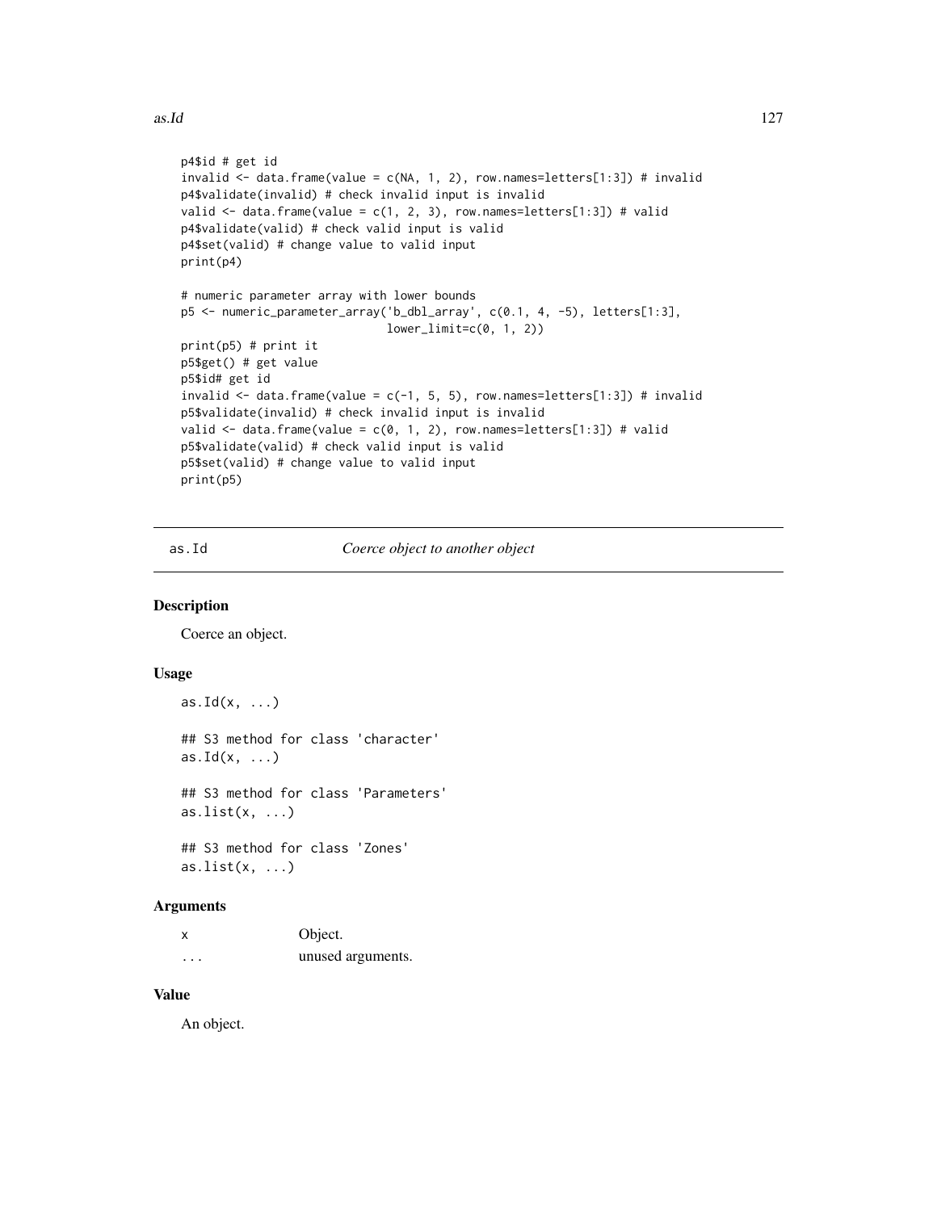```
p4$id # get id
invalid <- data.frame(value = c(NA, 1, 2), row.names=letters[1:3]) # invalid
p4$validate(invalid) # check invalid input is invalid
valid <- data.frame(value = c(1, 2, 3), row.names=letters[1:3]) # valid
p4$validate(valid) # check valid input is valid
p4$set(valid) # change value to valid input
print(p4)

# numeric parameter array with lower bounds
p5 <- numeric_parameter_array('b_dbl_array', c(0.1, 4, -5), letters[1:3],
                              lower_limit=c(0, 1, 2))
print(p5) # print it
p5$get() # get value
p5$id# get id
invalid <- data.frame(value = c(-1, 5, 5), row.names=letters[1:3]) # invalid
p5$validate(invalid) # check invalid input is invalid
valid <- data.frame(value = c(0, 1, 2), row.names=letters[1:3]) # valid
p5$validate(valid) # check valid input is valid
p5$set(valid) # change value to valid input
print(p5)
```

## as.Id — *Coerce object to another object*

### Description

Coerce an object.

### Usage

```
as.Id(x, ...)

## S3 method for class 'character'
as.Id(x, ...)

## S3 method for class 'Parameters'
as.list(x, ...)

## S3 method for class 'Zones'
as.list(x, ...)
```

### Arguments

| | |
|---|---|
| x | Object. |
| ... | unused arguments. |

### Value

An object.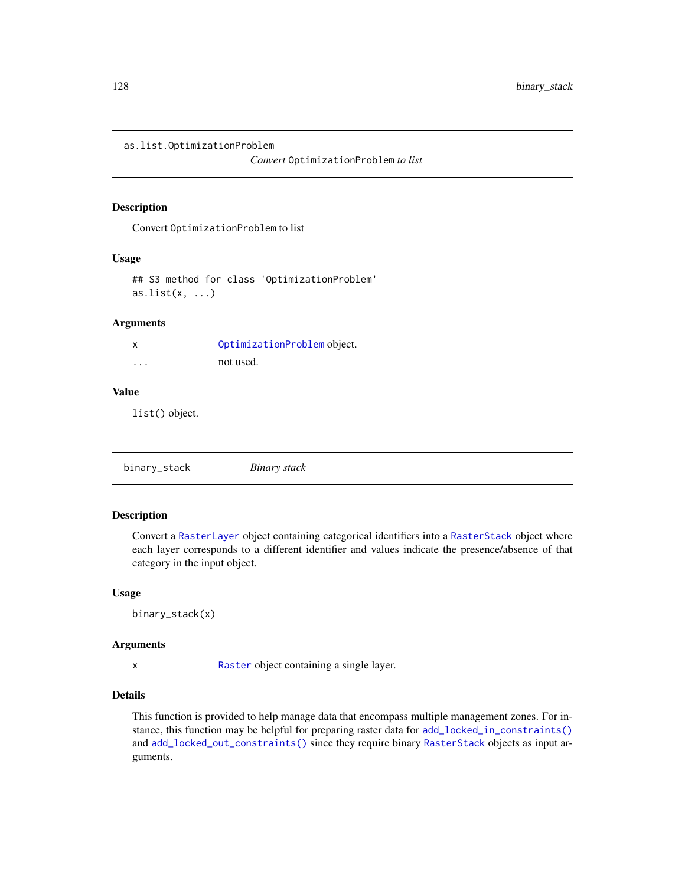## as.list.OptimizationProblem

*Convert* `OptimizationProblem` *to list*

### Description

Convert `OptimizationProblem` to list

### Usage

```
## S3 method for class 'OptimizationProblem'
as.list(x, ...)
```

### Arguments

| | |
|---|---|
| x | `OptimizationProblem` object. |
| ... | not used. |

### Value

`list()` object.

## binary_stack

*Binary stack*

### Description

Convert a `RasterLayer` object containing categorical identifiers into a `RasterStack` object where each layer corresponds to a different identifier and values indicate the presence/absence of that category in the input object.

### Usage

```
binary_stack(x)
```

### Arguments

| | |
|---|---|
| x | `Raster` object containing a single layer. |

### Details

This function is provided to help manage data that encompass multiple management zones. For instance, this function may be helpful for preparing raster data for `add_locked_in_constraints()` and `add_locked_out_constraints()` since they require binary `RasterStack` objects as input arguments.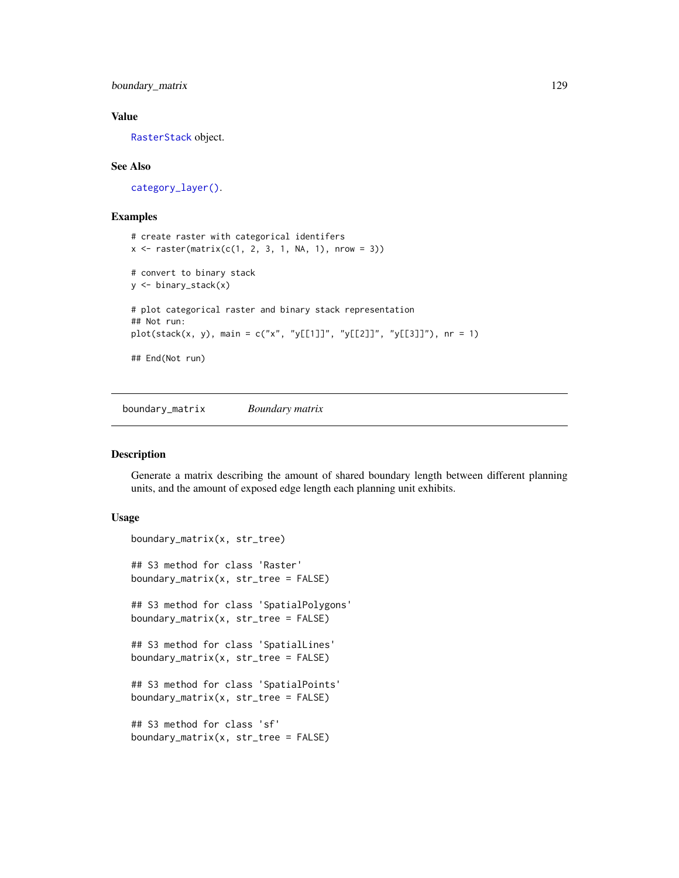### Value

RasterStack object.

### See Also

category_layer().

### Examples

```
# create raster with categorical identifers
x <- raster(matrix(c(1, 2, 3, 1, NA, 1), nrow = 3))

# convert to binary stack
y <- binary_stack(x)

# plot categorical raster and binary stack representation
## Not run:
plot(stack(x, y), main = c("x", "y[[1]]", "y[[2]]", "y[[3]]"), nr = 1)

## End(Not run)
```

---

## boundary_matrix *Boundary matrix*

### Description

Generate a matrix describing the amount of shared boundary length between different planning units, and the amount of exposed edge length each planning unit exhibits.

### Usage

```
boundary_matrix(x, str_tree)

## S3 method for class 'Raster'
boundary_matrix(x, str_tree = FALSE)

## S3 method for class 'SpatialPolygons'
boundary_matrix(x, str_tree = FALSE)

## S3 method for class 'SpatialLines'
boundary_matrix(x, str_tree = FALSE)

## S3 method for class 'SpatialPoints'
boundary_matrix(x, str_tree = FALSE)

## S3 method for class 'sf'
boundary_matrix(x, str_tree = FALSE)
```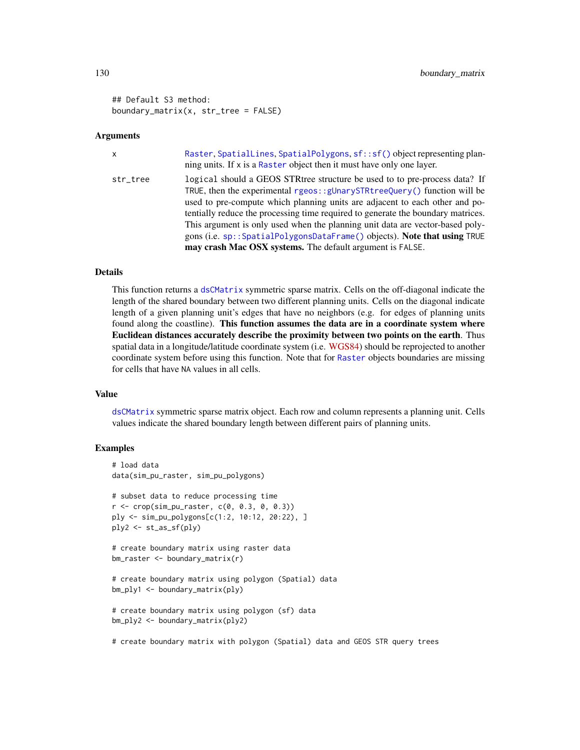```
## Default S3 method:
boundary_matrix(x, str_tree = FALSE)
```

## Arguments

| | |
|---|---|
| x | Raster, SpatialLines, SpatialPolygons, sf::sf() object representing planning units. If x is a Raster object then it must have only one layer. |
| str_tree | logical should a GEOS STRtree structure be used to to pre-process data? If TRUE, then the experimental rgeos::gUnarySTRtreeQuery() function will be used to pre-compute which planning units are adjacent to each other and potentially reduce the processing time required to generate the boundary matrices. This argument is only used when the planning unit data are vector-based polygons (i.e. sp::SpatialPolygonsDataFrame() objects). **Note that using** TRUE **may crash Mac OSX systems.** The default argument is FALSE. |

## Details

This function returns a dsCMatrix symmetric sparse matrix. Cells on the off-diagonal indicate the length of the shared boundary between two different planning units. Cells on the diagonal indicate length of a given planning unit's edges that have no neighbors (e.g. for edges of planning units found along the coastline). **This function assumes the data are in a coordinate system where Euclidean distances accurately describe the proximity between two points on the earth**. Thus spatial data in a longitude/latitude coordinate system (i.e. WGS84) should be reprojected to another coordinate system before using this function. Note that for Raster objects boundaries are missing for cells that have NA values in all cells.

## Value

dsCMatrix symmetric sparse matrix object. Each row and column represents a planning unit. Cells values indicate the shared boundary length between different pairs of planning units.

## Examples

```
# load data
data(sim_pu_raster, sim_pu_polygons)

# subset data to reduce processing time
r <- crop(sim_pu_raster, c(0, 0.3, 0, 0.3))
ply <- sim_pu_polygons[c(1:2, 10:12, 20:22), ]
ply2 <- st_as_sf(ply)

# create boundary matrix using raster data
bm_raster <- boundary_matrix(r)

# create boundary matrix using polygon (Spatial) data
bm_ply1 <- boundary_matrix(ply)

# create boundary matrix using polygon (sf) data
bm_ply2 <- boundary_matrix(ply2)

# create boundary matrix with polygon (Spatial) data and GEOS STR query trees
```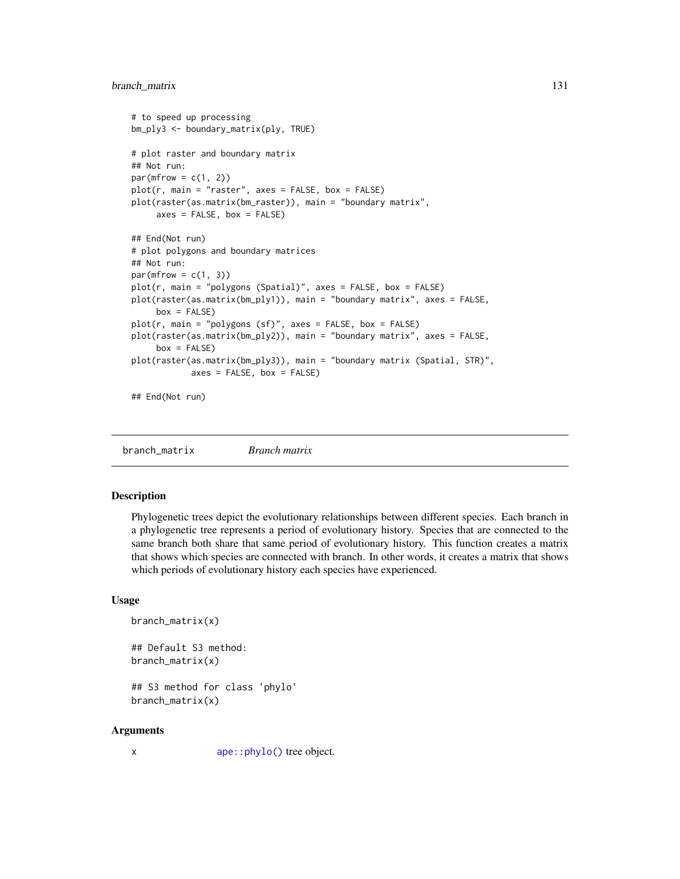```
# to speed up processing
bm_ply3 <- boundary_matrix(ply, TRUE)

# plot raster and boundary matrix
## Not run:
par(mfrow = c(1, 2))
plot(r, main = "raster", axes = FALSE, box = FALSE)
plot(raster(as.matrix(bm_raster)), main = "boundary matrix",
     axes = FALSE, box = FALSE)

## End(Not run)
# plot polygons and boundary matrices
## Not run:
par(mfrow = c(1, 3))
plot(r, main = "polygons (Spatial)", axes = FALSE, box = FALSE)
plot(raster(as.matrix(bm_ply1)), main = "boundary matrix", axes = FALSE,
     box = FALSE)
plot(r, main = "polygons (sf)", axes = FALSE, box = FALSE)
plot(raster(as.matrix(bm_ply2)), main = "boundary matrix", axes = FALSE,
     box = FALSE)
plot(raster(as.matrix(bm_ply3)), main = "boundary matrix (Spatial, STR)",
          axes = FALSE, box = FALSE)

## End(Not run)
```

---

## branch_matrix *Branch matrix*

### Description

Phylogenetic trees depict the evolutionary relationships between different species. Each branch in a phylogenetic tree represents a period of evolutionary history. Species that are connected to the same branch both share that same period of evolutionary history. This function creates a matrix that shows which species are connected with branch. In other words, it creates a matrix that shows which periods of evolutionary history each species have experienced.

### Usage

```
branch_matrix(x)

## Default S3 method:
branch_matrix(x)

## S3 method for class 'phylo'
branch_matrix(x)
```

### Arguments

x `ape::phylo()` tree object.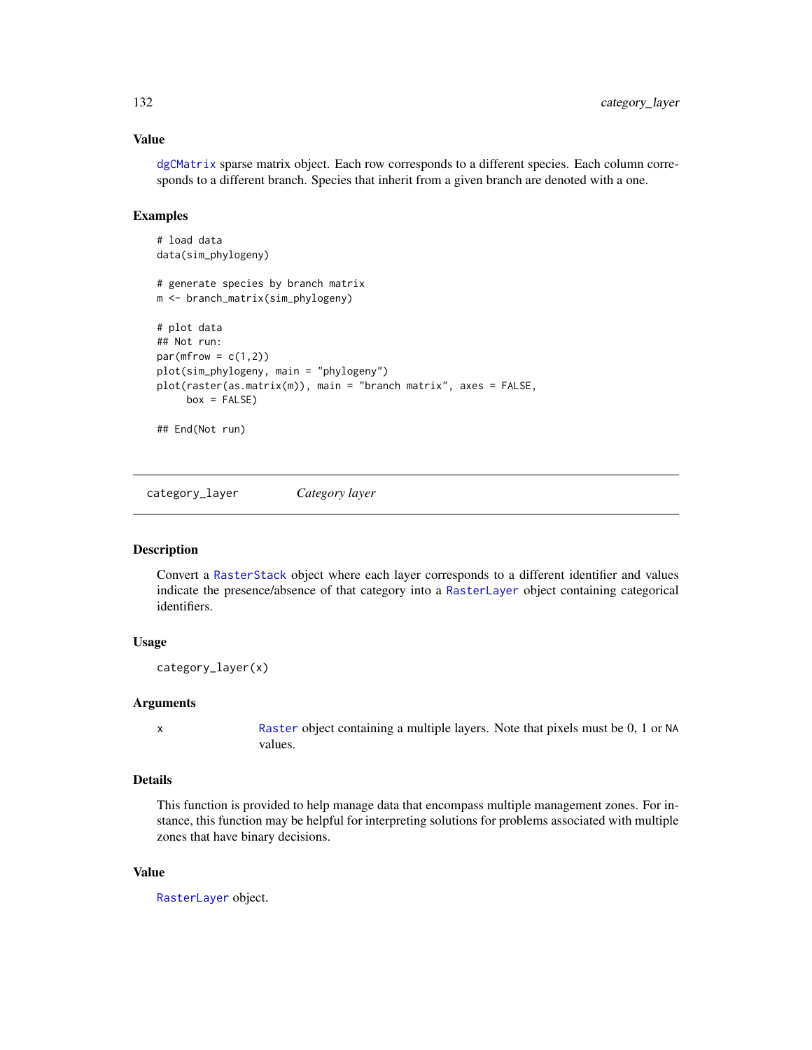### Value

`dgCMatrix` sparse matrix object. Each row corresponds to a different species. Each column corresponds to a different branch. Species that inherit from a given branch are denoted with a one.

### Examples

```
# load data
data(sim_phylogeny)

# generate species by branch matrix
m <- branch_matrix(sim_phylogeny)

# plot data
## Not run:
par(mfrow = c(1,2))
plot(sim_phylogeny, main = "phylogeny")
plot(raster(as.matrix(m)), main = "branch matrix", axes = FALSE,
     box = FALSE)

## End(Not run)
```

---

## category_layer    *Category layer*

---

### Description

Convert a `RasterStack` object where each layer corresponds to a different identifier and values indicate the presence/absence of that category into a `RasterLayer` object containing categorical identifiers.

### Usage

```
category_layer(x)
```

### Arguments

| | |
|---|---|
| x | `Raster` object containing a multiple layers. Note that pixels must be 0, 1 or `NA` values. |

### Details

This function is provided to help manage data that encompass multiple management zones. For instance, this function may be helpful for interpreting solutions for problems associated with multiple zones that have binary decisions.

### Value

`RasterLayer` object.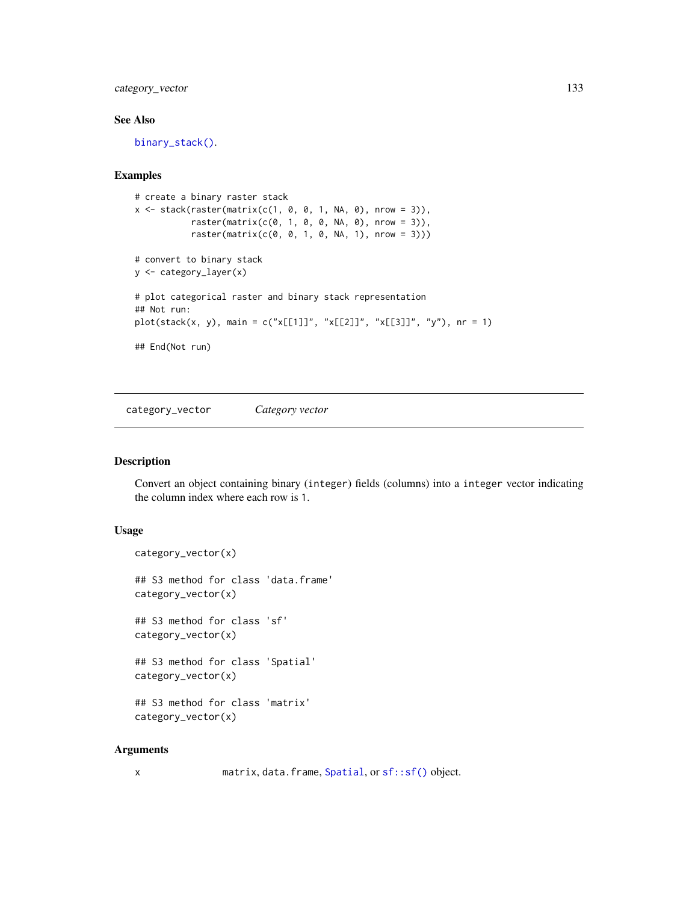### See Also

binary_stack().

### Examples

```
# create a binary raster stack
x <- stack(raster(matrix(c(1, 0, 0, 1, NA, 0), nrow = 3)),
           raster(matrix(c(0, 1, 0, 0, NA, 0), nrow = 3)),
           raster(matrix(c(0, 0, 1, 0, NA, 1), nrow = 3)))

# convert to binary stack
y <- category_layer(x)

# plot categorical raster and binary stack representation
## Not run:
plot(stack(x, y), main = c("x[[1]]", "x[[2]]", "x[[3]]", "y"), nr = 1)

## End(Not run)
```

---

## category_vector *Category vector*

### Description

Convert an object containing binary (integer) fields (columns) into a integer vector indicating the column index where each row is 1.

### Usage

```
category_vector(x)

## S3 method for class 'data.frame'
category_vector(x)

## S3 method for class 'sf'
category_vector(x)

## S3 method for class 'Spatial'
category_vector(x)

## S3 method for class 'matrix'
category_vector(x)
```

### Arguments

| | |
|---|---|
| x | matrix, data.frame, Spatial, or sf::sf() object. |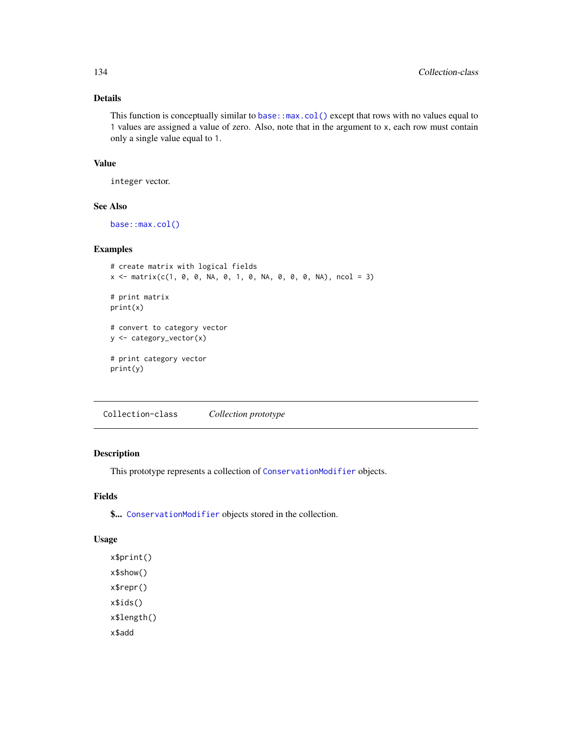### Details

This function is conceptually similar to `base::max.col()` except that rows with no values equal to 1 values are assigned a value of zero. Also, note that in the argument to x, each row must contain only a single value equal to 1.

### Value

`integer` vector.

### See Also

`base::max.col()`

### Examples

```
# create matrix with logical fields
x <- matrix(c(1, 0, 0, NA, 0, 1, 0, NA, 0, 0, 0, NA), ncol = 3)

# print matrix
print(x)

# convert to category vector
y <- category_vector(x)

# print category vector
print(y)
```

---

## Collection-class *Collection prototype*

### Description

This prototype represents a collection of `ConservationModifier` objects.

### Fields

**$...** `ConservationModifier` objects stored in the collection.

### Usage

`x$print()`

`x$show()`

`x$repr()`

`x$ids()`

`x$length()`

`x$add`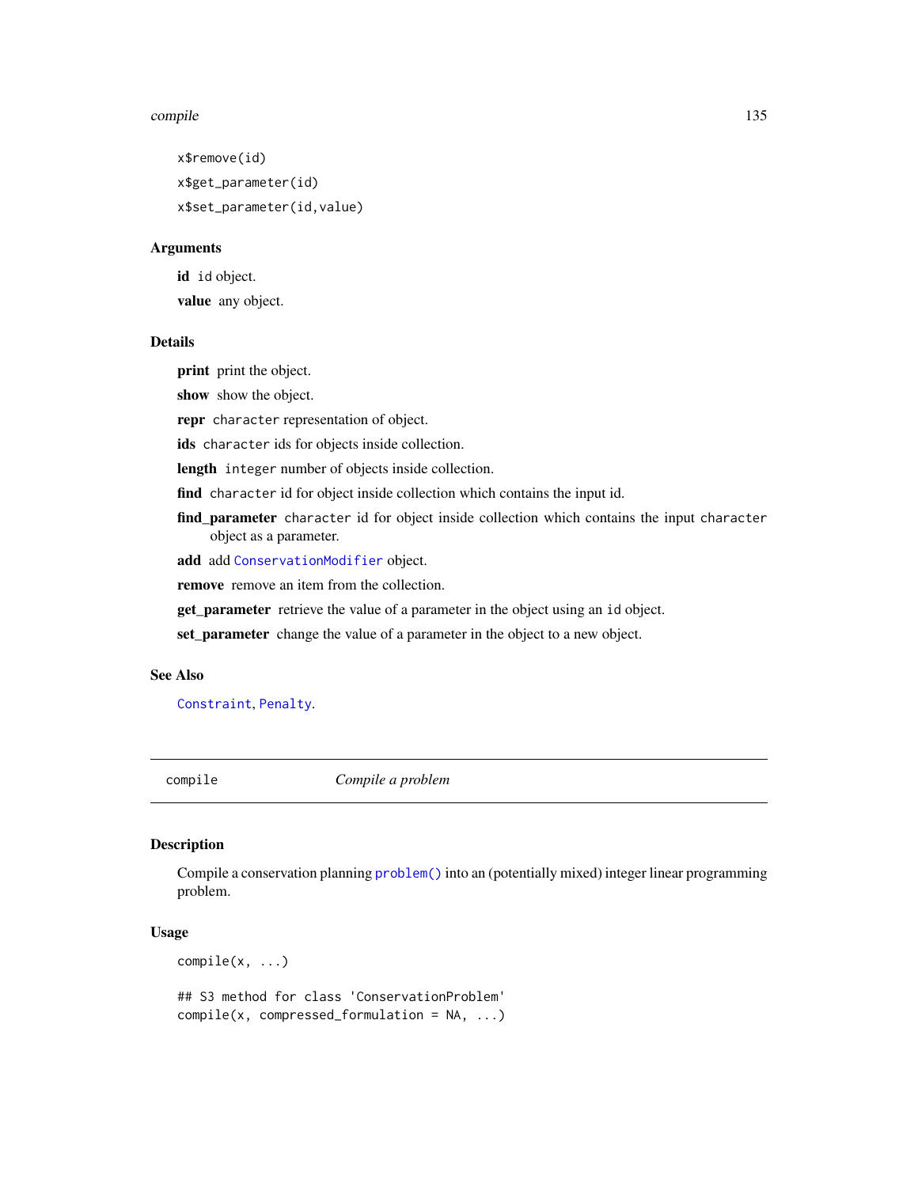```
x$remove(id)
x$get_parameter(id)
x$set_parameter(id,value)
```

### Arguments

**id** id object.

**value** any object.

### Details

**print** print the object.

**show** show the object.

**repr** character representation of object.

**ids** character ids for objects inside collection.

**length** integer number of objects inside collection.

**find** character id for object inside collection which contains the input id.

**find_parameter** character id for object inside collection which contains the input character object as a parameter.

**add** add ConservationModifier object.

**remove** remove an item from the collection.

**get_parameter** retrieve the value of a parameter in the object using an id object.

**set_parameter** change the value of a parameter in the object to a new object.

### See Also

Constraint, Penalty.

---

## compile *Compile a problem*

### Description

Compile a conservation planning problem() into an (potentially mixed) integer linear programming problem.

### Usage

```
compile(x, ...)

## S3 method for class 'ConservationProblem'
compile(x, compressed_formulation = NA, ...)
```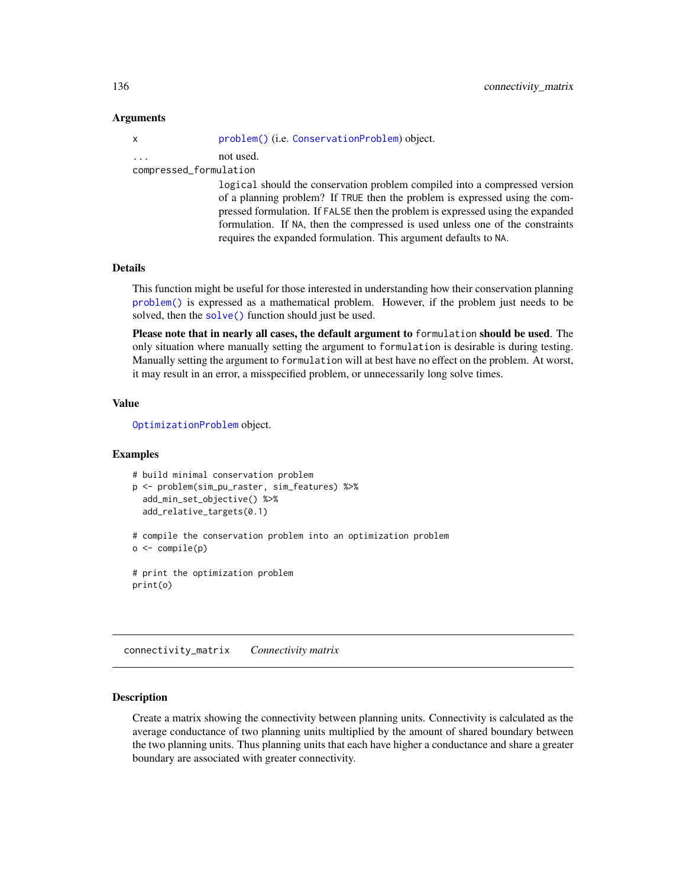### Arguments

x `problem()` (i.e. `ConservationProblem`) object.

... not used.

compressed_formulation
`logical` should the conservation problem compiled into a compressed version of a planning problem? If `TRUE` then the problem is expressed using the compressed formulation. If `FALSE` then the problem is expressed using the expanded formulation. If `NA`, then the compressed is used unless one of the constraints requires the expanded formulation. This argument defaults to `NA`.

### Details

This function might be useful for those interested in understanding how their conservation planning `problem()` is expressed as a mathematical problem. However, if the problem just needs to be solved, then the `solve()` function should just be used.

**Please note that in nearly all cases, the default argument to** `formulation` **should be used**. The only situation where manually setting the argument to `formulation` is desirable is during testing. Manually setting the argument to `formulation` will at best have no effect on the problem. At worst, it may result in an error, a misspecified problem, or unnecessarily long solve times.

### Value

`OptimizationProblem` object.

### Examples

```
# build minimal conservation problem
p <- problem(sim_pu_raster, sim_features) %>%
  add_min_set_objective() %>%
  add_relative_targets(0.1)

# compile the conservation problem into an optimization problem
o <- compile(p)

# print the optimization problem
print(o)
```

---

## connectivity_matrix *Connectivity matrix*

### Description

Create a matrix showing the connectivity between planning units. Connectivity is calculated as the average conductance of two planning units multiplied by the amount of shared boundary between the two planning units. Thus planning units that each have higher a conductance and share a greater boundary are associated with greater connectivity.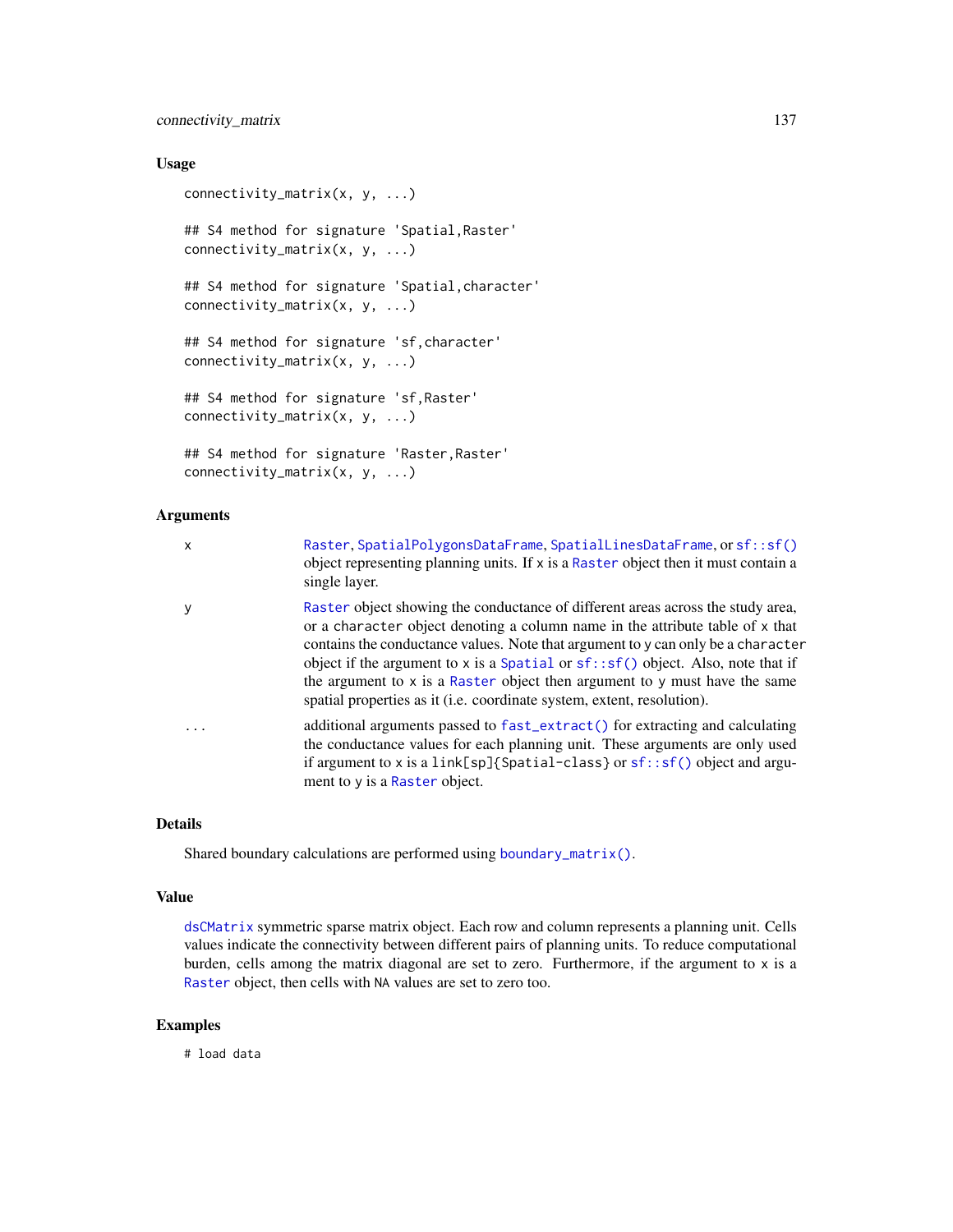## Usage

```
connectivity_matrix(x, y, ...)

## S4 method for signature 'Spatial,Raster'
connectivity_matrix(x, y, ...)

## S4 method for signature 'Spatial,character'
connectivity_matrix(x, y, ...)

## S4 method for signature 'sf,character'
connectivity_matrix(x, y, ...)

## S4 method for signature 'sf,Raster'
connectivity_matrix(x, y, ...)

## S4 method for signature 'Raster,Raster'
connectivity_matrix(x, y, ...)
```

## Arguments

| | |
|---|---|
| x | Raster, SpatialPolygonsDataFrame, SpatialLinesDataFrame, or sf::sf() object representing planning units. If x is a Raster object then it must contain a single layer. |
| y | Raster object showing the conductance of different areas across the study area, or a character object denoting a column name in the attribute table of x that contains the conductance values. Note that argument to y can only be a character object if the argument to x is a Spatial or sf::sf() object. Also, note that if the argument to x is a Raster object then argument to y must have the same spatial properties as it (i.e. coordinate system, extent, resolution). |
| ... | additional arguments passed to fast_extract() for extracting and calculating the conductance values for each planning unit. These arguments are only used if argument to x is a link[sp]{Spatial-class} or sf::sf() object and argument to y is a Raster object. |

## Details

Shared boundary calculations are performed using boundary_matrix().

## Value

dsCMatrix symmetric sparse matrix object. Each row and column represents a planning unit. Cells values indicate the connectivity between different pairs of planning units. To reduce computational burden, cells among the matrix diagonal are set to zero. Furthermore, if the argument to x is a Raster object, then cells with NA values are set to zero too.

## Examples

```
# load data
```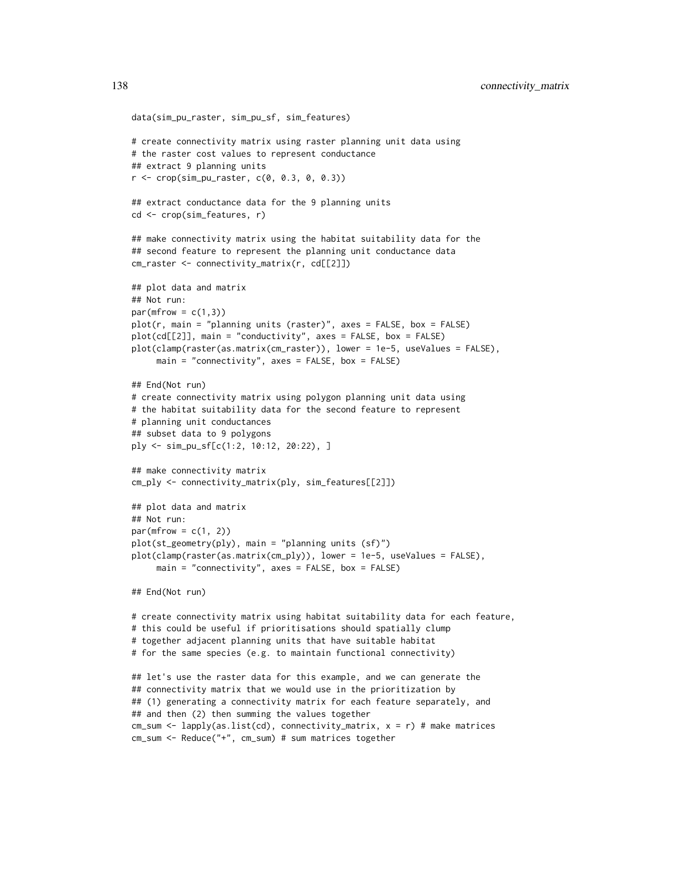```
data(sim_pu_raster, sim_pu_sf, sim_features)

# create connectivity matrix using raster planning unit data using
# the raster cost values to represent conductance
## extract 9 planning units
r <- crop(sim_pu_raster, c(0, 0.3, 0, 0.3))

## extract conductance data for the 9 planning units
cd <- crop(sim_features, r)

## make connectivity matrix using the habitat suitability data for the
## second feature to represent the planning unit conductance data
cm_raster <- connectivity_matrix(r, cd[[2]])

## plot data and matrix
## Not run:
par(mfrow = c(1,3))
plot(r, main = "planning units (raster)", axes = FALSE, box = FALSE)
plot(cd[[2]], main = "conductivity", axes = FALSE, box = FALSE)
plot(clamp(raster(as.matrix(cm_raster)), lower = 1e-5, useValues = FALSE),
     main = "connectivity", axes = FALSE, box = FALSE)

## End(Not run)
# create connectivity matrix using polygon planning unit data using
# the habitat suitability data for the second feature to represent
# planning unit conductances
## subset data to 9 polygons
ply <- sim_pu_sf[c(1:2, 10:12, 20:22), ]

## make connectivity matrix
cm_ply <- connectivity_matrix(ply, sim_features[[2]])

## plot data and matrix
## Not run:
par(mfrow = c(1, 2))
plot(st_geometry(ply), main = "planning units (sf)")
plot(clamp(raster(as.matrix(cm_ply)), lower = 1e-5, useValues = FALSE),
     main = "connectivity", axes = FALSE, box = FALSE)

## End(Not run)

# create connectivity matrix using habitat suitability data for each feature,
# this could be useful if prioritisations should spatially clump
# together adjacent planning units that have suitable habitat
# for the same species (e.g. to maintain functional connectivity)

## let's use the raster data for this example, and we can generate the
## connectivity matrix that we would use in the prioritization by
## (1) generating a connectivity matrix for each feature separately, and
## and then (2) then summing the values together
cm_sum <- lapply(as.list(cd), connectivity_matrix, x = r) # make matrices
cm_sum <- Reduce("+", cm_sum) # sum matrices together
```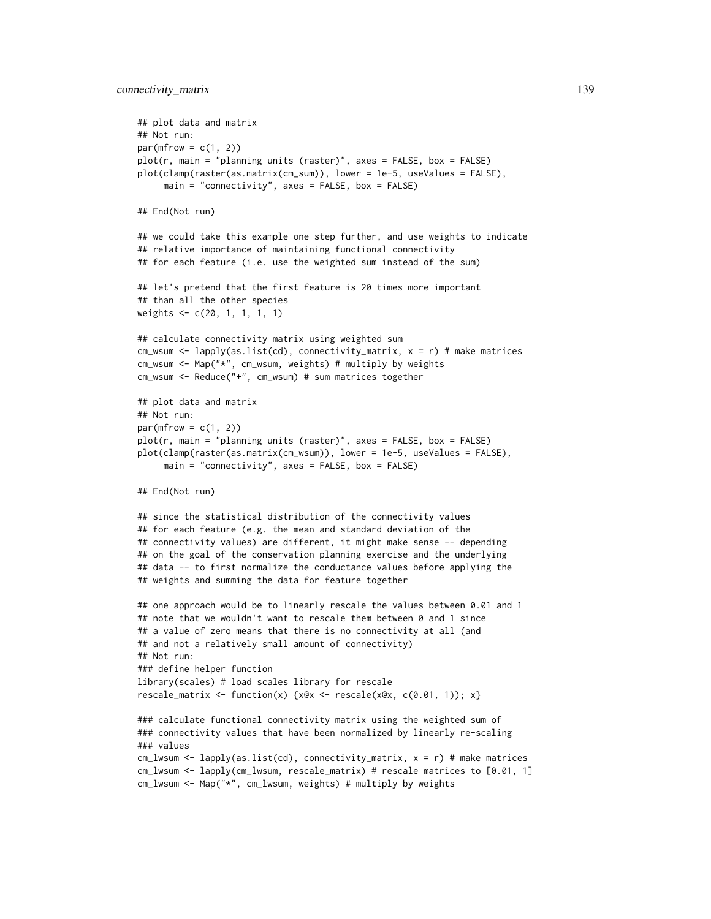```
## plot data and matrix
## Not run:
par(mfrow = c(1, 2))
plot(r, main = "planning units (raster)", axes = FALSE, box = FALSE)
plot(clamp(raster(as.matrix(cm_sum)), lower = 1e-5, useValues = FALSE),
     main = "connectivity", axes = FALSE, box = FALSE)

## End(Not run)

## we could take this example one step further, and use weights to indicate
## relative importance of maintaining functional connectivity
## for each feature (i.e. use the weighted sum instead of the sum)

## let's pretend that the first feature is 20 times more important
## than all the other species
weights <- c(20, 1, 1, 1, 1)

## calculate connectivity matrix using weighted sum
cm_wsum <- lapply(as.list(cd), connectivity_matrix, x = r) # make matrices
cm_wsum <- Map("*", cm_wsum, weights) # multiply by weights
cm_wsum <- Reduce("+", cm_wsum) # sum matrices together

## plot data and matrix
## Not run:
par(mfrow = c(1, 2))
plot(r, main = "planning units (raster)", axes = FALSE, box = FALSE)
plot(clamp(raster(as.matrix(cm_wsum)), lower = 1e-5, useValues = FALSE),
     main = "connectivity", axes = FALSE, box = FALSE)

## End(Not run)

## since the statistical distribution of the connectivity values
## for each feature (e.g. the mean and standard deviation of the
## connectivity values) are different, it might make sense -- depending
## on the goal of the conservation planning exercise and the underlying
## data -- to first normalize the conductance values before applying the
## weights and summing the data for feature together

## one approach would be to linearly rescale the values between 0.01 and 1
## note that we wouldn't want to rescale them between 0 and 1 since
## a value of zero means that there is no connectivity at all (and
## and not a relatively small amount of connectivity)
## Not run:
### define helper function
library(scales) # load scales library for rescale
rescale_matrix <- function(x) {x@x <- rescale(x@x, c(0.01, 1)); x}

### calculate functional connectivity matrix using the weighted sum of
### connectivity values that have been normalized by linearly re-scaling
### values
cm_lwsum <- lapply(as.list(cd), connectivity_matrix, x = r) # make matrices
cm_lwsum <- lapply(cm_lwsum, rescale_matrix) # rescale matrices to [0.01, 1]
cm_lwsum <- Map("*", cm_lwsum, weights) # multiply by weights
```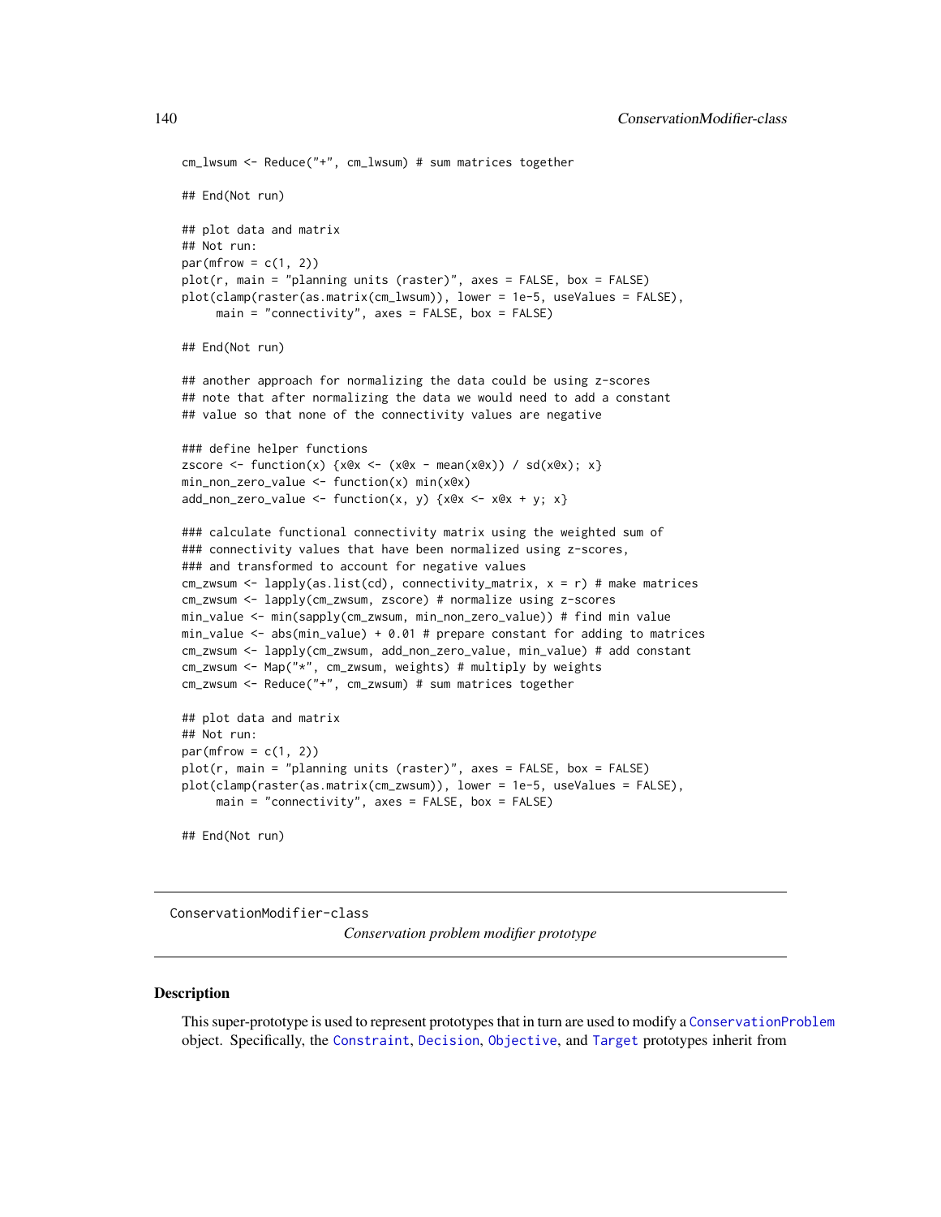```
cm_lwsum <- Reduce("+", cm_lwsum) # sum matrices together

## End(Not run)

## plot data and matrix
## Not run:
par(mfrow = c(1, 2))
plot(r, main = "planning units (raster)", axes = FALSE, box = FALSE)
plot(clamp(raster(as.matrix(cm_lwsum)), lower = 1e-5, useValues = FALSE),
     main = "connectivity", axes = FALSE, box = FALSE)

## End(Not run)

## another approach for normalizing the data could be using z-scores
## note that after normalizing the data we would need to add a constant
## value so that none of the connectivity values are negative

### define helper functions
zscore <- function(x) {x@x <- (x@x - mean(x@x)) / sd(x@x); x}
min_non_zero_value <- function(x) min(x@x)
add_non_zero_value <- function(x, y) {x@x <- x@x + y; x}

### calculate functional connectivity matrix using the weighted sum of
### connectivity values that have been normalized using z-scores,
### and transformed to account for negative values
cm_zwsum <- lapply(as.list(cd), connectivity_matrix, x = r) # make matrices
cm_zwsum <- lapply(cm_zwsum, zscore) # normalize using z-scores
min_value <- min(sapply(cm_zwsum, min_non_zero_value)) # find min value
min_value <- abs(min_value) + 0.01 # prepare constant for adding to matrices
cm_zwsum <- lapply(cm_zwsum, add_non_zero_value, min_value) # add constant
cm_zwsum <- Map("*", cm_zwsum, weights) # multiply by weights
cm_zwsum <- Reduce("+", cm_zwsum) # sum matrices together

## plot data and matrix
## Not run:
par(mfrow = c(1, 2))
plot(r, main = "planning units (raster)", axes = FALSE, box = FALSE)
plot(clamp(raster(as.matrix(cm_zwsum)), lower = 1e-5, useValues = FALSE),
     main = "connectivity", axes = FALSE, box = FALSE)

## End(Not run)
```

---

ConservationModifier-class *Conservation problem modifier prototype*

---

## Description

This super-prototype is used to represent prototypes that in turn are used to modify a ConservationProblem object. Specifically, the Constraint, Decision, Objective, and Target prototypes inherit from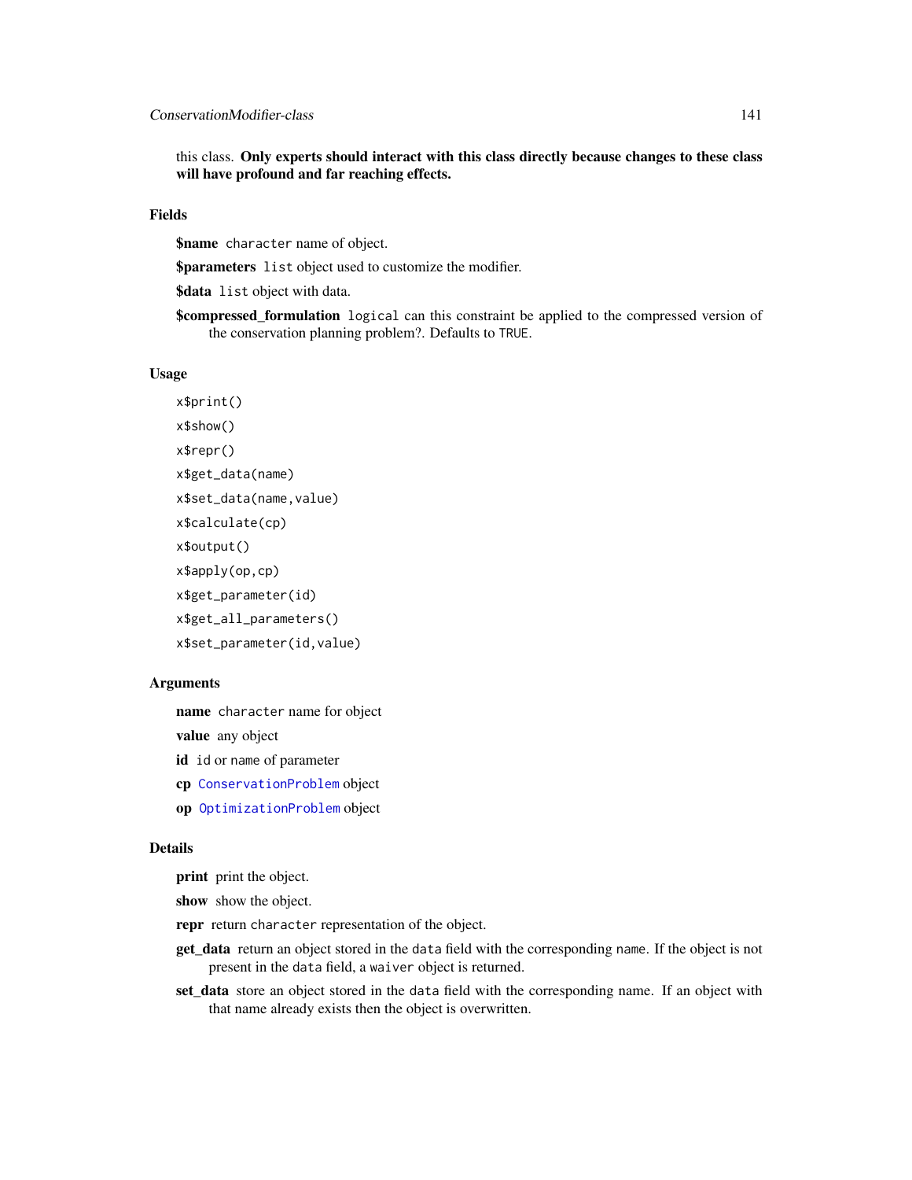this class. **Only experts should interact with this class directly because changes to these class will have profound and far reaching effects.**

## Fields

**$name** `character` name of object.

**$parameters** `list` object used to customize the modifier.

**$data** `list` object with data.

**$compressed_formulation** `logical` can this constraint be applied to the compressed version of the conservation planning problem?. Defaults to `TRUE`.

## Usage

```
x$print()
x$show()
x$repr()
x$get_data(name)
x$set_data(name,value)
x$calculate(cp)
x$output()
x$apply(op,cp)
x$get_parameter(id)
x$get_all_parameters()
x$set_parameter(id,value)
```

## Arguments

**name** `character` name for object

**value** any object

**id** `id` or `name` of parameter

**cp** `ConservationProblem` object

**op** `OptimizationProblem` object

## Details

**print** print the object.

**show** show the object.

**repr** return `character` representation of the object.

**get_data** return an object stored in the `data` field with the corresponding `name`. If the object is not present in the `data` field, a `waiver` object is returned.

**set_data** store an object stored in the `data` field with the corresponding name. If an object with that name already exists then the object is overwritten.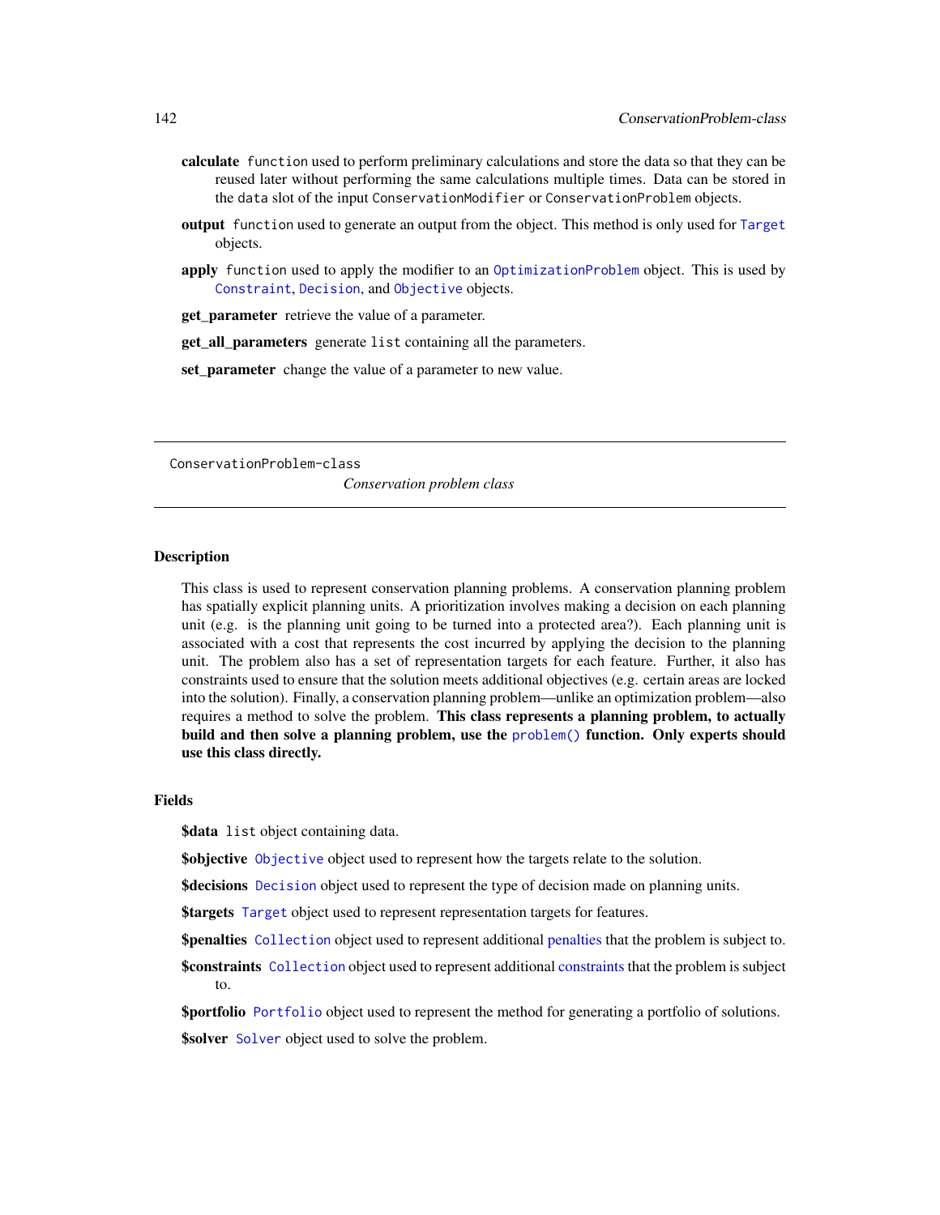**calculate** function used to perform preliminary calculations and store the data so that they can be reused later without performing the same calculations multiple times. Data can be stored in the data slot of the input ConservationModifier or ConservationProblem objects.

**output** function used to generate an output from the object. This method is only used for Target objects.

**apply** function used to apply the modifier to an OptimizationProblem object. This is used by Constraint, Decision, and Objective objects.

**get_parameter** retrieve the value of a parameter.

**get_all_parameters** generate list containing all the parameters.

**set_parameter** change the value of a parameter to new value.

# ConservationProblem-class

*Conservation problem class*

## Description

This class is used to represent conservation planning problems. A conservation planning problem has spatially explicit planning units. A prioritization involves making a decision on each planning unit (e.g. is the planning unit going to be turned into a protected area?). Each planning unit is associated with a cost that represents the cost incurred by applying the decision to the planning unit. The problem also has a set of representation targets for each feature. Further, it also has constraints used to ensure that the solution meets additional objectives (e.g. certain areas are locked into the solution). Finally, a conservation planning problem—unlike an optimization problem—also requires a method to solve the problem. **This class represents a planning problem, to actually build and then solve a planning problem, use the problem() function. Only experts should use this class directly.**

## Fields

**$data** list object containing data.

**$objective** Objective object used to represent how the targets relate to the solution.

**$decisions** Decision object used to represent the type of decision made on planning units.

**$targets** Target object used to represent representation targets for features.

**$penalties** Collection object used to represent additional penalties that the problem is subject to.

**$constraints** Collection object used to represent additional constraints that the problem is subject to.

**$portfolio** Portfolio object used to represent the method for generating a portfolio of solutions.

**$solver** Solver object used to solve the problem.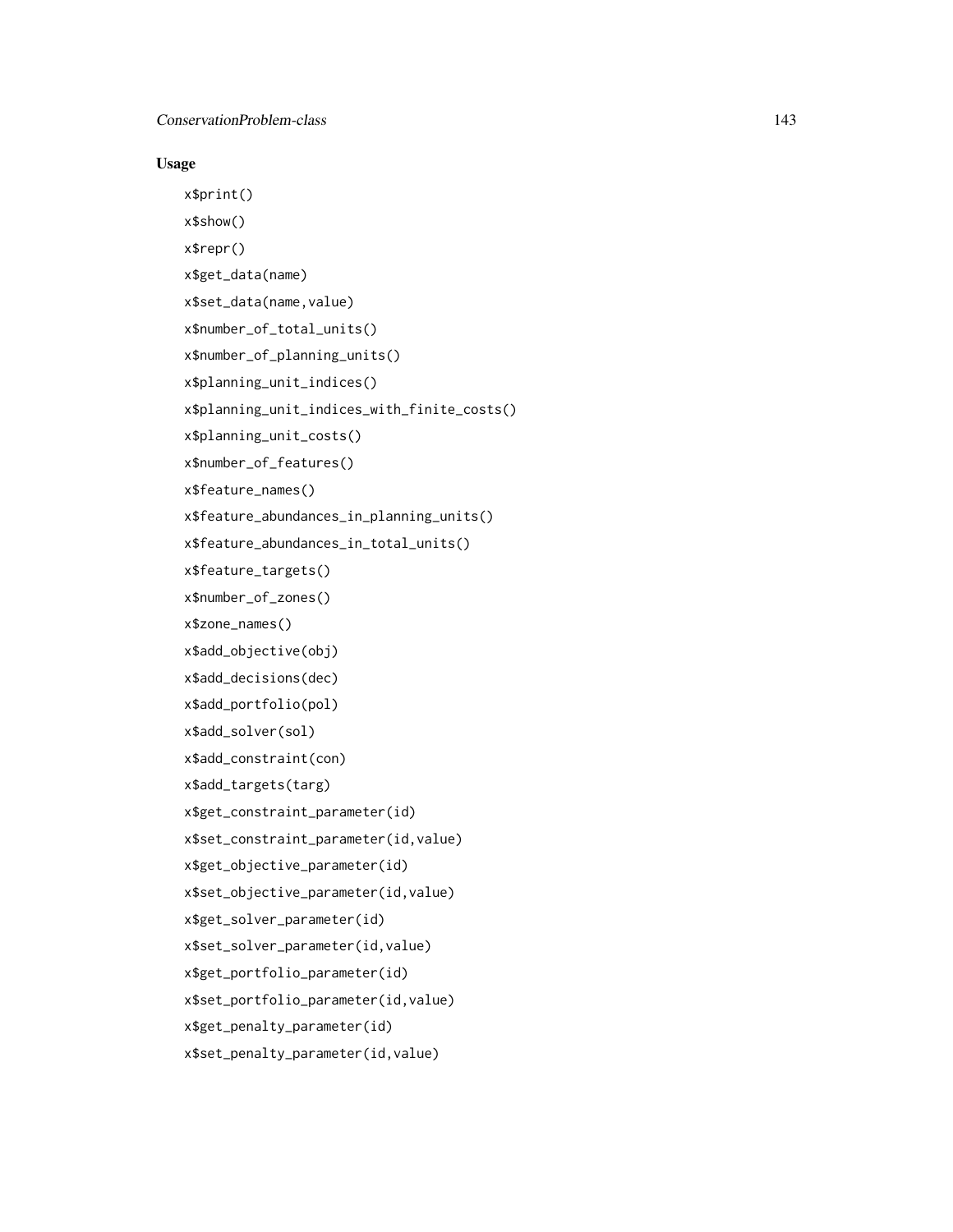## Usage

```
x$print()
x$show()
x$repr()
x$get_data(name)
x$set_data(name,value)
x$number_of_total_units()
x$number_of_planning_units()
x$planning_unit_indices()
x$planning_unit_indices_with_finite_costs()
x$planning_unit_costs()
x$number_of_features()
x$feature_names()
x$feature_abundances_in_planning_units()
x$feature_abundances_in_total_units()
x$feature_targets()
x$number_of_zones()
x$zone_names()
x$add_objective(obj)
x$add_decisions(dec)
x$add_portfolio(pol)
x$add_solver(sol)
x$add_constraint(con)
x$add_targets(targ)
x$get_constraint_parameter(id)
x$set_constraint_parameter(id,value)
x$get_objective_parameter(id)
x$set_objective_parameter(id,value)
x$get_solver_parameter(id)
x$set_solver_parameter(id,value)
x$get_portfolio_parameter(id)
x$set_portfolio_parameter(id,value)
x$get_penalty_parameter(id)
x$set_penalty_parameter(id,value)
```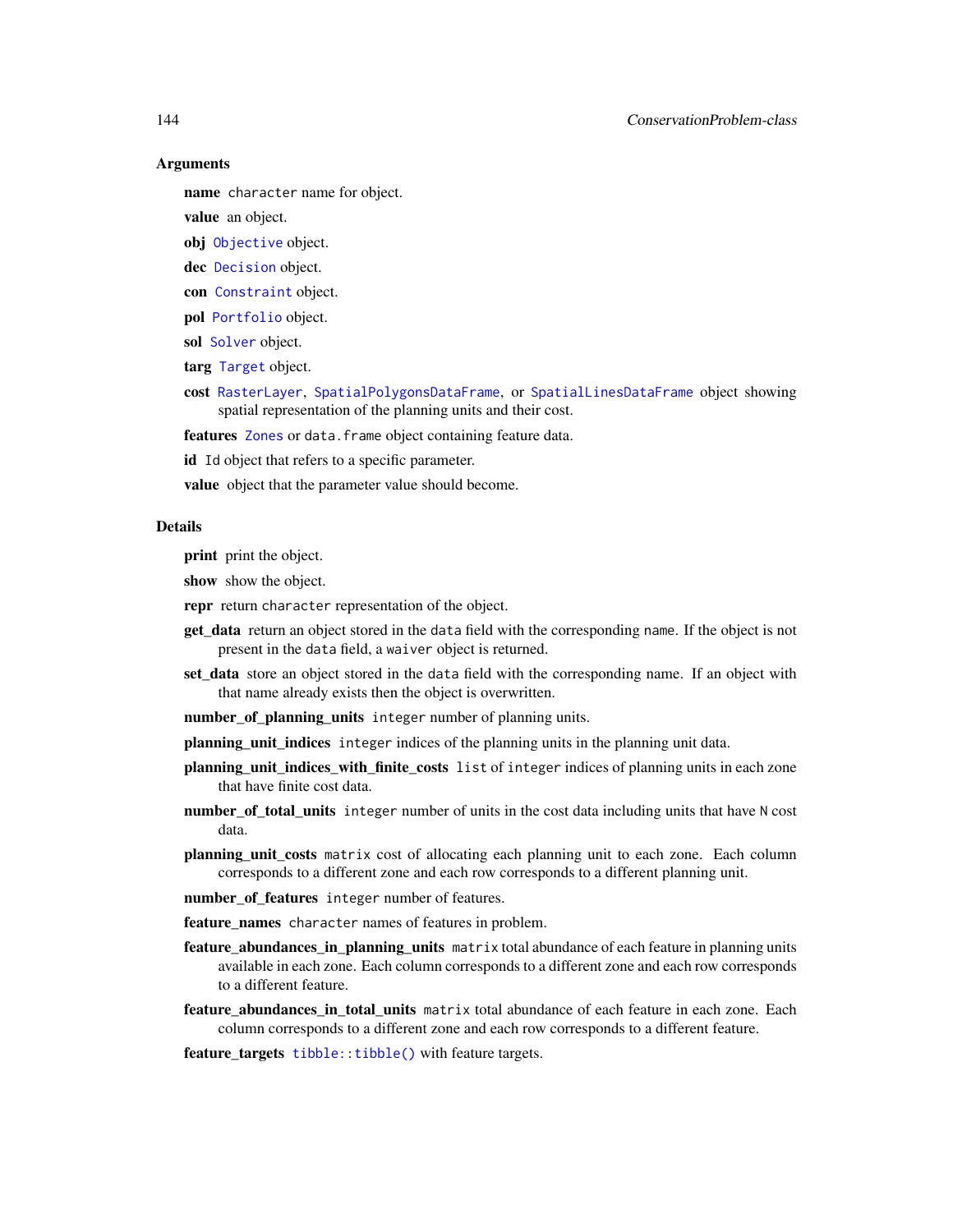## Arguments

**name** `character` name for object.

**value** an object.

**obj** `Objective` object.

**dec** `Decision` object.

**con** `Constraint` object.

**pol** `Portfolio` object.

**sol** `Solver` object.

**targ** `Target` object.

**cost** `RasterLayer`, `SpatialPolygonsDataFrame`, or `SpatialLinesDataFrame` object showing spatial representation of the planning units and their cost.

**features** `Zones` or `data.frame` object containing feature data.

**id** `Id` object that refers to a specific parameter.

**value** object that the parameter value should become.

## Details

**print** print the object.

**show** show the object.

**repr** return `character` representation of the object.

**get_data** return an object stored in the `data` field with the corresponding `name`. If the object is not present in the `data` field, a `waiver` object is returned.

**set_data** store an object stored in the `data` field with the corresponding name. If an object with that name already exists then the object is overwritten.

**number_of_planning_units** `integer` number of planning units.

**planning_unit_indices** `integer` indices of the planning units in the planning unit data.

**planning_unit_indices_with_finite_costs** `list` of `integer` indices of planning units in each zone that have finite cost data.

**number_of_total_units** `integer` number of units in the cost data including units that have `N` cost data.

**planning_unit_costs** `matrix` cost of allocating each planning unit to each zone. Each column corresponds to a different zone and each row corresponds to a different planning unit.

**number_of_features** `integer` number of features.

**feature_names** `character` names of features in problem.

**feature_abundances_in_planning_units** `matrix` total abundance of each feature in planning units available in each zone. Each column corresponds to a different zone and each row corresponds to a different feature.

**feature_abundances_in_total_units** `matrix` total abundance of each feature in each zone. Each column corresponds to a different zone and each row corresponds to a different feature.

**feature_targets** `tibble::tibble()` with feature targets.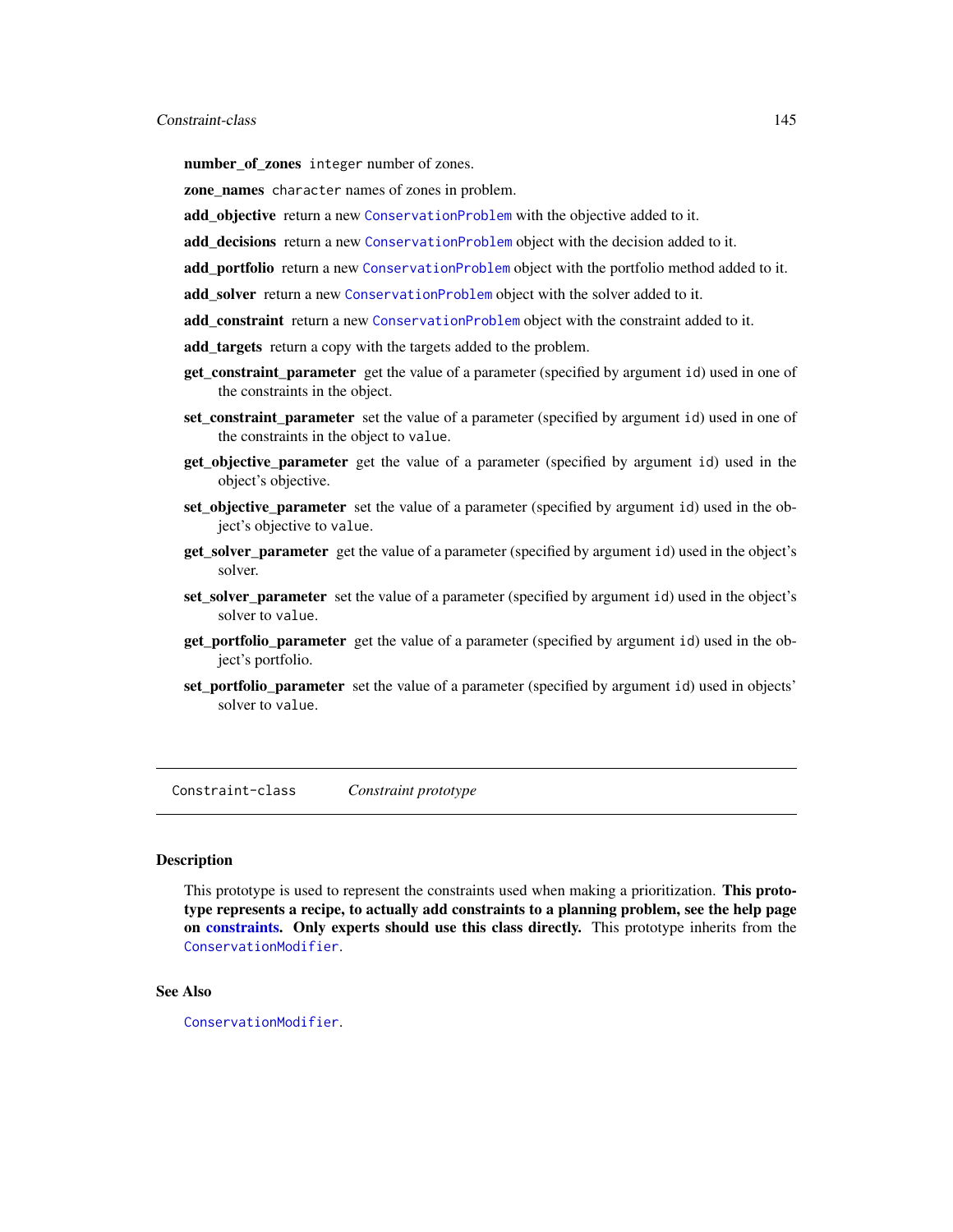**number_of_zones** `integer` number of zones.

**zone_names** `character` names of zones in problem.

**add_objective** return a new `ConservationProblem` with the objective added to it.

**add_decisions** return a new `ConservationProblem` object with the decision added to it.

**add_portfolio** return a new `ConservationProblem` object with the portfolio method added to it.

**add_solver** return a new `ConservationProblem` object with the solver added to it.

**add_constraint** return a new `ConservationProblem` object with the constraint added to it.

**add_targets** return a copy with the targets added to the problem.

**get_constraint_parameter** get the value of a parameter (specified by argument `id`) used in one of the constraints in the object.

**set_constraint_parameter** set the value of a parameter (specified by argument `id`) used in one of the constraints in the object to `value`.

**get_objective_parameter** get the value of a parameter (specified by argument `id`) used in the object's objective.

**set_objective_parameter** set the value of a parameter (specified by argument `id`) used in the object's objective to `value`.

**get_solver_parameter** get the value of a parameter (specified by argument `id`) used in the object's solver.

**set_solver_parameter** set the value of a parameter (specified by argument `id`) used in the object's solver to `value`.

**get_portfolio_parameter** get the value of a parameter (specified by argument `id`) used in the object's portfolio.

**set_portfolio_parameter** set the value of a parameter (specified by argument `id`) used in objects' solver to `value`.

---

`Constraint-class` *Constraint prototype*

---

## Description

This prototype is used to represent the constraints used when making a prioritization. **This prototype represents a recipe, to actually add constraints to a planning problem, see the help page on constraints. Only experts should use this class directly.** This prototype inherits from the `ConservationModifier`.

## See Also

`ConservationModifier`.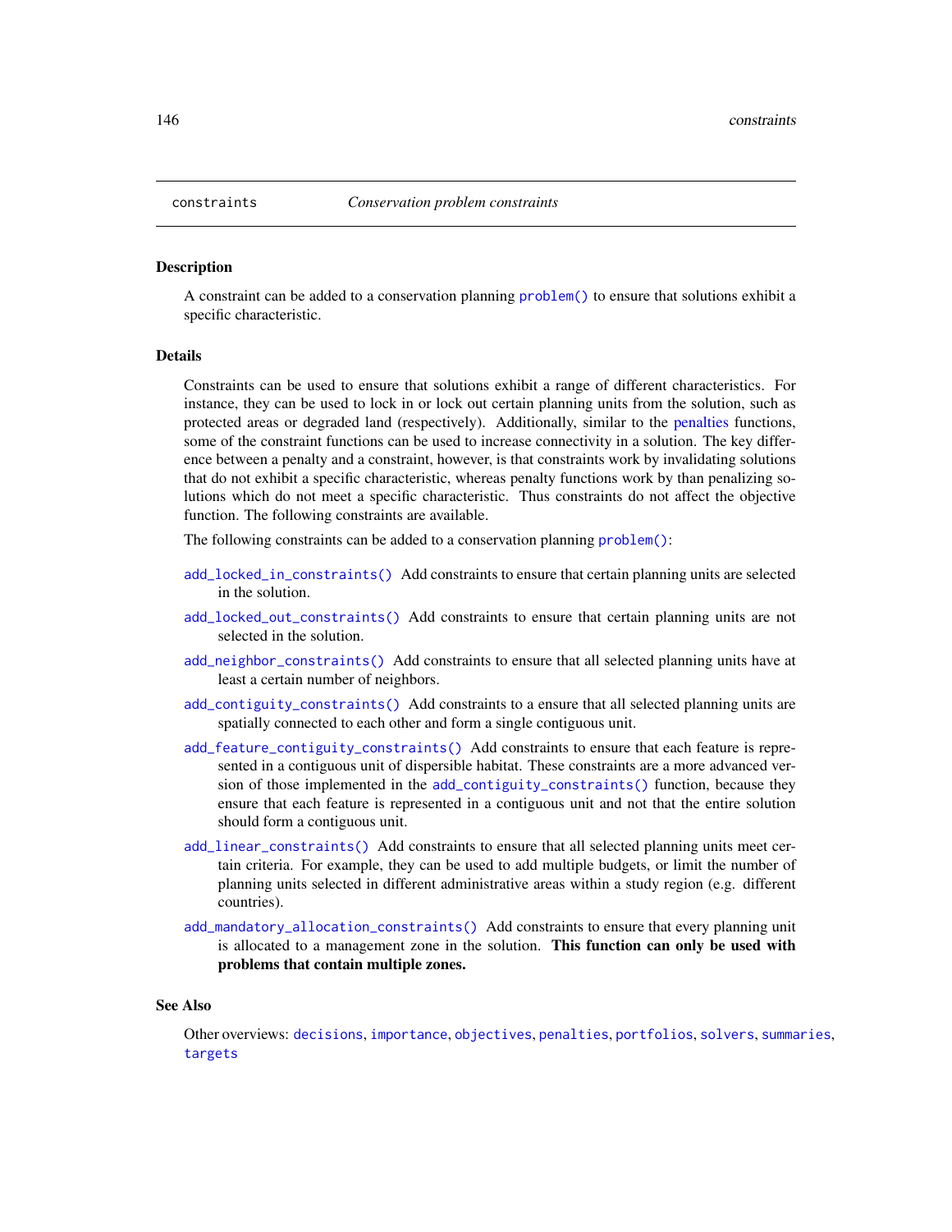# constraints — *Conservation problem constraints*

## Description

A constraint can be added to a conservation planning problem() to ensure that solutions exhibit a specific characteristic.

## Details

Constraints can be used to ensure that solutions exhibit a range of different characteristics. For instance, they can be used to lock in or lock out certain planning units from the solution, such as protected areas or degraded land (respectively). Additionally, similar to the penalties functions, some of the constraint functions can be used to increase connectivity in a solution. The key difference between a penalty and a constraint, however, is that constraints work by invalidating solutions that do not exhibit a specific characteristic, whereas penalty functions work by than penalizing solutions which do not meet a specific characteristic. Thus constraints do not affect the objective function. The following constraints are available.

The following constraints can be added to a conservation planning problem():

- `add_locked_in_constraints()` Add constraints to ensure that certain planning units are selected in the solution.
- `add_locked_out_constraints()` Add constraints to ensure that certain planning units are not selected in the solution.
- `add_neighbor_constraints()` Add constraints to ensure that all selected planning units have at least a certain number of neighbors.
- `add_contiguity_constraints()` Add constraints to a ensure that all selected planning units are spatially connected to each other and form a single contiguous unit.
- `add_feature_contiguity_constraints()` Add constraints to ensure that each feature is represented in a contiguous unit of dispersible habitat. These constraints are a more advanced version of those implemented in the `add_contiguity_constraints()` function, because they ensure that each feature is represented in a contiguous unit and not that the entire solution should form a contiguous unit.
- `add_linear_constraints()` Add constraints to ensure that all selected planning units meet certain criteria. For example, they can be used to add multiple budgets, or limit the number of planning units selected in different administrative areas within a study region (e.g. different countries).
- `add_mandatory_allocation_constraints()` Add constraints to ensure that every planning unit is allocated to a management zone in the solution. **This function can only be used with problems that contain multiple zones.**

## See Also

Other overviews: `decisions`, `importance`, `objectives`, `penalties`, `portfolios`, `solvers`, `summaries`, `targets`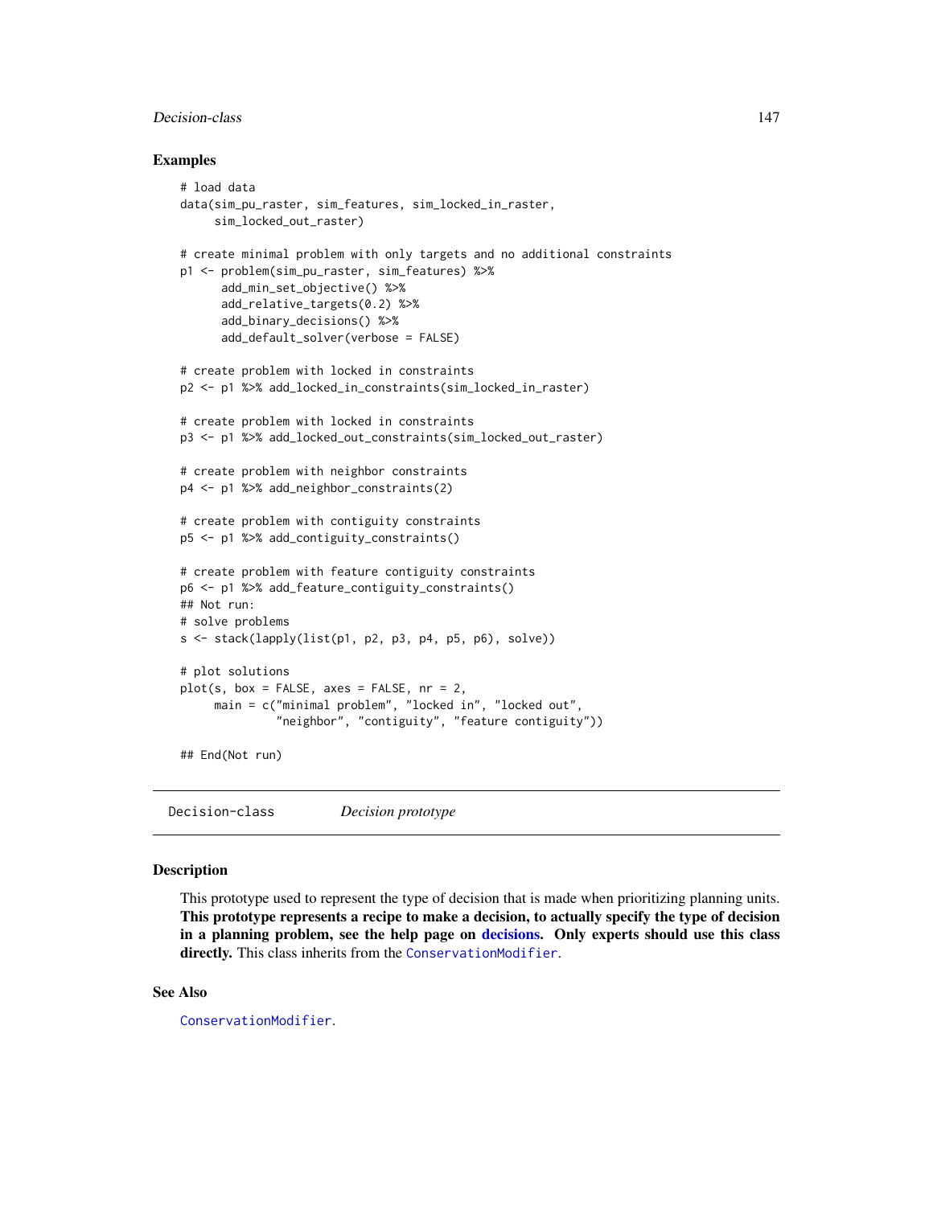## Examples

```
# load data
data(sim_pu_raster, sim_features, sim_locked_in_raster,
     sim_locked_out_raster)

# create minimal problem with only targets and no additional constraints
p1 <- problem(sim_pu_raster, sim_features) %>%
      add_min_set_objective() %>%
      add_relative_targets(0.2) %>%
      add_binary_decisions() %>%
      add_default_solver(verbose = FALSE)

# create problem with locked in constraints
p2 <- p1 %>% add_locked_in_constraints(sim_locked_in_raster)

# create problem with locked in constraints
p3 <- p1 %>% add_locked_out_constraints(sim_locked_out_raster)

# create problem with neighbor constraints
p4 <- p1 %>% add_neighbor_constraints(2)

# create problem with contiguity constraints
p5 <- p1 %>% add_contiguity_constraints()

# create problem with feature contiguity constraints
p6 <- p1 %>% add_feature_contiguity_constraints()
## Not run:
# solve problems
s <- stack(lapply(list(p1, p2, p3, p4, p5, p6), solve))

# plot solutions
plot(s, box = FALSE, axes = FALSE, nr = 2,
     main = c("minimal problem", "locked in", "locked out",
              "neighbor", "contiguity", "feature contiguity"))

## End(Not run)
```

---

# Decision-class *Decision prototype*

## Description

This prototype used to represent the type of decision that is made when prioritizing planning units. **This prototype represents a recipe to make a decision, to actually specify the type of decision in a planning problem, see the help page on decisions. Only experts should use this class directly.** This class inherits from the `ConservationModifier`.

## See Also

`ConservationModifier`.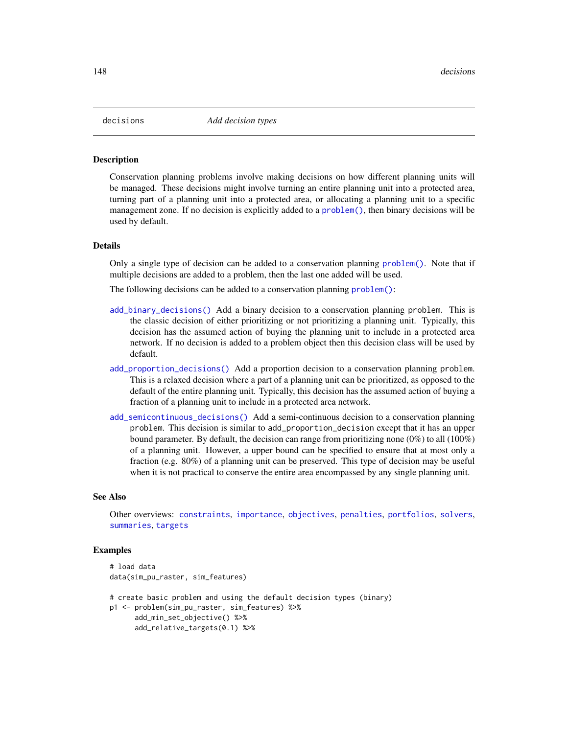decisions *Add decision types*

## Description

Conservation planning problems involve making decisions on how different planning units will be managed. These decisions might involve turning an entire planning unit into a protected area, turning part of a planning unit into a protected area, or allocating a planning unit to a specific management zone. If no decision is explicitly added to a problem(), then binary decisions will be used by default.

## Details

Only a single type of decision can be added to a conservation planning problem(). Note that if multiple decisions are added to a problem, then the last one added will be used.

The following decisions can be added to a conservation planning problem():

add_binary_decisions() Add a binary decision to a conservation planning problem. This is the classic decision of either prioritizing or not prioritizing a planning unit. Typically, this decision has the assumed action of buying the planning unit to include in a protected area network. If no decision is added to a problem object then this decision class will be used by default.

add_proportion_decisions() Add a proportion decision to a conservation planning problem. This is a relaxed decision where a part of a planning unit can be prioritized, as opposed to the default of the entire planning unit. Typically, this decision has the assumed action of buying a fraction of a planning unit to include in a protected area network.

add_semicontinuous_decisions() Add a semi-continuous decision to a conservation planning problem. This decision is similar to add_proportion_decision except that it has an upper bound parameter. By default, the decision can range from prioritizing none (0%) to all (100%) of a planning unit. However, a upper bound can be specified to ensure that at most only a fraction (e.g. 80%) of a planning unit can be preserved. This type of decision may be useful when it is not practical to conserve the entire area encompassed by any single planning unit.

## See Also

Other overviews: constraints, importance, objectives, penalties, portfolios, solvers, summaries, targets

## Examples

```
# load data
data(sim_pu_raster, sim_features)

# create basic problem and using the default decision types (binary)
p1 <- problem(sim_pu_raster, sim_features) %>%
      add_min_set_objective() %>%
      add_relative_targets(0.1) %>%
```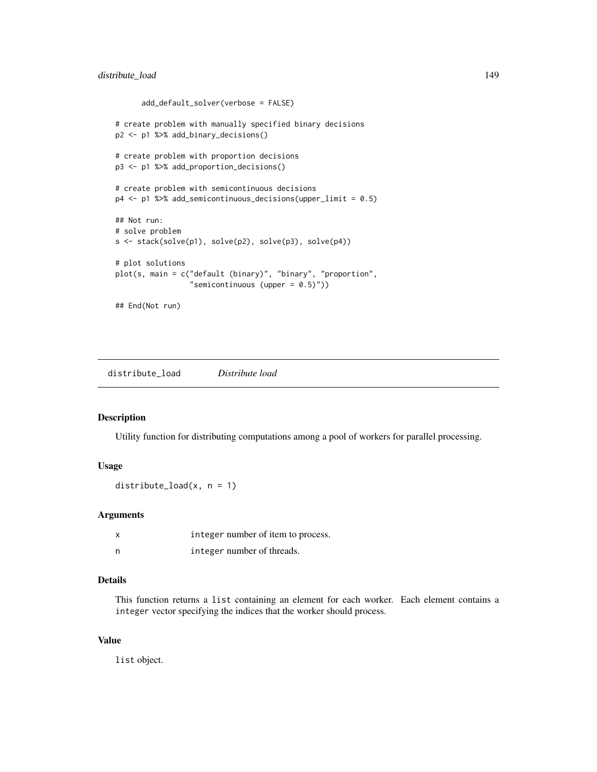```
    add_default_solver(verbose = FALSE)

# create problem with manually specified binary decisions
p2 <- p1 %>% add_binary_decisions()

# create problem with proportion decisions
p3 <- p1 %>% add_proportion_decisions()

# create problem with semicontinuous decisions
p4 <- p1 %>% add_semicontinuous_decisions(upper_limit = 0.5)

## Not run:
# solve problem
s <- stack(solve(p1), solve(p2), solve(p3), solve(p4))

# plot solutions
plot(s, main = c("default (binary)", "binary", "proportion",
                 "semicontinuous (upper = 0.5)"))

## End(Not run)
```

---

## distribute_load *Distribute load*

### Description

Utility function for distributing computations among a pool of workers for parallel processing.

### Usage

```
distribute_load(x, n = 1)
```

### Arguments

| | |
|---|---|
| x | integer number of item to process. |
| n | integer number of threads. |

### Details

This function returns a list containing an element for each worker. Each element contains a integer vector specifying the indices that the worker should process.

### Value

list object.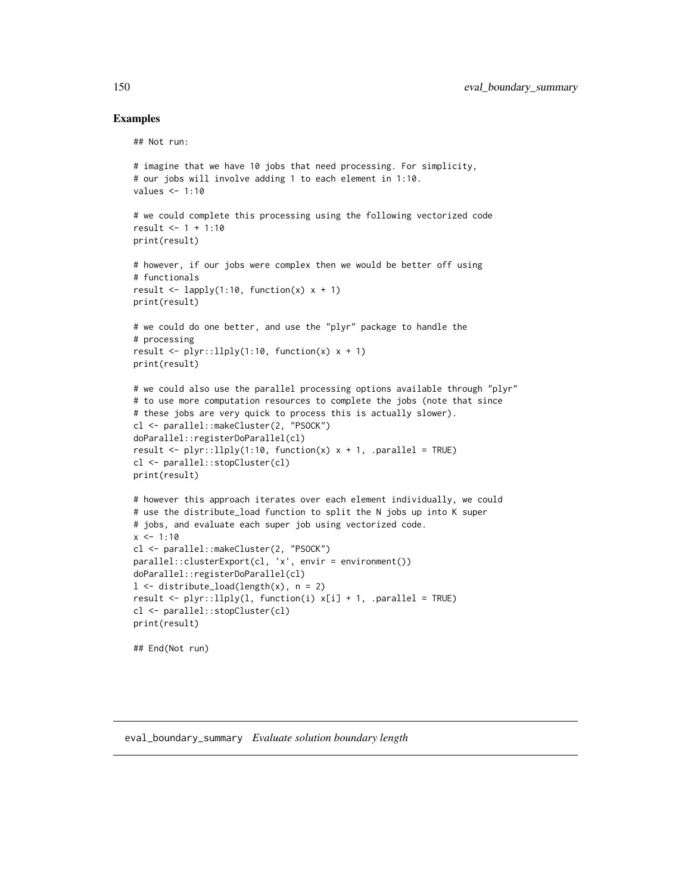## Examples

```
## Not run:

# imagine that we have 10 jobs that need processing. For simplicity,
# our jobs will involve adding 1 to each element in 1:10.
values <- 1:10

# we could complete this processing using the following vectorized code
result <- 1 + 1:10
print(result)

# however, if our jobs were complex then we would be better off using
# functionals
result <- lapply(1:10, function(x) x + 1)
print(result)

# we could do one better, and use the "plyr" package to handle the
# processing
result <- plyr::llply(1:10, function(x) x + 1)
print(result)

# we could also use the parallel processing options available through "plyr"
# to use more computation resources to complete the jobs (note that since
# these jobs are very quick to process this is actually slower).
cl <- parallel::makeCluster(2, "PSOCK")
doParallel::registerDoParallel(cl)
result <- plyr::llply(1:10, function(x) x + 1, .parallel = TRUE)
cl <- parallel::stopCluster(cl)
print(result)

# however this approach iterates over each element individually, we could
# use the distribute_load function to split the N jobs up into K super
# jobs, and evaluate each super job using vectorized code.
x <- 1:10
cl <- parallel::makeCluster(2, "PSOCK")
parallel::clusterExport(cl, 'x', envir = environment())
doParallel::registerDoParallel(cl)
l <- distribute_load(length(x), n = 2)
result <- plyr::llply(l, function(i) x[i] + 1, .parallel = TRUE)
cl <- parallel::stopCluster(cl)
print(result)

## End(Not run)
```

---

# eval_boundary_summary *Evaluate solution boundary length*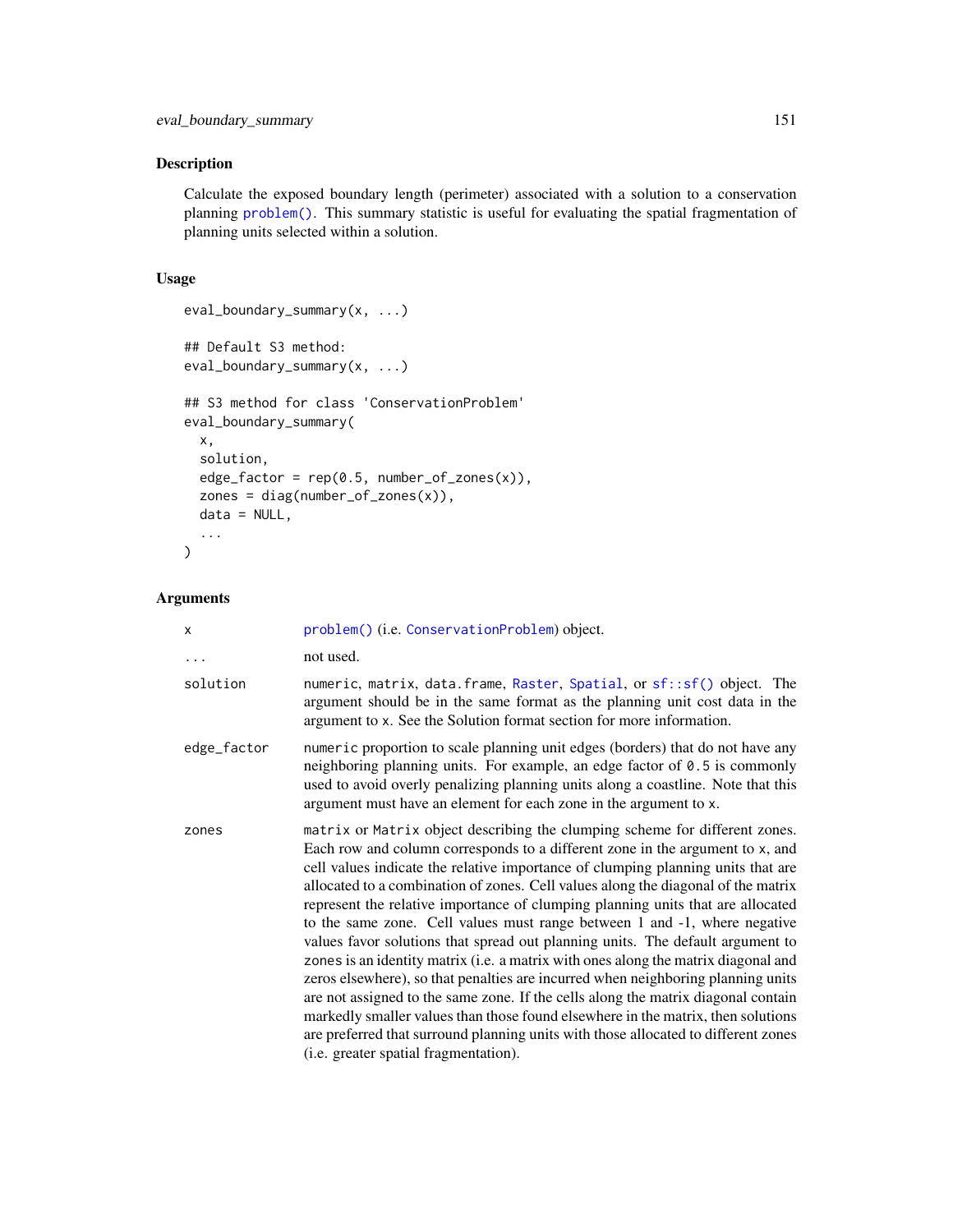## Description

Calculate the exposed boundary length (perimeter) associated with a solution to a conservation planning problem(). This summary statistic is useful for evaluating the spatial fragmentation of planning units selected within a solution.

## Usage

```
eval_boundary_summary(x, ...)

## Default S3 method:
eval_boundary_summary(x, ...)

## S3 method for class 'ConservationProblem'
eval_boundary_summary(
  x,
  solution,
  edge_factor = rep(0.5, number_of_zones(x)),
  zones = diag(number_of_zones(x)),
  data = NULL,
  ...
)
```

## Arguments

| | |
|---|---|
| `x` | problem() (i.e. ConservationProblem) object. |
| `...` | not used. |
| `solution` | numeric, matrix, data.frame, Raster, Spatial, or sf::sf() object. The argument should be in the same format as the planning unit cost data in the argument to x. See the Solution format section for more information. |
| `edge_factor` | numeric proportion to scale planning unit edges (borders) that do not have any neighboring planning units. For example, an edge factor of 0.5 is commonly used to avoid overly penalizing planning units along a coastline. Note that this argument must have an element for each zone in the argument to x. |
| `zones` | matrix or Matrix object describing the clumping scheme for different zones. Each row and column corresponds to a different zone in the argument to x, and cell values indicate the relative importance of clumping planning units that are allocated to a combination of zones. Cell values along the diagonal of the matrix represent the relative importance of clumping planning units that are allocated to the same zone. Cell values must range between 1 and -1, where negative values favor solutions that spread out planning units. The default argument to zones is an identity matrix (i.e. a matrix with ones along the matrix diagonal and zeros elsewhere), so that penalties are incurred when neighboring planning units are not assigned to the same zone. If the cells along the matrix diagonal contain markedly smaller values than those found elsewhere in the matrix, then solutions are preferred that surround planning units with those allocated to different zones (i.e. greater spatial fragmentation). |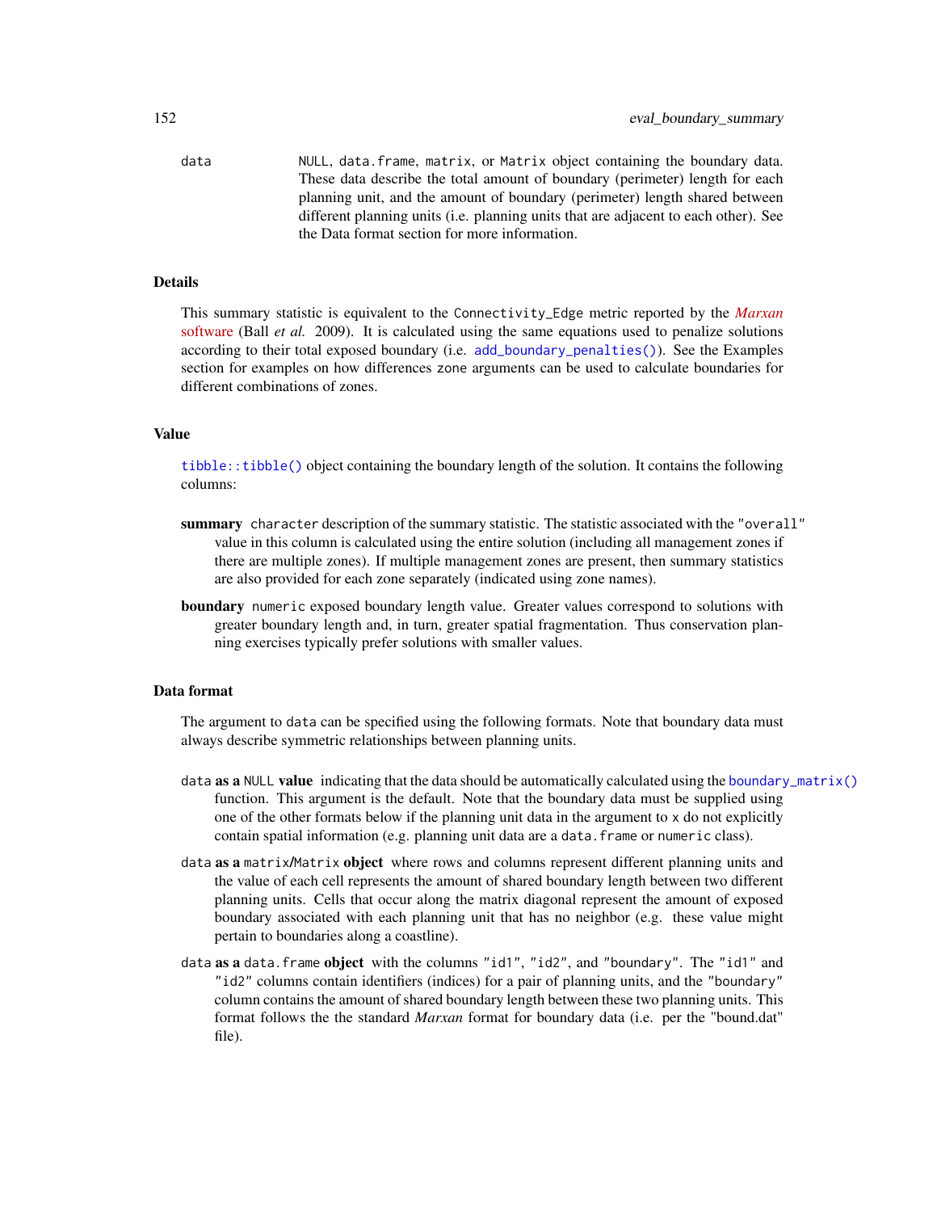data NULL, data.frame, matrix, or Matrix object containing the boundary data. These data describe the total amount of boundary (perimeter) length for each planning unit, and the amount of boundary (perimeter) length shared between different planning units (i.e. planning units that are adjacent to each other). See the Data format section for more information.

## Details

This summary statistic is equivalent to the Connectivity_Edge metric reported by the *Marxan* software (Ball *et al.* 2009). It is calculated using the same equations used to penalize solutions according to their total exposed boundary (i.e. add_boundary_penalties()). See the Examples section for examples on how differences zone arguments can be used to calculate boundaries for different combinations of zones.

## Value

tibble::tibble() object containing the boundary length of the solution. It contains the following columns:

**summary** character description of the summary statistic. The statistic associated with the "overall" value in this column is calculated using the entire solution (including all management zones if there are multiple zones). If multiple management zones are present, then summary statistics are also provided for each zone separately (indicated using zone names).

**boundary** numeric exposed boundary length value. Greater values correspond to solutions with greater boundary length and, in turn, greater spatial fragmentation. Thus conservation planning exercises typically prefer solutions with smaller values.

## Data format

The argument to data can be specified using the following formats. Note that boundary data must always describe symmetric relationships between planning units.

data **as a** NULL **value** indicating that the data should be automatically calculated using the boundary_matrix() function. This argument is the default. Note that the boundary data must be supplied using one of the other formats below if the planning unit data in the argument to x do not explicitly contain spatial information (e.g. planning unit data are a data.frame or numeric class).

data **as a** matrix/Matrix **object** where rows and columns represent different planning units and the value of each cell represents the amount of shared boundary length between two different planning units. Cells that occur along the matrix diagonal represent the amount of exposed boundary associated with each planning unit that has no neighbor (e.g. these value might pertain to boundaries along a coastline).

data **as a** data.frame **object** with the columns "id1", "id2", and "boundary". The "id1" and "id2" columns contain identifiers (indices) for a pair of planning units, and the "boundary" column contains the amount of shared boundary length between these two planning units. This format follows the the standard *Marxan* format for boundary data (i.e. per the "bound.dat" file).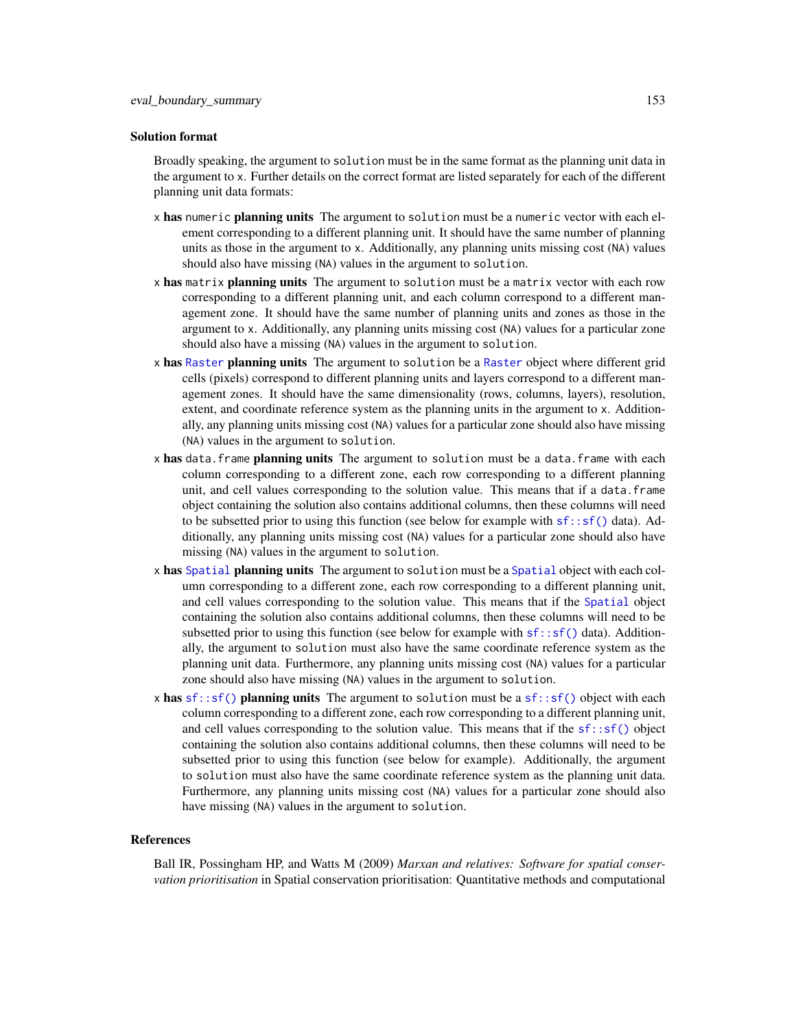### Solution format

Broadly speaking, the argument to `solution` must be in the same format as the planning unit data in the argument to `x`. Further details on the correct format are listed separately for each of the different planning unit data formats:

**x has `numeric` planning units** The argument to `solution` must be a `numeric` vector with each element corresponding to a different planning unit. It should have the same number of planning units as those in the argument to `x`. Additionally, any planning units missing cost (`NA`) values should also have missing (`NA`) values in the argument to `solution`.

**x has `matrix` planning units** The argument to `solution` must be a `matrix` vector with each row corresponding to a different planning unit, and each column correspond to a different management zone. It should have the same number of planning units and zones as those in the argument to `x`. Additionally, any planning units missing cost (`NA`) values for a particular zone should also have a missing (`NA`) values in the argument to `solution`.

**x has `Raster` planning units** The argument to `solution` be a `Raster` object where different grid cells (pixels) correspond to different planning units and layers correspond to a different management zones. It should have the same dimensionality (rows, columns, layers), resolution, extent, and coordinate reference system as the planning units in the argument to `x`. Additionally, any planning units missing cost (`NA`) values for a particular zone should also have missing (`NA`) values in the argument to `solution`.

**x has `data.frame` planning units** The argument to `solution` must be a `data.frame` with each column corresponding to a different zone, each row corresponding to a different planning unit, and cell values corresponding to the solution value. This means that if a `data.frame` object containing the solution also contains additional columns, then these columns will need to be subsetted prior to using this function (see below for example with `sf::sf()` data). Additionally, any planning units missing cost (`NA`) values for a particular zone should also have missing (`NA`) values in the argument to `solution`.

**x has `Spatial` planning units** The argument to `solution` must be a `Spatial` object with each column corresponding to a different zone, each row corresponding to a different planning unit, and cell values corresponding to the solution value. This means that if the `Spatial` object containing the solution also contains additional columns, then these columns will need to be subsetted prior to using this function (see below for example with `sf::sf()` data). Additionally, the argument to `solution` must also have the same coordinate reference system as the planning unit data. Furthermore, any planning units missing cost (`NA`) values for a particular zone should also have missing (`NA`) values in the argument to `solution`.

**x has `sf::sf()` planning units** The argument to `solution` must be a `sf::sf()` object with each column corresponding to a different zone, each row corresponding to a different planning unit, and cell values corresponding to the solution value. This means that if the `sf::sf()` object containing the solution also contains additional columns, then these columns will need to be subsetted prior to using this function (see below for example). Additionally, the argument to `solution` must also have the same coordinate reference system as the planning unit data. Furthermore, any planning units missing cost (`NA`) values for a particular zone should also have missing (`NA`) values in the argument to `solution`.

### References

Ball IR, Possingham HP, and Watts M (2009) *Marxan and relatives: Software for spatial conservation prioritisation* in Spatial conservation prioritisation: Quantitative methods and computational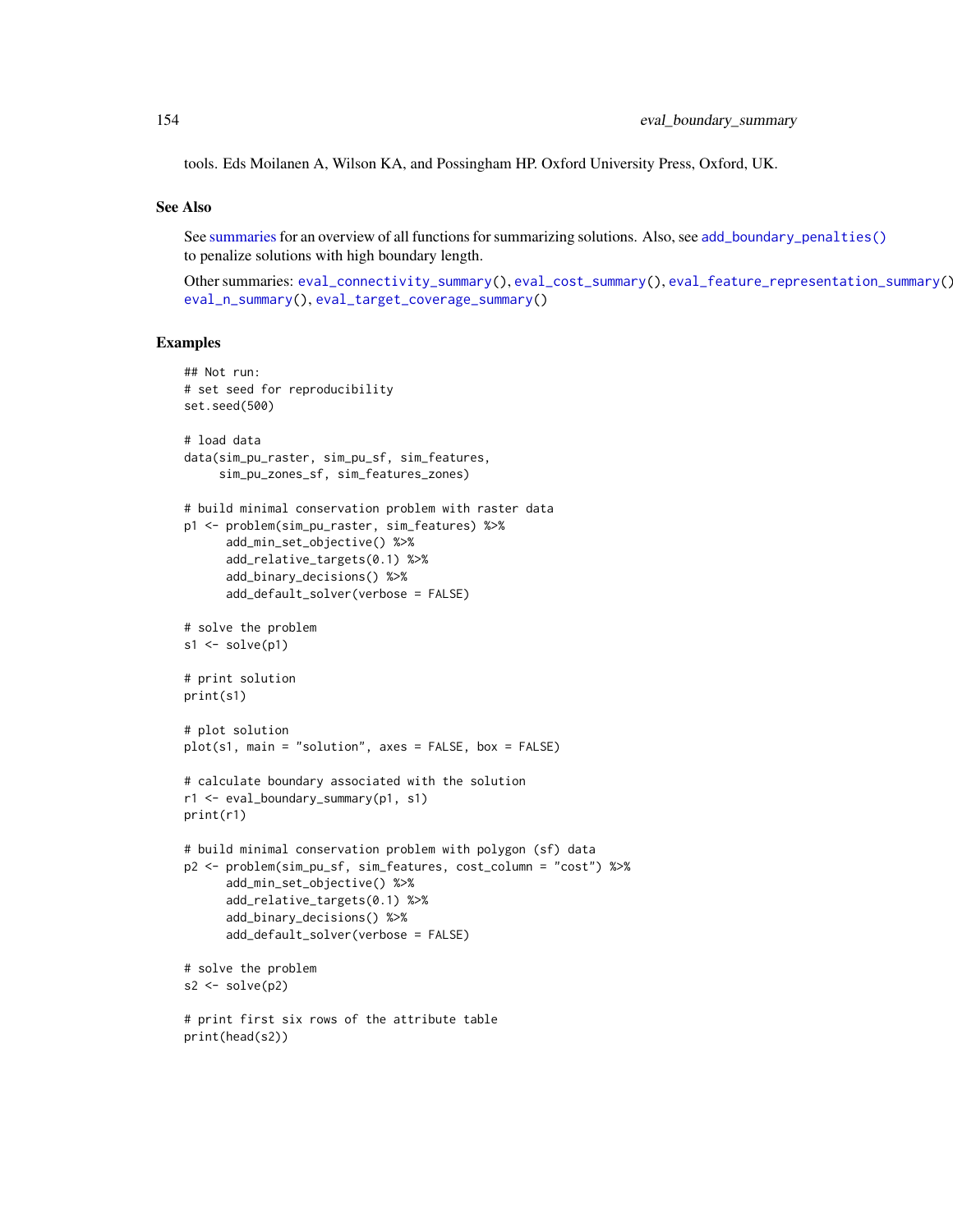tools. Eds Moilanen A, Wilson KA, and Possingham HP. Oxford University Press, Oxford, UK.

## See Also

See summaries for an overview of all functions for summarizing solutions. Also, see `add_boundary_penalties()` to penalize solutions with high boundary length.

Other summaries: `eval_connectivity_summary()`, `eval_cost_summary()`, `eval_feature_representation_summary()`, `eval_n_summary()`, `eval_target_coverage_summary()`

## Examples

```
## Not run:
# set seed for reproducibility
set.seed(500)

# load data
data(sim_pu_raster, sim_pu_sf, sim_features,
     sim_pu_zones_sf, sim_features_zones)

# build minimal conservation problem with raster data
p1 <- problem(sim_pu_raster, sim_features) %>%
      add_min_set_objective() %>%
      add_relative_targets(0.1) %>%
      add_binary_decisions() %>%
      add_default_solver(verbose = FALSE)

# solve the problem
s1 <- solve(p1)

# print solution
print(s1)

# plot solution
plot(s1, main = "solution", axes = FALSE, box = FALSE)

# calculate boundary associated with the solution
r1 <- eval_boundary_summary(p1, s1)
print(r1)

# build minimal conservation problem with polygon (sf) data
p2 <- problem(sim_pu_sf, sim_features, cost_column = "cost") %>%
      add_min_set_objective() %>%
      add_relative_targets(0.1) %>%
      add_binary_decisions() %>%
      add_default_solver(verbose = FALSE)

# solve the problem
s2 <- solve(p2)

# print first six rows of the attribute table
print(head(s2))
```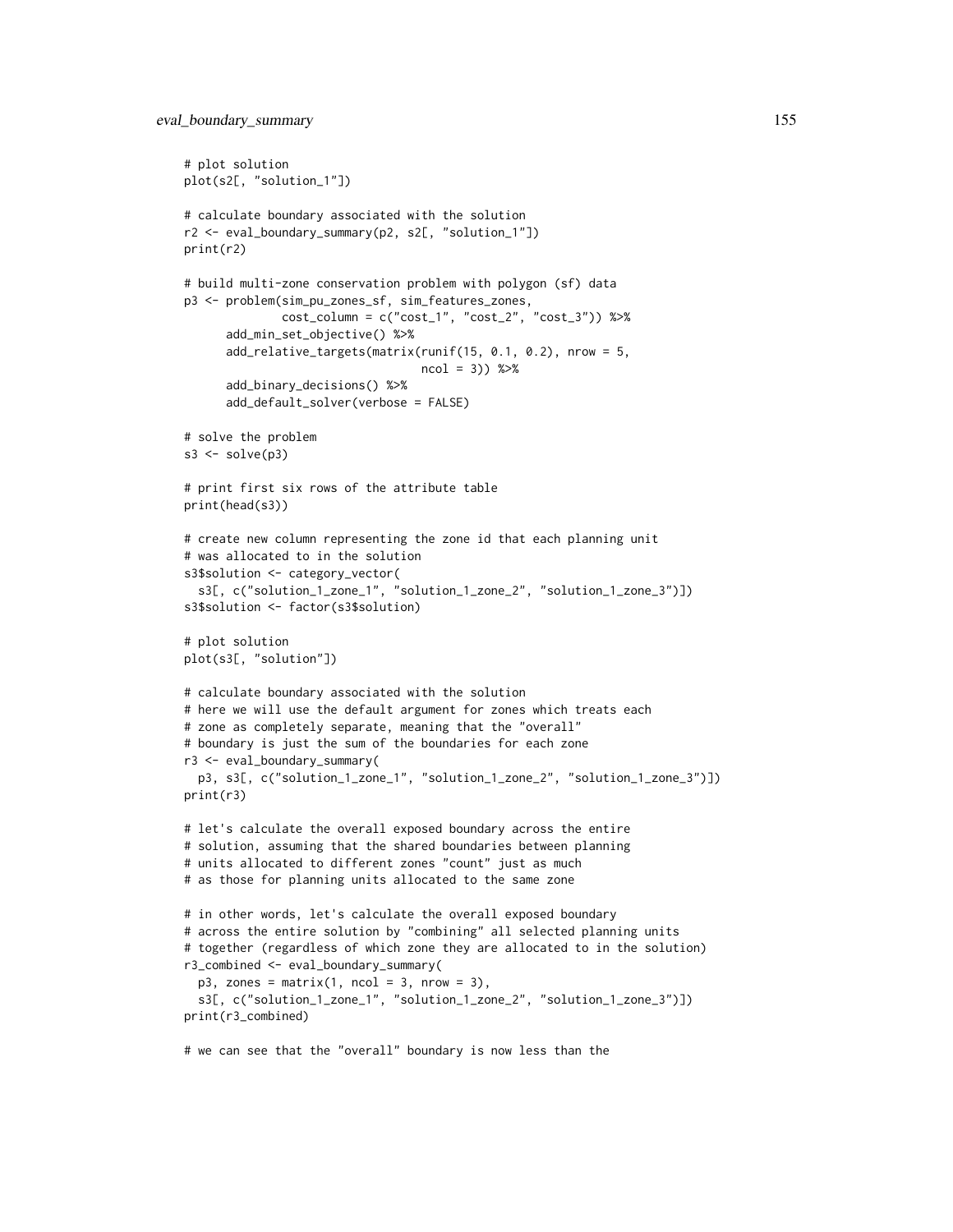```
# plot solution
plot(s2[, "solution_1"])

# calculate boundary associated with the solution
r2 <- eval_boundary_summary(p2, s2[, "solution_1"])
print(r2)

# build multi-zone conservation problem with polygon (sf) data
p3 <- problem(sim_pu_zones_sf, sim_features_zones,
              cost_column = c("cost_1", "cost_2", "cost_3")) %>%
      add_min_set_objective() %>%
      add_relative_targets(matrix(runif(15, 0.1, 0.2), nrow = 5,
                                  ncol = 3)) %>%
      add_binary_decisions() %>%
      add_default_solver(verbose = FALSE)

# solve the problem
s3 <- solve(p3)

# print first six rows of the attribute table
print(head(s3))

# create new column representing the zone id that each planning unit
# was allocated to in the solution
s3$solution <- category_vector(
  s3[, c("solution_1_zone_1", "solution_1_zone_2", "solution_1_zone_3")])
s3$solution <- factor(s3$solution)

# plot solution
plot(s3[, "solution"])

# calculate boundary associated with the solution
# here we will use the default argument for zones which treats each
# zone as completely separate, meaning that the "overall"
# boundary is just the sum of the boundaries for each zone
r3 <- eval_boundary_summary(
  p3, s3[, c("solution_1_zone_1", "solution_1_zone_2", "solution_1_zone_3")])
print(r3)

# let's calculate the overall exposed boundary across the entire
# solution, assuming that the shared boundaries between planning
# units allocated to different zones "count" just as much
# as those for planning units allocated to the same zone

# in other words, let's calculate the overall exposed boundary
# across the entire solution by "combining" all selected planning units
# together (regardless of which zone they are allocated to in the solution)
r3_combined <- eval_boundary_summary(
  p3, zones = matrix(1, ncol = 3, nrow = 3),
  s3[, c("solution_1_zone_1", "solution_1_zone_2", "solution_1_zone_3")])
print(r3_combined)

# we can see that the "overall" boundary is now less than the
```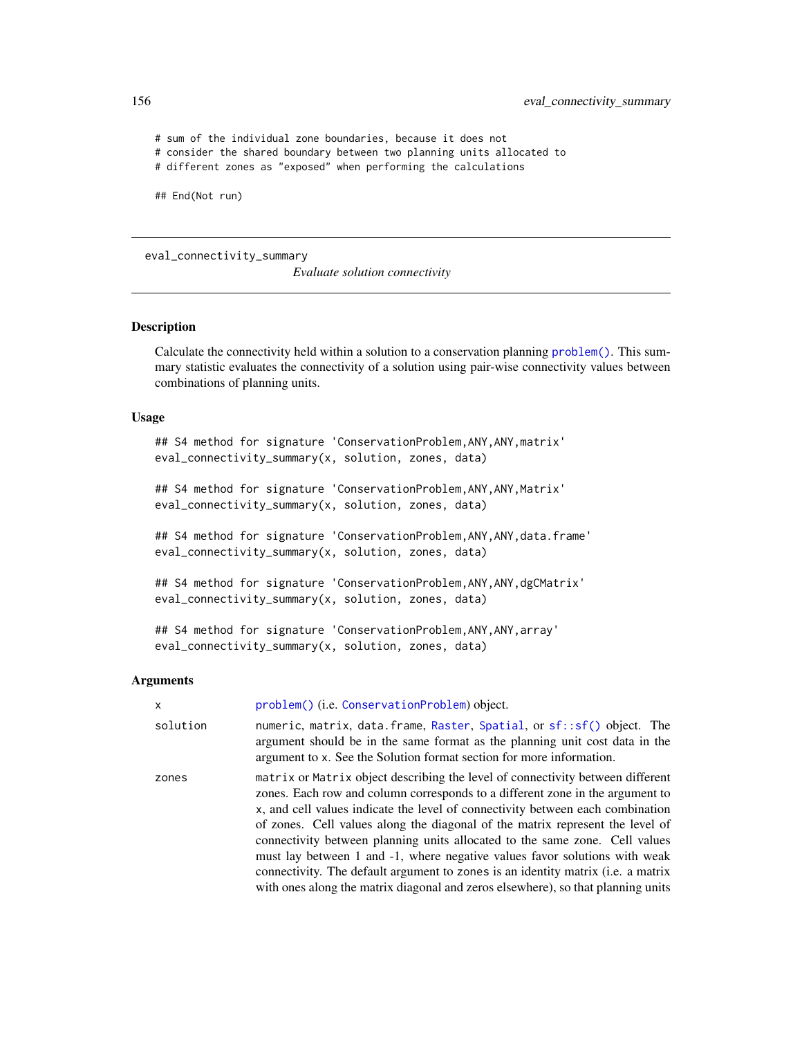```
# sum of the individual zone boundaries, because it does not
# consider the shared boundary between two planning units allocated to
# different zones as "exposed" when performing the calculations

## End(Not run)
```

---

## eval_connectivity_summary — *Evaluate solution connectivity*

### Description

Calculate the connectivity held within a solution to a conservation planning problem(). This summary statistic evaluates the connectivity of a solution using pair-wise connectivity values between combinations of planning units.

### Usage

```
## S4 method for signature 'ConservationProblem,ANY,ANY,matrix'
eval_connectivity_summary(x, solution, zones, data)

## S4 method for signature 'ConservationProblem,ANY,ANY,Matrix'
eval_connectivity_summary(x, solution, zones, data)

## S4 method for signature 'ConservationProblem,ANY,ANY,data.frame'
eval_connectivity_summary(x, solution, zones, data)

## S4 method for signature 'ConservationProblem,ANY,ANY,dgCMatrix'
eval_connectivity_summary(x, solution, zones, data)

## S4 method for signature 'ConservationProblem,ANY,ANY,array'
eval_connectivity_summary(x, solution, zones, data)
```

### Arguments

| | |
|---|---|
| x | problem() (i.e. ConservationProblem) object. |
| solution | numeric, matrix, data.frame, Raster, Spatial, or sf::sf() object. The argument should be in the same format as the planning unit cost data in the argument to x. See the Solution format section for more information. |
| zones | matrix or Matrix object describing the level of connectivity between different zones. Each row and column corresponds to a different zone in the argument to x, and cell values indicate the level of connectivity between each combination of zones. Cell values along the diagonal of the matrix represent the level of connectivity between planning units allocated to the same zone. Cell values must lay between 1 and -1, where negative values favor solutions with weak connectivity. The default argument to zones is an identity matrix (i.e. a matrix with ones along the matrix diagonal and zeros elsewhere), so that planning units |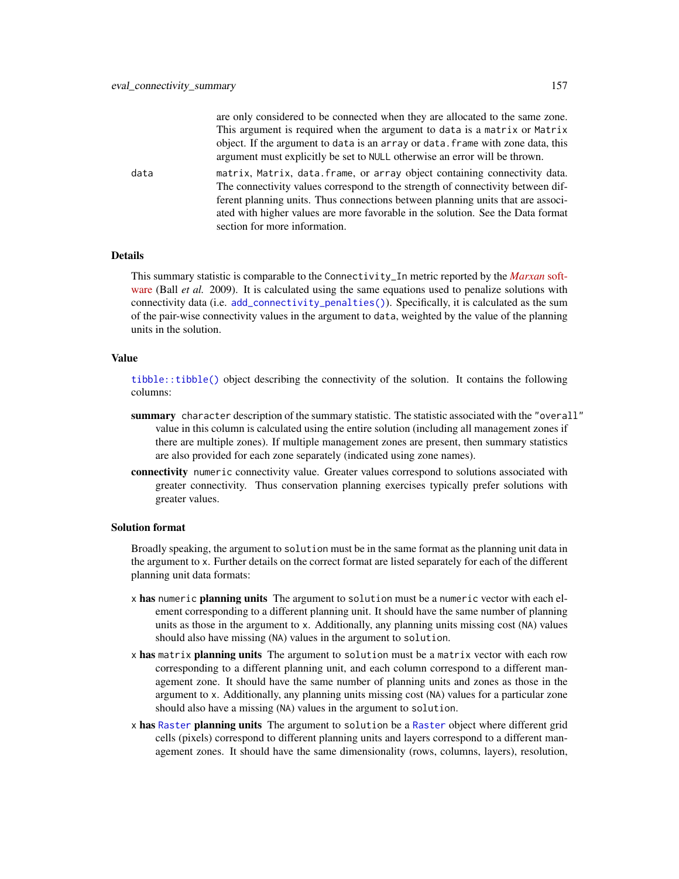are only considered to be connected when they are allocated to the same zone. This argument is required when the argument to `data` is a `matrix` or `Matrix` object. If the argument to `data` is an `array` or `data.frame` with zone data, this argument must explicitly be set to `NULL` otherwise an error will be thrown.

`data` — `matrix`, `Matrix`, `data.frame`, or `array` object containing connectivity data. The connectivity values correspond to the strength of connectivity between different planning units. Thus connections between planning units that are associated with higher values are more favorable in the solution. See the Data format section for more information.

### Details

This summary statistic is comparable to the `Connectivity_In` metric reported by the *Marxan* software (Ball *et al.* 2009). It is calculated using the same equations used to penalize solutions with connectivity data (i.e. `add_connectivity_penalties()`). Specifically, it is calculated as the sum of the pair-wise connectivity values in the argument to `data`, weighted by the value of the planning units in the solution.

### Value

`tibble::tibble()` object describing the connectivity of the solution. It contains the following columns:

**summary** `character` description of the summary statistic. The statistic associated with the `"overall"` value in this column is calculated using the entire solution (including all management zones if there are multiple zones). If multiple management zones are present, then summary statistics are also provided for each zone separately (indicated using zone names).

**connectivity** `numeric` connectivity value. Greater values correspond to solutions associated with greater connectivity. Thus conservation planning exercises typically prefer solutions with greater values.

### Solution format

Broadly speaking, the argument to `solution` must be in the same format as the planning unit data in the argument to `x`. Further details on the correct format are listed separately for each of the different planning unit data formats:

`x` **has** `numeric` **planning units** The argument to `solution` must be a `numeric` vector with each element corresponding to a different planning unit. It should have the same number of planning units as those in the argument to `x`. Additionally, any planning units missing cost (`NA`) values should also have missing (`NA`) values in the argument to `solution`.

`x` **has** `matrix` **planning units** The argument to `solution` must be a `matrix` vector with each row corresponding to a different planning unit, and each column correspond to a different management zone. It should have the same number of planning units and zones as those in the argument to `x`. Additionally, any planning units missing cost (`NA`) values for a particular zone should also have a missing (`NA`) values in the argument to `solution`.

`x` **has** `Raster` **planning units** The argument to `solution` be a `Raster` object where different grid cells (pixels) correspond to different planning units and layers correspond to a different management zones. It should have the same dimensionality (rows, columns, layers), resolution,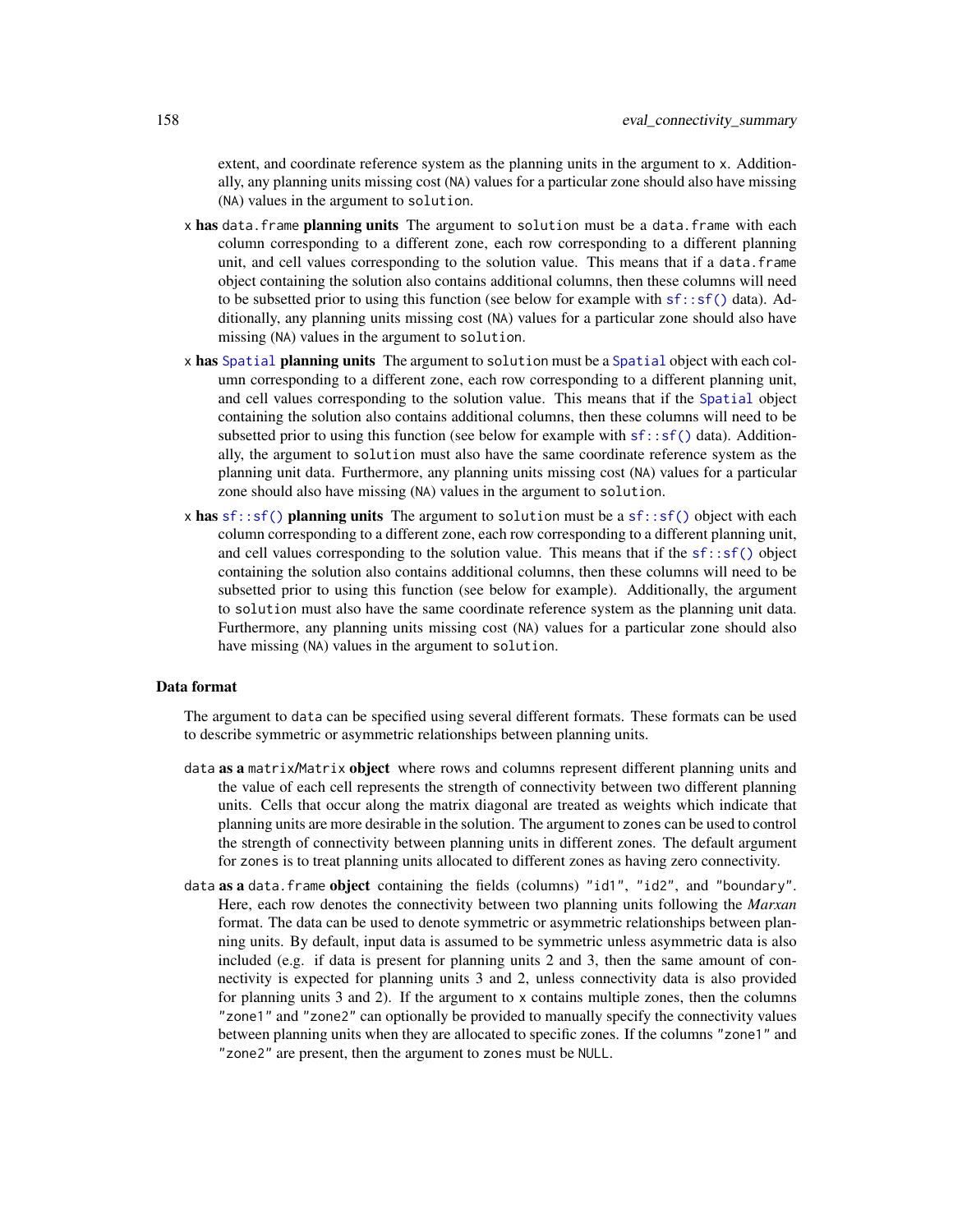extent, and coordinate reference system as the planning units in the argument to `x`. Additionally, any planning units missing cost (`NA`) values for a particular zone should also have missing (`NA`) values in the argument to `solution`.

`x` **has** `data.frame` **planning units** The argument to `solution` must be a `data.frame` with each column corresponding to a different zone, each row corresponding to a different planning unit, and cell values corresponding to the solution value. This means that if a `data.frame` object containing the solution also contains additional columns, then these columns will need to be subsetted prior to using this function (see below for example with `sf::sf()` data). Additionally, any planning units missing cost (`NA`) values for a particular zone should also have missing (`NA`) values in the argument to `solution`.

`x` **has** `Spatial` **planning units** The argument to `solution` must be a `Spatial` object with each column corresponding to a different zone, each row corresponding to a different planning unit, and cell values corresponding to the solution value. This means that if the `Spatial` object containing the solution also contains additional columns, then these columns will need to be subsetted prior to using this function (see below for example with `sf::sf()` data). Additionally, the argument to `solution` must also have the same coordinate reference system as the planning unit data. Furthermore, any planning units missing cost (`NA`) values for a particular zone should also have missing (`NA`) values in the argument to `solution`.

`x` **has** `sf::sf()` **planning units** The argument to `solution` must be a `sf::sf()` object with each column corresponding to a different zone, each row corresponding to a different planning unit, and cell values corresponding to the solution value. This means that if the `sf::sf()` object containing the solution also contains additional columns, then these columns will need to be subsetted prior to using this function (see below for example). Additionally, the argument to `solution` must also have the same coordinate reference system as the planning unit data. Furthermore, any planning units missing cost (`NA`) values for a particular zone should also have missing (`NA`) values in the argument to `solution`.

### Data format

The argument to `data` can be specified using several different formats. These formats can be used to describe symmetric or asymmetric relationships between planning units.

`data` **as a** `matrix`/`Matrix` **object** where rows and columns represent different planning units and the value of each cell represents the strength of connectivity between two different planning units. Cells that occur along the matrix diagonal are treated as weights which indicate that planning units are more desirable in the solution. The argument to `zones` can be used to control the strength of connectivity between planning units in different zones. The default argument for `zones` is to treat planning units allocated to different zones as having zero connectivity.

`data` **as a** `data.frame` **object** containing the fields (columns) `"id1"`, `"id2"`, and `"boundary"`. Here, each row denotes the connectivity between two planning units following the *Marxan* format. The data can be used to denote symmetric or asymmetric relationships between planning units. By default, input data is assumed to be symmetric unless asymmetric data is also included (e.g. if data is present for planning units 2 and 3, then the same amount of connectivity is expected for planning units 3 and 2, unless connectivity data is also provided for planning units 3 and 2). If the argument to `x` contains multiple zones, then the columns `"zone1"` and `"zone2"` can optionally be provided to manually specify the connectivity values between planning units when they are allocated to specific zones. If the columns `"zone1"` and `"zone2"` are present, then the argument to `zones` must be `NULL`.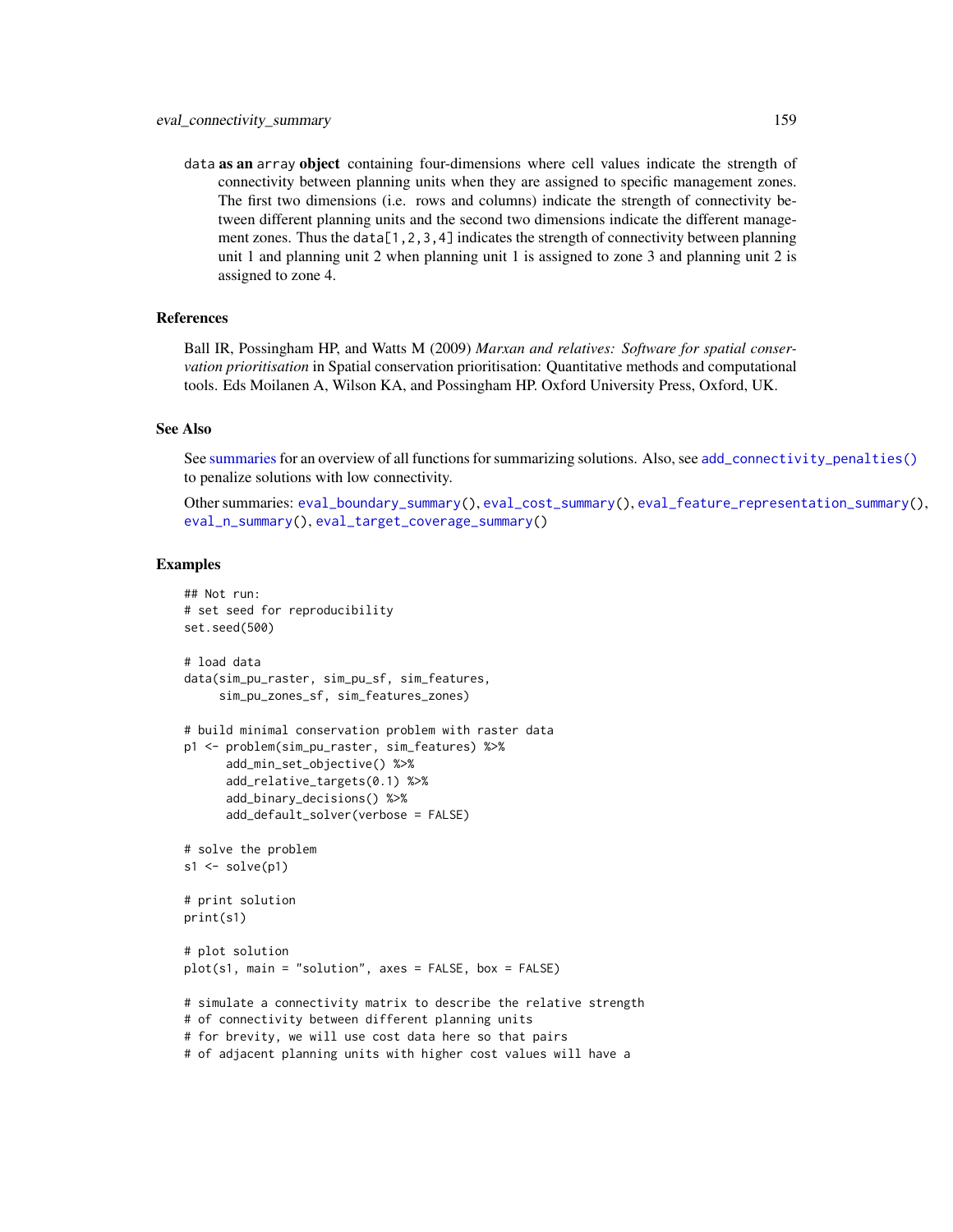`data` **as an** `array` **object** containing four-dimensions where cell values indicate the strength of connectivity between planning units when they are assigned to specific management zones. The first two dimensions (i.e. rows and columns) indicate the strength of connectivity between different planning units and the second two dimensions indicate the different management zones. Thus the `data[1,2,3,4]` indicates the strength of connectivity between planning unit 1 and planning unit 2 when planning unit 1 is assigned to zone 3 and planning unit 2 is assigned to zone 4.

## References

Ball IR, Possingham HP, and Watts M (2009) *Marxan and relatives: Software for spatial conservation prioritisation* in Spatial conservation prioritisation: Quantitative methods and computational tools. Eds Moilanen A, Wilson KA, and Possingham HP. Oxford University Press, Oxford, UK.

## See Also

See summaries for an overview of all functions for summarizing solutions. Also, see `add_connectivity_penalties()` to penalize solutions with low connectivity.

Other summaries: `eval_boundary_summary()`, `eval_cost_summary()`, `eval_feature_representation_summary()`, `eval_n_summary()`, `eval_target_coverage_summary()`

## Examples

```
## Not run:
# set seed for reproducibility
set.seed(500)

# load data
data(sim_pu_raster, sim_pu_sf, sim_features,
     sim_pu_zones_sf, sim_features_zones)

# build minimal conservation problem with raster data
p1 <- problem(sim_pu_raster, sim_features) %>%
      add_min_set_objective() %>%
      add_relative_targets(0.1) %>%
      add_binary_decisions() %>%
      add_default_solver(verbose = FALSE)

# solve the problem
s1 <- solve(p1)

# print solution
print(s1)

# plot solution
plot(s1, main = "solution", axes = FALSE, box = FALSE)

# simulate a connectivity matrix to describe the relative strength
# of connectivity between different planning units
# for brevity, we will use cost data here so that pairs
# of adjacent planning units with higher cost values will have a
```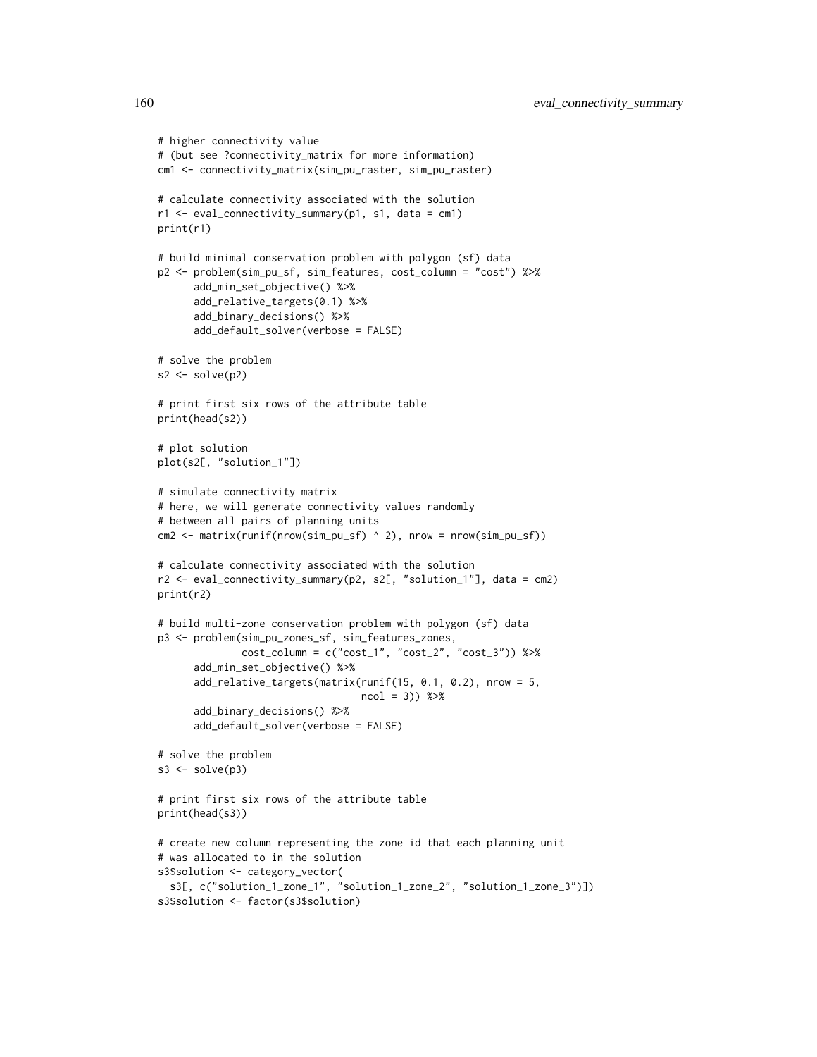```
# higher connectivity value
# (but see ?connectivity_matrix for more information)
cm1 <- connectivity_matrix(sim_pu_raster, sim_pu_raster)

# calculate connectivity associated with the solution
r1 <- eval_connectivity_summary(p1, s1, data = cm1)
print(r1)

# build minimal conservation problem with polygon (sf) data
p2 <- problem(sim_pu_sf, sim_features, cost_column = "cost") %>%
      add_min_set_objective() %>%
      add_relative_targets(0.1) %>%
      add_binary_decisions() %>%
      add_default_solver(verbose = FALSE)

# solve the problem
s2 <- solve(p2)

# print first six rows of the attribute table
print(head(s2))

# plot solution
plot(s2[, "solution_1"])

# simulate connectivity matrix
# here, we will generate connectivity values randomly
# between all pairs of planning units
cm2 <- matrix(runif(nrow(sim_pu_sf) ^ 2), nrow = nrow(sim_pu_sf))

# calculate connectivity associated with the solution
r2 <- eval_connectivity_summary(p2, s2[, "solution_1"], data = cm2)
print(r2)

# build multi-zone conservation problem with polygon (sf) data
p3 <- problem(sim_pu_zones_sf, sim_features_zones,
              cost_column = c("cost_1", "cost_2", "cost_3")) %>%
      add_min_set_objective() %>%
      add_relative_targets(matrix(runif(15, 0.1, 0.2), nrow = 5,
                                  ncol = 3)) %>%
      add_binary_decisions() %>%
      add_default_solver(verbose = FALSE)

# solve the problem
s3 <- solve(p3)

# print first six rows of the attribute table
print(head(s3))

# create new column representing the zone id that each planning unit
# was allocated to in the solution
s3$solution <- category_vector(
  s3[, c("solution_1_zone_1", "solution_1_zone_2", "solution_1_zone_3")])
s3$solution <- factor(s3$solution)
```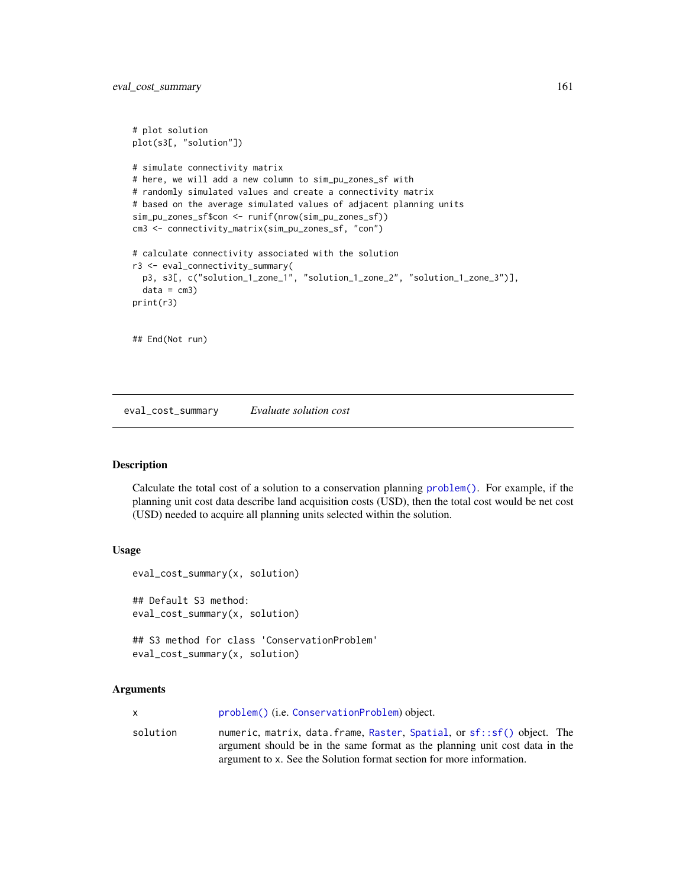```
# plot solution
plot(s3[, "solution"])

# simulate connectivity matrix
# here, we will add a new column to sim_pu_zones_sf with
# randomly simulated values and create a connectivity matrix
# based on the average simulated values of adjacent planning units
sim_pu_zones_sf$con <- runif(nrow(sim_pu_zones_sf))
cm3 <- connectivity_matrix(sim_pu_zones_sf, "con")

# calculate connectivity associated with the solution
r3 <- eval_connectivity_summary(
  p3, s3[, c("solution_1_zone_1", "solution_1_zone_2", "solution_1_zone_3")],
  data = cm3)
print(r3)


## End(Not run)
```

---

## eval_cost_summary *Evaluate solution cost*

---

### Description

Calculate the total cost of a solution to a conservation planning problem(). For example, if the planning unit cost data describe land acquisition costs (USD), then the total cost would be net cost (USD) needed to acquire all planning units selected within the solution.

### Usage

```
eval_cost_summary(x, solution)

## Default S3 method:
eval_cost_summary(x, solution)

## S3 method for class 'ConservationProblem'
eval_cost_summary(x, solution)
```

### Arguments

| | |
|---|---|
| x | problem() (i.e. ConservationProblem) object. |
| solution | numeric, matrix, data.frame, Raster, Spatial, or sf::sf() object. The argument should be in the same format as the planning unit cost data in the argument to x. See the Solution format section for more information. |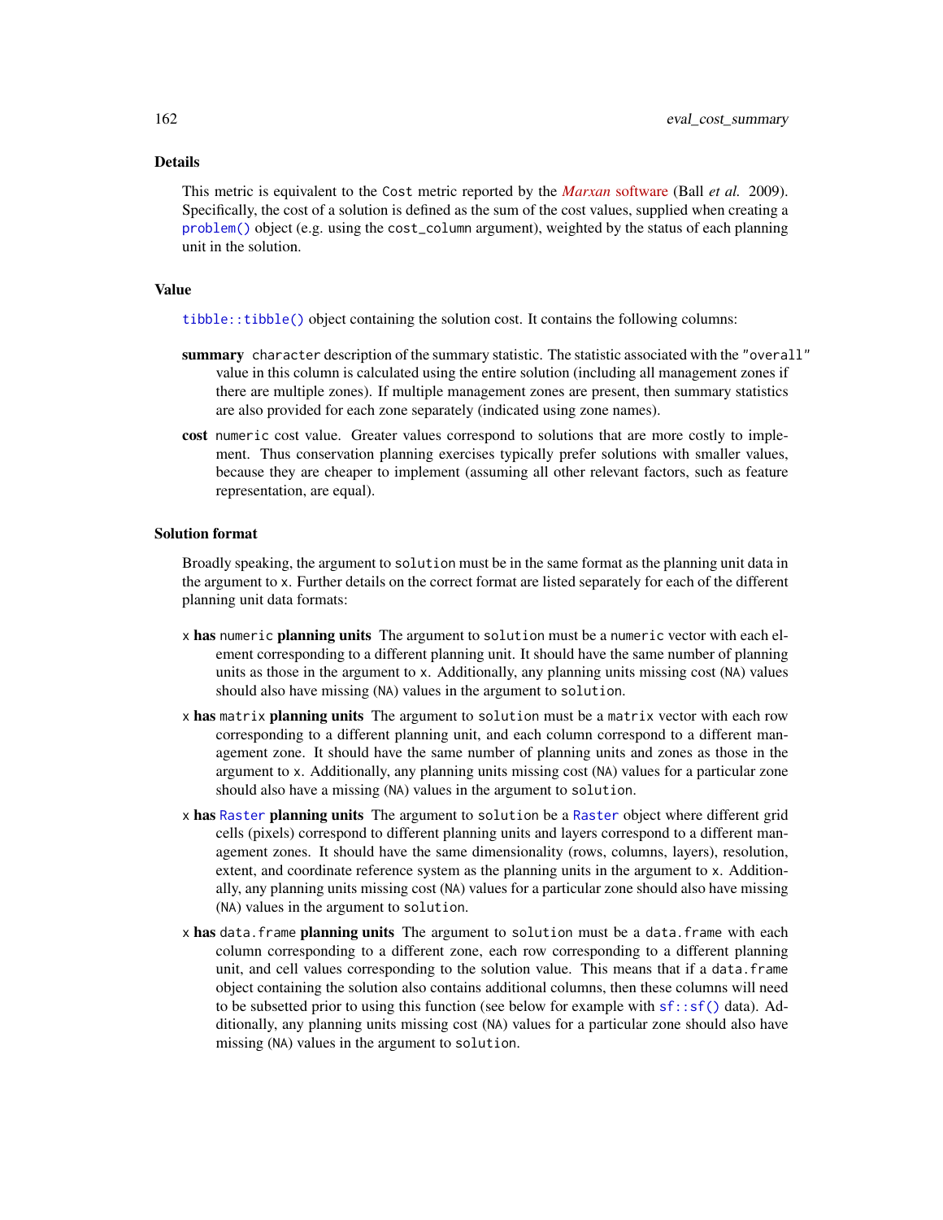## Details

This metric is equivalent to the Cost metric reported by the *Marxan* software (Ball *et al.* 2009). Specifically, the cost of a solution is defined as the sum of the cost values, supplied when creating a `problem()` object (e.g. using the `cost_column` argument), weighted by the status of each planning unit in the solution.

## Value

`tibble::tibble()` object containing the solution cost. It contains the following columns:

**summary** `character` description of the summary statistic. The statistic associated with the `"overall"` value in this column is calculated using the entire solution (including all management zones if there are multiple zones). If multiple management zones are present, then summary statistics are also provided for each zone separately (indicated using zone names).

**cost** `numeric` cost value. Greater values correspond to solutions that are more costly to implement. Thus conservation planning exercises typically prefer solutions with smaller values, because they are cheaper to implement (assuming all other relevant factors, such as feature representation, are equal).

## Solution format

Broadly speaking, the argument to `solution` must be in the same format as the planning unit data in the argument to `x`. Further details on the correct format are listed separately for each of the different planning unit data formats:

`x` **has** `numeric` **planning units** The argument to `solution` must be a `numeric` vector with each element corresponding to a different planning unit. It should have the same number of planning units as those in the argument to `x`. Additionally, any planning units missing cost (`NA`) values should also have missing (`NA`) values in the argument to `solution`.

`x` **has** `matrix` **planning units** The argument to `solution` must be a `matrix` vector with each row corresponding to a different planning unit, and each column correspond to a different management zone. It should have the same number of planning units and zones as those in the argument to `x`. Additionally, any planning units missing cost (`NA`) values for a particular zone should also have a missing (`NA`) values in the argument to `solution`.

`x` **has** `Raster` **planning units** The argument to `solution` be a `Raster` object where different grid cells (pixels) correspond to different planning units and layers correspond to a different management zones. It should have the same dimensionality (rows, columns, layers), resolution, extent, and coordinate reference system as the planning units in the argument to `x`. Additionally, any planning units missing cost (`NA`) values for a particular zone should also have missing (`NA`) values in the argument to `solution`.

`x` **has** `data.frame` **planning units** The argument to `solution` must be a `data.frame` with each column corresponding to a different zone, each row corresponding to a different planning unit, and cell values corresponding to the solution value. This means that if a `data.frame` object containing the solution also contains additional columns, then these columns will need to be subsetted prior to using this function (see below for example with `sf::sf()` data). Additionally, any planning units missing cost (`NA`) values for a particular zone should also have missing (`NA`) values in the argument to `solution`.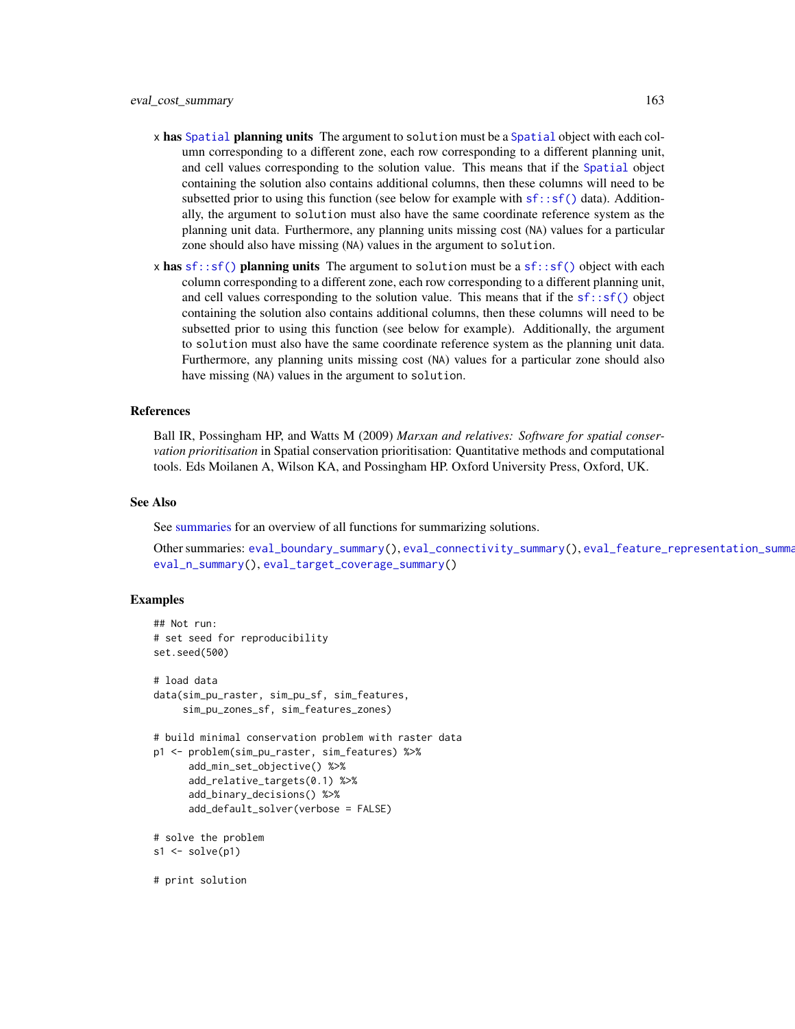- x **has Spatial planning units** The argument to solution must be a Spatial object with each column corresponding to a different zone, each row corresponding to a different planning unit, and cell values corresponding to the solution value. This means that if the Spatial object containing the solution also contains additional columns, then these columns will need to be subsetted prior to using this function (see below for example with sf::sf() data). Additionally, the argument to solution must also have the same coordinate reference system as the planning unit data. Furthermore, any planning units missing cost (NA) values for a particular zone should also have missing (NA) values in the argument to solution.
- x **has sf::sf() planning units** The argument to solution must be a sf::sf() object with each column corresponding to a different zone, each row corresponding to a different planning unit, and cell values corresponding to the solution value. This means that if the sf::sf() object containing the solution also contains additional columns, then these columns will need to be subsetted prior to using this function (see below for example). Additionally, the argument to solution must also have the same coordinate reference system as the planning unit data. Furthermore, any planning units missing cost (NA) values for a particular zone should also have missing (NA) values in the argument to solution.

## References

Ball IR, Possingham HP, and Watts M (2009) *Marxan and relatives: Software for spatial conservation prioritisation* in Spatial conservation prioritisation: Quantitative methods and computational tools. Eds Moilanen A, Wilson KA, and Possingham HP. Oxford University Press, Oxford, UK.

## See Also

See summaries for an overview of all functions for summarizing solutions.

Other summaries: eval_boundary_summary(), eval_connectivity_summary(), eval_feature_representation_summary(), eval_n_summary(), eval_target_coverage_summary()

## Examples

```
## Not run:
# set seed for reproducibility
set.seed(500)

# load data
data(sim_pu_raster, sim_pu_sf, sim_features,
     sim_pu_zones_sf, sim_features_zones)

# build minimal conservation problem with raster data
p1 <- problem(sim_pu_raster, sim_features) %>%
      add_min_set_objective() %>%
      add_relative_targets(0.1) %>%
      add_binary_decisions() %>%
      add_default_solver(verbose = FALSE)

# solve the problem
s1 <- solve(p1)

# print solution
```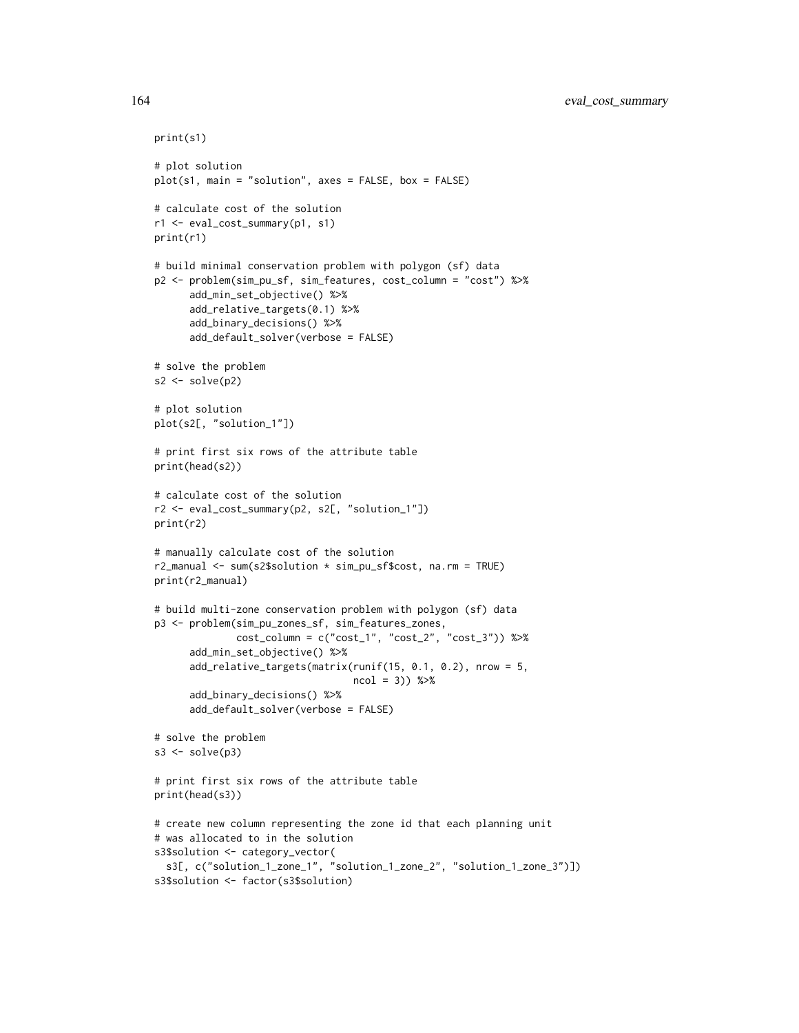```
print(s1)

# plot solution
plot(s1, main = "solution", axes = FALSE, box = FALSE)

# calculate cost of the solution
r1 <- eval_cost_summary(p1, s1)
print(r1)

# build minimal conservation problem with polygon (sf) data
p2 <- problem(sim_pu_sf, sim_features, cost_column = "cost") %>%
      add_min_set_objective() %>%
      add_relative_targets(0.1) %>%
      add_binary_decisions() %>%
      add_default_solver(verbose = FALSE)

# solve the problem
s2 <- solve(p2)

# plot solution
plot(s2[, "solution_1"])

# print first six rows of the attribute table
print(head(s2))

# calculate cost of the solution
r2 <- eval_cost_summary(p2, s2[, "solution_1"])
print(r2)

# manually calculate cost of the solution
r2_manual <- sum(s2$solution * sim_pu_sf$cost, na.rm = TRUE)
print(r2_manual)

# build multi-zone conservation problem with polygon (sf) data
p3 <- problem(sim_pu_zones_sf, sim_features_zones,
              cost_column = c("cost_1", "cost_2", "cost_3")) %>%
      add_min_set_objective() %>%
      add_relative_targets(matrix(runif(15, 0.1, 0.2), nrow = 5,
                                  ncol = 3)) %>%
      add_binary_decisions() %>%
      add_default_solver(verbose = FALSE)

# solve the problem
s3 <- solve(p3)

# print first six rows of the attribute table
print(head(s3))

# create new column representing the zone id that each planning unit
# was allocated to in the solution
s3$solution <- category_vector(
  s3[, c("solution_1_zone_1", "solution_1_zone_2", "solution_1_zone_3")])
s3$solution <- factor(s3$solution)
```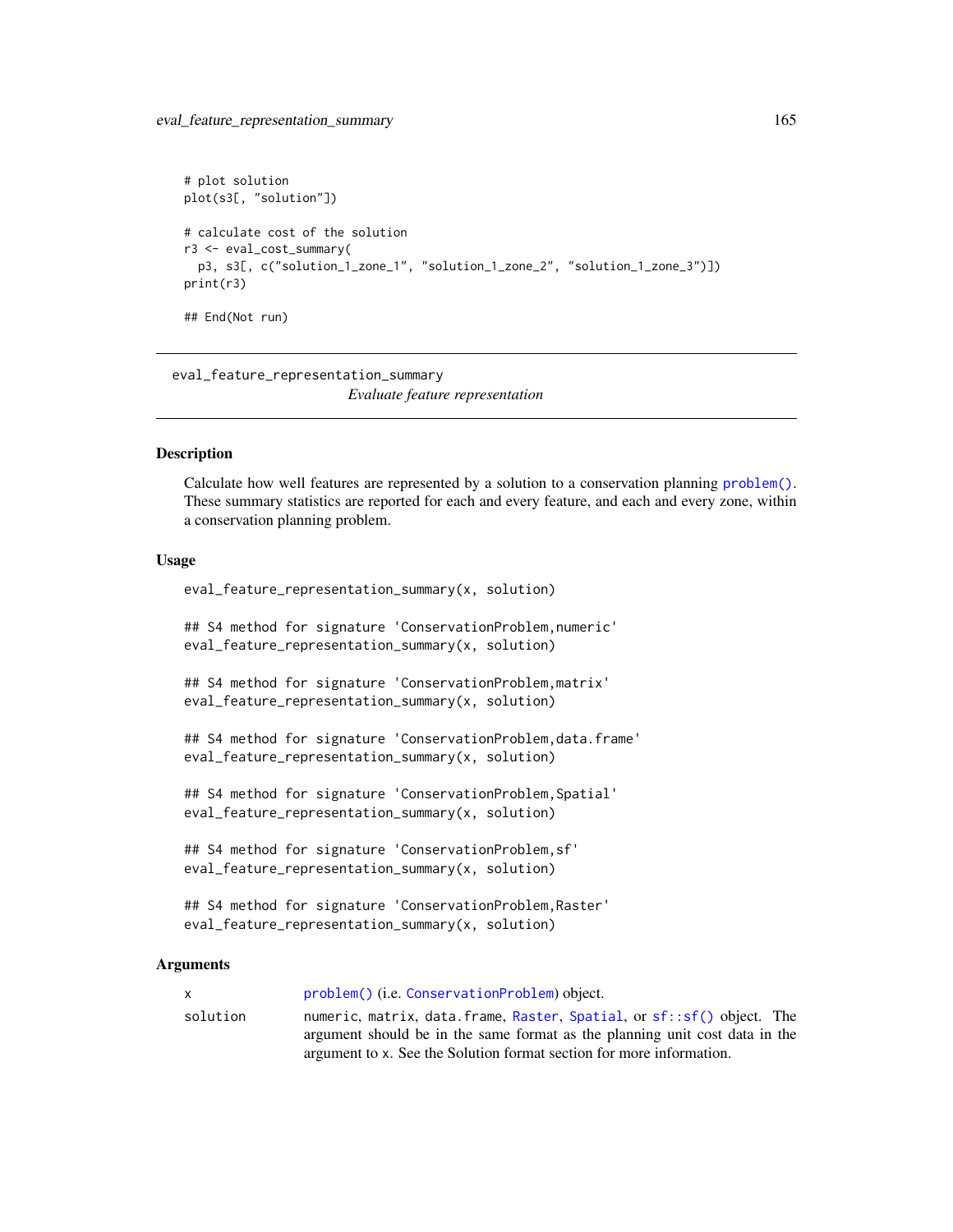```
# plot solution
plot(s3[, "solution"])

# calculate cost of the solution
r3 <- eval_cost_summary(
  p3, s3[, c("solution_1_zone_1", "solution_1_zone_2", "solution_1_zone_3")])
print(r3)

## End(Not run)
```

---

## eval_feature_representation_summary

*Evaluate feature representation*

---

### Description

Calculate how well features are represented by a solution to a conservation planning problem(). These summary statistics are reported for each and every feature, and each and every zone, within a conservation planning problem.

### Usage

```
eval_feature_representation_summary(x, solution)

## S4 method for signature 'ConservationProblem,numeric'
eval_feature_representation_summary(x, solution)

## S4 method for signature 'ConservationProblem,matrix'
eval_feature_representation_summary(x, solution)

## S4 method for signature 'ConservationProblem,data.frame'
eval_feature_representation_summary(x, solution)

## S4 method for signature 'ConservationProblem,Spatial'
eval_feature_representation_summary(x, solution)

## S4 method for signature 'ConservationProblem,sf'
eval_feature_representation_summary(x, solution)

## S4 method for signature 'ConservationProblem,Raster'
eval_feature_representation_summary(x, solution)
```

### Arguments

| | |
|---|---|
| x | problem() (i.e. ConservationProblem) object. |
| solution | numeric, matrix, data.frame, Raster, Spatial, or sf::sf() object. The argument should be in the same format as the planning unit cost data in the argument to x. See the Solution format section for more information. |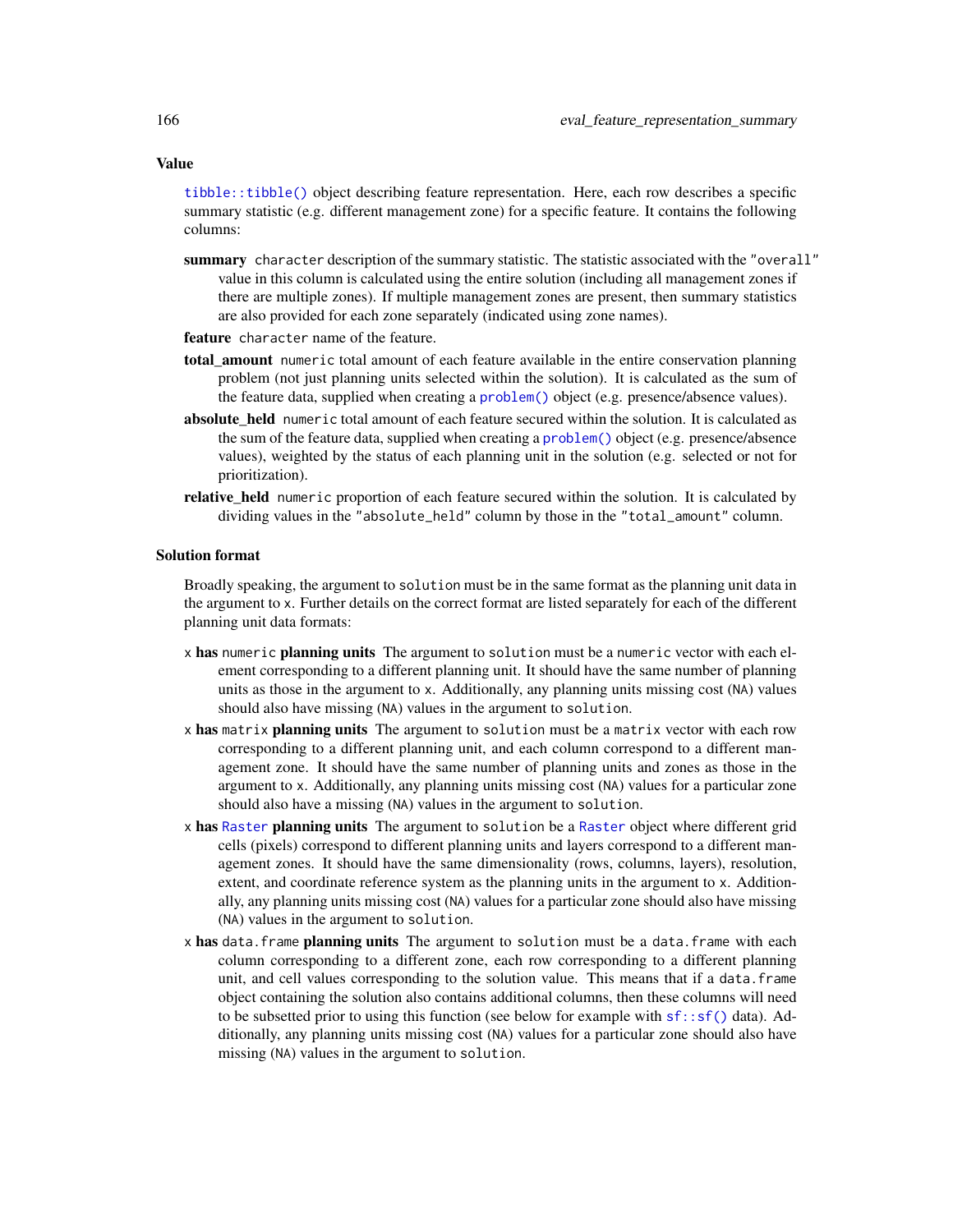## Value

`tibble::tibble()` object describing feature representation. Here, each row describes a specific summary statistic (e.g. different management zone) for a specific feature. It contains the following columns:

- **summary** `character` description of the summary statistic. The statistic associated with the `"overall"` value in this column is calculated using the entire solution (including all management zones if there are multiple zones). If multiple management zones are present, then summary statistics are also provided for each zone separately (indicated using zone names).
- **feature** `character` name of the feature.
- **total_amount** `numeric` total amount of each feature available in the entire conservation planning problem (not just planning units selected within the solution). It is calculated as the sum of the feature data, supplied when creating a `problem()` object (e.g. presence/absence values).
- **absolute_held** `numeric` total amount of each feature secured within the solution. It is calculated as the sum of the feature data, supplied when creating a `problem()` object (e.g. presence/absence values), weighted by the status of each planning unit in the solution (e.g. selected or not for prioritization).
- **relative_held** `numeric` proportion of each feature secured within the solution. It is calculated by dividing values in the `"absolute_held"` column by those in the `"total_amount"` column.

## Solution format

Broadly speaking, the argument to `solution` must be in the same format as the planning unit data in the argument to `x`. Further details on the correct format are listed separately for each of the different planning unit data formats:

- `x` **has** `numeric` **planning units** The argument to `solution` must be a `numeric` vector with each element corresponding to a different planning unit. It should have the same number of planning units as those in the argument to `x`. Additionally, any planning units missing cost (`NA`) values should also have missing (`NA`) values in the argument to `solution`.
- `x` **has** `matrix` **planning units** The argument to `solution` must be a `matrix` vector with each row corresponding to a different planning unit, and each column correspond to a different management zone. It should have the same number of planning units and zones as those in the argument to `x`. Additionally, any planning units missing cost (`NA`) values for a particular zone should also have a missing (`NA`) values in the argument to `solution`.
- `x` **has** `Raster` **planning units** The argument to `solution` be a `Raster` object where different grid cells (pixels) correspond to different planning units and layers correspond to a different management zones. It should have the same dimensionality (rows, columns, layers), resolution, extent, and coordinate reference system as the planning units in the argument to `x`. Additionally, any planning units missing cost (`NA`) values for a particular zone should also have missing (`NA`) values in the argument to `solution`.
- `x` **has** `data.frame` **planning units** The argument to `solution` must be a `data.frame` with each column corresponding to a different zone, each row corresponding to a different planning unit, and cell values corresponding to the solution value. This means that if a `data.frame` object containing the solution also contains additional columns, then these columns will need to be subsetted prior to using this function (see below for example with `sf::sf()` data). Additionally, any planning units missing cost (`NA`) values for a particular zone should also have missing (`NA`) values in the argument to `solution`.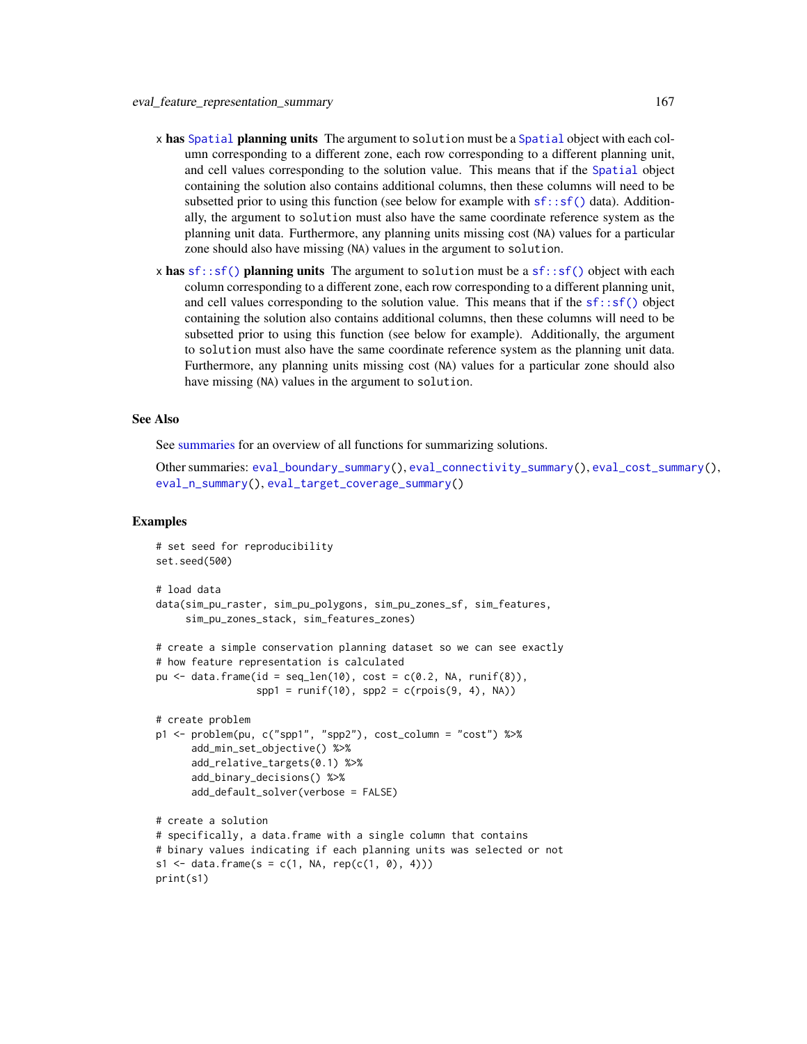x **has `Spatial` planning units** The argument to `solution` must be a `Spatial` object with each column corresponding to a different zone, each row corresponding to a different planning unit, and cell values corresponding to the solution value. This means that if the `Spatial` object containing the solution also contains additional columns, then these columns will need to be subsetted prior to using this function (see below for example with `sf::sf()` data). Additionally, the argument to `solution` must also have the same coordinate reference system as the planning unit data. Furthermore, any planning units missing cost (`NA`) values for a particular zone should also have missing (`NA`) values in the argument to `solution`.

x **has `sf::sf()` planning units** The argument to `solution` must be a `sf::sf()` object with each column corresponding to a different zone, each row corresponding to a different planning unit, and cell values corresponding to the solution value. This means that if the `sf::sf()` object containing the solution also contains additional columns, then these columns will need to be subsetted prior to using this function (see below for example). Additionally, the argument to `solution` must also have the same coordinate reference system as the planning unit data. Furthermore, any planning units missing cost (`NA`) values for a particular zone should also have missing (`NA`) values in the argument to `solution`.

## See Also

See summaries for an overview of all functions for summarizing solutions.

Other summaries: `eval_boundary_summary()`, `eval_connectivity_summary()`, `eval_cost_summary()`, `eval_n_summary()`, `eval_target_coverage_summary()`

## Examples

```
# set seed for reproducibility
set.seed(500)

# load data
data(sim_pu_raster, sim_pu_polygons, sim_pu_zones_sf, sim_features,
     sim_pu_zones_stack, sim_features_zones)

# create a simple conservation planning dataset so we can see exactly
# how feature representation is calculated
pu <- data.frame(id = seq_len(10), cost = c(0.2, NA, runif(8)),
                 spp1 = runif(10), spp2 = c(rpois(9, 4), NA))

# create problem
p1 <- problem(pu, c("spp1", "spp2"), cost_column = "cost") %>%
      add_min_set_objective() %>%
      add_relative_targets(0.1) %>%
      add_binary_decisions() %>%
      add_default_solver(verbose = FALSE)

# create a solution
# specifically, a data.frame with a single column that contains
# binary values indicating if each planning units was selected or not
s1 <- data.frame(s = c(1, NA, rep(c(1, 0), 4)))
print(s1)
```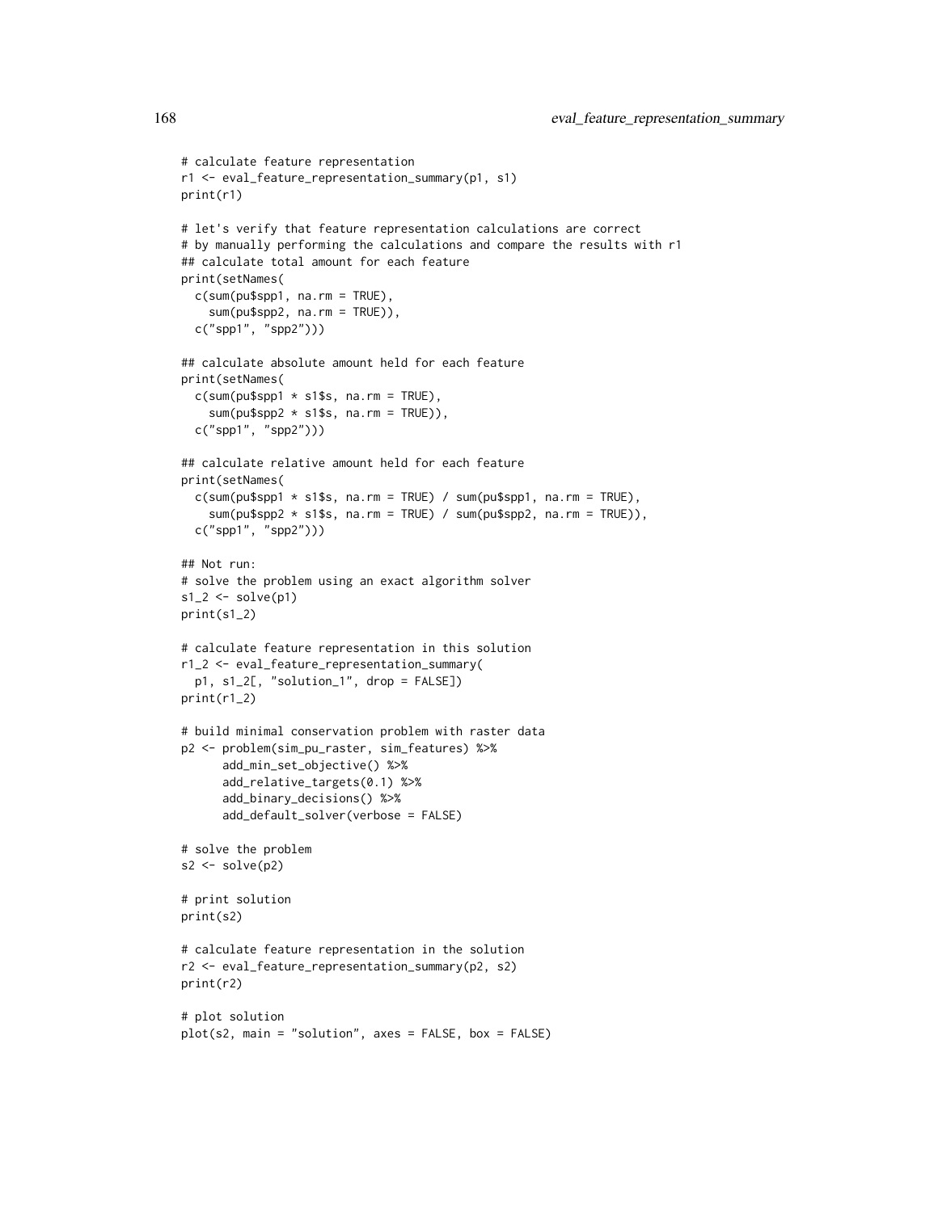```
# calculate feature representation
r1 <- eval_feature_representation_summary(p1, s1)
print(r1)

# let's verify that feature representation calculations are correct
# by manually performing the calculations and compare the results with r1
## calculate total amount for each feature
print(setNames(
  c(sum(pu$spp1, na.rm = TRUE),
    sum(pu$spp2, na.rm = TRUE)),
  c("spp1", "spp2")))

## calculate absolute amount held for each feature
print(setNames(
  c(sum(pu$spp1 * s1$s, na.rm = TRUE),
    sum(pu$spp2 * s1$s, na.rm = TRUE)),
  c("spp1", "spp2")))

## calculate relative amount held for each feature
print(setNames(
  c(sum(pu$spp1 * s1$s, na.rm = TRUE) / sum(pu$spp1, na.rm = TRUE),
    sum(pu$spp2 * s1$s, na.rm = TRUE) / sum(pu$spp2, na.rm = TRUE)),
  c("spp1", "spp2")))

## Not run:
# solve the problem using an exact algorithm solver
s1_2 <- solve(p1)
print(s1_2)

# calculate feature representation in this solution
r1_2 <- eval_feature_representation_summary(
  p1, s1_2[, "solution_1", drop = FALSE])
print(r1_2)

# build minimal conservation problem with raster data
p2 <- problem(sim_pu_raster, sim_features) %>%
      add_min_set_objective() %>%
      add_relative_targets(0.1) %>%
      add_binary_decisions() %>%
      add_default_solver(verbose = FALSE)

# solve the problem
s2 <- solve(p2)

# print solution
print(s2)

# calculate feature representation in the solution
r2 <- eval_feature_representation_summary(p2, s2)
print(r2)

# plot solution
plot(s2, main = "solution", axes = FALSE, box = FALSE)
```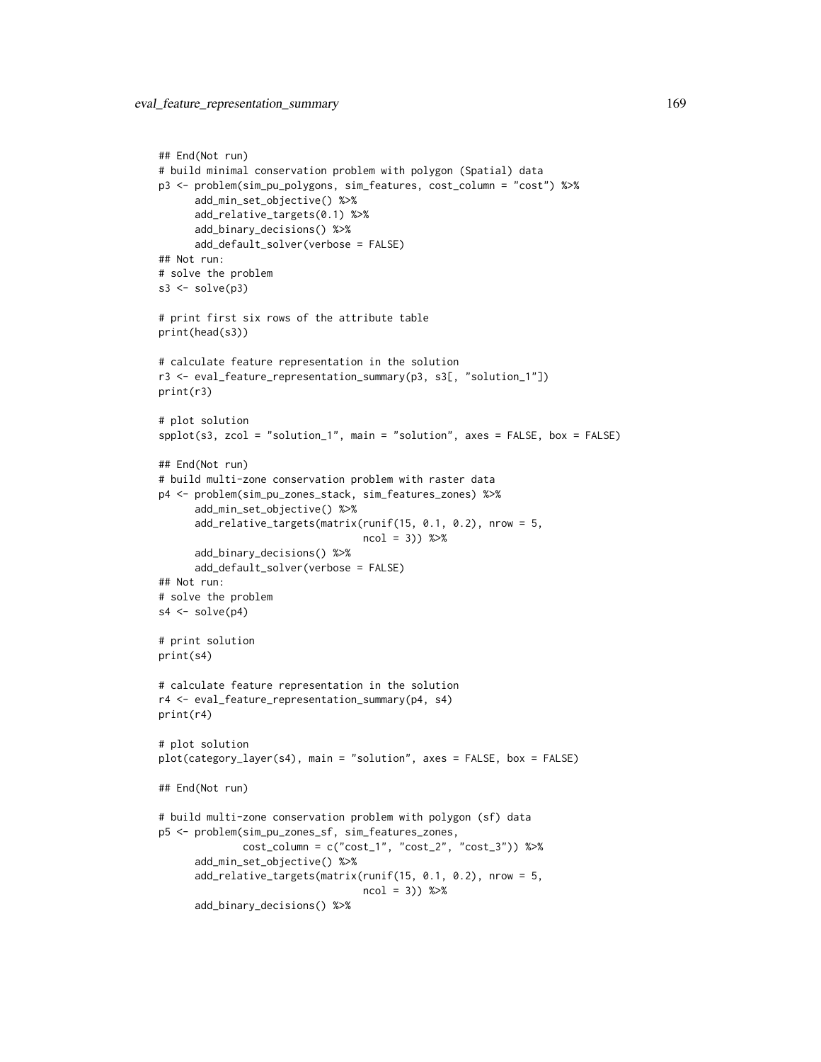```
## End(Not run)
# build minimal conservation problem with polygon (Spatial) data
p3 <- problem(sim_pu_polygons, sim_features, cost_column = "cost") %>%
      add_min_set_objective() %>%
      add_relative_targets(0.1) %>%
      add_binary_decisions() %>%
      add_default_solver(verbose = FALSE)
## Not run:
# solve the problem
s3 <- solve(p3)

# print first six rows of the attribute table
print(head(s3))

# calculate feature representation in the solution
r3 <- eval_feature_representation_summary(p3, s3[, "solution_1"])
print(r3)

# plot solution
spplot(s3, zcol = "solution_1", main = "solution", axes = FALSE, box = FALSE)

## End(Not run)
# build multi-zone conservation problem with raster data
p4 <- problem(sim_pu_zones_stack, sim_features_zones) %>%
      add_min_set_objective() %>%
      add_relative_targets(matrix(runif(15, 0.1, 0.2), nrow = 5,
                                  ncol = 3)) %>%
      add_binary_decisions() %>%
      add_default_solver(verbose = FALSE)
## Not run:
# solve the problem
s4 <- solve(p4)

# print solution
print(s4)

# calculate feature representation in the solution
r4 <- eval_feature_representation_summary(p4, s4)
print(r4)

# plot solution
plot(category_layer(s4), main = "solution", axes = FALSE, box = FALSE)

## End(Not run)

# build multi-zone conservation problem with polygon (sf) data
p5 <- problem(sim_pu_zones_sf, sim_features_zones,
              cost_column = c("cost_1", "cost_2", "cost_3")) %>%
      add_min_set_objective() %>%
      add_relative_targets(matrix(runif(15, 0.1, 0.2), nrow = 5,
                                  ncol = 3)) %>%
      add_binary_decisions() %>%
```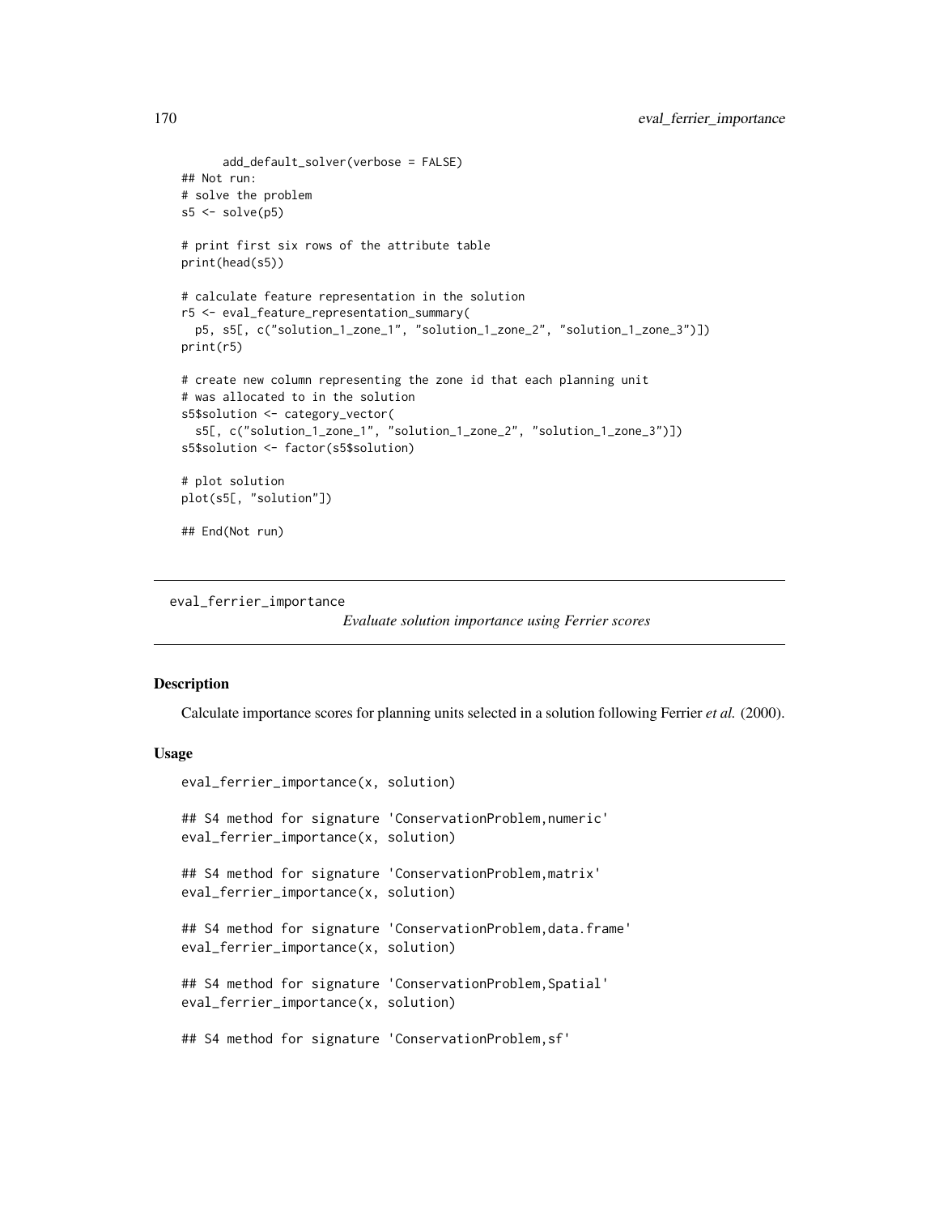```
      add_default_solver(verbose = FALSE)
## Not run:
# solve the problem
s5 <- solve(p5)

# print first six rows of the attribute table
print(head(s5))

# calculate feature representation in the solution
r5 <- eval_feature_representation_summary(
  p5, s5[, c("solution_1_zone_1", "solution_1_zone_2", "solution_1_zone_3")])
print(r5)

# create new column representing the zone id that each planning unit
# was allocated to in the solution
s5$solution <- category_vector(
  s5[, c("solution_1_zone_1", "solution_1_zone_2", "solution_1_zone_3")])
s5$solution <- factor(s5$solution)

# plot solution
plot(s5[, "solution"])

## End(Not run)
```

---

# eval_ferrier_importance

*Evaluate solution importance using Ferrier scores*

---

### Description

Calculate importance scores for planning units selected in a solution following Ferrier *et al.* (2000).

### Usage

```
eval_ferrier_importance(x, solution)

## S4 method for signature 'ConservationProblem,numeric'
eval_ferrier_importance(x, solution)

## S4 method for signature 'ConservationProblem,matrix'
eval_ferrier_importance(x, solution)

## S4 method for signature 'ConservationProblem,data.frame'
eval_ferrier_importance(x, solution)

## S4 method for signature 'ConservationProblem,Spatial'
eval_ferrier_importance(x, solution)

## S4 method for signature 'ConservationProblem,sf'
```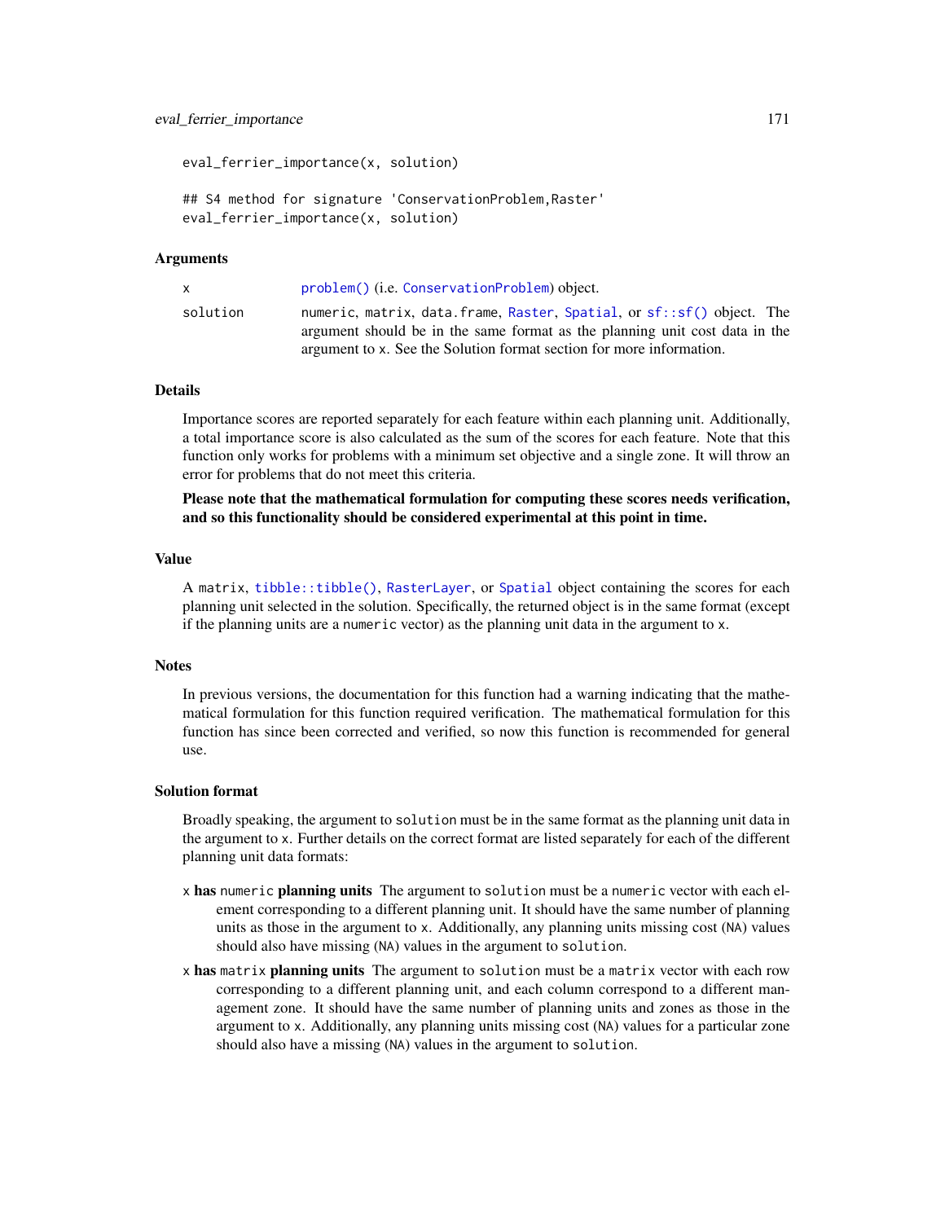```
eval_ferrier_importance(x, solution)

## S4 method for signature 'ConservationProblem,Raster'
eval_ferrier_importance(x, solution)
```

## Arguments

| | |
|---|---|
| x | problem() (i.e. ConservationProblem) object. |
| solution | numeric, matrix, data.frame, Raster, Spatial, or sf::sf() object. The argument should be in the same format as the planning unit cost data in the argument to x. See the Solution format section for more information. |

## Details

Importance scores are reported separately for each feature within each planning unit. Additionally, a total importance score is also calculated as the sum of the scores for each feature. Note that this function only works for problems with a minimum set objective and a single zone. It will throw an error for problems that do not meet this criteria.

**Please note that the mathematical formulation for computing these scores needs verification, and so this functionality should be considered experimental at this point in time.**

## Value

A matrix, tibble::tibble(), RasterLayer, or Spatial object containing the scores for each planning unit selected in the solution. Specifically, the returned object is in the same format (except if the planning units are a numeric vector) as the planning unit data in the argument to x.

## Notes

In previous versions, the documentation for this function had a warning indicating that the mathematical formulation for this function required verification. The mathematical formulation for this function has since been corrected and verified, so now this function is recommended for general use.

## Solution format

Broadly speaking, the argument to solution must be in the same format as the planning unit data in the argument to x. Further details on the correct format are listed separately for each of the different planning unit data formats:

- x **has** numeric **planning units** The argument to solution must be a numeric vector with each element corresponding to a different planning unit. It should have the same number of planning units as those in the argument to x. Additionally, any planning units missing cost (NA) values should also have missing (NA) values in the argument to solution.
- x **has** matrix **planning units** The argument to solution must be a matrix vector with each row corresponding to a different planning unit, and each column correspond to a different management zone. It should have the same number of planning units and zones as those in the argument to x. Additionally, any planning units missing cost (NA) values for a particular zone should also have a missing (NA) values in the argument to solution.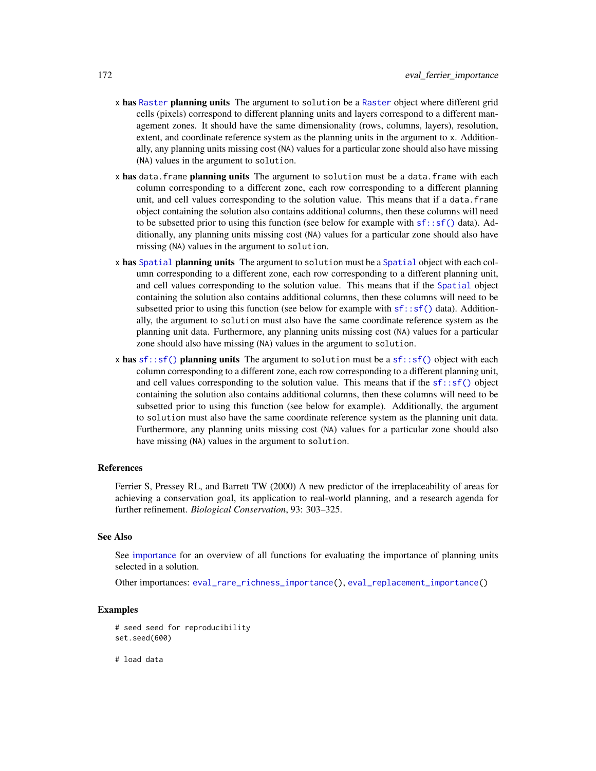**x has Raster planning units** The argument to solution be a Raster object where different grid cells (pixels) correspond to different planning units and layers correspond to a different management zones. It should have the same dimensionality (rows, columns, layers), resolution, extent, and coordinate reference system as the planning units in the argument to x. Additionally, any planning units missing cost (NA) values for a particular zone should also have missing (NA) values in the argument to solution.

**x has data.frame planning units** The argument to solution must be a data.frame with each column corresponding to a different zone, each row corresponding to a different planning unit, and cell values corresponding to the solution value. This means that if a data.frame object containing the solution also contains additional columns, then these columns will need to be subsetted prior to using this function (see below for example with sf::sf() data). Additionally, any planning units missing cost (NA) values for a particular zone should also have missing (NA) values in the argument to solution.

**x has Spatial planning units** The argument to solution must be a Spatial object with each column corresponding to a different zone, each row corresponding to a different planning unit, and cell values corresponding to the solution value. This means that if the Spatial object containing the solution also contains additional columns, then these columns will need to be subsetted prior to using this function (see below for example with sf::sf() data). Additionally, the argument to solution must also have the same coordinate reference system as the planning unit data. Furthermore, any planning units missing cost (NA) values for a particular zone should also have missing (NA) values in the argument to solution.

**x has sf::sf() planning units** The argument to solution must be a sf::sf() object with each column corresponding to a different zone, each row corresponding to a different planning unit, and cell values corresponding to the solution value. This means that if the sf::sf() object containing the solution also contains additional columns, then these columns will need to be subsetted prior to using this function (see below for example). Additionally, the argument to solution must also have the same coordinate reference system as the planning unit data. Furthermore, any planning units missing cost (NA) values for a particular zone should also have missing (NA) values in the argument to solution.

## References

Ferrier S, Pressey RL, and Barrett TW (2000) A new predictor of the irreplaceability of areas for achieving a conservation goal, its application to real-world planning, and a research agenda for further refinement. *Biological Conservation*, 93: 303–325.

## See Also

See importance for an overview of all functions for evaluating the importance of planning units selected in a solution.

Other importances: eval_rare_richness_importance(), eval_replacement_importance()

## Examples

```
# seed seed for reproducibility
set.seed(600)

# load data
```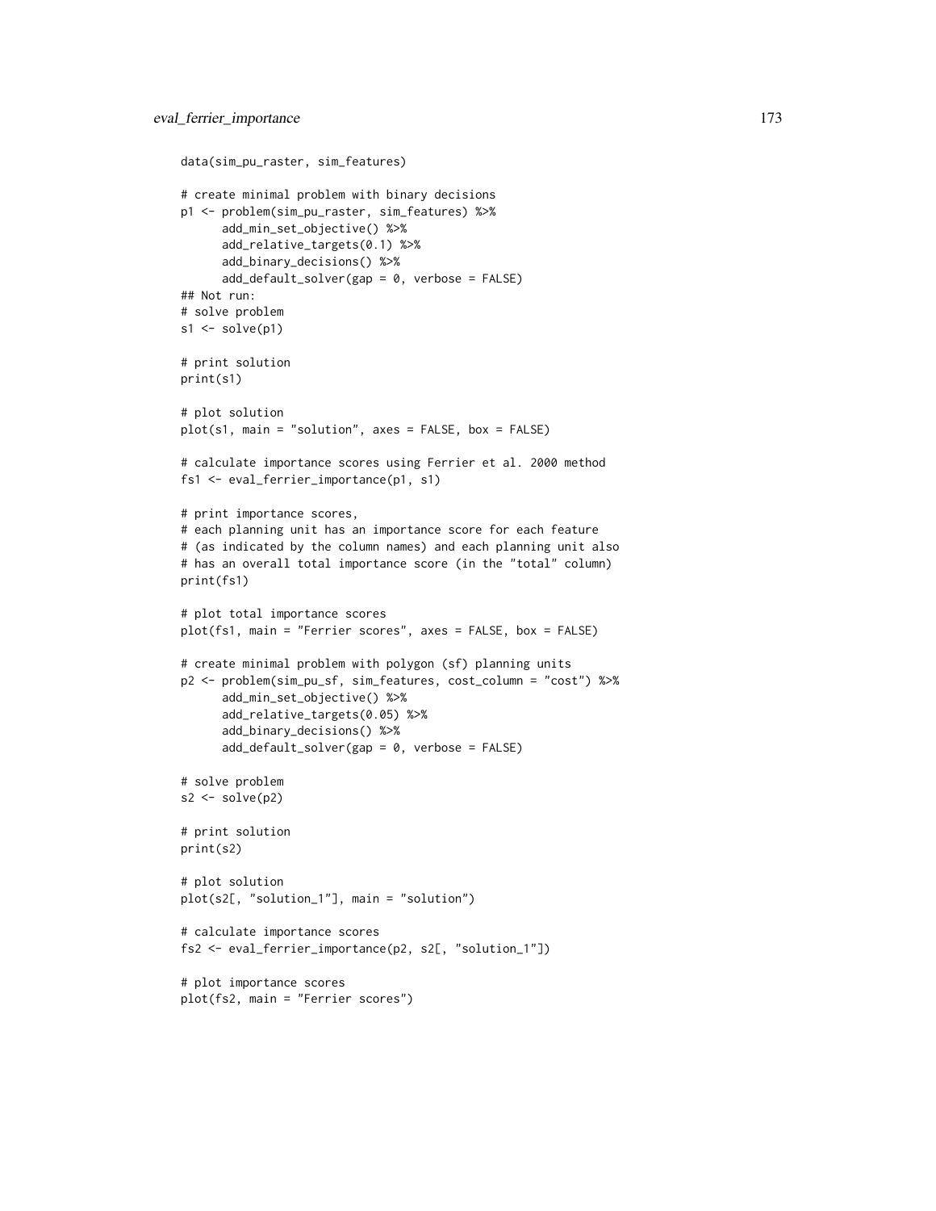```
data(sim_pu_raster, sim_features)

# create minimal problem with binary decisions
p1 <- problem(sim_pu_raster, sim_features) %>%
      add_min_set_objective() %>%
      add_relative_targets(0.1) %>%
      add_binary_decisions() %>%
      add_default_solver(gap = 0, verbose = FALSE)
## Not run:
# solve problem
s1 <- solve(p1)

# print solution
print(s1)

# plot solution
plot(s1, main = "solution", axes = FALSE, box = FALSE)

# calculate importance scores using Ferrier et al. 2000 method
fs1 <- eval_ferrier_importance(p1, s1)

# print importance scores,
# each planning unit has an importance score for each feature
# (as indicated by the column names) and each planning unit also
# has an overall total importance score (in the "total" column)
print(fs1)

# plot total importance scores
plot(fs1, main = "Ferrier scores", axes = FALSE, box = FALSE)

# create minimal problem with polygon (sf) planning units
p2 <- problem(sim_pu_sf, sim_features, cost_column = "cost") %>%
      add_min_set_objective() %>%
      add_relative_targets(0.05) %>%
      add_binary_decisions() %>%
      add_default_solver(gap = 0, verbose = FALSE)

# solve problem
s2 <- solve(p2)

# print solution
print(s2)

# plot solution
plot(s2[, "solution_1"], main = "solution")

# calculate importance scores
fs2 <- eval_ferrier_importance(p2, s2[, "solution_1"])

# plot importance scores
plot(fs2, main = "Ferrier scores")
```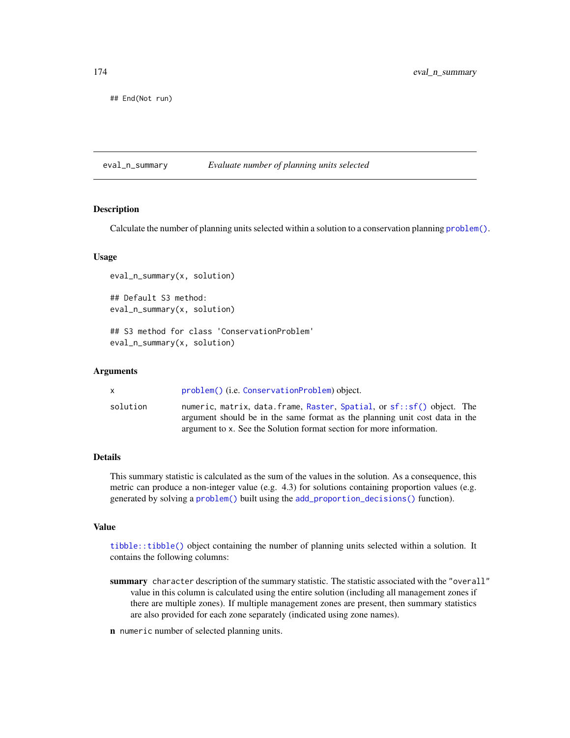```
## End(Not run)
```

## eval_n_summary — *Evaluate number of planning units selected*

### Description

Calculate the number of planning units selected within a solution to a conservation planning problem().

### Usage

```
eval_n_summary(x, solution)

## Default S3 method:
eval_n_summary(x, solution)

## S3 method for class 'ConservationProblem'
eval_n_summary(x, solution)
```

### Arguments

| | |
|---|---|
| x | problem() (i.e. ConservationProblem) object. |
| solution | numeric, matrix, data.frame, Raster, Spatial, or sf::sf() object. The argument should be in the same format as the planning unit cost data in the argument to x. See the Solution format section for more information. |

### Details

This summary statistic is calculated as the sum of the values in the solution. As a consequence, this metric can produce a non-integer value (e.g. 4.3) for solutions containing proportion values (e.g. generated by solving a problem() built using the add_proportion_decisions() function).

### Value

tibble::tibble() object containing the number of planning units selected within a solution. It contains the following columns:

**summary** `character` description of the summary statistic. The statistic associated with the "overall" value in this column is calculated using the entire solution (including all management zones if there are multiple zones). If multiple management zones are present, then summary statistics are also provided for each zone separately (indicated using zone names).

**n** `numeric` number of selected planning units.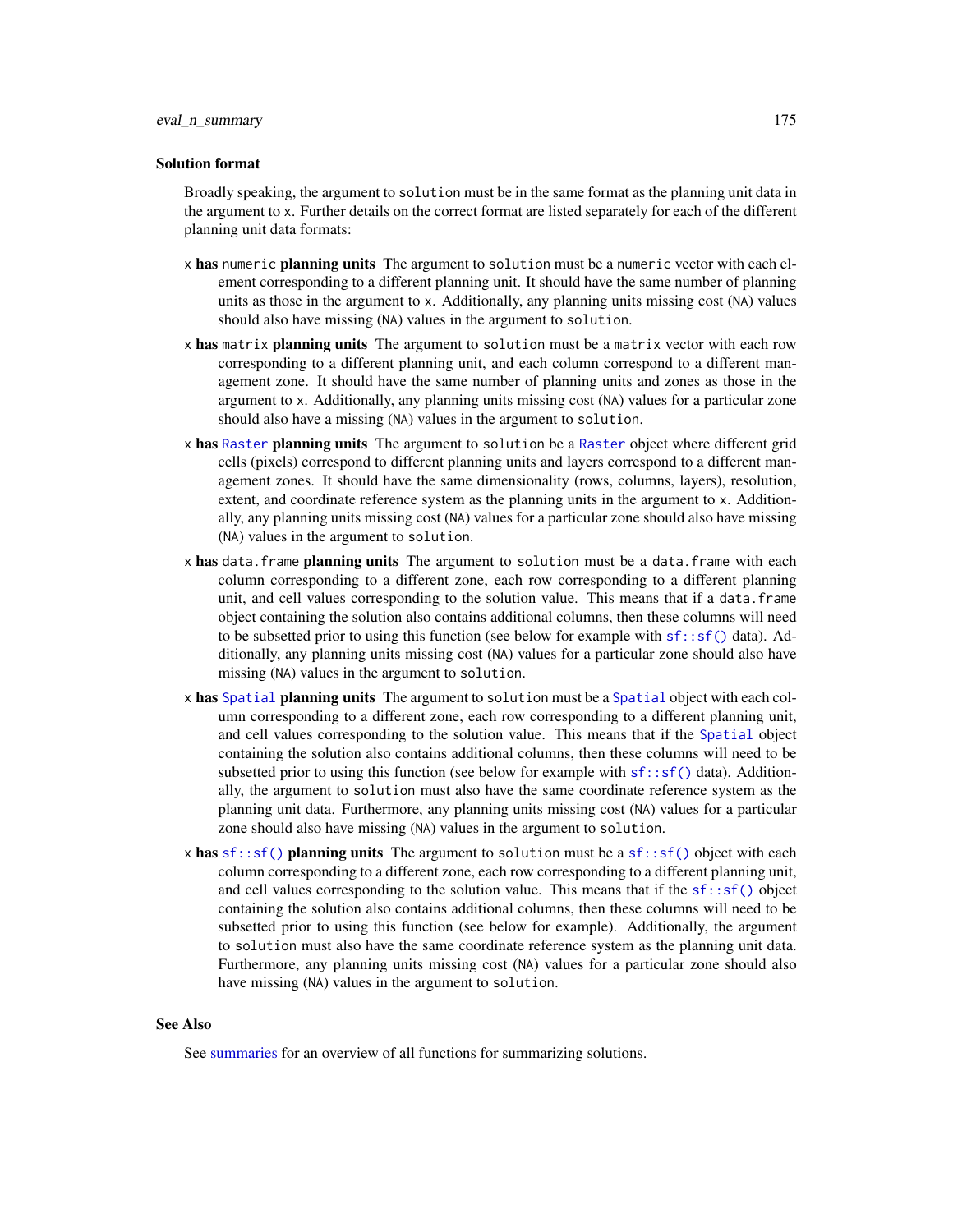### Solution format

Broadly speaking, the argument to `solution` must be in the same format as the planning unit data in the argument to `x`. Further details on the correct format are listed separately for each of the different planning unit data formats:

`x` **has** `numeric` **planning units** The argument to `solution` must be a `numeric` vector with each element corresponding to a different planning unit. It should have the same number of planning units as those in the argument to `x`. Additionally, any planning units missing cost (`NA`) values should also have missing (`NA`) values in the argument to `solution`.

`x` **has** `matrix` **planning units** The argument to `solution` must be a `matrix` vector with each row corresponding to a different planning unit, and each column correspond to a different management zone. It should have the same number of planning units and zones as those in the argument to `x`. Additionally, any planning units missing cost (`NA`) values for a particular zone should also have a missing (`NA`) values in the argument to `solution`.

`x` **has** `Raster` **planning units** The argument to `solution` be a `Raster` object where different grid cells (pixels) correspond to different planning units and layers correspond to a different management zones. It should have the same dimensionality (rows, columns, layers), resolution, extent, and coordinate reference system as the planning units in the argument to `x`. Additionally, any planning units missing cost (`NA`) values for a particular zone should also have missing (`NA`) values in the argument to `solution`.

`x` **has** `data.frame` **planning units** The argument to `solution` must be a `data.frame` with each column corresponding to a different zone, each row corresponding to a different planning unit, and cell values corresponding to the solution value. This means that if a `data.frame` object containing the solution also contains additional columns, then these columns will need to be subsetted prior to using this function (see below for example with `sf::sf()` data). Additionally, any planning units missing cost (`NA`) values for a particular zone should also have missing (`NA`) values in the argument to `solution`.

`x` **has** `Spatial` **planning units** The argument to `solution` must be a `Spatial` object with each column corresponding to a different zone, each row corresponding to a different planning unit, and cell values corresponding to the solution value. This means that if the `Spatial` object containing the solution also contains additional columns, then these columns will need to be subsetted prior to using this function (see below for example with `sf::sf()` data). Additionally, the argument to `solution` must also have the same coordinate reference system as the planning unit data. Furthermore, any planning units missing cost (`NA`) values for a particular zone should also have missing (`NA`) values in the argument to `solution`.

`x` **has** `sf::sf()` **planning units** The argument to `solution` must be a `sf::sf()` object with each column corresponding to a different zone, each row corresponding to a different planning unit, and cell values corresponding to the solution value. This means that if the `sf::sf()` object containing the solution also contains additional columns, then these columns will need to be subsetted prior to using this function (see below for example). Additionally, the argument to `solution` must also have the same coordinate reference system as the planning unit data. Furthermore, any planning units missing cost (`NA`) values for a particular zone should also have missing (`NA`) values in the argument to `solution`.

### See Also

See summaries for an overview of all functions for summarizing solutions.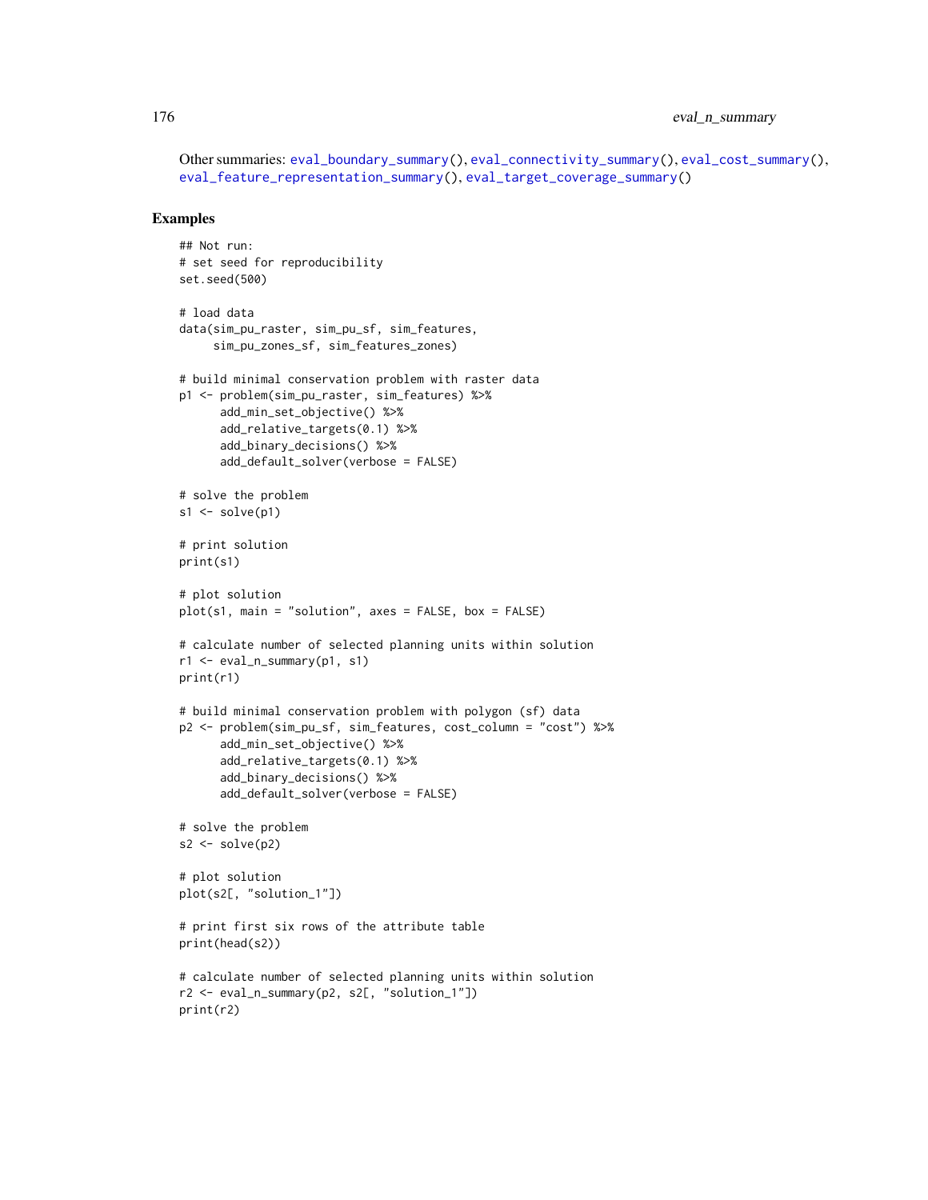Other summaries: eval_boundary_summary(), eval_connectivity_summary(), eval_cost_summary(), eval_feature_representation_summary(), eval_target_coverage_summary()

## Examples

```
## Not run:
# set seed for reproducibility
set.seed(500)

# load data
data(sim_pu_raster, sim_pu_sf, sim_features,
     sim_pu_zones_sf, sim_features_zones)

# build minimal conservation problem with raster data
p1 <- problem(sim_pu_raster, sim_features) %>%
      add_min_set_objective() %>%
      add_relative_targets(0.1) %>%
      add_binary_decisions() %>%
      add_default_solver(verbose = FALSE)

# solve the problem
s1 <- solve(p1)

# print solution
print(s1)

# plot solution
plot(s1, main = "solution", axes = FALSE, box = FALSE)

# calculate number of selected planning units within solution
r1 <- eval_n_summary(p1, s1)
print(r1)

# build minimal conservation problem with polygon (sf) data
p2 <- problem(sim_pu_sf, sim_features, cost_column = "cost") %>%
      add_min_set_objective() %>%
      add_relative_targets(0.1) %>%
      add_binary_decisions() %>%
      add_default_solver(verbose = FALSE)

# solve the problem
s2 <- solve(p2)

# plot solution
plot(s2[, "solution_1"])

# print first six rows of the attribute table
print(head(s2))

# calculate number of selected planning units within solution
r2 <- eval_n_summary(p2, s2[, "solution_1"])
print(r2)
```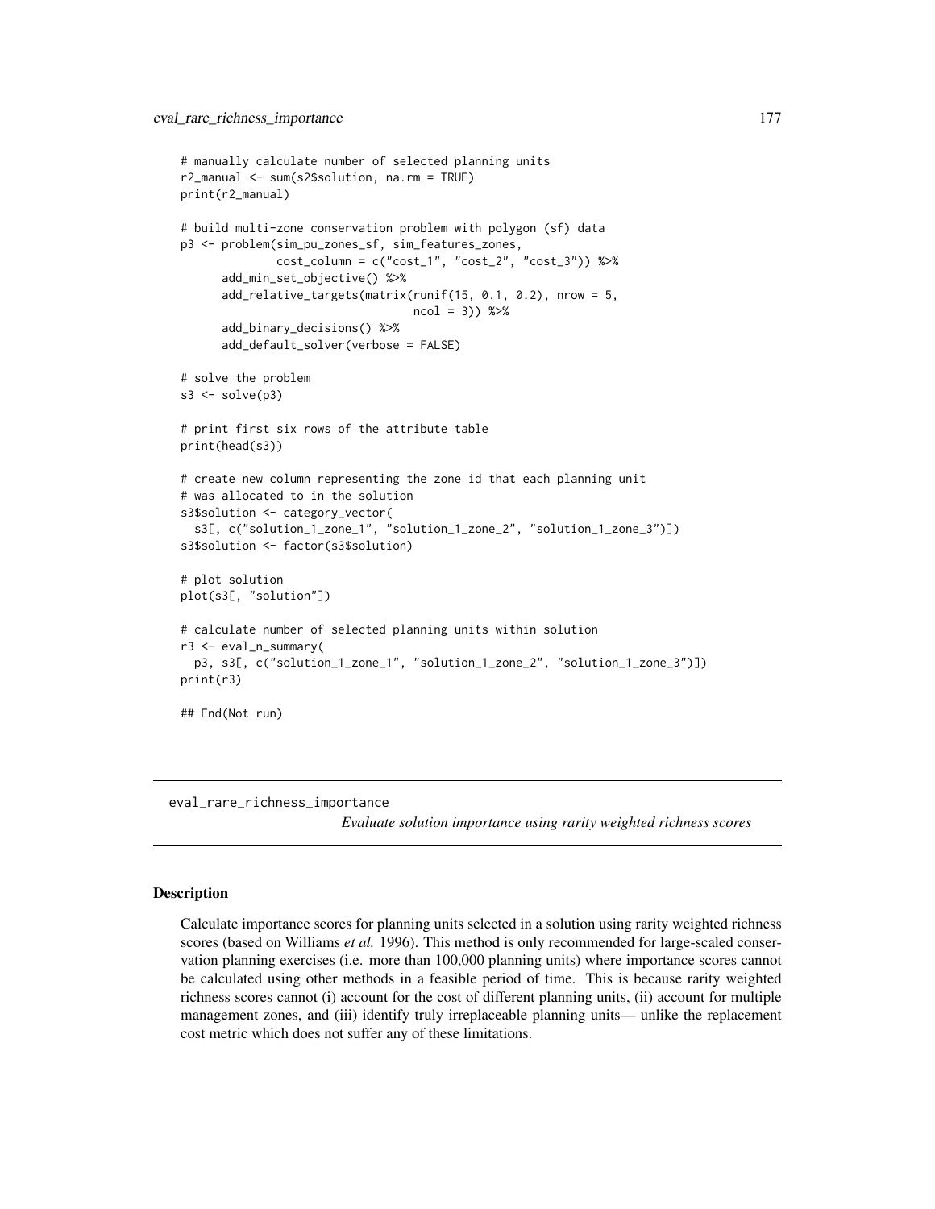```
# manually calculate number of selected planning units
r2_manual <- sum(s2$solution, na.rm = TRUE)
print(r2_manual)

# build multi-zone conservation problem with polygon (sf) data
p3 <- problem(sim_pu_zones_sf, sim_features_zones,
              cost_column = c("cost_1", "cost_2", "cost_3")) %>%
      add_min_set_objective() %>%
      add_relative_targets(matrix(runif(15, 0.1, 0.2), nrow = 5,
                                  ncol = 3)) %>%
      add_binary_decisions() %>%
      add_default_solver(verbose = FALSE)

# solve the problem
s3 <- solve(p3)

# print first six rows of the attribute table
print(head(s3))

# create new column representing the zone id that each planning unit
# was allocated to in the solution
s3$solution <- category_vector(
  s3[, c("solution_1_zone_1", "solution_1_zone_2", "solution_1_zone_3")])
s3$solution <- factor(s3$solution)

# plot solution
plot(s3[, "solution"])

# calculate number of selected planning units within solution
r3 <- eval_n_summary(
  p3, s3[, c("solution_1_zone_1", "solution_1_zone_2", "solution_1_zone_3")])
print(r3)

## End(Not run)
```

---

## eval_rare_richness_importance

*Evaluate solution importance using rarity weighted richness scores*

---

### Description

Calculate importance scores for planning units selected in a solution using rarity weighted richness scores (based on Williams *et al.* 1996). This method is only recommended for large-scaled conservation planning exercises (i.e. more than 100,000 planning units) where importance scores cannot be calculated using other methods in a feasible period of time. This is because rarity weighted richness scores cannot (i) account for the cost of different planning units, (ii) account for multiple management zones, and (iii) identify truly irreplaceable planning units— unlike the replacement cost metric which does not suffer any of these limitations.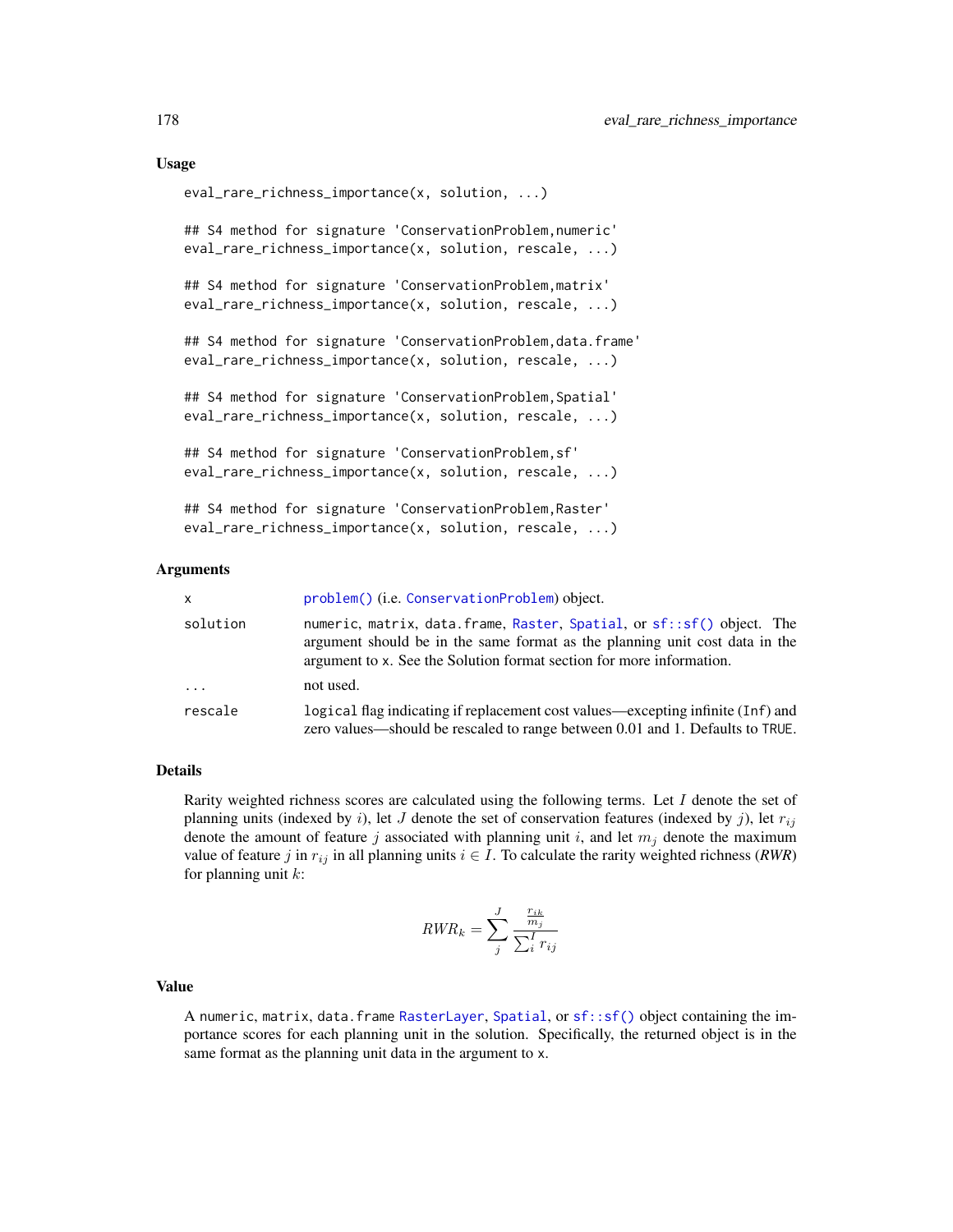### Usage

```
eval_rare_richness_importance(x, solution, ...)

## S4 method for signature 'ConservationProblem,numeric'
eval_rare_richness_importance(x, solution, rescale, ...)

## S4 method for signature 'ConservationProblem,matrix'
eval_rare_richness_importance(x, solution, rescale, ...)

## S4 method for signature 'ConservationProblem,data.frame'
eval_rare_richness_importance(x, solution, rescale, ...)

## S4 method for signature 'ConservationProblem,Spatial'
eval_rare_richness_importance(x, solution, rescale, ...)

## S4 method for signature 'ConservationProblem,sf'
eval_rare_richness_importance(x, solution, rescale, ...)

## S4 method for signature 'ConservationProblem,Raster'
eval_rare_richness_importance(x, solution, rescale, ...)
```

### Arguments

| | |
|---|---|
| x | problem() (i.e. ConservationProblem) object. |
| solution | numeric, matrix, data.frame, Raster, Spatial, or sf::sf() object. The argument should be in the same format as the planning unit cost data in the argument to x. See the Solution format section for more information. |
| ... | not used. |
| rescale | logical flag indicating if replacement cost values—excepting infinite (Inf) and zero values—should be rescaled to range between 0.01 and 1. Defaults to TRUE. |

### Details

Rarity weighted richness scores are calculated using the following terms. Let $I$ denote the set of planning units (indexed by $i$), let $J$ denote the set of conservation features (indexed by $j$), let $r_{ij}$ denote the amount of feature $j$ associated with planning unit $i$, and let $m_j$ denote the maximum value of feature $j$ in $r_{ij}$ in all planning units $i \in I$. To calculate the rarity weighted richness (*RWR*) for planning unit $k$:

$$RWR_k = \sum_{j}^{J} \frac{\frac{r_{ik}}{m_j}}{\sum_{i}^{I} r_{ij}}$$

### Value

A numeric, matrix, data.frame RasterLayer, Spatial, or sf::sf() object containing the importance scores for each planning unit in the solution. Specifically, the returned object is in the same format as the planning unit data in the argument to x.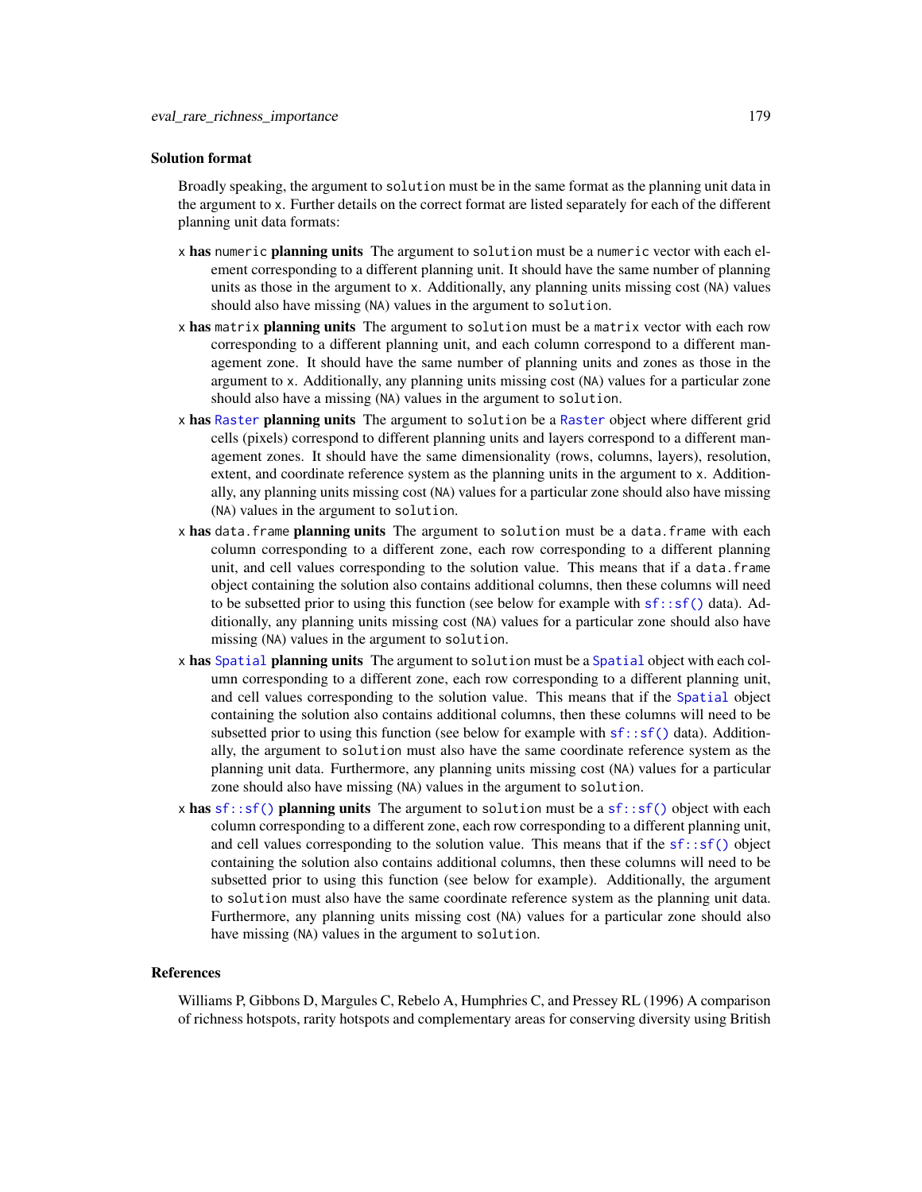### Solution format

Broadly speaking, the argument to `solution` must be in the same format as the planning unit data in the argument to `x`. Further details on the correct format are listed separately for each of the different planning unit data formats:

**`x` has `numeric` planning units** The argument to `solution` must be a `numeric` vector with each element corresponding to a different planning unit. It should have the same number of planning units as those in the argument to `x`. Additionally, any planning units missing cost (`NA`) values should also have missing (`NA`) values in the argument to `solution`.

**`x` has `matrix` planning units** The argument to `solution` must be a `matrix` vector with each row corresponding to a different planning unit, and each column correspond to a different management zone. It should have the same number of planning units and zones as those in the argument to `x`. Additionally, any planning units missing cost (`NA`) values for a particular zone should also have a missing (`NA`) values in the argument to `solution`.

**`x` has `Raster` planning units** The argument to `solution` be a `Raster` object where different grid cells (pixels) correspond to different planning units and layers correspond to a different management zones. It should have the same dimensionality (rows, columns, layers), resolution, extent, and coordinate reference system as the planning units in the argument to `x`. Additionally, any planning units missing cost (`NA`) values for a particular zone should also have missing (`NA`) values in the argument to `solution`.

**`x` has `data.frame` planning units** The argument to `solution` must be a `data.frame` with each column corresponding to a different zone, each row corresponding to a different planning unit, and cell values corresponding to the solution value. This means that if a `data.frame` object containing the solution also contains additional columns, then these columns will need to be subsetted prior to using this function (see below for example with `sf::sf()` data). Additionally, any planning units missing cost (`NA`) values for a particular zone should also have missing (`NA`) values in the argument to `solution`.

**`x` has `Spatial` planning units** The argument to `solution` must be a `Spatial` object with each column corresponding to a different zone, each row corresponding to a different planning unit, and cell values corresponding to the solution value. This means that if the `Spatial` object containing the solution also contains additional columns, then these columns will need to be subsetted prior to using this function (see below for example with `sf::sf()` data). Additionally, the argument to `solution` must also have the same coordinate reference system as the planning unit data. Furthermore, any planning units missing cost (`NA`) values for a particular zone should also have missing (`NA`) values in the argument to `solution`.

**`x` has `sf::sf()` planning units** The argument to `solution` must be a `sf::sf()` object with each column corresponding to a different zone, each row corresponding to a different planning unit, and cell values corresponding to the solution value. This means that if the `sf::sf()` object containing the solution also contains additional columns, then these columns will need to be subsetted prior to using this function (see below for example). Additionally, the argument to `solution` must also have the same coordinate reference system as the planning unit data. Furthermore, any planning units missing cost (`NA`) values for a particular zone should also have missing (`NA`) values in the argument to `solution`.

### References

Williams P, Gibbons D, Margules C, Rebelo A, Humphries C, and Pressey RL (1996) A comparison of richness hotspots, rarity hotspots and complementary areas for conserving diversity using British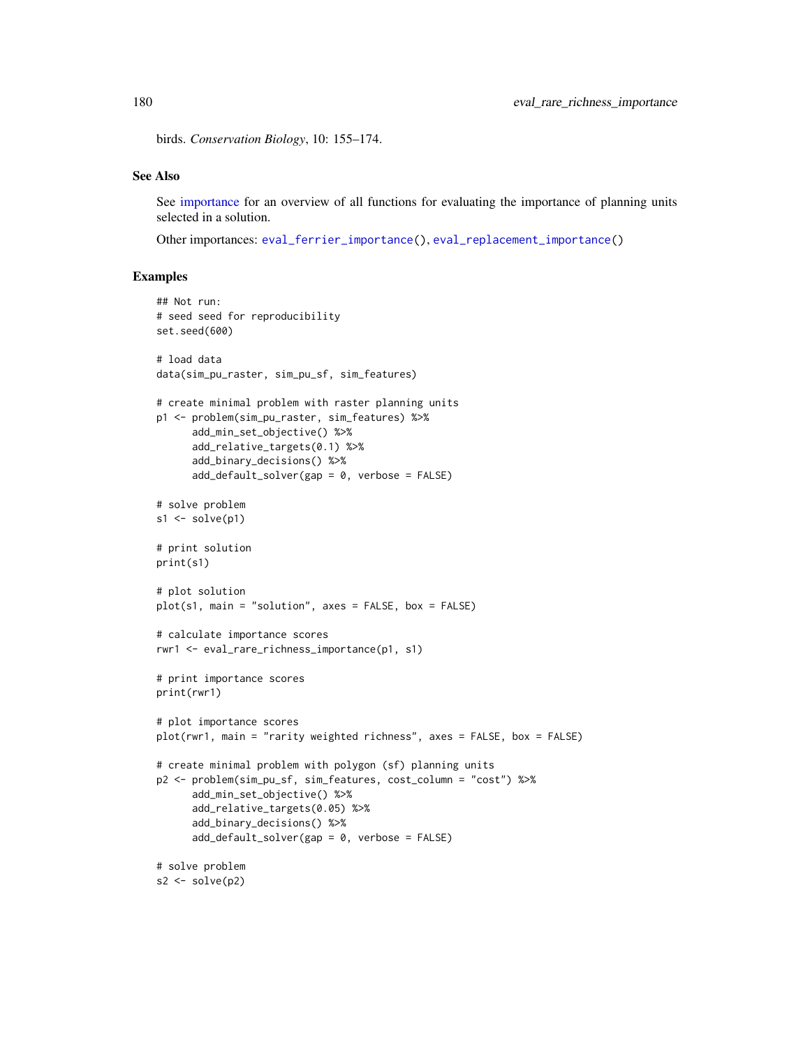birds. *Conservation Biology*, 10: 155–174.

## See Also

See importance for an overview of all functions for evaluating the importance of planning units selected in a solution.

Other importances: `eval_ferrier_importance()`, `eval_replacement_importance()`

## Examples

```
## Not run:
# seed seed for reproducibility
set.seed(600)

# load data
data(sim_pu_raster, sim_pu_sf, sim_features)

# create minimal problem with raster planning units
p1 <- problem(sim_pu_raster, sim_features) %>%
      add_min_set_objective() %>%
      add_relative_targets(0.1) %>%
      add_binary_decisions() %>%
      add_default_solver(gap = 0, verbose = FALSE)

# solve problem
s1 <- solve(p1)

# print solution
print(s1)

# plot solution
plot(s1, main = "solution", axes = FALSE, box = FALSE)

# calculate importance scores
rwr1 <- eval_rare_richness_importance(p1, s1)

# print importance scores
print(rwr1)

# plot importance scores
plot(rwr1, main = "rarity weighted richness", axes = FALSE, box = FALSE)

# create minimal problem with polygon (sf) planning units
p2 <- problem(sim_pu_sf, sim_features, cost_column = "cost") %>%
      add_min_set_objective() %>%
      add_relative_targets(0.05) %>%
      add_binary_decisions() %>%
      add_default_solver(gap = 0, verbose = FALSE)

# solve problem
s2 <- solve(p2)
```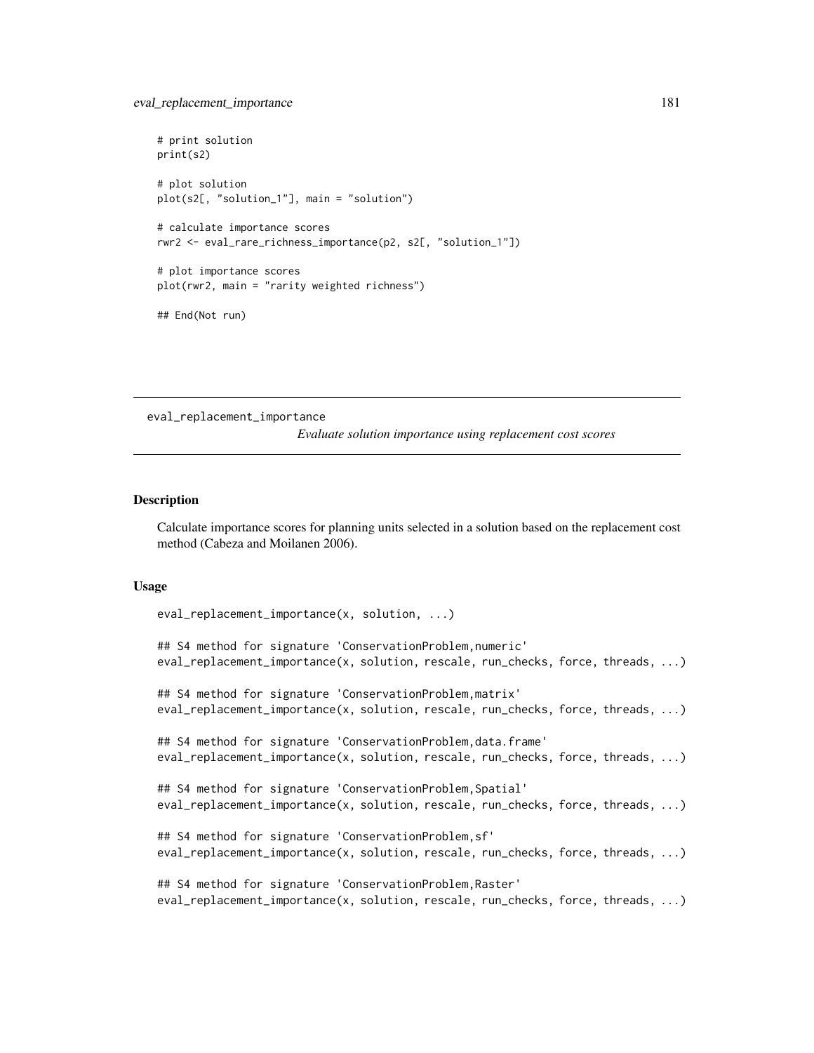```
# print solution
print(s2)

# plot solution
plot(s2[, "solution_1"], main = "solution")

# calculate importance scores
rwr2 <- eval_rare_richness_importance(p2, s2[, "solution_1"])

# plot importance scores
plot(rwr2, main = "rarity weighted richness")

## End(Not run)
```

---

eval_replacement_importance

*Evaluate solution importance using replacement cost scores*

---

## Description

Calculate importance scores for planning units selected in a solution based on the replacement cost method (Cabeza and Moilanen 2006).

## Usage

```
eval_replacement_importance(x, solution, ...)

## S4 method for signature 'ConservationProblem,numeric'
eval_replacement_importance(x, solution, rescale, run_checks, force, threads, ...)

## S4 method for signature 'ConservationProblem,matrix'
eval_replacement_importance(x, solution, rescale, run_checks, force, threads, ...)

## S4 method for signature 'ConservationProblem,data.frame'
eval_replacement_importance(x, solution, rescale, run_checks, force, threads, ...)

## S4 method for signature 'ConservationProblem,Spatial'
eval_replacement_importance(x, solution, rescale, run_checks, force, threads, ...)

## S4 method for signature 'ConservationProblem,sf'
eval_replacement_importance(x, solution, rescale, run_checks, force, threads, ...)

## S4 method for signature 'ConservationProblem,Raster'
eval_replacement_importance(x, solution, rescale, run_checks, force, threads, ...)
```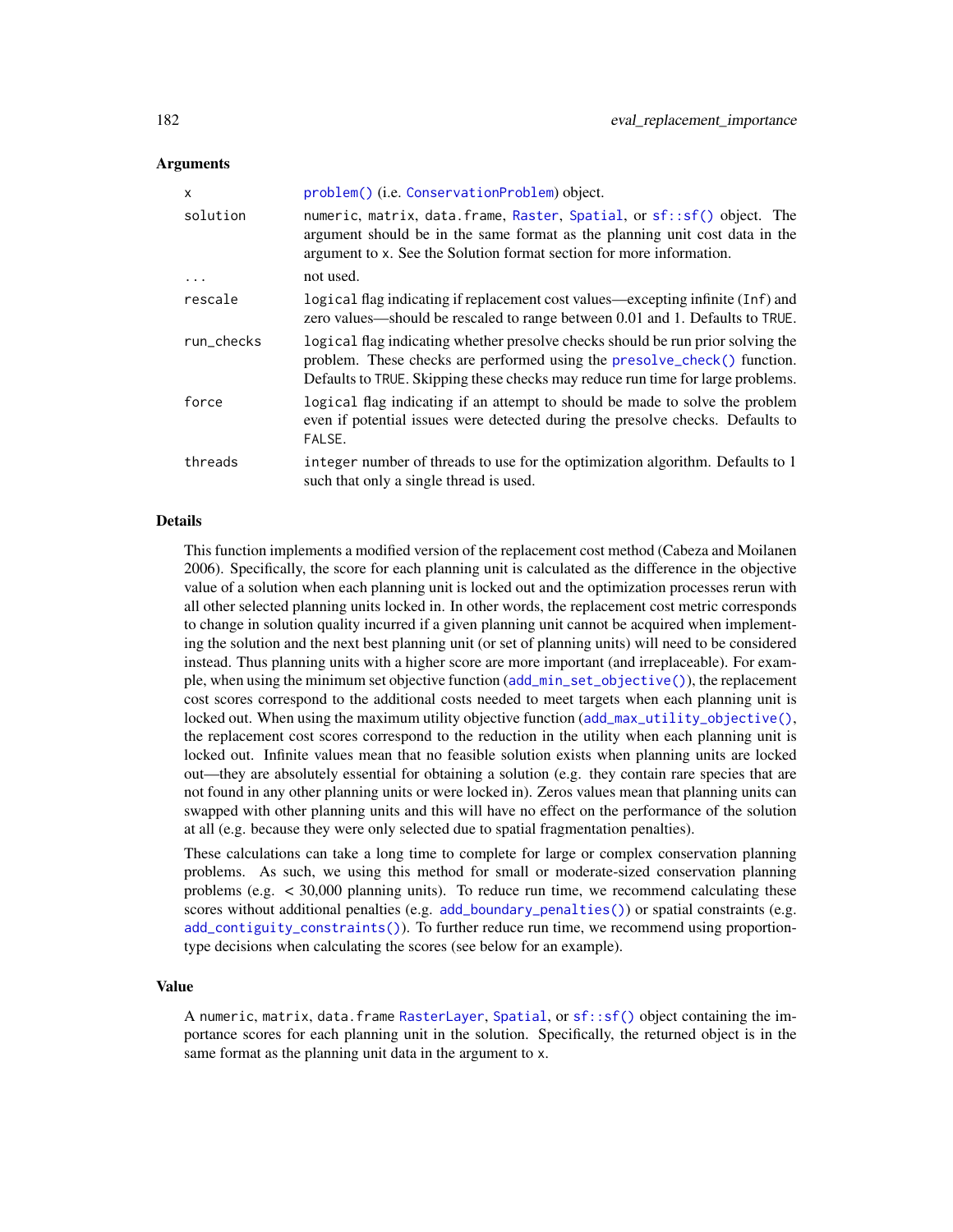## Arguments

| | |
|---|---|
| x | problem() (i.e. ConservationProblem) object. |
| solution | numeric, matrix, data.frame, Raster, Spatial, or sf::sf() object. The argument should be in the same format as the planning unit cost data in the argument to x. See the Solution format section for more information. |
| ... | not used. |
| rescale | logical flag indicating if replacement cost values—excepting infinite (Inf) and zero values—should be rescaled to range between 0.01 and 1. Defaults to TRUE. |
| run_checks | logical flag indicating whether presolve checks should be run prior solving the problem. These checks are performed using the presolve_check() function. Defaults to TRUE. Skipping these checks may reduce run time for large problems. |
| force | logical flag indicating if an attempt to should be made to solve the problem even if potential issues were detected during the presolve checks. Defaults to FALSE. |
| threads | integer number of threads to use for the optimization algorithm. Defaults to 1 such that only a single thread is used. |

## Details

This function implements a modified version of the replacement cost method (Cabeza and Moilanen 2006). Specifically, the score for each planning unit is calculated as the difference in the objective value of a solution when each planning unit is locked out and the optimization processes rerun with all other selected planning units locked in. In other words, the replacement cost metric corresponds to change in solution quality incurred if a given planning unit cannot be acquired when implementing the solution and the next best planning unit (or set of planning units) will need to be considered instead. Thus planning units with a higher score are more important (and irreplaceable). For example, when using the minimum set objective function (add_min_set_objective()), the replacement cost scores correspond to the additional costs needed to meet targets when each planning unit is locked out. When using the maximum utility objective function (add_max_utility_objective(), the replacement cost scores correspond to the reduction in the utility when each planning unit is locked out. Infinite values mean that no feasible solution exists when planning units are locked out—they are absolutely essential for obtaining a solution (e.g. they contain rare species that are not found in any other planning units or were locked in). Zeros values mean that planning units can swapped with other planning units and this will have no effect on the performance of the solution at all (e.g. because they were only selected due to spatial fragmentation penalties).

These calculations can take a long time to complete for large or complex conservation planning problems. As such, we using this method for small or moderate-sized conservation planning problems (e.g. < 30,000 planning units). To reduce run time, we recommend calculating these scores without additional penalties (e.g. add_boundary_penalties()) or spatial constraints (e.g. add_contiguity_constraints()). To further reduce run time, we recommend using proportion-type decisions when calculating the scores (see below for an example).

## Value

A numeric, matrix, data.frame RasterLayer, Spatial, or sf::sf() object containing the importance scores for each planning unit in the solution. Specifically, the returned object is in the same format as the planning unit data in the argument to x.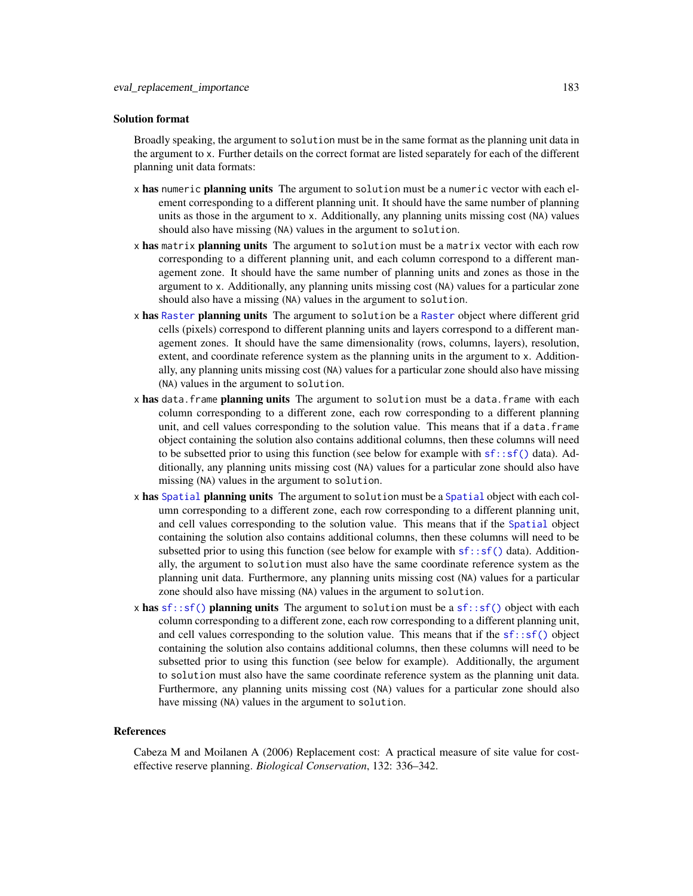### Solution format

Broadly speaking, the argument to `solution` must be in the same format as the planning unit data in the argument to `x`. Further details on the correct format are listed separately for each of the different planning unit data formats:

**`x` has `numeric` planning units** The argument to `solution` must be a `numeric` vector with each element corresponding to a different planning unit. It should have the same number of planning units as those in the argument to `x`. Additionally, any planning units missing cost (`NA`) values should also have missing (`NA`) values in the argument to `solution`.

**`x` has `matrix` planning units** The argument to `solution` must be a `matrix` vector with each row corresponding to a different planning unit, and each column correspond to a different management zone. It should have the same number of planning units and zones as those in the argument to `x`. Additionally, any planning units missing cost (`NA`) values for a particular zone should also have a missing (`NA`) values in the argument to `solution`.

**`x` has `Raster` planning units** The argument to `solution` be a `Raster` object where different grid cells (pixels) correspond to different planning units and layers correspond to a different management zones. It should have the same dimensionality (rows, columns, layers), resolution, extent, and coordinate reference system as the planning units in the argument to `x`. Additionally, any planning units missing cost (`NA`) values for a particular zone should also have missing (`NA`) values in the argument to `solution`.

**`x` has `data.frame` planning units** The argument to `solution` must be a `data.frame` with each column corresponding to a different zone, each row corresponding to a different planning unit, and cell values corresponding to the solution value. This means that if a `data.frame` object containing the solution also contains additional columns, then these columns will need to be subsetted prior to using this function (see below for example with `sf::sf()` data). Additionally, any planning units missing cost (`NA`) values for a particular zone should also have missing (`NA`) values in the argument to `solution`.

**`x` has `Spatial` planning units** The argument to `solution` must be a `Spatial` object with each column corresponding to a different zone, each row corresponding to a different planning unit, and cell values corresponding to the solution value. This means that if the `Spatial` object containing the solution also contains additional columns, then these columns will need to be subsetted prior to using this function (see below for example with `sf::sf()` data). Additionally, the argument to `solution` must also have the same coordinate reference system as the planning unit data. Furthermore, any planning units missing cost (`NA`) values for a particular zone should also have missing (`NA`) values in the argument to `solution`.

**`x` has `sf::sf()` planning units** The argument to `solution` must be a `sf::sf()` object with each column corresponding to a different zone, each row corresponding to a different planning unit, and cell values corresponding to the solution value. This means that if the `sf::sf()` object containing the solution also contains additional columns, then these columns will need to be subsetted prior to using this function (see below for example). Additionally, the argument to `solution` must also have the same coordinate reference system as the planning unit data. Furthermore, any planning units missing cost (`NA`) values for a particular zone should also have missing (`NA`) values in the argument to `solution`.

### References

Cabeza M and Moilanen A (2006) Replacement cost: A practical measure of site value for cost-effective reserve planning. *Biological Conservation*, 132: 336–342.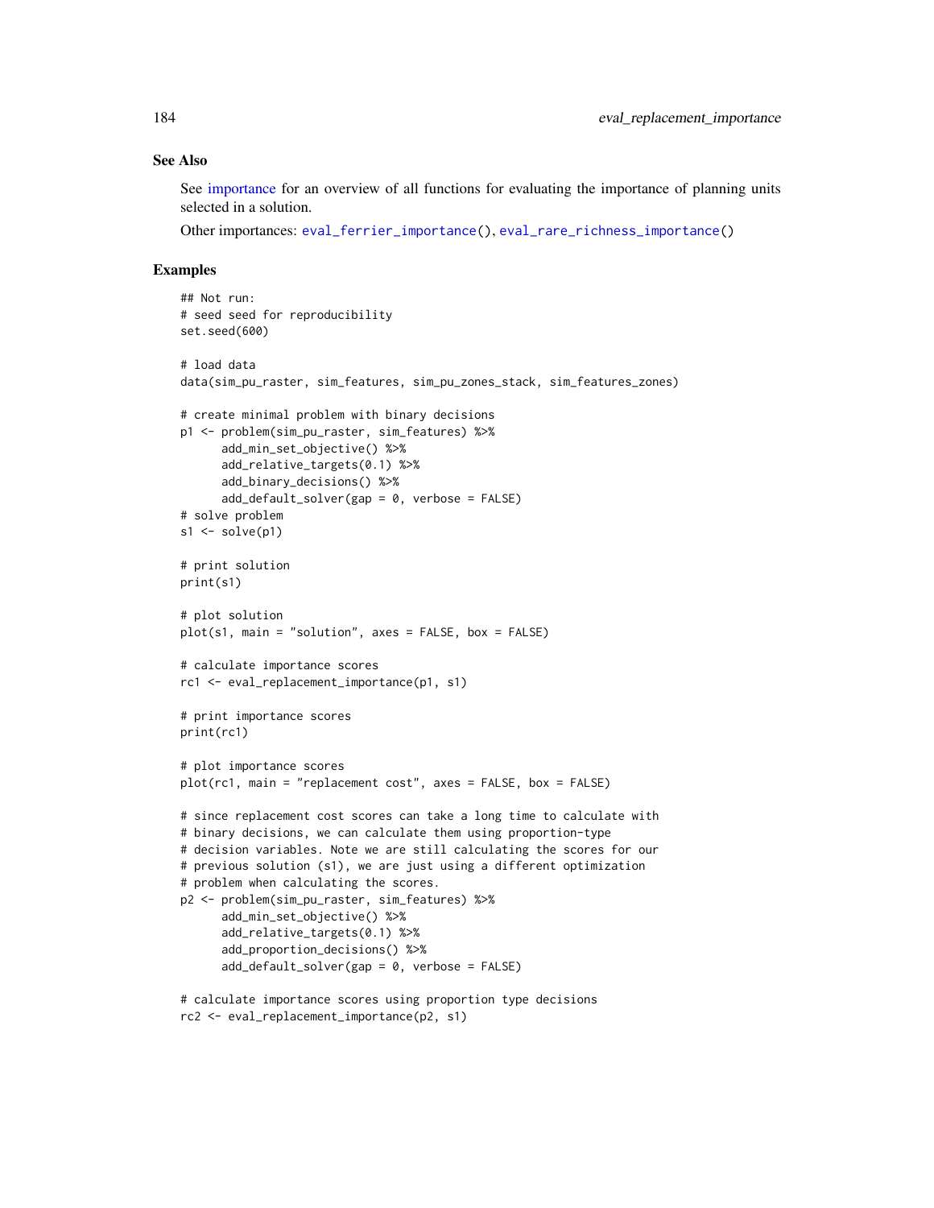## See Also

See importance for an overview of all functions for evaluating the importance of planning units selected in a solution.

Other importances: `eval_ferrier_importance()`, `eval_rare_richness_importance()`

## Examples

```
## Not run:
# seed seed for reproducibility
set.seed(600)

# load data
data(sim_pu_raster, sim_features, sim_pu_zones_stack, sim_features_zones)

# create minimal problem with binary decisions
p1 <- problem(sim_pu_raster, sim_features) %>%
      add_min_set_objective() %>%
      add_relative_targets(0.1) %>%
      add_binary_decisions() %>%
      add_default_solver(gap = 0, verbose = FALSE)
# solve problem
s1 <- solve(p1)

# print solution
print(s1)

# plot solution
plot(s1, main = "solution", axes = FALSE, box = FALSE)

# calculate importance scores
rc1 <- eval_replacement_importance(p1, s1)

# print importance scores
print(rc1)

# plot importance scores
plot(rc1, main = "replacement cost", axes = FALSE, box = FALSE)

# since replacement cost scores can take a long time to calculate with
# binary decisions, we can calculate them using proportion-type
# decision variables. Note we are still calculating the scores for our
# previous solution (s1), we are just using a different optimization
# problem when calculating the scores.
p2 <- problem(sim_pu_raster, sim_features) %>%
      add_min_set_objective() %>%
      add_relative_targets(0.1) %>%
      add_proportion_decisions() %>%
      add_default_solver(gap = 0, verbose = FALSE)

# calculate importance scores using proportion type decisions
rc2 <- eval_replacement_importance(p2, s1)
```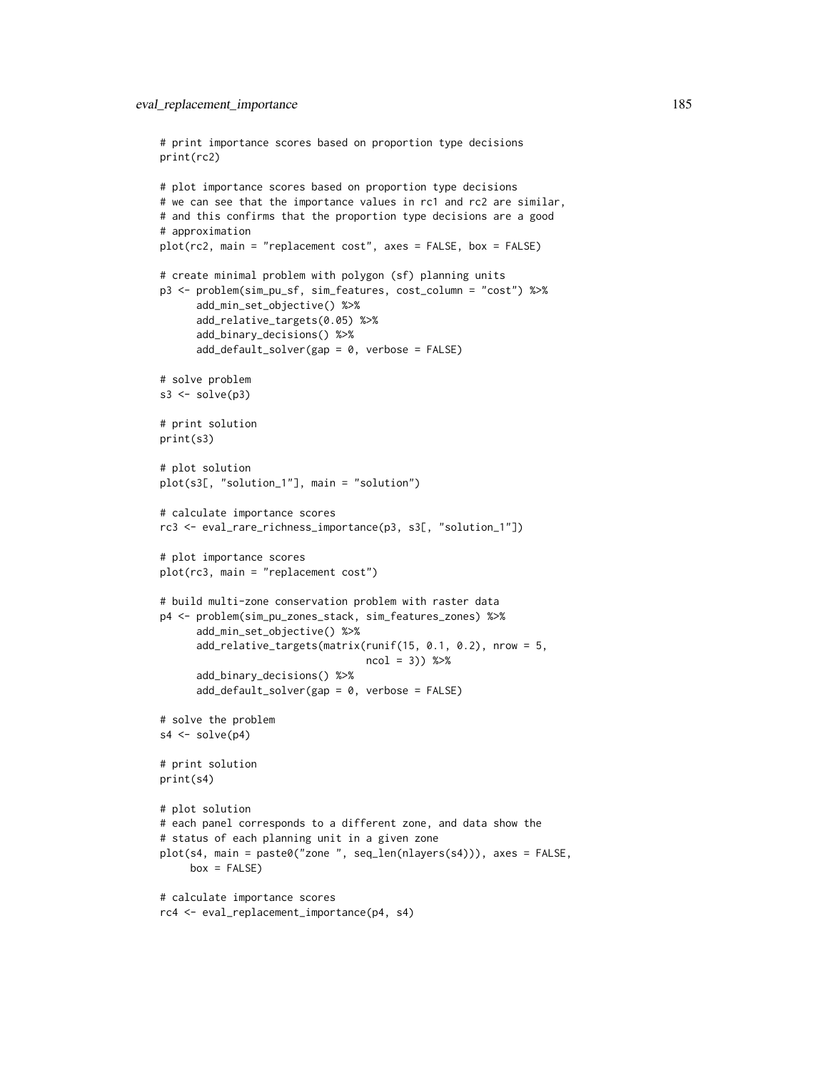```
# print importance scores based on proportion type decisions
print(rc2)

# plot importance scores based on proportion type decisions
# we can see that the importance values in rc1 and rc2 are similar,
# and this confirms that the proportion type decisions are a good
# approximation
plot(rc2, main = "replacement cost", axes = FALSE, box = FALSE)

# create minimal problem with polygon (sf) planning units
p3 <- problem(sim_pu_sf, sim_features, cost_column = "cost") %>%
      add_min_set_objective() %>%
      add_relative_targets(0.05) %>%
      add_binary_decisions() %>%
      add_default_solver(gap = 0, verbose = FALSE)

# solve problem
s3 <- solve(p3)

# print solution
print(s3)

# plot solution
plot(s3[, "solution_1"], main = "solution")

# calculate importance scores
rc3 <- eval_rare_richness_importance(p3, s3[, "solution_1"])

# plot importance scores
plot(rc3, main = "replacement cost")

# build multi-zone conservation problem with raster data
p4 <- problem(sim_pu_zones_stack, sim_features_zones) %>%
      add_min_set_objective() %>%
      add_relative_targets(matrix(runif(15, 0.1, 0.2), nrow = 5,
                                  ncol = 3)) %>%
      add_binary_decisions() %>%
      add_default_solver(gap = 0, verbose = FALSE)

# solve the problem
s4 <- solve(p4)

# print solution
print(s4)

# plot solution
# each panel corresponds to a different zone, and data show the
# status of each planning unit in a given zone
plot(s4, main = paste0("zone ", seq_len(nlayers(s4))), axes = FALSE,
     box = FALSE)

# calculate importance scores
rc4 <- eval_replacement_importance(p4, s4)
```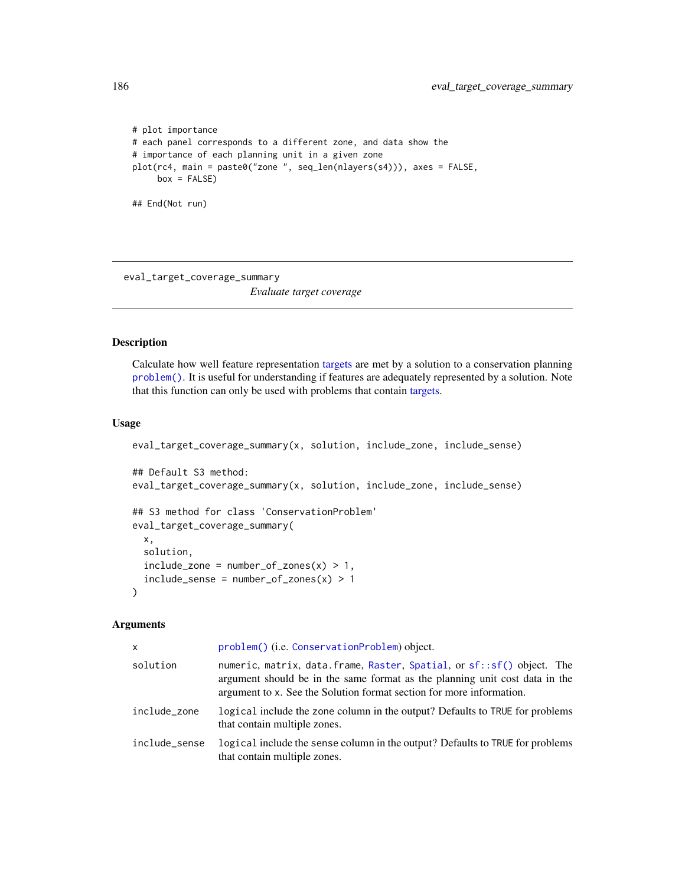```
# plot importance
# each panel corresponds to a different zone, and data show the
# importance of each planning unit in a given zone
plot(rc4, main = paste0("zone ", seq_len(nlayers(s4))), axes = FALSE,
     box = FALSE)

## End(Not run)
```

---

eval_target_coverage_summary

*Evaluate target coverage*

---

## Description

Calculate how well feature representation targets are met by a solution to a conservation planning `problem()`. It is useful for understanding if features are adequately represented by a solution. Note that this function can only be used with problems that contain targets.

## Usage

```
eval_target_coverage_summary(x, solution, include_zone, include_sense)

## Default S3 method:
eval_target_coverage_summary(x, solution, include_zone, include_sense)

## S3 method for class 'ConservationProblem'
eval_target_coverage_summary(
  x,
  solution,
  include_zone = number_of_zones(x) > 1,
  include_sense = number_of_zones(x) > 1
)
```

## Arguments

| | |
|---|---|
| `x` | `problem()` (i.e. `ConservationProblem`) object. |
| `solution` | `numeric`, `matrix`, `data.frame`, `Raster`, `Spatial`, or `sf::sf()` object. The argument should be in the same format as the planning unit cost data in the argument to `x`. See the Solution format section for more information. |
| `include_zone` | `logical` include the zone column in the output? Defaults to `TRUE` for problems that contain multiple zones. |
| `include_sense` | `logical` include the sense column in the output? Defaults to `TRUE` for problems that contain multiple zones. |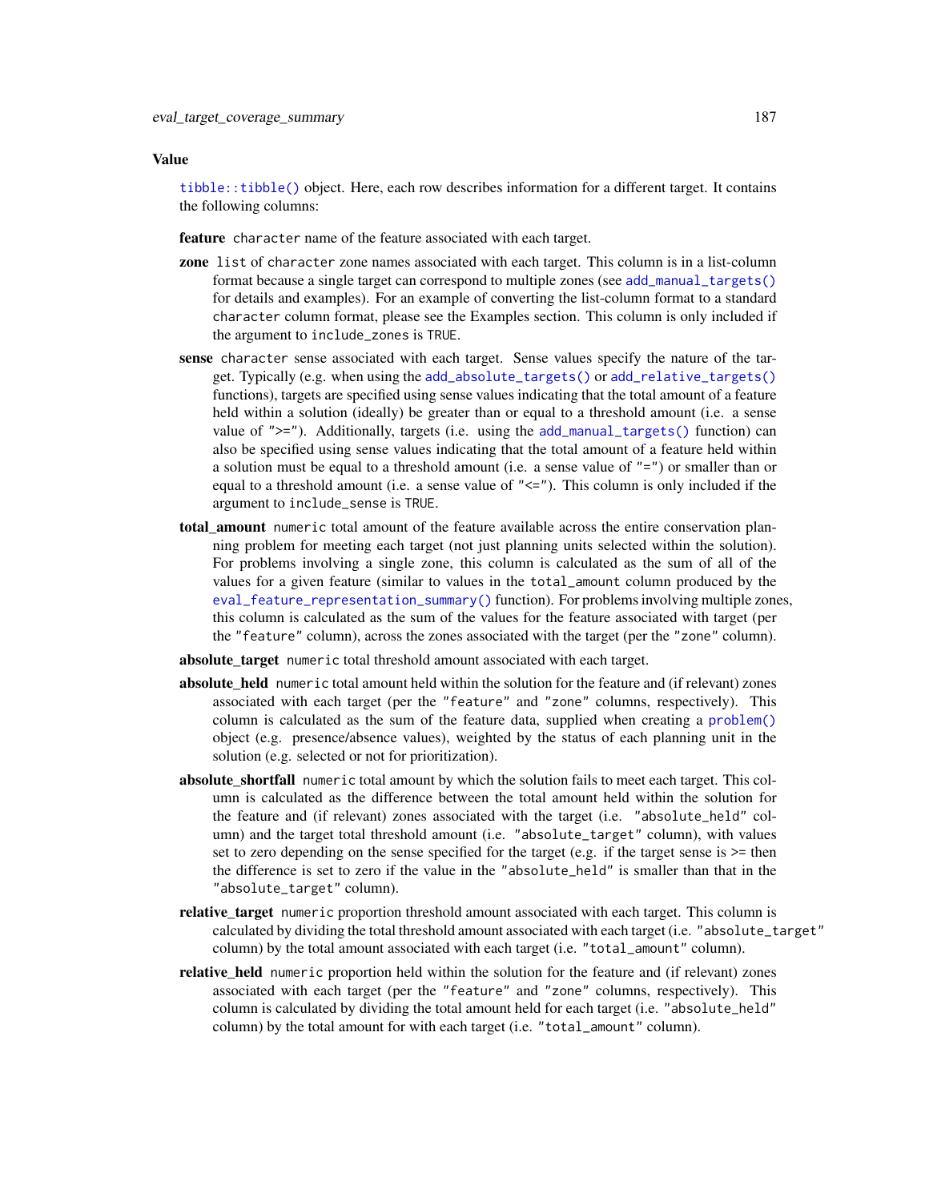## Value

`tibble::tibble()` object. Here, each row describes information for a different target. It contains the following columns:

**feature** `character` name of the feature associated with each target.

**zone** `list` of `character` zone names associated with each target. This column is in a list-column format because a single target can correspond to multiple zones (see `add_manual_targets()` for details and examples). For an example of converting the list-column format to a standard `character` column format, please see the Examples section. This column is only included if the argument to `include_zones` is `TRUE`.

**sense** `character` sense associated with each target. Sense values specify the nature of the target. Typically (e.g. when using the `add_absolute_targets()` or `add_relative_targets()` functions), targets are specified using sense values indicating that the total amount of a feature held within a solution (ideally) be greater than or equal to a threshold amount (i.e. a sense value of `">="`). Additionally, targets (i.e. using the `add_manual_targets()` function) can also be specified using sense values indicating that the total amount of a feature held within a solution must be equal to a threshold amount (i.e. a sense value of `"="`) or smaller than or equal to a threshold amount (i.e. a sense value of `"<="`). This column is only included if the argument to `include_sense` is `TRUE`.

**total_amount** `numeric` total amount of the feature available across the entire conservation planning problem for meeting each target (not just planning units selected within the solution). For problems involving a single zone, this column is calculated as the sum of all of the values for a given feature (similar to values in the `total_amount` column produced by the `eval_feature_representation_summary()` function). For problems involving multiple zones, this column is calculated as the sum of the values for the feature associated with target (per the `"feature"` column), across the zones associated with the target (per the `"zone"` column).

**absolute_target** `numeric` total threshold amount associated with each target.

**absolute_held** `numeric` total amount held within the solution for the feature and (if relevant) zones associated with each target (per the `"feature"` and `"zone"` columns, respectively). This column is calculated as the sum of the feature data, supplied when creating a `problem()` object (e.g. presence/absence values), weighted by the status of each planning unit in the solution (e.g. selected or not for prioritization).

**absolute_shortfall** `numeric` total amount by which the solution fails to meet each target. This column is calculated as the difference between the total amount held within the solution for the feature and (if relevant) zones associated with the target (i.e. `"absolute_held"` column) and the target total threshold amount (i.e. `"absolute_target"` column), with values set to zero depending on the sense specified for the target (e.g. if the target sense is >= then the difference is set to zero if the value in the `"absolute_held"` is smaller than that in the `"absolute_target"` column).

**relative_target** `numeric` proportion threshold amount associated with each target. This column is calculated by dividing the total threshold amount associated with each target (i.e. `"absolute_target"` column) by the total amount associated with each target (i.e. `"total_amount"` column).

**relative_held** `numeric` proportion held within the solution for the feature and (if relevant) zones associated with each target (per the `"feature"` and `"zone"` columns, respectively). This column is calculated by dividing the total amount held for each target (i.e. `"absolute_held"` column) by the total amount for with each target (i.e. `"total_amount"` column).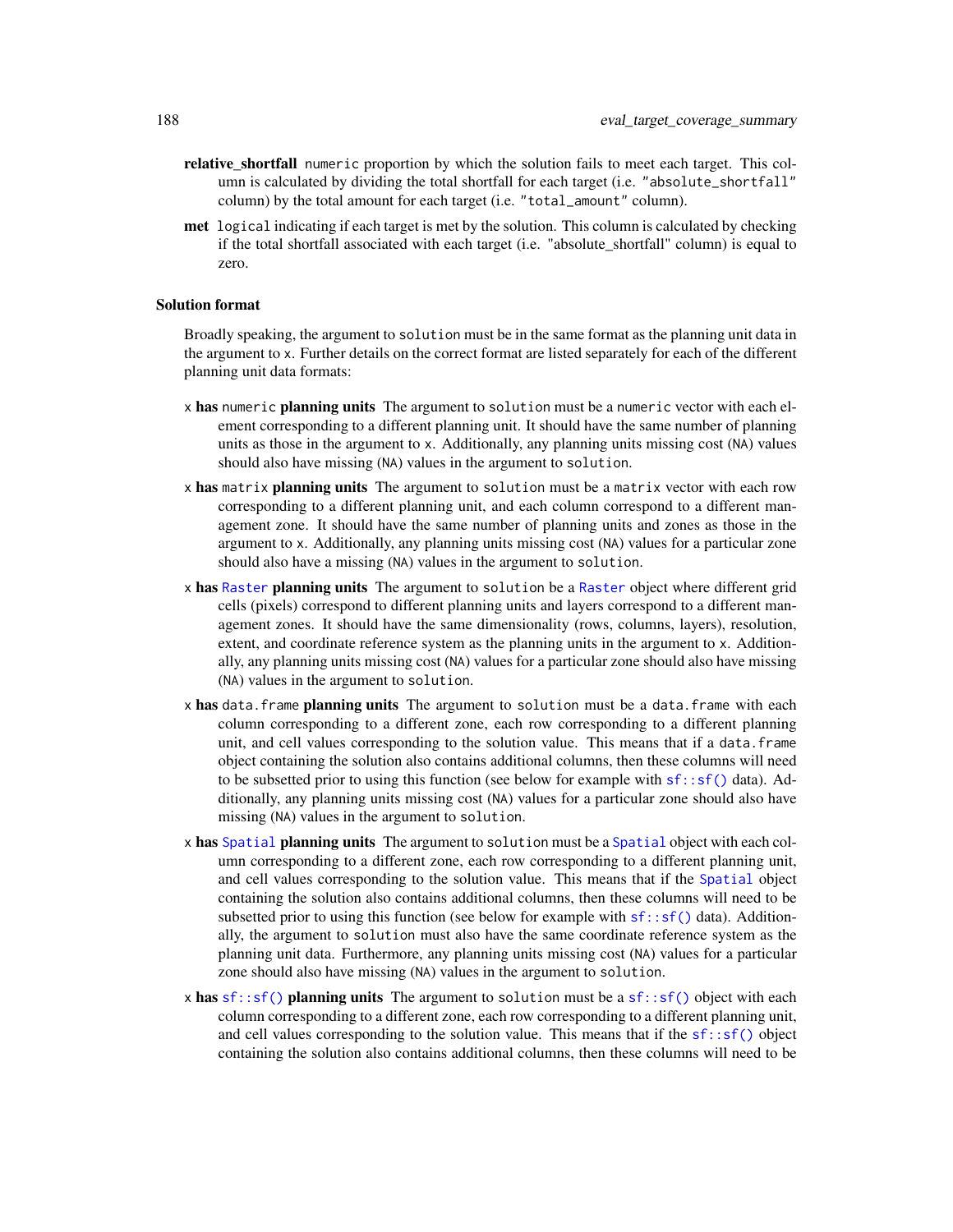**relative_shortfall** `numeric` proportion by which the solution fails to meet each target. This column is calculated by dividing the total shortfall for each target (i.e. `"absolute_shortfall"` column) by the total amount for each target (i.e. `"total_amount"` column).

**met** `logical` indicating if each target is met by the solution. This column is calculated by checking if the total shortfall associated with each target (i.e. "absolute_shortfall" column) is equal to zero.

### Solution format

Broadly speaking, the argument to `solution` must be in the same format as the planning unit data in the argument to `x`. Further details on the correct format are listed separately for each of the different planning unit data formats:

`x` **has** `numeric` **planning units** The argument to `solution` must be a `numeric` vector with each element corresponding to a different planning unit. It should have the same number of planning units as those in the argument to `x`. Additionally, any planning units missing cost (`NA`) values should also have missing (`NA`) values in the argument to `solution`.

`x` **has** `matrix` **planning units** The argument to `solution` must be a `matrix` vector with each row corresponding to a different planning unit, and each column correspond to a different management zone. It should have the same number of planning units and zones as those in the argument to `x`. Additionally, any planning units missing cost (`NA`) values for a particular zone should also have a missing (`NA`) values in the argument to `solution`.

`x` **has** `Raster` **planning units** The argument to `solution` be a `Raster` object where different grid cells (pixels) correspond to different planning units and layers correspond to a different management zones. It should have the same dimensionality (rows, columns, layers), resolution, extent, and coordinate reference system as the planning units in the argument to `x`. Additionally, any planning units missing cost (`NA`) values for a particular zone should also have missing (`NA`) values in the argument to `solution`.

`x` **has** `data.frame` **planning units** The argument to `solution` must be a `data.frame` with each column corresponding to a different zone, each row corresponding to a different planning unit, and cell values corresponding to the solution value. This means that if a `data.frame` object containing the solution also contains additional columns, then these columns will need to be subsetted prior to using this function (see below for example with `sf::sf()` data). Additionally, any planning units missing cost (`NA`) values for a particular zone should also have missing (`NA`) values in the argument to `solution`.

`x` **has** `Spatial` **planning units** The argument to `solution` must be a `Spatial` object with each column corresponding to a different zone, each row corresponding to a different planning unit, and cell values corresponding to the solution value. This means that if the `Spatial` object containing the solution also contains additional columns, then these columns will need to be subsetted prior to using this function (see below for example with `sf::sf()` data). Additionally, the argument to `solution` must also have the same coordinate reference system as the planning unit data. Furthermore, any planning units missing cost (`NA`) values for a particular zone should also have missing (`NA`) values in the argument to `solution`.

`x` **has** `sf::sf()` **planning units** The argument to `solution` must be a `sf::sf()` object with each column corresponding to a different zone, each row corresponding to a different planning unit, and cell values corresponding to the solution value. This means that if the `sf::sf()` object containing the solution also contains additional columns, then these columns will need to be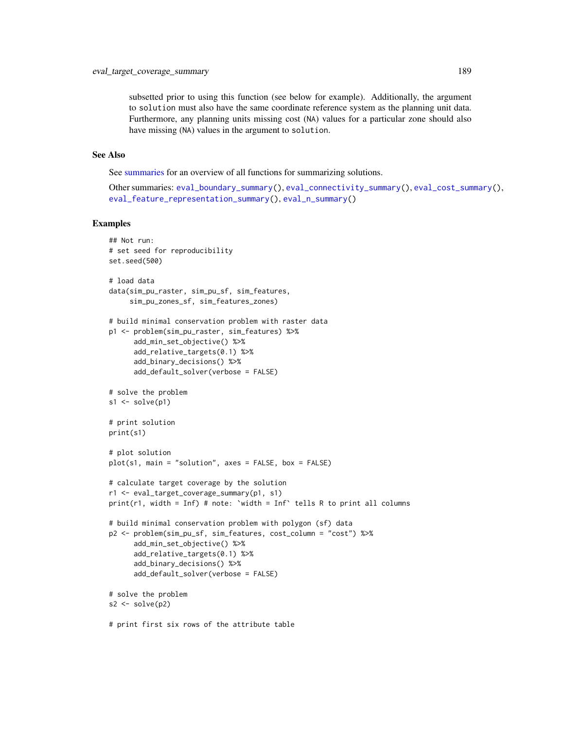subsetted prior to using this function (see below for example). Additionally, the argument to `solution` must also have the same coordinate reference system as the planning unit data. Furthermore, any planning units missing cost (`NA`) values for a particular zone should also have missing (`NA`) values in the argument to `solution`.

## See Also

See summaries for an overview of all functions for summarizing solutions.

Other summaries: `eval_boundary_summary()`, `eval_connectivity_summary()`, `eval_cost_summary()`, `eval_feature_representation_summary()`, `eval_n_summary()`

## Examples

```
## Not run:
# set seed for reproducibility
set.seed(500)

# load data
data(sim_pu_raster, sim_pu_sf, sim_features,
     sim_pu_zones_sf, sim_features_zones)

# build minimal conservation problem with raster data
p1 <- problem(sim_pu_raster, sim_features) %>%
      add_min_set_objective() %>%
      add_relative_targets(0.1) %>%
      add_binary_decisions() %>%
      add_default_solver(verbose = FALSE)

# solve the problem
s1 <- solve(p1)

# print solution
print(s1)

# plot solution
plot(s1, main = "solution", axes = FALSE, box = FALSE)

# calculate target coverage by the solution
r1 <- eval_target_coverage_summary(p1, s1)
print(r1, width = Inf) # note: `width = Inf` tells R to print all columns

# build minimal conservation problem with polygon (sf) data
p2 <- problem(sim_pu_sf, sim_features, cost_column = "cost") %>%
      add_min_set_objective() %>%
      add_relative_targets(0.1) %>%
      add_binary_decisions() %>%
      add_default_solver(verbose = FALSE)

# solve the problem
s2 <- solve(p2)

# print first six rows of the attribute table
```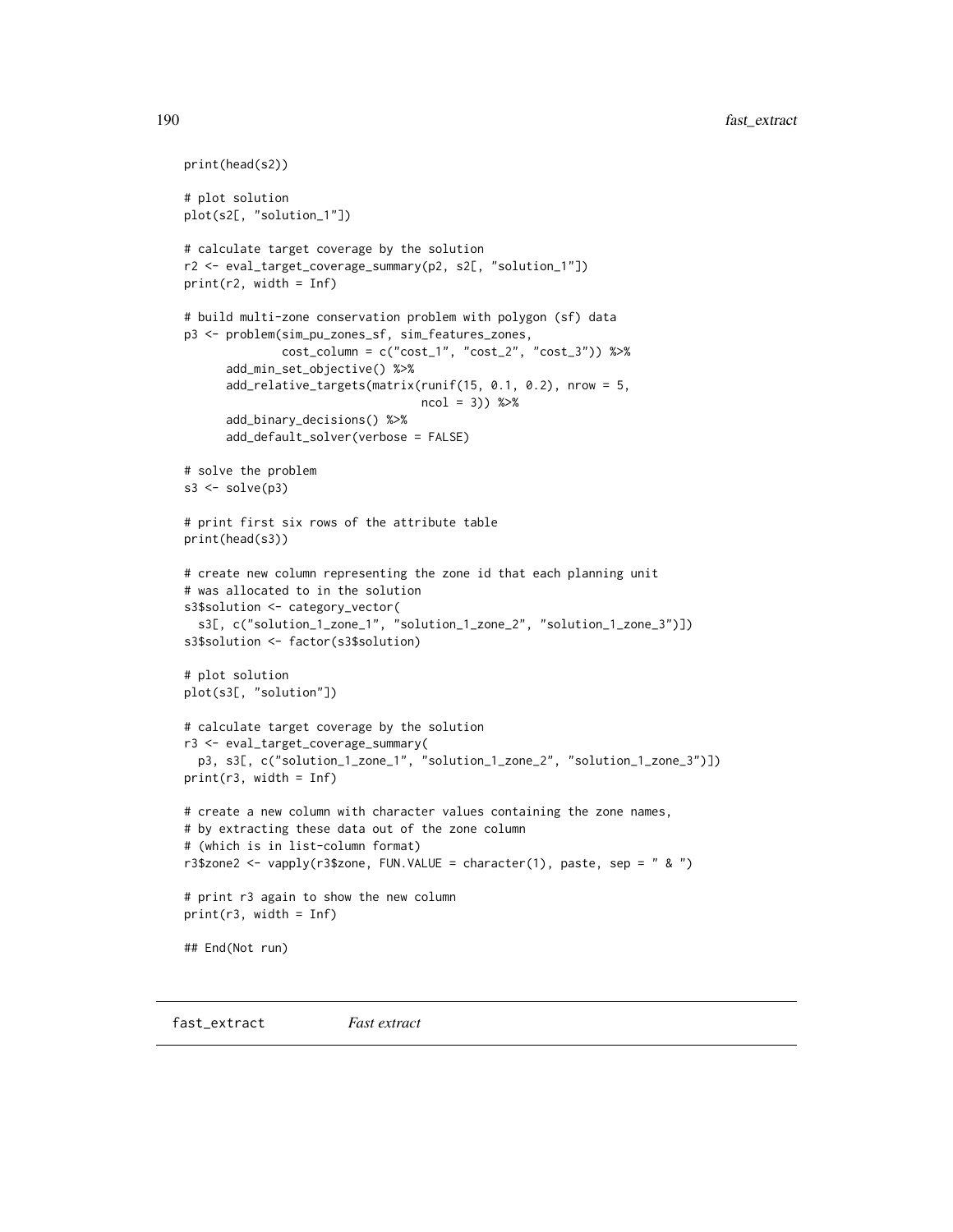```r
print(head(s2))

# plot solution
plot(s2[, "solution_1"])

# calculate target coverage by the solution
r2 <- eval_target_coverage_summary(p2, s2[, "solution_1"])
print(r2, width = Inf)

# build multi-zone conservation problem with polygon (sf) data
p3 <- problem(sim_pu_zones_sf, sim_features_zones,
              cost_column = c("cost_1", "cost_2", "cost_3")) %>%
      add_min_set_objective() %>%
      add_relative_targets(matrix(runif(15, 0.1, 0.2), nrow = 5,
                                  ncol = 3)) %>%
      add_binary_decisions() %>%
      add_default_solver(verbose = FALSE)

# solve the problem
s3 <- solve(p3)

# print first six rows of the attribute table
print(head(s3))

# create new column representing the zone id that each planning unit
# was allocated to in the solution
s3$solution <- category_vector(
  s3[, c("solution_1_zone_1", "solution_1_zone_2", "solution_1_zone_3")])
s3$solution <- factor(s3$solution)

# plot solution
plot(s3[, "solution"])

# calculate target coverage by the solution
r3 <- eval_target_coverage_summary(
  p3, s3[, c("solution_1_zone_1", "solution_1_zone_2", "solution_1_zone_3")])
print(r3, width = Inf)

# create a new column with character values containing the zone names,
# by extracting these data out of the zone column
# (which is in list-column format)
r3$zone2 <- vapply(r3$zone, FUN.VALUE = character(1), paste, sep = " & ")

# print r3 again to show the new column
print(r3, width = Inf)

## End(Not run)
```

## fast_extract *Fast extract*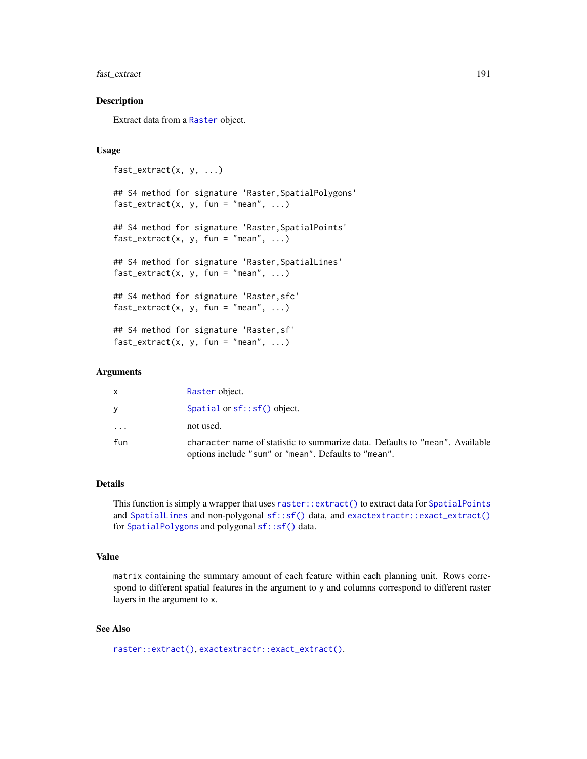## Description

Extract data from a Raster object.

## Usage

```
fast_extract(x, y, ...)

## S4 method for signature 'Raster,SpatialPolygons'
fast_extract(x, y, fun = "mean", ...)

## S4 method for signature 'Raster,SpatialPoints'
fast_extract(x, y, fun = "mean", ...)

## S4 method for signature 'Raster,SpatialLines'
fast_extract(x, y, fun = "mean", ...)

## S4 method for signature 'Raster,sfc'
fast_extract(x, y, fun = "mean", ...)

## S4 method for signature 'Raster,sf'
fast_extract(x, y, fun = "mean", ...)
```

## Arguments

| | |
|---|---|
| x | Raster object. |
| y | Spatial or sf::sf() object. |
| ... | not used. |
| fun | character name of statistic to summarize data. Defaults to "mean". Available options include "sum" or "mean". Defaults to "mean". |

## Details

This function is simply a wrapper that uses raster::extract() to extract data for SpatialPoints and SpatialLines and non-polygonal sf::sf() data, and exactextractr::exact_extract() for SpatialPolygons and polygonal sf::sf() data.

## Value

matrix containing the summary amount of each feature within each planning unit. Rows correspond to different spatial features in the argument to y and columns correspond to different raster layers in the argument to x.

## See Also

raster::extract(), exactextractr::exact_extract().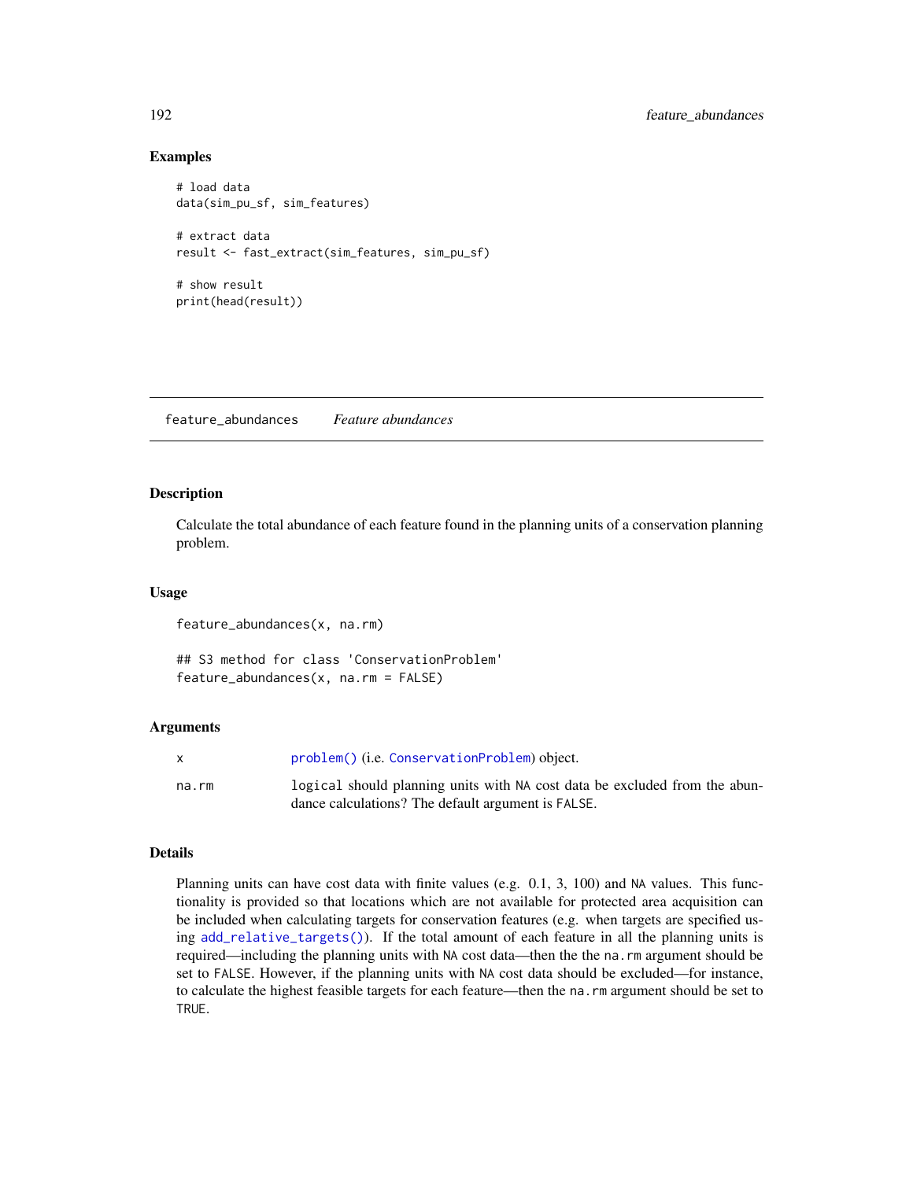## Examples

```
# load data
data(sim_pu_sf, sim_features)

# extract data
result <- fast_extract(sim_features, sim_pu_sf)

# show result
print(head(result))
```

---

# feature_abundances *Feature abundances*

---

### Description

Calculate the total abundance of each feature found in the planning units of a conservation planning problem.

### Usage

```
feature_abundances(x, na.rm)

## S3 method for class 'ConservationProblem'
feature_abundances(x, na.rm = FALSE)
```

### Arguments

| | |
|---|---|
| x | problem() (i.e. ConservationProblem) object. |
| na.rm | logical should planning units with NA cost data be excluded from the abundance calculations? The default argument is FALSE. |

### Details

Planning units can have cost data with finite values (e.g. 0.1, 3, 100) and NA values. This functionality is provided so that locations which are not available for protected area acquisition can be included when calculating targets for conservation features (e.g. when targets are specified using add_relative_targets()). If the total amount of each feature in all the planning units is required—including the planning units with NA cost data—then the the na.rm argument should be set to FALSE. However, if the planning units with NA cost data should be excluded—for instance, to calculate the highest feasible targets for each feature—then the na.rm argument should be set to TRUE.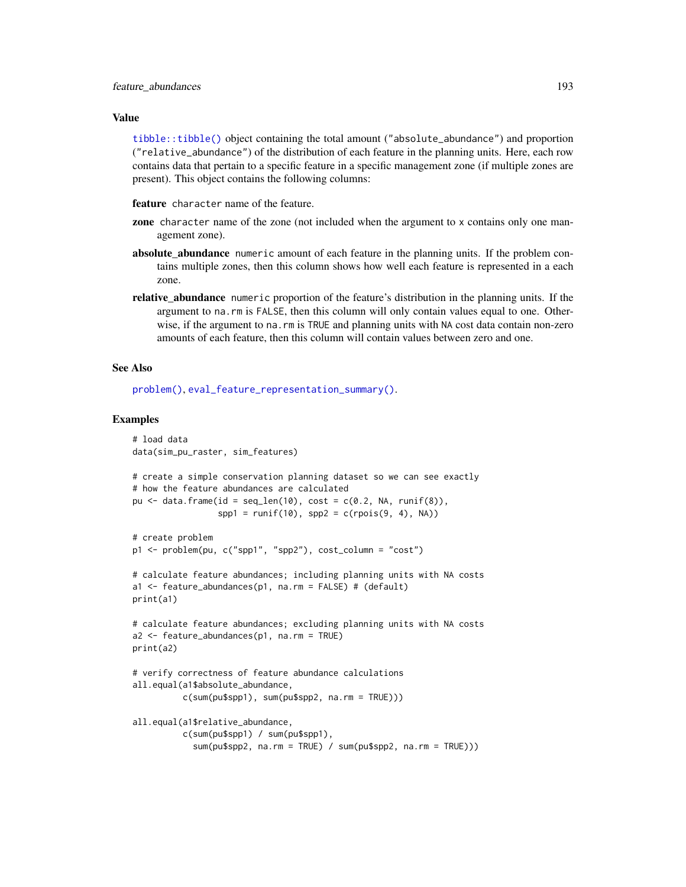### Value

`tibble::tibble()` object containing the total amount ("`absolute_abundance`") and proportion ("`relative_abundance`") of the distribution of each feature in the planning units. Here, each row contains data that pertain to a specific feature in a specific management zone (if multiple zones are present). This object contains the following columns:

**feature** `character` name of the feature.

**zone** `character` name of the zone (not included when the argument to `x` contains only one management zone).

**absolute_abundance** `numeric` amount of each feature in the planning units. If the problem contains multiple zones, then this column shows how well each feature is represented in a each zone.

**relative_abundance** `numeric` proportion of the feature's distribution in the planning units. If the argument to `na.rm` is `FALSE`, then this column will only contain values equal to one. Otherwise, if the argument to `na.rm` is `TRUE` and planning units with `NA` cost data contain non-zero amounts of each feature, then this column will contain values between zero and one.

### See Also

`problem()`, `eval_feature_representation_summary()`.

### Examples

```
# load data
data(sim_pu_raster, sim_features)

# create a simple conservation planning dataset so we can see exactly
# how the feature abundances are calculated
pu <- data.frame(id = seq_len(10), cost = c(0.2, NA, runif(8)),
                 spp1 = runif(10), spp2 = c(rpois(9, 4), NA))

# create problem
p1 <- problem(pu, c("spp1", "spp2"), cost_column = "cost")

# calculate feature abundances; including planning units with NA costs
a1 <- feature_abundances(p1, na.rm = FALSE) # (default)
print(a1)

# calculate feature abundances; excluding planning units with NA costs
a2 <- feature_abundances(p1, na.rm = TRUE)
print(a2)

# verify correctness of feature abundance calculations
all.equal(a1$absolute_abundance,
          c(sum(pu$spp1), sum(pu$spp2, na.rm = TRUE)))

all.equal(a1$relative_abundance,
          c(sum(pu$spp1) / sum(pu$spp1),
            sum(pu$spp2, na.rm = TRUE) / sum(pu$spp2, na.rm = TRUE)))
```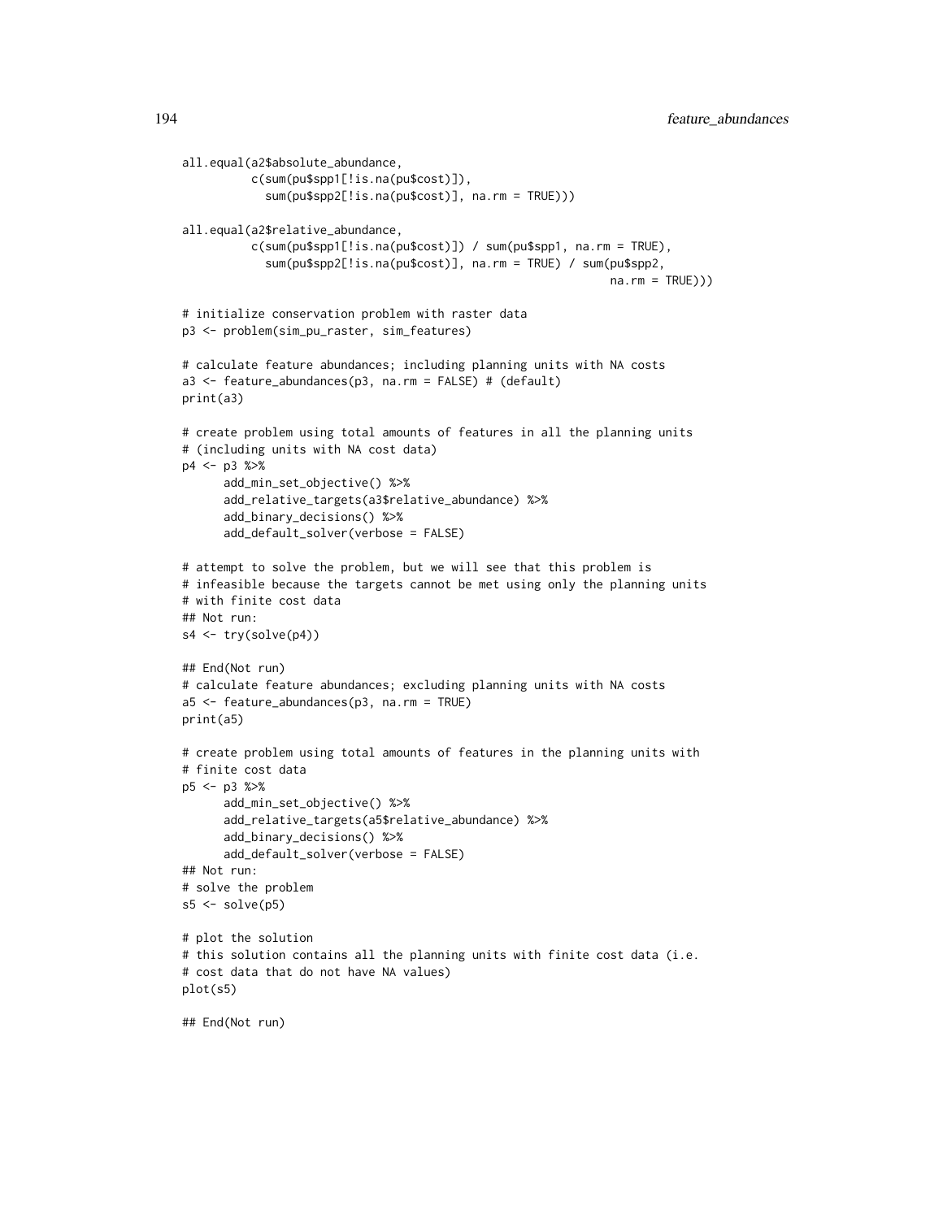```
all.equal(a2$absolute_abundance,
          c(sum(pu$spp1[!is.na(pu$cost)]),
            sum(pu$spp2[!is.na(pu$cost)], na.rm = TRUE)))

all.equal(a2$relative_abundance,
          c(sum(pu$spp1[!is.na(pu$cost)]) / sum(pu$spp1, na.rm = TRUE),
            sum(pu$spp2[!is.na(pu$cost)], na.rm = TRUE) / sum(pu$spp2,
                                                              na.rm = TRUE)))

# initialize conservation problem with raster data
p3 <- problem(sim_pu_raster, sim_features)

# calculate feature abundances; including planning units with NA costs
a3 <- feature_abundances(p3, na.rm = FALSE) # (default)
print(a3)

# create problem using total amounts of features in all the planning units
# (including units with NA cost data)
p4 <- p3 %>%
      add_min_set_objective() %>%
      add_relative_targets(a3$relative_abundance) %>%
      add_binary_decisions() %>%
      add_default_solver(verbose = FALSE)

# attempt to solve the problem, but we will see that this problem is
# infeasible because the targets cannot be met using only the planning units
# with finite cost data
## Not run:
s4 <- try(solve(p4))

## End(Not run)
# calculate feature abundances; excluding planning units with NA costs
a5 <- feature_abundances(p3, na.rm = TRUE)
print(a5)

# create problem using total amounts of features in the planning units with
# finite cost data
p5 <- p3 %>%
      add_min_set_objective() %>%
      add_relative_targets(a5$relative_abundance) %>%
      add_binary_decisions() %>%
      add_default_solver(verbose = FALSE)
## Not run:
# solve the problem
s5 <- solve(p5)

# plot the solution
# this solution contains all the planning units with finite cost data (i.e.
# cost data that do not have NA values)
plot(s5)

## End(Not run)
```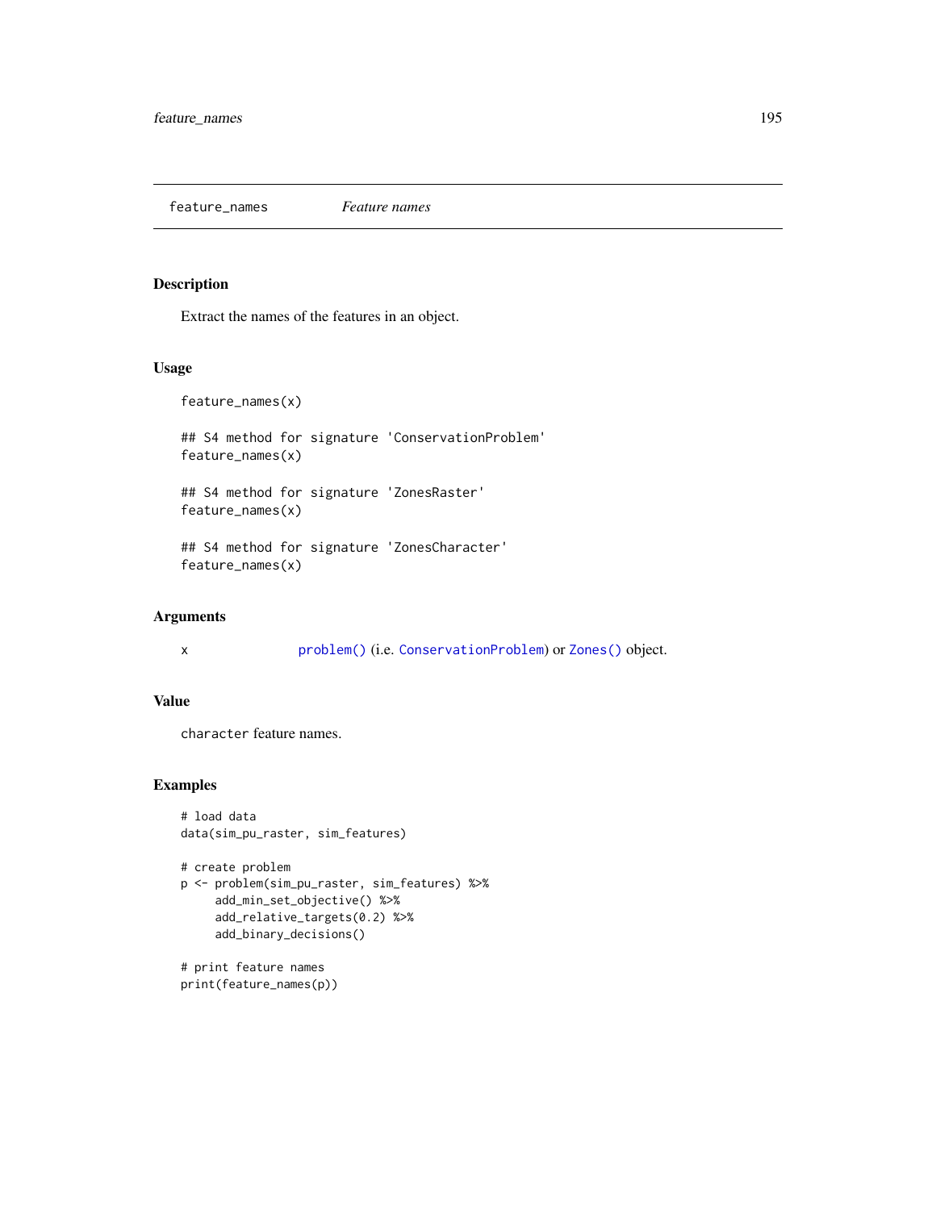feature_names *Feature names*

## Description

Extract the names of the features in an object.

## Usage

```
feature_names(x)

## S4 method for signature 'ConservationProblem'
feature_names(x)

## S4 method for signature 'ZonesRaster'
feature_names(x)

## S4 method for signature 'ZonesCharacter'
feature_names(x)
```

## Arguments

| | |
|---|---|
| x | problem() (i.e. ConservationProblem) or Zones() object. |

## Value

character feature names.

## Examples

```
# load data
data(sim_pu_raster, sim_features)

# create problem
p <- problem(sim_pu_raster, sim_features) %>%
     add_min_set_objective() %>%
     add_relative_targets(0.2) %>%
     add_binary_decisions()

# print feature names
print(feature_names(p))
```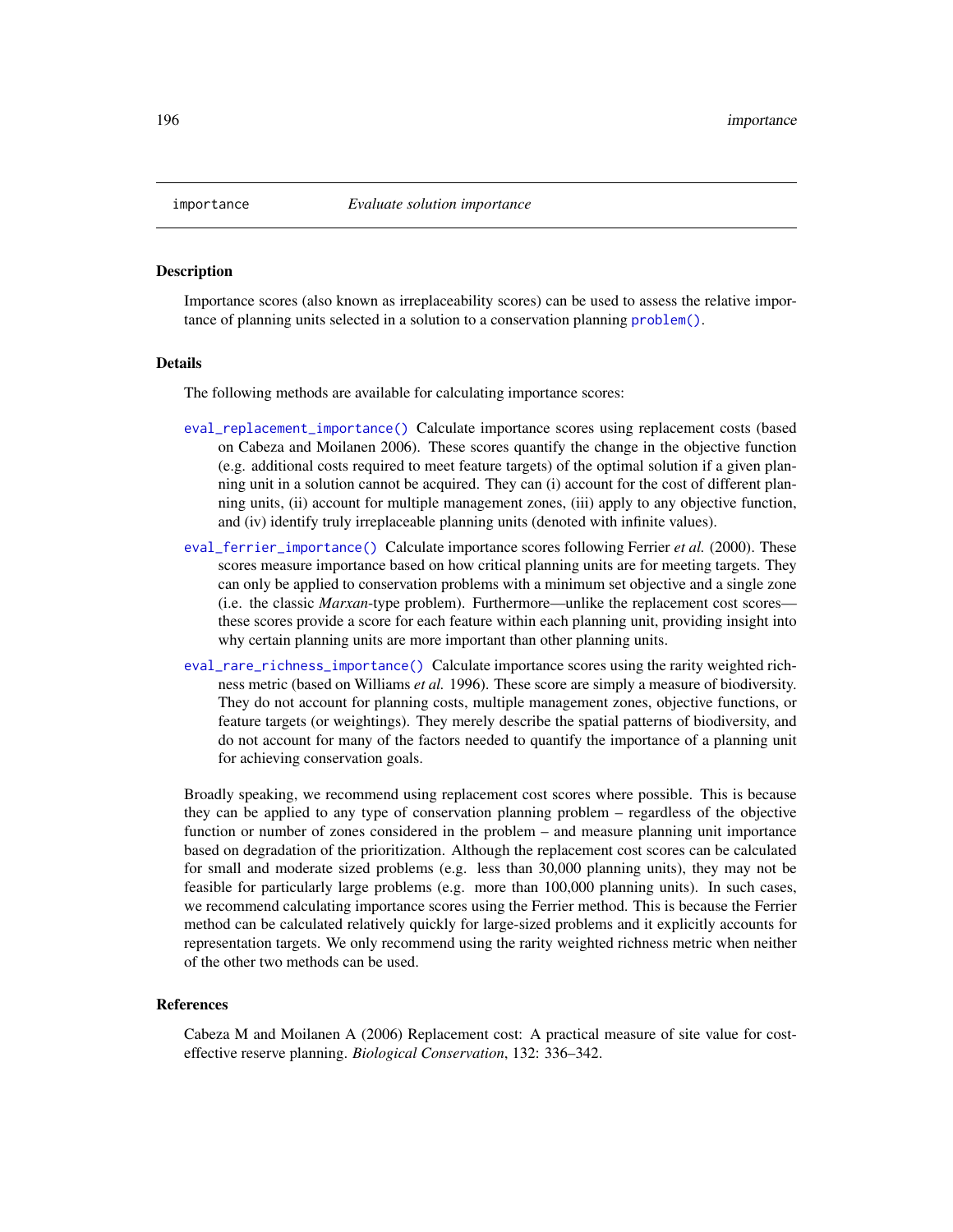# importance

*Evaluate solution importance*

## Description

Importance scores (also known as irreplaceability scores) can be used to assess the relative importance of planning units selected in a solution to a conservation planning `problem()`.

## Details

The following methods are available for calculating importance scores:

`eval_replacement_importance()` Calculate importance scores using replacement costs (based on Cabeza and Moilanen 2006). These scores quantify the change in the objective function (e.g. additional costs required to meet feature targets) of the optimal solution if a given planning unit in a solution cannot be acquired. They can (i) account for the cost of different planning units, (ii) account for multiple management zones, (iii) apply to any objective function, and (iv) identify truly irreplaceable planning units (denoted with infinite values).

`eval_ferrier_importance()` Calculate importance scores following Ferrier *et al.* (2000). These scores measure importance based on how critical planning units are for meeting targets. They can only be applied to conservation problems with a minimum set objective and a single zone (i.e. the classic *Marxan*-type problem). Furthermore—unlike the replacement cost scores—these scores provide a score for each feature within each planning unit, providing insight into why certain planning units are more important than other planning units.

`eval_rare_richness_importance()` Calculate importance scores using the rarity weighted richness metric (based on Williams *et al.* 1996). These score are simply a measure of biodiversity. They do not account for planning costs, multiple management zones, objective functions, or feature targets (or weightings). They merely describe the spatial patterns of biodiversity, and do not account for many of the factors needed to quantify the importance of a planning unit for achieving conservation goals.

Broadly speaking, we recommend using replacement cost scores where possible. This is because they can be applied to any type of conservation planning problem – regardless of the objective function or number of zones considered in the problem – and measure planning unit importance based on degradation of the prioritization. Although the replacement cost scores can be calculated for small and moderate sized problems (e.g. less than 30,000 planning units), they may not be feasible for particularly large problems (e.g. more than 100,000 planning units). In such cases, we recommend calculating importance scores using the Ferrier method. This is because the Ferrier method can be calculated relatively quickly for large-sized problems and it explicitly accounts for representation targets. We only recommend using the rarity weighted richness metric when neither of the other two methods can be used.

## References

Cabeza M and Moilanen A (2006) Replacement cost: A practical measure of site value for cost-effective reserve planning. *Biological Conservation*, 132: 336–342.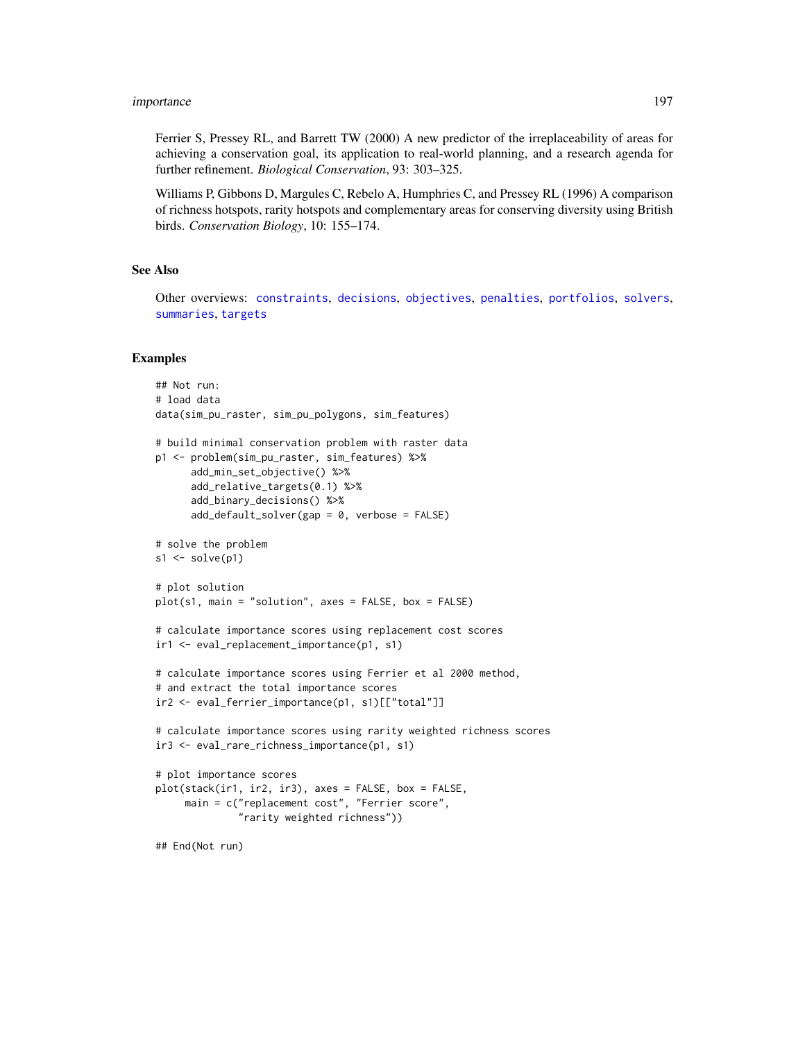Ferrier S, Pressey RL, and Barrett TW (2000) A new predictor of the irreplaceability of areas for achieving a conservation goal, its application to real-world planning, and a research agenda for further refinement. *Biological Conservation*, 93: 303–325.

Williams P, Gibbons D, Margules C, Rebelo A, Humphries C, and Pressey RL (1996) A comparison of richness hotspots, rarity hotspots and complementary areas for conserving diversity using British birds. *Conservation Biology*, 10: 155–174.

## See Also

Other overviews: constraints, decisions, objectives, penalties, portfolios, solvers, summaries, targets

## Examples

```
## Not run:
# load data
data(sim_pu_raster, sim_pu_polygons, sim_features)

# build minimal conservation problem with raster data
p1 <- problem(sim_pu_raster, sim_features) %>%
      add_min_set_objective() %>%
      add_relative_targets(0.1) %>%
      add_binary_decisions() %>%
      add_default_solver(gap = 0, verbose = FALSE)

# solve the problem
s1 <- solve(p1)

# plot solution
plot(s1, main = "solution", axes = FALSE, box = FALSE)

# calculate importance scores using replacement cost scores
ir1 <- eval_replacement_importance(p1, s1)

# calculate importance scores using Ferrier et al 2000 method,
# and extract the total importance scores
ir2 <- eval_ferrier_importance(p1, s1)[["total"]]

# calculate importance scores using rarity weighted richness scores
ir3 <- eval_rare_richness_importance(p1, s1)

# plot importance scores
plot(stack(ir1, ir2, ir3), axes = FALSE, box = FALSE,
     main = c("replacement cost", "Ferrier score",
              "rarity weighted richness"))

## End(Not run)
```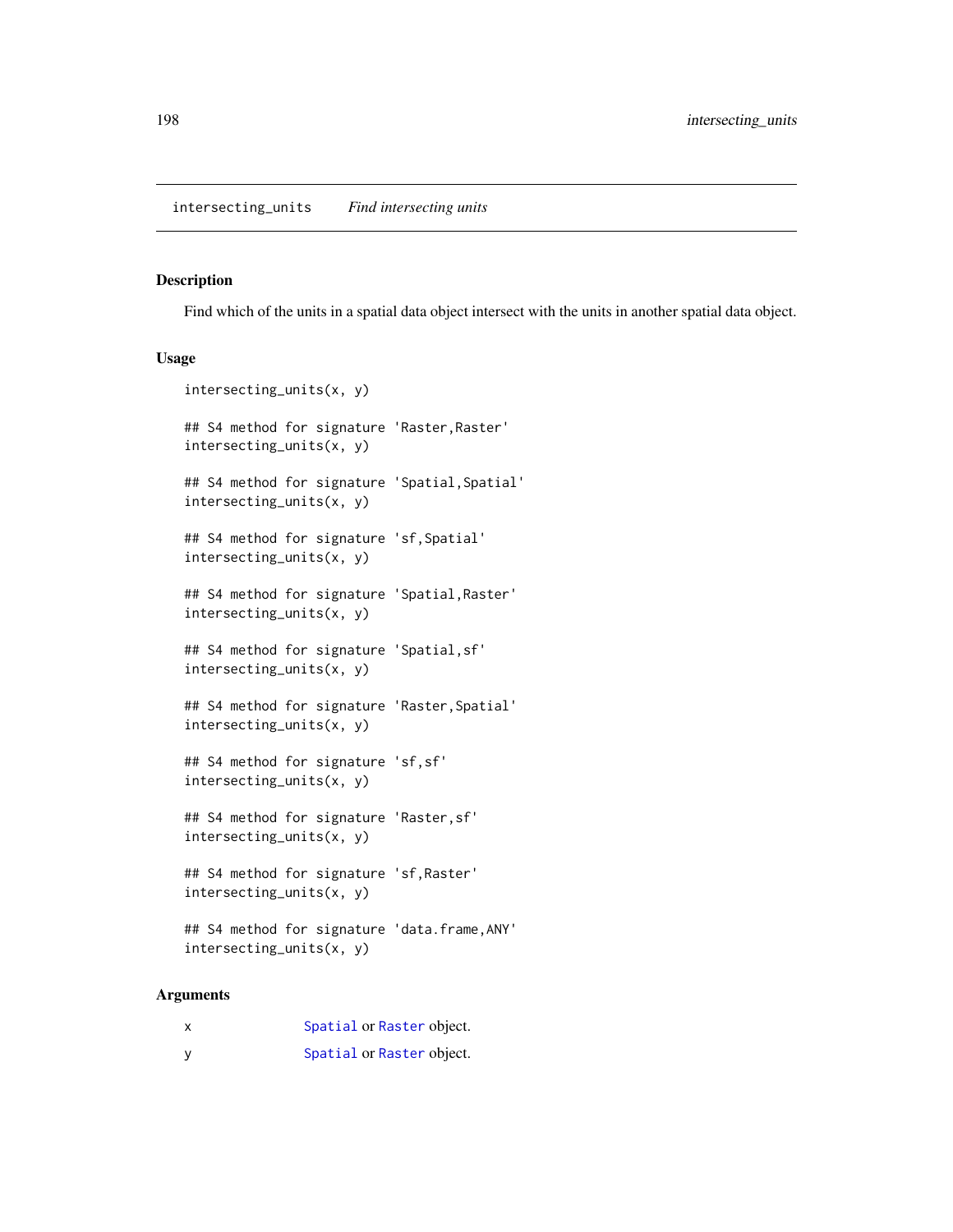## intersecting_units *Find intersecting units*

### Description

Find which of the units in a spatial data object intersect with the units in another spatial data object.

### Usage

```
intersecting_units(x, y)

## S4 method for signature 'Raster,Raster'
intersecting_units(x, y)

## S4 method for signature 'Spatial,Spatial'
intersecting_units(x, y)

## S4 method for signature 'sf,Spatial'
intersecting_units(x, y)

## S4 method for signature 'Spatial,Raster'
intersecting_units(x, y)

## S4 method for signature 'Spatial,sf'
intersecting_units(x, y)

## S4 method for signature 'Raster,Spatial'
intersecting_units(x, y)

## S4 method for signature 'sf,sf'
intersecting_units(x, y)

## S4 method for signature 'Raster,sf'
intersecting_units(x, y)

## S4 method for signature 'sf,Raster'
intersecting_units(x, y)

## S4 method for signature 'data.frame,ANY'
intersecting_units(x, y)
```

### Arguments

| | |
|---|---|
| x | `Spatial` or `Raster` object. |
| y | `Spatial` or `Raster` object. |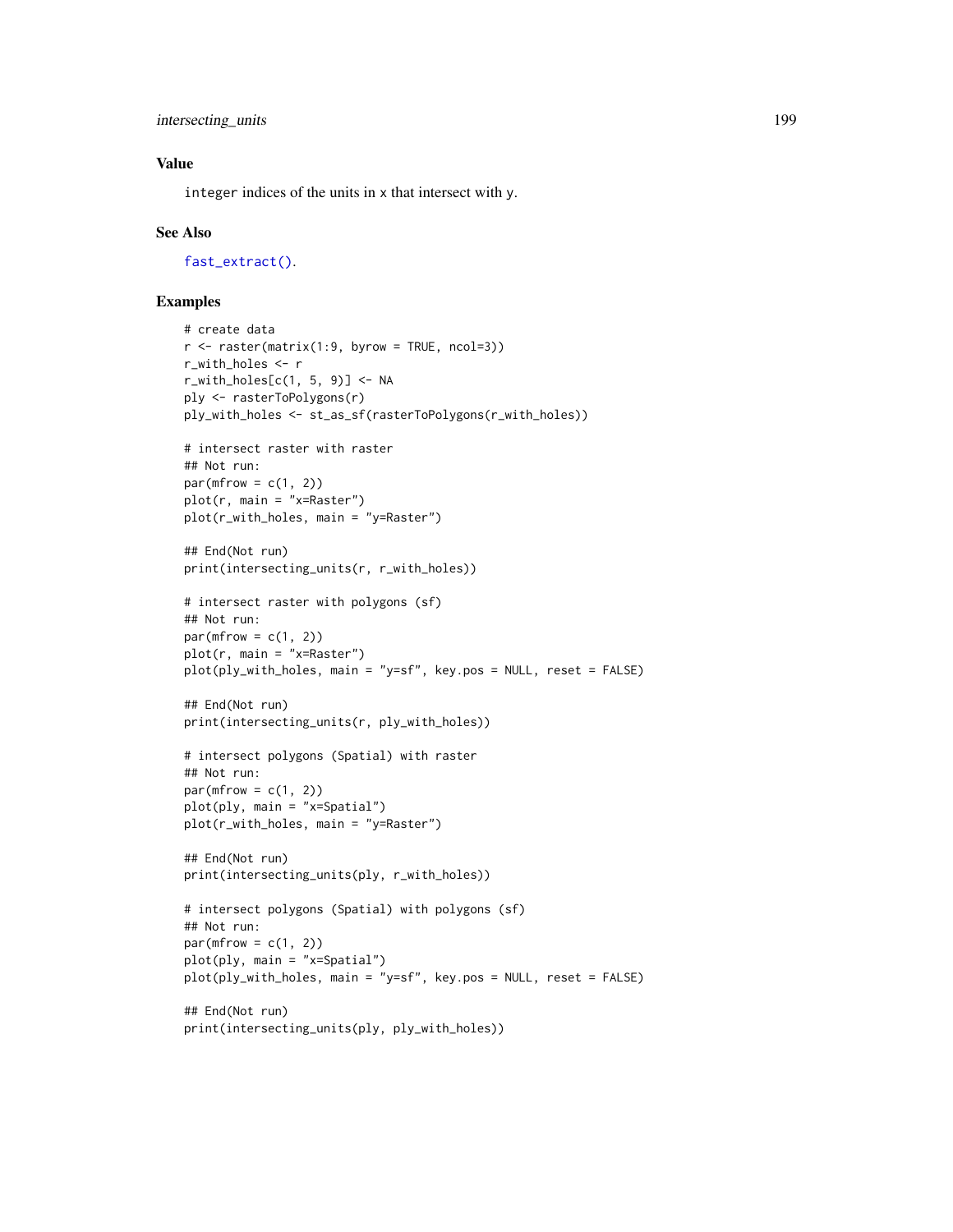## Value

`integer` indices of the units in `x` that intersect with `y`.

## See Also

`fast_extract()`.

## Examples

```
# create data
r <- raster(matrix(1:9, byrow = TRUE, ncol=3))
r_with_holes <- r
r_with_holes[c(1, 5, 9)] <- NA
ply <- rasterToPolygons(r)
ply_with_holes <- st_as_sf(rasterToPolygons(r_with_holes))

# intersect raster with raster
## Not run:
par(mfrow = c(1, 2))
plot(r, main = "x=Raster")
plot(r_with_holes, main = "y=Raster")

## End(Not run)
print(intersecting_units(r, r_with_holes))

# intersect raster with polygons (sf)
## Not run:
par(mfrow = c(1, 2))
plot(r, main = "x=Raster")
plot(ply_with_holes, main = "y=sf", key.pos = NULL, reset = FALSE)

## End(Not run)
print(intersecting_units(r, ply_with_holes))

# intersect polygons (Spatial) with raster
## Not run:
par(mfrow = c(1, 2))
plot(ply, main = "x=Spatial")
plot(r_with_holes, main = "y=Raster")

## End(Not run)
print(intersecting_units(ply, r_with_holes))

# intersect polygons (Spatial) with polygons (sf)
## Not run:
par(mfrow = c(1, 2))
plot(ply, main = "x=Spatial")
plot(ply_with_holes, main = "y=sf", key.pos = NULL, reset = FALSE)

## End(Not run)
print(intersecting_units(ply, ply_with_holes))
```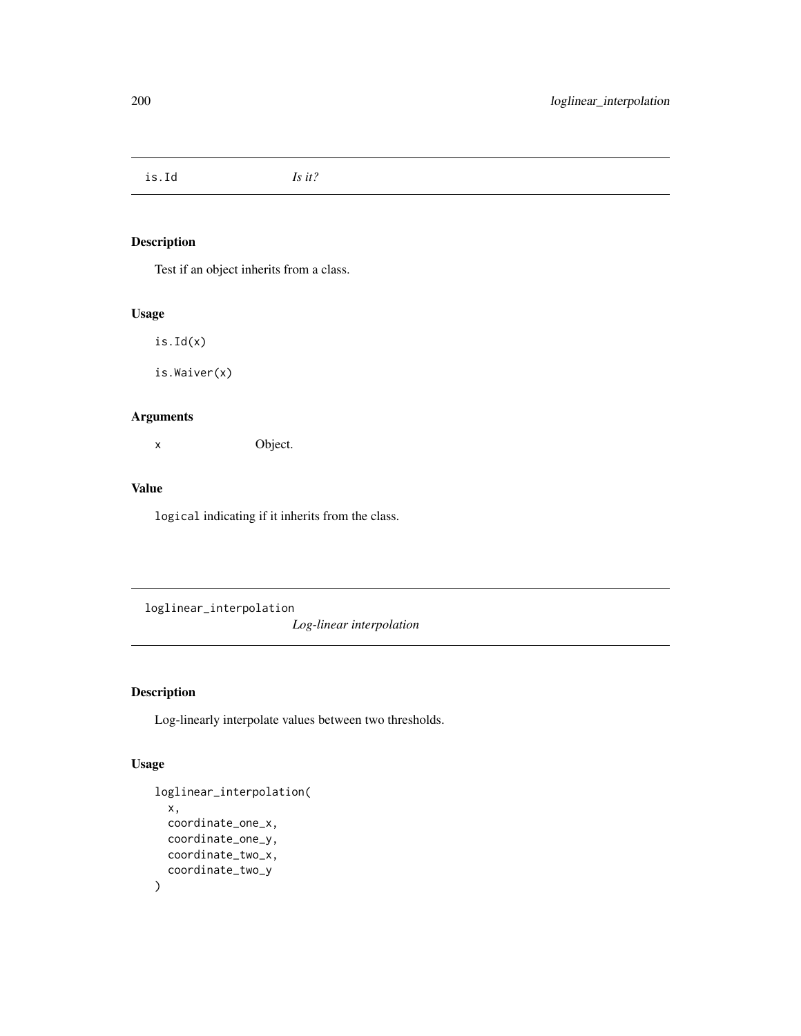## is.Id — *Is it?*

### Description

Test if an object inherits from a class.

### Usage

```
is.Id(x)

is.Waiver(x)
```

### Arguments

| | |
|---|---|
| x | Object. |

### Value

`logical` indicating if it inherits from the class.

## loglinear_interpolation — *Log-linear interpolation*

### Description

Log-linearly interpolate values between two thresholds.

### Usage

```
loglinear_interpolation(
  x,
  coordinate_one_x,
  coordinate_one_y,
  coordinate_two_x,
  coordinate_two_y
)
```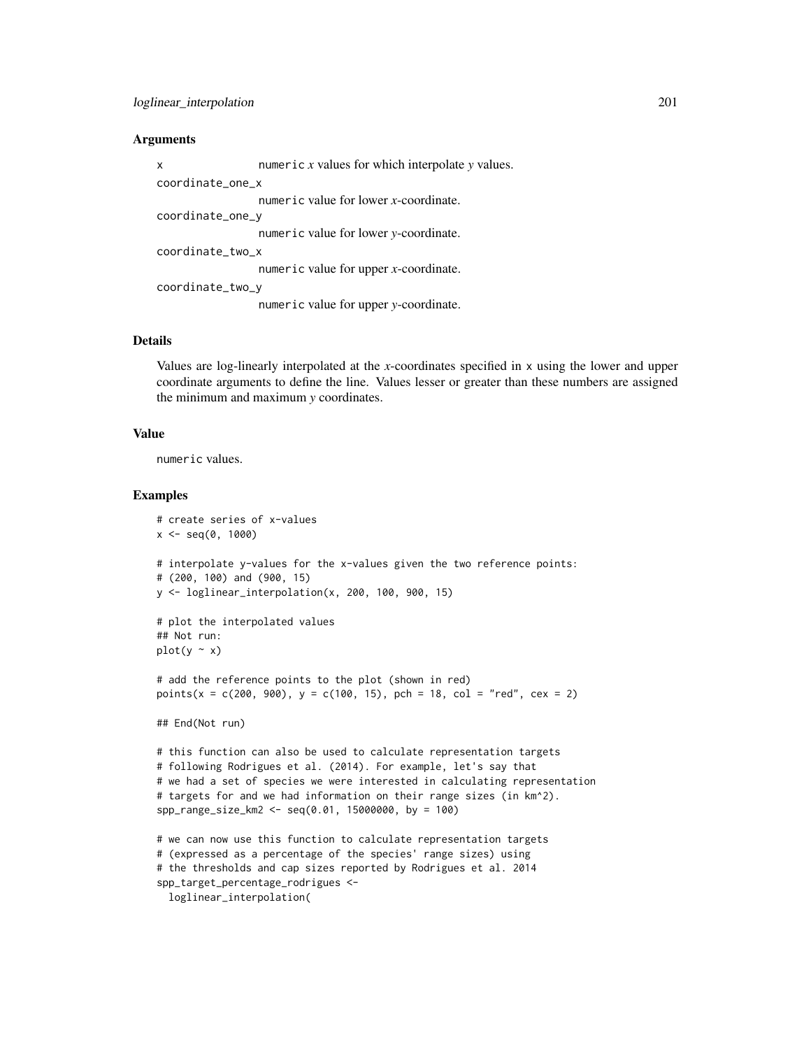### Arguments

- `x` — `numeric` $x$ values for which interpolate $y$ values.
- `coordinate_one_x` — `numeric` value for lower $x$-coordinate.
- `coordinate_one_y` — `numeric` value for lower $y$-coordinate.
- `coordinate_two_x` — `numeric` value for upper $x$-coordinate.
- `coordinate_two_y` — `numeric` value for upper $y$-coordinate.

### Details

Values are log-linearly interpolated at the $x$-coordinates specified in `x` using the lower and upper coordinate arguments to define the line. Values lesser or greater than these numbers are assigned the minimum and maximum $y$ coordinates.

### Value

`numeric` values.

### Examples

```
# create series of x-values
x <- seq(0, 1000)

# interpolate y-values for the x-values given the two reference points:
# (200, 100) and (900, 15)
y <- loglinear_interpolation(x, 200, 100, 900, 15)

# plot the interpolated values
## Not run:
plot(y ~ x)

# add the reference points to the plot (shown in red)
points(x = c(200, 900), y = c(100, 15), pch = 18, col = "red", cex = 2)

## End(Not run)

# this function can also be used to calculate representation targets
# following Rodrigues et al. (2014). For example, let's say that
# we had a set of species we were interested in calculating representation
# targets for and we had information on their range sizes (in km^2).
spp_range_size_km2 <- seq(0.01, 15000000, by = 100)

# we can now use this function to calculate representation targets
# (expressed as a percentage of the species' range sizes) using
# the thresholds and cap sizes reported by Rodrigues et al. 2014
spp_target_percentage_rodrigues <-
  loglinear_interpolation(
```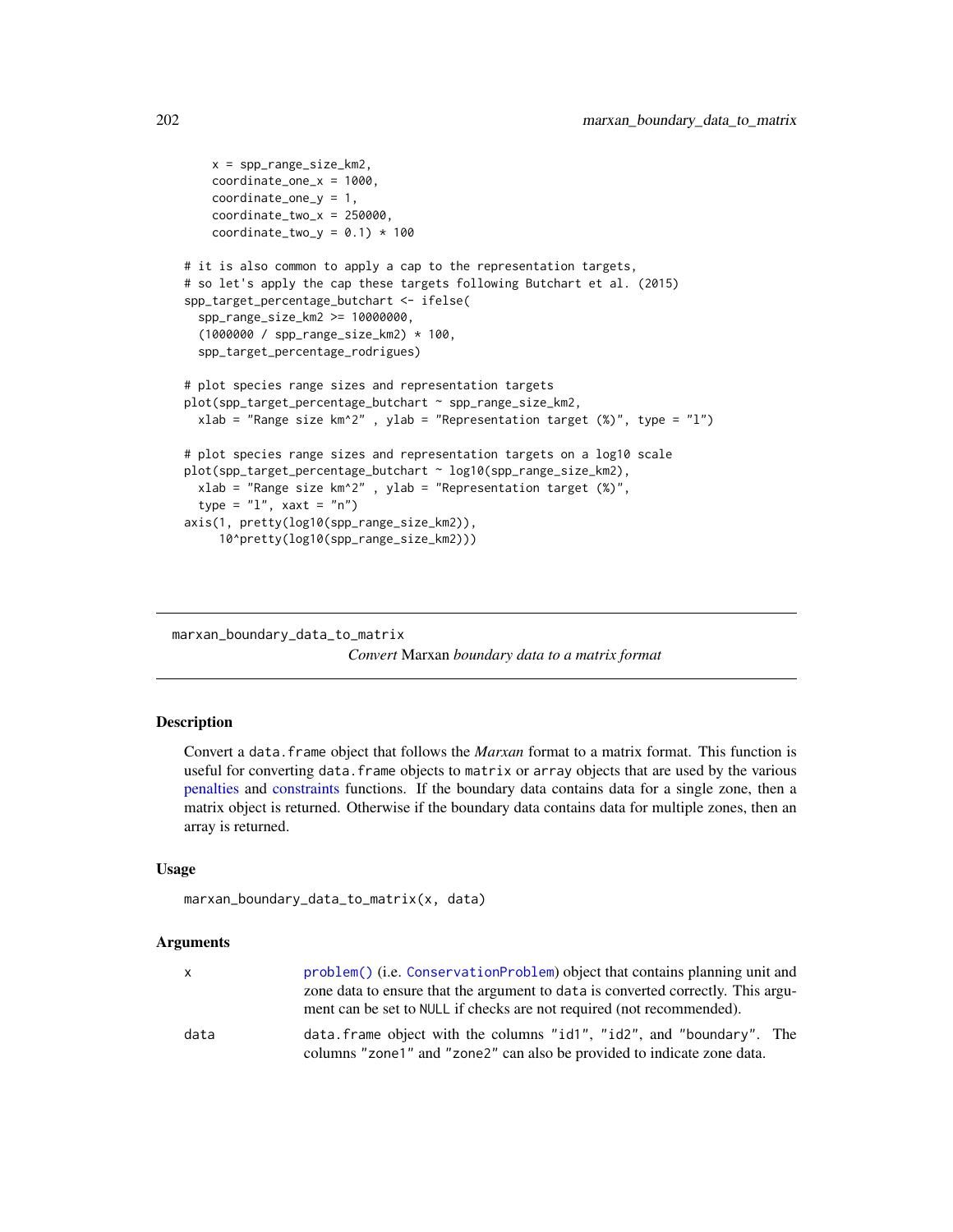```
    x = spp_range_size_km2,
    coordinate_one_x = 1000,
    coordinate_one_y = 1,
    coordinate_two_x = 250000,
    coordinate_two_y = 0.1) * 100

# it is also common to apply a cap to the representation targets,
# so let's apply the cap these targets following Butchart et al. (2015)
spp_target_percentage_butchart <- ifelse(
  spp_range_size_km2 >= 10000000,
  (1000000 / spp_range_size_km2) * 100,
  spp_target_percentage_rodrigues)

# plot species range sizes and representation targets
plot(spp_target_percentage_butchart ~ spp_range_size_km2,
  xlab = "Range size km^2" , ylab = "Representation target (%)", type = "l")

# plot species range sizes and representation targets on a log10 scale
plot(spp_target_percentage_butchart ~ log10(spp_range_size_km2),
  xlab = "Range size km^2" , ylab = "Representation target (%)",
  type = "l", xaxt = "n")
axis(1, pretty(log10(spp_range_size_km2)),
     10^pretty(log10(spp_range_size_km2)))
```

---

# marxan_boundary_data_to_matrix

*Convert* Marxan *boundary data to a matrix format*

---

## Description

Convert a `data.frame` object that follows the *Marxan* format to a matrix format. This function is useful for converting `data.frame` objects to `matrix` or `array` objects that are used by the various penalties and constraints functions. If the boundary data contains data for a single zone, then a matrix object is returned. Otherwise if the boundary data contains data for multiple zones, then an array is returned.

## Usage

```
marxan_boundary_data_to_matrix(x, data)
```

## Arguments

| | |
|---|---|
| `x` | `problem()` (i.e. `ConservationProblem`) object that contains planning unit and zone data to ensure that the argument to `data` is converted correctly. This argument can be set to `NULL` if checks are not required (not recommended). |
| `data` | `data.frame` object with the columns `"id1"`, `"id2"`, and `"boundary"`. The columns `"zone1"` and `"zone2"` can also be provided to indicate zone data. |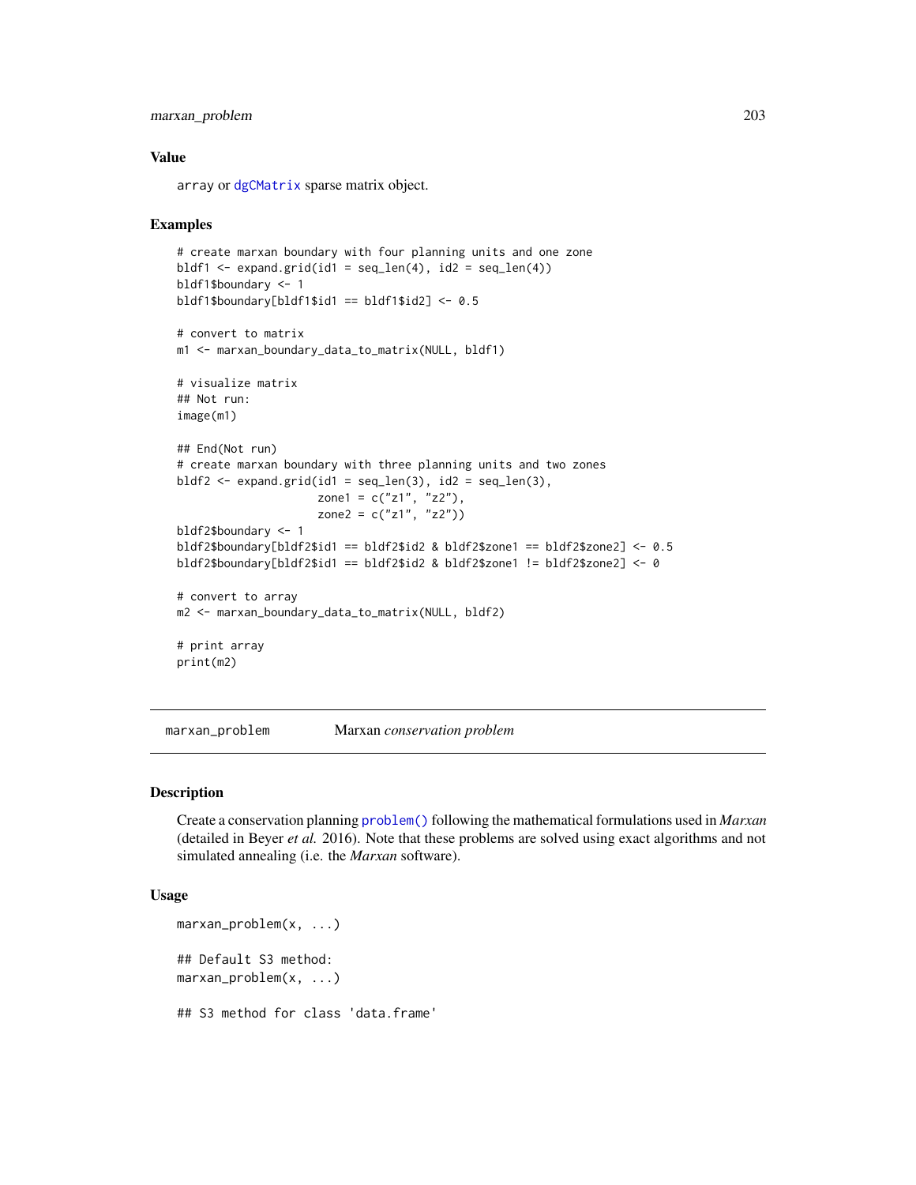### Value

array or dgCMatrix sparse matrix object.

### Examples

```
# create marxan boundary with four planning units and one zone
bldf1 <- expand.grid(id1 = seq_len(4), id2 = seq_len(4))
bldf1$boundary <- 1
bldf1$boundary[bldf1$id1 == bldf1$id2] <- 0.5

# convert to matrix
m1 <- marxan_boundary_data_to_matrix(NULL, bldf1)

# visualize matrix
## Not run:
image(m1)

## End(Not run)
# create marxan boundary with three planning units and two zones
bldf2 <- expand.grid(id1 = seq_len(3), id2 = seq_len(3),
                     zone1 = c("z1", "z2"),
                     zone2 = c("z1", "z2"))
bldf2$boundary <- 1
bldf2$boundary[bldf2$id1 == bldf2$id2 & bldf2$zone1 == bldf2$zone2] <- 0.5
bldf2$boundary[bldf2$id1 == bldf2$id2 & bldf2$zone1 != bldf2$zone2] <- 0

# convert to array
m2 <- marxan_boundary_data_to_matrix(NULL, bldf2)

# print array
print(m2)
```

---

## marxan_problem — Marxan *conservation problem*

### Description

Create a conservation planning problem() following the mathematical formulations used in *Marxan* (detailed in Beyer *et al.* 2016). Note that these problems are solved using exact algorithms and not simulated annealing (i.e. the *Marxan* software).

### Usage

```
marxan_problem(x, ...)

## Default S3 method:
marxan_problem(x, ...)

## S3 method for class 'data.frame'
```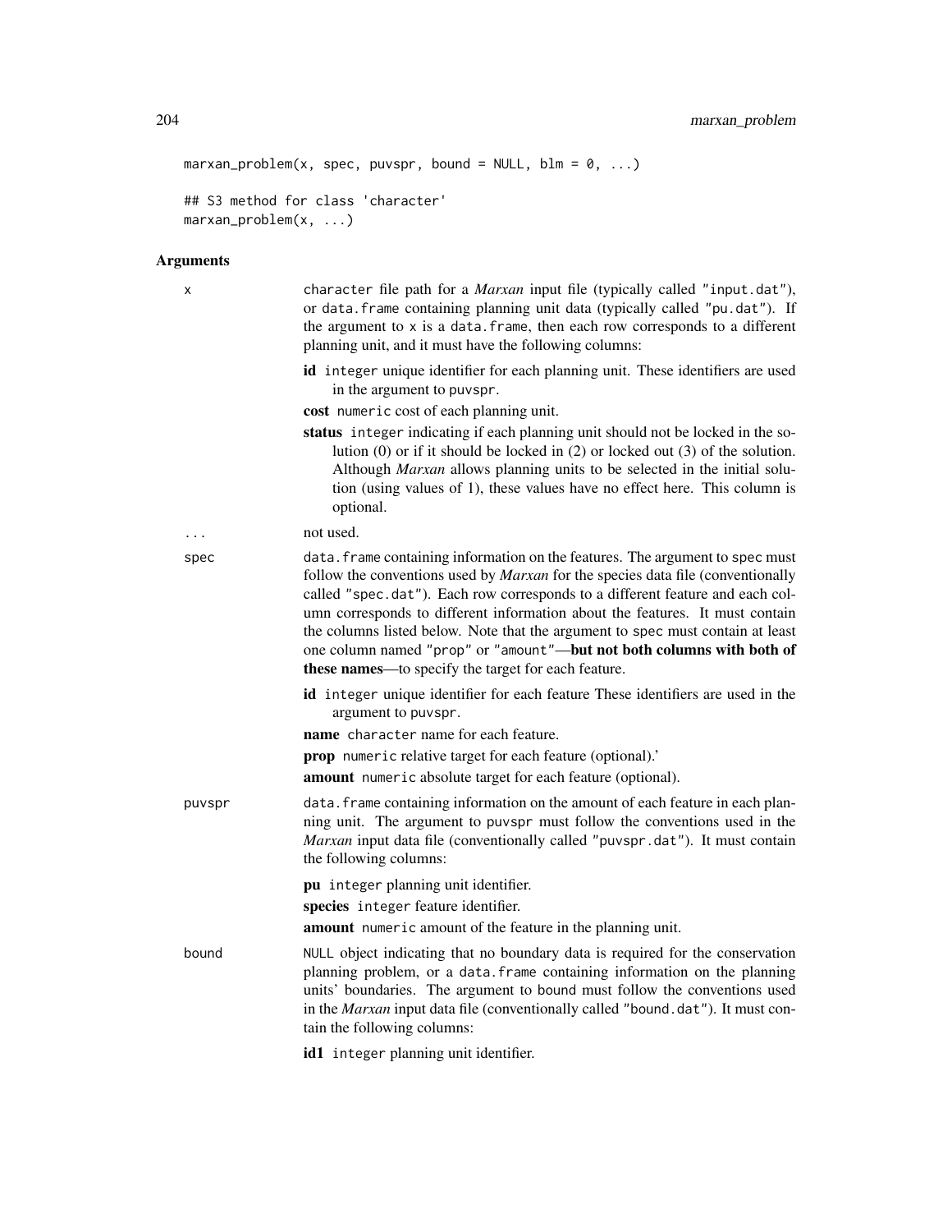```
marxan_problem(x, spec, puvspr, bound = NULL, blm = 0, ...)

## S3 method for class 'character'
marxan_problem(x, ...)
```

## Arguments

**x** character file path for a *Marxan* input file (typically called "input.dat"), or data.frame containing planning unit data (typically called "pu.dat"). If the argument to x is a data.frame, then each row corresponds to a different planning unit, and it must have the following columns:

- **id** integer unique identifier for each planning unit. These identifiers are used in the argument to puvspr.
- **cost** numeric cost of each planning unit.
- **status** integer indicating if each planning unit should not be locked in the solution (0) or if it should be locked in (2) or locked out (3) of the solution. Although *Marxan* allows planning units to be selected in the initial solution (using values of 1), these values have no effect here. This column is optional.

**...** not used.

**spec** data.frame containing information on the features. The argument to spec must follow the conventions used by *Marxan* for the species data file (conventionally called "spec.dat"). Each row corresponds to a different feature and each column corresponds to different information about the features. It must contain the columns listed below. Note that the argument to spec must contain at least one column named "prop" or "amount"—**but not both columns with both of these names**—to specify the target for each feature.

- **id** integer unique identifier for each feature These identifiers are used in the argument to puvspr.
- **name** character name for each feature.
- **prop** numeric relative target for each feature (optional).'
- **amount** numeric absolute target for each feature (optional).

**puvspr** data.frame containing information on the amount of each feature in each planning unit. The argument to puvspr must follow the conventions used in the *Marxan* input data file (conventionally called "puvspr.dat"). It must contain the following columns:

- **pu** integer planning unit identifier.
- **species** integer feature identifier.
- **amount** numeric amount of the feature in the planning unit.

**bound** NULL object indicating that no boundary data is required for the conservation planning problem, or a data.frame containing information on the planning units' boundaries. The argument to bound must follow the conventions used in the *Marxan* input data file (conventionally called "bound.dat"). It must contain the following columns:

- **id1** integer planning unit identifier.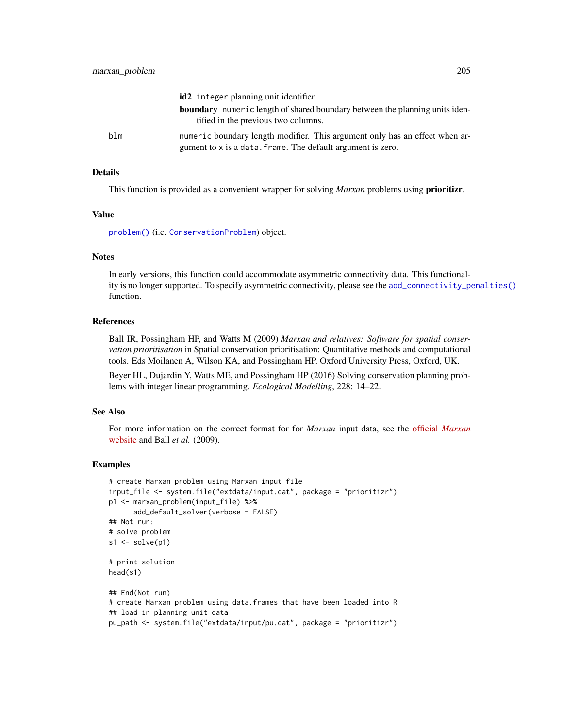**id2** `integer` planning unit identifier.

**boundary** `numeric` length of shared boundary between the planning units identified in the previous two columns.

blm
: `numeric` boundary length modifier. This argument only has an effect when argument to `x` is a `data.frame`. The default argument is zero.

## Details

This function is provided as a convenient wrapper for solving *Marxan* problems using **prioritizr**.

## Value

`problem()` (i.e. `ConservationProblem`) object.

## Notes

In early versions, this function could accommodate asymmetric connectivity data. This functionality is no longer supported. To specify asymmetric connectivity, please see the `add_connectivity_penalties()` function.

## References

Ball IR, Possingham HP, and Watts M (2009) *Marxan and relatives: Software for spatial conservation prioritisation* in Spatial conservation prioritisation: Quantitative methods and computational tools. Eds Moilanen A, Wilson KA, and Possingham HP. Oxford University Press, Oxford, UK.

Beyer HL, Dujardin Y, Watts ME, and Possingham HP (2016) Solving conservation planning problems with integer linear programming. *Ecological Modelling*, 228: 14–22.

## See Also

For more information on the correct format for for *Marxan* input data, see the official *Marxan* website and Ball *et al.* (2009).

## Examples

```
# create Marxan problem using Marxan input file
input_file <- system.file("extdata/input.dat", package = "prioritizr")
p1 <- marxan_problem(input_file) %>%
      add_default_solver(verbose = FALSE)
## Not run:
# solve problem
s1 <- solve(p1)

# print solution
head(s1)

## End(Not run)
# create Marxan problem using data.frames that have been loaded into R
## load in planning unit data
pu_path <- system.file("extdata/input/pu.dat", package = "prioritizr")
```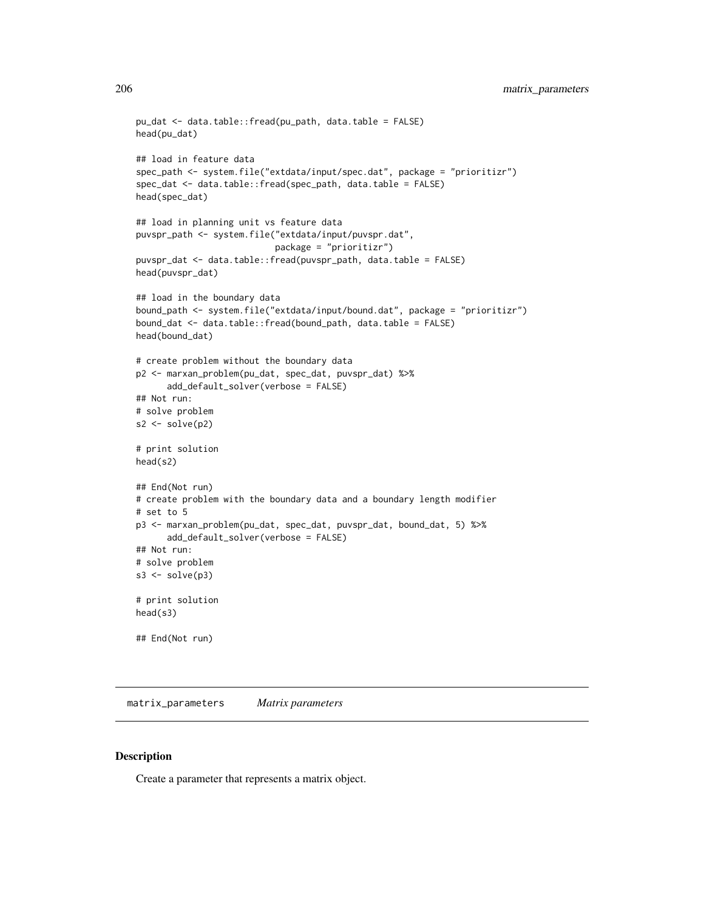```
pu_dat <- data.table::fread(pu_path, data.table = FALSE)
head(pu_dat)

## load in feature data
spec_path <- system.file("extdata/input/spec.dat", package = "prioritizr")
spec_dat <- data.table::fread(spec_path, data.table = FALSE)
head(spec_dat)

## load in planning unit vs feature data
puvspr_path <- system.file("extdata/input/puvspr.dat",
                           package = "prioritizr")
puvspr_dat <- data.table::fread(puvspr_path, data.table = FALSE)
head(puvspr_dat)

## load in the boundary data
bound_path <- system.file("extdata/input/bound.dat", package = "prioritizr")
bound_dat <- data.table::fread(bound_path, data.table = FALSE)
head(bound_dat)

# create problem without the boundary data
p2 <- marxan_problem(pu_dat, spec_dat, puvspr_dat) %>%
      add_default_solver(verbose = FALSE)
## Not run:
# solve problem
s2 <- solve(p2)

# print solution
head(s2)

## End(Not run)
# create problem with the boundary data and a boundary length modifier
# set to 5
p3 <- marxan_problem(pu_dat, spec_dat, puvspr_dat, bound_dat, 5) %>%
      add_default_solver(verbose = FALSE)
## Not run:
# solve problem
s3 <- solve(p3)

# print solution
head(s3)

## End(Not run)
```

---

## matrix_parameters *Matrix parameters*

---

### Description

Create a parameter that represents a matrix object.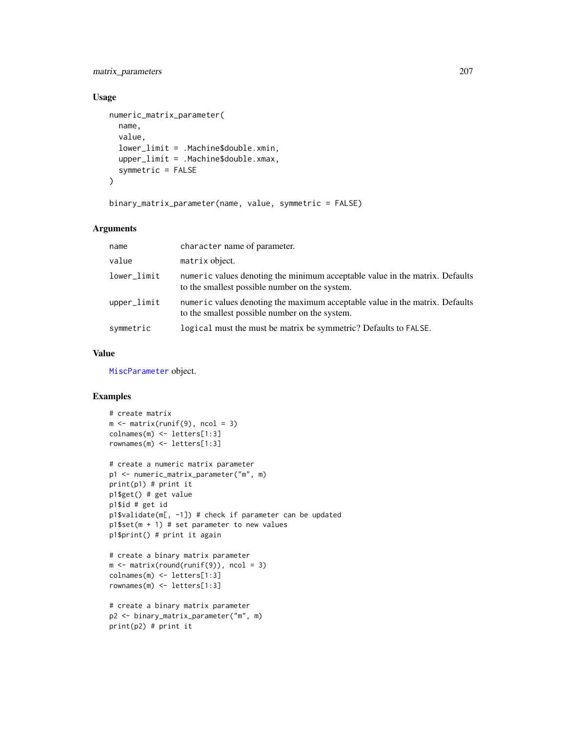## Usage

```
numeric_matrix_parameter(
  name,
  value,
  lower_limit = .Machine$double.xmin,
  upper_limit = .Machine$double.xmax,
  symmetric = FALSE
)

binary_matrix_parameter(name, value, symmetric = FALSE)
```

## Arguments

| | |
|---|---|
| name | `character` name of parameter. |
| value | `matrix` object. |
| lower_limit | `numeric` values denoting the minimum acceptable value in the matrix. Defaults to the smallest possible number on the system. |
| upper_limit | `numeric` values denoting the maximum acceptable value in the matrix. Defaults to the smallest possible number on the system. |
| symmetric | `logical` must the must be matrix be symmetric? Defaults to `FALSE`. |

## Value

`MiscParameter` object.

## Examples

```
# create matrix
m <- matrix(runif(9), ncol = 3)
colnames(m) <- letters[1:3]
rownames(m) <- letters[1:3]

# create a numeric matrix parameter
p1 <- numeric_matrix_parameter("m", m)
print(p1) # print it
p1$get() # get value
p1$id # get id
p1$validate(m[, -1]) # check if parameter can be updated
p1$set(m + 1) # set parameter to new values
p1$print() # print it again

# create a binary matrix parameter
m <- matrix(round(runif(9)), ncol = 3)
colnames(m) <- letters[1:3]
rownames(m) <- letters[1:3]

# create a binary matrix parameter
p2 <- binary_matrix_parameter("m", m)
print(p2) # print it
```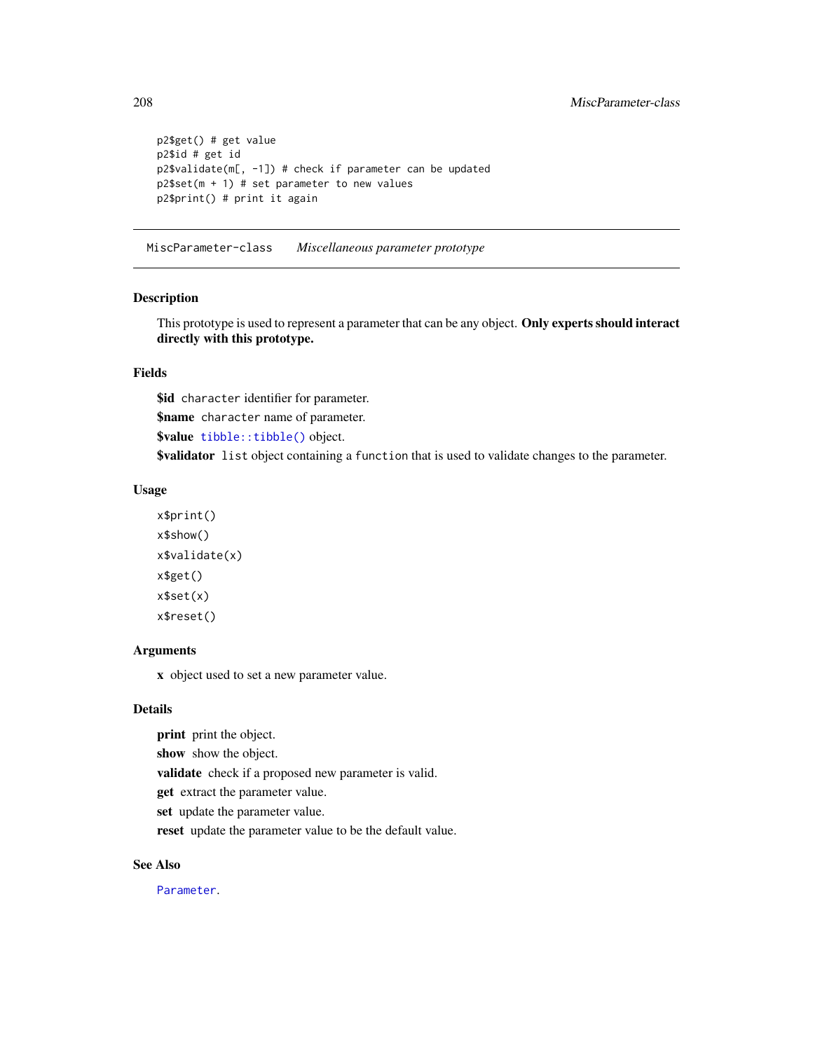```
p2$get() # get value
p2$id # get id
p2$validate(m[, -1]) # check if parameter can be updated
p2$set(m + 1) # set parameter to new values
p2$print() # print it again
```

---

## MiscParameter-class *Miscellaneous parameter prototype*

---

### Description

This prototype is used to represent a parameter that can be any object. **Only experts should interact directly with this prototype.**

### Fields

**$id** `character` identifier for parameter.

**$name** `character` name of parameter.

**$value** `tibble::tibble()` object.

**$validator** `list` object containing a `function` that is used to validate changes to the parameter.

### Usage

```
x$print()
x$show()
x$validate(x)
x$get()
x$set(x)
x$reset()
```

### Arguments

**x** object used to set a new parameter value.

### Details

**print** print the object.

**show** show the object.

**validate** check if a proposed new parameter is valid.

**get** extract the parameter value.

**set** update the parameter value.

**reset** update the parameter value to be the default value.

### See Also

`Parameter`.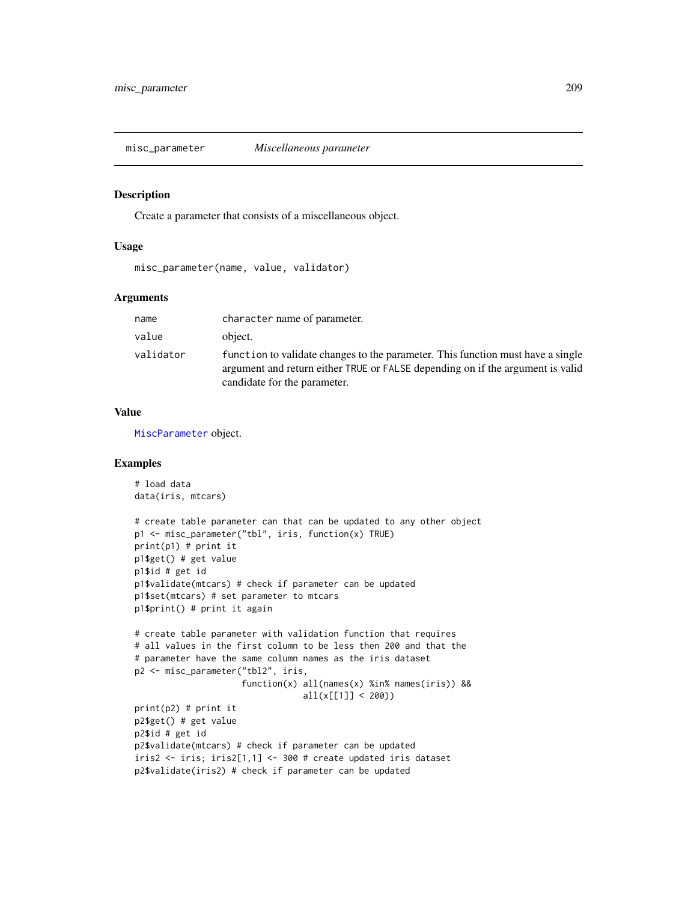misc_parameter *Miscellaneous parameter*

## Description

Create a parameter that consists of a miscellaneous object.

## Usage

```
misc_parameter(name, value, validator)
```

## Arguments

| | |
|---|---|
| name | character name of parameter. |
| value | object. |
| validator | function to validate changes to the parameter. This function must have a single argument and return either TRUE or FALSE depending on if the argument is valid candidate for the parameter. |

## Value

MiscParameter object.

## Examples

```
# load data
data(iris, mtcars)

# create table parameter can that can be updated to any other object
p1 <- misc_parameter("tbl", iris, function(x) TRUE)
print(p1) # print it
p1$get() # get value
p1$id # get id
p1$validate(mtcars) # check if parameter can be updated
p1$set(mtcars) # set parameter to mtcars
p1$print() # print it again

# create table parameter with validation function that requires
# all values in the first column to be less then 200 and that the
# parameter have the same column names as the iris dataset
p2 <- misc_parameter("tbl2", iris,
                     function(x) all(names(x) %in% names(iris)) &&
                                 all(x[[1]] < 200))
print(p2) # print it
p2$get() # get value
p2$id # get id
p2$validate(mtcars) # check if parameter can be updated
iris2 <- iris; iris2[1,1] <- 300 # create updated iris dataset
p2$validate(iris2) # check if parameter can be updated
```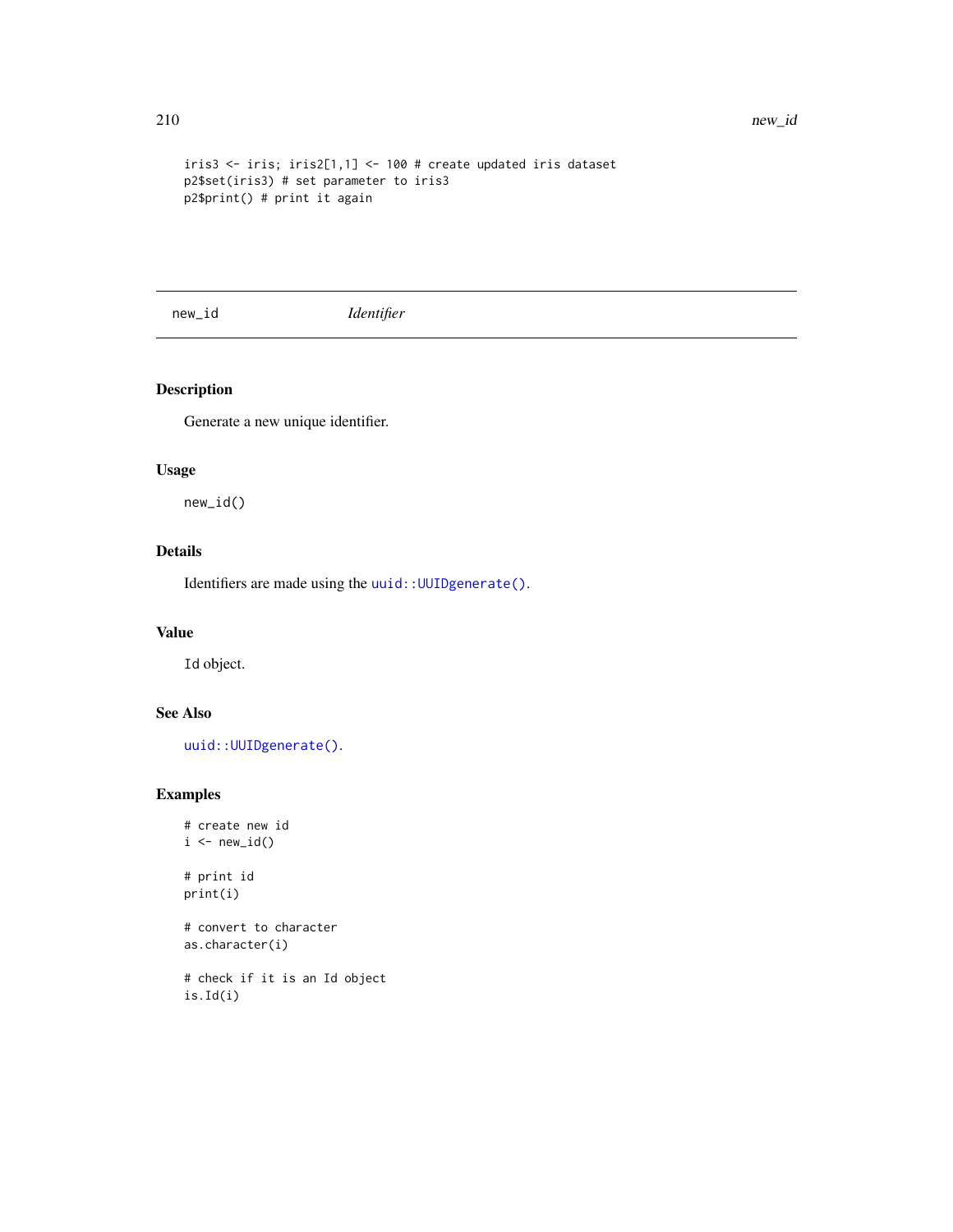```
iris3 <- iris; iris2[1,1] <- 100 # create updated iris dataset
p2$set(iris3) # set parameter to iris3
p2$print() # print it again
```

## new_id *Identifier*

### Description

Generate a new unique identifier.

### Usage

```
new_id()
```

### Details

Identifiers are made using the `uuid::UUIDgenerate()`.

### Value

`Id` object.

### See Also

`uuid::UUIDgenerate()`.

### Examples

```
# create new id
i <- new_id()

# print id
print(i)

# convert to character
as.character(i)

# check if it is an Id object
is.Id(i)
```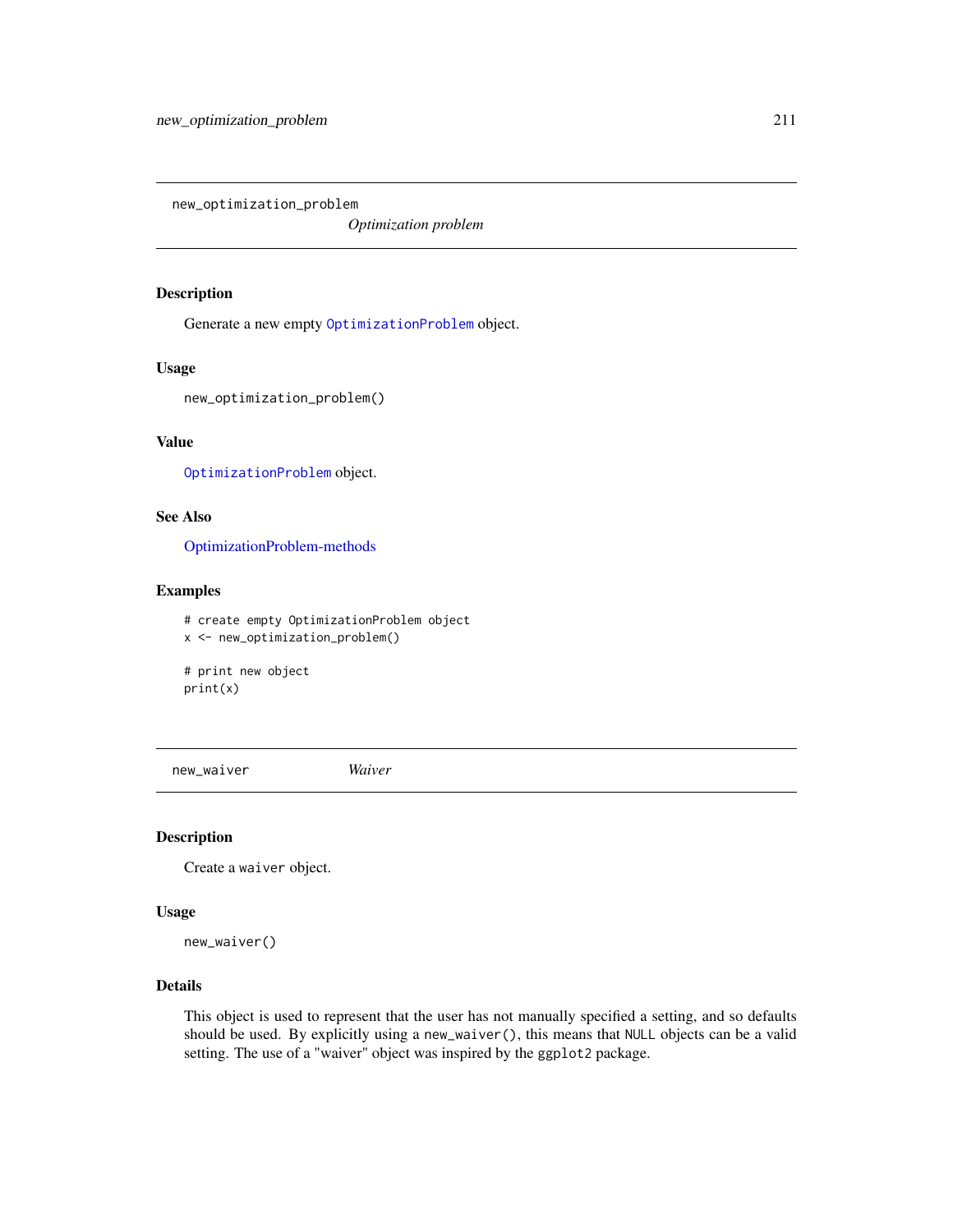## new_optimization_problem

*Optimization problem*

### Description

Generate a new empty `OptimizationProblem` object.

### Usage

```
new_optimization_problem()
```

### Value

`OptimizationProblem` object.

### See Also

OptimizationProblem-methods

### Examples

```
# create empty OptimizationProblem object
x <- new_optimization_problem()

# print new object
print(x)
```

## new_waiver

*Waiver*

### Description

Create a `waiver` object.

### Usage

```
new_waiver()
```

### Details

This object is used to represent that the user has not manually specified a setting, and so defaults should be used. By explicitly using a `new_waiver()`, this means that `NULL` objects can be a valid setting. The use of a "waiver" object was inspired by the `ggplot2` package.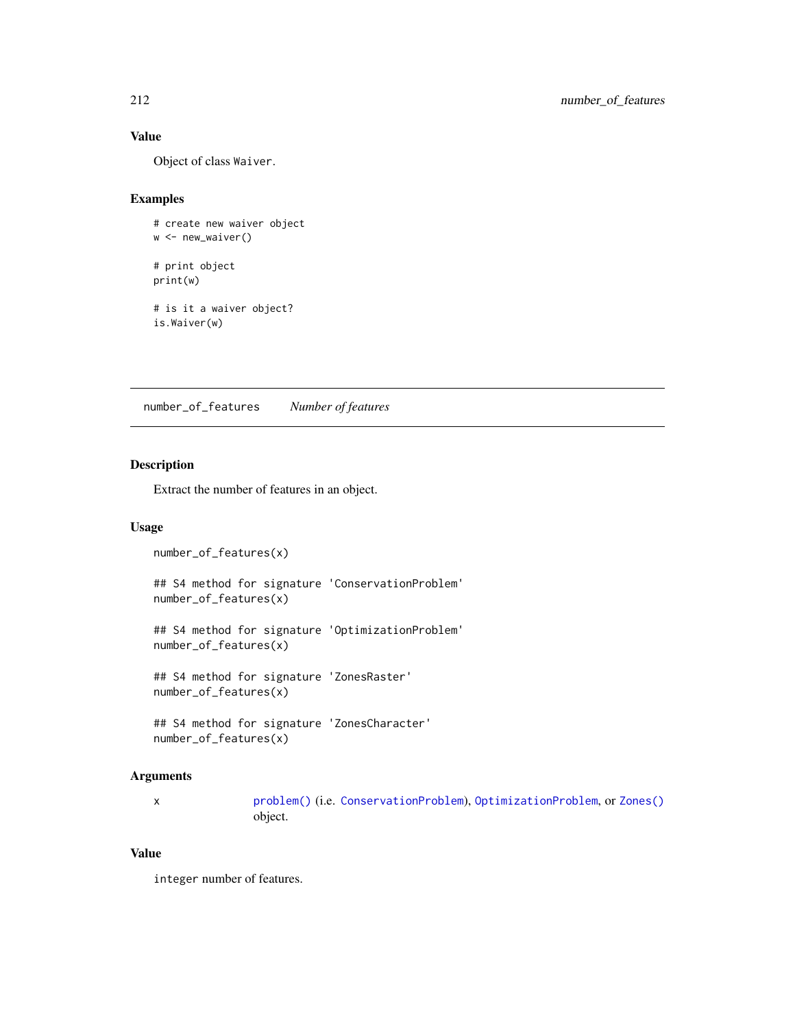### Value

Object of class `Waiver`.

### Examples

```
# create new waiver object
w <- new_waiver()

# print object
print(w)

# is it a waiver object?
is.Waiver(w)
```

---

## number_of_features *Number of features*

---

### Description

Extract the number of features in an object.

### Usage

```
number_of_features(x)

## S4 method for signature 'ConservationProblem'
number_of_features(x)

## S4 method for signature 'OptimizationProblem'
number_of_features(x)

## S4 method for signature 'ZonesRaster'
number_of_features(x)

## S4 method for signature 'ZonesCharacter'
number_of_features(x)
```

### Arguments

| | |
|---|---|
| x | `problem()` (i.e. `ConservationProblem`), `OptimizationProblem`, or `Zones()` object. |

### Value

`integer` number of features.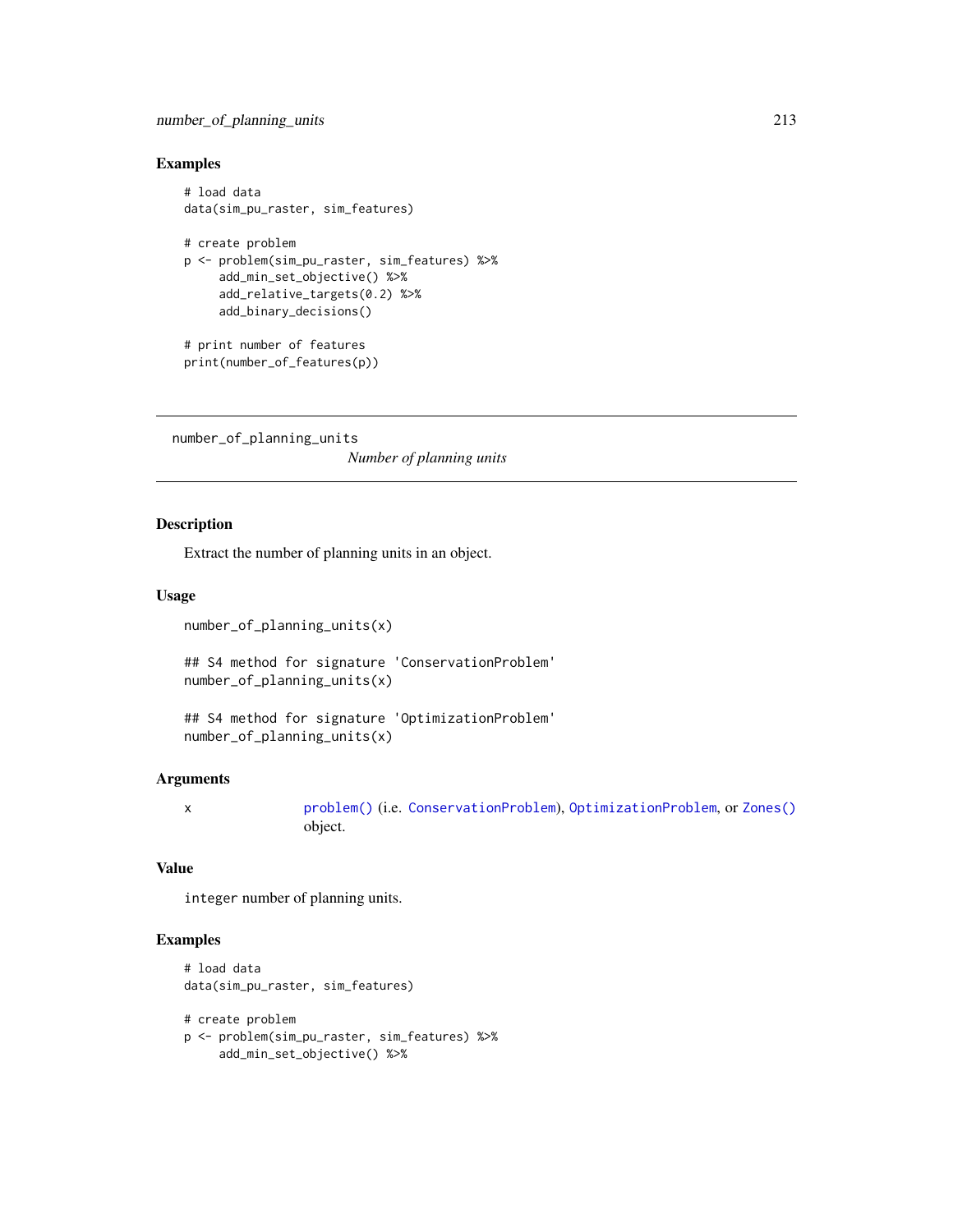## Examples

```
# load data
data(sim_pu_raster, sim_features)

# create problem
p <- problem(sim_pu_raster, sim_features) %>%
     add_min_set_objective() %>%
     add_relative_targets(0.2) %>%
     add_binary_decisions()

# print number of features
print(number_of_features(p))
```

---

`number_of_planning_units` *Number of planning units*

---

## Description

Extract the number of planning units in an object.

## Usage

```
number_of_planning_units(x)

## S4 method for signature 'ConservationProblem'
number_of_planning_units(x)

## S4 method for signature 'OptimizationProblem'
number_of_planning_units(x)
```

## Arguments

| | |
|---|---|
| x | `problem()` (i.e. `ConservationProblem`), `OptimizationProblem`, or `Zones()` object. |

## Value

`integer` number of planning units.

## Examples

```
# load data
data(sim_pu_raster, sim_features)

# create problem
p <- problem(sim_pu_raster, sim_features) %>%
     add_min_set_objective() %>%
```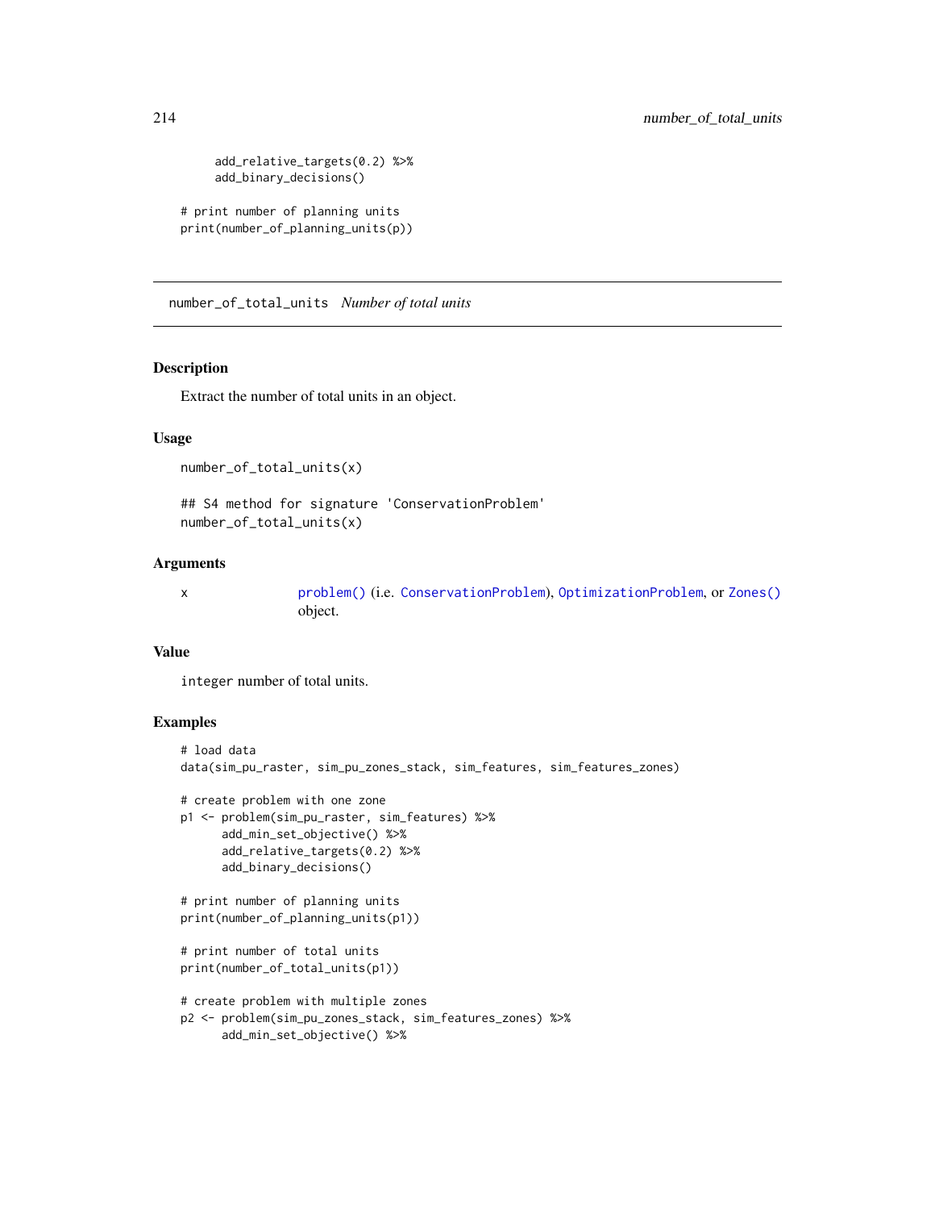```
    add_relative_targets(0.2) %>%
    add_binary_decisions()

# print number of planning units
print(number_of_planning_units(p))
```

## number_of_total_units *Number of total units*

### Description

Extract the number of total units in an object.

### Usage

```
number_of_total_units(x)

## S4 method for signature 'ConservationProblem'
number_of_total_units(x)
```

### Arguments

| | |
|---|---|
| x | problem() (i.e. ConservationProblem), OptimizationProblem, or Zones() object. |

### Value

integer number of total units.

### Examples

```
# load data
data(sim_pu_raster, sim_pu_zones_stack, sim_features, sim_features_zones)

# create problem with one zone
p1 <- problem(sim_pu_raster, sim_features) %>%
      add_min_set_objective() %>%
      add_relative_targets(0.2) %>%
      add_binary_decisions()

# print number of planning units
print(number_of_planning_units(p1))

# print number of total units
print(number_of_total_units(p1))

# create problem with multiple zones
p2 <- problem(sim_pu_zones_stack, sim_features_zones) %>%
      add_min_set_objective() %>%
```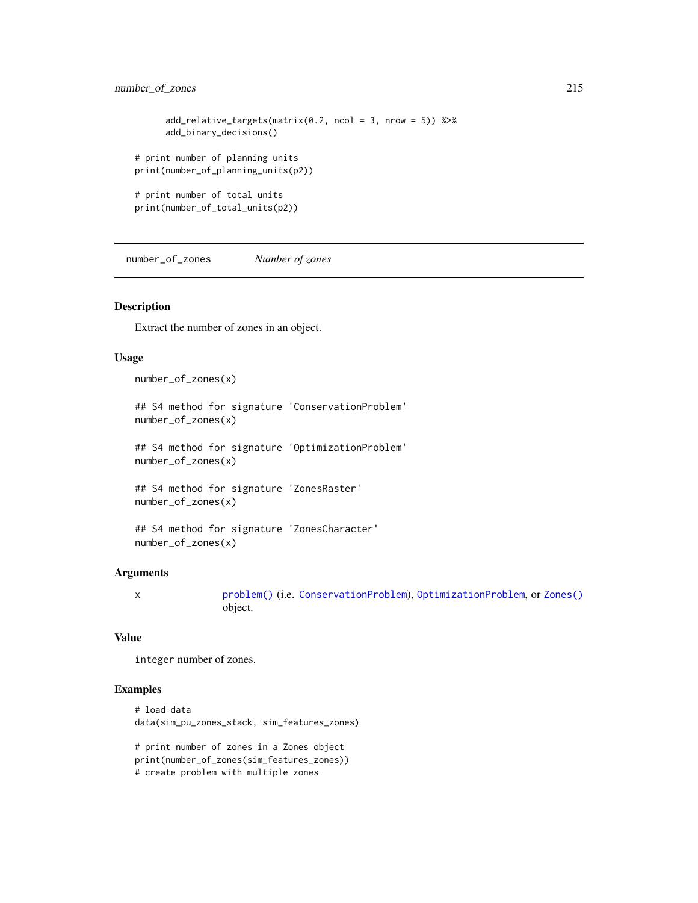```
      add_relative_targets(matrix(0.2, ncol = 3, nrow = 5)) %>%
      add_binary_decisions()

# print number of planning units
print(number_of_planning_units(p2))

# print number of total units
print(number_of_total_units(p2))
```

## number_of_zones *Number of zones*

### Description

Extract the number of zones in an object.

### Usage

```
number_of_zones(x)

## S4 method for signature 'ConservationProblem'
number_of_zones(x)

## S4 method for signature 'OptimizationProblem'
number_of_zones(x)

## S4 method for signature 'ZonesRaster'
number_of_zones(x)

## S4 method for signature 'ZonesCharacter'
number_of_zones(x)
```

### Arguments

| | |
|---|---|
| x | problem() (i.e. ConservationProblem), OptimizationProblem, or Zones() object. |

### Value

integer number of zones.

### Examples

```
# load data
data(sim_pu_zones_stack, sim_features_zones)

# print number of zones in a Zones object
print(number_of_zones(sim_features_zones))
# create problem with multiple zones
```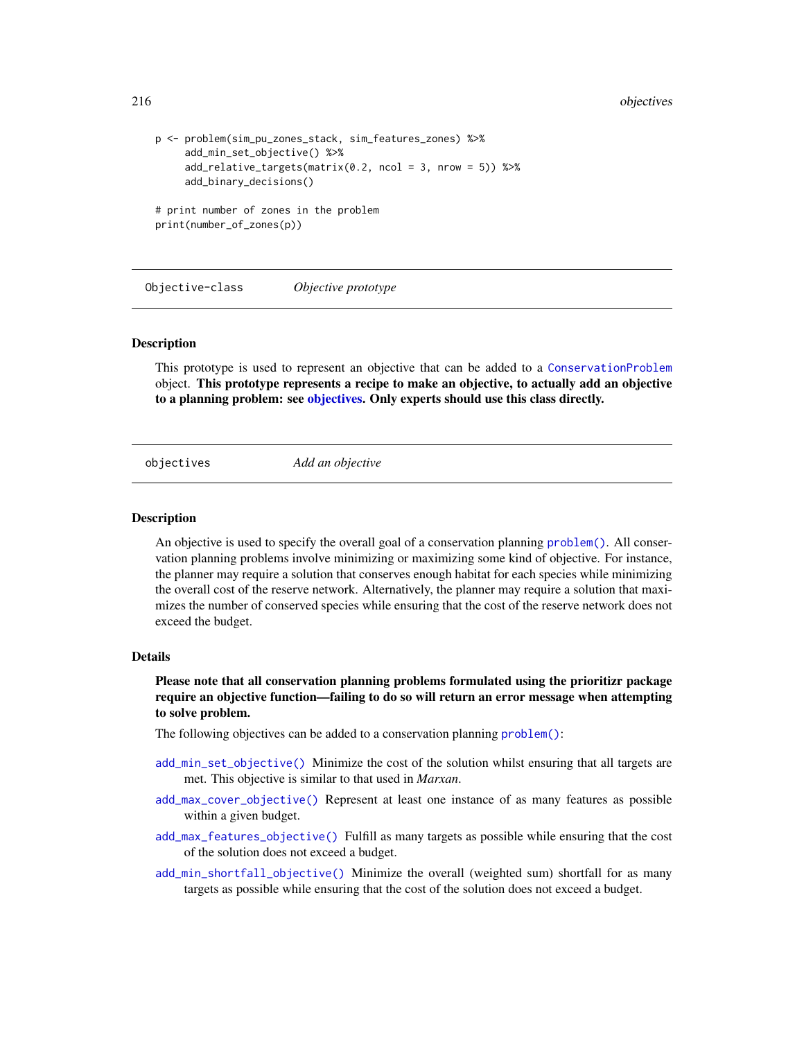```
p <- problem(sim_pu_zones_stack, sim_features_zones) %>%
     add_min_set_objective() %>%
     add_relative_targets(matrix(0.2, ncol = 3, nrow = 5)) %>%
     add_binary_decisions()

# print number of zones in the problem
print(number_of_zones(p))
```

## Objective-class — *Objective prototype*

### Description

This prototype is used to represent an objective that can be added to a `ConservationProblem` object. **This prototype represents a recipe to make an objective, to actually add an objective to a planning problem: see objectives. Only experts should use this class directly.**

## objectives — *Add an objective*

### Description

An objective is used to specify the overall goal of a conservation planning `problem()`. All conservation planning problems involve minimizing or maximizing some kind of objective. For instance, the planner may require a solution that conserves enough habitat for each species while minimizing the overall cost of the reserve network. Alternatively, the planner may require a solution that maximizes the number of conserved species while ensuring that the cost of the reserve network does not exceed the budget.

### Details

**Please note that all conservation planning problems formulated using the prioritizr package require an objective function—failing to do so will return an error message when attempting to solve problem.**

The following objectives can be added to a conservation planning `problem()`:

`add_min_set_objective()` Minimize the cost of the solution whilst ensuring that all targets are met. This objective is similar to that used in *Marxan*.

`add_max_cover_objective()` Represent at least one instance of as many features as possible within a given budget.

`add_max_features_objective()` Fulfill as many targets as possible while ensuring that the cost of the solution does not exceed a budget.

`add_min_shortfall_objective()` Minimize the overall (weighted sum) shortfall for as many targets as possible while ensuring that the cost of the solution does not exceed a budget.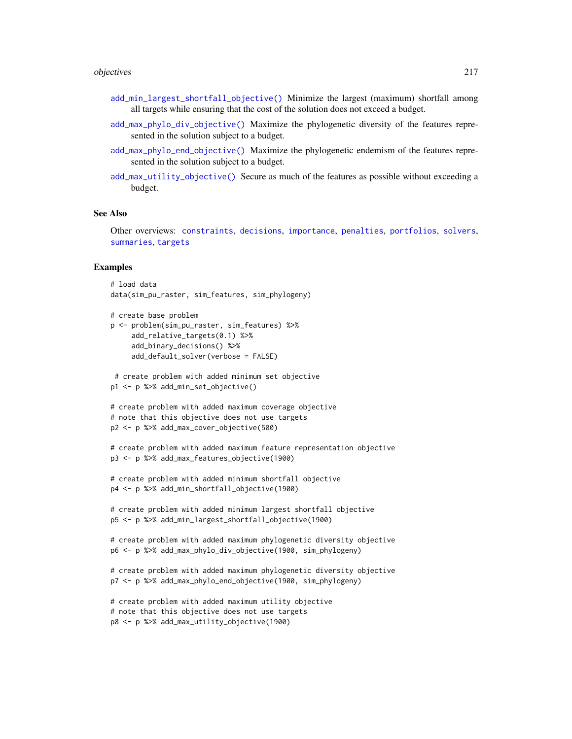- `add_min_largest_shortfall_objective()` Minimize the largest (maximum) shortfall among all targets while ensuring that the cost of the solution does not exceed a budget.
- `add_max_phylo_div_objective()` Maximize the phylogenetic diversity of the features represented in the solution subject to a budget.
- `add_max_phylo_end_objective()` Maximize the phylogenetic endemism of the features represented in the solution subject to a budget.
- `add_max_utility_objective()` Secure as much of the features as possible without exceeding a budget.

## See Also

Other overviews: constraints, decisions, importance, penalties, portfolios, solvers, summaries, targets

## Examples

```
# load data
data(sim_pu_raster, sim_features, sim_phylogeny)

# create base problem
p <- problem(sim_pu_raster, sim_features) %>%
     add_relative_targets(0.1) %>%
     add_binary_decisions() %>%
     add_default_solver(verbose = FALSE)

 # create problem with added minimum set objective
p1 <- p %>% add_min_set_objective()

# create problem with added maximum coverage objective
# note that this objective does not use targets
p2 <- p %>% add_max_cover_objective(500)

# create problem with added maximum feature representation objective
p3 <- p %>% add_max_features_objective(1900)

# create problem with added minimum shortfall objective
p4 <- p %>% add_min_shortfall_objective(1900)

# create problem with added minimum largest shortfall objective
p5 <- p %>% add_min_largest_shortfall_objective(1900)

# create problem with added maximum phylogenetic diversity objective
p6 <- p %>% add_max_phylo_div_objective(1900, sim_phylogeny)

# create problem with added maximum phylogenetic diversity objective
p7 <- p %>% add_max_phylo_end_objective(1900, sim_phylogeny)

# create problem with added maximum utility objective
# note that this objective does not use targets
p8 <- p %>% add_max_utility_objective(1900)
```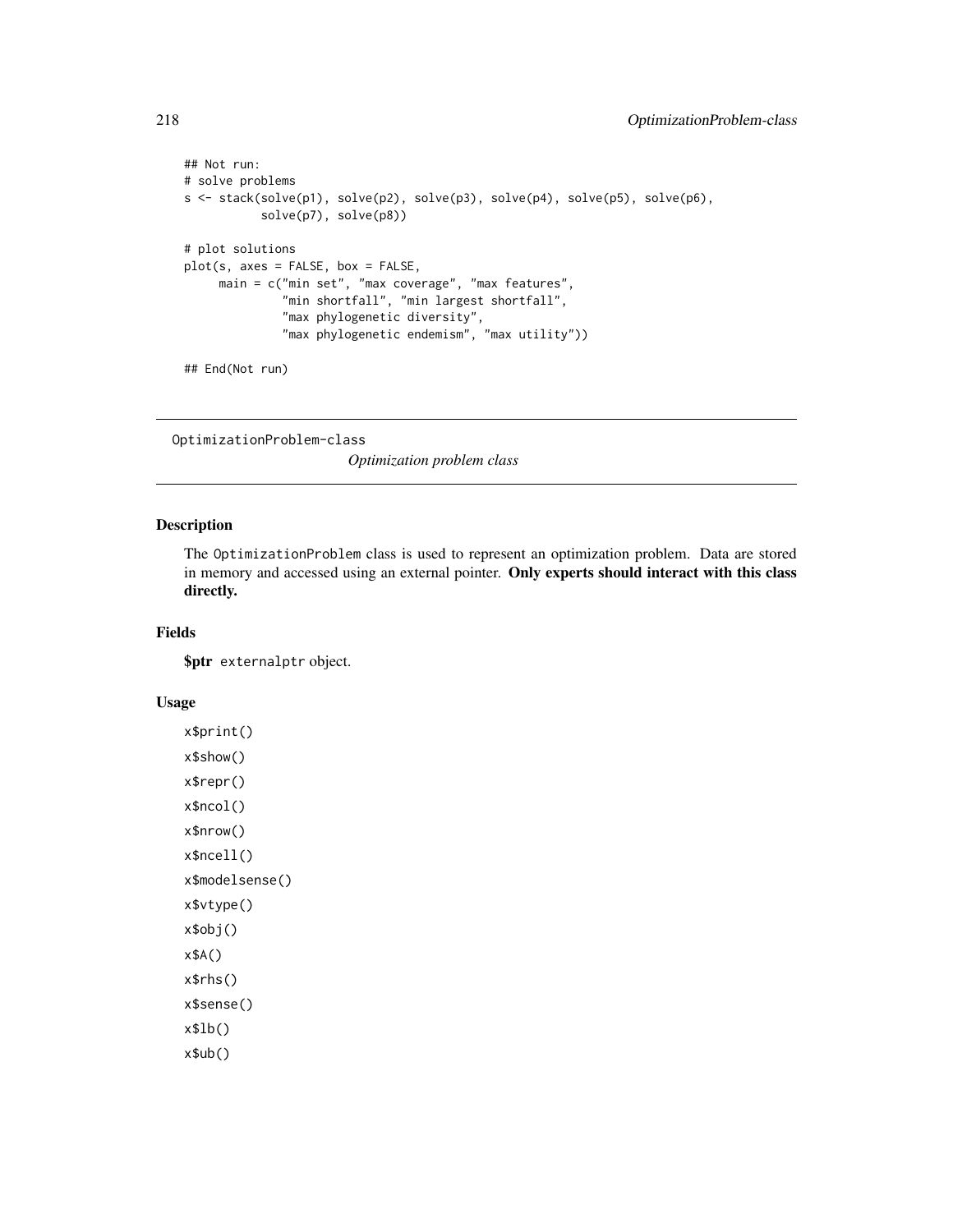```
## Not run:
# solve problems
s <- stack(solve(p1), solve(p2), solve(p3), solve(p4), solve(p5), solve(p6),
           solve(p7), solve(p8))

# plot solutions
plot(s, axes = FALSE, box = FALSE,
     main = c("min set", "max coverage", "max features",
              "min shortfall", "min largest shortfall",
              "max phylogenetic diversity",
              "max phylogenetic endemism", "max utility"))

## End(Not run)
```

---

## OptimizationProblem-class

*Optimization problem class*

---

### Description

The `OptimizationProblem` class is used to represent an optimization problem. Data are stored in memory and accessed using an external pointer. **Only experts should interact with this class directly.**

### Fields

**$ptr** `externalptr` object.

### Usage

```
x$print()

x$show()

x$repr()

x$ncol()

x$nrow()

x$ncell()

x$modelsense()

x$vtype()

x$obj()

x$A()

x$rhs()

x$sense()

x$lb()

x$ub()
```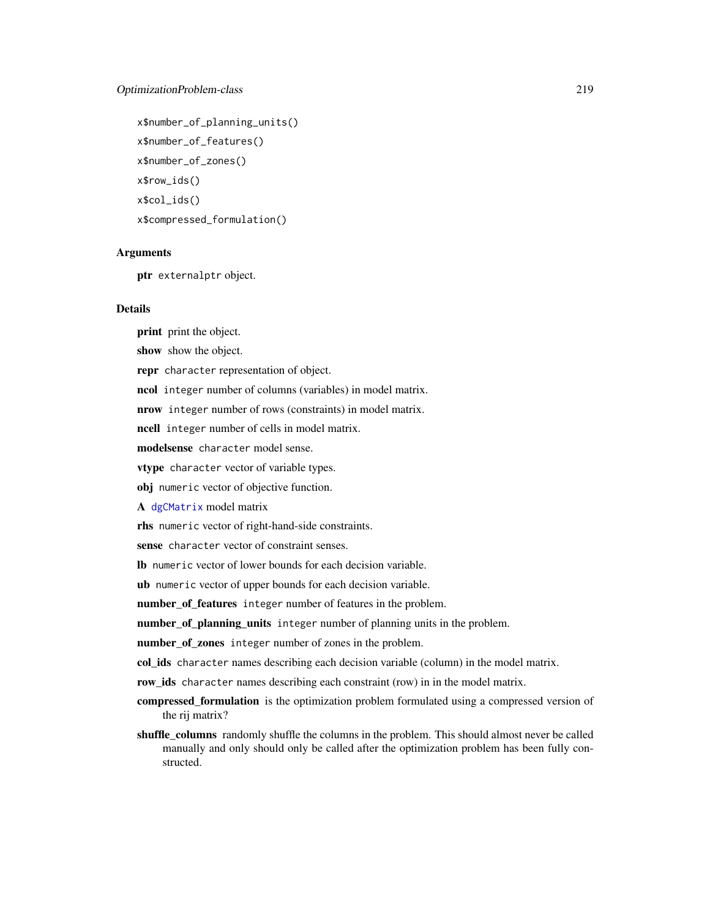```
x$number_of_planning_units()

x$number_of_features()

x$number_of_zones()

x$row_ids()

x$col_ids()

x$compressed_formulation()
```

## Arguments

**ptr** externalptr object.

## Details

**print** print the object.

**show** show the object.

**repr** character representation of object.

**ncol** integer number of columns (variables) in model matrix.

**nrow** integer number of rows (constraints) in model matrix.

**ncell** integer number of cells in model matrix.

**modelsense** character model sense.

**vtype** character vector of variable types.

**obj** numeric vector of objective function.

**A** dgCMatrix model matrix

**rhs** numeric vector of right-hand-side constraints.

**sense** character vector of constraint senses.

**lb** numeric vector of lower bounds for each decision variable.

**ub** numeric vector of upper bounds for each decision variable.

**number_of_features** integer number of features in the problem.

**number_of_planning_units** integer number of planning units in the problem.

**number_of_zones** integer number of zones in the problem.

**col_ids** character names describing each decision variable (column) in the model matrix.

**row_ids** character names describing each constraint (row) in in the model matrix.

**compressed_formulation** is the optimization problem formulated using a compressed version of the rij matrix?

**shuffle_columns** randomly shuffle the columns in the problem. This should almost never be called manually and only should only be called after the optimization problem has been fully constructed.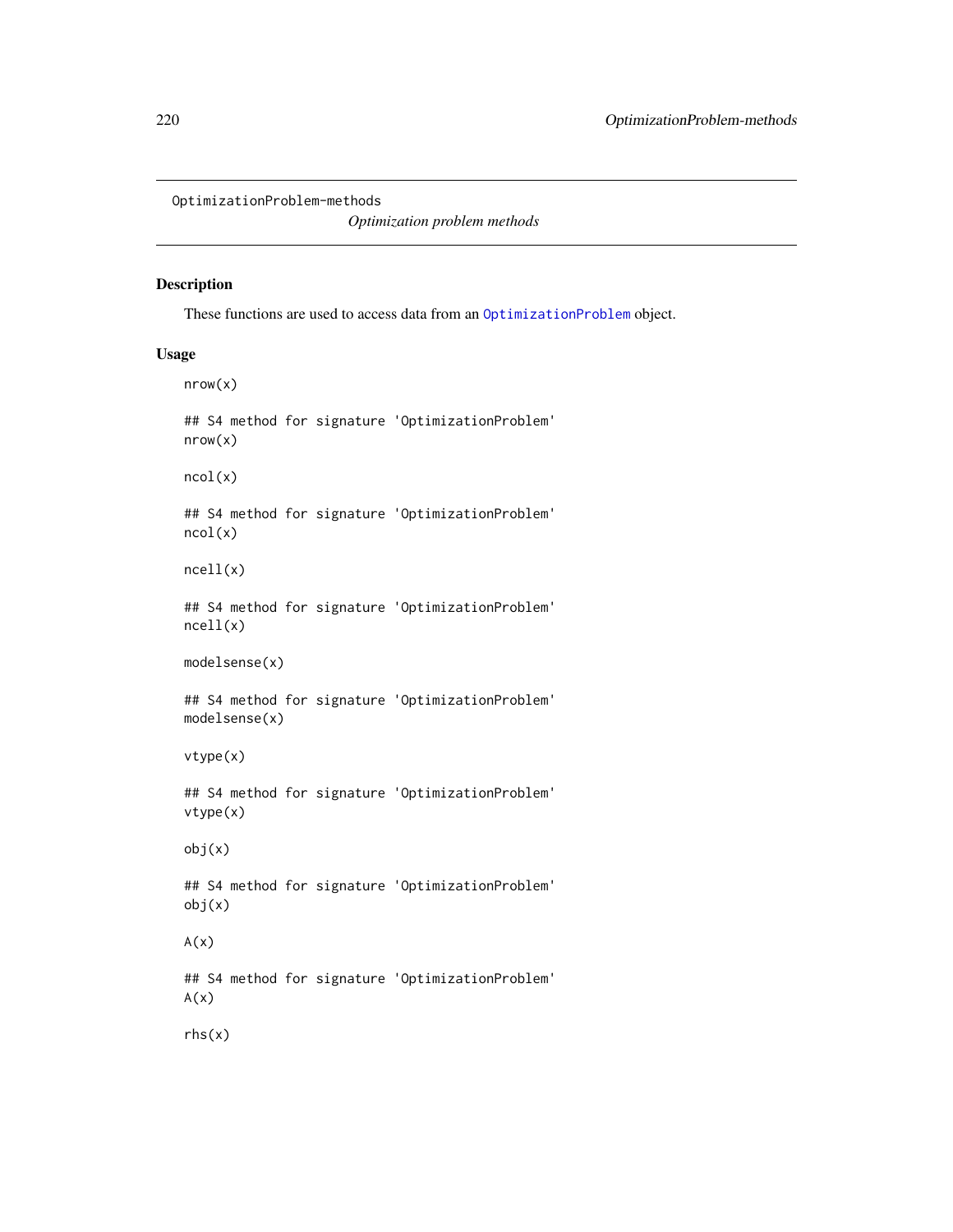OptimizationProblem-methods

*Optimization problem methods*

## Description

These functions are used to access data from an `OptimizationProblem` object.

## Usage

```
nrow(x)

## S4 method for signature 'OptimizationProblem'
nrow(x)

ncol(x)

## S4 method for signature 'OptimizationProblem'
ncol(x)

ncell(x)

## S4 method for signature 'OptimizationProblem'
ncell(x)

modelsense(x)

## S4 method for signature 'OptimizationProblem'
modelsense(x)

vtype(x)

## S4 method for signature 'OptimizationProblem'
vtype(x)

obj(x)

## S4 method for signature 'OptimizationProblem'
obj(x)

A(x)

## S4 method for signature 'OptimizationProblem'
A(x)

rhs(x)
```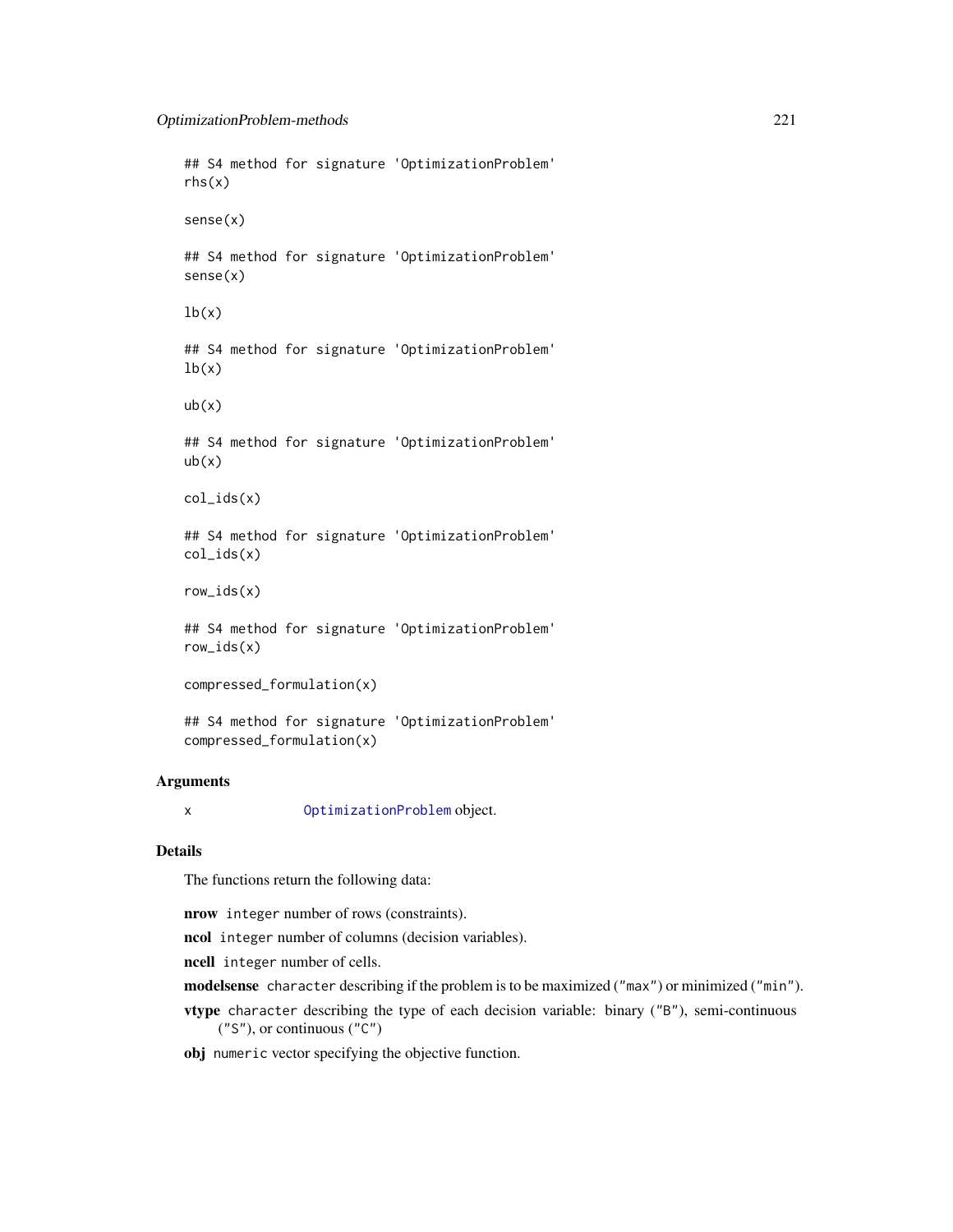```
## S4 method for signature 'OptimizationProblem'
rhs(x)

sense(x)

## S4 method for signature 'OptimizationProblem'
sense(x)

lb(x)

## S4 method for signature 'OptimizationProblem'
lb(x)

ub(x)

## S4 method for signature 'OptimizationProblem'
ub(x)

col_ids(x)

## S4 method for signature 'OptimizationProblem'
col_ids(x)

row_ids(x)

## S4 method for signature 'OptimizationProblem'
row_ids(x)

compressed_formulation(x)

## S4 method for signature 'OptimizationProblem'
compressed_formulation(x)
```

## Arguments

x	`OptimizationProblem` object.

## Details

The functions return the following data:

**nrow** `integer` number of rows (constraints).

**ncol** `integer` number of columns (decision variables).

**ncell** `integer` number of cells.

**modelsense** `character` describing if the problem is to be maximized (`"max"`) or minimized (`"min"`).

**vtype** `character` describing the type of each decision variable: binary (`"B"`), semi-continuous (`"S"`), or continuous (`"C"`)

**obj** `numeric` vector specifying the objective function.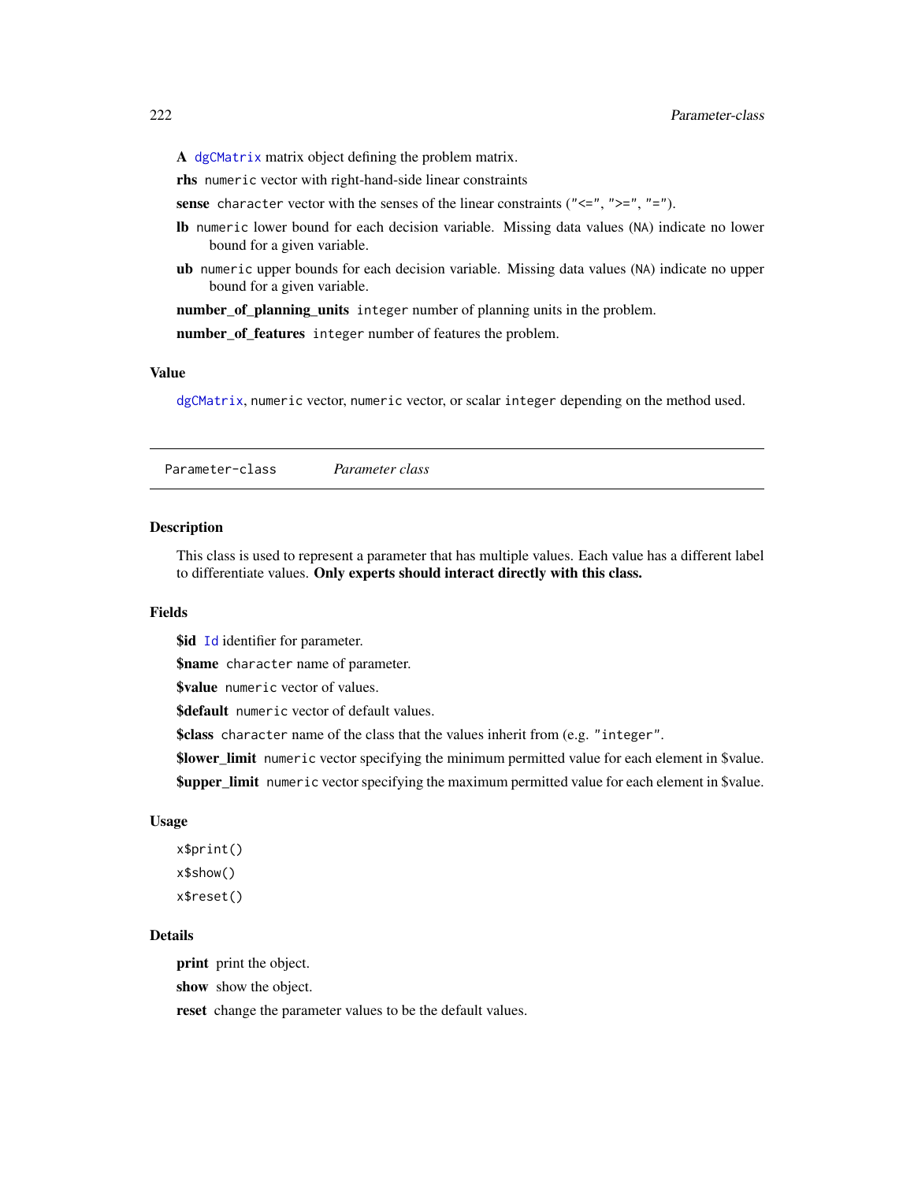**A** `dgCMatrix` matrix object defining the problem matrix.

**rhs** `numeric` vector with right-hand-side linear constraints

**sense** `character` vector with the senses of the linear constraints (`"<="`, `">="`, `"="`).

**lb** `numeric` lower bound for each decision variable. Missing data values (`NA`) indicate no lower bound for a given variable.

**ub** `numeric` upper bounds for each decision variable. Missing data values (`NA`) indicate no upper bound for a given variable.

**number_of_planning_units** `integer` number of planning units in the problem.

**number_of_features** `integer` number of features the problem.

### Value

`dgCMatrix`, `numeric` vector, `numeric` vector, or scalar `integer` depending on the method used.

---

## Parameter-class *Parameter class*

---

### Description

This class is used to represent a parameter that has multiple values. Each value has a different label to differentiate values. **Only experts should interact directly with this class.**

### Fields

**$id** `Id` identifier for parameter.

**$name** `character` name of parameter.

**$value** `numeric` vector of values.

**$default** `numeric` vector of default values.

**$class** `character` name of the class that the values inherit from (e.g. `"integer"`.

**$lower_limit** `numeric` vector specifying the minimum permitted value for each element in $value.

**$upper_limit** `numeric` vector specifying the maximum permitted value for each element in $value.

### Usage

```
x$print()
x$show()
x$reset()
```

### Details

**print** print the object.

**show** show the object.

**reset** change the parameter values to be the default values.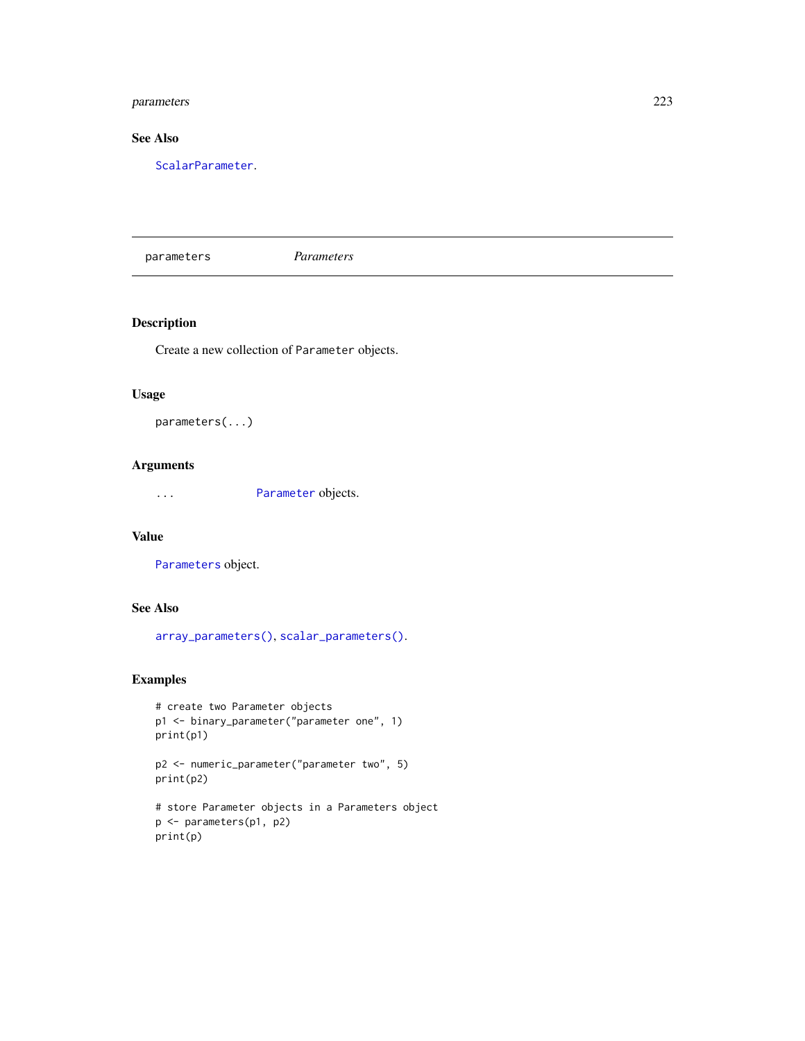## See Also

ScalarParameter.

---

parameters *Parameters*

---

### Description

Create a new collection of `Parameter` objects.

### Usage

```
parameters(...)
```

### Arguments

| | |
|---|---|
| `...` | `Parameter` objects. |

### Value

`Parameters` object.

### See Also

`array_parameters()`, `scalar_parameters()`.

### Examples

```
# create two Parameter objects
p1 <- binary_parameter("parameter one", 1)
print(p1)

p2 <- numeric_parameter("parameter two", 5)
print(p2)

# store Parameter objects in a Parameters object
p <- parameters(p1, p2)
print(p)
```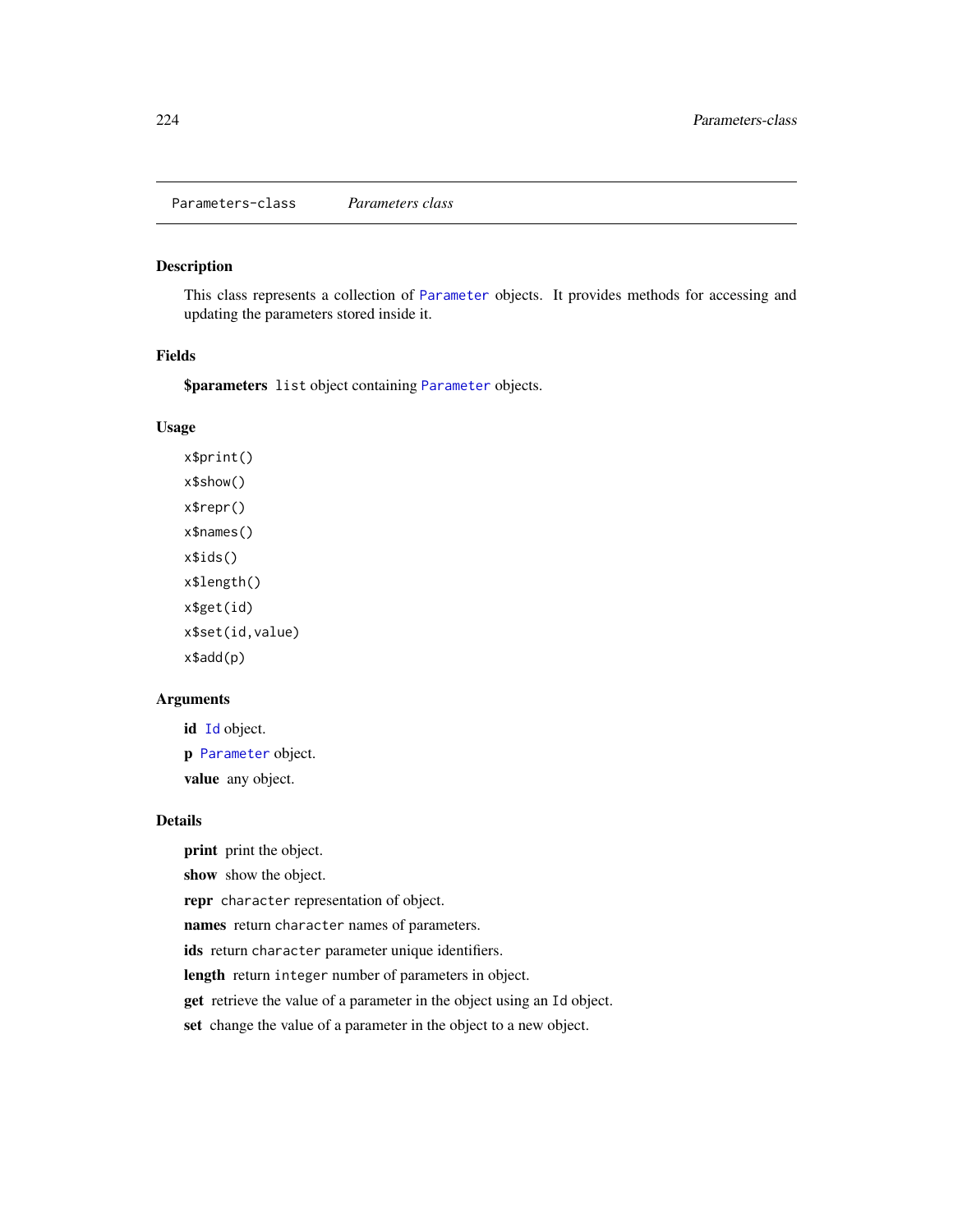## Parameters-class *Parameters class*

### Description

This class represents a collection of `Parameter` objects. It provides methods for accessing and updating the parameters stored inside it.

### Fields

**$parameters** `list` object containing `Parameter` objects.

### Usage

```
x$print()
x$show()
x$repr()
x$names()
x$ids()
x$length()
x$get(id)
x$set(id,value)
x$add(p)
```

### Arguments

**id** `Id` object.

**p** `Parameter` object.

**value** any object.

### Details

**print** print the object.

**show** show the object.

**repr** `character` representation of object.

**names** return `character` names of parameters.

**ids** return `character` parameter unique identifiers.

**length** return `integer` number of parameters in object.

**get** retrieve the value of a parameter in the object using an `Id` object.

**set** change the value of a parameter in the object to a new object.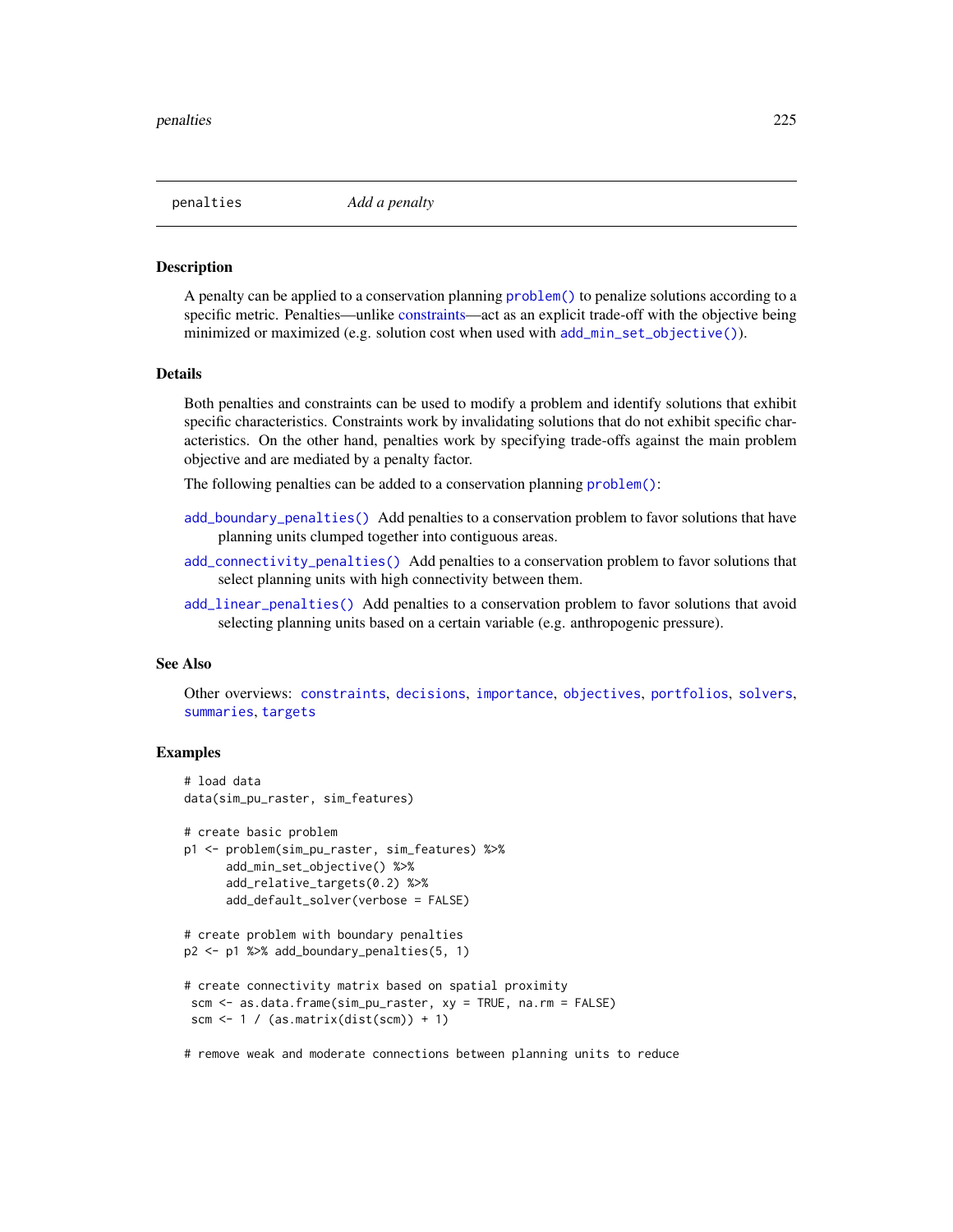penalties *Add a penalty*

## Description

A penalty can be applied to a conservation planning problem() to penalize solutions according to a specific metric. Penalties—unlike constraints—act as an explicit trade-off with the objective being minimized or maximized (e.g. solution cost when used with add_min_set_objective()).

## Details

Both penalties and constraints can be used to modify a problem and identify solutions that exhibit specific characteristics. Constraints work by invalidating solutions that do not exhibit specific characteristics. On the other hand, penalties work by specifying trade-offs against the main problem objective and are mediated by a penalty factor.

The following penalties can be added to a conservation planning problem():

- add_boundary_penalties() Add penalties to a conservation problem to favor solutions that have planning units clumped together into contiguous areas.
- add_connectivity_penalties() Add penalties to a conservation problem to favor solutions that select planning units with high connectivity between them.
- add_linear_penalties() Add penalties to a conservation problem to favor solutions that avoid selecting planning units based on a certain variable (e.g. anthropogenic pressure).

## See Also

Other overviews: constraints, decisions, importance, objectives, portfolios, solvers, summaries, targets

## Examples

```
# load data
data(sim_pu_raster, sim_features)

# create basic problem
p1 <- problem(sim_pu_raster, sim_features) %>%
      add_min_set_objective() %>%
      add_relative_targets(0.2) %>%
      add_default_solver(verbose = FALSE)

# create problem with boundary penalties
p2 <- p1 %>% add_boundary_penalties(5, 1)

# create connectivity matrix based on spatial proximity
 scm <- as.data.frame(sim_pu_raster, xy = TRUE, na.rm = FALSE)
 scm <- 1 / (as.matrix(dist(scm)) + 1)

# remove weak and moderate connections between planning units to reduce
```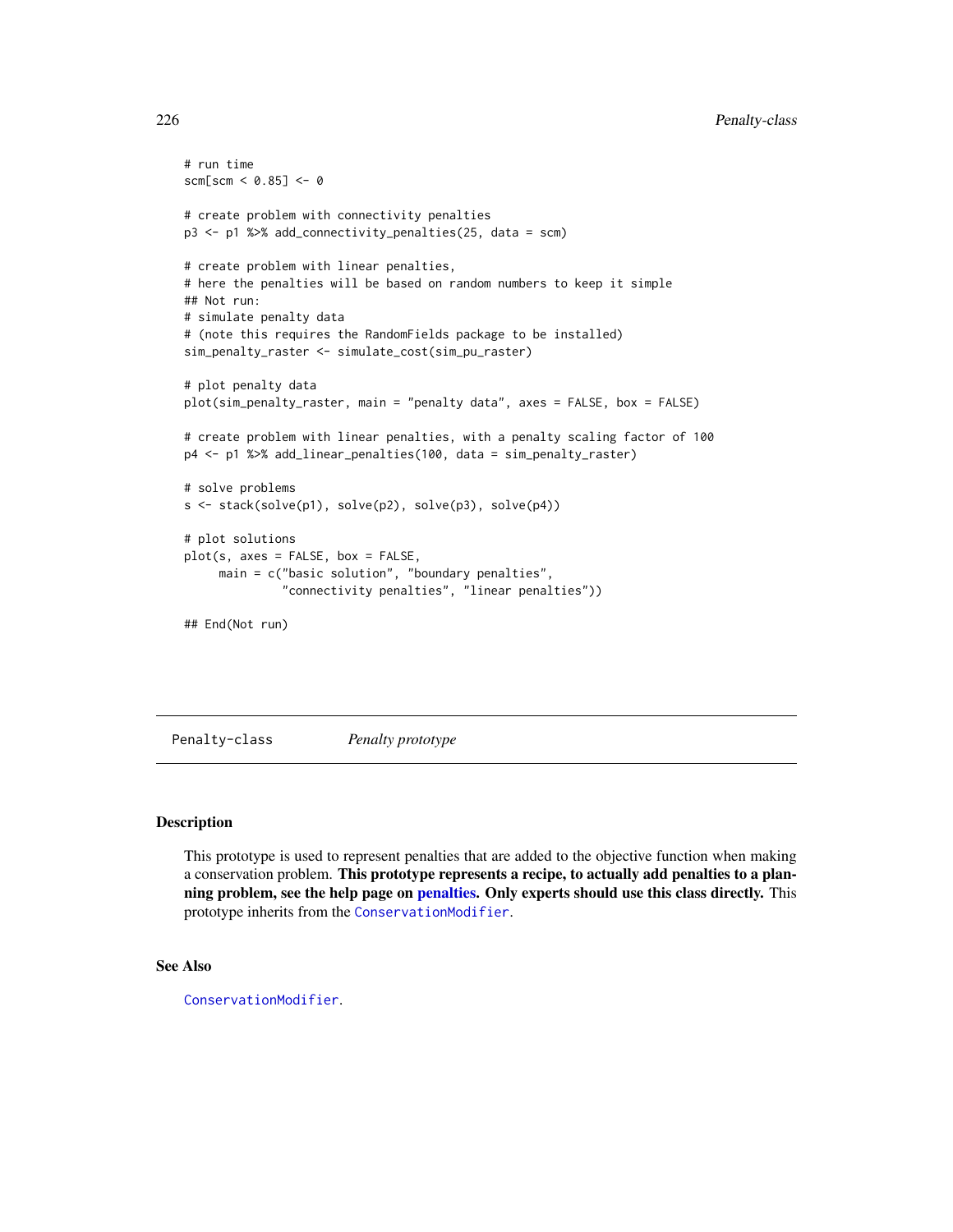```
# run time
scm[scm < 0.85] <- 0

# create problem with connectivity penalties
p3 <- p1 %>% add_connectivity_penalties(25, data = scm)

# create problem with linear penalties,
# here the penalties will be based on random numbers to keep it simple
## Not run:
# simulate penalty data
# (note this requires the RandomFields package to be installed)
sim_penalty_raster <- simulate_cost(sim_pu_raster)

# plot penalty data
plot(sim_penalty_raster, main = "penalty data", axes = FALSE, box = FALSE)

# create problem with linear penalties, with a penalty scaling factor of 100
p4 <- p1 %>% add_linear_penalties(100, data = sim_penalty_raster)

# solve problems
s <- stack(solve(p1), solve(p2), solve(p3), solve(p4))

# plot solutions
plot(s, axes = FALSE, box = FALSE,
     main = c("basic solution", "boundary penalties",
              "connectivity penalties", "linear penalties"))

## End(Not run)
```

---

Penalty-class *Penalty prototype*

---

## Description

This prototype is used to represent penalties that are added to the objective function when making a conservation problem. **This prototype represents a recipe, to actually add penalties to a planning problem, see the help page on penalties. Only experts should use this class directly.** This prototype inherits from the `ConservationModifier`.

## See Also

`ConservationModifier`.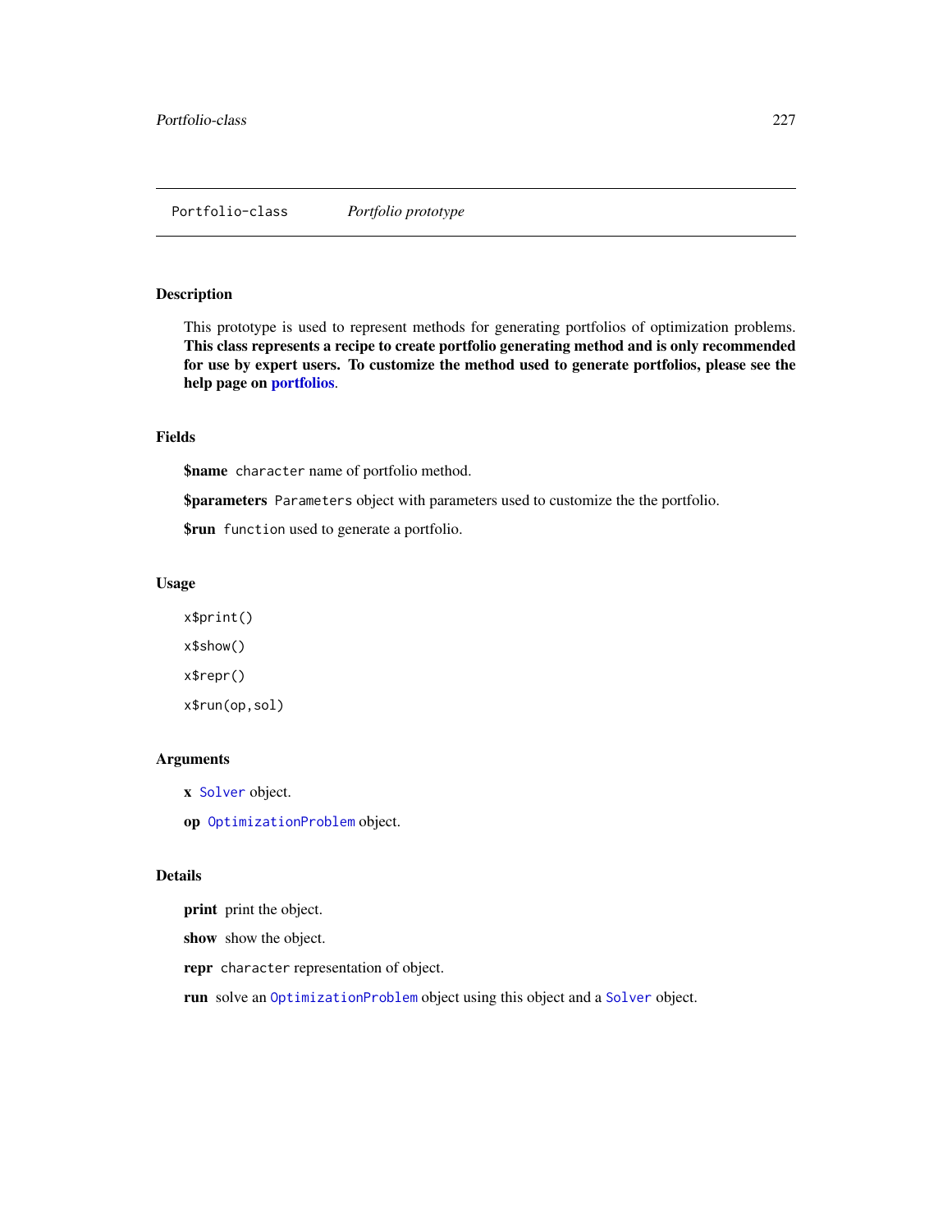## Portfolio-class *Portfolio prototype*

### Description

This prototype is used to represent methods for generating portfolios of optimization problems. **This class represents a recipe to create portfolio generating method and is only recommended for use by expert users. To customize the method used to generate portfolios, please see the help page on portfolios.**

### Fields

**$name** `character` name of portfolio method.

**$parameters** `Parameters` object with parameters used to customize the the portfolio.

**$run** `function` used to generate a portfolio.

### Usage

```
x$print()

x$show()

x$repr()

x$run(op,sol)
```

### Arguments

**x** `Solver` object.

**op** `OptimizationProblem` object.

### Details

**print** print the object.

**show** show the object.

**repr** `character` representation of object.

**run** solve an `OptimizationProblem` object using this object and a `Solver` object.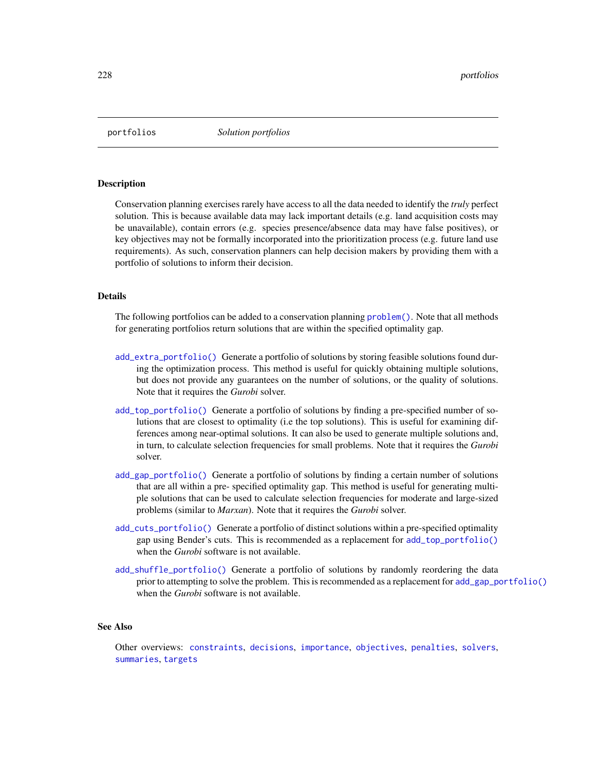portfolios *Solution portfolios*

## Description

Conservation planning exercises rarely have access to all the data needed to identify the *truly* perfect solution. This is because available data may lack important details (e.g. land acquisition costs may be unavailable), contain errors (e.g. species presence/absence data may have false positives), or key objectives may not be formally incorporated into the prioritization process (e.g. future land use requirements). As such, conservation planners can help decision makers by providing them with a portfolio of solutions to inform their decision.

## Details

The following portfolios can be added to a conservation planning `problem()`. Note that all methods for generating portfolios return solutions that are within the specified optimality gap.

`add_extra_portfolio()` Generate a portfolio of solutions by storing feasible solutions found during the optimization process. This method is useful for quickly obtaining multiple solutions, but does not provide any guarantees on the number of solutions, or the quality of solutions. Note that it requires the *Gurobi* solver.

`add_top_portfolio()` Generate a portfolio of solutions by finding a pre-specified number of solutions that are closest to optimality (i.e the top solutions). This is useful for examining differences among near-optimal solutions. It can also be used to generate multiple solutions and, in turn, to calculate selection frequencies for small problems. Note that it requires the *Gurobi* solver.

`add_gap_portfolio()` Generate a portfolio of solutions by finding a certain number of solutions that are all within a pre- specified optimality gap. This method is useful for generating multiple solutions that can be used to calculate selection frequencies for moderate and large-sized problems (similar to *Marxan*). Note that it requires the *Gurobi* solver.

`add_cuts_portfolio()` Generate a portfolio of distinct solutions within a pre-specified optimality gap using Bender's cuts. This is recommended as a replacement for `add_top_portfolio()` when the *Gurobi* software is not available.

`add_shuffle_portfolio()` Generate a portfolio of solutions by randomly reordering the data prior to attempting to solve the problem. This is recommended as a replacement for `add_gap_portfolio()` when the *Gurobi* software is not available.

## See Also

Other overviews: `constraints`, `decisions`, `importance`, `objectives`, `penalties`, `solvers`, `summaries`, `targets`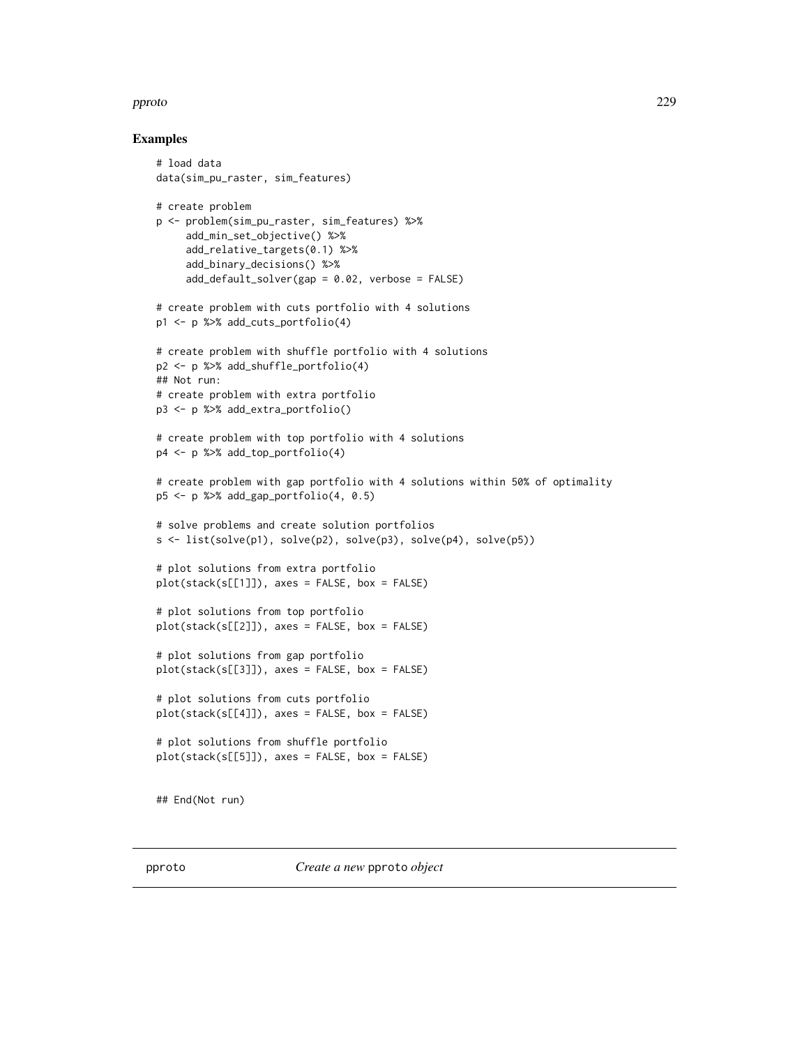## Examples

```
# load data
data(sim_pu_raster, sim_features)

# create problem
p <- problem(sim_pu_raster, sim_features) %>%
     add_min_set_objective() %>%
     add_relative_targets(0.1) %>%
     add_binary_decisions() %>%
     add_default_solver(gap = 0.02, verbose = FALSE)

# create problem with cuts portfolio with 4 solutions
p1 <- p %>% add_cuts_portfolio(4)

# create problem with shuffle portfolio with 4 solutions
p2 <- p %>% add_shuffle_portfolio(4)
## Not run:
# create problem with extra portfolio
p3 <- p %>% add_extra_portfolio()

# create problem with top portfolio with 4 solutions
p4 <- p %>% add_top_portfolio(4)

# create problem with gap portfolio with 4 solutions within 50% of optimality
p5 <- p %>% add_gap_portfolio(4, 0.5)

# solve problems and create solution portfolios
s <- list(solve(p1), solve(p2), solve(p3), solve(p4), solve(p5))

# plot solutions from extra portfolio
plot(stack(s[[1]]), axes = FALSE, box = FALSE)

# plot solutions from top portfolio
plot(stack(s[[2]]), axes = FALSE, box = FALSE)

# plot solutions from gap portfolio
plot(stack(s[[3]]), axes = FALSE, box = FALSE)

# plot solutions from cuts portfolio
plot(stack(s[[4]]), axes = FALSE, box = FALSE)

# plot solutions from shuffle portfolio
plot(stack(s[[5]]), axes = FALSE, box = FALSE)


## End(Not run)
```

---

pproto *Create a new* pproto *object*

---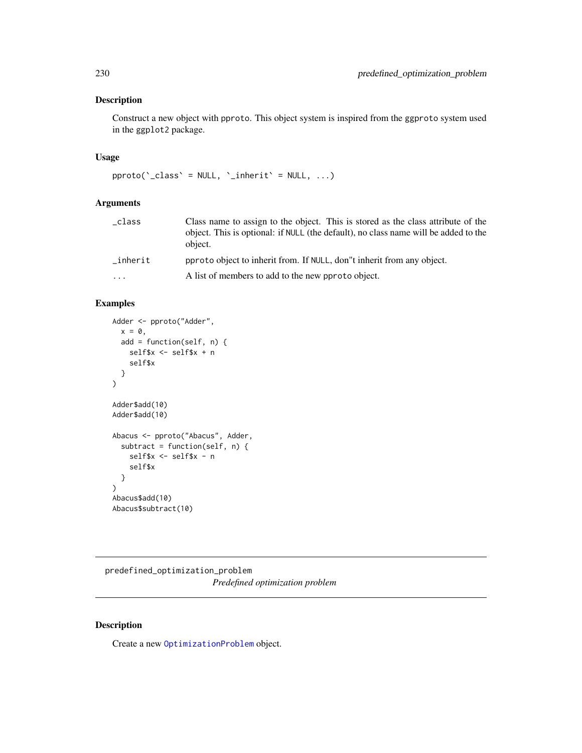## Description

Construct a new object with `pproto`. This object system is inspired from the `ggproto` system used in the `ggplot2` package.

## Usage

```
pproto(`_class` = NULL, `_inherit` = NULL, ...)
```

## Arguments

| | |
|---|---|
| `_class` | Class name to assign to the object. This is stored as the class attribute of the object. This is optional: if `NULL` (the default), no class name will be added to the object. |
| `_inherit` | `pproto` object to inherit from. If `NULL`, don"t inherit from any object. |
| `...` | A list of members to add to the new `pproto` object. |

## Examples

```
Adder <- pproto("Adder",
  x = 0,
  add = function(self, n) {
    self$x <- self$x + n
    self$x
  }
)

Adder$add(10)
Adder$add(10)

Abacus <- pproto("Abacus", Adder,
  subtract = function(self, n) {
    self$x <- self$x - n
    self$x
  }
)
Abacus$add(10)
Abacus$subtract(10)
```

---

# predefined_optimization_problem

*Predefined optimization problem*

---

## Description

Create a new `OptimizationProblem` object.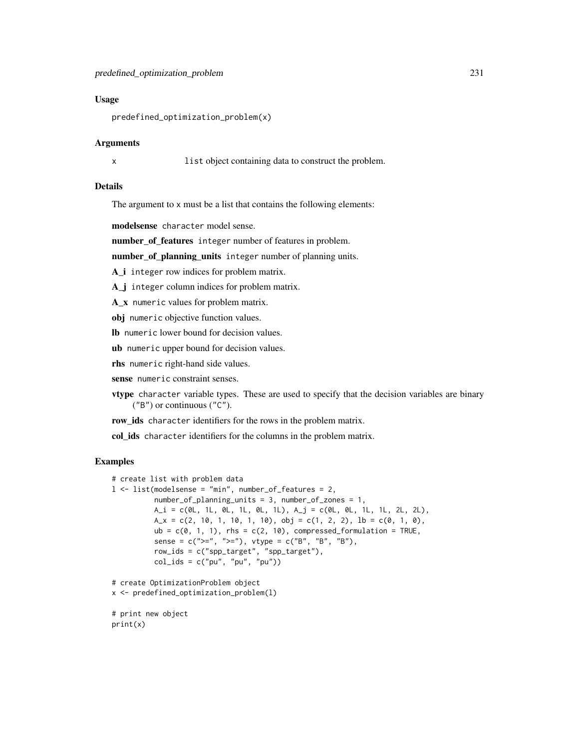## Usage

```
predefined_optimization_problem(x)
```

## Arguments

x `list` object containing data to construct the problem.

## Details

The argument to x must be a list that contains the following elements:

**modelsense** character model sense.

**number_of_features** integer number of features in problem.

**number_of_planning_units** integer number of planning units.

**A_i** integer row indices for problem matrix.

**A_j** integer column indices for problem matrix.

**A_x** numeric values for problem matrix.

**obj** numeric objective function values.

**lb** numeric lower bound for decision values.

**ub** numeric upper bound for decision values.

**rhs** numeric right-hand side values.

**sense** numeric constraint senses.

**vtype** character variable types. These are used to specify that the decision variables are binary ("B") or continuous ("C").

**row_ids** character identifiers for the rows in the problem matrix.

**col_ids** character identifiers for the columns in the problem matrix.

## Examples

```
# create list with problem data
l <- list(modelsense = "min", number_of_features = 2,
          number_of_planning_units = 3, number_of_zones = 1,
          A_i = c(0L, 1L, 0L, 1L, 0L, 1L), A_j = c(0L, 0L, 1L, 1L, 2L, 2L),
          A_x = c(2, 10, 1, 10, 1, 10), obj = c(1, 2, 2), lb = c(0, 1, 0),
          ub = c(0, 1, 1), rhs = c(2, 10), compressed_formulation = TRUE,
          sense = c(">=", ">="), vtype = c("B", "B", "B"),
          row_ids = c("spp_target", "spp_target"),
          col_ids = c("pu", "pu", "pu"))

# create OptimizationProblem object
x <- predefined_optimization_problem(l)

# print new object
print(x)
```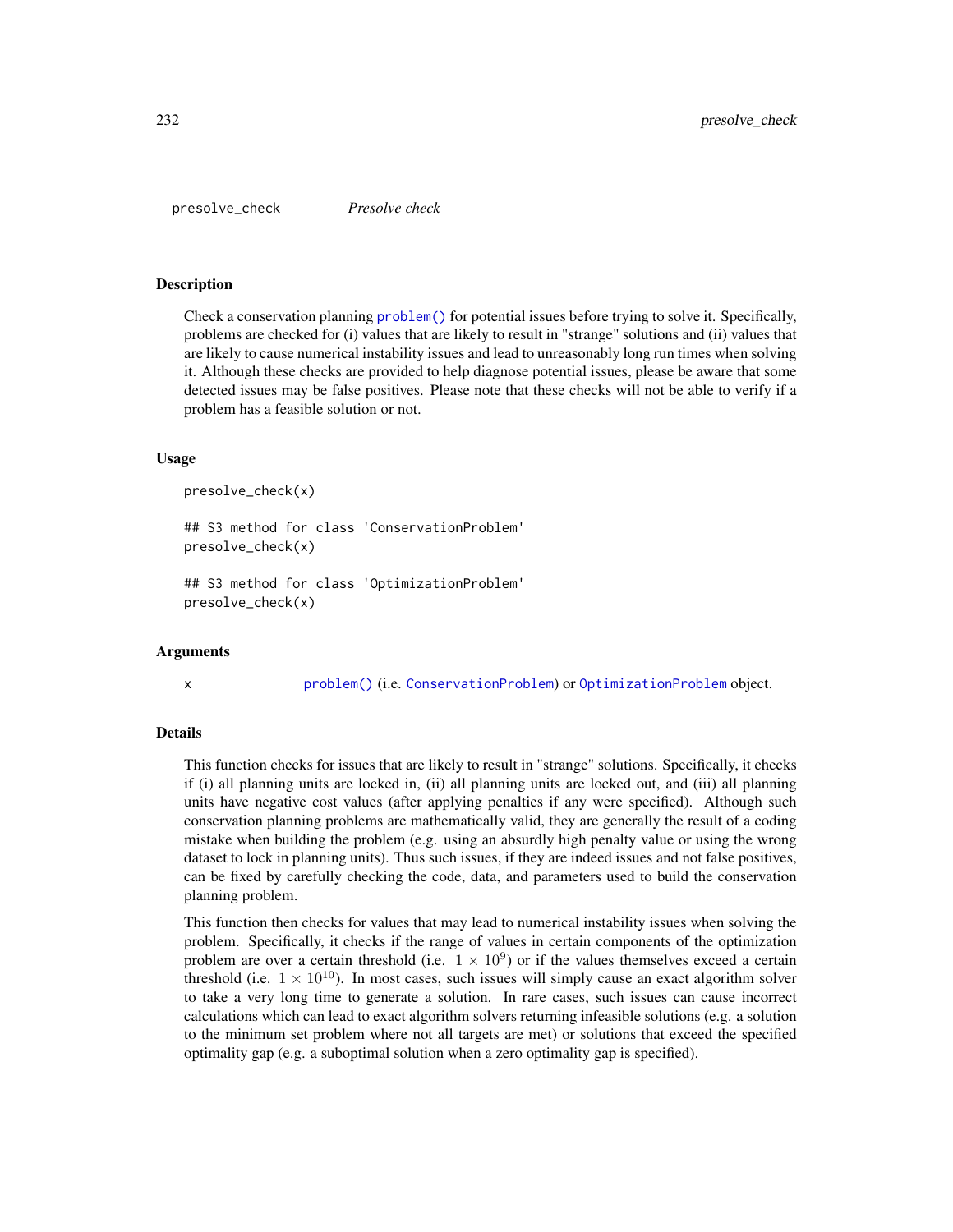presolve_check    *Presolve check*

## Description

Check a conservation planning `problem()` for potential issues before trying to solve it. Specifically, problems are checked for (i) values that are likely to result in "strange" solutions and (ii) values that are likely to cause numerical instability issues and lead to unreasonably long run times when solving it. Although these checks are provided to help diagnose potential issues, please be aware that some detected issues may be false positives. Please note that these checks will not be able to verify if a problem has a feasible solution or not.

## Usage

```
presolve_check(x)

## S3 method for class 'ConservationProblem'
presolve_check(x)

## S3 method for class 'OptimizationProblem'
presolve_check(x)
```

## Arguments

x    `problem()` (i.e. `ConservationProblem`) or `OptimizationProblem` object.

## Details

This function checks for issues that are likely to result in "strange" solutions. Specifically, it checks if (i) all planning units are locked in, (ii) all planning units are locked out, and (iii) all planning units have negative cost values (after applying penalties if any were specified). Although such conservation planning problems are mathematically valid, they are generally the result of a coding mistake when building the problem (e.g. using an absurdly high penalty value or using the wrong dataset to lock in planning units). Thus such issues, if they are indeed issues and not false positives, can be fixed by carefully checking the code, data, and parameters used to build the conservation planning problem.

This function then checks for values that may lead to numerical instability issues when solving the problem. Specifically, it checks if the range of values in certain components of the optimization problem are over a certain threshold (i.e. $1 \times 10^9$) or if the values themselves exceed a certain threshold (i.e. $1 \times 10^{10}$). In most cases, such issues will simply cause an exact algorithm solver to take a very long time to generate a solution. In rare cases, such issues can cause incorrect calculations which can lead to exact algorithm solvers returning infeasible solutions (e.g. a solution to the minimum set problem where not all targets are met) or solutions that exceed the specified optimality gap (e.g. a suboptimal solution when a zero optimality gap is specified).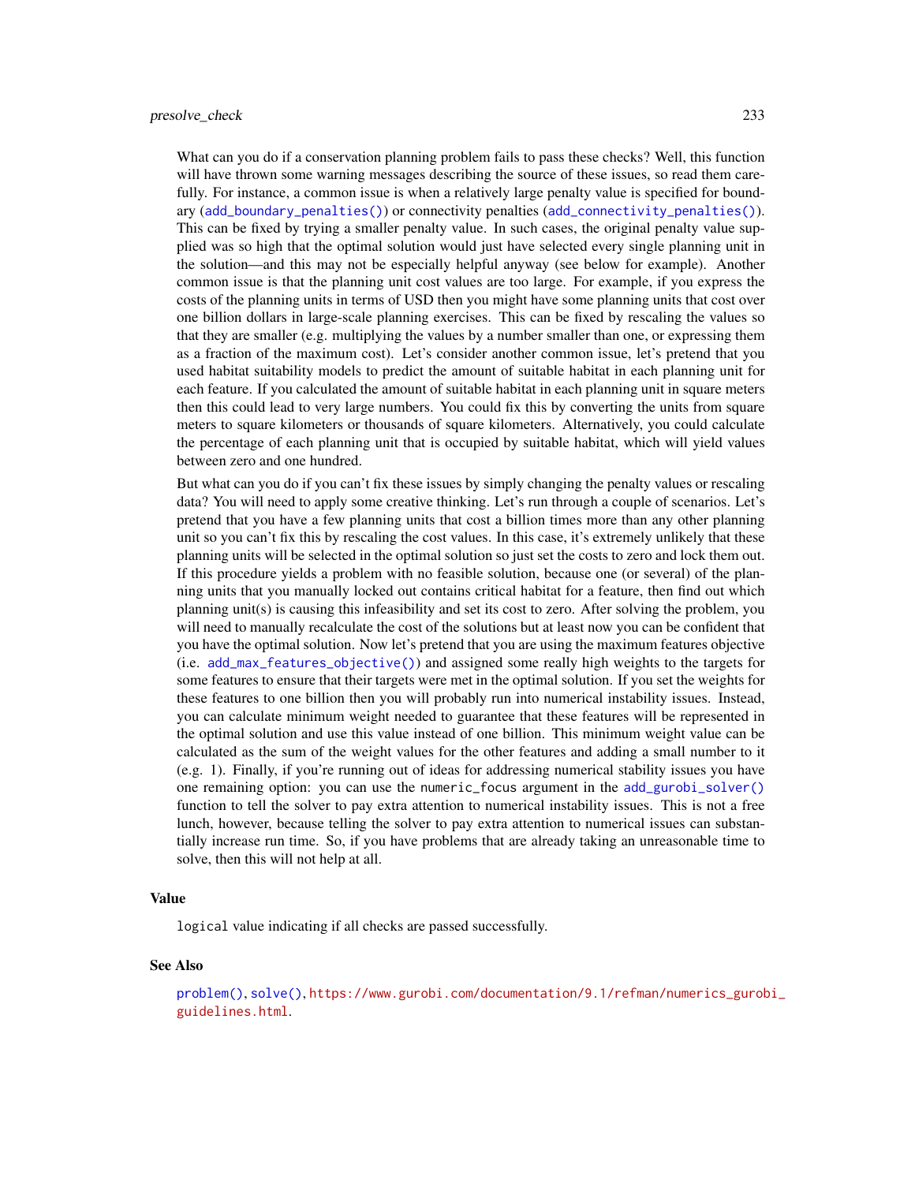What can you do if a conservation planning problem fails to pass these checks? Well, this function will have thrown some warning messages describing the source of these issues, so read them carefully. For instance, a common issue is when a relatively large penalty value is specified for boundary (add_boundary_penalties()) or connectivity penalties (add_connectivity_penalties()). This can be fixed by trying a smaller penalty value. In such cases, the original penalty value supplied was so high that the optimal solution would just have selected every single planning unit in the solution—and this may not be especially helpful anyway (see below for example). Another common issue is that the planning unit cost values are too large. For example, if you express the costs of the planning units in terms of USD then you might have some planning units that cost over one billion dollars in large-scale planning exercises. This can be fixed by rescaling the values so that they are smaller (e.g. multiplying the values by a number smaller than one, or expressing them as a fraction of the maximum cost). Let's consider another common issue, let's pretend that you used habitat suitability models to predict the amount of suitable habitat in each planning unit for each feature. If you calculated the amount of suitable habitat in each planning unit in square meters then this could lead to very large numbers. You could fix this by converting the units from square meters to square kilometers or thousands of square kilometers. Alternatively, you could calculate the percentage of each planning unit that is occupied by suitable habitat, which will yield values between zero and one hundred.

But what can you do if you can't fix these issues by simply changing the penalty values or rescaling data? You will need to apply some creative thinking. Let's run through a couple of scenarios. Let's pretend that you have a few planning units that cost a billion times more than any other planning unit so you can't fix this by rescaling the cost values. In this case, it's extremely unlikely that these planning units will be selected in the optimal solution so just set the costs to zero and lock them out. If this procedure yields a problem with no feasible solution, because one (or several) of the planning units that you manually locked out contains critical habitat for a feature, then find out which planning unit(s) is causing this infeasibility and set its cost to zero. After solving the problem, you will need to manually recalculate the cost of the solutions but at least now you can be confident that you have the optimal solution. Now let's pretend that you are using the maximum features objective (i.e. add_max_features_objective()) and assigned some really high weights to the targets for some features to ensure that their targets were met in the optimal solution. If you set the weights for these features to one billion then you will probably run into numerical instability issues. Instead, you can calculate minimum weight needed to guarantee that these features will be represented in the optimal solution and use this value instead of one billion. This minimum weight value can be calculated as the sum of the weight values for the other features and adding a small number to it (e.g. 1). Finally, if you're running out of ideas for addressing numerical stability issues you have one remaining option: you can use the `numeric_focus` argument in the add_gurobi_solver() function to tell the solver to pay extra attention to numerical instability issues. This is not a free lunch, however, because telling the solver to pay extra attention to numerical issues can substantially increase run time. So, if you have problems that are already taking an unreasonable time to solve, then this will not help at all.

## Value

`logical` value indicating if all checks are passed successfully.

## See Also

problem(), solve(), https://www.gurobi.com/documentation/9.1/refman/numerics_gurobi_guidelines.html.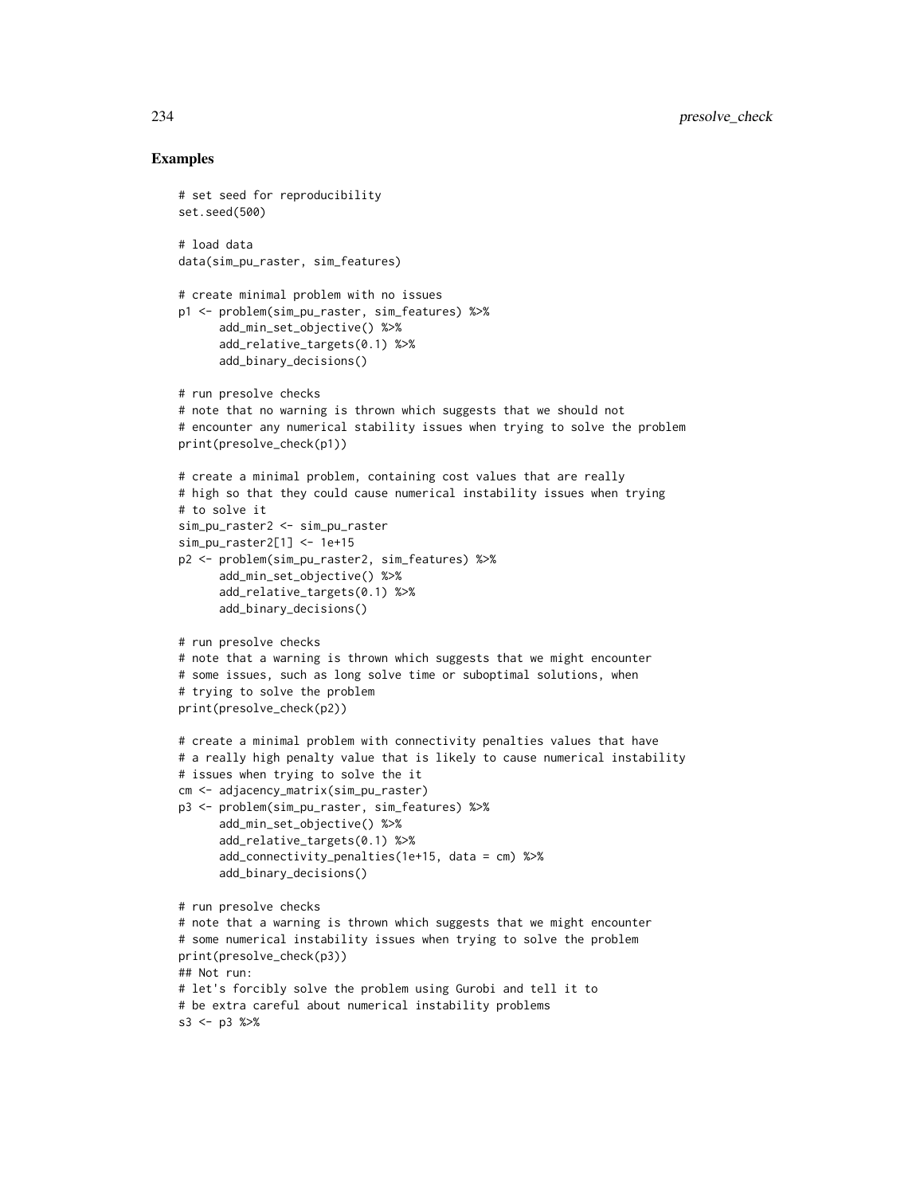## Examples

```
# set seed for reproducibility
set.seed(500)

# load data
data(sim_pu_raster, sim_features)

# create minimal problem with no issues
p1 <- problem(sim_pu_raster, sim_features) %>%
      add_min_set_objective() %>%
      add_relative_targets(0.1) %>%
      add_binary_decisions()

# run presolve checks
# note that no warning is thrown which suggests that we should not
# encounter any numerical stability issues when trying to solve the problem
print(presolve_check(p1))

# create a minimal problem, containing cost values that are really
# high so that they could cause numerical instability issues when trying
# to solve it
sim_pu_raster2 <- sim_pu_raster
sim_pu_raster2[1] <- 1e+15
p2 <- problem(sim_pu_raster2, sim_features) %>%
      add_min_set_objective() %>%
      add_relative_targets(0.1) %>%
      add_binary_decisions()

# run presolve checks
# note that a warning is thrown which suggests that we might encounter
# some issues, such as long solve time or suboptimal solutions, when
# trying to solve the problem
print(presolve_check(p2))

# create a minimal problem with connectivity penalties values that have
# a really high penalty value that is likely to cause numerical instability
# issues when trying to solve the it
cm <- adjacency_matrix(sim_pu_raster)
p3 <- problem(sim_pu_raster, sim_features) %>%
      add_min_set_objective() %>%
      add_relative_targets(0.1) %>%
      add_connectivity_penalties(1e+15, data = cm) %>%
      add_binary_decisions()

# run presolve checks
# note that a warning is thrown which suggests that we might encounter
# some numerical instability issues when trying to solve the problem
print(presolve_check(p3))
## Not run:
# let's forcibly solve the problem using Gurobi and tell it to
# be extra careful about numerical instability problems
s3 <- p3 %>%
```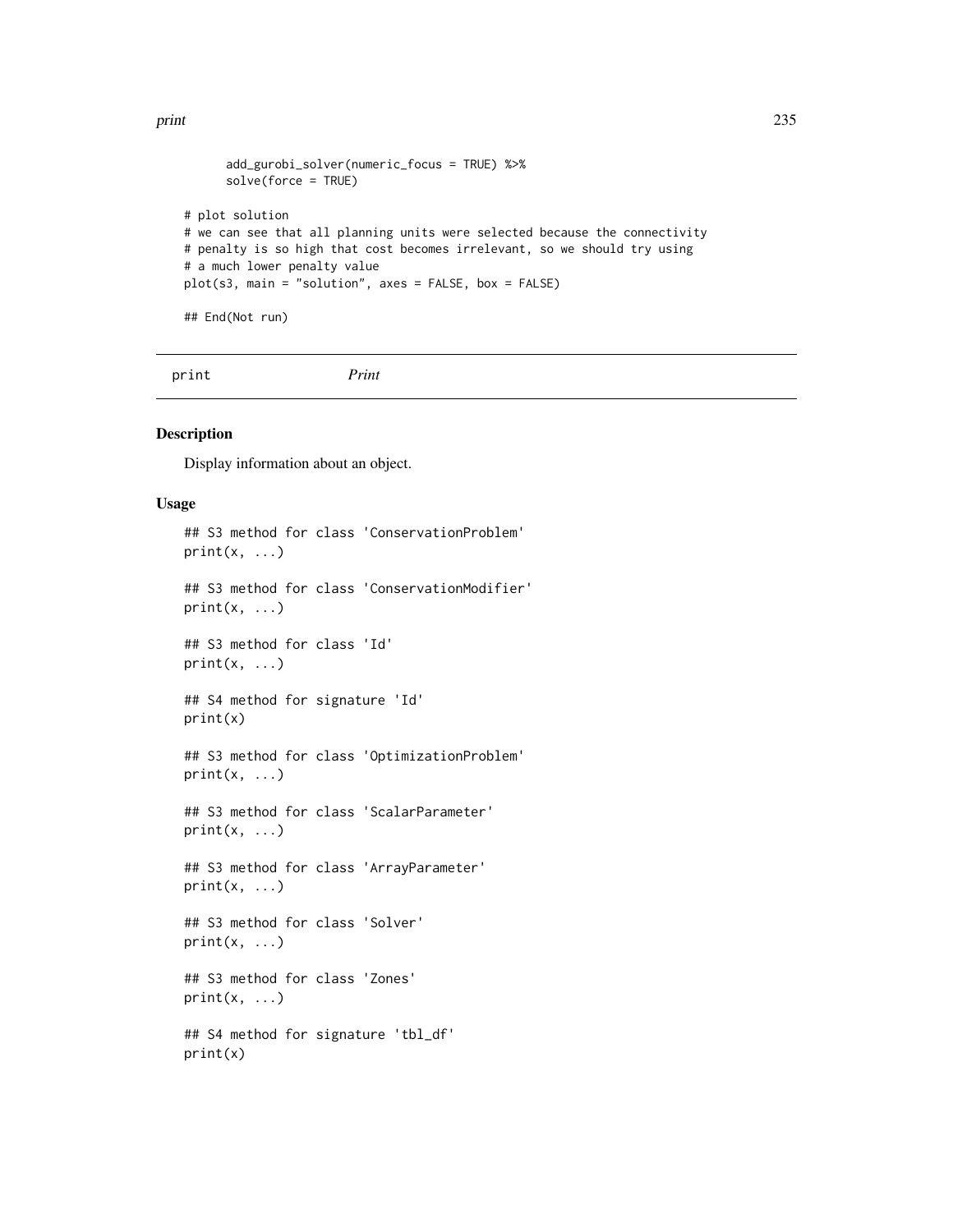```
      add_gurobi_solver(numeric_focus = TRUE) %>%
      solve(force = TRUE)

# plot solution
# we can see that all planning units were selected because the connectivity
# penalty is so high that cost becomes irrelevant, so we should try using
# a much lower penalty value
plot(s3, main = "solution", axes = FALSE, box = FALSE)

## End(Not run)
```

---

print *Print*

---

## Description

Display information about an object.

## Usage

```
## S3 method for class 'ConservationProblem'
print(x, ...)

## S3 method for class 'ConservationModifier'
print(x, ...)

## S3 method for class 'Id'
print(x, ...)

## S4 method for signature 'Id'
print(x)

## S3 method for class 'OptimizationProblem'
print(x, ...)

## S3 method for class 'ScalarParameter'
print(x, ...)

## S3 method for class 'ArrayParameter'
print(x, ...)

## S3 method for class 'Solver'
print(x, ...)

## S3 method for class 'Zones'
print(x, ...)

## S4 method for signature 'tbl_df'
print(x)
```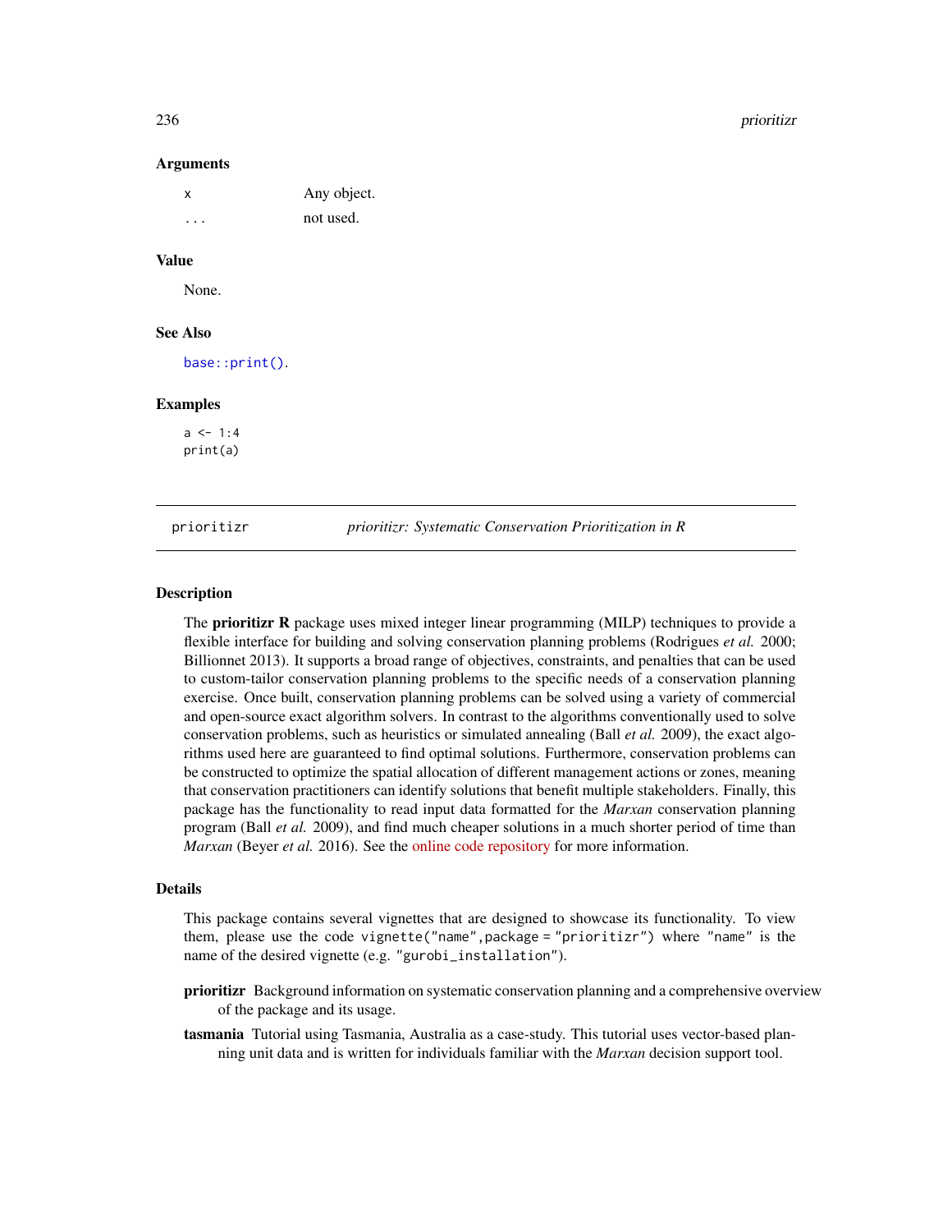## Arguments

| | |
|---|---|
| x | Any object. |
| ... | not used. |

## Value

None.

## See Also

base::print().

## Examples

```
a <- 1:4
print(a)
```

---

prioritizr *prioritizr: Systematic Conservation Prioritization in R*

---

## Description

The **prioritizr R** package uses mixed integer linear programming (MILP) techniques to provide a flexible interface for building and solving conservation planning problems (Rodrigues *et al.* 2000; Billionnet 2013). It supports a broad range of objectives, constraints, and penalties that can be used to custom-tailor conservation planning problems to the specific needs of a conservation planning exercise. Once built, conservation planning problems can be solved using a variety of commercial and open-source exact algorithm solvers. In contrast to the algorithms conventionally used to solve conservation problems, such as heuristics or simulated annealing (Ball *et al.* 2009), the exact algorithms used here are guaranteed to find optimal solutions. Furthermore, conservation problems can be constructed to optimize the spatial allocation of different management actions or zones, meaning that conservation practitioners can identify solutions that benefit multiple stakeholders. Finally, this package has the functionality to read input data formatted for the *Marxan* conservation planning program (Ball *et al.* 2009), and find much cheaper solutions in a much shorter period of time than *Marxan* (Beyer *et al.* 2016). See the online code repository for more information.

## Details

This package contains several vignettes that are designed to showcase its functionality. To view them, please use the code `vignette("name",package = "prioritizr")` where `"name"` is the name of the desired vignette (e.g. `"gurobi_installation"`).

**prioritizr** Background information on systematic conservation planning and a comprehensive overview of the package and its usage.

**tasmania** Tutorial using Tasmania, Australia as a case-study. This tutorial uses vector-based planning unit data and is written for individuals familiar with the *Marxan* decision support tool.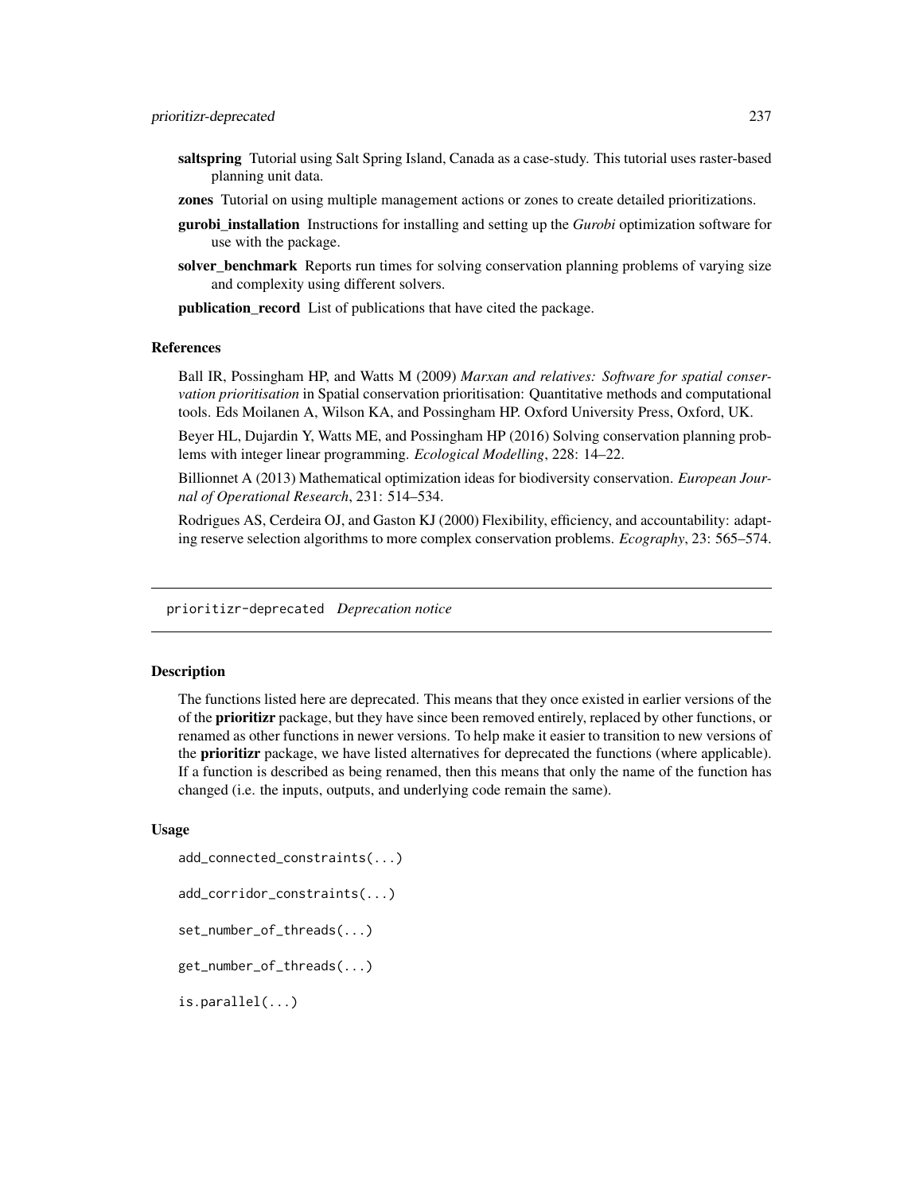**saltspring** Tutorial using Salt Spring Island, Canada as a case-study. This tutorial uses raster-based planning unit data.

**zones** Tutorial on using multiple management actions or zones to create detailed prioritizations.

**gurobi_installation** Instructions for installing and setting up the *Gurobi* optimization software for use with the package.

**solver_benchmark** Reports run times for solving conservation planning problems of varying size and complexity using different solvers.

**publication_record** List of publications that have cited the package.

### References

Ball IR, Possingham HP, and Watts M (2009) *Marxan and relatives: Software for spatial conservation prioritisation* in Spatial conservation prioritisation: Quantitative methods and computational tools. Eds Moilanen A, Wilson KA, and Possingham HP. Oxford University Press, Oxford, UK.

Beyer HL, Dujardin Y, Watts ME, and Possingham HP (2016) Solving conservation planning problems with integer linear programming. *Ecological Modelling*, 228: 14–22.

Billionnet A (2013) Mathematical optimization ideas for biodiversity conservation. *European Journal of Operational Research*, 231: 514–534.

Rodrigues AS, Cerdeira OJ, and Gaston KJ (2000) Flexibility, efficiency, and accountability: adapting reserve selection algorithms to more complex conservation problems. *Ecography*, 23: 565–574.

---

## prioritizr-deprecated *Deprecation notice*

### Description

The functions listed here are deprecated. This means that they once existed in earlier versions of the of the **prioritizr** package, but they have since been removed entirely, replaced by other functions, or renamed as other functions in newer versions. To help make it easier to transition to new versions of the **prioritizr** package, we have listed alternatives for deprecated the functions (where applicable). If a function is described as being renamed, then this means that only the name of the function has changed (i.e. the inputs, outputs, and underlying code remain the same).

### Usage

```
add_connected_constraints(...)

add_corridor_constraints(...)

set_number_of_threads(...)

get_number_of_threads(...)

is.parallel(...)
```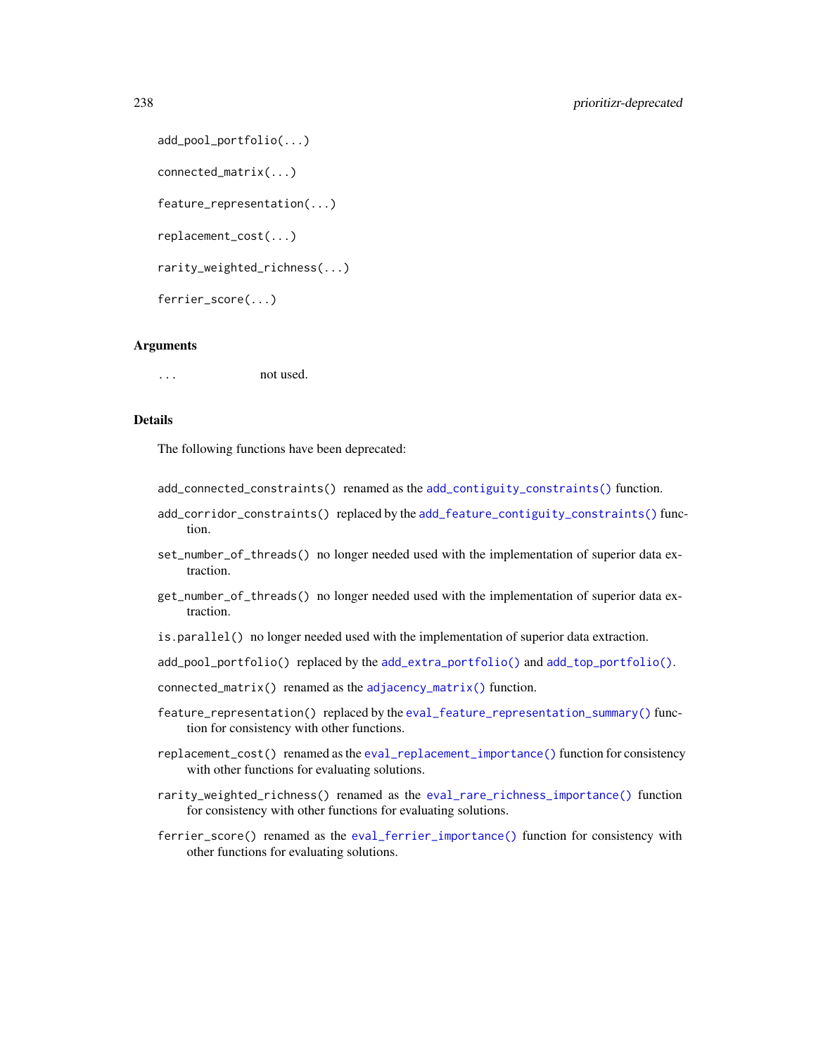```
add_pool_portfolio(...)

connected_matrix(...)

feature_representation(...)

replacement_cost(...)

rarity_weighted_richness(...)

ferrier_score(...)
```

## Arguments

`...` not used.

## Details

The following functions have been deprecated:

`add_connected_constraints()` renamed as the `add_contiguity_constraints()` function.

`add_corridor_constraints()` replaced by the `add_feature_contiguity_constraints()` function.

`set_number_of_threads()` no longer needed used with the implementation of superior data extraction.

`get_number_of_threads()` no longer needed used with the implementation of superior data extraction.

`is.parallel()` no longer needed used with the implementation of superior data extraction.

`add_pool_portfolio()` replaced by the `add_extra_portfolio()` and `add_top_portfolio()`.

`connected_matrix()` renamed as the `adjacency_matrix()` function.

`feature_representation()` replaced by the `eval_feature_representation_summary()` function for consistency with other functions.

`replacement_cost()` renamed as the `eval_replacement_importance()` function for consistency with other functions for evaluating solutions.

`rarity_weighted_richness()` renamed as the `eval_rare_richness_importance()` function for consistency with other functions for evaluating solutions.

`ferrier_score()` renamed as the `eval_ferrier_importance()` function for consistency with other functions for evaluating solutions.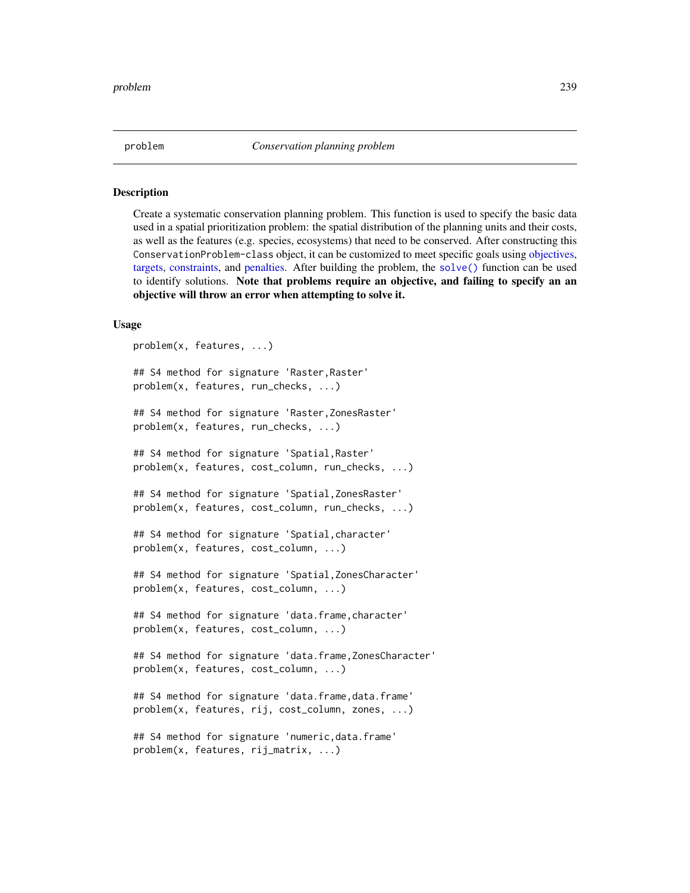`problem` — *Conservation planning problem*

## Description

Create a systematic conservation planning problem. This function is used to specify the basic data used in a spatial prioritization problem: the spatial distribution of the planning units and their costs, as well as the features (e.g. species, ecosystems) that need to be conserved. After constructing this `ConservationProblem-class` object, it can be customized to meet specific goals using objectives, targets, constraints, and penalties. After building the problem, the `solve()` function can be used to identify solutions. **Note that problems require an objective, and failing to specify an an objective will throw an error when attempting to solve it.**

## Usage

```
problem(x, features, ...)

## S4 method for signature 'Raster,Raster'
problem(x, features, run_checks, ...)

## S4 method for signature 'Raster,ZonesRaster'
problem(x, features, run_checks, ...)

## S4 method for signature 'Spatial,Raster'
problem(x, features, cost_column, run_checks, ...)

## S4 method for signature 'Spatial,ZonesRaster'
problem(x, features, cost_column, run_checks, ...)

## S4 method for signature 'Spatial,character'
problem(x, features, cost_column, ...)

## S4 method for signature 'Spatial,ZonesCharacter'
problem(x, features, cost_column, ...)

## S4 method for signature 'data.frame,character'
problem(x, features, cost_column, ...)

## S4 method for signature 'data.frame,ZonesCharacter'
problem(x, features, cost_column, ...)

## S4 method for signature 'data.frame,data.frame'
problem(x, features, rij, cost_column, zones, ...)

## S4 method for signature 'numeric,data.frame'
problem(x, features, rij_matrix, ...)
```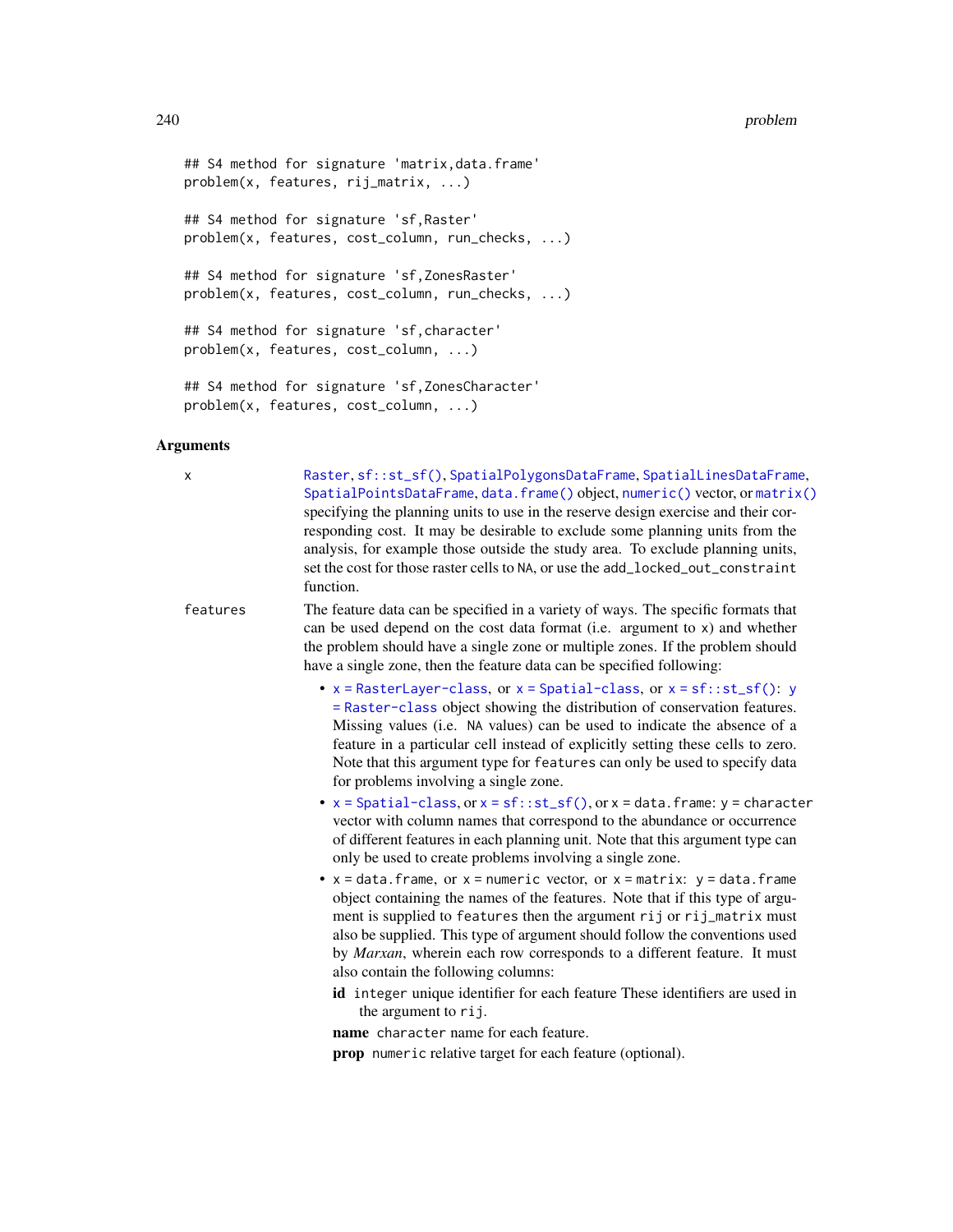```
## S4 method for signature 'matrix,data.frame'
problem(x, features, rij_matrix, ...)

## S4 method for signature 'sf,Raster'
problem(x, features, cost_column, run_checks, ...)

## S4 method for signature 'sf,ZonesRaster'
problem(x, features, cost_column, run_checks, ...)

## S4 method for signature 'sf,character'
problem(x, features, cost_column, ...)

## S4 method for signature 'sf,ZonesCharacter'
problem(x, features, cost_column, ...)
```

### Arguments

**x** Raster, sf::st_sf(), SpatialPolygonsDataFrame, SpatialLinesDataFrame, SpatialPointsDataFrame, data.frame() object, numeric() vector, or matrix() specifying the planning units to use in the reserve design exercise and their corresponding cost. It may be desirable to exclude some planning units from the analysis, for example those outside the study area. To exclude planning units, set the cost for those raster cells to NA, or use the add_locked_out_constraint function.

**features** The feature data can be specified in a variety of ways. The specific formats that can be used depend on the cost data format (i.e. argument to x) and whether the problem should have a single zone or multiple zones. If the problem should have a single zone, then the feature data can be specified following:

- x = RasterLayer-class, or x = Spatial-class, or x = sf::st_sf(): y = Raster-class object showing the distribution of conservation features. Missing values (i.e. NA values) can be used to indicate the absence of a feature in a particular cell instead of explicitly setting these cells to zero. Note that this argument type for features can only be used to specify data for problems involving a single zone.
- x = Spatial-class, or x = sf::st_sf(), or x = data.frame: y = character vector with column names that correspond to the abundance or occurrence of different features in each planning unit. Note that this argument type can only be used to create problems involving a single zone.
- x = data.frame, or x = numeric vector, or x = matrix: y = data.frame object containing the names of the features. Note that if this type of argument is supplied to features then the argument rij or rij_matrix must also be supplied. This type of argument should follow the conventions used by *Marxan*, wherein each row corresponds to a different feature. It must also contain the following columns:

  **id** integer unique identifier for each feature These identifiers are used in the argument to rij.

  **name** character name for each feature.

  **prop** numeric relative target for each feature (optional).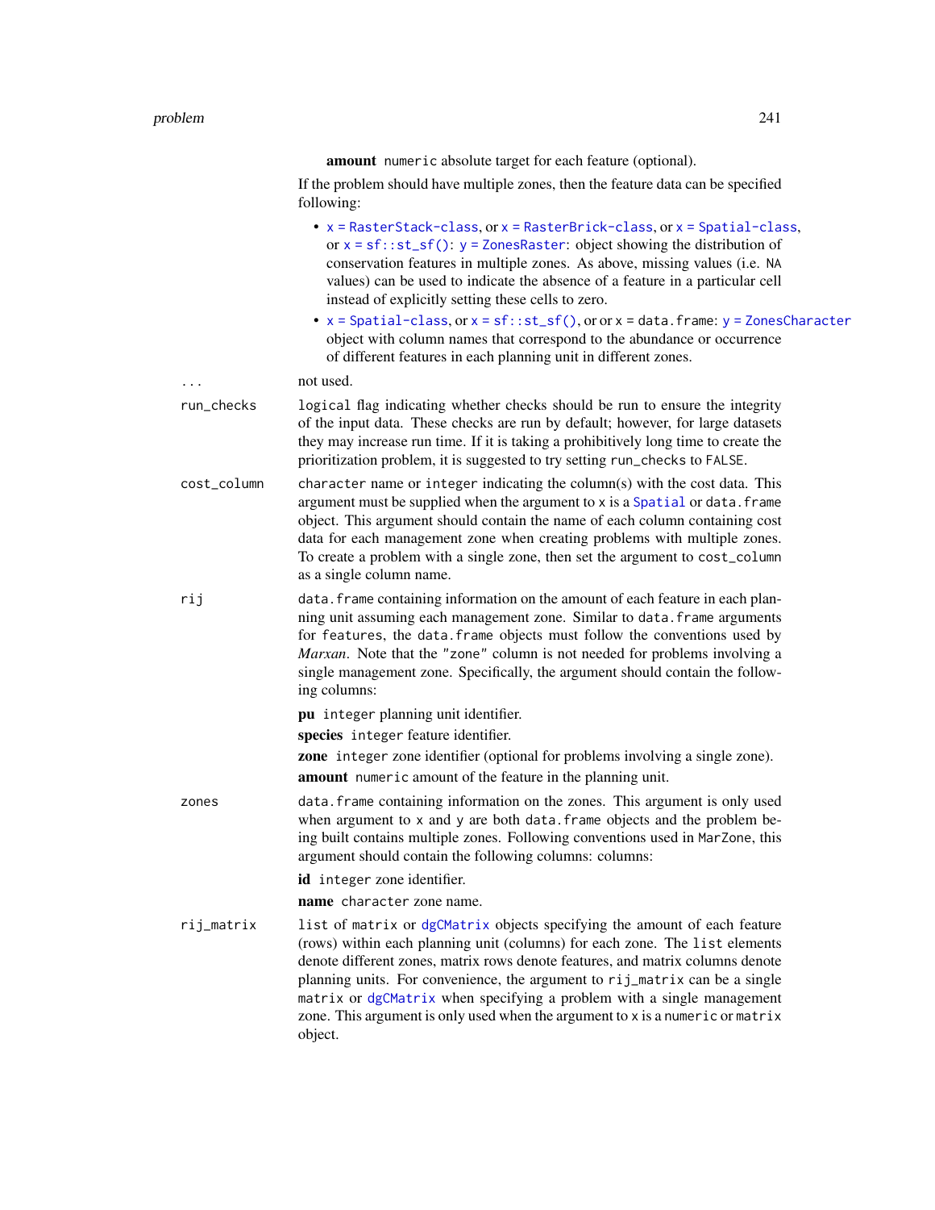**amount** numeric absolute target for each feature (optional).

If the problem should have multiple zones, then the feature data can be specified following:

- x = RasterStack-class, or x = RasterBrick-class, or x = Spatial-class, or x = sf::st_sf(): y = ZonesRaster: object showing the distribution of conservation features in multiple zones. As above, missing values (i.e. NA values) can be used to indicate the absence of a feature in a particular cell instead of explicitly setting these cells to zero.
- x = Spatial-class, or x = sf::st_sf(), or or x = data.frame: y = ZonesCharacter object with column names that correspond to the abundance or occurrence of different features in each planning unit in different zones.

`...` not used.

`run_checks` logical flag indicating whether checks should be run to ensure the integrity of the input data. These checks are run by default; however, for large datasets they may increase run time. If it is taking a prohibitively long time to create the prioritization problem, it is suggested to try setting run_checks to FALSE.

`cost_column` character name or integer indicating the column(s) with the cost data. This argument must be supplied when the argument to x is a Spatial or data.frame object. This argument should contain the name of each column containing cost data for each management zone when creating problems with multiple zones. To create a problem with a single zone, then set the argument to cost_column as a single column name.

`rij` data.frame containing information on the amount of each feature in each planning unit assuming each management zone. Similar to data.frame arguments for features, the data.frame objects must follow the conventions used by *Marxan*. Note that the "zone" column is not needed for problems involving a single management zone. Specifically, the argument should contain the following columns:

**pu** integer planning unit identifier.

**species** integer feature identifier.

**zone** integer zone identifier (optional for problems involving a single zone).

**amount** numeric amount of the feature in the planning unit.

`zones` data.frame containing information on the zones. This argument is only used when argument to x and y are both data.frame objects and the problem being built contains multiple zones. Following conventions used in MarZone, this argument should contain the following columns: columns:

**id** integer zone identifier.

**name** character zone name.

`rij_matrix` list of matrix or dgCMatrix objects specifying the amount of each feature (rows) within each planning unit (columns) for each zone. The list elements denote different zones, matrix rows denote features, and matrix columns denote planning units. For convenience, the argument to rij_matrix can be a single matrix or dgCMatrix when specifying a problem with a single management zone. This argument is only used when the argument to x is a numeric or matrix object.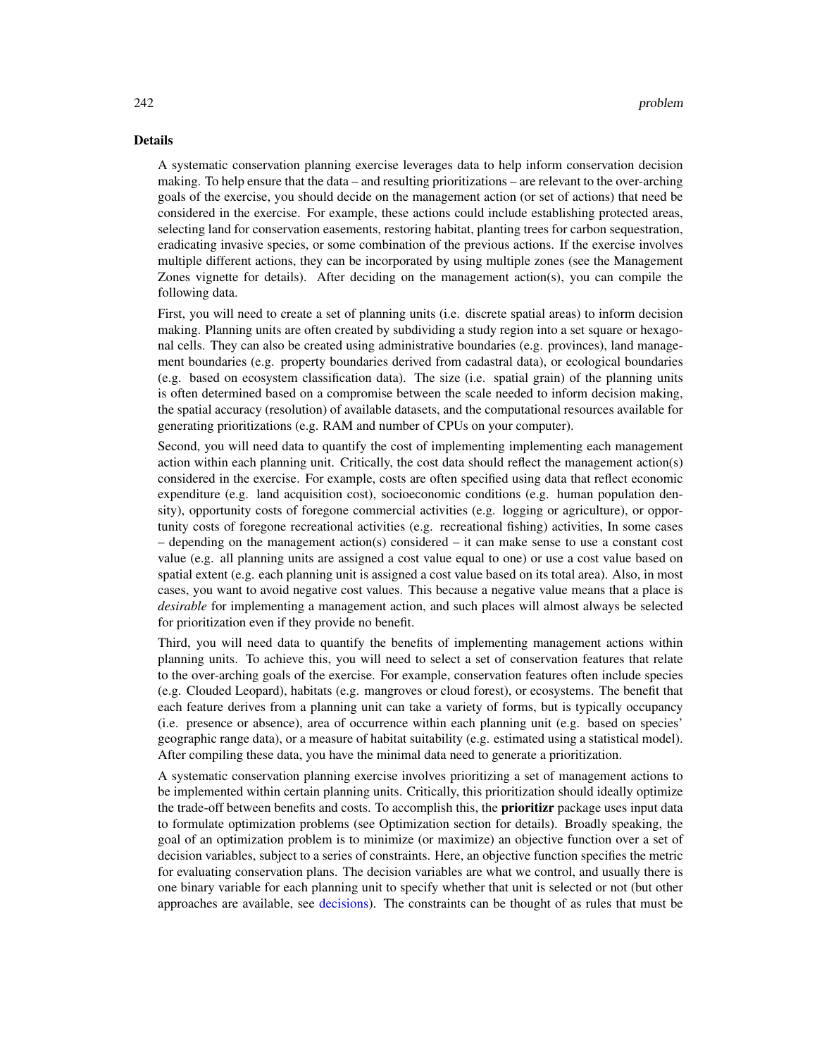## Details

A systematic conservation planning exercise leverages data to help inform conservation decision making. To help ensure that the data – and resulting prioritizations – are relevant to the over-arching goals of the exercise, you should decide on the management action (or set of actions) that need be considered in the exercise. For example, these actions could include establishing protected areas, selecting land for conservation easements, restoring habitat, planting trees for carbon sequestration, eradicating invasive species, or some combination of the previous actions. If the exercise involves multiple different actions, they can be incorporated by using multiple zones (see the Management Zones vignette for details). After deciding on the management action(s), you can compile the following data.

First, you will need to create a set of planning units (i.e. discrete spatial areas) to inform decision making. Planning units are often created by subdividing a study region into a set square or hexagonal cells. They can also be created using administrative boundaries (e.g. provinces), land management boundaries (e.g. property boundaries derived from cadastral data), or ecological boundaries (e.g. based on ecosystem classification data). The size (i.e. spatial grain) of the planning units is often determined based on a compromise between the scale needed to inform decision making, the spatial accuracy (resolution) of available datasets, and the computational resources available for generating prioritizations (e.g. RAM and number of CPUs on your computer).

Second, you will need data to quantify the cost of implementing implementing each management action within each planning unit. Critically, the cost data should reflect the management action(s) considered in the exercise. For example, costs are often specified using data that reflect economic expenditure (e.g. land acquisition cost), socioeconomic conditions (e.g. human population density), opportunity costs of foregone commercial activities (e.g. logging or agriculture), or opportunity costs of foregone recreational activities (e.g. recreational fishing) activities, In some cases – depending on the management action(s) considered – it can make sense to use a constant cost value (e.g. all planning units are assigned a cost value equal to one) or use a cost value based on spatial extent (e.g. each planning unit is assigned a cost value based on its total area). Also, in most cases, you want to avoid negative cost values. This because a negative value means that a place is *desirable* for implementing a management action, and such places will almost always be selected for prioritization even if they provide no benefit.

Third, you will need data to quantify the benefits of implementing management actions within planning units. To achieve this, you will need to select a set of conservation features that relate to the over-arching goals of the exercise. For example, conservation features often include species (e.g. Clouded Leopard), habitats (e.g. mangroves or cloud forest), or ecosystems. The benefit that each feature derives from a planning unit can take a variety of forms, but is typically occupancy (i.e. presence or absence), area of occurrence within each planning unit (e.g. based on species' geographic range data), or a measure of habitat suitability (e.g. estimated using a statistical model). After compiling these data, you have the minimal data need to generate a prioritization.

A systematic conservation planning exercise involves prioritizing a set of management actions to be implemented within certain planning units. Critically, this prioritization should ideally optimize the trade-off between benefits and costs. To accomplish this, the **prioritizr** package uses input data to formulate optimization problems (see Optimization section for details). Broadly speaking, the goal of an optimization problem is to minimize (or maximize) an objective function over a set of decision variables, subject to a series of constraints. Here, an objective function specifies the metric for evaluating conservation plans. The decision variables are what we control, and usually there is one binary variable for each planning unit to specify whether that unit is selected or not (but other approaches are available, see decisions). The constraints can be thought of as rules that must be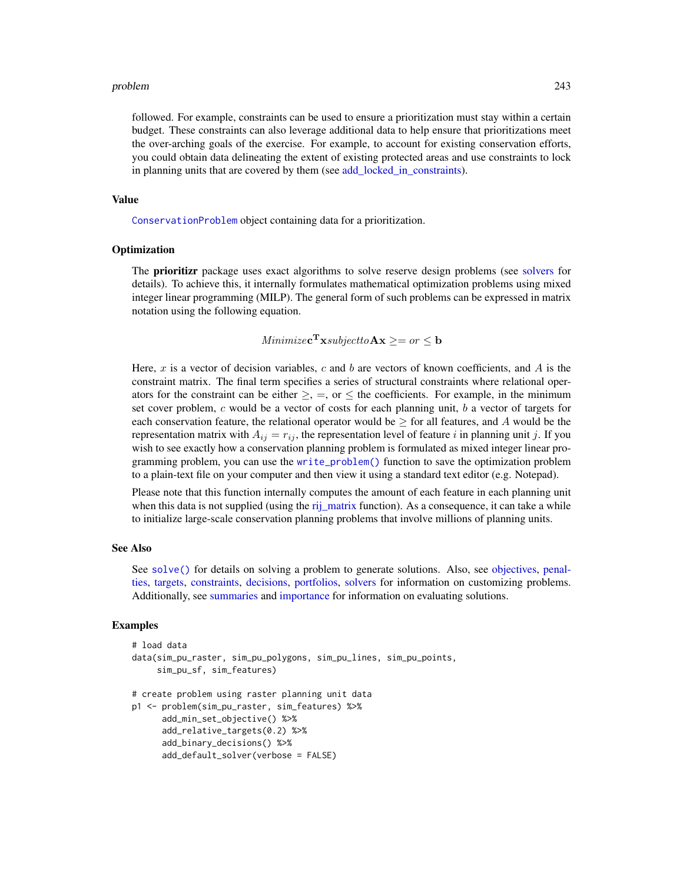followed. For example, constraints can be used to ensure a prioritization must stay within a certain budget. These constraints can also leverage additional data to help ensure that prioritizations meet the over-arching goals of the exercise. For example, to account for existing conservation efforts, you could obtain data delineating the extent of existing protected areas and use constraints to lock in planning units that are covered by them (see add_locked_in_constraints).

### Value

ConservationProblem object containing data for a prioritization.

### Optimization

The **prioritizr** package uses exact algorithms to solve reserve design problems (see solvers for details). To achieve this, it internally formulates mathematical optimization problems using mixed integer linear programming (MILP). The general form of such problems can be expressed in matrix notation using the following equation.

$$Minimize \mathbf{c}^{\mathbf{T}}\mathbf{x} subject to \mathbf{A}\mathbf{x} \geq= or \leq \mathbf{b}$$

Here, $x$ is a vector of decision variables, $c$ and $b$ are vectors of known coefficients, and $A$ is the constraint matrix. The final term specifies a series of structural constraints where relational operators for the constraint can be either $\geq$, $=$, or $\leq$ the coefficients. For example, in the minimum set cover problem, $c$ would be a vector of costs for each planning unit, $b$ a vector of targets for each conservation feature, the relational operator would be $\geq$ for all features, and $A$ would be the representation matrix with $A_{ij} = r_{ij}$, the representation level of feature $i$ in planning unit $j$. If you wish to see exactly how a conservation planning problem is formulated as mixed integer linear programming problem, you can use the `write_problem()` function to save the optimization problem to a plain-text file on your computer and then view it using a standard text editor (e.g. Notepad).

Please note that this function internally computes the amount of each feature in each planning unit when this data is not supplied (using the rij_matrix function). As a consequence, it can take a while to initialize large-scale conservation planning problems that involve millions of planning units.

### See Also

See `solve()` for details on solving a problem to generate solutions. Also, see objectives, penalties, targets, constraints, decisions, portfolios, solvers for information on customizing problems. Additionally, see summaries and importance for information on evaluating solutions.

### Examples

```
# load data
data(sim_pu_raster, sim_pu_polygons, sim_pu_lines, sim_pu_points,
     sim_pu_sf, sim_features)

# create problem using raster planning unit data
p1 <- problem(sim_pu_raster, sim_features) %>%
      add_min_set_objective() %>%
      add_relative_targets(0.2) %>%
      add_binary_decisions() %>%
      add_default_solver(verbose = FALSE)
```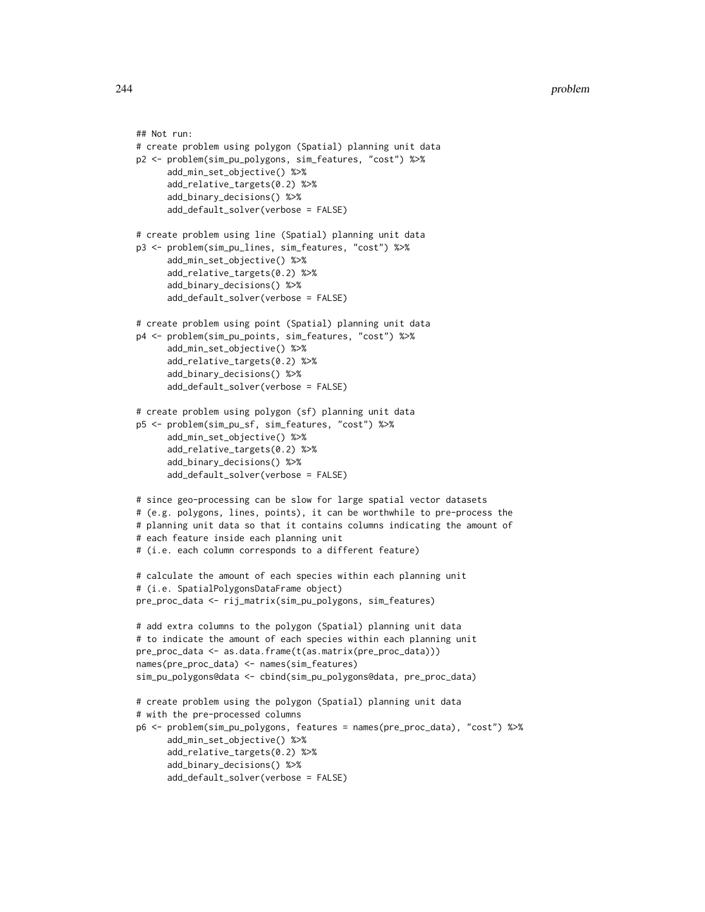```
## Not run:
# create problem using polygon (Spatial) planning unit data
p2 <- problem(sim_pu_polygons, sim_features, "cost") %>%
      add_min_set_objective() %>%
      add_relative_targets(0.2) %>%
      add_binary_decisions() %>%
      add_default_solver(verbose = FALSE)

# create problem using line (Spatial) planning unit data
p3 <- problem(sim_pu_lines, sim_features, "cost") %>%
      add_min_set_objective() %>%
      add_relative_targets(0.2) %>%
      add_binary_decisions() %>%
      add_default_solver(verbose = FALSE)

# create problem using point (Spatial) planning unit data
p4 <- problem(sim_pu_points, sim_features, "cost") %>%
      add_min_set_objective() %>%
      add_relative_targets(0.2) %>%
      add_binary_decisions() %>%
      add_default_solver(verbose = FALSE)

# create problem using polygon (sf) planning unit data
p5 <- problem(sim_pu_sf, sim_features, "cost") %>%
      add_min_set_objective() %>%
      add_relative_targets(0.2) %>%
      add_binary_decisions() %>%
      add_default_solver(verbose = FALSE)

# since geo-processing can be slow for large spatial vector datasets
# (e.g. polygons, lines, points), it can be worthwhile to pre-process the
# planning unit data so that it contains columns indicating the amount of
# each feature inside each planning unit
# (i.e. each column corresponds to a different feature)

# calculate the amount of each species within each planning unit
# (i.e. SpatialPolygonsDataFrame object)
pre_proc_data <- rij_matrix(sim_pu_polygons, sim_features)

# add extra columns to the polygon (Spatial) planning unit data
# to indicate the amount of each species within each planning unit
pre_proc_data <- as.data.frame(t(as.matrix(pre_proc_data)))
names(pre_proc_data) <- names(sim_features)
sim_pu_polygons@data <- cbind(sim_pu_polygons@data, pre_proc_data)

# create problem using the polygon (Spatial) planning unit data
# with the pre-processed columns
p6 <- problem(sim_pu_polygons, features = names(pre_proc_data), "cost") %>%
      add_min_set_objective() %>%
      add_relative_targets(0.2) %>%
      add_binary_decisions() %>%
      add_default_solver(verbose = FALSE)
```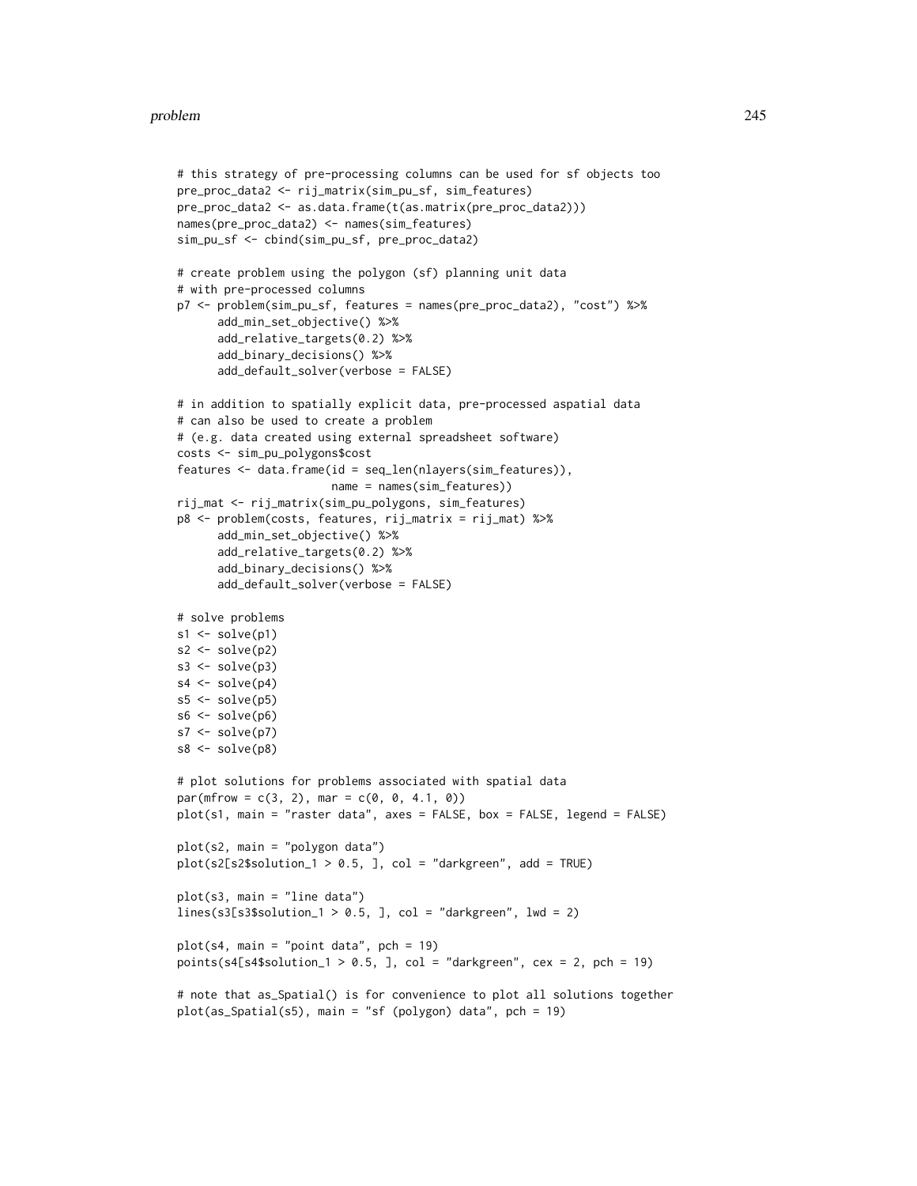```
# this strategy of pre-processing columns can be used for sf objects too
pre_proc_data2 <- rij_matrix(sim_pu_sf, sim_features)
pre_proc_data2 <- as.data.frame(t(as.matrix(pre_proc_data2)))
names(pre_proc_data2) <- names(sim_features)
sim_pu_sf <- cbind(sim_pu_sf, pre_proc_data2)

# create problem using the polygon (sf) planning unit data
# with pre-processed columns
p7 <- problem(sim_pu_sf, features = names(pre_proc_data2), "cost") %>%
      add_min_set_objective() %>%
      add_relative_targets(0.2) %>%
      add_binary_decisions() %>%
      add_default_solver(verbose = FALSE)

# in addition to spatially explicit data, pre-processed aspatial data
# can also be used to create a problem
# (e.g. data created using external spreadsheet software)
costs <- sim_pu_polygons$cost
features <- data.frame(id = seq_len(nlayers(sim_features)),
                       name = names(sim_features))
rij_mat <- rij_matrix(sim_pu_polygons, sim_features)
p8 <- problem(costs, features, rij_matrix = rij_mat) %>%
      add_min_set_objective() %>%
      add_relative_targets(0.2) %>%
      add_binary_decisions() %>%
      add_default_solver(verbose = FALSE)

# solve problems
s1 <- solve(p1)
s2 <- solve(p2)
s3 <- solve(p3)
s4 <- solve(p4)
s5 <- solve(p5)
s6 <- solve(p6)
s7 <- solve(p7)
s8 <- solve(p8)

# plot solutions for problems associated with spatial data
par(mfrow = c(3, 2), mar = c(0, 0, 4.1, 0))
plot(s1, main = "raster data", axes = FALSE, box = FALSE, legend = FALSE)

plot(s2, main = "polygon data")
plot(s2[s2$solution_1 > 0.5, ], col = "darkgreen", add = TRUE)

plot(s3, main = "line data")
lines(s3[s3$solution_1 > 0.5, ], col = "darkgreen", lwd = 2)

plot(s4, main = "point data", pch = 19)
points(s4[s4$solution_1 > 0.5, ], col = "darkgreen", cex = 2, pch = 19)

# note that as_Spatial() is for convenience to plot all solutions together
plot(as_Spatial(s5), main = "sf (polygon) data", pch = 19)
```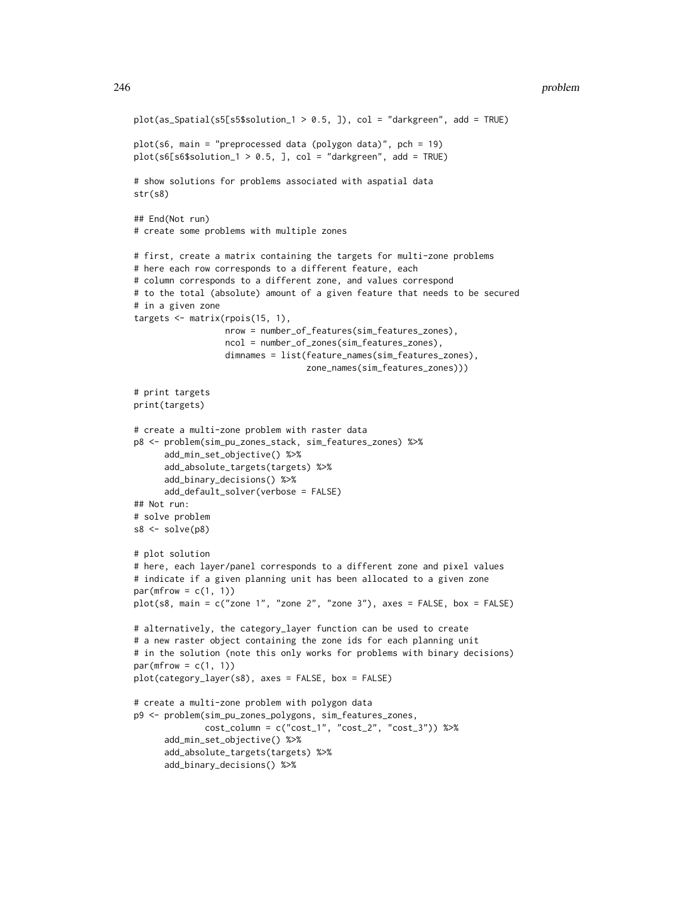```
plot(as_Spatial(s5[s5$solution_1 > 0.5, ]), col = "darkgreen", add = TRUE)

plot(s6, main = "preprocessed data (polygon data)", pch = 19)
plot(s6[s6$solution_1 > 0.5, ], col = "darkgreen", add = TRUE)

# show solutions for problems associated with aspatial data
str(s8)

## End(Not run)
# create some problems with multiple zones

# first, create a matrix containing the targets for multi-zone problems
# here each row corresponds to a different feature, each
# column corresponds to a different zone, and values correspond
# to the total (absolute) amount of a given feature that needs to be secured
# in a given zone
targets <- matrix(rpois(15, 1),
                  nrow = number_of_features(sim_features_zones),
                  ncol = number_of_zones(sim_features_zones),
                  dimnames = list(feature_names(sim_features_zones),
                                  zone_names(sim_features_zones)))

# print targets
print(targets)

# create a multi-zone problem with raster data
p8 <- problem(sim_pu_zones_stack, sim_features_zones) %>%
      add_min_set_objective() %>%
      add_absolute_targets(targets) %>%
      add_binary_decisions() %>%
      add_default_solver(verbose = FALSE)
## Not run:
# solve problem
s8 <- solve(p8)

# plot solution
# here, each layer/panel corresponds to a different zone and pixel values
# indicate if a given planning unit has been allocated to a given zone
par(mfrow = c(1, 1))
plot(s8, main = c("zone 1", "zone 2", "zone 3"), axes = FALSE, box = FALSE)

# alternatively, the category_layer function can be used to create
# a new raster object containing the zone ids for each planning unit
# in the solution (note this only works for problems with binary decisions)
par(mfrow = c(1, 1))
plot(category_layer(s8), axes = FALSE, box = FALSE)

# create a multi-zone problem with polygon data
p9 <- problem(sim_pu_zones_polygons, sim_features_zones,
              cost_column = c("cost_1", "cost_2", "cost_3")) %>%
      add_min_set_objective() %>%
      add_absolute_targets(targets) %>%
      add_binary_decisions() %>%
```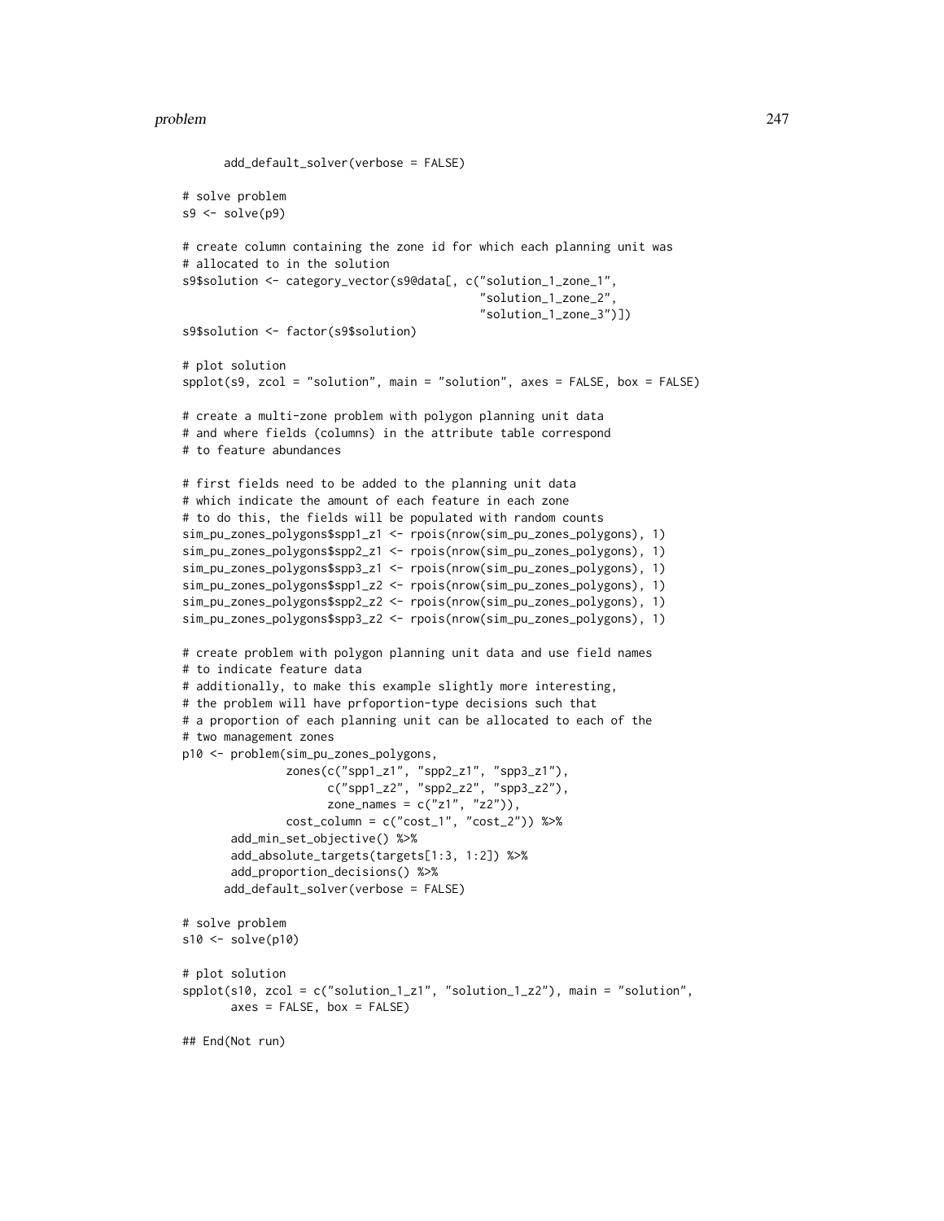```
      add_default_solver(verbose = FALSE)

# solve problem
s9 <- solve(p9)

# create column containing the zone id for which each planning unit was
# allocated to in the solution
s9$solution <- category_vector(s9@data[, c("solution_1_zone_1",
                                           "solution_1_zone_2",
                                           "solution_1_zone_3")])
s9$solution <- factor(s9$solution)

# plot solution
spplot(s9, zcol = "solution", main = "solution", axes = FALSE, box = FALSE)

# create a multi-zone problem with polygon planning unit data
# and where fields (columns) in the attribute table correspond
# to feature abundances

# first fields need to be added to the planning unit data
# which indicate the amount of each feature in each zone
# to do this, the fields will be populated with random counts
sim_pu_zones_polygons$spp1_z1 <- rpois(nrow(sim_pu_zones_polygons), 1)
sim_pu_zones_polygons$spp2_z1 <- rpois(nrow(sim_pu_zones_polygons), 1)
sim_pu_zones_polygons$spp3_z1 <- rpois(nrow(sim_pu_zones_polygons), 1)
sim_pu_zones_polygons$spp1_z2 <- rpois(nrow(sim_pu_zones_polygons), 1)
sim_pu_zones_polygons$spp2_z2 <- rpois(nrow(sim_pu_zones_polygons), 1)
sim_pu_zones_polygons$spp3_z2 <- rpois(nrow(sim_pu_zones_polygons), 1)

# create problem with polygon planning unit data and use field names
# to indicate feature data
# additionally, to make this example slightly more interesting,
# the problem will have prfoportion-type decisions such that
# a proportion of each planning unit can be allocated to each of the
# two management zones
p10 <- problem(sim_pu_zones_polygons,
               zones(c("spp1_z1", "spp2_z1", "spp3_z1"),
                     c("spp1_z2", "spp2_z2", "spp3_z2"),
                     zone_names = c("z1", "z2")),
               cost_column = c("cost_1", "cost_2")) %>%
       add_min_set_objective() %>%
       add_absolute_targets(targets[1:3, 1:2]) %>%
       add_proportion_decisions() %>%
      add_default_solver(verbose = FALSE)

# solve problem
s10 <- solve(p10)

# plot solution
spplot(s10, zcol = c("solution_1_z1", "solution_1_z2"), main = "solution",
       axes = FALSE, box = FALSE)

## End(Not run)
```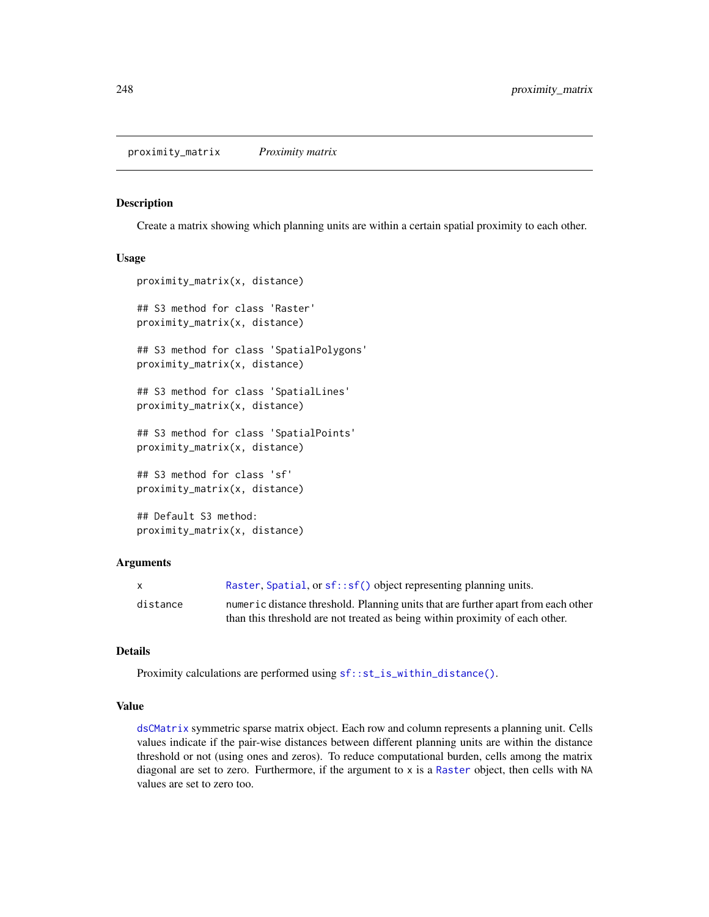## proximity_matrix *Proximity matrix*

### Description

Create a matrix showing which planning units are within a certain spatial proximity to each other.

### Usage

```
proximity_matrix(x, distance)

## S3 method for class 'Raster'
proximity_matrix(x, distance)

## S3 method for class 'SpatialPolygons'
proximity_matrix(x, distance)

## S3 method for class 'SpatialLines'
proximity_matrix(x, distance)

## S3 method for class 'SpatialPoints'
proximity_matrix(x, distance)

## S3 method for class 'sf'
proximity_matrix(x, distance)

## Default S3 method:
proximity_matrix(x, distance)
```

### Arguments

| | |
|---|---|
| x | Raster, Spatial, or sf::sf() object representing planning units. |
| distance | numeric distance threshold. Planning units that are further apart from each other than this threshold are not treated as being within proximity of each other. |

### Details

Proximity calculations are performed using sf::st_is_within_distance().

### Value

dsCMatrix symmetric sparse matrix object. Each row and column represents a planning unit. Cells values indicate if the pair-wise distances between different planning units are within the distance threshold or not (using ones and zeros). To reduce computational burden, cells among the matrix diagonal are set to zero. Furthermore, if the argument to x is a Raster object, then cells with NA values are set to zero too.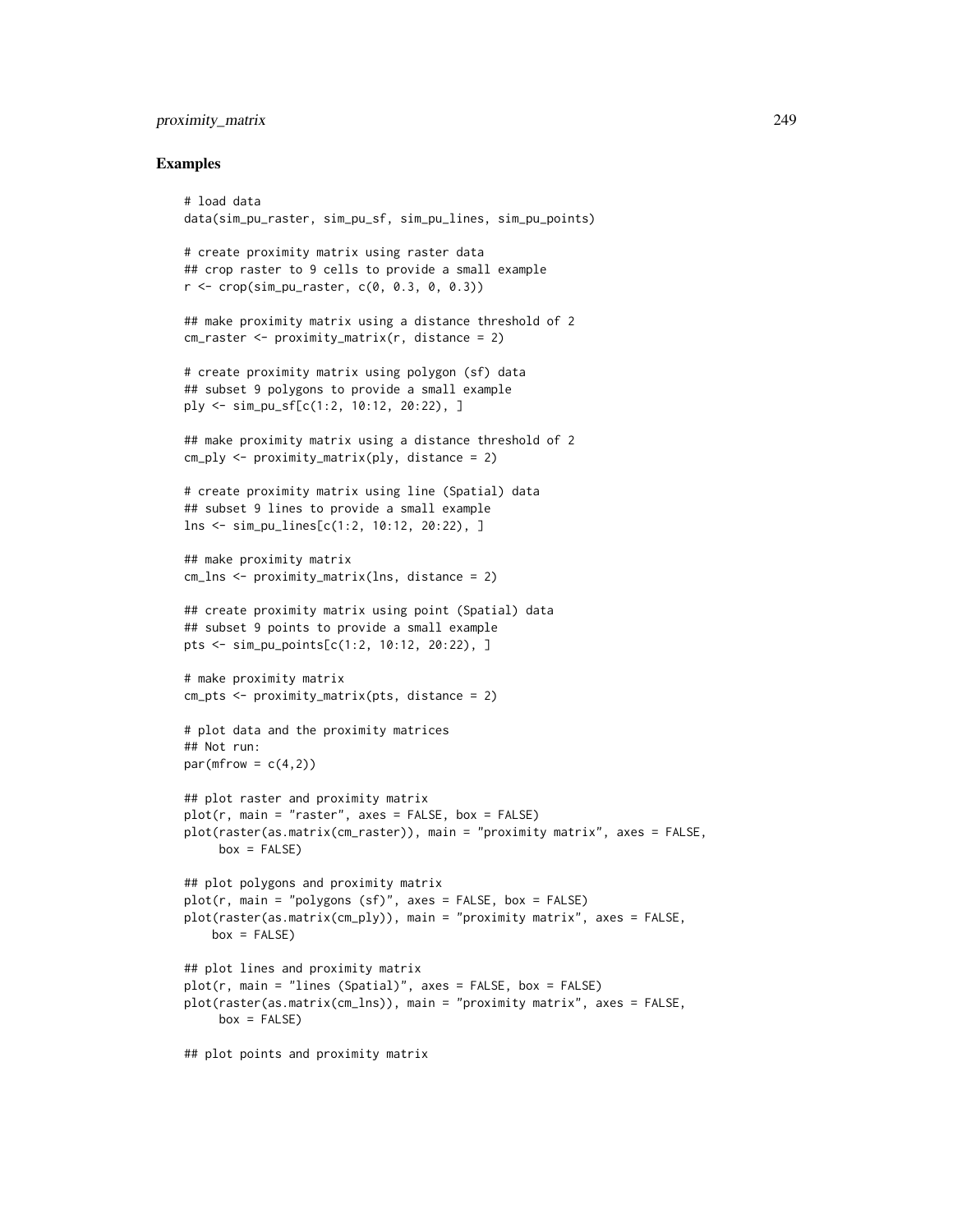### Examples

```
# load data
data(sim_pu_raster, sim_pu_sf, sim_pu_lines, sim_pu_points)

# create proximity matrix using raster data
## crop raster to 9 cells to provide a small example
r <- crop(sim_pu_raster, c(0, 0.3, 0, 0.3))

## make proximity matrix using a distance threshold of 2
cm_raster <- proximity_matrix(r, distance = 2)

# create proximity matrix using polygon (sf) data
## subset 9 polygons to provide a small example
ply <- sim_pu_sf[c(1:2, 10:12, 20:22), ]

## make proximity matrix using a distance threshold of 2
cm_ply <- proximity_matrix(ply, distance = 2)

# create proximity matrix using line (Spatial) data
## subset 9 lines to provide a small example
lns <- sim_pu_lines[c(1:2, 10:12, 20:22), ]

## make proximity matrix
cm_lns <- proximity_matrix(lns, distance = 2)

## create proximity matrix using point (Spatial) data
## subset 9 points to provide a small example
pts <- sim_pu_points[c(1:2, 10:12, 20:22), ]

# make proximity matrix
cm_pts <- proximity_matrix(pts, distance = 2)

# plot data and the proximity matrices
## Not run:
par(mfrow = c(4,2))

## plot raster and proximity matrix
plot(r, main = "raster", axes = FALSE, box = FALSE)
plot(raster(as.matrix(cm_raster)), main = "proximity matrix", axes = FALSE,
     box = FALSE)

## plot polygons and proximity matrix
plot(r, main = "polygons (sf)", axes = FALSE, box = FALSE)
plot(raster(as.matrix(cm_ply)), main = "proximity matrix", axes = FALSE,
    box = FALSE)

## plot lines and proximity matrix
plot(r, main = "lines (Spatial)", axes = FALSE, box = FALSE)
plot(raster(as.matrix(cm_lns)), main = "proximity matrix", axes = FALSE,
     box = FALSE)

## plot points and proximity matrix
```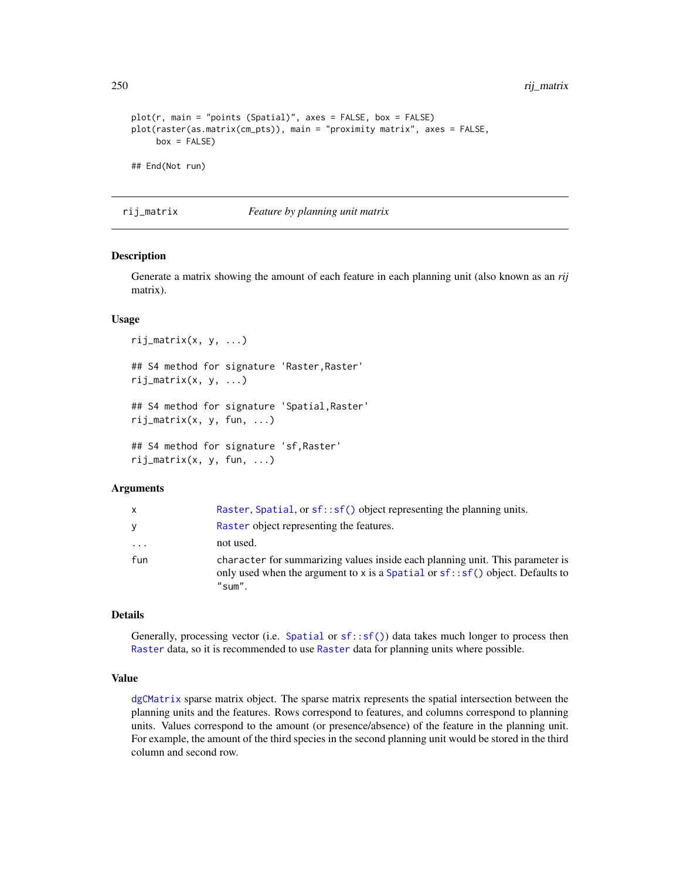```
plot(r, main = "points (Spatial)", axes = FALSE, box = FALSE)
plot(raster(as.matrix(cm_pts)), main = "proximity matrix", axes = FALSE,
     box = FALSE)

## End(Not run)
```

## rij_matrix — *Feature by planning unit matrix*

### Description

Generate a matrix showing the amount of each feature in each planning unit (also known as an *rij* matrix).

### Usage

```
rij_matrix(x, y, ...)

## S4 method for signature 'Raster,Raster'
rij_matrix(x, y, ...)

## S4 method for signature 'Spatial,Raster'
rij_matrix(x, y, fun, ...)

## S4 method for signature 'sf,Raster'
rij_matrix(x, y, fun, ...)
```

### Arguments

| | |
|---|---|
| `x` | `Raster`, `Spatial`, or `sf::sf()` object representing the planning units. |
| `y` | `Raster` object representing the features. |
| `...` | not used. |
| `fun` | `character` for summarizing values inside each planning unit. This parameter is only used when the argument to `x` is a `Spatial` or `sf::sf()` object. Defaults to `"sum"`. |

### Details

Generally, processing vector (i.e. `Spatial` or `sf::sf()`) data takes much longer to process then `Raster` data, so it is recommended to use `Raster` data for planning units where possible.

### Value

`dgCMatrix` sparse matrix object. The sparse matrix represents the spatial intersection between the planning units and the features. Rows correspond to features, and columns correspond to planning units. Values correspond to the amount (or presence/absence) of the feature in the planning unit. For example, the amount of the third species in the second planning unit would be stored in the third column and second row.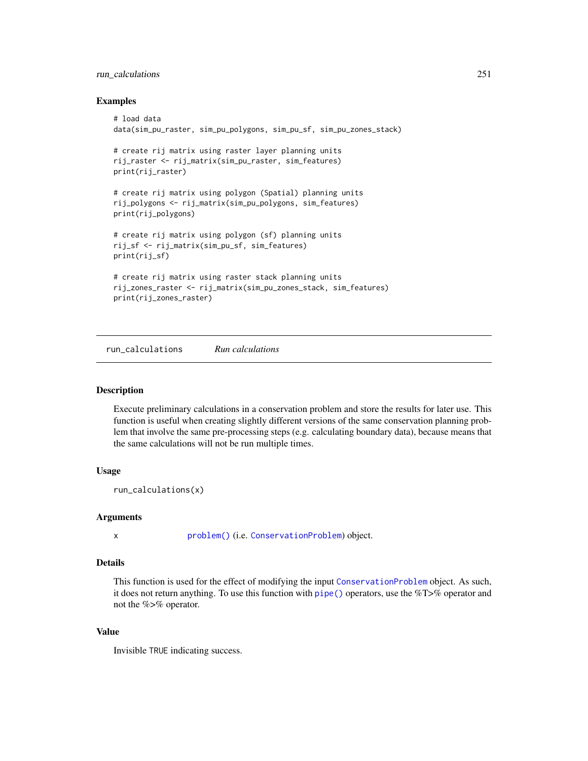## Examples

```
# load data
data(sim_pu_raster, sim_pu_polygons, sim_pu_sf, sim_pu_zones_stack)

# create rij matrix using raster layer planning units
rij_raster <- rij_matrix(sim_pu_raster, sim_features)
print(rij_raster)

# create rij matrix using polygon (Spatial) planning units
rij_polygons <- rij_matrix(sim_pu_polygons, sim_features)
print(rij_polygons)

# create rij matrix using polygon (sf) planning units
rij_sf <- rij_matrix(sim_pu_sf, sim_features)
print(rij_sf)

# create rij matrix using raster stack planning units
rij_zones_raster <- rij_matrix(sim_pu_zones_stack, sim_features)
print(rij_zones_raster)
```

---

# run_calculations *Run calculations*

---

## Description

Execute preliminary calculations in a conservation problem and store the results for later use. This function is useful when creating slightly different versions of the same conservation planning problem that involve the same pre-processing steps (e.g. calculating boundary data), because means that the same calculations will not be run multiple times.

## Usage

```
run_calculations(x)
```

## Arguments

| | |
|---|---|
| x | `problem()` (i.e. `ConservationProblem`) object. |

## Details

This function is used for the effect of modifying the input `ConservationProblem` object. As such, it does not return anything. To use this function with `pipe()` operators, use the %T>% operator and not the %>% operator.

## Value

Invisible `TRUE` indicating success.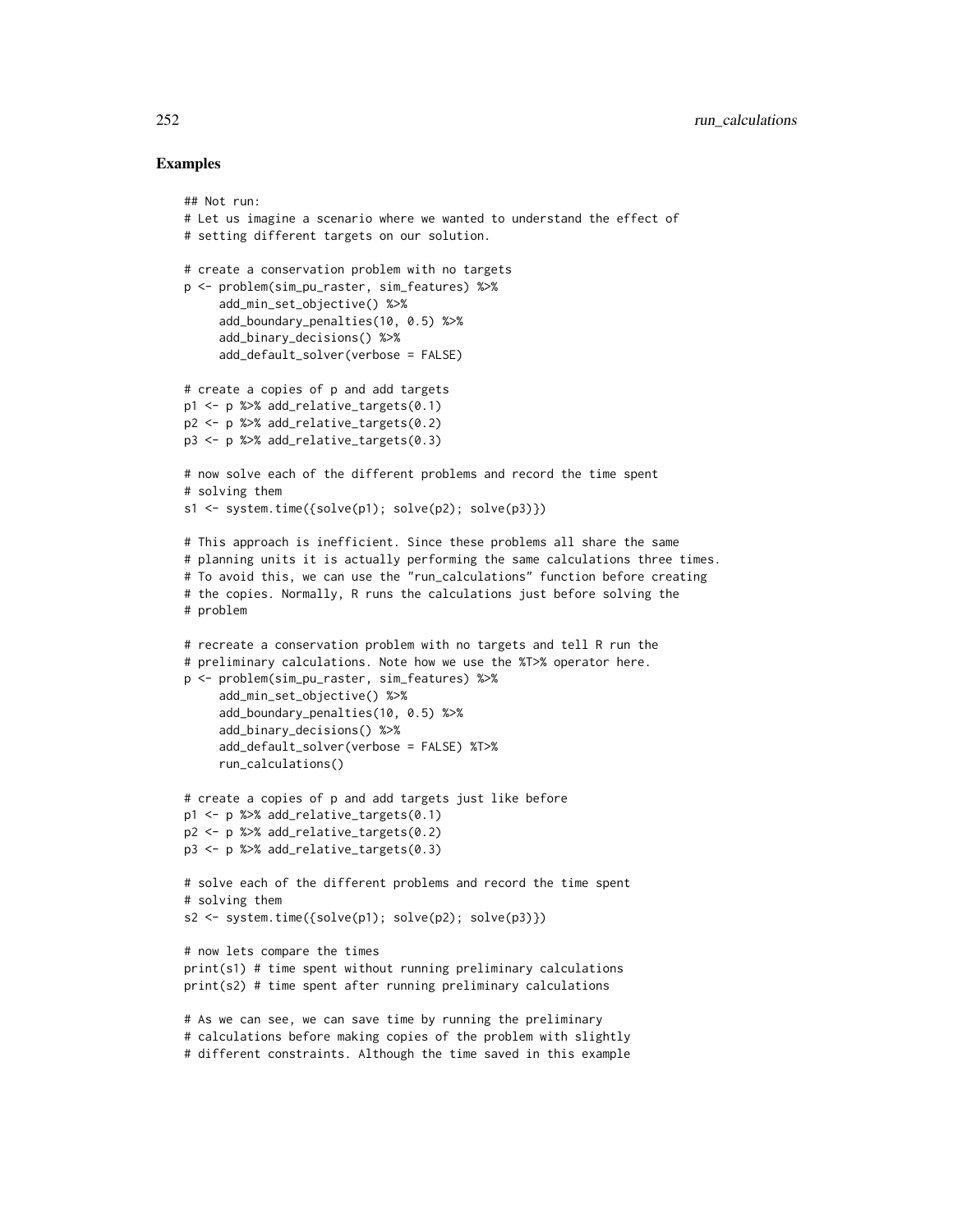## Examples

```
## Not run:
# Let us imagine a scenario where we wanted to understand the effect of
# setting different targets on our solution.

# create a conservation problem with no targets
p <- problem(sim_pu_raster, sim_features) %>%
     add_min_set_objective() %>%
     add_boundary_penalties(10, 0.5) %>%
     add_binary_decisions() %>%
     add_default_solver(verbose = FALSE)

# create a copies of p and add targets
p1 <- p %>% add_relative_targets(0.1)
p2 <- p %>% add_relative_targets(0.2)
p3 <- p %>% add_relative_targets(0.3)

# now solve each of the different problems and record the time spent
# solving them
s1 <- system.time({solve(p1); solve(p2); solve(p3)})

# This approach is inefficient. Since these problems all share the same
# planning units it is actually performing the same calculations three times.
# To avoid this, we can use the "run_calculations" function before creating
# the copies. Normally, R runs the calculations just before solving the
# problem

# recreate a conservation problem with no targets and tell R run the
# preliminary calculations. Note how we use the %T>% operator here.
p <- problem(sim_pu_raster, sim_features) %>%
     add_min_set_objective() %>%
     add_boundary_penalties(10, 0.5) %>%
     add_binary_decisions() %>%
     add_default_solver(verbose = FALSE) %T>%
     run_calculations()

# create a copies of p and add targets just like before
p1 <- p %>% add_relative_targets(0.1)
p2 <- p %>% add_relative_targets(0.2)
p3 <- p %>% add_relative_targets(0.3)

# solve each of the different problems and record the time spent
# solving them
s2 <- system.time({solve(p1); solve(p2); solve(p3)})

# now lets compare the times
print(s1) # time spent without running preliminary calculations
print(s2) # time spent after running preliminary calculations

# As we can see, we can save time by running the preliminary
# calculations before making copies of the problem with slightly
# different constraints. Although the time saved in this example
```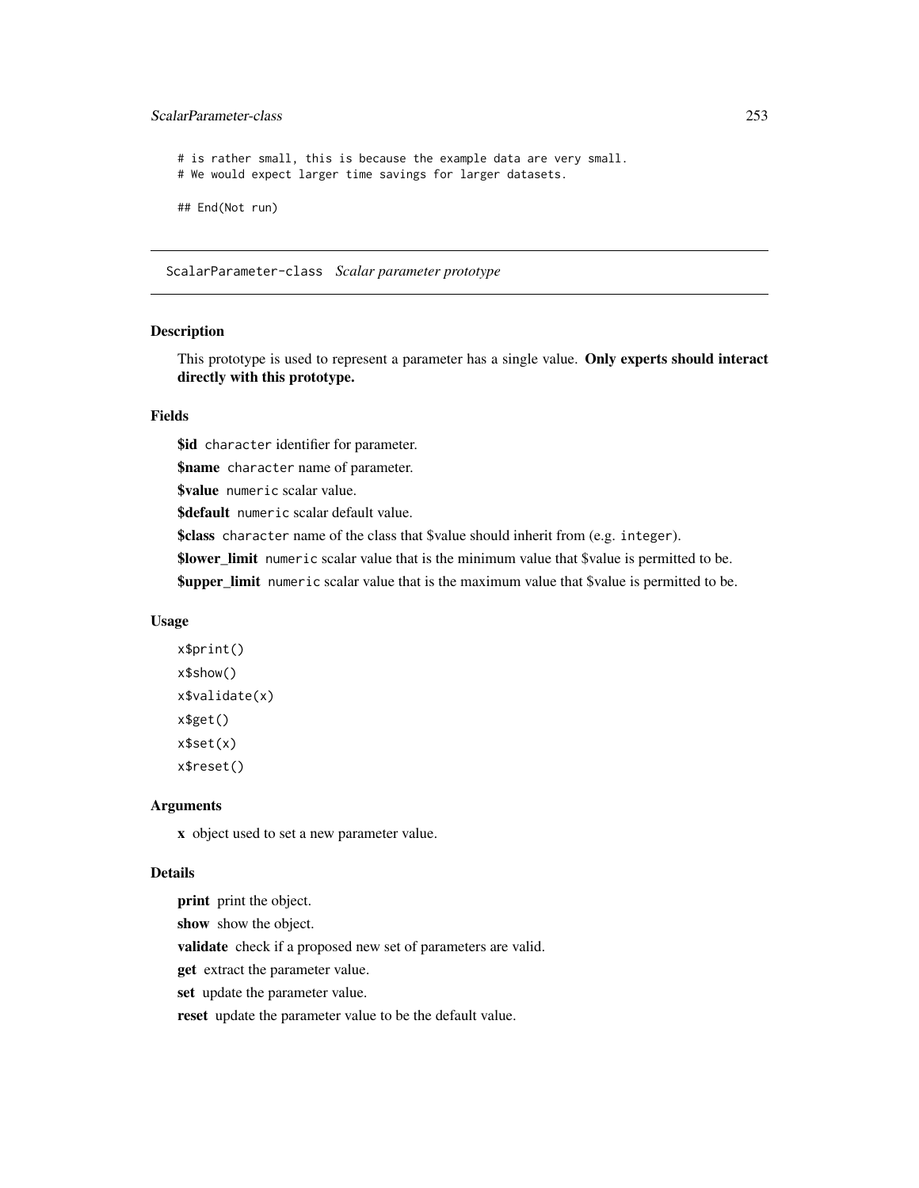```
# is rather small, this is because the example data are very small.
# We would expect larger time savings for larger datasets.

## End(Not run)
```

## ScalarParameter-class *Scalar parameter prototype*

### Description

This prototype is used to represent a parameter has a single value. **Only experts should interact directly with this prototype.**

### Fields

**$id** `character` identifier for parameter.

**$name** `character` name of parameter.

**$value** `numeric` scalar value.

**$default** `numeric` scalar default value.

**$class** `character` name of the class that $value should inherit from (e.g. `integer`).

**$lower_limit** `numeric` scalar value that is the minimum value that $value is permitted to be.

**$upper_limit** `numeric` scalar value that is the maximum value that $value is permitted to be.

### Usage

```
x$print()
x$show()
x$validate(x)
x$get()
x$set(x)
x$reset()
```

### Arguments

**x** object used to set a new parameter value.

### Details

**print** print the object.

**show** show the object.

**validate** check if a proposed new set of parameters are valid.

**get** extract the parameter value.

**set** update the parameter value.

**reset** update the parameter value to be the default value.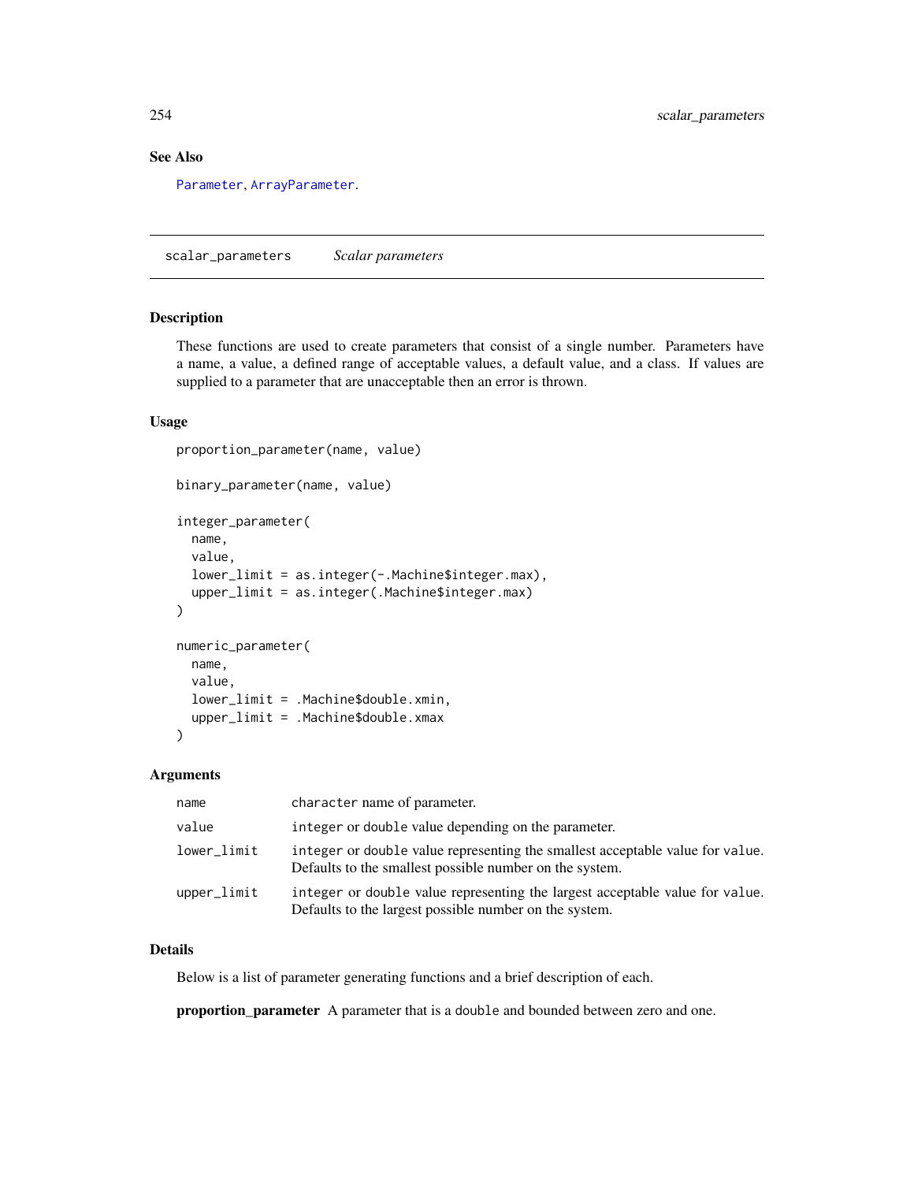## See Also

Parameter, ArrayParameter.

---

## scalar_parameters *Scalar parameters*

### Description

These functions are used to create parameters that consist of a single number. Parameters have a name, a value, a defined range of acceptable values, a default value, and a class. If values are supplied to a parameter that are unacceptable then an error is thrown.

### Usage

```
proportion_parameter(name, value)

binary_parameter(name, value)

integer_parameter(
  name,
  value,
  lower_limit = as.integer(-.Machine$integer.max),
  upper_limit = as.integer(.Machine$integer.max)
)

numeric_parameter(
  name,
  value,
  lower_limit = .Machine$double.xmin,
  upper_limit = .Machine$double.xmax
)
```

### Arguments

| | |
|---|---|
| `name` | `character` name of parameter. |
| `value` | `integer` or `double` value depending on the parameter. |
| `lower_limit` | `integer` or `double` value representing the smallest acceptable value for `value`. Defaults to the smallest possible number on the system. |
| `upper_limit` | `integer` or `double` value representing the largest acceptable value for `value`. Defaults to the largest possible number on the system. |

### Details

Below is a list of parameter generating functions and a brief description of each.

**proportion_parameter** A parameter that is a `double` and bounded between zero and one.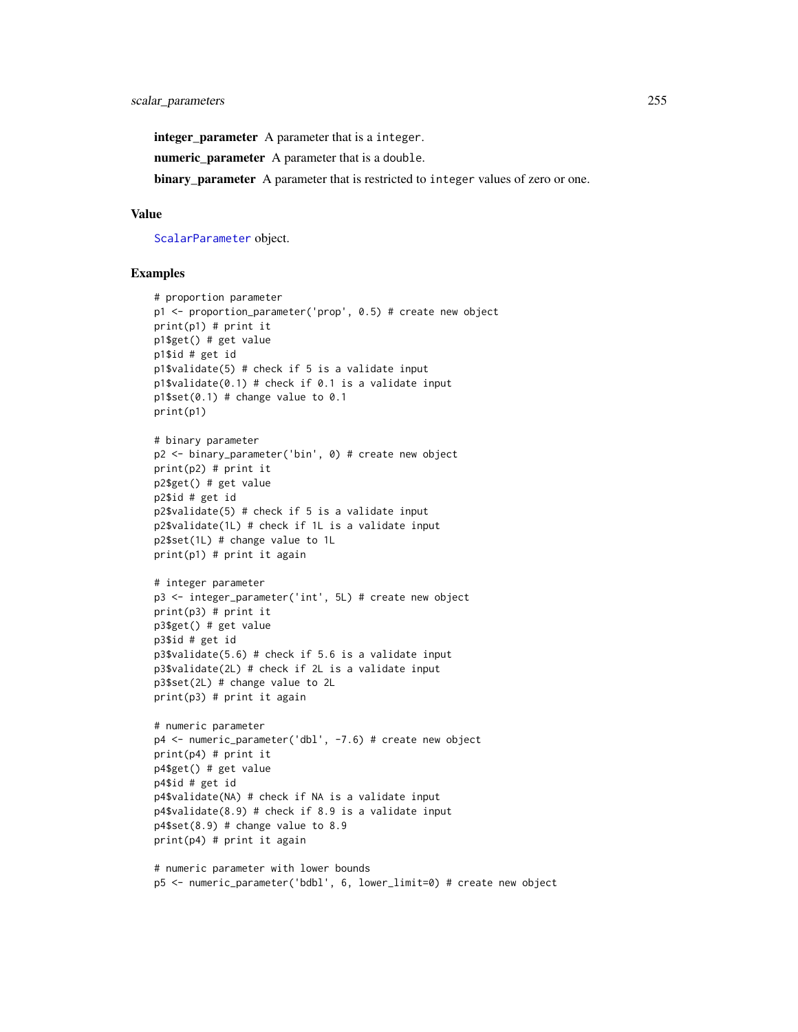**integer_parameter** A parameter that is a `integer`.

**numeric_parameter** A parameter that is a `double`.

**binary_parameter** A parameter that is restricted to `integer` values of zero or one.

## Value

`ScalarParameter` object.

## Examples

```
# proportion parameter
p1 <- proportion_parameter('prop', 0.5) # create new object
print(p1) # print it
p1$get() # get value
p1$id # get id
p1$validate(5) # check if 5 is a validate input
p1$validate(0.1) # check if 0.1 is a validate input
p1$set(0.1) # change value to 0.1
print(p1)

# binary parameter
p2 <- binary_parameter('bin', 0) # create new object
print(p2) # print it
p2$get() # get value
p2$id # get id
p2$validate(5) # check if 5 is a validate input
p2$validate(1L) # check if 1L is a validate input
p2$set(1L) # change value to 1L
print(p1) # print it again

# integer parameter
p3 <- integer_parameter('int', 5L) # create new object
print(p3) # print it
p3$get() # get value
p3$id # get id
p3$validate(5.6) # check if 5.6 is a validate input
p3$validate(2L) # check if 2L is a validate input
p3$set(2L) # change value to 2L
print(p3) # print it again

# numeric parameter
p4 <- numeric_parameter('dbl', -7.6) # create new object
print(p4) # print it
p4$get() # get value
p4$id # get id
p4$validate(NA) # check if NA is a validate input
p4$validate(8.9) # check if 8.9 is a validate input
p4$set(8.9) # change value to 8.9
print(p4) # print it again

# numeric parameter with lower bounds
p5 <- numeric_parameter('bdbl', 6, lower_limit=0) # create new object
```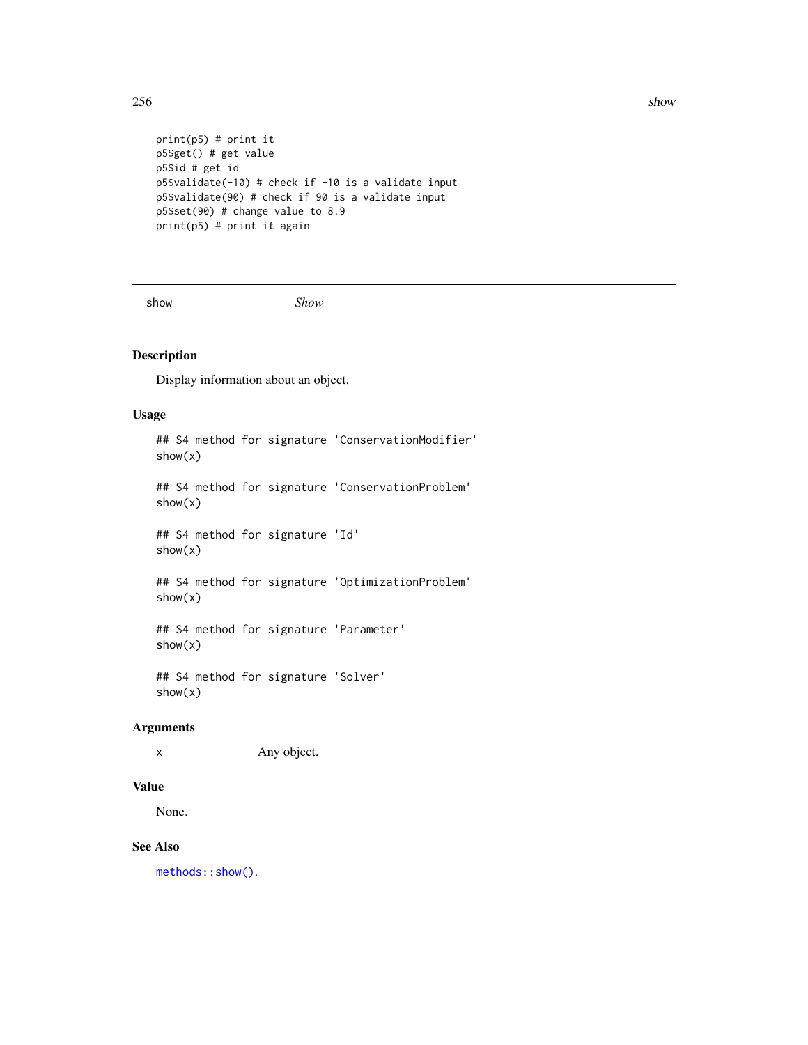```
print(p5) # print it
p5$get() # get value
p5$id # get id
p5$validate(-10) # check if -10 is a validate input
p5$validate(90) # check if 90 is a validate input
p5$set(90) # change value to 8.9
print(p5) # print it again
```

---

show *Show*

---

## Description

Display information about an object.

## Usage

```
## S4 method for signature 'ConservationModifier'
show(x)

## S4 method for signature 'ConservationProblem'
show(x)

## S4 method for signature 'Id'
show(x)

## S4 method for signature 'OptimizationProblem'
show(x)

## S4 method for signature 'Parameter'
show(x)

## S4 method for signature 'Solver'
show(x)
```

## Arguments

| | |
|---|---|
| x | Any object. |

## Value

None.

## See Also

methods::show().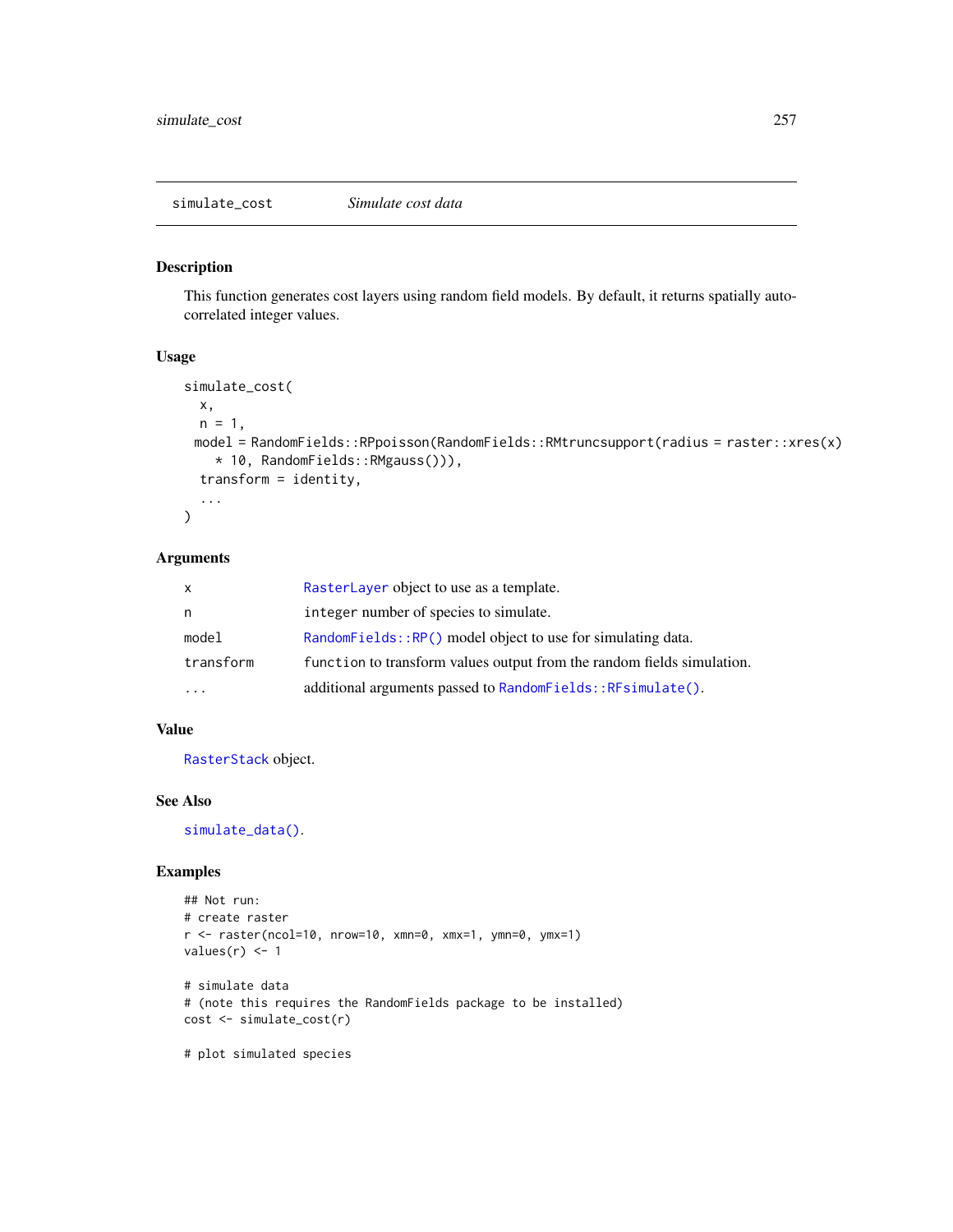simulate_cost    *Simulate cost data*

## Description

This function generates cost layers using random field models. By default, it returns spatially auto-correlated integer values.

## Usage

```
simulate_cost(
  x,
  n = 1,
 model = RandomFields::RPpoisson(RandomFields::RMtruncsupport(radius = raster::xres(x)
    * 10, RandomFields::RMgauss())),
  transform = identity,
  ...
)
```

## Arguments

| | |
|---|---|
| x | RasterLayer object to use as a template. |
| n | integer number of species to simulate. |
| model | RandomFields::RP() model object to use for simulating data. |
| transform | function to transform values output from the random fields simulation. |
| ... | additional arguments passed to RandomFields::RFsimulate(). |

## Value

RasterStack object.

## See Also

simulate_data().

## Examples

```
## Not run:
# create raster
r <- raster(ncol=10, nrow=10, xmn=0, xmx=1, ymn=0, ymx=1)
values(r) <- 1

# simulate data
# (note this requires the RandomFields package to be installed)
cost <- simulate_cost(r)

# plot simulated species
```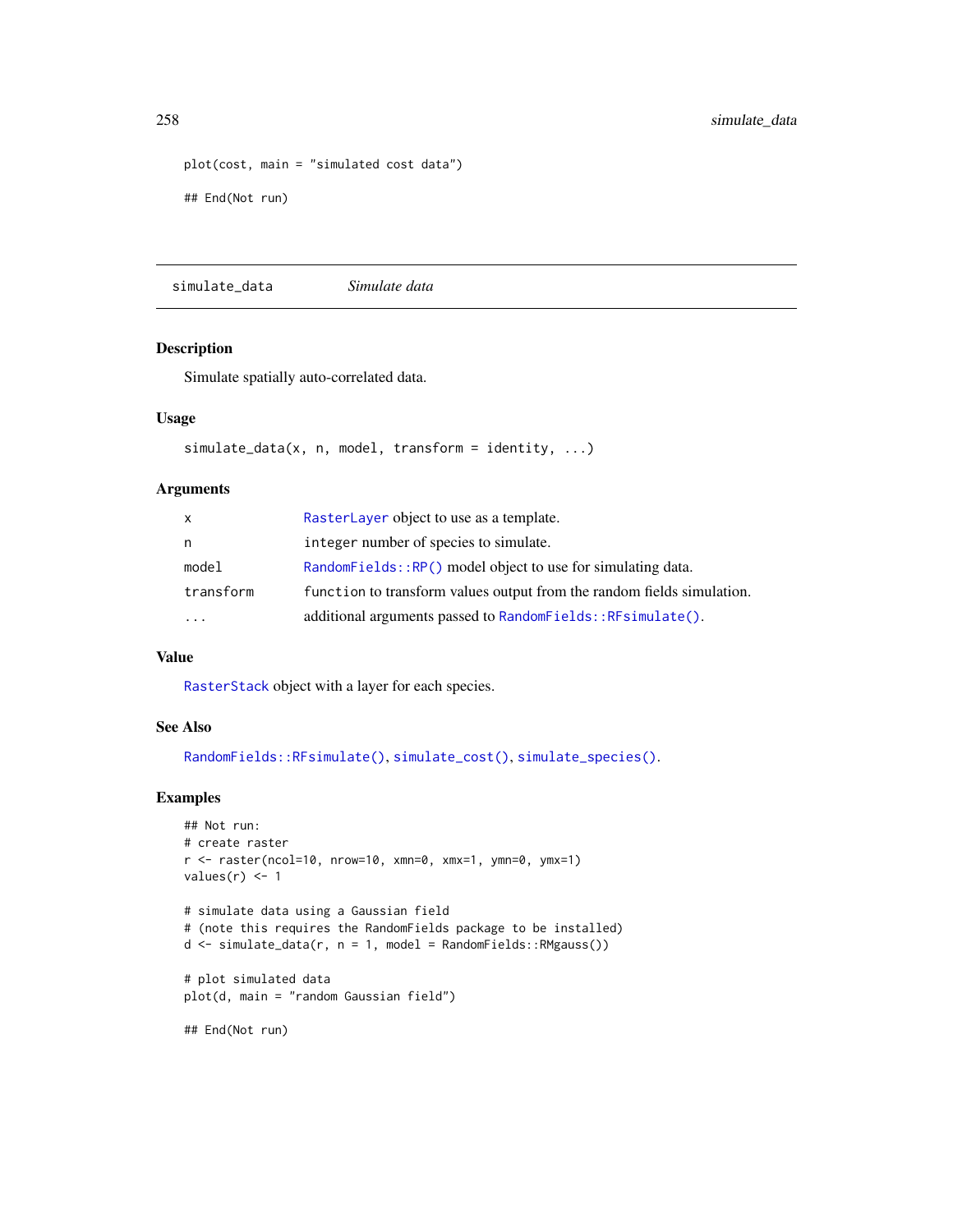```
plot(cost, main = "simulated cost data")

## End(Not run)
```

## simulate_data    *Simulate data*

### Description

Simulate spatially auto-correlated data.

### Usage

```
simulate_data(x, n, model, transform = identity, ...)
```

### Arguments

| | |
|---|---|
| x | RasterLayer object to use as a template. |
| n | integer number of species to simulate. |
| model | RandomFields::RP() model object to use for simulating data. |
| transform | function to transform values output from the random fields simulation. |
| ... | additional arguments passed to RandomFields::RFsimulate(). |

### Value

RasterStack object with a layer for each species.

### See Also

RandomFields::RFsimulate(), simulate_cost(), simulate_species().

### Examples

```
## Not run:
# create raster
r <- raster(ncol=10, nrow=10, xmn=0, xmx=1, ymn=0, ymx=1)
values(r) <- 1

# simulate data using a Gaussian field
# (note this requires the RandomFields package to be installed)
d <- simulate_data(r, n = 1, model = RandomFields::RMgauss())

# plot simulated data
plot(d, main = "random Gaussian field")

## End(Not run)
```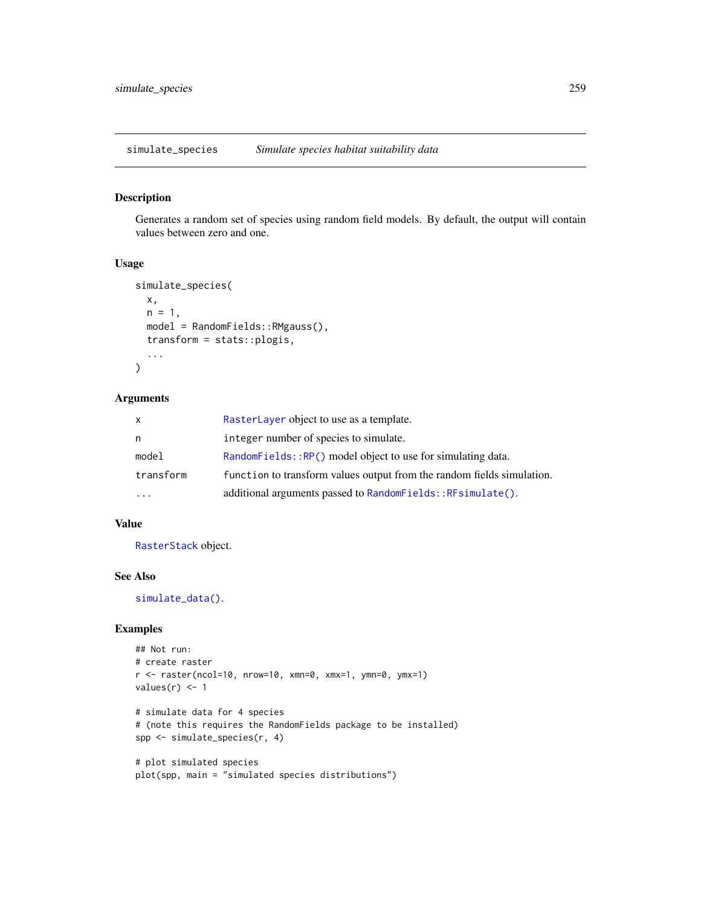## simulate_species — *Simulate species habitat suitability data*

### Description

Generates a random set of species using random field models. By default, the output will contain values between zero and one.

### Usage

```
simulate_species(
  x,
  n = 1,
  model = RandomFields::RMgauss(),
  transform = stats::plogis,
  ...
)
```

### Arguments

| | |
|---|---|
| x | RasterLayer object to use as a template. |
| n | integer number of species to simulate. |
| model | RandomFields::RP() model object to use for simulating data. |
| transform | function to transform values output from the random fields simulation. |
| ... | additional arguments passed to RandomFields::RFsimulate(). |

### Value

RasterStack object.

### See Also

simulate_data().

### Examples

```
## Not run:
# create raster
r <- raster(ncol=10, nrow=10, xmn=0, xmx=1, ymn=0, ymx=1)
values(r) <- 1

# simulate data for 4 species
# (note this requires the RandomFields package to be installed)
spp <- simulate_species(r, 4)

# plot simulated species
plot(spp, main = "simulated species distributions")
```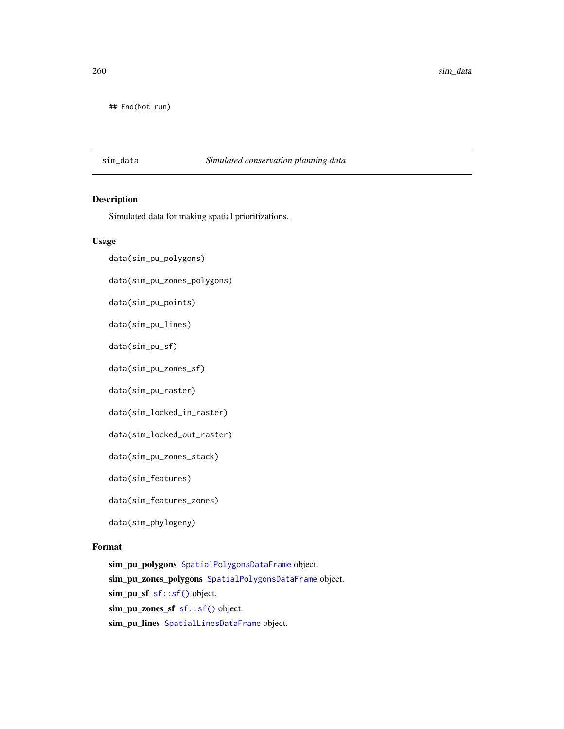```
## End(Not run)
```

---

## sim_data — *Simulated conservation planning data*

### Description

Simulated data for making spatial prioritizations.

### Usage

```
data(sim_pu_polygons)

data(sim_pu_zones_polygons)

data(sim_pu_points)

data(sim_pu_lines)

data(sim_pu_sf)

data(sim_pu_zones_sf)

data(sim_pu_raster)

data(sim_locked_in_raster)

data(sim_locked_out_raster)

data(sim_pu_zones_stack)

data(sim_features)

data(sim_features_zones)

data(sim_phylogeny)
```

### Format

**sim_pu_polygons** `SpatialPolygonsDataFrame` object.

**sim_pu_zones_polygons** `SpatialPolygonsDataFrame` object.

**sim_pu_sf** `sf::sf()` object.

**sim_pu_zones_sf** `sf::sf()` object.

**sim_pu_lines** `SpatialLinesDataFrame` object.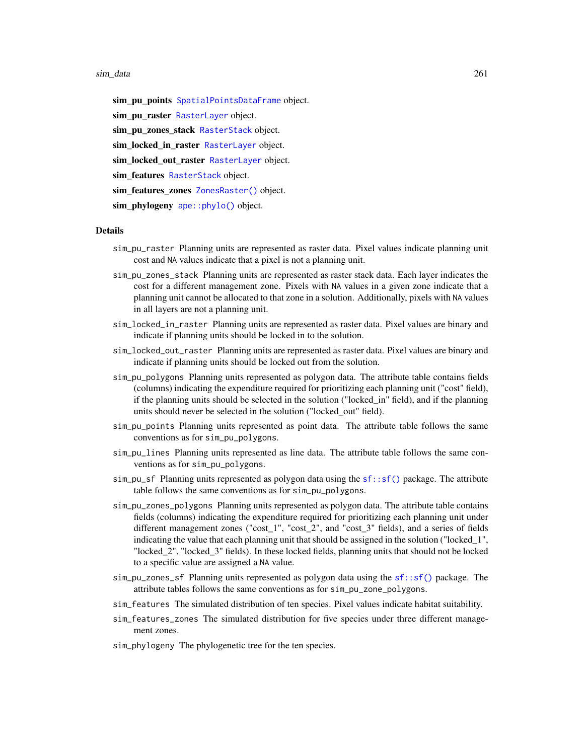**sim_pu_points** `SpatialPointsDataFrame` object.

**sim_pu_raster** `RasterLayer` object.

**sim_pu_zones_stack** `RasterStack` object.

**sim_locked_in_raster** `RasterLayer` object.

**sim_locked_out_raster** `RasterLayer` object.

**sim_features** `RasterStack` object.

**sim_features_zones** `ZonesRaster()` object.

**sim_phylogeny** `ape::phylo()` object.

## Details

`sim_pu_raster` Planning units are represented as raster data. Pixel values indicate planning unit cost and `NA` values indicate that a pixel is not a planning unit.

`sim_pu_zones_stack` Planning units are represented as raster stack data. Each layer indicates the cost for a different management zone. Pixels with `NA` values in a given zone indicate that a planning unit cannot be allocated to that zone in a solution. Additionally, pixels with `NA` values in all layers are not a planning unit.

`sim_locked_in_raster` Planning units are represented as raster data. Pixel values are binary and indicate if planning units should be locked in to the solution.

`sim_locked_out_raster` Planning units are represented as raster data. Pixel values are binary and indicate if planning units should be locked out from the solution.

`sim_pu_polygons` Planning units represented as polygon data. The attribute table contains fields (columns) indicating the expenditure required for prioritizing each planning unit ("cost" field), if the planning units should be selected in the solution ("locked_in" field), and if the planning units should never be selected in the solution ("locked_out" field).

`sim_pu_points` Planning units represented as point data. The attribute table follows the same conventions as for `sim_pu_polygons`.

`sim_pu_lines` Planning units represented as line data. The attribute table follows the same conventions as for `sim_pu_polygons`.

`sim_pu_sf` Planning units represented as polygon data using the `sf::sf()` package. The attribute table follows the same conventions as for `sim_pu_polygons`.

`sim_pu_zones_polygons` Planning units represented as polygon data. The attribute table contains fields (columns) indicating the expenditure required for prioritizing each planning unit under different management zones ("cost_1", "cost_2", and "cost_3" fields), and a series of fields indicating the value that each planning unit that should be assigned in the solution ("locked_1", "locked_2", "locked_3" fields). In these locked fields, planning units that should not be locked to a specific value are assigned a `NA` value.

`sim_pu_zones_sf` Planning units represented as polygon data using the `sf::sf()` package. The attribute tables follows the same conventions as for `sim_pu_zone_polygons`.

`sim_features` The simulated distribution of ten species. Pixel values indicate habitat suitability.

`sim_features_zones` The simulated distribution for five species under three different management zones.

`sim_phylogeny` The phylogenetic tree for the ten species.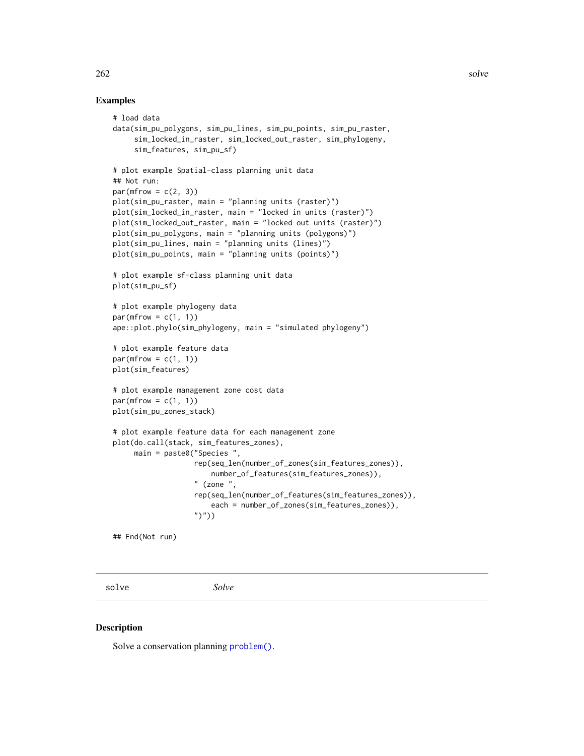## Examples

```
# load data
data(sim_pu_polygons, sim_pu_lines, sim_pu_points, sim_pu_raster,
     sim_locked_in_raster, sim_locked_out_raster, sim_phylogeny,
     sim_features, sim_pu_sf)

# plot example Spatial-class planning unit data
## Not run:
par(mfrow = c(2, 3))
plot(sim_pu_raster, main = "planning units (raster)")
plot(sim_locked_in_raster, main = "locked in units (raster)")
plot(sim_locked_out_raster, main = "locked out units (raster)")
plot(sim_pu_polygons, main = "planning units (polygons)")
plot(sim_pu_lines, main = "planning units (lines)")
plot(sim_pu_points, main = "planning units (points)")

# plot example sf-class planning unit data
plot(sim_pu_sf)

# plot example phylogeny data
par(mfrow = c(1, 1))
ape::plot.phylo(sim_phylogeny, main = "simulated phylogeny")

# plot example feature data
par(mfrow = c(1, 1))
plot(sim_features)

# plot example management zone cost data
par(mfrow = c(1, 1))
plot(sim_pu_zones_stack)

# plot example feature data for each management zone
plot(do.call(stack, sim_features_zones),
     main = paste0("Species ",
                   rep(seq_len(number_of_zones(sim_features_zones)),
                       number_of_features(sim_features_zones)),
                   " (zone ",
                   rep(seq_len(number_of_features(sim_features_zones)),
                       each = number_of_zones(sim_features_zones)),
                   ")"))

## End(Not run)
```

---

solve *Solve*

---

## Description

Solve a conservation planning problem().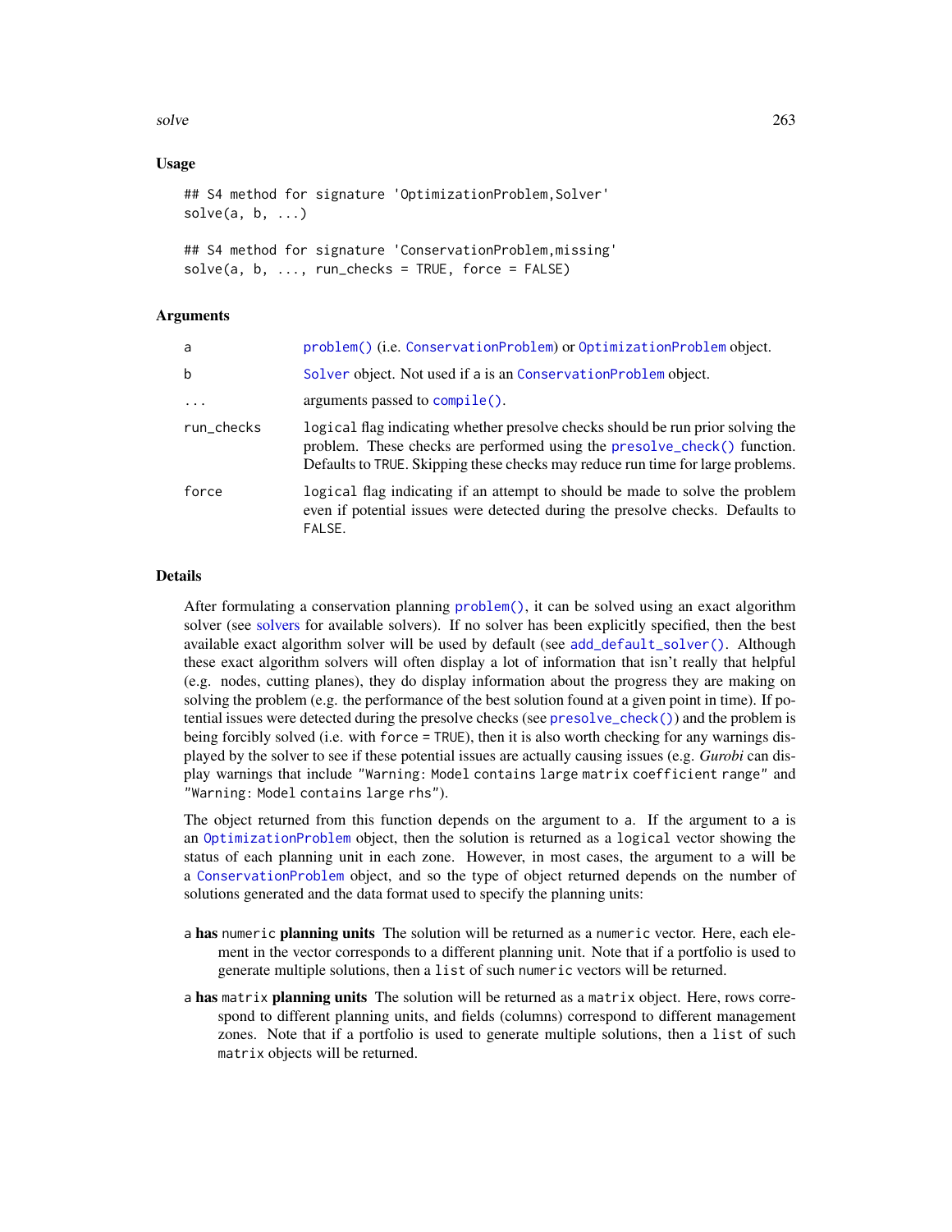## Usage

```
## S4 method for signature 'OptimizationProblem,Solver'
solve(a, b, ...)

## S4 method for signature 'ConservationProblem,missing'
solve(a, b, ..., run_checks = TRUE, force = FALSE)
```

## Arguments

| | |
|---|---|
| a | problem() (i.e. ConservationProblem) or OptimizationProblem object. |
| b | Solver object. Not used if a is an ConservationProblem object. |
| ... | arguments passed to compile(). |
| run_checks | logical flag indicating whether presolve checks should be run prior solving the problem. These checks are performed using the presolve_check() function. Defaults to TRUE. Skipping these checks may reduce run time for large problems. |
| force | logical flag indicating if an attempt to should be made to solve the problem even if potential issues were detected during the presolve checks. Defaults to FALSE. |

## Details

After formulating a conservation planning problem(), it can be solved using an exact algorithm solver (see solvers for available solvers). If no solver has been explicitly specified, then the best available exact algorithm solver will be used by default (see add_default_solver(). Although these exact algorithm solvers will often display a lot of information that isn't really that helpful (e.g. nodes, cutting planes), they do display information about the progress they are making on solving the problem (e.g. the performance of the best solution found at a given point in time). If potential issues were detected during the presolve checks (see presolve_check()) and the problem is being forcibly solved (i.e. with force = TRUE), then it is also worth checking for any warnings displayed by the solver to see if these potential issues are actually causing issues (e.g. *Gurobi* can display warnings that include "Warning: Model contains large matrix coefficient range" and "Warning: Model contains large rhs").

The object returned from this function depends on the argument to a. If the argument to a is an OptimizationProblem object, then the solution is returned as a logical vector showing the status of each planning unit in each zone. However, in most cases, the argument to a will be a ConservationProblem object, and so the type of object returned depends on the number of solutions generated and the data format used to specify the planning units:

a **has** numeric **planning units** The solution will be returned as a numeric vector. Here, each element in the vector corresponds to a different planning unit. Note that if a portfolio is used to generate multiple solutions, then a list of such numeric vectors will be returned.

a **has** matrix **planning units** The solution will be returned as a matrix object. Here, rows correspond to different planning units, and fields (columns) correspond to different management zones. Note that if a portfolio is used to generate multiple solutions, then a list of such matrix objects will be returned.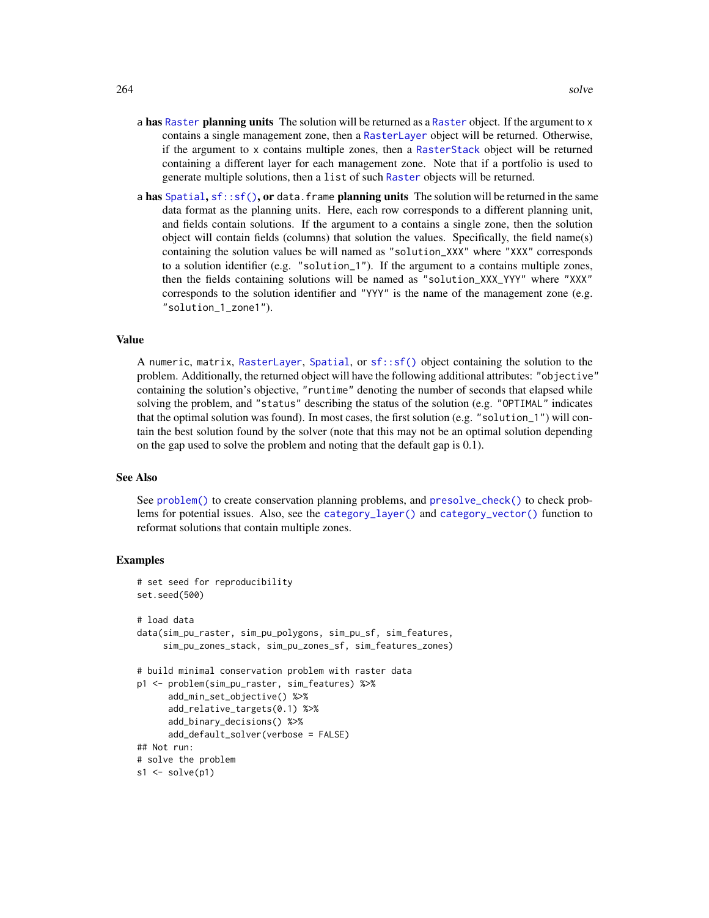a **has `Raster` planning units** The solution will be returned as a `Raster` object. If the argument to `x` contains a single management zone, then a `RasterLayer` object will be returned. Otherwise, if the argument to `x` contains multiple zones, then a `RasterStack` object will be returned containing a different layer for each management zone. Note that if a portfolio is used to generate multiple solutions, then a `list` of such `Raster` objects will be returned.

a **has `Spatial`, `sf::sf()`, or `data.frame` planning units** The solution will be returned in the same data format as the planning units. Here, each row corresponds to a different planning unit, and fields contain solutions. If the argument to `a` contains a single zone, then the solution object will contain fields (columns) that solution the values. Specifically, the field name(s) containing the solution values be will named as `"solution_XXX"` where `"XXX"` corresponds to a solution identifier (e.g. `"solution_1"`). If the argument to `a` contains multiple zones, then the fields containing solutions will be named as `"solution_XXX_YYY"` where `"XXX"` corresponds to the solution identifier and `"YYY"` is the name of the management zone (e.g. `"solution_1_zone1"`).

## Value

A `numeric`, `matrix`, `RasterLayer`, `Spatial`, or `sf::sf()` object containing the solution to the problem. Additionally, the returned object will have the following additional attributes: `"objective"` containing the solution's objective, `"runtime"` denoting the number of seconds that elapsed while solving the problem, and `"status"` describing the status of the solution (e.g. `"OPTIMAL"` indicates that the optimal solution was found). In most cases, the first solution (e.g. `"solution_1"`) will contain the best solution found by the solver (note that this may not be an optimal solution depending on the gap used to solve the problem and noting that the default gap is 0.1).

## See Also

See `problem()` to create conservation planning problems, and `presolve_check()` to check problems for potential issues. Also, see the `category_layer()` and `category_vector()` function to reformat solutions that contain multiple zones.

## Examples

```
# set seed for reproducibility
set.seed(500)

# load data
data(sim_pu_raster, sim_pu_polygons, sim_pu_sf, sim_features,
     sim_pu_zones_stack, sim_pu_zones_sf, sim_features_zones)

# build minimal conservation problem with raster data
p1 <- problem(sim_pu_raster, sim_features) %>%
      add_min_set_objective() %>%
      add_relative_targets(0.1) %>%
      add_binary_decisions() %>%
      add_default_solver(verbose = FALSE)
## Not run:
# solve the problem
s1 <- solve(p1)
```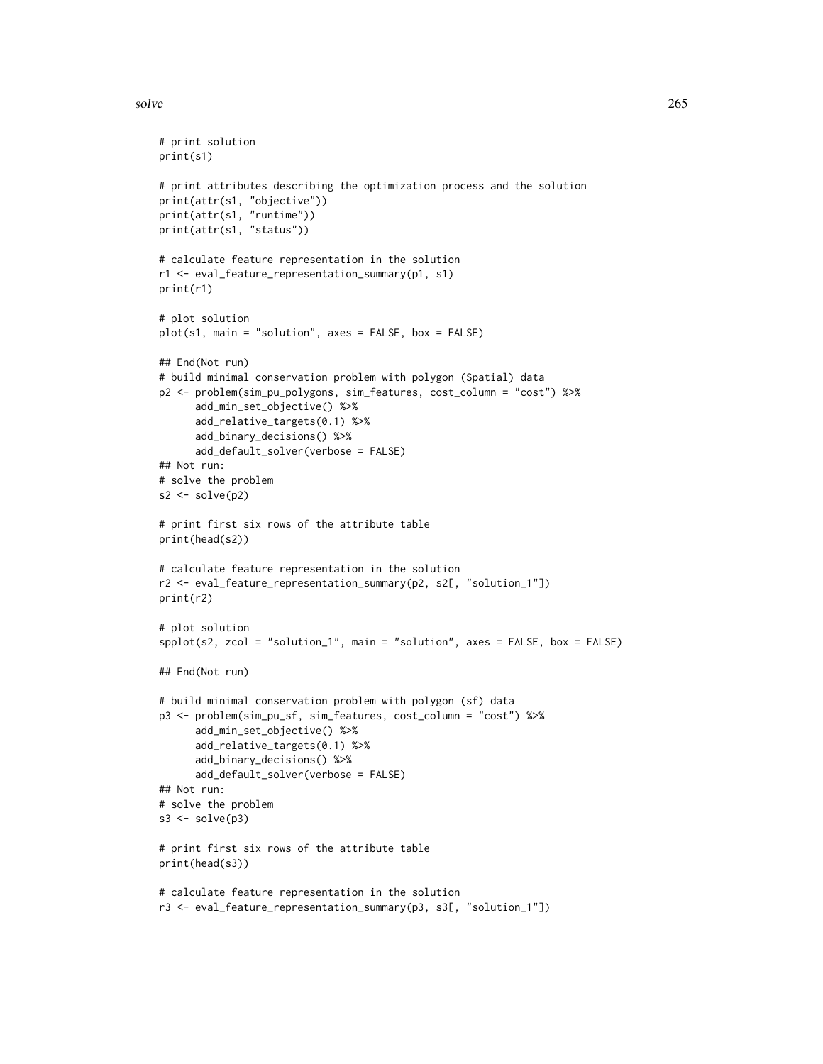```
# print solution
print(s1)

# print attributes describing the optimization process and the solution
print(attr(s1, "objective"))
print(attr(s1, "runtime"))
print(attr(s1, "status"))

# calculate feature representation in the solution
r1 <- eval_feature_representation_summary(p1, s1)
print(r1)

# plot solution
plot(s1, main = "solution", axes = FALSE, box = FALSE)

## End(Not run)
# build minimal conservation problem with polygon (Spatial) data
p2 <- problem(sim_pu_polygons, sim_features, cost_column = "cost") %>%
      add_min_set_objective() %>%
      add_relative_targets(0.1) %>%
      add_binary_decisions() %>%
      add_default_solver(verbose = FALSE)
## Not run:
# solve the problem
s2 <- solve(p2)

# print first six rows of the attribute table
print(head(s2))

# calculate feature representation in the solution
r2 <- eval_feature_representation_summary(p2, s2[, "solution_1"])
print(r2)

# plot solution
spplot(s2, zcol = "solution_1", main = "solution", axes = FALSE, box = FALSE)

## End(Not run)

# build minimal conservation problem with polygon (sf) data
p3 <- problem(sim_pu_sf, sim_features, cost_column = "cost") %>%
      add_min_set_objective() %>%
      add_relative_targets(0.1) %>%
      add_binary_decisions() %>%
      add_default_solver(verbose = FALSE)
## Not run:
# solve the problem
s3 <- solve(p3)

# print first six rows of the attribute table
print(head(s3))

# calculate feature representation in the solution
r3 <- eval_feature_representation_summary(p3, s3[, "solution_1"])
```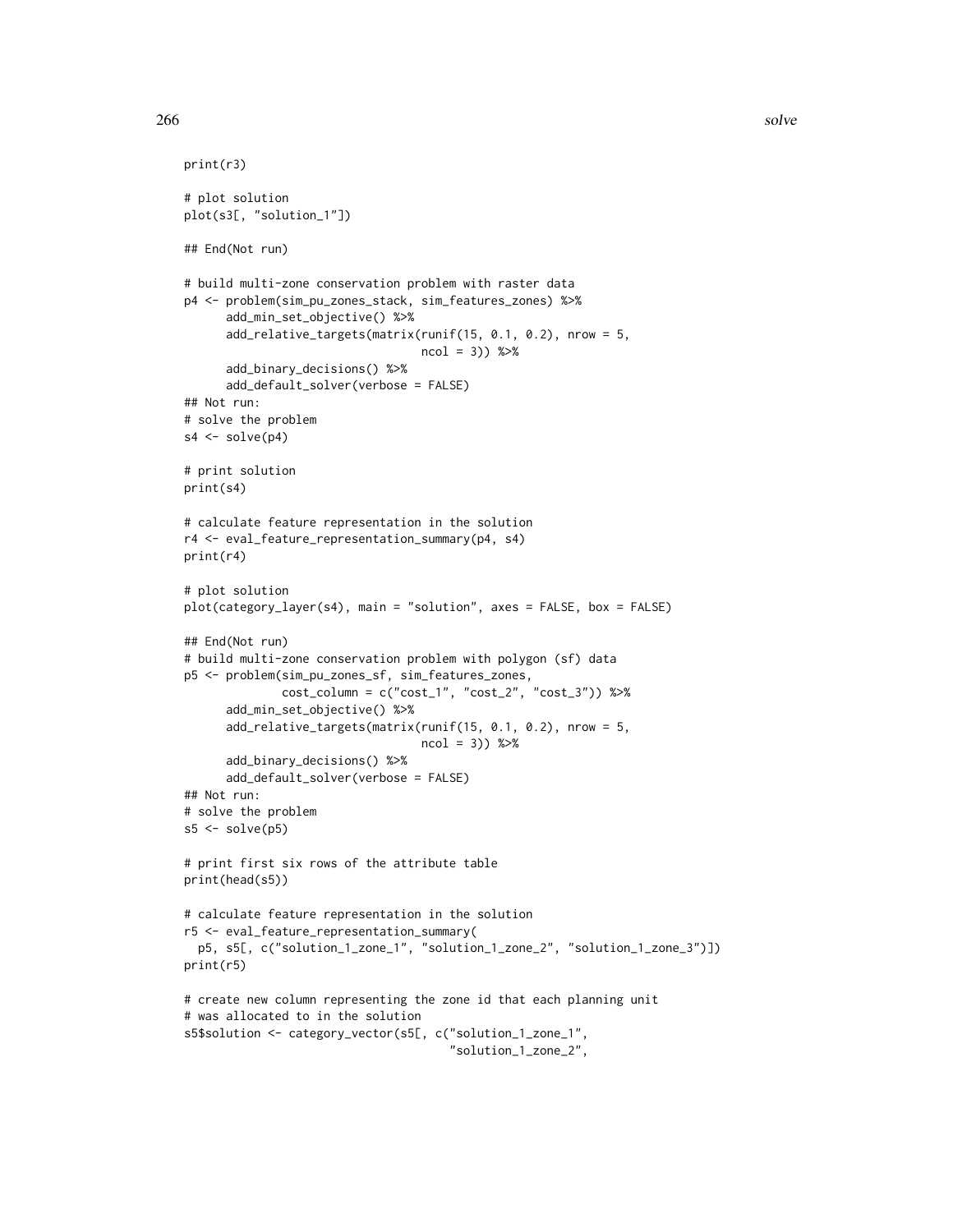```
print(r3)

# plot solution
plot(s3[, "solution_1"])

## End(Not run)

# build multi-zone conservation problem with raster data
p4 <- problem(sim_pu_zones_stack, sim_features_zones) %>%
      add_min_set_objective() %>%
      add_relative_targets(matrix(runif(15, 0.1, 0.2), nrow = 5,
                                  ncol = 3)) %>%
      add_binary_decisions() %>%
      add_default_solver(verbose = FALSE)
## Not run:
# solve the problem
s4 <- solve(p4)

# print solution
print(s4)

# calculate feature representation in the solution
r4 <- eval_feature_representation_summary(p4, s4)
print(r4)

# plot solution
plot(category_layer(s4), main = "solution", axes = FALSE, box = FALSE)

## End(Not run)
# build multi-zone conservation problem with polygon (sf) data
p5 <- problem(sim_pu_zones_sf, sim_features_zones,
              cost_column = c("cost_1", "cost_2", "cost_3")) %>%
      add_min_set_objective() %>%
      add_relative_targets(matrix(runif(15, 0.1, 0.2), nrow = 5,
                                  ncol = 3)) %>%
      add_binary_decisions() %>%
      add_default_solver(verbose = FALSE)
## Not run:
# solve the problem
s5 <- solve(p5)

# print first six rows of the attribute table
print(head(s5))

# calculate feature representation in the solution
r5 <- eval_feature_representation_summary(
  p5, s5[, c("solution_1_zone_1", "solution_1_zone_2", "solution_1_zone_3")])
print(r5)

# create new column representing the zone id that each planning unit
# was allocated to in the solution
s5$solution <- category_vector(s5[, c("solution_1_zone_1",
                                      "solution_1_zone_2",
```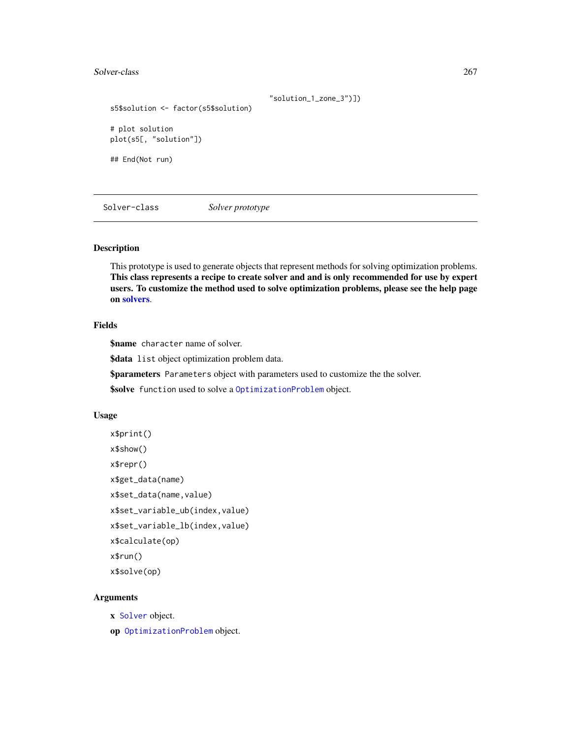```
                                        "solution_1_zone_3")])
s5$solution <- factor(s5$solution)

# plot solution
plot(s5[, "solution"])

## End(Not run)
```

---

Solver-class    *Solver prototype*

---

## Description

This prototype is used to generate objects that represent methods for solving optimization problems. **This class represents a recipe to create solver and and is only recommended for use by expert users. To customize the method used to solve optimization problems, please see the help page on solvers.**

## Fields

**$name** `character` name of solver.

**$data** `list` object optimization problem data.

**$parameters** `Parameters` object with parameters used to customize the the solver.

**$solve** `function` used to solve a `OptimizationProblem` object.

## Usage

```
x$print()

x$show()

x$repr()

x$get_data(name)

x$set_data(name,value)

x$set_variable_ub(index,value)

x$set_variable_lb(index,value)

x$calculate(op)

x$run()

x$solve(op)
```

## Arguments

**x** `Solver` object.

**op** `OptimizationProblem` object.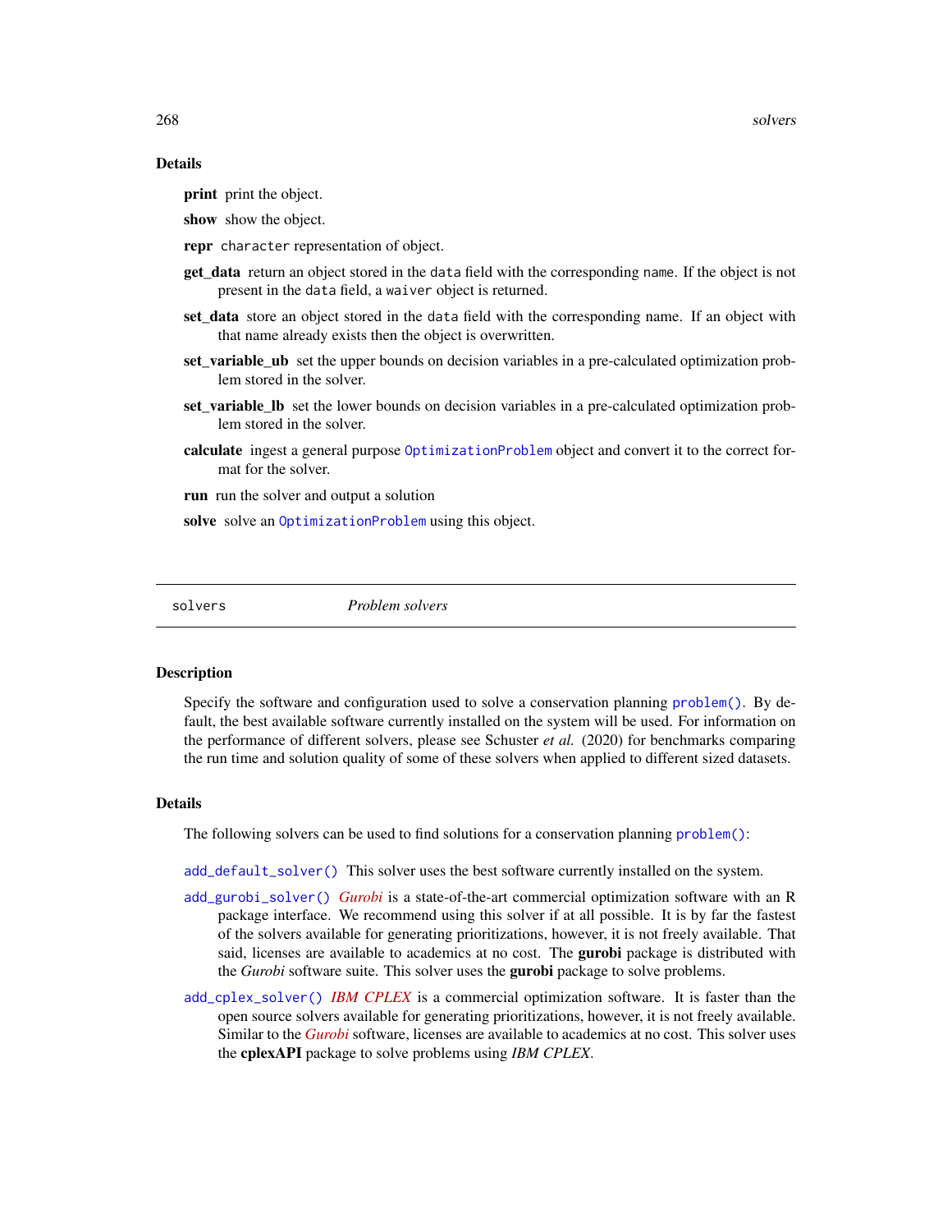## Details

**print** print the object.

**show** show the object.

**repr** `character` representation of object.

**get_data** return an object stored in the `data` field with the corresponding `name`. If the object is not present in the `data` field, a `waiver` object is returned.

**set_data** store an object stored in the `data` field with the corresponding name. If an object with that name already exists then the object is overwritten.

**set_variable_ub** set the upper bounds on decision variables in a pre-calculated optimization problem stored in the solver.

**set_variable_lb** set the lower bounds on decision variables in a pre-calculated optimization problem stored in the solver.

**calculate** ingest a general purpose `OptimizationProblem` object and convert it to the correct format for the solver.

**run** run the solver and output a solution

**solve** solve an `OptimizationProblem` using this object.

---

`solvers` *Problem solvers*

---

## Description

Specify the software and configuration used to solve a conservation planning `problem()`. By default, the best available software currently installed on the system will be used. For information on the performance of different solvers, please see Schuster *et al.* (2020) for benchmarks comparing the run time and solution quality of some of these solvers when applied to different sized datasets.

## Details

The following solvers can be used to find solutions for a conservation planning `problem()`:

`add_default_solver()` This solver uses the best software currently installed on the system.

`add_gurobi_solver()` *Gurobi* is a state-of-the-art commercial optimization software with an R package interface. We recommend using this solver if at all possible. It is by far the fastest of the solvers available for generating prioritizations, however, it is not freely available. That said, licenses are available to academics at no cost. The **gurobi** package is distributed with the *Gurobi* software suite. This solver uses the **gurobi** package to solve problems.

`add_cplex_solver()` *IBM CPLEX* is a commercial optimization software. It is faster than the open source solvers available for generating prioritizations, however, it is not freely available. Similar to the *Gurobi* software, licenses are available to academics at no cost. This solver uses the **cplexAPI** package to solve problems using *IBM CPLEX*.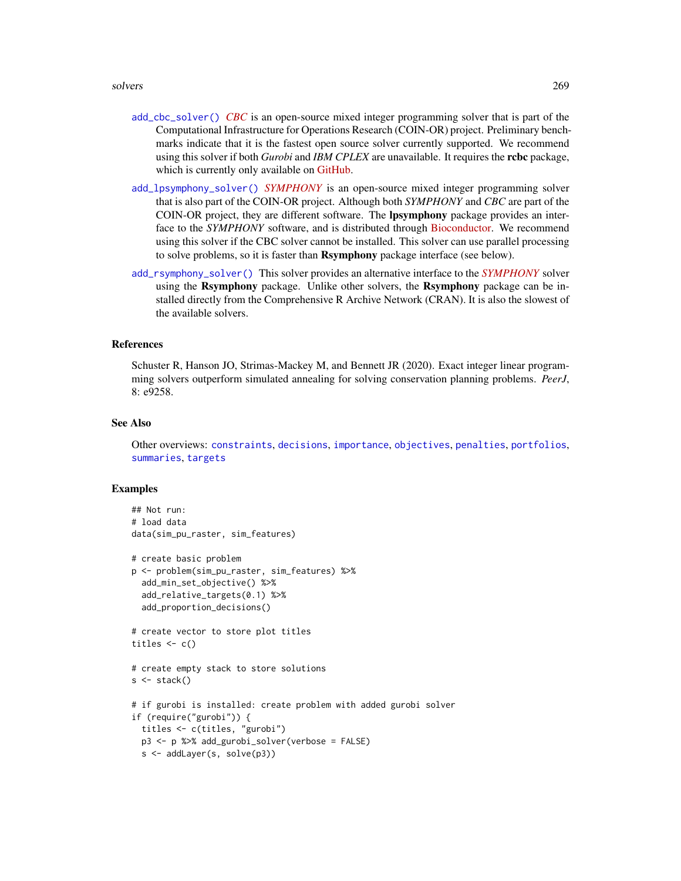`add_cbc_solver()` *CBC* is an open-source mixed integer programming solver that is part of the Computational Infrastructure for Operations Research (COIN-OR) project. Preliminary benchmarks indicate that it is the fastest open source solver currently supported. We recommend using this solver if both *Gurobi* and *IBM CPLEX* are unavailable. It requires the **rcbc** package, which is currently only available on GitHub.

`add_lpsymphony_solver()` *SYMPHONY* is an open-source mixed integer programming solver that is also part of the COIN-OR project. Although both *SYMPHONY* and *CBC* are part of the COIN-OR project, they are different software. The **lpsymphony** package provides an interface to the *SYMPHONY* software, and is distributed through Bioconductor. We recommend using this solver if the CBC solver cannot be installed. This solver can use parallel processing to solve problems, so it is faster than **Rsymphony** package interface (see below).

`add_rsymphony_solver()` This solver provides an alternative interface to the *SYMPHONY* solver using the **Rsymphony** package. Unlike other solvers, the **Rsymphony** package can be installed directly from the Comprehensive R Archive Network (CRAN). It is also the slowest of the available solvers.

## References

Schuster R, Hanson JO, Strimas-Mackey M, and Bennett JR (2020). Exact integer linear programming solvers outperform simulated annealing for solving conservation planning problems. *PeerJ*, 8: e9258.

## See Also

Other overviews: `constraints`, `decisions`, `importance`, `objectives`, `penalties`, `portfolios`, `summaries`, `targets`

## Examples

```
## Not run:
# load data
data(sim_pu_raster, sim_features)

# create basic problem
p <- problem(sim_pu_raster, sim_features) %>%
  add_min_set_objective() %>%
  add_relative_targets(0.1) %>%
  add_proportion_decisions()

# create vector to store plot titles
titles <- c()

# create empty stack to store solutions
s <- stack()

# if gurobi is installed: create problem with added gurobi solver
if (require("gurobi")) {
  titles <- c(titles, "gurobi")
  p3 <- p %>% add_gurobi_solver(verbose = FALSE)
  s <- addLayer(s, solve(p3))
```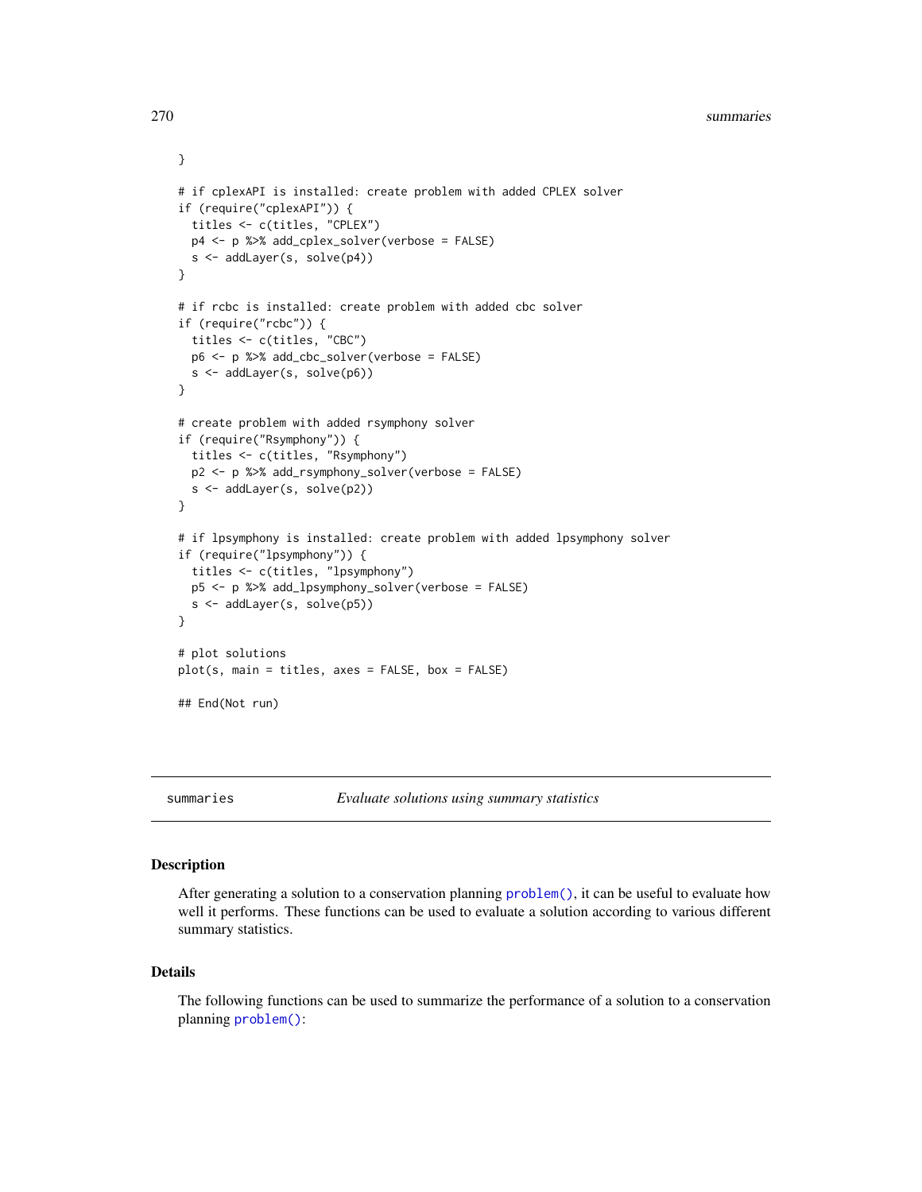```
}

# if cplexAPI is installed: create problem with added CPLEX solver
if (require("cplexAPI")) {
  titles <- c(titles, "CPLEX")
  p4 <- p %>% add_cplex_solver(verbose = FALSE)
  s <- addLayer(s, solve(p4))
}

# if rcbc is installed: create problem with added cbc solver
if (require("rcbc")) {
  titles <- c(titles, "CBC")
  p6 <- p %>% add_cbc_solver(verbose = FALSE)
  s <- addLayer(s, solve(p6))
}

# create problem with added rsymphony solver
if (require("Rsymphony")) {
  titles <- c(titles, "Rsymphony")
  p2 <- p %>% add_rsymphony_solver(verbose = FALSE)
  s <- addLayer(s, solve(p2))
}

# if lpsymphony is installed: create problem with added lpsymphony solver
if (require("lpsymphony")) {
  titles <- c(titles, "lpsymphony")
  p5 <- p %>% add_lpsymphony_solver(verbose = FALSE)
  s <- addLayer(s, solve(p5))
}

# plot solutions
plot(s, main = titles, axes = FALSE, box = FALSE)

## End(Not run)
```

---

## summaries    *Evaluate solutions using summary statistics*

---

### Description

After generating a solution to a conservation planning `problem()`, it can be useful to evaluate how well it performs. These functions can be used to evaluate a solution according to various different summary statistics.

### Details

The following functions can be used to summarize the performance of a solution to a conservation planning `problem()`: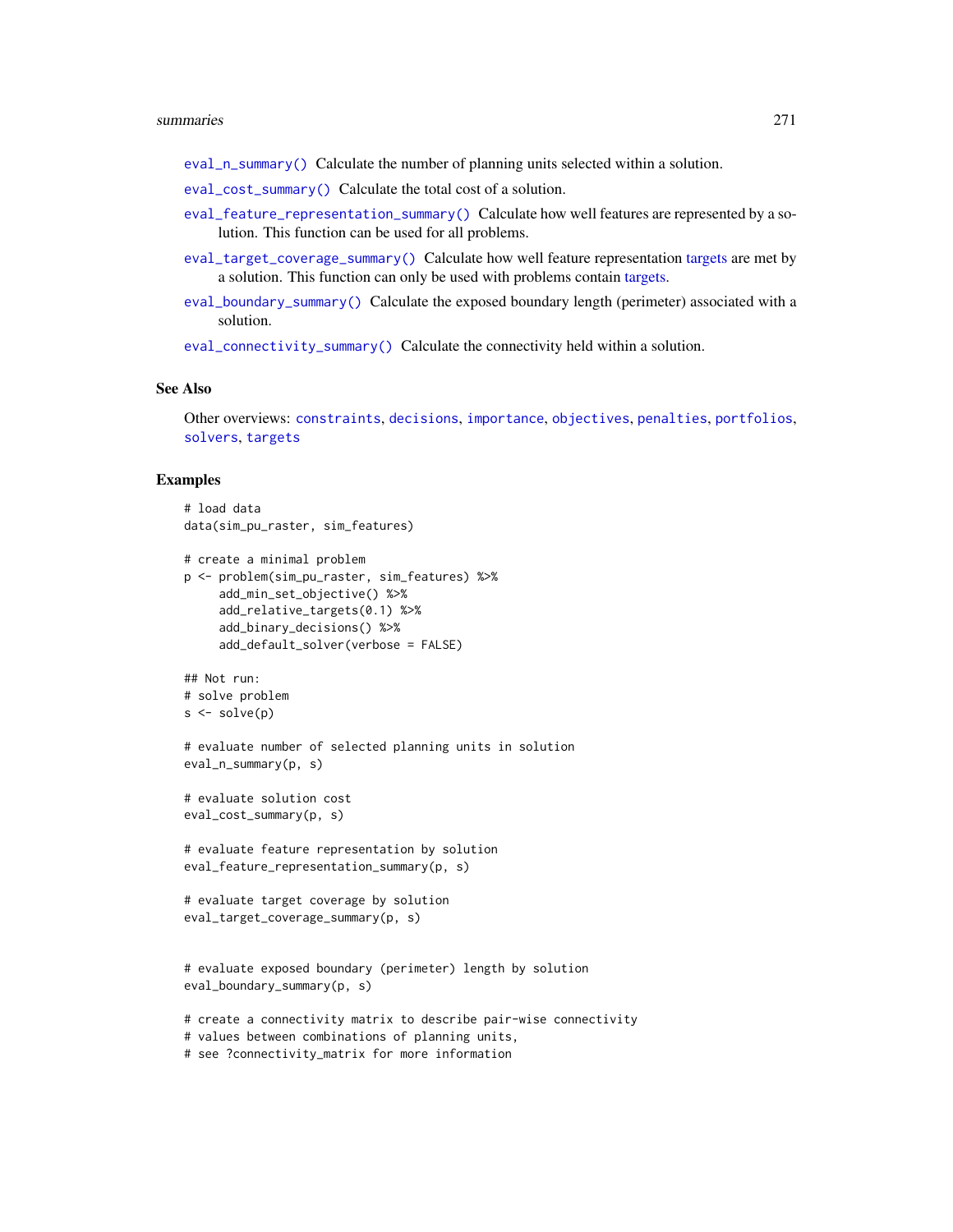- `eval_n_summary()` Calculate the number of planning units selected within a solution.
- `eval_cost_summary()` Calculate the total cost of a solution.
- `eval_feature_representation_summary()` Calculate how well features are represented by a solution. This function can be used for all problems.
- `eval_target_coverage_summary()` Calculate how well feature representation targets are met by a solution. This function can only be used with problems contain targets.
- `eval_boundary_summary()` Calculate the exposed boundary length (perimeter) associated with a solution.
- `eval_connectivity_summary()` Calculate the connectivity held within a solution.

### See Also

Other overviews: `constraints`, `decisions`, `importance`, `objectives`, `penalties`, `portfolios`, `solvers`, `targets`

### Examples

```
# load data
data(sim_pu_raster, sim_features)

# create a minimal problem
p <- problem(sim_pu_raster, sim_features) %>%
     add_min_set_objective() %>%
     add_relative_targets(0.1) %>%
     add_binary_decisions() %>%
     add_default_solver(verbose = FALSE)

## Not run:
# solve problem
s <- solve(p)

# evaluate number of selected planning units in solution
eval_n_summary(p, s)

# evaluate solution cost
eval_cost_summary(p, s)

# evaluate feature representation by solution
eval_feature_representation_summary(p, s)

# evaluate target coverage by solution
eval_target_coverage_summary(p, s)


# evaluate exposed boundary (perimeter) length by solution
eval_boundary_summary(p, s)

# create a connectivity matrix to describe pair-wise connectivity
# values between combinations of planning units,
# see ?connectivity_matrix for more information
```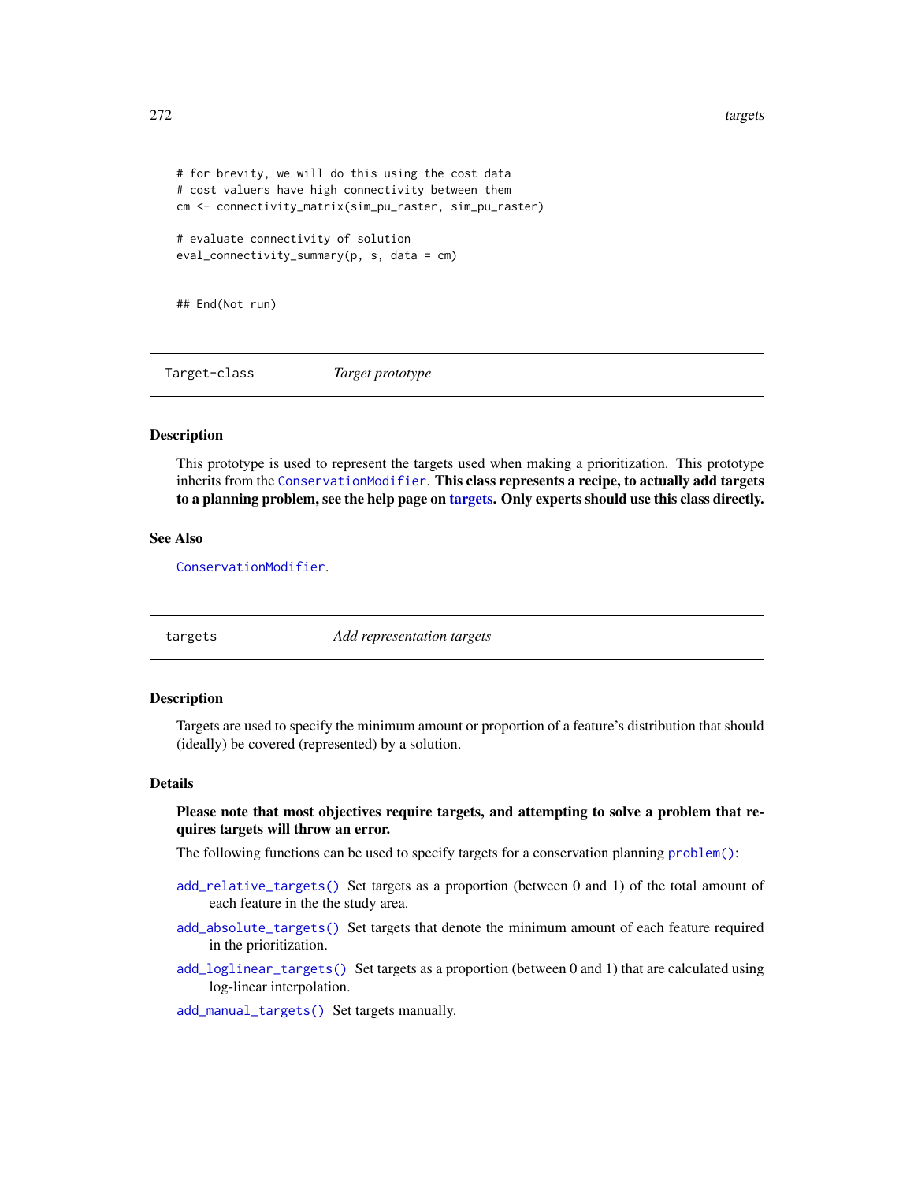```
# for brevity, we will do this using the cost data
# cost valuers have high connectivity between them
cm <- connectivity_matrix(sim_pu_raster, sim_pu_raster)

# evaluate connectivity of solution
eval_connectivity_summary(p, s, data = cm)


## End(Not run)
```

## Target-class — *Target prototype*

### Description

This prototype is used to represent the targets used when making a prioritization. This prototype inherits from the ConservationModifier. **This class represents a recipe, to actually add targets to a planning problem, see the help page on targets. Only experts should use this class directly.**

### See Also

ConservationModifier.

## targets — *Add representation targets*

### Description

Targets are used to specify the minimum amount or proportion of a feature's distribution that should (ideally) be covered (represented) by a solution.

### Details

**Please note that most objectives require targets, and attempting to solve a problem that requires targets will throw an error.**

The following functions can be used to specify targets for a conservation planning problem():

- add_relative_targets() Set targets as a proportion (between 0 and 1) of the total amount of each feature in the the study area.
- add_absolute_targets() Set targets that denote the minimum amount of each feature required in the prioritization.
- add_loglinear_targets() Set targets as a proportion (between 0 and 1) that are calculated using log-linear interpolation.
- add_manual_targets() Set targets manually.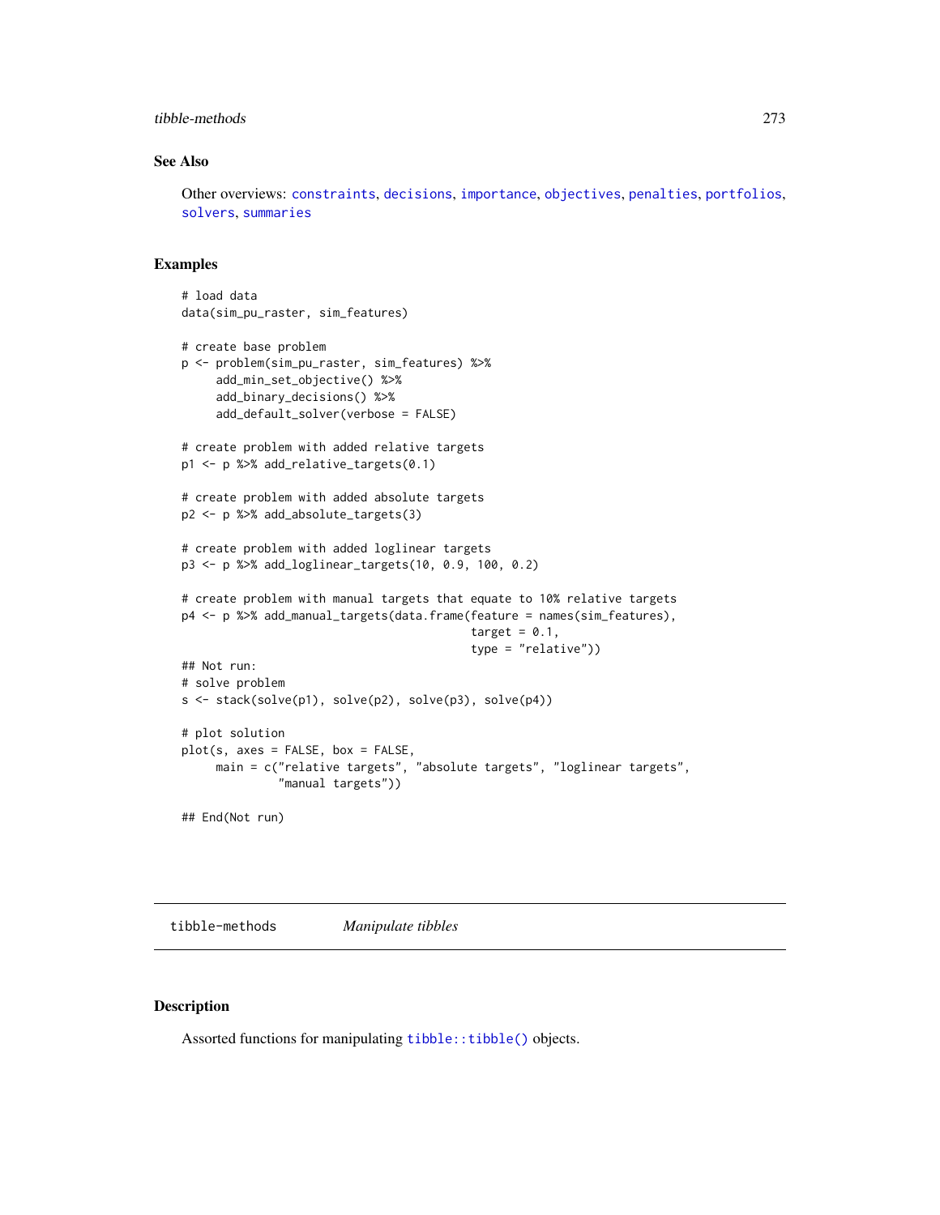## See Also

Other overviews: constraints, decisions, importance, objectives, penalties, portfolios, solvers, summaries

## Examples

```
# load data
data(sim_pu_raster, sim_features)

# create base problem
p <- problem(sim_pu_raster, sim_features) %>%
     add_min_set_objective() %>%
     add_binary_decisions() %>%
     add_default_solver(verbose = FALSE)

# create problem with added relative targets
p1 <- p %>% add_relative_targets(0.1)

# create problem with added absolute targets
p2 <- p %>% add_absolute_targets(3)

# create problem with added loglinear targets
p3 <- p %>% add_loglinear_targets(10, 0.9, 100, 0.2)

# create problem with manual targets that equate to 10% relative targets
p4 <- p %>% add_manual_targets(data.frame(feature = names(sim_features),
                                          target = 0.1,
                                          type = "relative"))
## Not run:
# solve problem
s <- stack(solve(p1), solve(p2), solve(p3), solve(p4))

# plot solution
plot(s, axes = FALSE, box = FALSE,
     main = c("relative targets", "absolute targets", "loglinear targets",
              "manual targets"))

## End(Not run)
```

---

# tibble-methods *Manipulate tibbles*

## Description

Assorted functions for manipulating tibble::tibble() objects.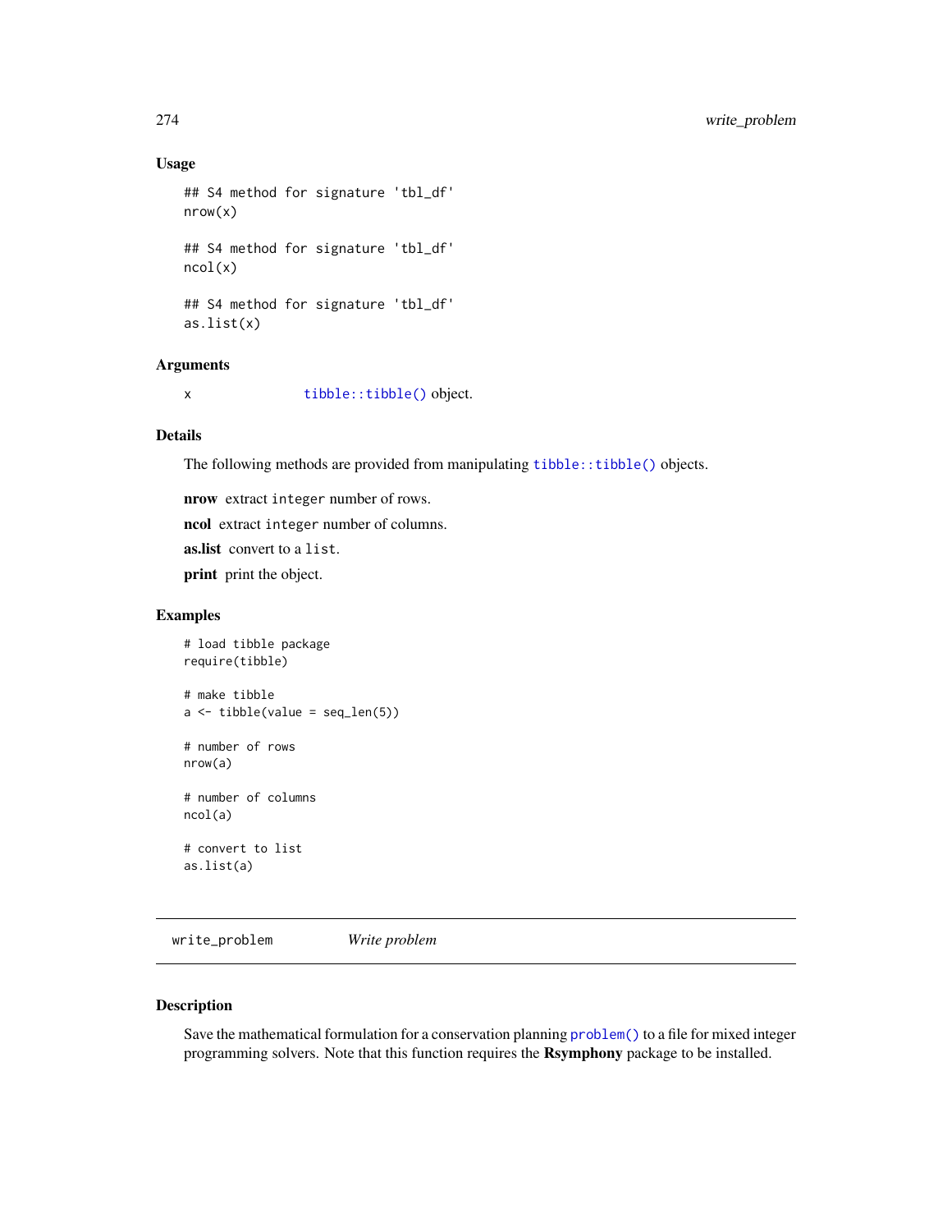### Usage

```
## S4 method for signature 'tbl_df'
nrow(x)

## S4 method for signature 'tbl_df'
ncol(x)

## S4 method for signature 'tbl_df'
as.list(x)
```

### Arguments

x `tibble::tibble()` object.

### Details

The following methods are provided from manipulating `tibble::tibble()` objects.

**nrow** extract `integer` number of rows.

**ncol** extract `integer` number of columns.

**as.list** convert to a `list`.

**print** print the object.

### Examples

```
# load tibble package
require(tibble)

# make tibble
a <- tibble(value = seq_len(5))

# number of rows
nrow(a)

# number of columns
ncol(a)

# convert to list
as.list(a)
```

---

## write_problem *Write problem*

### Description

Save the mathematical formulation for a conservation planning `problem()` to a file for mixed integer programming solvers. Note that this function requires the **Rsymphony** package to be installed.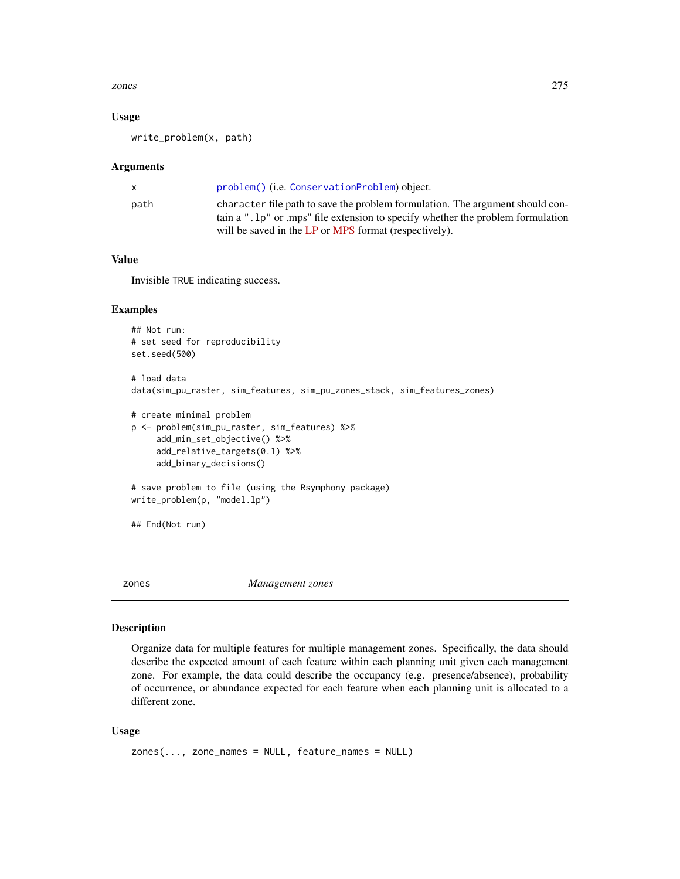### Usage

```
write_problem(x, path)
```

### Arguments

| | |
|---|---|
| x | problem() (i.e. ConservationProblem) object. |
| path | character file path to save the problem formulation. The argument should contain a ".lp" or .mps" file extension to specify whether the problem formulation will be saved in the LP or MPS format (respectively). |

### Value

Invisible TRUE indicating success.

### Examples

```
## Not run:
# set seed for reproducibility
set.seed(500)

# load data
data(sim_pu_raster, sim_features, sim_pu_zones_stack, sim_features_zones)

# create minimal problem
p <- problem(sim_pu_raster, sim_features) %>%
     add_min_set_objective() %>%
     add_relative_targets(0.1) %>%
     add_binary_decisions()

# save problem to file (using the Rsymphony package)
write_problem(p, "model.lp")

## End(Not run)
```

---

## zones — *Management zones*

### Description

Organize data for multiple features for multiple management zones. Specifically, the data should describe the expected amount of each feature within each planning unit given each management zone. For example, the data could describe the occupancy (e.g. presence/absence), probability of occurrence, or abundance expected for each feature when each planning unit is allocated to a different zone.

### Usage

```
zones(..., zone_names = NULL, feature_names = NULL)
```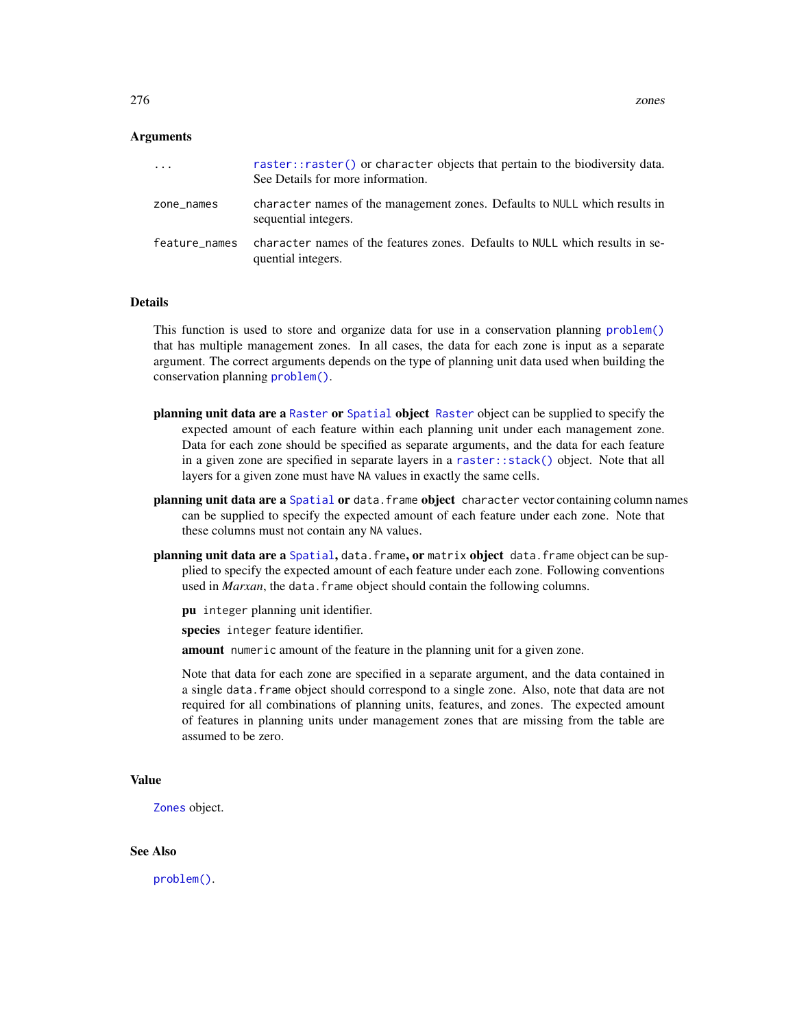## Arguments

| | |
|---|---|
| `...` | `raster::raster()` or `character` objects that pertain to the biodiversity data. See Details for more information. |
| `zone_names` | `character` names of the management zones. Defaults to `NULL` which results in sequential integers. |
| `feature_names` | `character` names of the features zones. Defaults to `NULL` which results in sequential integers. |

## Details

This function is used to store and organize data for use in a conservation planning `problem()` that has multiple management zones. In all cases, the data for each zone is input as a separate argument. The correct arguments depends on the type of planning unit data used when building the conservation planning `problem()`.

**planning unit data are a `Raster` or `Spatial` object** `Raster` object can be supplied to specify the expected amount of each feature within each planning unit under each management zone. Data for each zone should be specified as separate arguments, and the data for each feature in a given zone are specified in separate layers in a `raster::stack()` object. Note that all layers for a given zone must have `NA` values in exactly the same cells.

**planning unit data are a `Spatial` or `data.frame` object** `character` vector containing column names can be supplied to specify the expected amount of each feature under each zone. Note that these columns must not contain any `NA` values.

**planning unit data are a `Spatial`, `data.frame`, or `matrix` object** `data.frame` object can be supplied to specify the expected amount of each feature under each zone. Following conventions used in *Marxan*, the `data.frame` object should contain the following columns.

**pu** `integer` planning unit identifier.

**species** `integer` feature identifier.

**amount** `numeric` amount of the feature in the planning unit for a given zone.

Note that data for each zone are specified in a separate argument, and the data contained in a single `data.frame` object should correspond to a single zone. Also, note that data are not required for all combinations of planning units, features, and zones. The expected amount of features in planning units under management zones that are missing from the table are assumed to be zero.

## Value

`Zones` object.

## See Also

`problem()`.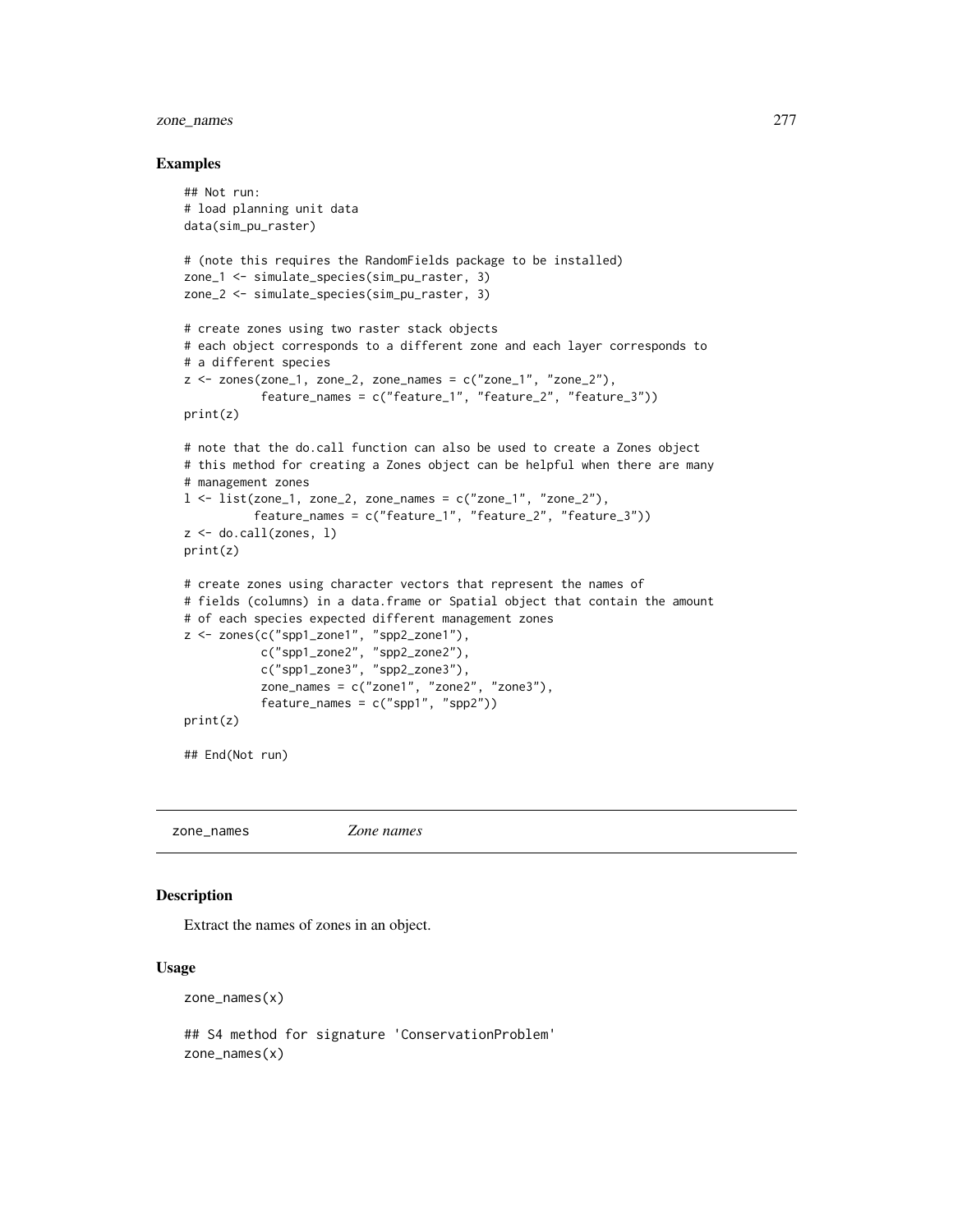## Examples

```
## Not run:
# load planning unit data
data(sim_pu_raster)

# (note this requires the RandomFields package to be installed)
zone_1 <- simulate_species(sim_pu_raster, 3)
zone_2 <- simulate_species(sim_pu_raster, 3)

# create zones using two raster stack objects
# each object corresponds to a different zone and each layer corresponds to
# a different species
z <- zones(zone_1, zone_2, zone_names = c("zone_1", "zone_2"),
           feature_names = c("feature_1", "feature_2", "feature_3"))
print(z)

# note that the do.call function can also be used to create a Zones object
# this method for creating a Zones object can be helpful when there are many
# management zones
l <- list(zone_1, zone_2, zone_names = c("zone_1", "zone_2"),
          feature_names = c("feature_1", "feature_2", "feature_3"))
z <- do.call(zones, l)
print(z)

# create zones using character vectors that represent the names of
# fields (columns) in a data.frame or Spatial object that contain the amount
# of each species expected different management zones
z <- zones(c("spp1_zone1", "spp2_zone1"),
           c("spp1_zone2", "spp2_zone2"),
           c("spp1_zone3", "spp2_zone3"),
           zone_names = c("zone1", "zone2", "zone3"),
           feature_names = c("spp1", "spp2"))
print(z)

## End(Not run)
```

---

# zone_names *Zone names*

---

## Description

Extract the names of zones in an object.

## Usage

```
zone_names(x)

## S4 method for signature 'ConservationProblem'
zone_names(x)
```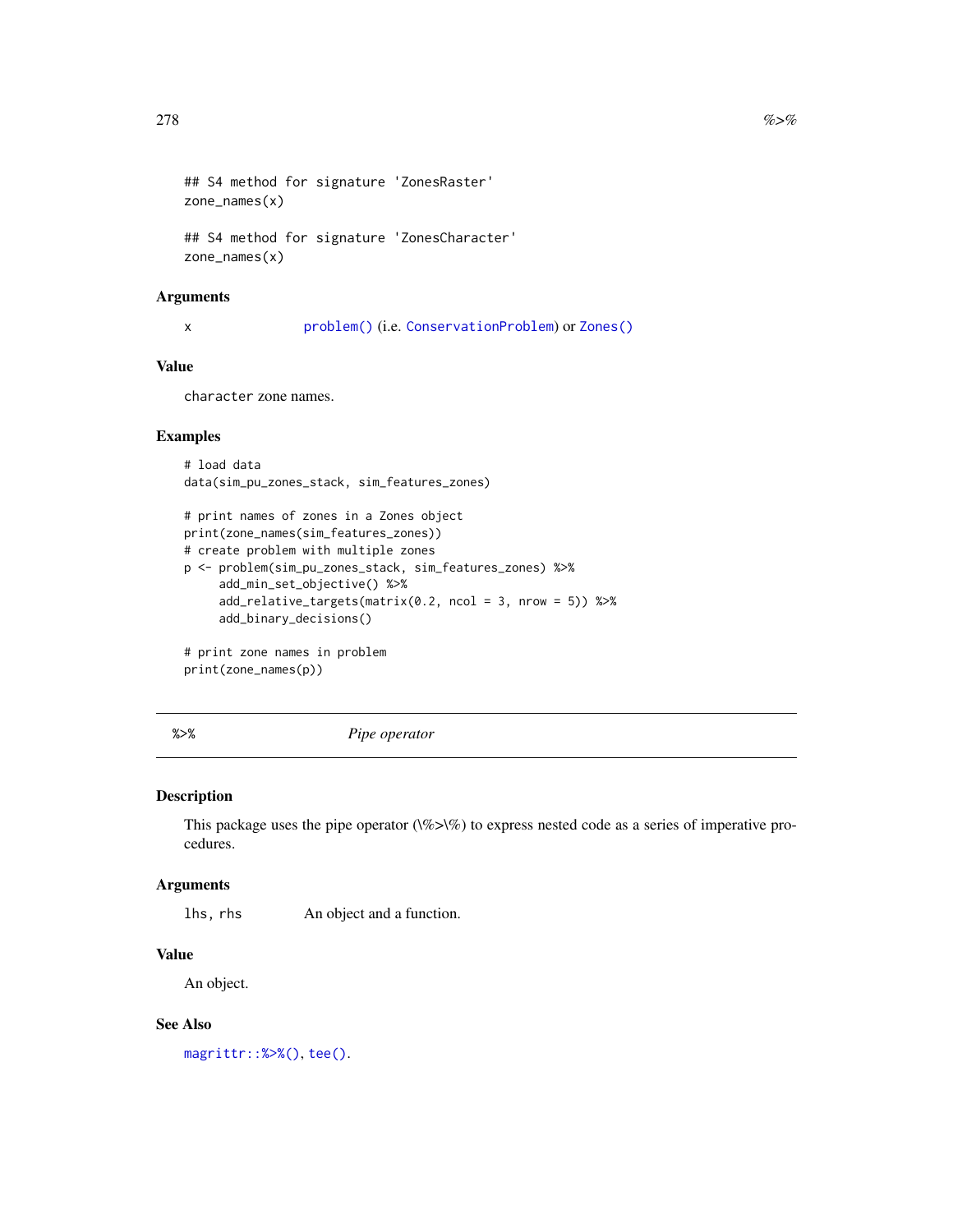```
## S4 method for signature 'ZonesRaster'
zone_names(x)

## S4 method for signature 'ZonesCharacter'
zone_names(x)
```

### Arguments

x    problem() (i.e. ConservationProblem) or Zones()

### Value

character zone names.

### Examples

```
# load data
data(sim_pu_zones_stack, sim_features_zones)

# print names of zones in a Zones object
print(zone_names(sim_features_zones))
# create problem with multiple zones
p <- problem(sim_pu_zones_stack, sim_features_zones) %>%
     add_min_set_objective() %>%
     add_relative_targets(matrix(0.2, ncol = 3, nrow = 5)) %>%
     add_binary_decisions()

# print zone names in problem
print(zone_names(p))
```

---

## %>%    *Pipe operator*

### Description

This package uses the pipe operator (\%>\%) to express nested code as a series of imperative procedures.

### Arguments

lhs, rhs    An object and a function.

### Value

An object.

### See Also

magrittr::%>%(), tee().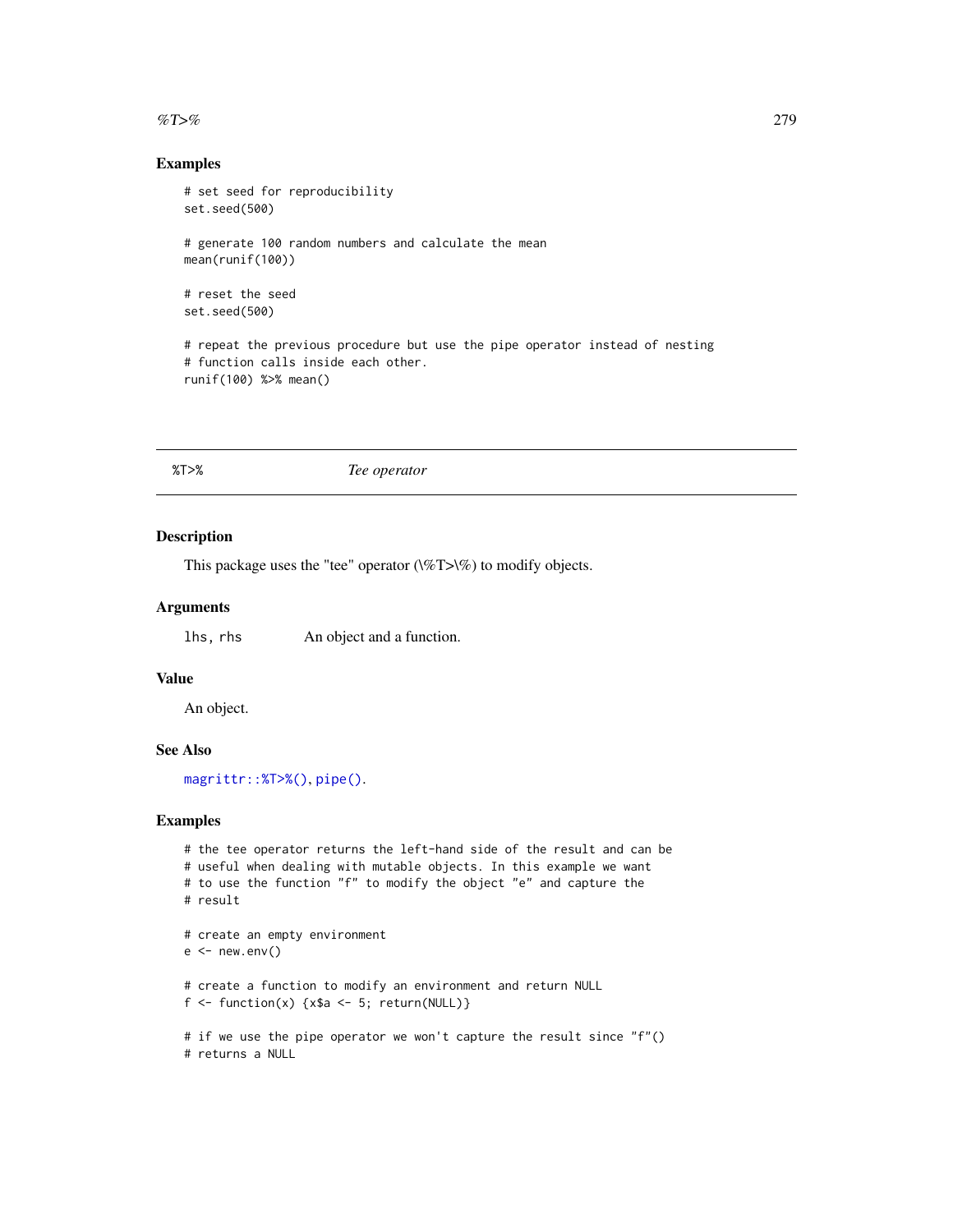## Examples

```
# set seed for reproducibility
set.seed(500)

# generate 100 random numbers and calculate the mean
mean(runif(100))

# reset the seed
set.seed(500)

# repeat the previous procedure but use the pipe operator instead of nesting
# function calls inside each other.
runif(100) %>% mean()
```

---

# %T>% *Tee operator*

---

## Description

This package uses the "tee" operator (\%T>\%) to modify objects.

## Arguments

| | |
|---|---|
| lhs, rhs | An object and a function. |

## Value

An object.

## See Also

magrittr::%T>%(), pipe().

## Examples

```
# the tee operator returns the left-hand side of the result and can be
# useful when dealing with mutable objects. In this example we want
# to use the function "f" to modify the object "e" and capture the
# result

# create an empty environment
e <- new.env()

# create a function to modify an environment and return NULL
f <- function(x) {x$a <- 5; return(NULL)}

# if we use the pipe operator we won't capture the result since "f"()
# returns a NULL
```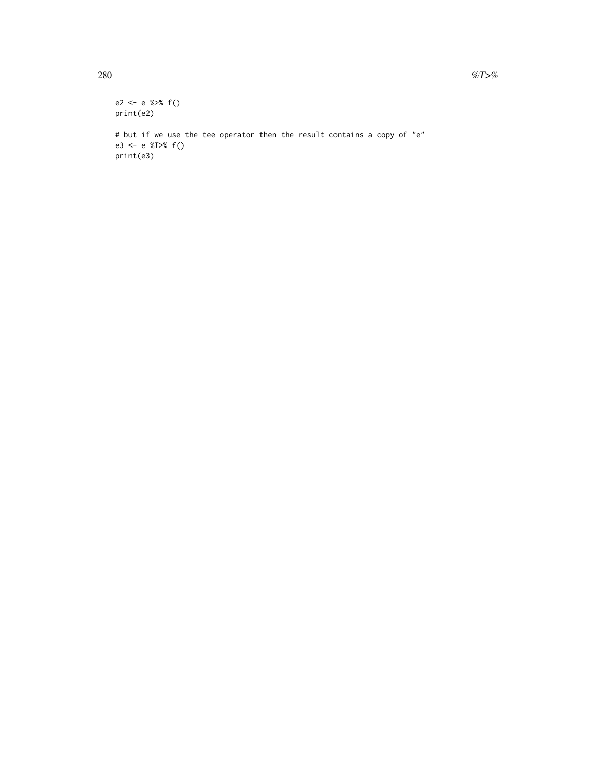```
e2 <- e %>% f()
print(e2)

# but if we use the tee operator then the result contains a copy of "e"
e3 <- e %T>% f()
print(e3)
```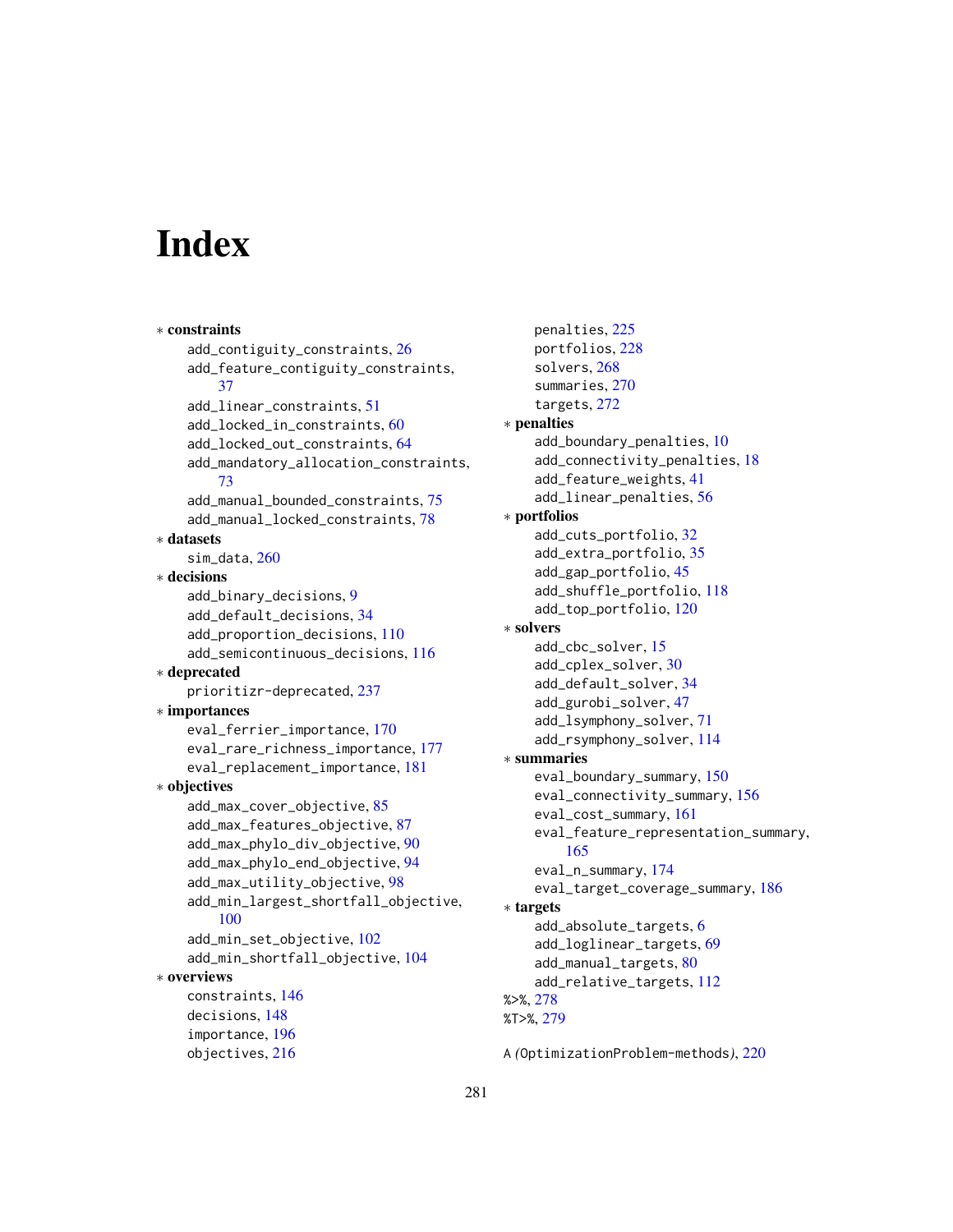# Index

∗ **constraints**
add_contiguity_constraints, 26
add_feature_contiguity_constraints, 37
add_linear_constraints, 51
add_locked_in_constraints, 60
add_locked_out_constraints, 64
add_mandatory_allocation_constraints, 73
add_manual_bounded_constraints, 75
add_manual_locked_constraints, 78

∗ **datasets**
sim_data, 260

∗ **decisions**
add_binary_decisions, 9
add_default_decisions, 34
add_proportion_decisions, 110
add_semicontinuous_decisions, 116

∗ **deprecated**
prioritizr-deprecated, 237

∗ **importances**
eval_ferrier_importance, 170
eval_rare_richness_importance, 177
eval_replacement_importance, 181

∗ **objectives**
add_max_cover_objective, 85
add_max_features_objective, 87
add_max_phylo_div_objective, 90
add_max_phylo_end_objective, 94
add_max_utility_objective, 98
add_min_largest_shortfall_objective, 100
add_min_set_objective, 102
add_min_shortfall_objective, 104

∗ **overviews**
constraints, 146
decisions, 148
importance, 196
objectives, 216
penalties, 225
portfolios, 228
solvers, 268
summaries, 270
targets, 272

∗ **penalties**
add_boundary_penalties, 10
add_connectivity_penalties, 18
add_feature_weights, 41
add_linear_penalties, 56

∗ **portfolios**
add_cuts_portfolio, 32
add_extra_portfolio, 35
add_gap_portfolio, 45
add_shuffle_portfolio, 118
add_top_portfolio, 120

∗ **solvers**
add_cbc_solver, 15
add_cplex_solver, 30
add_default_solver, 34
add_gurobi_solver, 47
add_lsymphony_solver, 71
add_rsymphony_solver, 114

∗ **summaries**
eval_boundary_summary, 150
eval_connectivity_summary, 156
eval_cost_summary, 161
eval_feature_representation_summary, 165
eval_n_summary, 174
eval_target_coverage_summary, 186

∗ **targets**
add_absolute_targets, 6
add_loglinear_targets, 69
add_manual_targets, 80
add_relative_targets, 112

%>%, 278
%T>%, 279

A *(*OptimizationProblem-methods*)*, 220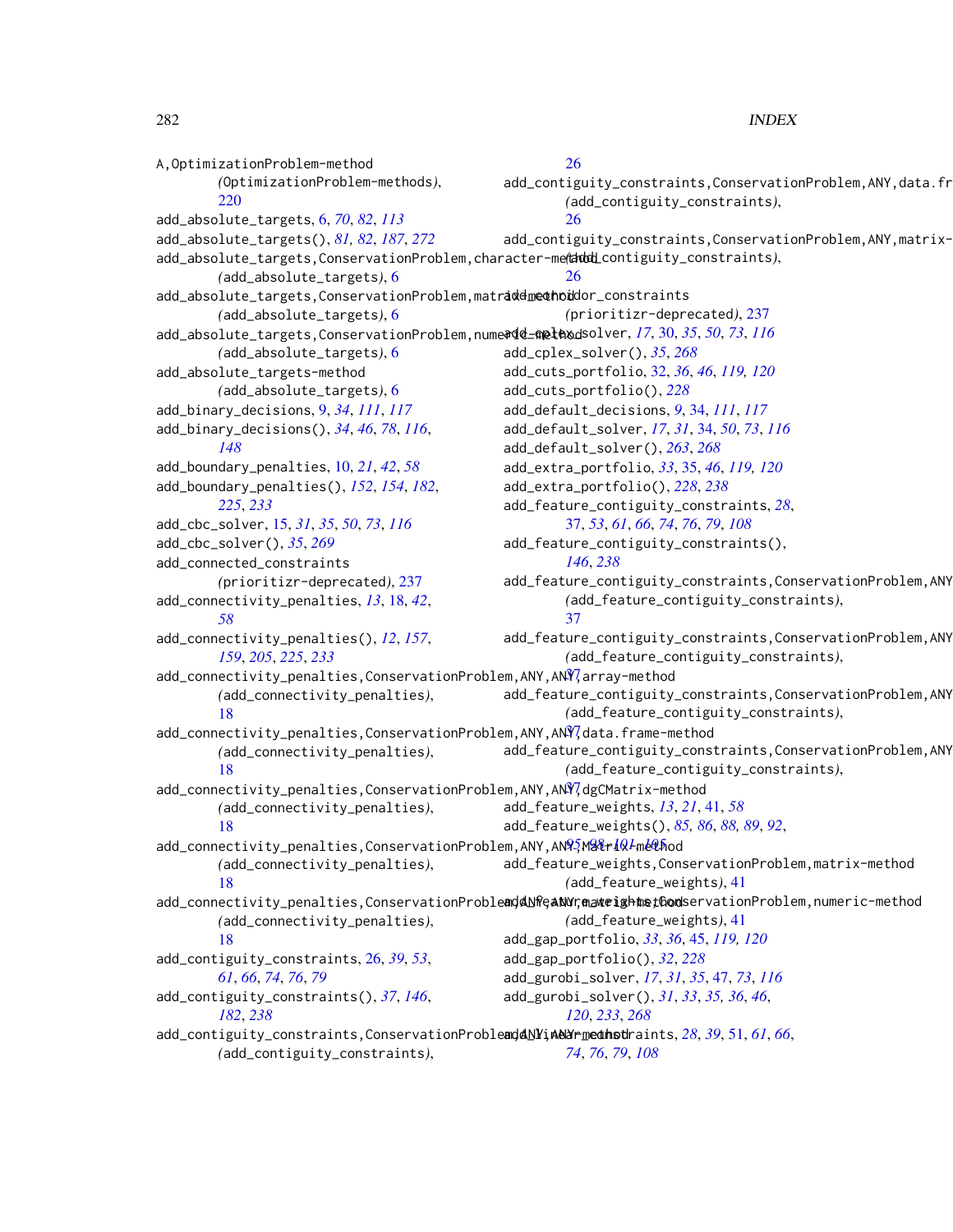A,OptimizationProblem-method
    (OptimizationProblem-methods), 220
add_absolute_targets, 6, 70, 82, 113
add_absolute_targets(), 81, 82, 187, 272
add_absolute_targets,ConservationProblem,character-method
    (add_absolute_targets), 6
add_absolute_targets,ConservationProblem,matrix-method
    (add_absolute_targets), 6
add_absolute_targets,ConservationProblem,numeric-method
    (add_absolute_targets), 6
add_absolute_targets-method
    (add_absolute_targets), 6
add_binary_decisions, 9, 34, 111, 117
add_binary_decisions(), 34, 46, 78, 116, 148
add_boundary_penalties, 10, 21, 42, 58
add_boundary_penalties(), 152, 154, 182, 225, 233
add_cbc_solver, 15, 31, 35, 50, 73, 116
add_cbc_solver(), 35, 269
add_connected_constraints
    (prioritizr-deprecated), 237
add_connectivity_penalties, 13, 18, 42, 58
add_connectivity_penalties(), 12, 157, 159, 205, 225, 233
add_connectivity_penalties,ConservationProblem,ANY,ANY,array-method
    (add_connectivity_penalties), 18
add_connectivity_penalties,ConservationProblem,ANY,ANY,data.frame-method
    (add_connectivity_penalties), 18
add_connectivity_penalties,ConservationProblem,ANY,ANY,dgCMatrix-method
    (add_connectivity_penalties), 18
add_connectivity_penalties,ConservationProblem,ANY,ANY,Matrix-method
    (add_connectivity_penalties), 18
add_connectivity_penalties,ConservationProblem,ANY,ANY,matrix-method
    (add_connectivity_penalties), 18
add_contiguity_constraints, 26, 39, 53, 61, 66, 74, 76, 79
add_contiguity_constraints(), 37, 146, 182, 238
add_contiguity_constraints,ConservationProblem,ANY,ANY-method
    (add_contiguity_constraints), 26
add_contiguity_constraints,ConservationProblem,ANY,data.frame-method
    (add_contiguity_constraints), 26
add_contiguity_constraints,ConservationProblem,ANY,matrix-method
    (add_contiguity_constraints), 26
add_corridor_constraints
    (prioritizr-deprecated), 237
add_cplex_solver, 17, 30, 35, 50, 73, 116
add_cplex_solver(), 35, 268
add_cuts_portfolio, 32, 36, 46, 119, 120
add_cuts_portfolio(), 228
add_default_decisions, 9, 34, 111, 117
add_default_solver, 17, 31, 34, 50, 73, 116
add_default_solver(), 263, 268
add_extra_portfolio, 33, 35, 46, 119, 120
add_extra_portfolio(), 228, 238
add_feature_contiguity_constraints, 28, 37, 53, 61, 66, 74, 76, 79, 108
add_feature_contiguity_constraints(), 146, 238
add_feature_contiguity_constraints,ConservationProblem,ANY
    (add_feature_contiguity_constraints), 37
add_feature_contiguity_constraints,ConservationProblem,ANY
    (add_feature_contiguity_constraints), 37
add_feature_contiguity_constraints,ConservationProblem,ANY
    (add_feature_contiguity_constraints), 37
add_feature_contiguity_constraints,ConservationProblem,ANY
    (add_feature_contiguity_constraints), 37
add_feature_weights, 13, 21, 41, 58
add_feature_weights(), 85, 86, 88, 89, 92, 95, 98, 101, 105
add_feature_weights,ConservationProblem,matrix-method
    (add_feature_weights), 41
add_feature_weights,ConservationProblem,numeric-method
    (add_feature_weights), 41
add_gap_portfolio, 33, 36, 45, 119, 120
add_gap_portfolio(), 32, 228
add_gurobi_solver, 17, 31, 35, 47, 73, 116
add_gurobi_solver(), 31, 33, 35, 36, 46, 120, 233, 268
add_linear_constraints, 28, 39, 51, 61, 66, 74, 76, 79, 108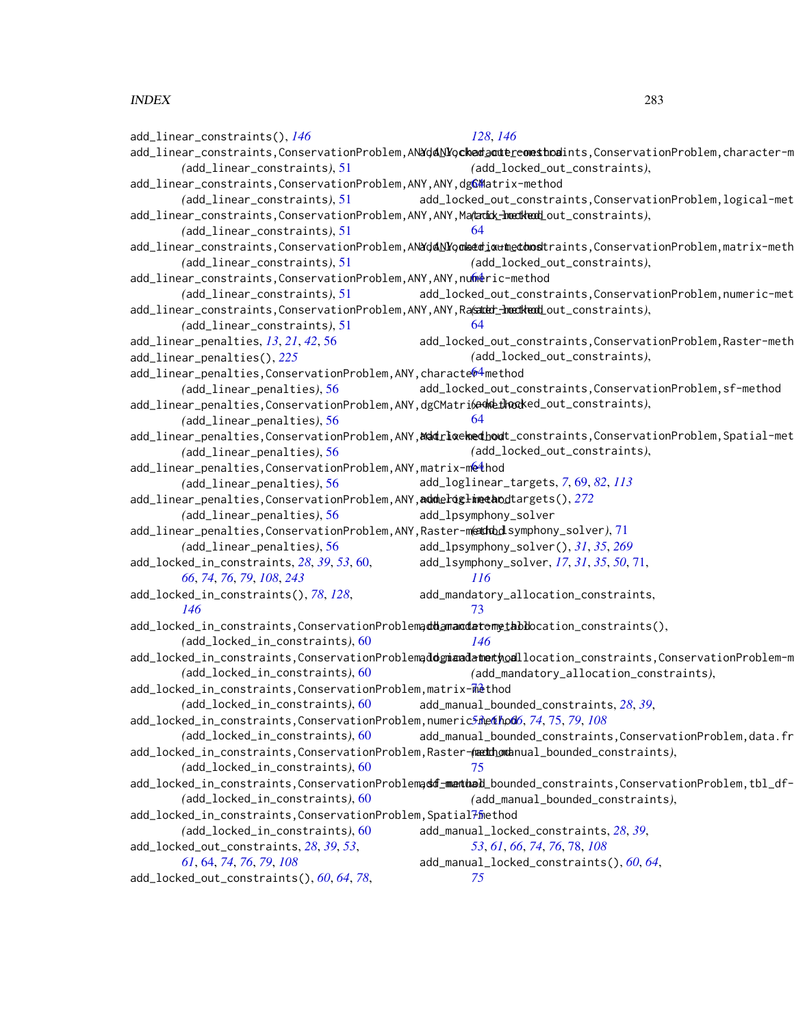add_linear_constraints(), *146*
add_linear_constraints,ConservationProblem,ANY,ANY,character-method (add_linear_constraints), 51
add_linear_constraints,ConservationProblem,ANY,ANY,dgCMatrix-method (add_linear_constraints), 51
add_linear_constraints,ConservationProblem,ANY,ANY,Matrix-method (add_linear_constraints), 51
add_linear_constraints,ConservationProblem,ANY,ANY,matrix-method (add_linear_constraints), 51
add_linear_constraints,ConservationProblem,ANY,ANY,numeric-method (add_linear_constraints), 51
add_linear_constraints,ConservationProblem,ANY,ANY,Raster-method (add_linear_constraints), 51
add_linear_penalties, *13*, *21*, *42*, 56
add_linear_penalties(), *225*
add_linear_penalties,ConservationProblem,ANY,character-method (add_linear_penalties), 56
add_linear_penalties,ConservationProblem,ANY,dgCMatrix-method (add_linear_penalties), 56
add_linear_penalties,ConservationProblem,ANY,Matrix-method (add_linear_penalties), 56
add_linear_penalties,ConservationProblem,ANY,matrix-method (add_linear_penalties), 56
add_linear_penalties,ConservationProblem,ANY,numeric-method (add_linear_penalties), 56
add_linear_penalties,ConservationProblem,ANY,Raster-method (add_linear_penalties), 56
add_locked_in_constraints, *28*, *39*, *53*, 60, *66*, *74*, *76*, *79*, *108*, *243*
add_locked_in_constraints(), *78*, *128*, *146*
add_locked_in_constraints,ConservationProblem,character-method (add_locked_in_constraints), 60
add_locked_in_constraints,ConservationProblem,logical-method (add_locked_in_constraints), 60
add_locked_in_constraints,ConservationProblem,matrix-method (add_locked_in_constraints), 60
add_locked_in_constraints,ConservationProblem,numeric-method (add_locked_in_constraints), 60
add_locked_in_constraints,ConservationProblem,Raster-method (add_locked_in_constraints), 60
add_locked_in_constraints,ConservationProblem,sf-method (add_locked_in_constraints), 60
add_locked_in_constraints,ConservationProblem,Spatial-method (add_locked_in_constraints), 60
add_locked_out_constraints, *28*, *39*, *53*, *61*, 64, *74*, *76*, *79*, *108*
add_locked_out_constraints(), *60*, *64*, *78*, *128*, *146*
add_locked_out_constraints,ConservationProblem,character-method (add_locked_out_constraints), 64
add_locked_out_constraints,ConservationProblem,logical-method (add_locked_out_constraints), 64
add_locked_out_constraints,ConservationProblem,matrix-method (add_locked_out_constraints), 64
add_locked_out_constraints,ConservationProblem,numeric-method (add_locked_out_constraints), 64
add_locked_out_constraints,ConservationProblem,Raster-method (add_locked_out_constraints), 64
add_locked_out_constraints,ConservationProblem,sf-method (add_locked_out_constraints), 64
add_locked_out_constraints,ConservationProblem,Spatial-method (add_locked_out_constraints), 64
add_loglinear_targets, *7*, 69, *82*, *113*
add_loglinear_targets(), *272*
add_lpsymphony_solver (add_rsymphony_solver), 71
add_lpsymphony_solver(), *31*, *35*, *269*
add_lsymphony_solver, *17*, *31*, *35*, *50*, 71, *116*
add_mandatory_allocation_constraints, 73
add_mandatory_allocation_constraints(), *146*
add_mandatory_allocation_constraints,ConservationProblem-method (add_mandatory_allocation_constraints), 73
add_manual_bounded_constraints, *28*, *39*, *53*, *61*, *66*, *74*, 75, *79*, *108*
add_manual_bounded_constraints,ConservationProblem,data.frame-method (add_manual_bounded_constraints), 75
add_manual_bounded_constraints,ConservationProblem,tbl_df-method (add_manual_bounded_constraints), 75
add_manual_locked_constraints, *28*, *39*, *53*, *61*, *66*, *74*, *76*, 78, *108*
add_manual_locked_constraints(), *60*, *64*, *75*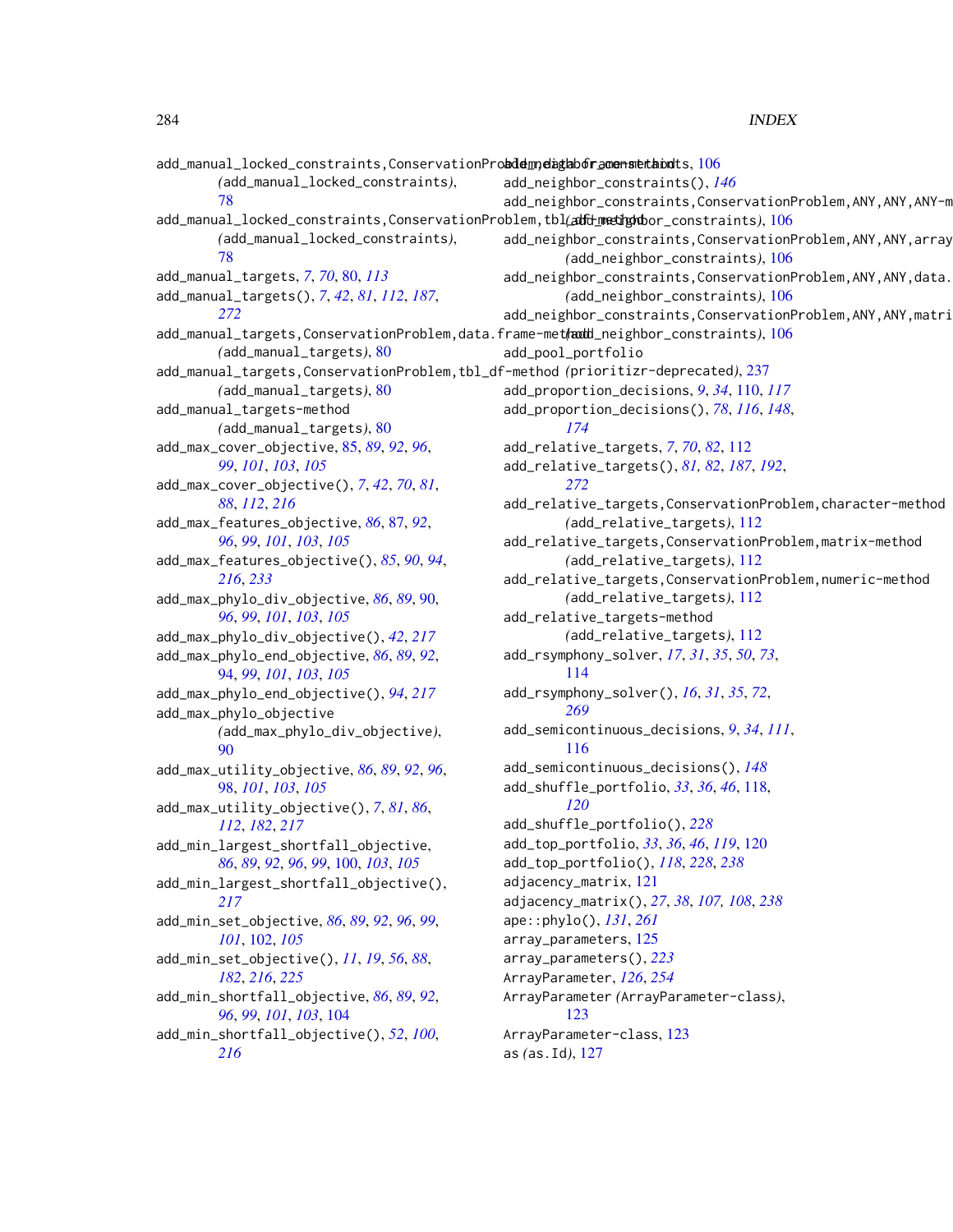add_manual_locked_constraints,ConservationProblem,data.frame-method
(add_manual_locked_constraints), 78
add_manual_locked_constraints,ConservationProblem,tbl_df-method
(add_manual_locked_constraints), 78
add_manual_targets, *7*, *70*, 80, *113*
add_manual_targets(), *7*, *42*, *81*, *112*, *187*, *272*
add_manual_targets,ConservationProblem,data.frame-method
(add_manual_targets), 80
add_manual_targets,ConservationProblem,tbl_df-method
(add_manual_targets), 80
add_manual_targets-method
(add_manual_targets), 80
add_max_cover_objective, 85, *89*, *92*, *96*, *99*, *101*, *103*, *105*
add_max_cover_objective(), *7*, *42*, *70*, *81*, *88*, *112*, *216*
add_max_features_objective, *86*, 87, *92*, *96*, *99*, *101*, *103*, *105*
add_max_features_objective(), *85*, *90*, *94*, *216*, *233*
add_max_phylo_div_objective, *86*, *89*, 90, *96*, *99*, *101*, *103*, *105*
add_max_phylo_div_objective(), *42*, *217*
add_max_phylo_end_objective, *86*, *89*, *92*, 94, *99*, *101*, *103*, *105*
add_max_phylo_end_objective(), *94*, *217*
add_max_phylo_objective
(add_max_phylo_div_objective), 90
add_max_utility_objective, *86*, *89*, *92*, *96*, 98, *101*, *103*, *105*
add_max_utility_objective(), *7*, *81*, *86*, *112*, *182*, *217*
add_min_largest_shortfall_objective, *86*, *89*, *92*, *96*, *99*, 100, *103*, *105*
add_min_largest_shortfall_objective(), *217*
add_min_set_objective, *86*, *89*, *92*, *96*, *99*, *101*, 102, *105*
add_min_set_objective(), *11*, *19*, *56*, *88*, *182*, *216*, *225*
add_min_shortfall_objective, *86*, *89*, *92*, *96*, *99*, *101*, *103*, 104
add_min_shortfall_objective(), *52*, *100*, *216*
add_neighbor_constraints, 106
add_neighbor_constraints(), *146*
add_neighbor_constraints,ConservationProblem,ANY,ANY,ANY-method
(add_neighbor_constraints), 106
add_neighbor_constraints,ConservationProblem,ANY,ANY,array-method
(add_neighbor_constraints), 106
add_neighbor_constraints,ConservationProblem,ANY,ANY,data.frame-method
(add_neighbor_constraints), 106
add_neighbor_constraints,ConservationProblem,ANY,ANY,matrix-method
(add_neighbor_constraints), 106
add_pool_portfolio
(prioritizr-deprecated), 237
add_proportion_decisions, *9*, *34*, 110, *117*
add_proportion_decisions(), *78*, *116*, *148*, *174*
add_relative_targets, *7*, *70*, *82*, 112
add_relative_targets(), *81, 82*, *187*, *192*, *272*
add_relative_targets,ConservationProblem,character-method
(add_relative_targets), 112
add_relative_targets,ConservationProblem,matrix-method
(add_relative_targets), 112
add_relative_targets,ConservationProblem,numeric-method
(add_relative_targets), 112
add_relative_targets-method
(add_relative_targets), 112
add_rsymphony_solver, *17*, *31*, *35*, *50*, *73*, 114
add_rsymphony_solver(), *16*, *31*, *35*, *72*, *269*
add_semicontinuous_decisions, *9*, *34*, *111*, 116
add_semicontinuous_decisions(), *148*
add_shuffle_portfolio, *33*, *36*, *46*, 118, *120*
add_shuffle_portfolio(), *228*
add_top_portfolio, *33*, *36*, *46*, *119*, 120
add_top_portfolio(), *118*, *228*, *238*
adjacency_matrix, 121
adjacency_matrix(), *27*, *38*, *107, 108*, *238*
ape::phylo(), *131*, *261*
array_parameters, 125
array_parameters(), *223*
ArrayParameter, *126*, *254*
ArrayParameter (ArrayParameter-class), 123
ArrayParameter-class, 123
as (as.Id), 127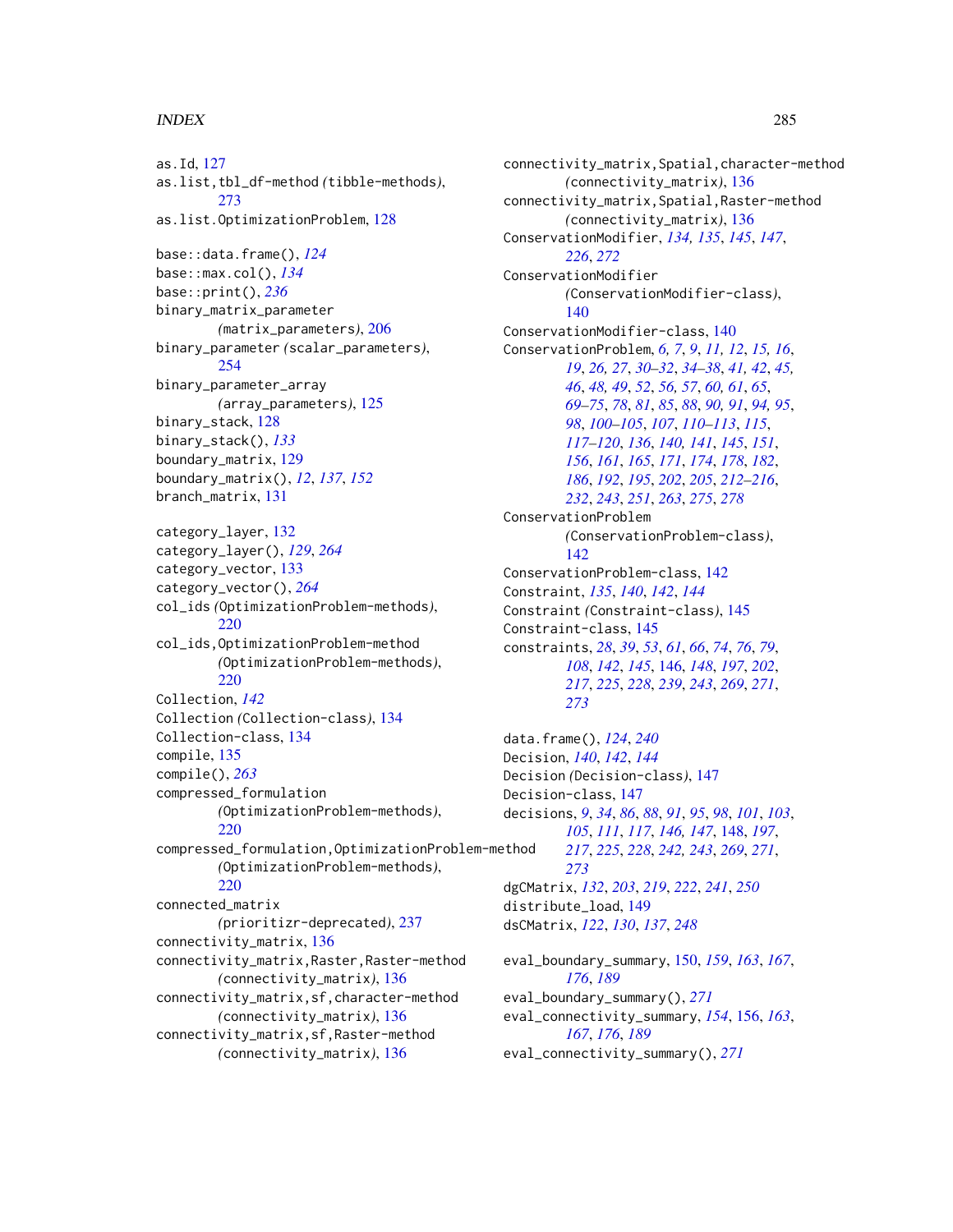as.Id, 127
as.list,tbl_df-method (tibble-methods), 273
as.list.OptimizationProblem, 128

base::data.frame(), *124*
base::max.col(), *134*
base::print(), *236*
binary_matrix_parameter (matrix_parameters), 206
binary_parameter (scalar_parameters), 254
binary_parameter_array (array_parameters), 125
binary_stack, 128
binary_stack(), *133*
boundary_matrix, 129
boundary_matrix(), *12*, *137*, *152*
branch_matrix, 131

category_layer, 132
category_layer(), *129*, *264*
category_vector, 133
category_vector(), *264*
col_ids (OptimizationProblem-methods), 220
col_ids,OptimizationProblem-method (OptimizationProblem-methods), 220
Collection, *142*
Collection (Collection-class), 134
Collection-class, 134
compile, 135
compile(), *263*
compressed_formulation (OptimizationProblem-methods), 220
compressed_formulation,OptimizationProblem-method (OptimizationProblem-methods), 220
connected_matrix (prioritizr-deprecated), 237
connectivity_matrix, 136
connectivity_matrix,Raster,Raster-method (connectivity_matrix), 136
connectivity_matrix,sf,character-method (connectivity_matrix), 136
connectivity_matrix,sf,Raster-method (connectivity_matrix), 136
connectivity_matrix,Spatial,character-method (connectivity_matrix), 136
connectivity_matrix,Spatial,Raster-method (connectivity_matrix), 136
ConservationModifier, *134, 135*, *145*, *147*, *226*, *272*
ConservationModifier (ConservationModifier-class), 140
ConservationModifier-class, 140
ConservationProblem, *6, 7*, *9*, *11, 12*, *15, 16*, *19*, *26, 27*, *30–32*, *34–38*, *41, 42*, *45, 46*, *48, 49*, *52*, *56, 57*, *60, 61*, *65*, *69–75*, *78*, *81*, *85*, *88*, *90, 91*, *94, 95*, *98*, *100–105*, *107*, *110–113*, *115*, *117–120*, *136*, *140, 141*, *145*, *151*, *156*, *161*, *165*, *171*, *174*, *178*, *182*, *186*, *192*, *195*, *202*, *205*, *212–216*, *232*, *243*, *251*, *263*, *275*, *278*
ConservationProblem (ConservationProblem-class), 142
ConservationProblem-class, 142
Constraint, *135*, *140*, *142*, *144*
Constraint (Constraint-class), 145
Constraint-class, 145
constraints, *28*, *39*, *53*, *61*, *66*, *74*, *76*, *79*, *108*, *142*, *145*, 146, *148*, *197*, *202*, *217*, *225*, *228*, *239*, *243*, *269*, *271*, *273*

data.frame(), *124*, *240*
Decision, *140*, *142*, *144*
Decision (Decision-class), 147
Decision-class, 147
decisions, *9*, *34*, *86*, *88*, *91*, *95*, *98*, *101*, *103*, *105*, *111*, *117*, *146, 147*, 148, *197*, *217*, *225*, *228*, *242, 243*, *269*, *271*, *273*
dgCMatrix, *132*, *203*, *219*, *222*, *241*, *250*
distribute_load, 149
dsCMatrix, *122*, *130*, *137*, *248*

eval_boundary_summary, 150, *159*, *163*, *167*, *176*, *189*
eval_boundary_summary(), *271*
eval_connectivity_summary, *154*, 156, *163*, *167*, *176*, *189*
eval_connectivity_summary(), *271*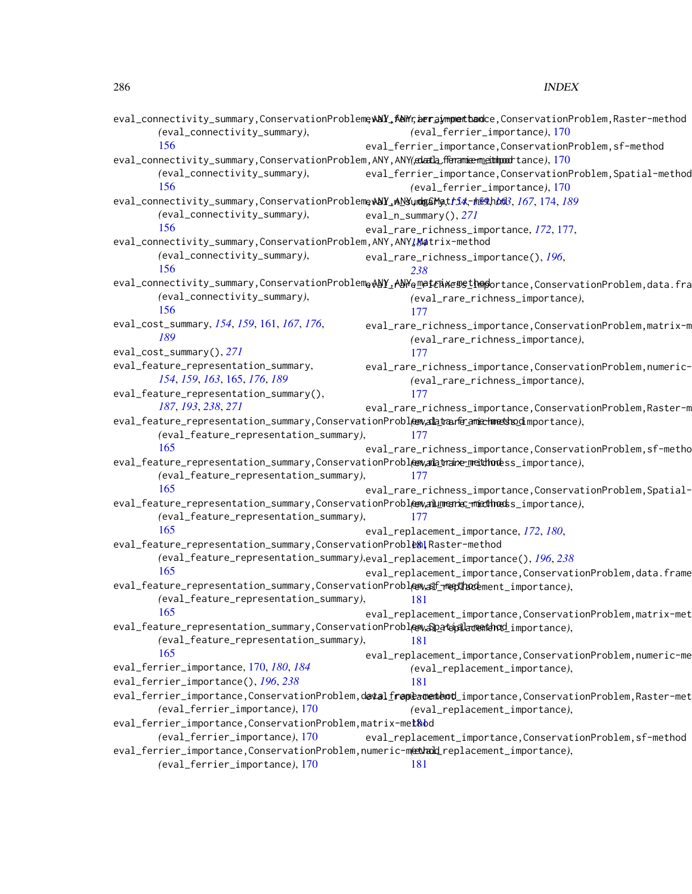eval_connectivity_summary,ConservationProblem,ANY,ANY,array-method
(eval_connectivity_summary), 156
eval_connectivity_summary,ConservationProblem,ANY,ANY,data.frame-method
(eval_connectivity_summary), 156
eval_connectivity_summary,ConservationProblem,ANY,ANY,dgCMatrix-method
(eval_connectivity_summary), 156
eval_connectivity_summary,ConservationProblem,ANY,ANY,Matrix-method
(eval_connectivity_summary), 156
eval_connectivity_summary,ConservationProblem,ANY,ANY,matrix-method
(eval_connectivity_summary), 156
eval_cost_summary, *154*, *159*, 161, *167*, *176*, *189*
eval_cost_summary(), *271*
eval_feature_representation_summary, *154*, *159*, *163*, 165, *176*, *189*
eval_feature_representation_summary(), *187*, *193*, *238*, *271*
eval_feature_representation_summary,ConservationProblem,data.frame-method
(eval_feature_representation_summary), 165
eval_feature_representation_summary,ConservationProblem,matrix-method
(eval_feature_representation_summary), 165
eval_feature_representation_summary,ConservationProblem,numeric-method
(eval_feature_representation_summary), 165
eval_feature_representation_summary,ConservationProblem,Raster-method
(eval_feature_representation_summary), 165
eval_feature_representation_summary,ConservationProblem,sf-method
(eval_feature_representation_summary), 165
eval_feature_representation_summary,ConservationProblem,Spatial-method
(eval_feature_representation_summary), 165
eval_ferrier_importance, 170, *180*, *184*
eval_ferrier_importance(), *196*, *238*
eval_ferrier_importance,ConservationProblem,data.frame-method
(eval_ferrier_importance), 170
eval_ferrier_importance,ConservationProblem,matrix-method
(eval_ferrier_importance), 170
eval_ferrier_importance,ConservationProblem,numeric-method
(eval_ferrier_importance), 170
eval_ferrier_importance,ConservationProblem,Raster-method
(eval_ferrier_importance), 170
eval_ferrier_importance,ConservationProblem,sf-method
(eval_ferrier_importance), 170
eval_ferrier_importance,ConservationProblem,Spatial-method
(eval_ferrier_importance), 170
eval_n_summary, *154*, *159*, *163*, *167*, 174, *189*
eval_n_summary(), *271*
eval_rare_richness_importance, *172*, 177, *184*
eval_rare_richness_importance(), *196*, *238*
eval_rare_richness_importance,ConservationProblem,data.frame-method
(eval_rare_richness_importance), 177
eval_rare_richness_importance,ConservationProblem,matrix-method
(eval_rare_richness_importance), 177
eval_rare_richness_importance,ConservationProblem,numeric-method
(eval_rare_richness_importance), 177
eval_rare_richness_importance,ConservationProblem,Raster-method
(eval_rare_richness_importance), 177
eval_rare_richness_importance,ConservationProblem,sf-method
(eval_rare_richness_importance), 177
eval_rare_richness_importance,ConservationProblem,Spatial-method
(eval_rare_richness_importance), 177
eval_replacement_importance, *172*, *180*, 181
eval_replacement_importance(), *196*, *238*
eval_replacement_importance,ConservationProblem,data.frame-method
(eval_replacement_importance), 181
eval_replacement_importance,ConservationProblem,matrix-method
(eval_replacement_importance), 181
eval_replacement_importance,ConservationProblem,numeric-method
(eval_replacement_importance), 181
eval_replacement_importance,ConservationProblem,Raster-method
(eval_replacement_importance), 181
eval_replacement_importance,ConservationProblem,sf-method
(eval_replacement_importance), 181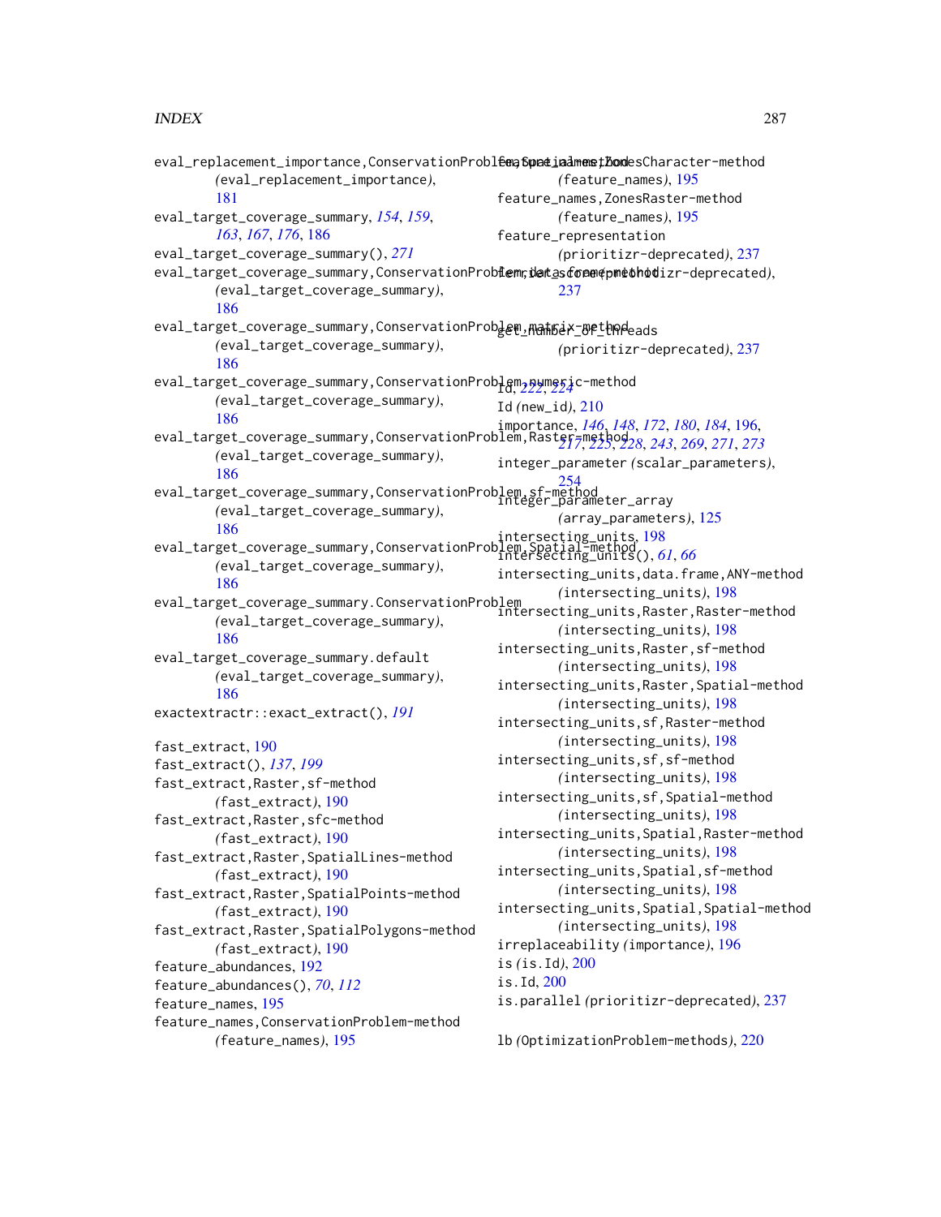eval_replacement_importance,ConservationProblem,SpatialPolygons-method
(eval_replacement_importance), 181
eval_target_coverage_summary, *154*, *159*, *163*, *167*, *176*, 186
eval_target_coverage_summary(), *271*
eval_target_coverage_summary,ConservationProblem,data.frame-method
(eval_target_coverage_summary), 186
eval_target_coverage_summary,ConservationProblem,matrix-method
(eval_target_coverage_summary), 186
eval_target_coverage_summary,ConservationProblem,numeric-method
(eval_target_coverage_summary), 186
eval_target_coverage_summary,ConservationProblem,Raster-method
(eval_target_coverage_summary), 186
eval_target_coverage_summary,ConservationProblem,sf-method
(eval_target_coverage_summary), 186
eval_target_coverage_summary,ConservationProblem,Spatial-method
(eval_target_coverage_summary), 186
eval_target_coverage_summary.ConservationProblem
(eval_target_coverage_summary), 186
eval_target_coverage_summary.default
(eval_target_coverage_summary), 186
exactextractr::exact_extract(), *191*

fast_extract, 190
fast_extract(), *137*, *199*
fast_extract,Raster,sf-method (fast_extract), 190
fast_extract,Raster,sfc-method (fast_extract), 190
fast_extract,Raster,SpatialLines-method (fast_extract), 190
fast_extract,Raster,SpatialPoints-method (fast_extract), 190
fast_extract,Raster,SpatialPolygons-method (fast_extract), 190
feature_abundances, 192
feature_abundances(), *70*, *112*
feature_names, 195
feature_names,ConservationProblem-method (feature_names), 195
feature_names,ZonesCharacter-method (feature_names), 195
feature_names,ZonesRaster-method (feature_names), 195
feature_representation (prioritizr-deprecated), 237
ferrier_score (prioritizr-deprecated), 237

get_number_of_threads (prioritizr-deprecated), 237

Id, *222*, *224*
Id (new_id), 210
importance, *146*, *148*, *172*, *180*, *184*, 196, *217*, *225*, *228*, *243*, *269*, *271*, *273*
integer_parameter (scalar_parameters), 254
integer_parameter_array (array_parameters), 125
intersecting_units, 198
intersecting_units(), *61*, *66*
intersecting_units,data.frame,ANY-method (intersecting_units), 198
intersecting_units,Raster,Raster-method (intersecting_units), 198
intersecting_units,Raster,sf-method (intersecting_units), 198
intersecting_units,Raster,Spatial-method (intersecting_units), 198
intersecting_units,sf,Raster-method (intersecting_units), 198
intersecting_units,sf,sf-method (intersecting_units), 198
intersecting_units,sf,Spatial-method (intersecting_units), 198
intersecting_units,Spatial,Raster-method (intersecting_units), 198
intersecting_units,Spatial,sf-method (intersecting_units), 198
intersecting_units,Spatial,Spatial-method (intersecting_units), 198
irreplaceability (importance), 196
is (is.Id), 200
is.Id, 200
is.parallel (prioritizr-deprecated), 237

lb (OptimizationProblem-methods), 220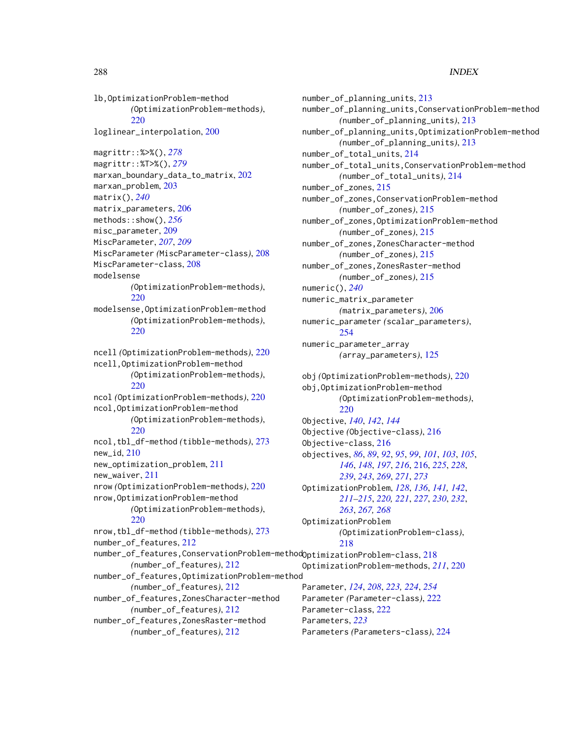lb,OptimizationProblem-method
 (OptimizationProblem-methods), 220
loglinear_interpolation, 200

magrittr::%>%(), *278*
magrittr::%T>%(), *279*
marxan_boundary_data_to_matrix, 202
marxan_problem, 203
matrix(), *240*
matrix_parameters, 206
methods::show(), *256*
misc_parameter, 209
MiscParameter, *207*, *209*
MiscParameter (MiscParameter-class), 208
MiscParameter-class, 208
modelsense
 (OptimizationProblem-methods), 220
modelsense,OptimizationProblem-method
 (OptimizationProblem-methods), 220

ncell (OptimizationProblem-methods), 220
ncell,OptimizationProblem-method
 (OptimizationProblem-methods), 220
ncol (OptimizationProblem-methods), 220
ncol,OptimizationProblem-method
 (OptimizationProblem-methods), 220
ncol,tbl_df-method (tibble-methods), 273
new_id, 210
new_optimization_problem, 211
new_waiver, 211
nrow (OptimizationProblem-methods), 220
nrow,OptimizationProblem-method
 (OptimizationProblem-methods), 220
nrow,tbl_df-method (tibble-methods), 273
number_of_features, 212
number_of_features,ConservationProblem-method
 (number_of_features), 212
number_of_features,OptimizationProblem-method
 (number_of_features), 212
number_of_features,ZonesCharacter-method
 (number_of_features), 212
number_of_features,ZonesRaster-method
 (number_of_features), 212
number_of_planning_units, 213
number_of_planning_units,ConservationProblem-method
 (number_of_planning_units), 213
number_of_planning_units,OptimizationProblem-method
 (number_of_planning_units), 213
number_of_total_units, 214
number_of_total_units,ConservationProblem-method
 (number_of_total_units), 214
number_of_zones, 215
number_of_zones,ConservationProblem-method
 (number_of_zones), 215
number_of_zones,OptimizationProblem-method
 (number_of_zones), 215
number_of_zones,ZonesCharacter-method
 (number_of_zones), 215
number_of_zones,ZonesRaster-method
 (number_of_zones), 215
numeric(), *240*
numeric_matrix_parameter
 (matrix_parameters), 206
numeric_parameter (scalar_parameters), 254
numeric_parameter_array
 (array_parameters), 125

obj (OptimizationProblem-methods), 220
obj,OptimizationProblem-method
 (OptimizationProblem-methods), 220
Objective, *140*, *142*, *144*
Objective (Objective-class), 216
Objective-class, 216
objectives, *86*, *89*, *92*, *95*, *99*, *101*, *103*, *105*, *146*, *148*, *197*, *216*, 216, *225*, *228*, *239*, *243*, *269*, *271*, *273*
OptimizationProblem, *128*, *136*, *141, 142*, *211–215*, *220, 221*, *227*, *230*, *232*, *263*, *267, 268*
OptimizationProblem
 (OptimizationProblem-class), 218
OptimizationProblem-class, 218
OptimizationProblem-methods, *211*, 220

Parameter, *124*, *208*, *223, 224*, *254*
Parameter (Parameter-class), 222
Parameter-class, 222
Parameters, *223*
Parameters (Parameters-class), 224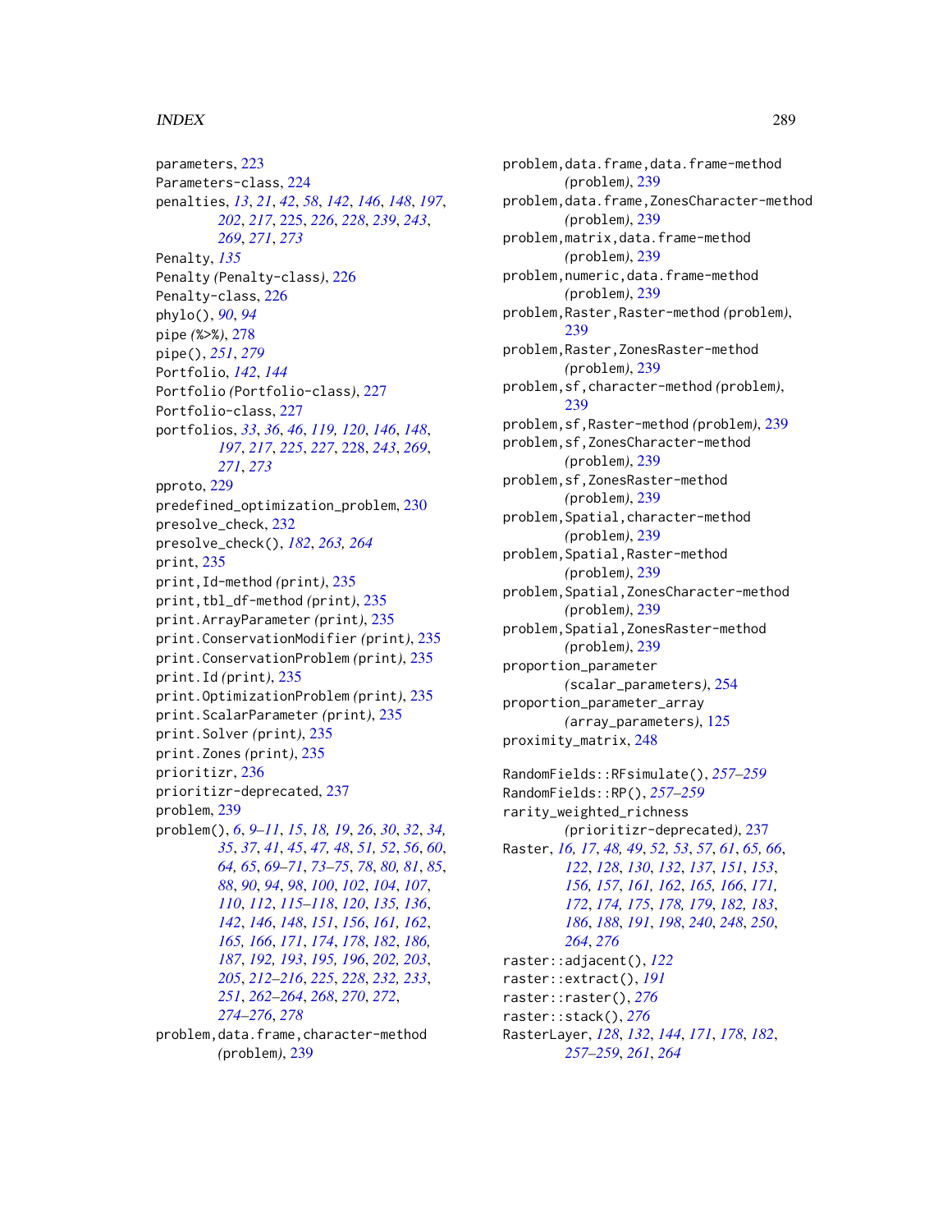parameters, 223
Parameters-class, 224
penalties, *13*, *21*, *42*, *58*, *142*, *146*, *148*, *197*, *202*, *217*, 225, *226*, *228*, *239*, *243*, *269*, *271*, *273*
Penalty, *135*
Penalty *(Penalty-class)*, 226
Penalty-class, 226
phylo(), *90*, *94*
pipe *(%>%)*, 278
pipe(), *251*, *279*
Portfolio, *142*, *144*
Portfolio *(Portfolio-class)*, 227
Portfolio-class, 227
portfolios, *33*, *36*, *46*, *119*, *120*, *146*, *148*, *197*, *217*, *225*, *227*, 228, *243*, *269*, *271*, *273*
pproto, 229
predefined_optimization_problem, 230
presolve_check, 232
presolve_check(), *182*, *263*, *264*
print, 235
print,Id-method *(print)*, 235
print,tbl_df-method *(print)*, 235
print.ArrayParameter *(print)*, 235
print.ConservationModifier *(print)*, 235
print.ConservationProblem *(print)*, 235
print.Id *(print)*, 235
print.OptimizationProblem *(print)*, 235
print.ScalarParameter *(print)*, 235
print.Solver *(print)*, 235
print.Zones *(print)*, 235
prioritizr, 236
prioritizr-deprecated, 237
problem, 239
problem(), *6*, *9–11*, *15*, *18*, *19*, *26*, *30*, *32*, *34*, *35*, *37*, *41*, *45*, *47*, *48*, *51*, *52*, *56*, *60*, *64*, *65*, *69–71*, *73–75*, *78*, *80*, *81*, *85*, *88*, *90*, *94*, *98*, *100*, *102*, *104*, *107*, *110*, *112*, *115–118*, *120*, *135*, *136*, *142*, *146*, *148*, *151*, *156*, *161*, *162*, *165*, *166*, *171*, *174*, *178*, *182*, *186*, *187*, *192*, *193*, *195*, *196*, *202*, *203*, *205*, *212–216*, *225*, *228*, *232*, *233*, *251*, *262–264*, *268*, *270*, *272*, *274–276*, *278*
problem,data.frame,character-method *(problem)*, 239
problem,data.frame,data.frame-method *(problem)*, 239
problem,data.frame,ZonesCharacter-method *(problem)*, 239
problem,matrix,data.frame-method *(problem)*, 239
problem,numeric,data.frame-method *(problem)*, 239
problem,Raster,Raster-method *(problem)*, 239
problem,Raster,ZonesRaster-method *(problem)*, 239
problem,sf,character-method *(problem)*, 239
problem,sf,Raster-method *(problem)*, 239
problem,sf,ZonesCharacter-method *(problem)*, 239
problem,sf,ZonesRaster-method *(problem)*, 239
problem,Spatial,character-method *(problem)*, 239
problem,Spatial,Raster-method *(problem)*, 239
problem,Spatial,ZonesCharacter-method *(problem)*, 239
problem,Spatial,ZonesRaster-method *(problem)*, 239
proportion_parameter *(scalar_parameters)*, 254
proportion_parameter_array *(array_parameters)*, 125
proximity_matrix, 248

RandomFields::RFsimulate(), *257–259*
RandomFields::RP(), *257–259*
rarity_weighted_richness *(prioritizr-deprecated)*, 237
Raster, *16*, *17*, *48*, *49*, *52*, *53*, *57*, *61*, *65*, *66*, *122*, *128*, *130*, *132*, *137*, *151*, *153*, *156*, *157*, *161*, *162*, *165*, *166*, *171*, *172*, *174*, *175*, *178*, *179*, *182*, *183*, *186*, *188*, *191*, *198*, *240*, *248*, *250*, *264*, *276*
raster::adjacent(), *122*
raster::extract(), *191*
raster::raster(), *276*
raster::stack(), *276*
RasterLayer, *128*, *132*, *144*, *171*, *178*, *182*, *257–259*, *261*, *264*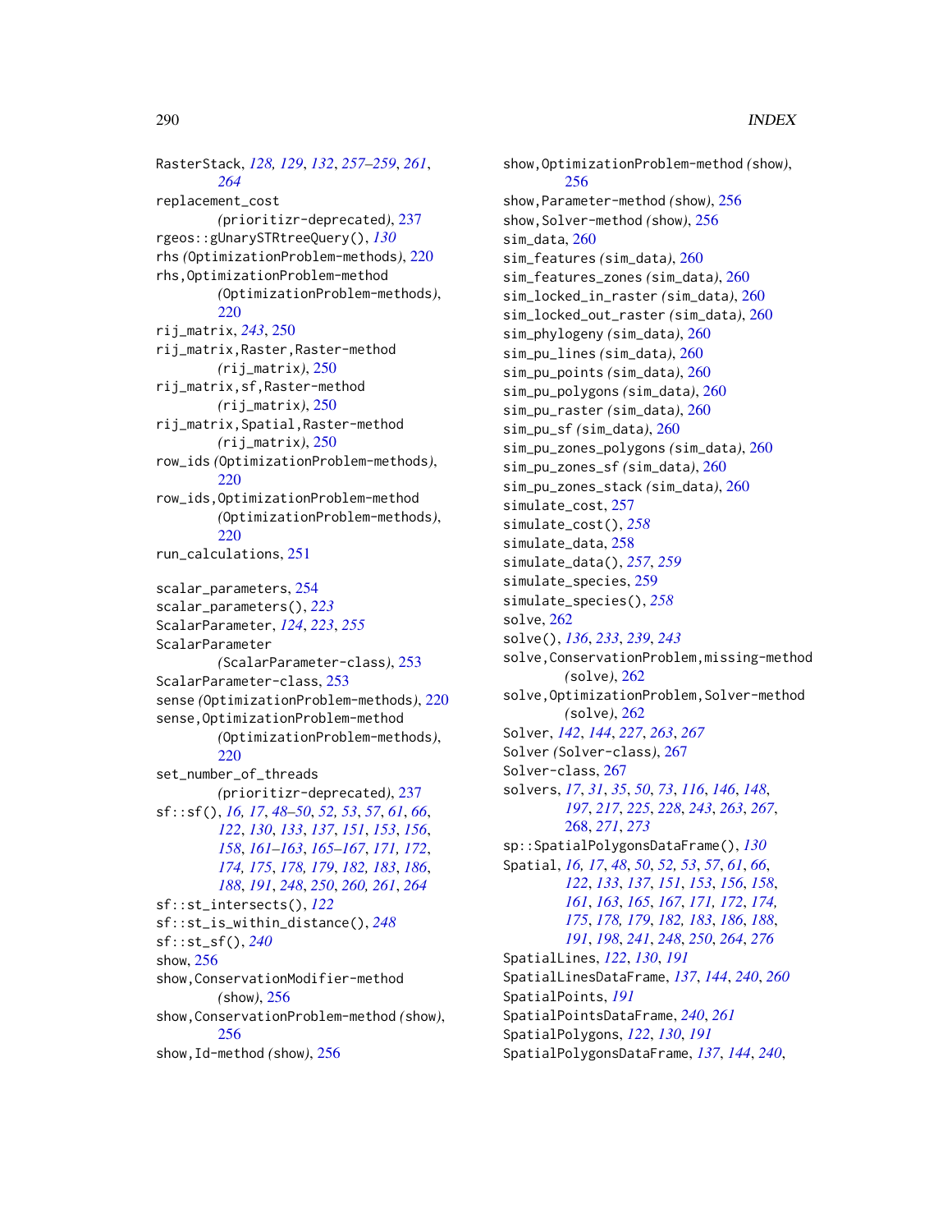RasterStack, *128, 129*, *132*, *257–259*, *261*, *264*
replacement_cost (prioritizr-deprecated), 237
rgeos::gUnarySTRtreeQuery(), *130*
rhs (OptimizationProblem-methods), 220
rhs,OptimizationProblem-method (OptimizationProblem-methods), 220
rij_matrix, *243*, 250
rij_matrix,Raster,Raster-method (rij_matrix), 250
rij_matrix,sf,Raster-method (rij_matrix), 250
rij_matrix,Spatial,Raster-method (rij_matrix), 250
row_ids (OptimizationProblem-methods), 220
row_ids,OptimizationProblem-method (OptimizationProblem-methods), 220
run_calculations, 251

scalar_parameters, 254
scalar_parameters(), *223*
ScalarParameter, *124*, *223*, *255*
ScalarParameter (ScalarParameter-class), 253
ScalarParameter-class, 253
sense (OptimizationProblem-methods), 220
sense,OptimizationProblem-method (OptimizationProblem-methods), 220
set_number_of_threads (prioritizr-deprecated), 237
sf::sf(), *16, 17*, *48–50*, *52, 53*, *57*, *61*, *66*, *122*, *130*, *133*, *137*, *151*, *153*, *156*, *158*, *161–163*, *165–167*, *171, 172*, *174, 175*, *178, 179*, *182, 183*, *186*, *188*, *191*, *248*, *250*, *260, 261*, *264*
sf::st_intersects(), *122*
sf::st_is_within_distance(), *248*
sf::st_sf(), *240*
show, 256
show,ConservationModifier-method (show), 256
show,ConservationProblem-method (show), 256
show,Id-method (show), 256
show,OptimizationProblem-method (show), 256
show,Parameter-method (show), 256
show,Solver-method (show), 256
sim_data, 260
sim_features (sim_data), 260
sim_features_zones (sim_data), 260
sim_locked_in_raster (sim_data), 260
sim_locked_out_raster (sim_data), 260
sim_phylogeny (sim_data), 260
sim_pu_lines (sim_data), 260
sim_pu_points (sim_data), 260
sim_pu_polygons (sim_data), 260
sim_pu_raster (sim_data), 260
sim_pu_sf (sim_data), 260
sim_pu_zones_polygons (sim_data), 260
sim_pu_zones_sf (sim_data), 260
sim_pu_zones_stack (sim_data), 260
simulate_cost, 257
simulate_cost(), *258*
simulate_data, 258
simulate_data(), *257*, *259*
simulate_species, 259
simulate_species(), *258*
solve, 262
solve(), *136*, *233*, *239*, *243*
solve,ConservationProblem,missing-method (solve), 262
solve,OptimizationProblem,Solver-method (solve), 262
Solver, *142*, *144*, *227*, *263*, *267*
Solver (Solver-class), 267
Solver-class, 267
solvers, *17*, *31*, *35*, *50*, *73*, *116*, *146*, *148*, *197*, *217*, *225*, *228*, *243*, *263*, *267*, 268, *271*, *273*
sp::SpatialPolygonsDataFrame(), *130*
Spatial, *16, 17*, *48*, *50*, *52, 53*, *57*, *61*, *66*, *122*, *133*, *137*, *151*, *153*, *156*, *158*, *161*, *163*, *165*, *167*, *171, 172*, *174, 175*, *178, 179*, *182, 183*, *186*, *188*, *191*, *198*, *241*, *248*, *250*, *264*, *276*
SpatialLines, *122*, *130*, *191*
SpatialLinesDataFrame, *137*, *144*, *240*, *260*
SpatialPoints, *191*
SpatialPointsDataFrame, *240*, *261*
SpatialPolygons, *122*, *130*, *191*
SpatialPolygonsDataFrame, *137*, *144*, *240*,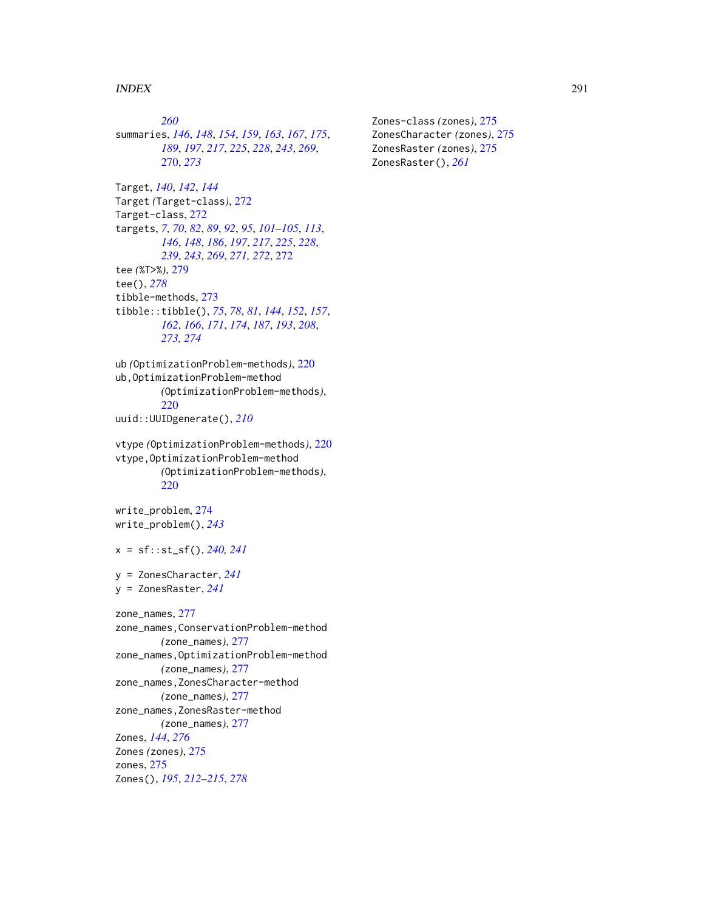260

summaries, *146*, *148*, *154*, *159*, *163*, *167*, *175*, *189*, *197*, *217*, *225*, *228*, *243*, *269*, 270, *273*

Target, *140*, *142*, *144*
Target *(*Target-class*)*, 272
Target-class, 272
targets, *7*, *70*, *82*, *89*, *92*, *95*, *101–105*, *113*, *146*, *148*, *186*, *197*, *217*, *225*, *228*, *239*, *243*, *269*, *271, 272*, 272
tee *(*%T>%*)*, 279
tee(), *278*
tibble-methods, 273
tibble::tibble(), *75*, *78*, *81*, *144*, *152*, *157*, *162*, *166*, *171*, *174*, *187*, *193*, *208*, *273, 274*

ub *(*OptimizationProblem-methods*)*, 220
ub,OptimizationProblem-method *(*OptimizationProblem-methods*)*, 220
uuid::UUIDgenerate(), *210*

vtype *(*OptimizationProblem-methods*)*, 220
vtype,OptimizationProblem-method *(*OptimizationProblem-methods*)*, 220

write_problem, 274
write_problem(), *243*

x = sf::st_sf(), *240, 241*

y = ZonesCharacter, *241*
y = ZonesRaster, *241*

zone_names, 277
zone_names,ConservationProblem-method *(*zone_names*)*, 277
zone_names,OptimizationProblem-method *(*zone_names*)*, 277
zone_names,ZonesCharacter-method *(*zone_names*)*, 277
zone_names,ZonesRaster-method *(*zone_names*)*, 277
Zones, *144*, *276*
Zones *(*zones*)*, 275
zones, 275
Zones(), *195*, *212–215*, *278*
Zones-class *(*zones*)*, 275
ZonesCharacter *(*zones*)*, 275
ZonesRaster *(*zones*)*, 275
ZonesRaster(), *261*